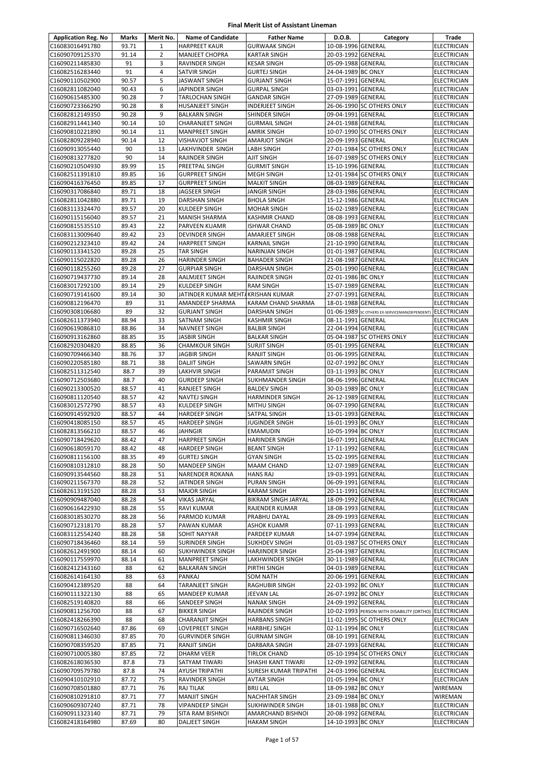# Final Merit List of Assistant Lineman

| Application Reg. No | Marks | Merit No. | Name of Candidate | Father Name | D.O.B. | Category | Trade |
|---|---|---|---|---|---|---|---|
| C16083016491780 | 93.71 | 1 | HARPREET KAUR | GURWAAK SINGH | 10-08-1996 | GENERAL | ELECTRICIAN |
| C16090709125370 | 91.14 | 2 | MANJEET CHOPRA | KARTAR SINGH | 20-03-1992 | GENERAL | ELECTRICIAN |
| C16090211485830 | 91 | 3 | RAVINDER SINGH | KESAR SINGH | 05-09-1988 | GENERAL | ELECTRICIAN |
| C16082516283440 | 91 | 4 | SATVIR SINGH | GURTEJ SINGH | 24-04-1989 | BC ONLY | ELECTRICIAN |
| C16090110502900 | 90.57 | 5 | JASWANT SINGH | GURJANT SINGH | 15-07-1991 | GENERAL | ELECTRICIAN |
| C16082811082040 | 90.43 | 6 | JAPINDER SINGH | GURPAL SINGH | 03-03-1991 | GENERAL | ELECTRICIAN |
| C16090615485300 | 90.28 | 7 | TARLOCHAN SINGH | GANDAR SINGH | 27-09-1989 | GENERAL | ELECTRICIAN |
| C16090723366290 | 90.28 | 8 | HUSANJEET SINGH | INDERJEET SINGH | 26-06-1990 | SC OTHERS ONLY | ELECTRICIAN |
| C16082812149350 | 90.28 | 9 | BALKARN SINGH | SHINDER SINGH | 09-04-1991 | GENERAL | ELECTRICIAN |
| C16082911441340 | 90.14 | 10 | CHARANJEET SINGH | GURMAIL SINGH | 24-01-1988 | GENERAL | ELECTRICIAN |
| C16090810221890 | 90.14 | 11 | MANPREET SINGH | AMRIK SINGH | 10-07-1990 | SC OTHERS ONLY | ELECTRICIAN |
| C16082809228940 | 90.14 | 12 | VISHAVJOT SINGH | AMARJOT SINGH | 20-09-1993 | GENERAL | ELECTRICIAN |
| C16090913055440 | 90 | 13 | LAKHVINDER SINGH | LABH SINGH | 27-01-1984 | SC OTHERS ONLY | ELECTRICIAN |
| C16090813277820 | 90 | 14 | RAJINDER SINGH | AJIT SINGH | 16-07-1989 | SC OTHERS ONLY | ELECTRICIAN |
| C16090210504930 | 89.99 | 15 | PREETPAL SINGH | GURMIT SINGH | 15-10-1996 | GENERAL | ELECTRICIAN |
| C16082511391810 | 89.85 | 16 | GURPREET SINGH | MEGH SINGH | 12-01-1984 | SC OTHERS ONLY | ELECTRICIAN |
| C16090416376450 | 89.85 | 17 | GURPREET SINGH | MALKIT SINGH | 08-03-1989 | GENERAL | ELECTRICIAN |
| C16090317086840 | 89.71 | 18 | JAGSEER SINGH | JANGIR SINGH | 28-03-1986 | GENERAL | ELECTRICIAN |
| C16082811042880 | 89.71 | 19 | DARSHAN SINGH | BHOLA SINGH | 15-12-1986 | GENERAL | ELECTRICIAN |
| C16083113324470 | 89.57 | 20 | KULDEEP SINGH | MOHAR SINGH | 16-02-1989 | GENERAL | ELECTRICIAN |
| C16090115156040 | 89.57 | 21 | MANISH SHARMA | KASHMIR CHAND | 08-08-1993 | GENERAL | ELECTRICIAN |
| C16090815535510 | 89.43 | 22 | PARVEEN KUAMR | ISHWAR CHAND | 05-08-1989 | BC ONLY | ELECTRICIAN |
| C16083113009640 | 89.42 | 23 | DEVINDER SINGH | AMARJEET SINGH | 08-08-1988 | GENERAL | ELECTRICIAN |
| C16090212323410 | 89.42 | 24 | HARPREET SINGH | KARNAIL SINGH | 21-10-1990 | GENERAL | ELECTRICIAN |
| C16090113341520 | 89.28 | 25 | TAR SINGH | NARINJAN SINGH | 01-01-1987 | GENERAL | ELECTRICIAN |
| C16090115022820 | 89.28 | 26 | HARINDER SINGH | BAHADER SINGH | 21-08-1987 | GENERAL | ELECTRICIAN |
| C16090118255260 | 89.28 | 27 | GURPIAR SINGH | DARSHAN SINGH | 25-01-1990 | GENERAL | ELECTRICIAN |
| C16090719437730 | 89.14 | 28 | AALMJEET SINGH | RAJINDER SINGH | 02-01-1986 | BC ONLY | ELECTRICIAN |
| C16083017292100 | 89.14 | 29 | KULDEEP SINGH | RAM SINGH | 15-07-1989 | GENERAL | ELECTRICIAN |
| C16090719141600 | 89.14 | 30 | JATINDER KUMAR MEHTA | KRISHAN KUMAR | 27-07-1991 | GENERAL | ELECTRICIAN |
| C16090812196470 | 89 | 31 | AMANDEEP SHARMA | KARAM CHAND SHARMA | 18-01-1988 | GENERAL | ELECTRICIAN |
| C16090308106680 | 89 | 32 | GURJANT SINGH | DARSHAN SINGH | 01-06-1989 | SC OTHERS EX-SERVICEMAN(DEPENDENT) | ELECTRICIAN |
| C16082611373940 | 88.94 | 33 | SATNAM SINGH | KASHMIR SINGH | 08-11-1991 | GENERAL | ELECTRICIAN |
| C16090619086810 | 88.86 | 34 | NAVNEET SINGH | BALBIR SINGH | 22-04-1994 | GENERAL | ELECTRICIAN |
| C16090913162860 | 88.85 | 35 | JASBIR SINGH | BALKAR SINGH | 05-04-1987 | SC OTHERS ONLY | ELECTRICIAN |
| C16082920304820 | 88.85 | 36 | CHAMKOUR SINGH | SURJIT SINGH | 05-01-1995 | GENERAL | ELECTRICIAN |
| C16090709466340 | 88.76 | 37 | JAGBIR SINGH | RANJIT SINGH | 01-06-1995 | GENERAL | ELECTRICIAN |
| C16090220585180 | 88.71 | 38 | DALJIT SINGH | SAWARN SINGH | 02-07-1992 | BC ONLY | ELECTRICIAN |
| C16082511312540 | 88.7 | 39 | LAKHVIR SINGH | PARAMJIT SINGH | 03-11-1993 | BC ONLY | ELECTRICIAN |
| C16090712503680 | 88.7 | 40 | GURDEEP SINGH | SUKHMANDER SINGH | 08-06-1996 | GENERAL | ELECTRICIAN |
| C16090213300520 | 88.57 | 41 | RANJEET SINGH | BALDEV SINGH | 30-03-1989 | BC ONLY | ELECTRICIAN |
| C16090811120540 | 88.57 | 42 | NAVTEJ SINGH | HARMINDER SINGH | 26-12-1989 | GENERAL | ELECTRICIAN |
| C16083012572790 | 88.57 | 43 | KULDEEP SINGH | MITHU SINGH | 06-07-1990 | GENERAL | ELECTRICIAN |
| C16090914592920 | 88.57 | 44 | HARDEEP SINGH | SATPAL SINGH | 13-01-1993 | GENERAL | ELECTRICIAN |
| C16090418085150 | 88.57 | 45 | HARDEEP SINGH | JUGINDER SINGH | 16-01-1993 | BC ONLY | ELECTRICIAN |
| C16082813566210 | 88.57 | 46 | JAHNGIR | EMAMUDIN | 10-05-1994 | BC ONLY | ELECTRICIAN |
| C16090718429620 | 88.42 | 47 | HARPREET SINGH | HARINDER SINGH | 16-07-1991 | GENERAL | ELECTRICIAN |
| C16090618059170 | 88.42 | 48 | HARDEEP SINGH | BEANT SINGH | 17-11-1992 | GENERAL | ELECTRICIAN |
| C16090811156100 | 88.35 | 49 | GURTEJ SINGH | GYAN SINGH | 15-02-1995 | GENERAL | ELECTRICIAN |
| C16090810312810 | 88.28 | 50 | MANDEEP SINGH | MAAM CHAND | 12-07-1989 | GENERAL | ELECTRICIAN |
| C16090913544560 | 88.28 | 51 | NARENDER ROKANA | HANS RAJ | 19-03-1991 | GENERAL | ELECTRICIAN |
| C16090211567370 | 88.28 | 52 | JATINDER SINGH | PURAN SINGH | 06-09-1991 | GENERAL | ELECTRICIAN |
| C16082613191520 | 88.28 | 53 | MAJOR SINGH | KARAM SINGH | 20-11-1991 | GENERAL | ELECTRICIAN |
| C16090909487040 | 88.28 | 54 | VIKAS JARYAL | BIKRAM SINGH JARYAL | 18-09-1992 | GENERAL | ELECTRICIAN |
| C16090616422930 | 88.28 | 55 | RAVI KUMAR | RAJENDER KUMAR | 18-08-1993 | GENERAL | ELECTRICIAN |
| C16083018530270 | 88.28 | 56 | PARMOD KUMAR | PRABHU DAYAL | 28-09-1993 | GENERAL | ELECTRICIAN |
| C16090712318170 | 88.28 | 57 | PAWAN KUMAR | ASHOK KUAMR | 07-11-1993 | GENERAL | ELECTRICIAN |
| C16083112554240 | 88.28 | 58 | SOHIT NAYYAR | PARDEEP KUMAR | 14-07-1994 | GENERAL | ELECTRICIAN |
| C16090718436460 | 88.14 | 59 | SURINDER SINGH | SUKHDEV SINGH | 01-03-1987 | SC OTHERS ONLY | ELECTRICIAN |
| C16082612491900 | 88.14 | 60 | SUKHWINDER SINGH | HARJINDER SINGH | 25-04-1987 | GENERAL | ELECTRICIAN |
| C16090117559970 | 88.14 | 61 | MANPREET SINGH | LAKHWINDER SINGH | 30-11-1989 | GENERAL | ELECTRICIAN |
| C16082412343160 | 88 | 62 | BALKARAN SINGH | PIRTHI SINGH | 04-03-1989 | GENERAL | ELECTRICIAN |
| C16082614164130 | 88 | 63 | PANKAJ | SOM NATH | 20-06-1991 | GENERAL | ELECTRICIAN |
| C16090412389520 | 88 | 64 | TARANJEET SINGH | RAGHUBIR SINGH | 22-03-1992 | BC ONLY | ELECTRICIAN |
| C16090111322130 | 88 | 65 | MANDEEP KUMAR | JEEVAN LAL | 26-07-1992 | BC ONLY | ELECTRICIAN |
| C16082519140820 | 88 | 66 | SANDEEP SINGH | NANAK SINGH | 24-09-1992 | GENERAL | ELECTRICIAN |
| C16090811256700 | 88 | 67 | BIKKER SINGH | RAJINDER SINGH | 10-02-1993 | PERSON WITH DISABILITY (ORTHO) | ELECTRICIAN |
| C16082418266390 | 88 | 68 | CHARANJIT SINGH | HARBANS SINGH | 11-02-1995 | SC OTHERS ONLY | ELECTRICIAN |
| C16090716502640 | 87.86 | 69 | LOVEPREET SINGH | HARBHEJ SINGH | 02-11-1994 | BC ONLY | ELECTRICIAN |
| C16090811346030 | 87.85 | 70 | GURVINDER SINGH | GURNAM SINGH | 08-10-1991 | GENERAL | ELECTRICIAN |
| C16090708359520 | 87.85 | 71 | RANJIT SINGH | DARBARA SINGH | 28-07-1993 | GENERAL | ELECTRICIAN |
| C16090710005380 | 87.85 | 72 | DHARM VEER | TIRLOK CHAND | 05-10-1994 | SC OTHERS ONLY | ELECTRICIAN |
| C16082618036530 | 87.8 | 73 | SATYAM TIWARI | SHASHI KANT TIWARI | 12-09-1992 | GENERAL | ELECTRICIAN |
| C16090709579780 | 87.8 | 74 | AYUSH TRIPATHI | SURESH KUMAR TRIPATHI | 24-03-1996 | GENERAL | ELECTRICIAN |
| C16090410102910 | 87.72 | 75 | RAVINDER SINGH | AVTAR SINGH | 01-05-1994 | BC ONLY | ELECTRICIAN |
| C16090708501880 | 87.71 | 76 | RAJ TILAK | BRIJ LAL | 18-09-1982 | BC ONLY | WIREMAN |
| C16090810291810 | 87.71 | 77 | MANJIT SINGH | NACHHTAR SINGH | 23-09-1984 | BC ONLY | WIREMAN |
| C16090609307240 | 87.71 | 78 | VIPANDEEP SINGH | SUKHWINDER SINGH | 18-01-1988 | BC ONLY | ELECTRICIAN |
| C16090911323140 | 87.71 | 79 | SITA RAM BISHNOI | AMARCHAND BISHNOI | 20-08-1992 | GENERAL | ELECTRICIAN |
| C16082418164980 | 87.69 | 80 | DALJEET SINGH | HAKAM SINGH | 14-10-1993 | BC ONLY | ELECTRICIAN |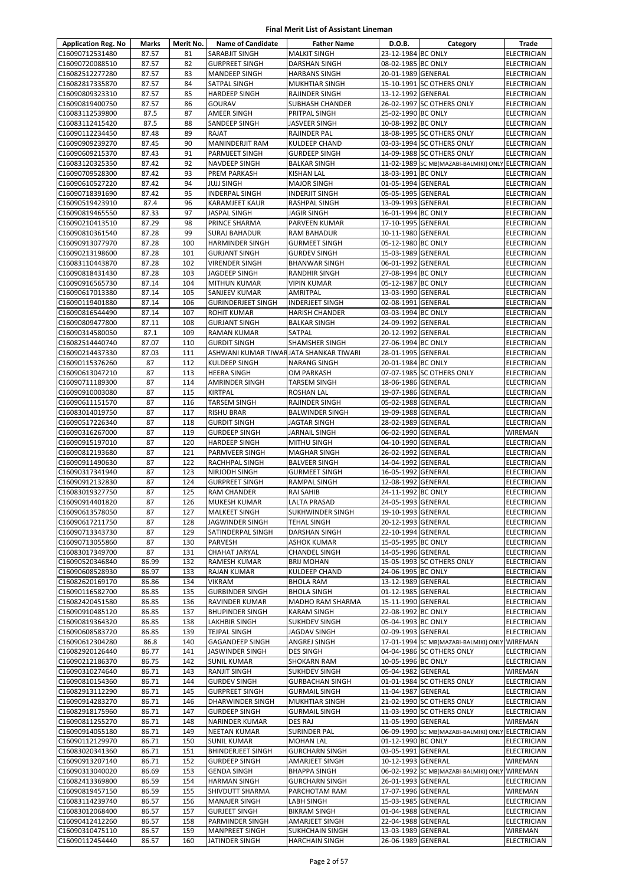# Final Merit List of Assistant Lineman

| Application Reg. No | Marks | Merit No. | Name of Candidate | Father Name | D.O.B. | Category | Trade |
|---|---|---|---|---|---|---|---|
| C16090712531480 | 87.57 | 81 | SARABJIT SINGH | MALKIT SINGH | 23-12-1984 | BC ONLY | ELECTRICIAN |
| C16090720088510 | 87.57 | 82 | GURPREET SINGH | DARSHAN SINGH | 08-02-1985 | BC ONLY | ELECTRICIAN |
| C16082512277280 | 87.57 | 83 | MANDEEP SINGH | HARBANS SINGH | 20-01-1989 | GENERAL | ELECTRICIAN |
| C16082817335870 | 87.57 | 84 | SATPAL SINGH | MUKHTIAR SINGH | 15-10-1991 | SC OTHERS ONLY | ELECTRICIAN |
| C16090809323310 | 87.57 | 85 | HARDEEP SINGH | RAJINDER SINGH | 13-12-1992 | GENERAL | ELECTRICIAN |
| C16090819400750 | 87.57 | 86 | GOURAV | SUBHASH CHANDER | 26-02-1997 | SC OTHERS ONLY | ELECTRICIAN |
| C16083112539800 | 87.5 | 87 | AMEER SINGH | PRITPAL SINGH | 25-02-1990 | BC ONLY | ELECTRICIAN |
| C16083112415420 | 87.5 | 88 | SANDEEP SINGH | JASVEER SINGH | 10-08-1992 | BC ONLY | ELECTRICIAN |
| C16090112234450 | 87.48 | 89 | RAJAT | RAJINDER PAL | 18-08-1995 | SC OTHERS ONLY | ELECTRICIAN |
| C16090909239270 | 87.45 | 90 | MANINDERJIT RAM | KULDEEP CHAND | 03-03-1994 | SC OTHERS ONLY | ELECTRICIAN |
| C16090609215370 | 87.43 | 91 | PARMJEET SINGH | GURDEEP SINGH | 14-09-1988 | SC OTHERS ONLY | ELECTRICIAN |
| C16083120325350 | 87.42 | 92 | NAVDEEP SINGH | BALKAR SINGH | 11-02-1989 | SC MB(MAZABI-BALMIKI) ONLY | ELECTRICIAN |
| C16090709528300 | 87.42 | 93 | PREM PARKASH | KISHAN LAL | 18-03-1991 | BC ONLY | ELECTRICIAN |
| C16090610527220 | 87.42 | 94 | JUJJ SINGH | MAJOR SINGH | 01-05-1994 | GENERAL | ELECTRICIAN |
| C16090718391690 | 87.42 | 95 | INDERPAL SINGH | INDERJIT SINGH | 05-05-1995 | GENERAL | ELECTRICIAN |
| C16090519423910 | 87.4 | 96 | KARAMJEET KAUR | RASHPAL SINGH | 13-09-1993 | GENERAL | ELECTRICIAN |
| C16090819465550 | 87.33 | 97 | JASPAL SINGH | JAGIR SINGH | 16-01-1994 | BC ONLY | ELECTRICIAN |
| C16090210413510 | 87.29 | 98 | PRINCE SHARMA | PARVEEN KUMAR | 17-10-1995 | GENERAL | ELECTRICIAN |
| C16090810361540 | 87.28 | 99 | SURAJ BAHADUR | RAM BAHADUR | 10-11-1980 | GENERAL | ELECTRICIAN |
| C16090913077970 | 87.28 | 100 | HARMINDER SINGH | GURMEET SINGH | 05-12-1980 | BC ONLY | ELECTRICIAN |
| C16090213198600 | 87.28 | 101 | GURJANT SINGH | GURDEV SINGH | 15-03-1989 | GENERAL | ELECTRICIAN |
| C16083110443870 | 87.28 | 102 | VIRENDER SINGH | BHANWAR SINGH | 06-01-1992 | GENERAL | ELECTRICIAN |
| C16090818431430 | 87.28 | 103 | JAGDEEP SINGH | RANDHIR SINGH | 27-08-1994 | BC ONLY | ELECTRICIAN |
| C16090916565730 | 87.14 | 104 | MITHUN KUMAR | VIPIN KUMAR | 05-12-1987 | BC ONLY | ELECTRICIAN |
| C16090617013380 | 87.14 | 105 | SANJEEV KUMAR | AMRITPAL | 13-03-1990 | GENERAL | ELECTRICIAN |
| C16090119401880 | 87.14 | 106 | GURINDERJEET SINGH | INDERJEET SINGH | 02-08-1991 | GENERAL | ELECTRICIAN |
| C16090816544490 | 87.14 | 107 | ROHIT KUMAR | HARISH CHANDER | 03-03-1994 | BC ONLY | ELECTRICIAN |
| C16090809477800 | 87.11 | 108 | GURJANT SINGH | BALKAR SINGH | 24-09-1992 | GENERAL | ELECTRICIAN |
| C16090314580050 | 87.1 | 109 | RAMAN KUMAR | SATPAL | 20-12-1992 | GENERAL | ELECTRICIAN |
| C16082514440740 | 87.07 | 110 | GURDIT SINGH | SHAMSHER SINGH | 27-06-1994 | BC ONLY | ELECTRICIAN |
| C16090214437330 | 87.03 | 111 | ASHWANI KUMAR TIWARI | JATA SHANKAR TIWARI | 28-01-1995 | GENERAL | ELECTRICIAN |
| C16090115376260 | 87 | 112 | KULDEEP SINGH | NARANG SINGH | 20-01-1984 | BC ONLY | ELECTRICIAN |
| C16090613047210 | 87 | 113 | HEERA SINGH | OM PARKASH | 07-07-1985 | SC OTHERS ONLY | ELECTRICIAN |
| C16090711189300 | 87 | 114 | AMRINDER SINGH | TARSEM SINGH | 18-06-1986 | GENERAL | ELECTRICIAN |
| C16090910003080 | 87 | 115 | KIRTPAL | ROSHAN LAL | 19-07-1986 | GENERAL | ELECTRICIAN |
| C16090611151570 | 87 | 116 | TARSEM SINGH | RAJINDER SINGH | 05-02-1988 | GENERAL | ELECTRICIAN |
| C16083014019750 | 87 | 117 | RISHU BRAR | BALWINDER SINGH | 19-09-1988 | GENERAL | ELECTRICIAN |
| C16090517226340 | 87 | 118 | GURDIT SINGH | JAGTAR SINGH | 28-02-1989 | GENERAL | ELECTRICIAN |
| C16090316267000 | 87 | 119 | GURDEEP SINGH | JARNAIL SINGH | 06-02-1990 | GENERAL | WIREMAN |
| C16090915197010 | 87 | 120 | HARDEEP SINGH | MITHU SINGH | 04-10-1990 | GENERAL | ELECTRICIAN |
| C16090812193680 | 87 | 121 | PARMVEER SINGH | MAGHAR SINGH | 26-02-1992 | GENERAL | ELECTRICIAN |
| C16090911490630 | 87 | 122 | RACHHPAL SINGH | BALVEER SINGH | 14-04-1992 | GENERAL | ELECTRICIAN |
| C16090317341940 | 87 | 123 | NIRJODH SINGH | GURMEET SINGH | 16-05-1992 | GENERAL | ELECTRICIAN |
| C16090912132830 | 87 | 124 | GURPREET SINGH | RAMPAL SINGH | 12-08-1992 | GENERAL | ELECTRICIAN |
| C16083019327750 | 87 | 125 | RAM CHANDER | RAI SAHIB | 24-11-1992 | BC ONLY | ELECTRICIAN |
| C16090914401820 | 87 | 126 | MUKESH KUMAR | LALTA PRASAD | 24-05-1993 | GENERAL | ELECTRICIAN |
| C16090613578050 | 87 | 127 | MALKEET SINGH | SUKHWINDER SINGH | 19-10-1993 | GENERAL | ELECTRICIAN |
| C16090617211750 | 87 | 128 | JAGWINDER SINGH | TEHAL SINGH | 20-12-1993 | GENERAL | ELECTRICIAN |
| C16090713343730 | 87 | 129 | SATINDERPAL SINGH | DARSHAN SINGH | 22-10-1994 | GENERAL | ELECTRICIAN |
| C16090713055860 | 87 | 130 | PARVESH | ASHOK KUMAR | 15-05-1995 | BC ONLY | ELECTRICIAN |
| C16083017349700 | 87 | 131 | CHAHAT JARYAL | CHANDEL SINGH | 14-05-1996 | GENERAL | ELECTRICIAN |
| C16090520346840 | 86.99 | 132 | RAMESH KUMAR | BRIJ MOHAN | 15-05-1993 | SC OTHERS ONLY | ELECTRICIAN |
| C16090608528930 | 86.97 | 133 | RAJAN KUMAR | KULDEEP CHAND | 24-06-1995 | BC ONLY | ELECTRICIAN |
| C16082620169170 | 86.86 | 134 | VIKRAM | BHOLA RAM | 13-12-1989 | GENERAL | ELECTRICIAN |
| C16090116582700 | 86.85 | 135 | GURBINDER SINGH | BHOLA SINGH | 01-12-1985 | GENERAL | ELECTRICIAN |
| C16082420451580 | 86.85 | 136 | RAVINDER KUMAR | MADHO RAM SHARMA | 15-11-1990 | GENERAL | ELECTRICIAN |
| C16090910485120 | 86.85 | 137 | BHUPINDER SINGH | KARAM SINGH | 22-08-1992 | BC ONLY | ELECTRICIAN |
| C16090819364320 | 86.85 | 138 | LAKHBIR SINGH | SUKHDEV SINGH | 05-04-1993 | BC ONLY | ELECTRICIAN |
| C16090608583720 | 86.85 | 139 | TEJPAL SINGH | JAGDAV SINGH | 02-09-1993 | GENERAL | ELECTRICIAN |
| C16090612304280 | 86.8 | 140 | GAGANDEEP SINGH | ANGREJ SINGH | 17-01-1994 | SC MB(MAZABI-BALMIKI) ONLY | WIREMAN |
| C16082920126440 | 86.77 | 141 | JASWINDER SINGH | DES SINGH | 04-04-1986 | SC OTHERS ONLY | ELECTRICIAN |
| C16090212186370 | 86.75 | 142 | SUNIL KUMAR | SHOKARN RAM | 10-05-1996 | BC ONLY | ELECTRICIAN |
| C16090310274640 | 86.71 | 143 | RANJIT SINGH | SUKHDEV SINGH | 05-04-1982 | GENERAL | WIREMAN |
| C16090810154360 | 86.71 | 144 | GURDEV SINGH | GURBACHAN SINGH | 01-01-1984 | SC OTHERS ONLY | ELECTRICIAN |
| C16082913112290 | 86.71 | 145 | GURPREET SINGH | GURMAIL SINGH | 11-04-1987 | GENERAL | ELECTRICIAN |
| C16090914283270 | 86.71 | 146 | DHARWINDER SINGH | MUKHTIAR SINGH | 21-02-1990 | SC OTHERS ONLY | ELECTRICIAN |
| C16082918175960 | 86.71 | 147 | GURDEEP SINGH | GURMAIL SINGH | 11-03-1990 | SC OTHERS ONLY | ELECTRICIAN |
| C16090811255270 | 86.71 | 148 | NARINDER KUMAR | DES RAJ | 11-05-1990 | GENERAL | WIREMAN |
| C16090914055180 | 86.71 | 149 | NEETAN KUMAR | SURINDER PAL | 06-09-1990 | SC MB(MAZABI-BALMIKI) ONLY | ELECTRICIAN |
| C16090112129970 | 86.71 | 150 | SUNIL KUMAR | MOHAN LAL | 01-12-1990 | BC ONLY | ELECTRICIAN |
| C16083020341360 | 86.71 | 151 | BHINDERJEET SINGH | GURCHARN SINGH | 03-05-1991 | GENERAL | ELECTRICIAN |
| C16090913207140 | 86.71 | 152 | GURDEEP SINGH | AMARJEET SINGH | 10-12-1993 | GENERAL | WIREMAN |
| C16090313040020 | 86.69 | 153 | GENDA SINGH | BHAPPA SINGH | 06-02-1992 | SC MB(MAZABI-BALMIKI) ONLY | WIREMAN |
| C16082413369800 | 86.59 | 154 | HARMAN SINGH | GURCHARN SINGH | 26-01-1993 | GENERAL | ELECTRICIAN |
| C16090819457150 | 86.59 | 155 | SHIVDUTT SHARMA | PARCHOTAM RAM | 17-07-1996 | GENERAL | WIREMAN |
| C16083114239740 | 86.57 | 156 | MANAJER SINGH | LABH SINGH | 15-03-1985 | GENERAL | ELECTRICIAN |
| C16083012068400 | 86.57 | 157 | GURJEET SINGH | BIKRAM SINGH | 01-04-1988 | GENERAL | ELECTRICIAN |
| C16090412412260 | 86.57 | 158 | PARMINDER SINGH | AMARJEET SINGH | 22-04-1988 | GENERAL | ELECTRICIAN |
| C16090310475110 | 86.57 | 159 | MANPREET SINGH | SUKHCHAIN SINGH | 13-03-1989 | GENERAL | WIREMAN |
| C16090112454440 | 86.57 | 160 | JATINDER SINGH | HARCHAIN SINGH | 26-06-1989 | GENERAL | ELECTRICIAN |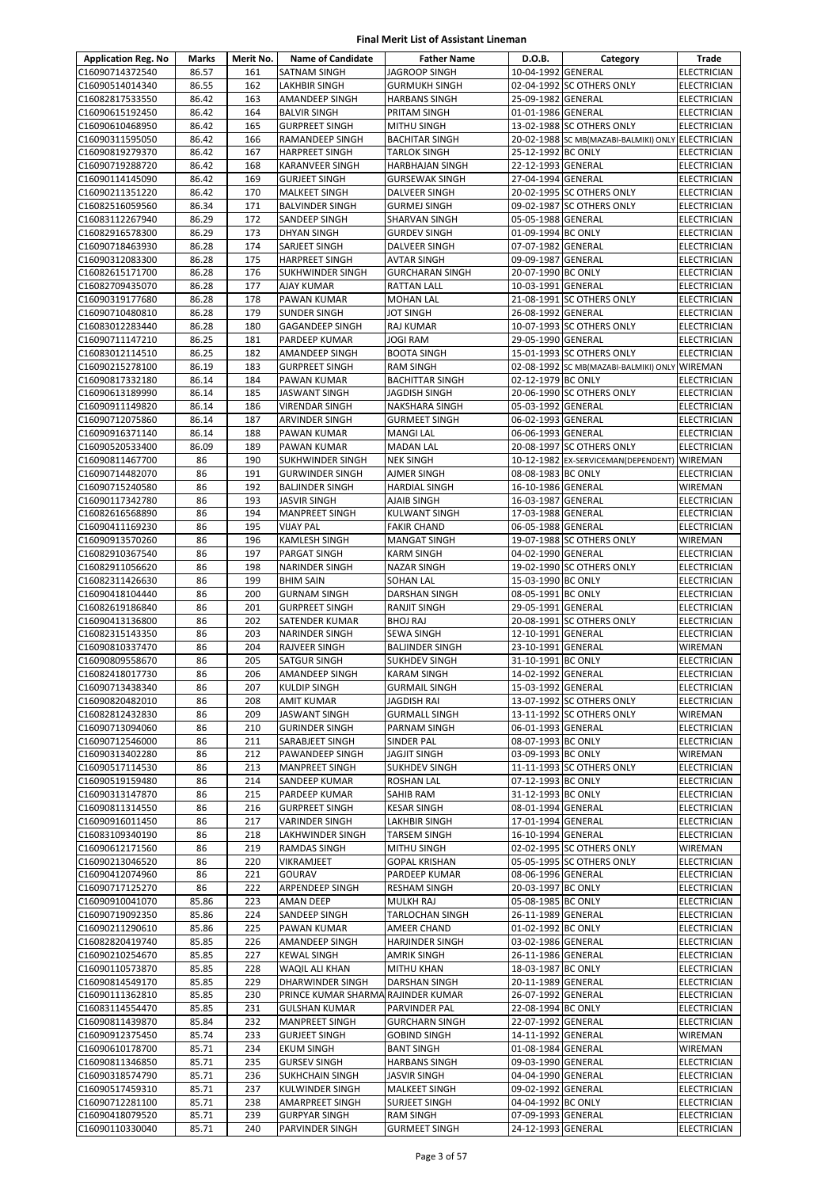# Final Merit List of Assistant Lineman

| Application Reg. No | Marks | Merit No. | Name of Candidate | Father Name | D.O.B. | Category | Trade |
|---|---|---|---|---|---|---|---|
| C16090714372540 | 86.57 | 161 | SATNAM SINGH | JAGROOP SINGH | 10-04-1992 | GENERAL | ELECTRICIAN |
| C16090514014340 | 86.55 | 162 | LAKHBIR SINGH | GURMUKH SINGH | 02-04-1992 | SC OTHERS ONLY | ELECTRICIAN |
| C16082817533550 | 86.42 | 163 | AMANDEEP SINGH | HARBANS SINGH | 25-09-1982 | GENERAL | ELECTRICIAN |
| C16090615192450 | 86.42 | 164 | BALVIR SINGH | PRITAM SINGH | 01-01-1986 | GENERAL | ELECTRICIAN |
| C16090610468950 | 86.42 | 165 | GURPREET SINGH | MITHU SINGH | 13-02-1988 | SC OTHERS ONLY | ELECTRICIAN |
| C16090311595050 | 86.42 | 166 | RAMANDEEP SINGH | BACHITAR SINGH | 20-02-1988 | SC MB(MAZABI-BALMIKI) ONLY | ELECTRICIAN |
| C16090819279370 | 86.42 | 167 | HARPREET SINGH | TARLOK SINGH | 25-12-1992 | BC ONLY | ELECTRICIAN |
| C16090719288720 | 86.42 | 168 | KARANVEER SINGH | HARBHAJAN SINGH | 22-12-1993 | GENERAL | ELECTRICIAN |
| C16090114145090 | 86.42 | 169 | GURJEET SINGH | GURSEWAK SINGH | 27-04-1994 | GENERAL | ELECTRICIAN |
| C16090211351220 | 86.42 | 170 | MALKEET SINGH | DALVEER SINGH | 20-02-1995 | SC OTHERS ONLY | ELECTRICIAN |
| C16082516059560 | 86.34 | 171 | BALVINDER SINGH | GURMEJ SINGH | 09-02-1987 | SC OTHERS ONLY | ELECTRICIAN |
| C16083112267940 | 86.29 | 172 | SANDEEP SINGH | SHARVAN SINGH | 05-05-1988 | GENERAL | ELECTRICIAN |
| C16082916578300 | 86.29 | 173 | DHYAN SINGH | GURDEV SINGH | 01-09-1994 | BC ONLY | ELECTRICIAN |
| C16090718463930 | 86.28 | 174 | SARJEET SINGH | DALVEER SINGH | 07-07-1982 | GENERAL | ELECTRICIAN |
| C16090312083300 | 86.28 | 175 | HARPREET SINGH | AVTAR SINGH | 09-09-1987 | GENERAL | ELECTRICIAN |
| C16082615171700 | 86.28 | 176 | SUKHWINDER SINGH | GURCHARAN SINGH | 20-07-1990 | BC ONLY | ELECTRICIAN |
| C16082709435070 | 86.28 | 177 | AJAY KUMAR | RATTAN LALL | 10-03-1991 | GENERAL | ELECTRICIAN |
| C16090319177680 | 86.28 | 178 | PAWAN KUMAR | MOHAN LAL | 21-08-1991 | SC OTHERS ONLY | ELECTRICIAN |
| C16090710480810 | 86.28 | 179 | SUNDER SINGH | JOT SINGH | 26-08-1992 | GENERAL | ELECTRICIAN |
| C16083012283440 | 86.28 | 180 | GAGANDEEP SINGH | RAJ KUMAR | 10-07-1993 | SC OTHERS ONLY | ELECTRICIAN |
| C16090711147210 | 86.25 | 181 | PARDEEP KUMAR | JOGI RAM | 29-05-1990 | GENERAL | ELECTRICIAN |
| C16083012114510 | 86.25 | 182 | AMANDEEP SINGH | BOOTA SINGH | 15-01-1993 | SC OTHERS ONLY | ELECTRICIAN |
| C16090215278100 | 86.19 | 183 | GURPREET SINGH | RAM SINGH | 02-08-1992 | SC MB(MAZABI-BALMIKI) ONLY | WIREMAN |
| C16090817332180 | 86.14 | 184 | PAWAN KUMAR | BACHITTAR SINGH | 02-12-1979 | BC ONLY | ELECTRICIAN |
| C16090613189990 | 86.14 | 185 | JASWANT SINGH | JAGDISH SINGH | 20-06-1990 | SC OTHERS ONLY | ELECTRICIAN |
| C16090911149820 | 86.14 | 186 | VIRENDAR SINGH | NAKSHARA SINGH | 05-03-1992 | GENERAL | ELECTRICIAN |
| C16090712075860 | 86.14 | 187 | ARVINDER SINGH | GURMEET SINGH | 06-02-1993 | GENERAL | ELECTRICIAN |
| C16090916371140 | 86.14 | 188 | PAWAN KUMAR | MANGI LAL | 06-06-1993 | GENERAL | ELECTRICIAN |
| C16090520533400 | 86.09 | 189 | PAWAN KUMAR | MADAN LAL | 20-08-1997 | SC OTHERS ONLY | ELECTRICIAN |
| C16090811467700 | 86 | 190 | SUKHWINDER SINGH | NEK SINGH | 10-12-1982 | EX-SERVICEMAN(DEPENDENT) | WIREMAN |
| C16090714482070 | 86 | 191 | GURWINDER SINGH | AJMER SINGH | 08-08-1983 | BC ONLY | ELECTRICIAN |
| C16090715240580 | 86 | 192 | BALJINDER SINGH | HARDIAL SINGH | 16-10-1986 | GENERAL | WIREMAN |
| C16090117342780 | 86 | 193 | JASVIR SINGH | AJAIB SINGH | 16-03-1987 | GENERAL | ELECTRICIAN |
| C16082616568890 | 86 | 194 | MANPREET SINGH | KULWANT SINGH | 17-03-1988 | GENERAL | ELECTRICIAN |
| C16090411169230 | 86 | 195 | VIJAY PAL | FAKIR CHAND | 06-05-1988 | GENERAL | ELECTRICIAN |
| C16090913570260 | 86 | 196 | KAMLESH SINGH | MANGAT SINGH | 19-07-1988 | SC OTHERS ONLY | WIREMAN |
| C16082910367540 | 86 | 197 | PARGAT SINGH | KARM SINGH | 04-02-1990 | GENERAL | ELECTRICIAN |
| C16082911056620 | 86 | 198 | NARINDER SINGH | NAZAR SINGH | 19-02-1990 | SC OTHERS ONLY | ELECTRICIAN |
| C16082311426630 | 86 | 199 | BHIM SAIN | SOHAN LAL | 15-03-1990 | BC ONLY | ELECTRICIAN |
| C16090418104440 | 86 | 200 | GURNAM SINGH | DARSHAN SINGH | 08-05-1991 | BC ONLY | ELECTRICIAN |
| C16082619186840 | 86 | 201 | GURPREET SINGH | RANJIT SINGH | 29-05-1991 | GENERAL | ELECTRICIAN |
| C16090413136800 | 86 | 202 | SATENDER KUMAR | BHOJ RAJ | 20-08-1991 | SC OTHERS ONLY | ELECTRICIAN |
| C16082315143350 | 86 | 203 | NARINDER SINGH | SEWA SINGH | 12-10-1991 | GENERAL | ELECTRICIAN |
| C16090810337470 | 86 | 204 | RAJVEER SINGH | BALJINDER SINGH | 23-10-1991 | GENERAL | WIREMAN |
| C16090809558670 | 86 | 205 | SATGUR SINGH | SUKHDEV SINGH | 31-10-1991 | BC ONLY | ELECTRICIAN |
| C16082418017730 | 86 | 206 | AMANDEEP SINGH | KARAM SINGH | 14-02-1992 | GENERAL | ELECTRICIAN |
| C16090713438340 | 86 | 207 | KULDIP SINGH | GURMAIL SINGH | 15-03-1992 | GENERAL | ELECTRICIAN |
| C16090820482010 | 86 | 208 | AMIT KUMAR | JAGDISH RAI | 13-07-1992 | SC OTHERS ONLY | ELECTRICIAN |
| C16082812432830 | 86 | 209 | JASWANT SINGH | GURMALL SINGH | 13-11-1992 | SC OTHERS ONLY | WIREMAN |
| C16090713094060 | 86 | 210 | GURINDER SINGH | PARNAM SINGH | 06-01-1993 | GENERAL | ELECTRICIAN |
| C16090712546000 | 86 | 211 | SARABJEET SINGH | SINDER PAL | 08-07-1993 | BC ONLY | ELECTRICIAN |
| C16090313402280 | 86 | 212 | PAWANDEEP SINGH | JAGJIT SINGH | 03-09-1993 | BC ONLY | WIREMAN |
| C16090517114530 | 86 | 213 | MANPREET SINGH | SUKHDEV SINGH | 11-11-1993 | SC OTHERS ONLY | ELECTRICIAN |
| C16090519159480 | 86 | 214 | SANDEEP KUMAR | ROSHAN LAL | 07-12-1993 | BC ONLY | ELECTRICIAN |
| C16090313147870 | 86 | 215 | PARDEEP KUMAR | SAHIB RAM | 31-12-1993 | BC ONLY | ELECTRICIAN |
| C16090811314550 | 86 | 216 | GURPREET SINGH | KESAR SINGH | 08-01-1994 | GENERAL | ELECTRICIAN |
| C16090916011450 | 86 | 217 | VARINDER SINGH | LAKHBIR SINGH | 17-01-1994 | GENERAL | ELECTRICIAN |
| C16083109340190 | 86 | 218 | LAKHWINDER SINGH | TARSEM SINGH | 16-10-1994 | GENERAL | ELECTRICIAN |
| C16090612171560 | 86 | 219 | RAMDAS SINGH | MITHU SINGH | 02-02-1995 | SC OTHERS ONLY | WIREMAN |
| C16090213046520 | 86 | 220 | VIKRAMJEET | GOPAL KRISHAN | 05-05-1995 | SC OTHERS ONLY | ELECTRICIAN |
| C16090412074960 | 86 | 221 | GOURAV | PARDEEP KUMAR | 08-06-1996 | GENERAL | ELECTRICIAN |
| C16090717125270 | 86 | 222 | ARPENDEEP SINGH | RESHAM SINGH | 20-03-1997 | BC ONLY | ELECTRICIAN |
| C16090910041070 | 85.86 | 223 | AMAN DEEP | MULKH RAJ | 05-08-1985 | BC ONLY | ELECTRICIAN |
| C16090719092350 | 85.86 | 224 | SANDEEP SINGH | TARLOCHAN SINGH | 26-11-1989 | GENERAL | ELECTRICIAN |
| C16090211290610 | 85.86 | 225 | PAWAN KUMAR | AMEER CHAND | 01-02-1992 | BC ONLY | ELECTRICIAN |
| C16082820419740 | 85.85 | 226 | AMANDEEP SINGH | HARJINDER SINGH | 03-02-1986 | GENERAL | ELECTRICIAN |
| C16090210254670 | 85.85 | 227 | KEWAL SINGH | AMRIK SINGH | 26-11-1986 | GENERAL | ELECTRICIAN |
| C16090110573870 | 85.85 | 228 | WAQIL ALI KHAN | MITHU KHAN | 18-03-1987 | BC ONLY | ELECTRICIAN |
| C16090814549170 | 85.85 | 229 | DHARWINDER SINGH | DARSHAN SINGH | 20-11-1989 | GENERAL | ELECTRICIAN |
| C16090111362810 | 85.85 | 230 | PRINCE KUMAR SHARMA | RAJINDER KUMAR | 26-07-1992 | GENERAL | ELECTRICIAN |
| C16083114554470 | 85.85 | 231 | GULSHAN KUMAR | PARVINDER PAL | 22-08-1994 | BC ONLY | ELECTRICIAN |
| C16090811439870 | 85.84 | 232 | MANPREET SINGH | GURCHARN SINGH | 22-07-1992 | GENERAL | ELECTRICIAN |
| C16090912375450 | 85.74 | 233 | GURJEET SINGH | GOBIND SINGH | 14-11-1992 | GENERAL | WIREMAN |
| C16090610178700 | 85.71 | 234 | EKUM SINGH | BANT SINGH | 01-08-1984 | GENERAL | WIREMAN |
| C16090811346850 | 85.71 | 235 | GURSEV SINGH | HARBANS SINGH | 09-03-1990 | GENERAL | ELECTRICIAN |
| C16090318574790 | 85.71 | 236 | SUKHCHAIN SINGH | JASVIR SINGH | 04-04-1990 | GENERAL | ELECTRICIAN |
| C16090517459310 | 85.71 | 237 | KULWINDER SINGH | MALKEET SINGH | 09-02-1992 | GENERAL | ELECTRICIAN |
| C16090712281100 | 85.71 | 238 | AMARPREET SINGH | SURJEET SINGH | 04-04-1992 | BC ONLY | ELECTRICIAN |
| C16090418079520 | 85.71 | 239 | GURPYAR SINGH | RAM SINGH | 07-09-1993 | GENERAL | ELECTRICIAN |
| C16090110330040 | 85.71 | 240 | PARVINDER SINGH | GURMEET SINGH | 24-12-1993 | GENERAL | ELECTRICIAN |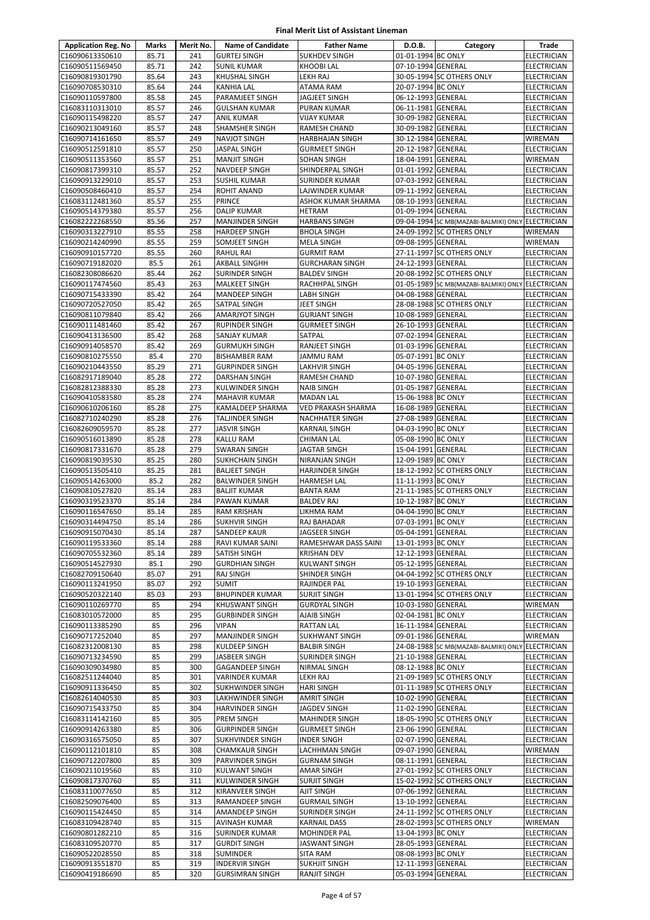# Final Merit List of Assistant Lineman

| Application Reg. No | Marks | Merit No. | Name of Candidate | Father Name | D.O.B. | Category | Trade |
|---|---|---|---|---|---|---|---|
| C16090613350610 | 85.71 | 241 | GURTEJ SINGH | SUKHDEV SINGH | 01-01-1994 | BC ONLY | ELECTRICIAN |
| C16090511569450 | 85.71 | 242 | SUNIL KUMAR | KHOOBI LAL | 07-10-1994 | GENERAL | ELECTRICIAN |
| C16090819301790 | 85.64 | 243 | KHUSHAL SINGH | LEKH RAJ | 30-05-1994 | SC OTHERS ONLY | ELECTRICIAN |
| C16090708530310 | 85.64 | 244 | KANHIA LAL | ATAMA RAM | 20-07-1994 | BC ONLY | ELECTRICIAN |
| C16090110597800 | 85.58 | 245 | PARAMJEET SINGH | JAGJEET SINGH | 06-12-1993 | GENERAL | ELECTRICIAN |
| C16083110313010 | 85.57 | 246 | GULSHAN KUMAR | PURAN KUMAR | 06-11-1981 | GENERAL | ELECTRICIAN |
| C16090115498220 | 85.57 | 247 | ANIL KUMAR | VIJAY KUMAR | 30-09-1982 | GENERAL | ELECTRICIAN |
| C16090213049160 | 85.57 | 248 | SHAMSHER SINGH | RAMESH CHAND | 30-09-1982 | GENERAL | ELECTRICIAN |
| C16090714161650 | 85.57 | 249 | NAVJOT SINGH | HARBHAJAN SINGH | 30-12-1984 | GENERAL | WIREMAN |
| C16090512591810 | 85.57 | 250 | JASPAL SINGH | GURMEET SINGH | 20-12-1987 | GENERAL | ELECTRICIAN |
| C16090511353560 | 85.57 | 251 | MANJIT SINGH | SOHAN SINGH | 18-04-1991 | GENERAL | WIREMAN |
| C16090817399310 | 85.57 | 252 | NAVDEEP SINGH | SHINDERPAL SINGH | 01-01-1992 | GENERAL | ELECTRICIAN |
| C16090913229010 | 85.57 | 253 | SUSHIL KUMAR | SURINDER KUMAR | 07-03-1992 | GENERAL | ELECTRICIAN |
| C16090508460410 | 85.57 | 254 | ROHIT ANAND | LAJWINDER KUMAR | 09-11-1992 | GENERAL | ELECTRICIAN |
| C16083112481360 | 85.57 | 255 | PRINCE | ASHOK KUMAR SHARMA | 08-10-1993 | GENERAL | ELECTRICIAN |
| C16090514379380 | 85.57 | 256 | DALIP KUMAR | HETRAM | 01-09-1994 | GENERAL | ELECTRICIAN |
| C16082222268550 | 85.56 | 257 | MANJINDER SINGH | HARBANS SINGH | 09-04-1994 | SC MB(MAZABI-BALMIKI) ONLY | ELECTRICIAN |
| C16090313227910 | 85.55 | 258 | HARDEEP SINGH | BHOLA SINGH | 24-09-1992 | SC OTHERS ONLY | WIREMAN |
| C16090214240990 | 85.55 | 259 | SOMJEET SINGH | MELA SINGH | 09-08-1995 | GENERAL | WIREMAN |
| C16090910157720 | 85.55 | 260 | RAHUL RAI | GURMIT RAM | 27-11-1997 | SC OTHERS ONLY | ELECTRICIAN |
| C16090719182020 | 85.5 | 261 | AKBALL SINGHH | GURCHARAN SINGH | 24-12-1993 | GENERAL | ELECTRICIAN |
| C16082308086620 | 85.44 | 262 | SURINDER SINGH | BALDEV SINGH | 20-08-1992 | SC OTHERS ONLY | ELECTRICIAN |
| C16090117474560 | 85.43 | 263 | MALKEET SINGH | RACHHPAL SINGH | 01-05-1989 | SC MB(MAZABI-BALMIKI) ONLY | ELECTRICIAN |
| C16090715433390 | 85.42 | 264 | MANDEEP SINGH | LABH SINGH | 04-08-1988 | GENERAL | ELECTRICIAN |
| C16090720527050 | 85.42 | 265 | SATPAL SINGH | JEET SINGH | 28-08-1988 | SC OTHERS ONLY | ELECTRICIAN |
| C16090811079840 | 85.42 | 266 | AMARJYOT SINGH | GURJANT SINGH | 10-08-1989 | GENERAL | ELECTRICIAN |
| C16090111481460 | 85.42 | 267 | RUPINDER SINGH | GURMEET SINGH | 26-10-1993 | GENERAL | ELECTRICIAN |
| C16090413136500 | 85.42 | 268 | SANJAY KUMAR | SATPAL | 07-02-1994 | GENERAL | ELECTRICIAN |
| C16090914058570 | 85.42 | 269 | GURMUKH SINGH | RANJEET SINGH | 01-03-1996 | GENERAL | ELECTRICIAN |
| C16090810275550 | 85.4 | 270 | BISHAMBER RAM | JAMMU RAM | 05-07-1991 | BC ONLY | ELECTRICIAN |
| C16090210443550 | 85.29 | 271 | GURPINDER SINGH | LAKHVIR SINGH | 04-05-1996 | GENERAL | ELECTRICIAN |
| C16082917189040 | 85.28 | 272 | DARSHAN SINGH | RAMESH CHAND | 10-07-1980 | GENERAL | ELECTRICIAN |
| C16082812388330 | 85.28 | 273 | KULWINDER SINGH | NAIB SINGH | 01-05-1987 | GENERAL | ELECTRICIAN |
| C16090410583580 | 85.28 | 274 | MAHAVIR KUMAR | MADAN LAL | 15-06-1988 | BC ONLY | ELECTRICIAN |
| C16090610206160 | 85.28 | 275 | KAMALDEEP SHARMA | VED PRAKASH SHARMA | 16-08-1989 | GENERAL | ELECTRICIAN |
| C16082710240290 | 85.28 | 276 | TALJINDER SINGH | NACHHATER SINGH | 27-08-1989 | GENERAL | ELECTRICIAN |
| C16082609059570 | 85.28 | 277 | JASVIR SINGH | KARNAIL SINGH | 04-03-1990 | BC ONLY | ELECTRICIAN |
| C16090516013890 | 85.28 | 278 | KALLU RAM | CHIMAN LAL | 05-08-1990 | BC ONLY | ELECTRICIAN |
| C16090817331670 | 85.28 | 279 | SWARAN SINGH | JAGTAR SINGH | 15-04-1991 | GENERAL | ELECTRICIAN |
| C16090819039530 | 85.25 | 280 | SUKHCHAIN SINGH | NIRANJAN SINGH | 12-09-1989 | BC ONLY | ELECTRICIAN |
| C16090513505410 | 85.25 | 281 | BALJEET SINGH | HARJINDER SINGH | 18-12-1992 | SC OTHERS ONLY | ELECTRICIAN |
| C16090514263000 | 85.2 | 282 | BALWINDER SINGH | HARMESH LAL | 11-11-1993 | BC ONLY | ELECTRICIAN |
| C16090810527820 | 85.14 | 283 | BALJIT KUMAR | BANTA RAM | 21-11-1985 | SC OTHERS ONLY | ELECTRICIAN |
| C16090319523370 | 85.14 | 284 | PAWAN KUMAR | BALDEV RAJ | 10-12-1987 | BC ONLY | ELECTRICIAN |
| C16090116547650 | 85.14 | 285 | RAM KRISHAN | LIKHMA RAM | 04-04-1990 | BC ONLY | ELECTRICIAN |
| C16090314494750 | 85.14 | 286 | SUKHVIR SINGH | RAJ BAHADAR | 07-03-1991 | BC ONLY | ELECTRICIAN |
| C16090915070430 | 85.14 | 287 | SANDEEP KAUR | JAGSEER SINGH | 05-04-1991 | GENERAL | ELECTRICIAN |
| C16090119533360 | 85.14 | 288 | RAVI KUMAR SAINI | RAMESHWAR DASS SAINI | 13-01-1993 | BC ONLY | ELECTRICIAN |
| C16090705532360 | 85.14 | 289 | SATISH SINGH | KRISHAN DEV | 12-12-1993 | GENERAL | ELECTRICIAN |
| C16090514527930 | 85.1 | 290 | GURDHIAN SINGH | KULWANT SINGH | 05-12-1995 | GENERAL | ELECTRICIAN |
| C16082709150640 | 85.07 | 291 | RAJ SINGH | SHINDER SINGH | 04-04-1992 | SC OTHERS ONLY | ELECTRICIAN |
| C16090113241950 | 85.07 | 292 | SUMIT | RAJINDER PAL | 19-10-1993 | GENERAL | ELECTRICIAN |
| C16090520322140 | 85.03 | 293 | BHUPINDER KUMAR | SURJIT SINGH | 13-01-1994 | SC OTHERS ONLY | ELECTRICIAN |
| C16090110269770 | 85 | 294 | KHUSWANT SINGH | GURDYAL SINGH | 10-03-1980 | GENERAL | WIREMAN |
| C16083010572000 | 85 | 295 | GURBINDER SINGH | AJAIB SINGH | 02-04-1981 | BC ONLY | ELECTRICIAN |
| C16090113385290 | 85 | 296 | VIPAN | RATTAN LAL | 16-11-1984 | GENERAL | ELECTRICIAN |
| C16090717252040 | 85 | 297 | MANJINDER SINGH | SUKHWANT SINGH | 09-01-1986 | GENERAL | WIREMAN |
| C16082312008130 | 85 | 298 | KULDEEP SINGH | BALBIR SINGH | 24-08-1988 | SC MB(MAZABI-BALMIKI) ONLY | ELECTRICIAN |
| C16090713234590 | 85 | 299 | JASBEER SINGH | SURINDER SINGH | 21-10-1988 | GENERAL | ELECTRICIAN |
| C16090309034980 | 85 | 300 | GAGANDEEP SINGH | NIRMAL SINGH | 08-12-1988 | BC ONLY | ELECTRICIAN |
| C16082511244040 | 85 | 301 | VARINDER KUMAR | LEKH RAJ | 21-09-1989 | SC OTHERS ONLY | ELECTRICIAN |
| C16090911336450 | 85 | 302 | SUKHWINDER SINGH | HARI SINGH | 01-11-1989 | SC OTHERS ONLY | ELECTRICIAN |
| C16082614040530 | 85 | 303 | LAKHWINDER SINGH | AMRIT SINGH | 10-02-1990 | GENERAL | ELECTRICIAN |
| C16090715433750 | 85 | 304 | HARVINDER SINGH | JAGDEV SINGH | 11-02-1990 | GENERAL | ELECTRICIAN |
| C16083114142160 | 85 | 305 | PREM SINGH | MAHINDER SINGH | 18-05-1990 | SC OTHERS ONLY | ELECTRICIAN |
| C16090914263380 | 85 | 306 | GURPINDER SINGH | GURMEET SINGH | 23-06-1990 | GENERAL | ELECTRICIAN |
| C16090316575050 | 85 | 307 | SUKHVINDER SINGH | INDER SINGH | 02-07-1990 | GENERAL | ELECTRICIAN |
| C16090112101810 | 85 | 308 | CHAMKAUR SINGH | LACHHMAN SINGH | 09-07-1990 | GENERAL | WIREMAN |
| C16090712207800 | 85 | 309 | PARVINDER SINGH | GURNAM SINGH | 08-11-1991 | GENERAL | ELECTRICIAN |
| C16090211019560 | 85 | 310 | KULWANT SINGH | AMAR SINGH | 27-01-1992 | SC OTHERS ONLY | ELECTRICIAN |
| C16090817370760 | 85 | 311 | KULWINDER SINGH | SURJIT SINGH | 15-02-1992 | SC OTHERS ONLY | ELECTRICIAN |
| C16083110077650 | 85 | 312 | KIRANVEER SINGH | AJIT SINGH | 07-06-1992 | GENERAL | ELECTRICIAN |
| C16082509076400 | 85 | 313 | RAMANDEEP SINGH | GURMAIL SINGH | 13-10-1992 | GENERAL | ELECTRICIAN |
| C16090115424450 | 85 | 314 | AMANDEEP SINGH | SURINDER SINGH | 24-11-1992 | SC OTHERS ONLY | ELECTRICIAN |
| C16083109428740 | 85 | 315 | AVINASH KUMAR | KARNAIL DASS | 28-02-1993 | SC OTHERS ONLY | WIREMAN |
| C16090801282210 | 85 | 316 | SURINDER KUMAR | MOHINDER PAL | 13-04-1993 | BC ONLY | ELECTRICIAN |
| C16083109520770 | 85 | 317 | GURDIT SINGH | JASWANT SINGH | 28-05-1993 | GENERAL | ELECTRICIAN |
| C16090522028550 | 85 | 318 | SUMINDER | SITA RAM | 08-08-1993 | BC ONLY | ELECTRICIAN |
| C16090913551870 | 85 | 319 | INDERVIR SINGH | SUKHJIT SINGH | 12-11-1993 | GENERAL | ELECTRICIAN |
| C16090419186690 | 85 | 320 | GURSIMRAN SINGH | RANJIT SINGH | 05-03-1994 | GENERAL | ELECTRICIAN |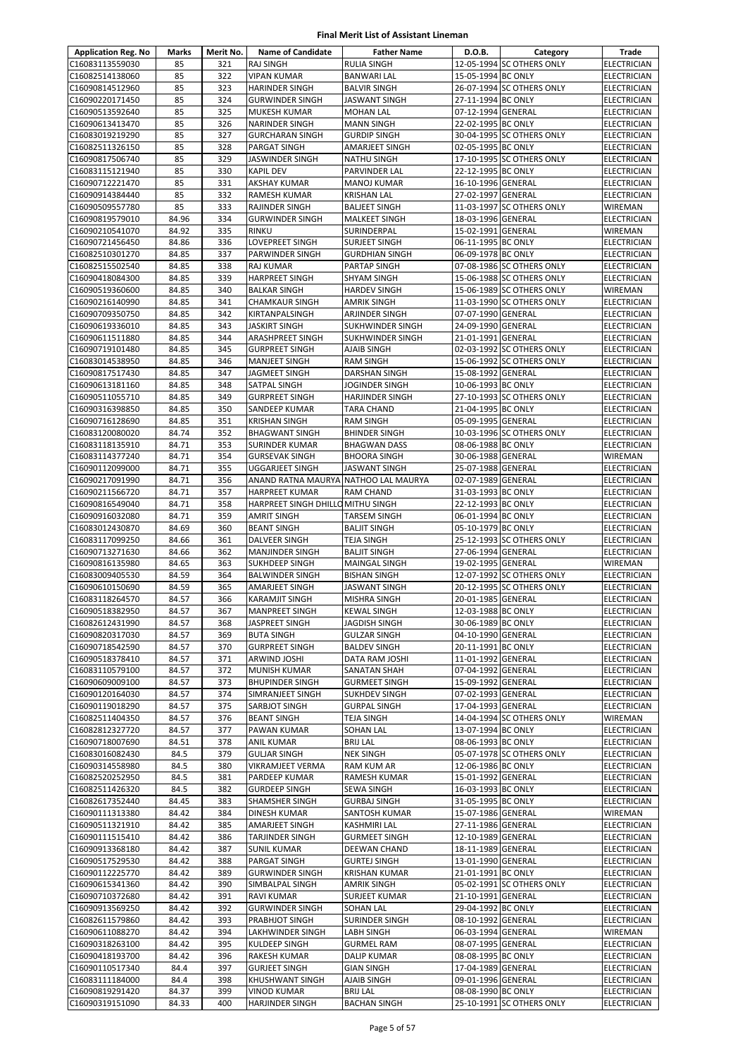# Final Merit List of Assistant Lineman

| Application Reg. No | Marks | Merit No. | Name of Candidate | Father Name | D.O.B. | Category | Trade |
|---|---|---|---|---|---|---|---|
| C16083113559030 | 85 | 321 | RAJ SINGH | RULIA SINGH | 12-05-1994 | SC OTHERS ONLY | ELECTRICIAN |
| C16082514138060 | 85 | 322 | VIPAN KUMAR | BANWARI LAL | 15-05-1994 | BC ONLY | ELECTRICIAN |
| C16090814512960 | 85 | 323 | HARINDER SINGH | BALVIR SINGH | 26-07-1994 | SC OTHERS ONLY | ELECTRICIAN |
| C16090220171450 | 85 | 324 | GURWINDER SINGH | JASWANT SINGH | 27-11-1994 | BC ONLY | ELECTRICIAN |
| C16090513592640 | 85 | 325 | MUKESH KUMAR | MOHAN LAL | 07-12-1994 | GENERAL | ELECTRICIAN |
| C16090613413470 | 85 | 326 | NARINDER SINGH | MANN SINGH | 22-02-1995 | BC ONLY | ELECTRICIAN |
| C16083019219290 | 85 | 327 | GURCHARAN SINGH | GURDIP SINGH | 30-04-1995 | SC OTHERS ONLY | ELECTRICIAN |
| C16082511326150 | 85 | 328 | PARGAT SINGH | AMARJEET SINGH | 02-05-1995 | BC ONLY | ELECTRICIAN |
| C16090817506740 | 85 | 329 | JASWINDER SINGH | NATHU SINGH | 17-10-1995 | SC OTHERS ONLY | ELECTRICIAN |
| C16083115121940 | 85 | 330 | KAPIL DEV | PARVINDER LAL | 22-12-1995 | BC ONLY | ELECTRICIAN |
| C16090712221470 | 85 | 331 | AKSHAY KUMAR | MANOJ KUMAR | 16-10-1996 | GENERAL | ELECTRICIAN |
| C16090914384440 | 85 | 332 | RAMESH KUMAR | KRISHAN LAL | 27-02-1997 | GENERAL | ELECTRICIAN |
| C16090509557780 | 85 | 333 | RAJINDER SINGH | BALJEET SINGH | 11-03-1997 | SC OTHERS ONLY | WIREMAN |
| C16090819579010 | 84.96 | 334 | GURWINDER SINGH | MALKEET SINGH | 18-03-1996 | GENERAL | ELECTRICIAN |
| C16090210541070 | 84.92 | 335 | RINKU | SURINDERPAL | 15-02-1991 | GENERAL | WIREMAN |
| C16090721456450 | 84.86 | 336 | LOVEPREET SINGH | SURJEET SINGH | 06-11-1995 | BC ONLY | ELECTRICIAN |
| C16082510301270 | 84.85 | 337 | PARWINDER SINGH | GURDHIAN SINGH | 06-09-1978 | BC ONLY | ELECTRICIAN |
| C16082515502540 | 84.85 | 338 | RAJ KUMAR | PARTAP SINGH | 07-08-1986 | SC OTHERS ONLY | ELECTRICIAN |
| C16090418084300 | 84.85 | 339 | HARPREET SINGH | SHYAM SINGH | 15-06-1988 | SC OTHERS ONLY | ELECTRICIAN |
| C16090519360600 | 84.85 | 340 | BALKAR SINGH | HARDEV SINGH | 15-06-1989 | SC OTHERS ONLY | WIREMAN |
| C16090216140990 | 84.85 | 341 | CHAMKAUR SINGH | AMRIK SINGH | 11-03-1990 | SC OTHERS ONLY | ELECTRICIAN |
| C16090709350750 | 84.85 | 342 | KIRTANPALSINGH | ARJINDER SINGH | 07-07-1990 | GENERAL | ELECTRICIAN |
| C16090619336010 | 84.85 | 343 | JASKIRT SINGH | SUKHWINDER SINGH | 24-09-1990 | GENERAL | ELECTRICIAN |
| C16090611511880 | 84.85 | 344 | ARASHPREET SINGH | SUKHWINDER SINGH | 21-01-1991 | GENERAL | ELECTRICIAN |
| C16090719101480 | 84.85 | 345 | GURPREET SINGH | AJAIB SINGH | 02-03-1992 | SC OTHERS ONLY | ELECTRICIAN |
| C16083014538950 | 84.85 | 346 | MANJEET SINGH | RAM SINGH | 15-06-1992 | SC OTHERS ONLY | ELECTRICIAN |
| C16090817517430 | 84.85 | 347 | JAGMEET SINGH | DARSHAN SINGH | 15-08-1992 | GENERAL | ELECTRICIAN |
| C16090613181160 | 84.85 | 348 | SATPAL SINGH | JOGINDER SINGH | 10-06-1993 | BC ONLY | ELECTRICIAN |
| C16090511055710 | 84.85 | 349 | GURPREET SINGH | HARJINDER SINGH | 27-10-1993 | SC OTHERS ONLY | ELECTRICIAN |
| C16090316398850 | 84.85 | 350 | SANDEEP KUMAR | TARA CHAND | 21-04-1995 | BC ONLY | ELECTRICIAN |
| C16090716128690 | 84.85 | 351 | KRISHAN SINGH | RAM SINGH | 05-09-1995 | GENERAL | ELECTRICIAN |
| C16083120080020 | 84.74 | 352 | BHAGWANT SINGH | BHINDER SINGH | 10-03-1996 | SC OTHERS ONLY | ELECTRICIAN |
| C16083118135910 | 84.71 | 353 | SURINDER KUMAR | BHAGWAN DASS | 08-06-1988 | BC ONLY | ELECTRICIAN |
| C16083114377240 | 84.71 | 354 | GURSEVAK SINGH | BHOORA SINGH | 30-06-1988 | GENERAL | WIREMAN |
| C16090112099000 | 84.71 | 355 | UGGARJEET SINGH | JASWANT SINGH | 25-07-1988 | GENERAL | ELECTRICIAN |
| C16090217091990 | 84.71 | 356 | ANAND RATNA MAURYA | NATHOO LAL MAURYA | 02-07-1989 | GENERAL | ELECTRICIAN |
| C16090211566720 | 84.71 | 357 | HARPREET KUMAR | RAM CHAND | 31-03-1993 | BC ONLY | ELECTRICIAN |
| C16090816549040 | 84.71 | 358 | HARPREET SINGH DHILLO | MITHU SINGH | 22-12-1993 | BC ONLY | ELECTRICIAN |
| C16090916032080 | 84.71 | 359 | AMRIT SINGH | TARSEM SINGH | 06-01-1994 | BC ONLY | ELECTRICIAN |
| C16083012430870 | 84.69 | 360 | BEANT SINGH | BALJIT SINGH | 05-10-1979 | BC ONLY | ELECTRICIAN |
| C16083117099250 | 84.66 | 361 | DALVEER SINGH | TEJA SINGH | 25-12-1993 | SC OTHERS ONLY | ELECTRICIAN |
| C16090713271630 | 84.66 | 362 | MANJINDER SINGH | BALJIT SINGH | 27-06-1994 | GENERAL | ELECTRICIAN |
| C16090816135980 | 84.65 | 363 | SUKHDEEP SINGH | MAINGAL SINGH | 19-02-1995 | GENERAL | WIREMAN |
| C16083009405530 | 84.59 | 364 | BALWINDER SINGH | BISHAN SINGH | 12-07-1992 | SC OTHERS ONLY | ELECTRICIAN |
| C16090610150690 | 84.59 | 365 | AMARJEET SINGH | JASWANT SINGH | 20-12-1995 | SC OTHERS ONLY | ELECTRICIAN |
| C16083118264570 | 84.57 | 366 | KARAMJIT SINGH | MISHRA SINGH | 20-01-1985 | GENERAL | ELECTRICIAN |
| C16090518382950 | 84.57 | 367 | MANPREET SINGH | KEWAL SINGH | 12-03-1988 | BC ONLY | ELECTRICIAN |
| C16082612431990 | 84.57 | 368 | JASPREET SINGH | JAGDISH SINGH | 30-06-1989 | BC ONLY | ELECTRICIAN |
| C16090820317030 | 84.57 | 369 | BUTA SINGH | GULZAR SINGH | 04-10-1990 | GENERAL | ELECTRICIAN |
| C16090718542590 | 84.57 | 370 | GURPREET SINGH | BALDEV SINGH | 20-11-1991 | BC ONLY | ELECTRICIAN |
| C16090518378410 | 84.57 | 371 | ARWIND JOSHI | DATA RAM JOSHI | 11-01-1992 | GENERAL | ELECTRICIAN |
| C16083110579100 | 84.57 | 372 | MUNISH KUMAR | SANATAN SHAH | 07-04-1992 | GENERAL | ELECTRICIAN |
| C16090609009100 | 84.57 | 373 | BHUPINDER SINGH | GURMEET SINGH | 15-09-1992 | GENERAL | ELECTRICIAN |
| C16090120164030 | 84.57 | 374 | SIMRANJEET SINGH | SUKHDEV SINGH | 07-02-1993 | GENERAL | ELECTRICIAN |
| C16090119018290 | 84.57 | 375 | SARBJOT SINGH | GURPAL SINGH | 17-04-1993 | GENERAL | ELECTRICIAN |
| C16082511404350 | 84.57 | 376 | BEANT SINGH | TEJA SINGH | 14-04-1994 | SC OTHERS ONLY | WIREMAN |
| C16082812327720 | 84.57 | 377 | PAWAN KUMAR | SOHAN LAL | 13-07-1994 | BC ONLY | ELECTRICIAN |
| C16090718007690 | 84.51 | 378 | ANIL KUMAR | BRIJ LAL | 08-06-1993 | BC ONLY | ELECTRICIAN |
| C16083016082430 | 84.5 | 379 | GULJAR SINGH | NEK SINGH | 05-07-1978 | SC OTHERS ONLY | ELECTRICIAN |
| C16090314558980 | 84.5 | 380 | VIKRAMJEET VERMA | RAM KUM AR | 12-06-1986 | BC ONLY | ELECTRICIAN |
| C16082520252950 | 84.5 | 381 | PARDEEP KUMAR | RAMESH KUMAR | 15-01-1992 | GENERAL | ELECTRICIAN |
| C16082511426320 | 84.5 | 382 | GURDEEP SINGH | SEWA SINGH | 16-03-1993 | BC ONLY | ELECTRICIAN |
| C16082617352440 | 84.45 | 383 | SHAMSHER SINGH | GURBAJ SINGH | 31-05-1995 | BC ONLY | ELECTRICIAN |
| C16090111313380 | 84.42 | 384 | DINESH KUMAR | SANTOSH KUMAR | 15-07-1986 | GENERAL | WIREMAN |
| C16090511321910 | 84.42 | 385 | AMARJEET SINGH | KASHMIRI LAL | 27-11-1986 | GENERAL | ELECTRICIAN |
| C16090115515410 | 84.42 | 386 | TARJINDER SINGH | GURMEET SINGH | 12-10-1989 | GENERAL | ELECTRICIAN |
| C16090913368180 | 84.42 | 387 | SUNIL KUMAR | DEEWAN CHAND | 18-11-1989 | GENERAL | ELECTRICIAN |
| C16090517529530 | 84.42 | 388 | PARGAT SINGH | GURTEJ SINGH | 13-01-1990 | GENERAL | ELECTRICIAN |
| C16090112225770 | 84.42 | 389 | GURWINDER SINGH | KRISHAN KUMAR | 21-01-1991 | BC ONLY | ELECTRICIAN |
| C16090615341360 | 84.42 | 390 | SIMBALPAL SINGH | AMRIK SINGH | 05-02-1991 | SC OTHERS ONLY | ELECTRICIAN |
| C16090710372680 | 84.42 | 391 | RAVI KUMAR | SURJEET KUMAR | 21-10-1991 | GENERAL | ELECTRICIAN |
| C16090913569250 | 84.42 | 392 | GURWINDER SINGH | SOHAN LAL | 29-04-1992 | BC ONLY | ELECTRICIAN |
| C16082611579860 | 84.42 | 393 | PRABHJOT SINGH | SURINDER SINGH | 08-10-1992 | GENERAL | ELECTRICIAN |
| C16090611088270 | 84.42 | 394 | LAKHWINDER SINGH | LABH SINGH | 06-03-1994 | GENERAL | WIREMAN |
| C16090318263100 | 84.42 | 395 | KULDEEP SINGH | GURMEL RAM | 08-07-1995 | GENERAL | ELECTRICIAN |
| C16090418193700 | 84.42 | 396 | RAKESH KUMAR | DALIP KUMAR | 08-08-1995 | BC ONLY | ELECTRICIAN |
| C16090110517340 | 84.4 | 397 | GURJEET SINGH | GIAN SINGH | 17-04-1989 | GENERAL | ELECTRICIAN |
| C16083111184000 | 84.4 | 398 | KHUSHWANT SINGH | AJAIB SINGH | 09-01-1996 | GENERAL | ELECTRICIAN |
| C16090819291420 | 84.37 | 399 | VINOD KUMAR | BRIJ LAL | 08-08-1990 | BC ONLY | ELECTRICIAN |
| C16090319151090 | 84.33 | 400 | HARJINDER SINGH | BACHAN SINGH | 25-10-1991 | SC OTHERS ONLY | ELECTRICIAN |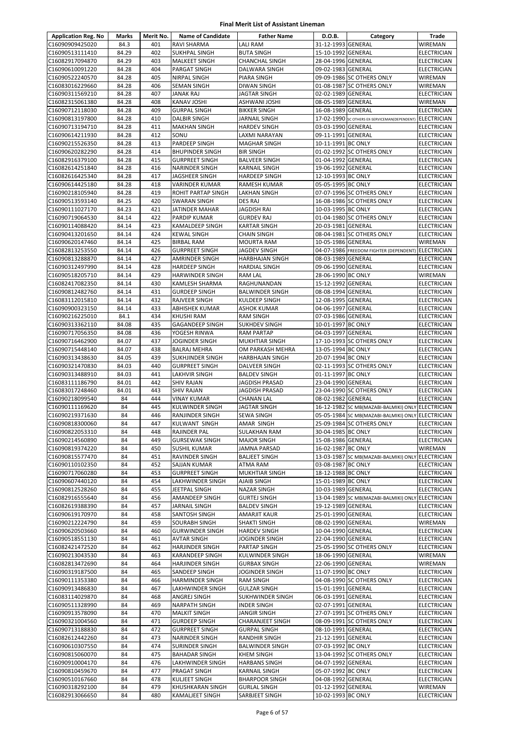**Final Merit List of Assistant Lineman**

| Application Reg. No | Marks | Merit No. | Name of Candidate | Father Name | D.O.B. | Category | Trade |
|---|---|---|---|---|---|---|---|
| C16090909425020 | 84.3 | 401 | RAVI SHARMA | LALI RAM | 31-12-1993 | GENERAL | WIREMAN |
| C16090513111410 | 84.29 | 402 | SUKHPAL SINGH | BUTA SINGH | 15-10-1992 | GENERAL | ELECTRICIAN |
| C16082917094870 | 84.29 | 403 | MALKEET SINGH | CHANCHAL SINGH | 28-04-1996 | GENERAL | ELECTRICIAN |
| C16090610091220 | 84.28 | 404 | PARGAT SINGH | DALWARA SINGH | 09-02-1983 | GENERAL | ELECTRICIAN |
| C16090522240570 | 84.28 | 405 | NIRPAL SINGH | PIARA SINGH | 09-09-1986 | SC OTHERS ONLY | WIREMAN |
| C16083016229660 | 84.28 | 406 | SEMAN SINGH | DIWAN SINGH | 01-08-1987 | SC OTHERS ONLY | WIREMAN |
| C16090311569210 | 84.28 | 407 | JANAK RAJ | JAGTAR SINGH | 02-02-1989 | GENERAL | ELECTRICIAN |
| C16082315061380 | 84.28 | 408 | KANAV JOSHI | ASHWANI JOSHI | 08-05-1989 | GENERAL | WIREMAN |
| C16090712118030 | 84.28 | 409 | GURPAL SINGH | BIKKER SINGH | 16-08-1989 | GENERAL | ELECTRICIAN |
| C16090813197800 | 84.28 | 410 | DALBIR SINGH | JARNAIL SINGH | 17-02-1990 | SC OTHERS EX-SERVICEMAN(DEPENDENT) | ELECTRICIAN |
| C16090713194710 | 84.28 | 411 | MAKHAN SINGH | HARDEV SINGH | 03-03-1990 | GENERAL | ELECTRICIAN |
| C16090614211930 | 84.28 | 412 | SONU | LAXMI NARAYAN | 09-11-1991 | GENERAL | ELECTRICIAN |
| C16090215526350 | 84.28 | 413 | PARDEEP SINGH | MAGHAR SINGH | 10-11-1991 | BC ONLY | ELECTRICIAN |
| C16090620282290 | 84.28 | 414 | BHUPINDER SINGH | BIR SINGH | 01-02-1992 | SC OTHERS ONLY | ELECTRICIAN |
| C16082916379100 | 84.28 | 415 | GURPREET SINGH | BALVEER SINGH | 01-04-1992 | GENERAL | ELECTRICIAN |
| C16082614251840 | 84.28 | 416 | NARINDER SINGH | KARNAIL SINGH | 19-06-1992 | GENERAL | ELECTRICIAN |
| C16082616425340 | 84.28 | 417 | JAGSHEER SINGH | HARDEEP SINGH | 12-10-1993 | BC ONLY | ELECTRICIAN |
| C16090614425180 | 84.28 | 418 | VARINDER KUMAR | RAMESH KUMAR | 05-05-1995 | BC ONLY | ELECTRICIAN |
| C16090218105940 | 84.28 | 419 | ROHIT PARTAP SINGH | LAKHAN SINGH | 07-07-1996 | SC OTHERS ONLY | ELECTRICIAN |
| C16090513593140 | 84.25 | 420 | SWARAN SINGH | DES RAJ | 16-08-1986 | SC OTHERS ONLY | ELECTRICIAN |
| C16090111027170 | 84.23 | 421 | JATINDER MAHAR | JAGDISH RAI | 10-03-1995 | BC ONLY | ELECTRICIAN |
| C16090719064530 | 84.14 | 422 | PARDIP KUMAR | GURDEV RAJ | 01-04-1980 | SC OTHERS ONLY | ELECTRICIAN |
| C16090114088420 | 84.14 | 423 | KAMALDEEP SINGH | KARTAR SINGH | 20-03-1981 | GENERAL | ELECTRICIAN |
| C16090413201650 | 84.14 | 424 | KEWAL SINGH | CHAIN SINGH | 08-04-1981 | SC OTHERS ONLY | ELECTRICIAN |
| C16090620147460 | 84.14 | 425 | BIRBAL RAM | MOURTA RAM | 10-05-1986 | GENERAL | WIREMAN |
| C16082813253550 | 84.14 | 426 | GURPREET SINGH | JAGDEV SINGH | 04-07-1986 | FREEDOM FIGHTER (DEPENDENT) | ELECTRICIAN |
| C16090813288870 | 84.14 | 427 | AMRINDER SINGH | HARBHAJAN SINGH | 08-03-1989 | GENERAL | ELECTRICIAN |
| C16090312497990 | 84.14 | 428 | HARDEEP SINGH | HARDIAL SINGH | 09-06-1990 | GENERAL | ELECTRICIAN |
| C16090518205710 | 84.14 | 429 | HARWINDER SINGH | RAM LAL | 28-06-1990 | BC ONLY | WIREMAN |
| C16082417082350 | 84.14 | 430 | KAMLESH SHARMA | RAGHUNANDAN | 15-12-1992 | GENERAL | ELECTRICIAN |
| C16090812482760 | 84.14 | 431 | GURDEEP SINGH | BALWINDER SINGH | 08-08-1994 | GENERAL | ELECTRICIAN |
| C16083112015810 | 84.14 | 432 | RAJVEER SINGH | KULDEEP SINGH | 12-08-1995 | GENERAL | ELECTRICIAN |
| C16090900323150 | 84.14 | 433 | ABHISHEK KUMAR | ASHOK KUMAR | 04-06-1997 | GENERAL | ELECTRICIAN |
| C16090216225010 | 84.1 | 434 | KHUSHI RAM | RAM SINGH | 07-03-1986 | GENERAL | ELECTRICIAN |
| C16090313362110 | 84.08 | 435 | GAGANDEEP SINGH | SUKHDEV SINGH | 10-01-1997 | BC ONLY | ELECTRICIAN |
| C16090717056350 | 84.08 | 436 | YOGESH RINWA | RAM PARTAP | 04-03-1997 | GENERAL | ELECTRICIAN |
| C16090716462900 | 84.07 | 437 | JOGINDER SINGH | MUKHTIAR SINGH | 17-10-1993 | SC OTHERS ONLY | ELECTRICIAN |
| C16090715448140 | 84.07 | 438 | BALRAJ MEHRA | OM PARKASH MEHRA | 13-05-1994 | BC ONLY | ELECTRICIAN |
| C16090313438630 | 84.05 | 439 | SUKHJINDER SINGH | HARBHAJAN SINGH | 20-07-1994 | BC ONLY | ELECTRICIAN |
| C16090321470830 | 84.03 | 440 | GURPREET SINGH | DALVEER SINGH | 02-11-1993 | SC OTHERS ONLY | ELECTRICIAN |
| C16090313488910 | 84.03 | 441 | LAKHVIR SINGH | BALDEV SINGH | 01-11-1997 | BC ONLY | ELECTRICIAN |
| C16083111186790 | 84.01 | 442 | SHIV RAJAN | JAGDISH PRASAD | 23-04-1990 | GENERAL | ELECTRICIAN |
| C16083017248460 | 84.01 | 443 | SHIV RAJAN | JAGDISH PRASAD | 23-04-1990 | SC OTHERS ONLY | ELECTRICIAN |
| C16090218099540 | 84 | 444 | VINAY KUMAR | CHANAN LAL | 08-02-1982 | GENERAL | ELECTRICIAN |
| C16090111169620 | 84 | 445 | KULWINDER SINGH | JAGTAR SINGH | 16-12-1982 | SC MB(MAZABI-BALMIKI) ONLY | ELECTRICIAN |
| C16090219371630 | 84 | 446 | RANJINDER SINGH | SEWA SINGH | 05-05-1984 | SC MB(MAZABI-BALMIKI) ONLY | ELECTRICIAN |
| C16090818300060 | 84 | 447 | KULWANT SINGH | AMAR SINGH | 25-09-1984 | SC OTHERS ONLY | ELECTRICIAN |
| C16090822053310 | 84 | 448 | RAJINDER PAL | SULAKHAN RAM | 30-04-1985 | BC ONLY | ELECTRICIAN |
| C16090214560890 | 84 | 449 | GURSEWAK SINGH | MAJOR SINGH | 15-08-1986 | GENERAL | ELECTRICIAN |
| C16090819374220 | 84 | 450 | SUSHIL KUMAR | JAMNA PARSAD | 16-02-1987 | BC ONLY | WIREMAN |
| C16090815577470 | 84 | 451 | RAVINDER SINGH | BALJEET SINGH | 13-03-1987 | SC MB(MAZABI-BALMIKI) ONLY | ELECTRICIAN |
| C16090110102350 | 84 | 452 | SAJJAN KUMAR | ATMA RAM | 03-08-1987 | BC ONLY | ELECTRICIAN |
| C16090717060280 | 84 | 453 | GURPREET SINGH | MUKHTIAR SINGH | 18-12-1988 | BC ONLY | ELECTRICIAN |
| C16090607440120 | 84 | 454 | LAKHWINDER SINGH | AJAIB SINGH | 15-01-1989 | BC ONLY | ELECTRICIAN |
| C16090812528260 | 84 | 455 | JEETPAL SINGH | NAZAR SINGH | 10-03-1989 | GENERAL | ELECTRICIAN |
| C16082916555640 | 84 | 456 | AMANDEEP SINGH | GURTEJ SINGH | 13-04-1989 | SC MB(MAZABI-BALMIKI) ONLY | ELECTRICIAN |
| C16082619388390 | 84 | 457 | JARNAIL SINGH | BALDEV SINGH | 19-12-1989 | GENERAL | ELECTRICIAN |
| C16090619170970 | 84 | 458 | SANTOSH SINGH | AMARJIT KAUR | 25-01-1990 | GENERAL | ELECTRICIAN |
| C16090212224790 | 84 | 459 | SOURABH SINGH | SHAKTI SINGH | 08-02-1990 | GENERAL | WIREMAN |
| C16090620503660 | 84 | 460 | GURWINDER SINGH | HARDEV SINGH | 10-04-1990 | GENERAL | ELECTRICIAN |
| C16090518551130 | 84 | 461 | AVTAR SINGH | JOGINDER SINGH | 22-04-1990 | GENERAL | ELECTRICIAN |
| C16082421472520 | 84 | 462 | HARJINDER SINGH | PARTAP SINGH | 25-05-1990 | SC OTHERS ONLY | ELECTRICIAN |
| C16090213043530 | 84 | 463 | KARANDEEP SINGH | KULWINDER SINGH | 18-06-1990 | GENERAL | WIREMAN |
| C16082813472690 | 84 | 464 | HARJINDER SINGH | GURBAX SINGH | 22-06-1990 | GENERAL | WIREMAN |
| C16090319187500 | 84 | 465 | SANDEEP SINGH | JOGINDER SINGH | 11-07-1990 | BC ONLY | ELECTRICIAN |
| C16090111353380 | 84 | 466 | HARMINDER SINGH | RAM SINGH | 04-08-1990 | SC OTHERS ONLY | ELECTRICIAN |
| C16090913486830 | 84 | 467 | LAKHWINDER SINGH | GULZAR SINGH | 15-01-1991 | GENERAL | ELECTRICIAN |
| C16083114029870 | 84 | 468 | ANGREJ SINGH | SUKHWINDER SINGH | 06-03-1991 | GENERAL | ELECTRICIAN |
| C16090511328990 | 84 | 469 | NARPATH SINGH | INDER SINGH | 02-07-1991 | GENERAL | ELECTRICIAN |
| C16090913578090 | 84 | 470 | MALKIT SINGH | JANGIR SINGH | 27-07-1991 | SC OTHERS ONLY | ELECTRICIAN |
| C16090321004560 | 84 | 471 | GURDEEP SINGH | CHARANJEET SINGH | 08-09-1991 | SC OTHERS ONLY | ELECTRICIAN |
| C16090713188830 | 84 | 472 | GURPREET SINGH | GURPAL SINGH | 08-10-1991 | GENERAL | ELECTRICIAN |
| C16082612442260 | 84 | 473 | NARINDER SINGH | RANDHIR SINGH | 21-12-1991 | GENERAL | ELECTRICIAN |
| C16090610307550 | 84 | 474 | SURINDER SINGH | BALWINDER SINGH | 07-03-1992 | BC ONLY | ELECTRICIAN |
| C16090815060070 | 84 | 475 | BAHADAR SINGH | KHEM SINGH | 13-04-1992 | SC OTHERS ONLY | ELECTRICIAN |
| C16090910004170 | 84 | 476 | LAKHWINDER SINGH | HARBANS SINGH | 04-07-1992 | GENERAL | ELECTRICIAN |
| C16090810459670 | 84 | 477 | PRAGAT SINGH | KARNAIL SINGH | 05-07-1992 | BC ONLY | ELECTRICIAN |
| C16090510167660 | 84 | 478 | KULJEET SINGH | BHARPOOR SINGH | 04-08-1992 | GENERAL | ELECTRICIAN |
| C16090318292100 | 84 | 479 | KHUSHKARAN SINGH | GURLAL SINGH | 01-12-1992 | GENERAL | WIREMAN |
| C16082913066550 | 84 | 480 | KAMALJEET SINGH | SARBJEET SINGH | 10-02-1993 | BC ONLY | ELECTRICIAN |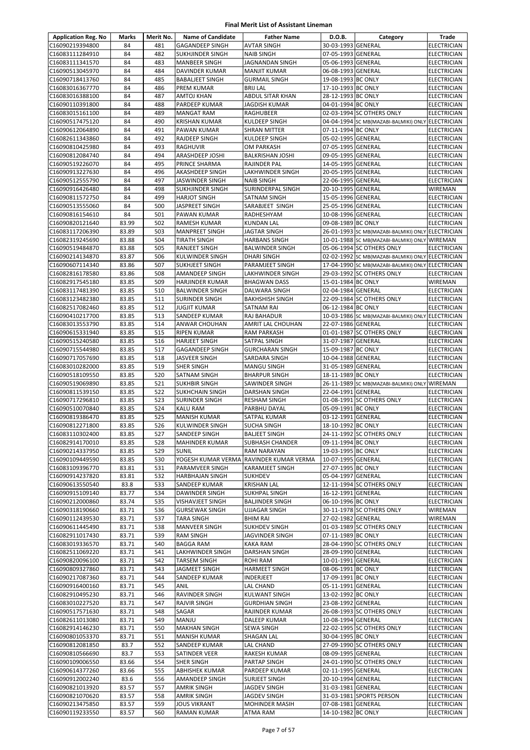# Final Merit List of Assistant Lineman

| Application Reg. No | Marks | Merit No. | Name of Candidate | Father Name | D.O.B. | Category | Trade |
|---|---|---|---|---|---|---|---|
| C16090219394800 | 84 | 481 | GAGANDEEP SINGH | AVTAR SINGH | 30-03-1993 | GENERAL | ELECTRICIAN |
| C16083111284910 | 84 | 482 | SUKHJINDER SINGH | NAIB SINGH | 07-05-1993 | GENERAL | ELECTRICIAN |
| C16083111341570 | 84 | 483 | MANBEER SINGH | JAGNANDAN SINGH | 05-06-1993 | GENERAL | ELECTRICIAN |
| C16090513045970 | 84 | 484 | DAVINDER KUMAR | MANJIT KUMAR | 06-08-1993 | GENERAL | ELECTRICIAN |
| C16090718413760 | 84 | 485 | BABALJEET SINGH | GURMAIL SINGH | 19-08-1993 | BC ONLY | ELECTRICIAN |
| C16083016367770 | 84 | 486 | PREM KUMAR | BRIJ LAL | 17-10-1993 | BC ONLY | ELECTRICIAN |
| C16083016388100 | 84 | 487 | AMTOJ KHAN | ABDUL SITAR KHAN | 28-12-1993 | BC ONLY | ELECTRICIAN |
| C16090110391800 | 84 | 488 | PARDEEP KUMAR | JAGDISH KUMAR | 04-01-1994 | BC ONLY | ELECTRICIAN |
| C16083015161100 | 84 | 489 | MANGAT RAM | RAGHUBEER | 02-03-1994 | SC OTHERS ONLY | ELECTRICIAN |
| C16090517475120 | 84 | 490 | KRISHAN KUMAR | KULDEEP SINGH | 04-04-1994 | SC MB(MAZABI-BALMIKI) ONLY | ELECTRICIAN |
| C16090612064890 | 84 | 491 | PAWAN KUMAR | SHRAN MITTER | 07-11-1994 | BC ONLY | ELECTRICIAN |
| C16082611343860 | 84 | 492 | RAJDEEP SINGH | KULDEEP SINGH | 05-02-1995 | GENERAL | ELECTRICIAN |
| C16090810425980 | 84 | 493 | RAGHUVIR | OM PARKASH | 07-05-1995 | GENERAL | ELECTRICIAN |
| C16090812084740 | 84 | 494 | ARASHDEEP JOSHI | BALKRISHAN JOSHI | 09-05-1995 | GENERAL | ELECTRICIAN |
| C16090519226070 | 84 | 495 | PRINCE SHARMA | RAJINDER PAL | 14-05-1995 | GENERAL | ELECTRICIAN |
| C16090913227630 | 84 | 496 | AKASHDEEP SINGH | LAKHWINDER SINGH | 20-05-1995 | GENERAL | ELECTRICIAN |
| C16090512555790 | 84 | 497 | JASWINDER SINGH | NAIB SINGH | 22-06-1995 | GENERAL | ELECTRICIAN |
| C16090916426480 | 84 | 498 | SUKHJINDER SINGH | SURINDERPAL SINGH | 20-10-1995 | GENERAL | WIREMAN |
| C16090811572750 | 84 | 499 | HARJOT SINGH | SATNAM SINGH | 15-05-1996 | GENERAL | ELECTRICIAN |
| C16090513555060 | 84 | 500 | JASPREET SINGH | SARABJEET SINGH | 25-05-1996 | GENERAL | ELECTRICIAN |
| C16090816154610 | 84 | 501 | PAWAN KUMAR | RADHESHYAM | 10-08-1996 | GENERAL | ELECTRICIAN |
| C16090820121640 | 83.99 | 502 | RAMESH KUMAR | KUNDAN LAL | 09-08-1989 | BC ONLY | ELECTRICIAN |
| C16083117206390 | 83.89 | 503 | MANPREET SINGH | JAGTAR SINGH | 26-01-1993 | SC MB(MAZABI-BALMIKI) ONLY | ELECTRICIAN |
| C16082319245690 | 83.88 | 504 | TIRATH SINGH | HARBANS SINGH | 10-01-1988 | SC MB(MAZABI-BALMIKI) ONLY | WIREMAN |
| C16090519484870 | 83.88 | 505 | RANJEET SINGH | BALWINDER SINGH | 05-06-1994 | SC OTHERS ONLY | ELECTRICIAN |
| C16090214134870 | 83.87 | 506 | KULWINDER SINGH | DHARI SINGH | 02-02-1992 | SC MB(MAZABI-BALMIKI) ONLY | ELECTRICIAN |
| C16090607114340 | 83.86 | 507 | SUKHJEET SINGH | PARAMJEET SINGH | 17-04-1990 | SC MB(MAZABI-BALMIKI) ONLY | ELECTRICIAN |
| C16082816178580 | 83.86 | 508 | AMANDEEP SINGH | LAKHWINDER SINGH | 29-03-1992 | SC OTHERS ONLY | ELECTRICIAN |
| C16082917545180 | 83.85 | 509 | HARJINDER KUMAR | BHAGWAN DASS | 15-01-1984 | BC ONLY | WIREMAN |
| C16083117481390 | 83.85 | 510 | BALWINDER SINGH | DALWARA SINGH | 02-04-1984 | GENERAL | ELECTRICIAN |
| C16083123482380 | 83.85 | 511 | SURINDER SINGH | BAKHSHISH SINGH | 22-09-1984 | SC OTHERS ONLY | ELECTRICIAN |
| C16082517082460 | 83.85 | 512 | JUGJIT KUMAR | SATNAM RAI | 06-12-1984 | BC ONLY | ELECTRICIAN |
| C16090410217700 | 83.85 | 513 | SANDEEP KUMAR | RAJ BAHADUR | 10-03-1986 | SC MB(MAZABI-BALMIKI) ONLY | ELECTRICIAN |
| C16083013553790 | 83.85 | 514 | ANWAR CHOUHAN | AMRIT LAL CHOUHAN | 22-07-1986 | GENERAL | ELECTRICIAN |
| C16090615331940 | 83.85 | 515 | RIPEN KUMAR | RAM PARKASH | 01-01-1987 | SC OTHERS ONLY | ELECTRICIAN |
| C16090515240580 | 83.85 | 516 | HARJEET SINGH | SATPAL SINGH | 31-07-1987 | GENERAL | ELECTRICIAN |
| C16090715544980 | 83.85 | 517 | GAGANDEEP SINGH | GURCHARAN SINGH | 15-09-1987 | BC ONLY | ELECTRICIAN |
| C16090717057690 | 83.85 | 518 | JASVEER SINGH | SARDARA SINGH | 10-04-1988 | GENERAL | ELECTRICIAN |
| C16083010282000 | 83.85 | 519 | SHER SINGH | MANGU SINGH | 31-05-1989 | GENERAL | ELECTRICIAN |
| C16090518109550 | 83.85 | 520 | SATNAM SINGH | BHARPUR SINGH | 18-11-1989 | BC ONLY | ELECTRICIAN |
| C16090519069890 | 83.85 | 521 | SUKHBIR SINGH | SAWINDER SINGH | 26-11-1989 | SC MB(MAZABI-BALMIKI) ONLY | WIREMAN |
| C16090811539150 | 83.85 | 522 | SUKHCHAIN SINGH | DARSHAN SINGH | 22-04-1991 | GENERAL | ELECTRICIAN |
| C16090717296810 | 83.85 | 523 | SURINDER SINGH | RESHAM SINGH | 01-08-1991 | SC OTHERS ONLY | ELECTRICIAN |
| C16090510070840 | 83.85 | 524 | KALU RAM | PARBHU DAYAL | 05-09-1991 | BC ONLY | ELECTRICIAN |
| C16090819386470 | 83.85 | 525 | MANISH KUMAR | SATPAL KUMAR | 03-12-1991 | GENERAL | ELECTRICIAN |
| C16090812271800 | 83.85 | 526 | KULWINDER SINGH | SUCHA SINGH | 18-10-1992 | BC ONLY | ELECTRICIAN |
| C16083110302400 | 83.85 | 527 | SANDEEP SINGH | BALJEET SINGH | 24-11-1992 | SC OTHERS ONLY | ELECTRICIAN |
| C16082914170010 | 83.85 | 528 | MAHINDER KUMAR | SUBHASH CHANDER | 09-11-1994 | BC ONLY | ELECTRICIAN |
| C16090214337950 | 83.85 | 529 | SUNIL | RAM NARAYAN | 19-03-1995 | BC ONLY | ELECTRICIAN |
| C16090109449590 | 83.85 | 530 | YOGESH KUMAR VERMA | RAVINDER KUMAR VERMA | 10-07-1995 | GENERAL | ELECTRICIAN |
| C16083109396770 | 83.81 | 531 | PARAMVEER SINGH | KARAMJEET SINGH | 27-07-1995 | BC ONLY | ELECTRICIAN |
| C16090914237820 | 83.81 | 532 | HARBHAJAN SINGH | SUKHDEV | 05-04-1997 | GENERAL | ELECTRICIAN |
| C16090613550540 | 83.8 | 533 | SANDEEP KUMAR | KRISHAN LAL | 12-11-1994 | SC OTHERS ONLY | ELECTRICIAN |
| C16090915109140 | 83.77 | 534 | DAWINDER SINGH | SUKHPAL SINGH | 16-12-1991 | GENERAL | ELECTRICIAN |
| C16090212000860 | 83.74 | 535 | VISHAVJEET SINGH | BALJINDER SINGH | 06-10-1996 | BC ONLY | ELECTRICIAN |
| C16090318190660 | 83.71 | 536 | GURSEWAK SINGH | UJJAGAR SINGH | 30-11-1978 | SC OTHERS ONLY | WIREMAN |
| C16090112439530 | 83.71 | 537 | TARA SINGH | BHIM RAI | 27-02-1982 | GENERAL | WIREMAN |
| C16090611445490 | 83.71 | 538 | MANVEER SINGH | SUKHDEV SINGH | 01-03-1989 | SC OTHERS ONLY | ELECTRICIAN |
| C16082911017430 | 83.71 | 539 | RAM SINGH | JAGVINDER SINGH | 07-11-1989 | BC ONLY | ELECTRICIAN |
| C16083019336570 | 83.71 | 540 | BAGGA RAM | KAKA RAM | 28-04-1990 | SC OTHERS ONLY | ELECTRICIAN |
| C16082511069220 | 83.71 | 541 | LAKHWINDER SINGH | DARSHAN SINGH | 28-09-1990 | GENERAL | ELECTRICIAN |
| C16090820096100 | 83.71 | 542 | TARSEM SINGH | ROHI RAM | 10-01-1991 | GENERAL | ELECTRICIAN |
| C16090809327860 | 83.71 | 543 | JAGMEET SINGH | HARMEET SINGH | 08-06-1991 | BC ONLY | ELECTRICIAN |
| C16090217087360 | 83.71 | 544 | SANDEEP KUMAR | INDERJEET | 17-09-1991 | BC ONLY | ELECTRICIAN |
| C16090916400160 | 83.71 | 545 | ANIL | LAL CHAND | 05-11-1991 | GENERAL | ELECTRICIAN |
| C16082910495230 | 83.71 | 546 | RAVINDER SINGH | KULWANT SINGH | 13-02-1992 | BC ONLY | ELECTRICIAN |
| C16083010227520 | 83.71 | 547 | RAJVIR SINGH | GURDHIAN SINGH | 23-08-1992 | GENERAL | ELECTRICIAN |
| C16090517571630 | 83.71 | 548 | SAGAR | RAJINDER KUMAR | 26-08-1993 | SC OTHERS ONLY | ELECTRICIAN |
| C16082611013080 | 83.71 | 549 | MANJU | DALEEP KUMAR | 10-08-1994 | GENERAL | ELECTRICIAN |
| C16082914146230 | 83.71 | 550 | MAKHAN SINGH | SEWA SINGH | 22-02-1995 | SC OTHERS ONLY | ELECTRICIAN |
| C16090801053370 | 83.71 | 551 | MANISH KUMAR | SHAGAN LAL | 30-04-1995 | BC ONLY | ELECTRICIAN |
| C16090812081850 | 83.7 | 552 | SANDEEP KUMAR | LAL CHAND | 27-09-1990 | SC OTHERS ONLY | ELECTRICIAN |
| C16090810566690 | 83.7 | 553 | SATINDER VEER | RAKESH KUMAR | 08-09-1995 | GENERAL | ELECTRICIAN |
| C16090109006550 | 83.66 | 554 | SHER SINGH | PARTAP SINGH | 24-01-1990 | SC OTHERS ONLY | ELECTRICIAN |
| C16090614377260 | 83.66 | 555 | ABHISHEK KUMAR | PARDEEP KUMAR | 02-11-1995 | GENERAL | ELECTRICIAN |
| C16090912002240 | 83.6 | 556 | AMANDEEP SINGH | SURJEET SINGH | 20-10-1994 | GENERAL | ELECTRICIAN |
| C16090821013920 | 83.57 | 557 | AMRIK SINGH | JAGDEV SINGH | 31-03-1981 | GENERAL | ELECTRICIAN |
| C16090821070620 | 83.57 | 558 | AMRIK SINGH | JAGDEV SINGH | 31-03-1981 | SPORTS PERSON | ELECTRICIAN |
| C16090213475850 | 83.57 | 559 | JOUS VIKRANT | MOHINDER MASIH | 07-08-1981 | GENERAL | ELECTRICIAN |
| C16090119233550 | 83.57 | 560 | RAMAN KUMAR | ATMA RAM | 14-10-1982 | BC ONLY | ELECTRICIAN |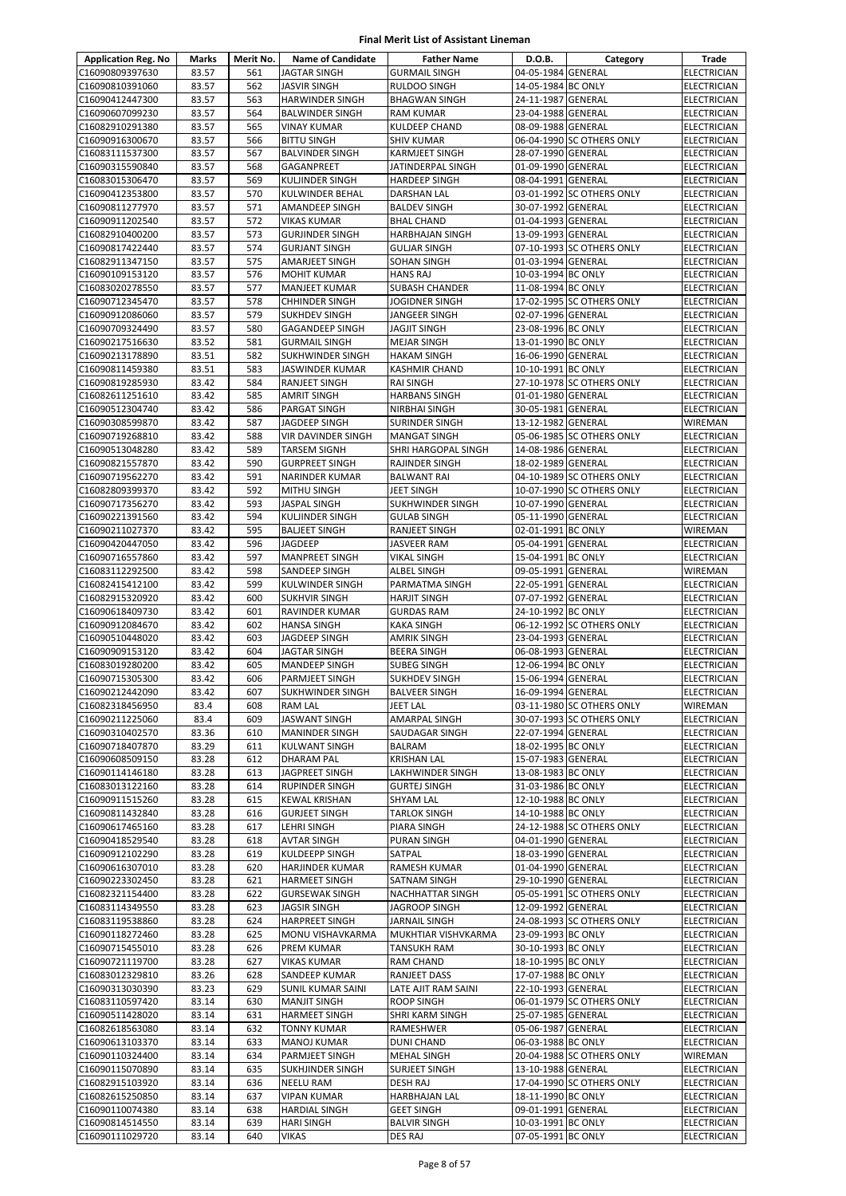# Final Merit List of Assistant Lineman

| Application Reg. No | Marks | Merit No. | Name of Candidate | Father Name | D.O.B. | Category | Trade |
|---|---|---|---|---|---|---|---|
| C16090809397630 | 83.57 | 561 | JAGTAR SINGH | GURMAIL SINGH | 04-05-1984 | GENERAL | ELECTRICIAN |
| C16090810391060 | 83.57 | 562 | JASVIR SINGH | RULDOO SINGH | 14-05-1984 | BC ONLY | ELECTRICIAN |
| C16090412447300 | 83.57 | 563 | HARWINDER SINGH | BHAGWAN SINGH | 24-11-1987 | GENERAL | ELECTRICIAN |
| C16090607099230 | 83.57 | 564 | BALWINDER SINGH | RAM KUMAR | 23-04-1988 | GENERAL | ELECTRICIAN |
| C16082910291380 | 83.57 | 565 | VINAY KUMAR | KULDEEP CHAND | 08-09-1988 | GENERAL | ELECTRICIAN |
| C16090916300670 | 83.57 | 566 | BITTU SINGH | SHIV KUMAR | 06-04-1990 | SC OTHERS ONLY | ELECTRICIAN |
| C16083111537300 | 83.57 | 567 | BALVINDER SINGH | KARMJEET SINGH | 28-07-1990 | GENERAL | ELECTRICIAN |
| C16090315590840 | 83.57 | 568 | GAGANPREET | JATINDERPAL SINGH | 01-09-1990 | GENERAL | ELECTRICIAN |
| C16083015306470 | 83.57 | 569 | KULJINDER SINGH | HARDEEP SINGH | 08-04-1991 | GENERAL | ELECTRICIAN |
| C16090412353800 | 83.57 | 570 | KULWINDER BEHAL | DARSHAN LAL | 03-01-1992 | SC OTHERS ONLY | ELECTRICIAN |
| C16090811277970 | 83.57 | 571 | AMANDEEP SINGH | BALDEV SINGH | 30-07-1992 | GENERAL | ELECTRICIAN |
| C16090911202540 | 83.57 | 572 | VIKAS KUMAR | BHAL CHAND | 01-04-1993 | GENERAL | ELECTRICIAN |
| C16082910400200 | 83.57 | 573 | GURJINDER SINGH | HARBHAJAN SINGH | 13-09-1993 | GENERAL | ELECTRICIAN |
| C16090817422440 | 83.57 | 574 | GURJANT SINGH | GULJAR SINGH | 07-10-1993 | SC OTHERS ONLY | ELECTRICIAN |
| C16082911347150 | 83.57 | 575 | AMARJEET SINGH | SOHAN SINGH | 01-03-1994 | GENERAL | ELECTRICIAN |
| C16090109153120 | 83.57 | 576 | MOHIT KUMAR | HANS RAJ | 10-03-1994 | BC ONLY | ELECTRICIAN |
| C16083020278550 | 83.57 | 577 | MANJEET KUMAR | SUBASH CHANDER | 11-08-1994 | BC ONLY | ELECTRICIAN |
| C16090712345470 | 83.57 | 578 | CHHINDER SINGH | JOGIDNER SINGH | 17-02-1995 | SC OTHERS ONLY | ELECTRICIAN |
| C16090912086060 | 83.57 | 579 | SUKHDEV SINGH | JANGEER SINGH | 02-07-1996 | GENERAL | ELECTRICIAN |
| C16090709324490 | 83.57 | 580 | GAGANDEEP SINGH | JAGJIT SINGH | 23-08-1996 | BC ONLY | ELECTRICIAN |
| C16090217516630 | 83.52 | 581 | GURMAIL SINGH | MEJAR SINGH | 13-01-1990 | BC ONLY | ELECTRICIAN |
| C16090213178890 | 83.51 | 582 | SUKHWINDER SINGH | HAKAM SINGH | 16-06-1990 | GENERAL | ELECTRICIAN |
| C16090811459380 | 83.51 | 583 | JASWINDER KUMAR | KASHMIR CHAND | 10-10-1991 | BC ONLY | ELECTRICIAN |
| C16090819285930 | 83.42 | 584 | RANJEET SINGH | RAI SINGH | 27-10-1978 | SC OTHERS ONLY | ELECTRICIAN |
| C16082611251610 | 83.42 | 585 | AMRIT SINGH | HARBANS SINGH | 01-01-1980 | GENERAL | ELECTRICIAN |
| C16090512304740 | 83.42 | 586 | PARGAT SINGH | NIRBHAI SINGH | 30-05-1981 | GENERAL | ELECTRICIAN |
| C16090308599870 | 83.42 | 587 | JAGDEEP SINGH | SURINDER SINGH | 13-12-1982 | GENERAL | WIREMAN |
| C16090719268810 | 83.42 | 588 | VIR DAVINDER SINGH | MANGAT SINGH | 05-06-1985 | SC OTHERS ONLY | ELECTRICIAN |
| C16090513048280 | 83.42 | 589 | TARSEM SIGNH | SHRI HARGOPAL SINGH | 14-08-1986 | GENERAL | ELECTRICIAN |
| C16090821557870 | 83.42 | 590 | GURPREET SINGH | RAJINDER SINGH | 18-02-1989 | GENERAL | ELECTRICIAN |
| C16090719562270 | 83.42 | 591 | NARINDER KUMAR | BALWANT RAI | 04-10-1989 | SC OTHERS ONLY | ELECTRICIAN |
| C16082809399370 | 83.42 | 592 | MITHU SINGH | JEET SINGH | 10-07-1990 | SC OTHERS ONLY | ELECTRICIAN |
| C16090717356270 | 83.42 | 593 | JASPAL SINGH | SUKHWINDER SINGH | 10-07-1990 | GENERAL | ELECTRICIAN |
| C16090221391560 | 83.42 | 594 | KULJINDER SINGH | GULAB SINGH | 05-11-1990 | GENERAL | ELECTRICIAN |
| C16090211027370 | 83.42 | 595 | BALJEET SINGH | RANJEET SINGH | 02-01-1991 | BC ONLY | WIREMAN |
| C16090420447050 | 83.42 | 596 | JAGDEEP | JASVEER RAM | 05-04-1991 | GENERAL | ELECTRICIAN |
| C16090716557860 | 83.42 | 597 | MANPREET SINGH | VIKAL SINGH | 15-04-1991 | BC ONLY | ELECTRICIAN |
| C16083112292500 | 83.42 | 598 | SANDEEP SINGH | ALBEL SINGH | 09-05-1991 | GENERAL | WIREMAN |
| C16082415412100 | 83.42 | 599 | KULWINDER SINGH | PARMATMA SINGH | 22-05-1991 | GENERAL | ELECTRICIAN |
| C16082915320920 | 83.42 | 600 | SUKHVIR SINGH | HARJIT SINGH | 07-07-1992 | GENERAL | ELECTRICIAN |
| C16090618409730 | 83.42 | 601 | RAVINDER KUMAR | GURDAS RAM | 24-10-1992 | BC ONLY | ELECTRICIAN |
| C16090912084670 | 83.42 | 602 | HANSA SINGH | KAKA SINGH | 06-12-1992 | SC OTHERS ONLY | ELECTRICIAN |
| C16090510448020 | 83.42 | 603 | JAGDEEP SINGH | AMRIK SINGH | 23-04-1993 | GENERAL | ELECTRICIAN |
| C16090909153120 | 83.42 | 604 | JAGTAR SINGH | BEERA SINGH | 06-08-1993 | GENERAL | ELECTRICIAN |
| C16083019280200 | 83.42 | 605 | MANDEEP SINGH | SUBEG SINGH | 12-06-1994 | BC ONLY | ELECTRICIAN |
| C16090715305300 | 83.42 | 606 | PARMJEET SINGH | SUKHDEV SINGH | 15-06-1994 | GENERAL | ELECTRICIAN |
| C16090212442090 | 83.42 | 607 | SUKHWINDER SINGH | BALVEER SINGH | 16-09-1994 | GENERAL | ELECTRICIAN |
| C16082318456950 | 83.4 | 608 | RAM LAL | JEET LAL | 03-11-1980 | SC OTHERS ONLY | WIREMAN |
| C16090211225060 | 83.4 | 609 | JASWANT SINGH | AMARPAL SINGH | 30-07-1993 | SC OTHERS ONLY | ELECTRICIAN |
| C16090310402570 | 83.36 | 610 | MANINDER SINGH | SAUDAGAR SINGH | 22-07-1994 | GENERAL | ELECTRICIAN |
| C16090718407870 | 83.29 | 611 | KULWANT SINGH | BALRAM | 18-02-1995 | BC ONLY | ELECTRICIAN |
| C16090608509150 | 83.28 | 612 | DHARAM PAL | KRISHAN LAL | 15-07-1983 | GENERAL | ELECTRICIAN |
| C16090114146180 | 83.28 | 613 | JAGPREET SINGH | LAKHWINDER SINGH | 13-08-1983 | BC ONLY | ELECTRICIAN |
| C16083013122160 | 83.28 | 614 | RUPINDER SINGH | GURTEJ SINGH | 31-03-1986 | BC ONLY | ELECTRICIAN |
| C16090911515260 | 83.28 | 615 | KEWAL KRISHAN | SHYAM LAL | 12-10-1988 | BC ONLY | ELECTRICIAN |
| C16090811432840 | 83.28 | 616 | GURJEET SINGH | TARLOK SINGH | 14-10-1988 | BC ONLY | ELECTRICIAN |
| C16090617465160 | 83.28 | 617 | LEHRI SINGH | PIARA SINGH | 24-12-1988 | SC OTHERS ONLY | ELECTRICIAN |
| C16090418529540 | 83.28 | 618 | AVTAR SINGH | PURAN SINGH | 04-01-1990 | GENERAL | ELECTRICIAN |
| C16090912102290 | 83.28 | 619 | KULDEEPP SINGH | SATPAL | 18-03-1990 | GENERAL | ELECTRICIAN |
| C16090616307010 | 83.28 | 620 | HARJINDER KUMAR | RAMESH KUMAR | 01-04-1990 | GENERAL | ELECTRICIAN |
| C16090223302450 | 83.28 | 621 | HARMEET SINGH | SATNAM SINGH | 29-10-1990 | GENERAL | ELECTRICIAN |
| C16082321154400 | 83.28 | 622 | GURSEWAK SINGH | NACHHATTAR SINGH | 05-05-1991 | SC OTHERS ONLY | ELECTRICIAN |
| C16083114349550 | 83.28 | 623 | JAGSIR SINGH | JAGROOP SINGH | 12-09-1992 | GENERAL | ELECTRICIAN |
| C16083119538860 | 83.28 | 624 | HARPREET SINGH | JARNAIL SINGH | 24-08-1993 | SC OTHERS ONLY | ELECTRICIAN |
| C16090118272460 | 83.28 | 625 | MONU VISHAVKARMA | MUKHTIAR VISHVKARMA | 23-09-1993 | BC ONLY | ELECTRICIAN |
| C16090715455010 | 83.28 | 626 | PREM KUMAR | TANSUKH RAM | 30-10-1993 | BC ONLY | ELECTRICIAN |
| C16090721119700 | 83.28 | 627 | VIKAS KUMAR | RAM CHAND | 18-10-1995 | BC ONLY | ELECTRICIAN |
| C16083012329810 | 83.26 | 628 | SANDEEP KUMAR | RANJEET DASS | 17-07-1988 | BC ONLY | ELECTRICIAN |
| C16090313030390 | 83.23 | 629 | SUNIL KUMAR SAINI | LATE AJIT RAM SAINI | 22-10-1993 | GENERAL | ELECTRICIAN |
| C16083110597420 | 83.14 | 630 | MANJIT SINGH | ROOP SINGH | 06-01-1979 | SC OTHERS ONLY | ELECTRICIAN |
| C16090511428020 | 83.14 | 631 | HARMEET SINGH | SHRI KARM SINGH | 25-07-1985 | GENERAL | ELECTRICIAN |
| C16082618563080 | 83.14 | 632 | TONNY KUMAR | RAMESHWER | 05-06-1987 | GENERAL | ELECTRICIAN |
| C16090613103370 | 83.14 | 633 | MANOJ KUMAR | DUNI CHAND | 06-03-1988 | BC ONLY | ELECTRICIAN |
| C16090110324400 | 83.14 | 634 | PARMJEET SINGH | MEHAL SINGH | 20-04-1988 | SC OTHERS ONLY | WIREMAN |
| C16090115070890 | 83.14 | 635 | SUKHJINDER SINGH | SURJEET SINGH | 13-10-1988 | GENERAL | ELECTRICIAN |
| C16082915103920 | 83.14 | 636 | NEELU RAM | DESH RAJ | 17-04-1990 | SC OTHERS ONLY | ELECTRICIAN |
| C16082615250850 | 83.14 | 637 | VIPAN KUMAR | HARBHAJAN LAL | 18-11-1990 | BC ONLY | ELECTRICIAN |
| C16090110074380 | 83.14 | 638 | HARDIAL SINGH | GEET SINGH | 09-01-1991 | GENERAL | ELECTRICIAN |
| C16090814514550 | 83.14 | 639 | HARI SINGH | BALVIR SINGH | 10-03-1991 | BC ONLY | ELECTRICIAN |
| C16090111029720 | 83.14 | 640 | VIKAS | DES RAJ | 07-05-1991 | BC ONLY | ELECTRICIAN |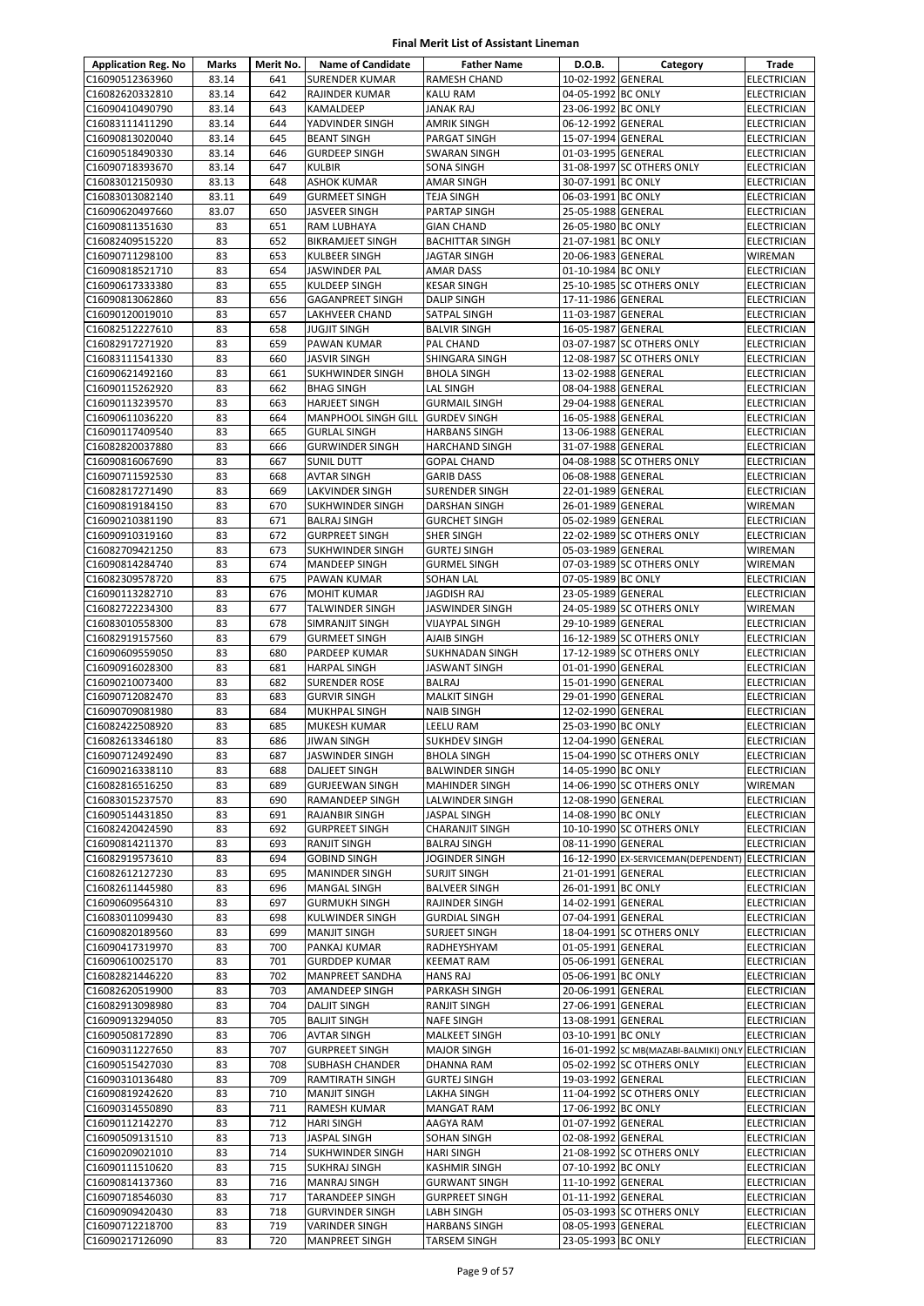# Final Merit List of Assistant Lineman

| Application Reg. No | Marks | Merit No. | Name of Candidate | Father Name | D.O.B. | Category | Trade |
|---|---|---|---|---|---|---|---|
| C16090512363960 | 83.14 | 641 | SURENDER KUMAR | RAMESH CHAND | 10-02-1992 | GENERAL | ELECTRICIAN |
| C16082620332810 | 83.14 | 642 | RAJINDER KUMAR | KALU RAM | 04-05-1992 | BC ONLY | ELECTRICIAN |
| C16090410490790 | 83.14 | 643 | KAMALDEEP | JANAK RAJ | 23-06-1992 | BC ONLY | ELECTRICIAN |
| C16083111411290 | 83.14 | 644 | YADVINDER SINGH | AMRIK SINGH | 06-12-1992 | GENERAL | ELECTRICIAN |
| C16090813020040 | 83.14 | 645 | BEANT SINGH | PARGAT SINGH | 15-07-1994 | GENERAL | ELECTRICIAN |
| C16090518490330 | 83.14 | 646 | GURDEEP SINGH | SWARAN SINGH | 01-03-1995 | GENERAL | ELECTRICIAN |
| C16090718393670 | 83.14 | 647 | KULBIR | SONA SINGH | 31-08-1997 | SC OTHERS ONLY | ELECTRICIAN |
| C16083012150930 | 83.13 | 648 | ASHOK KUMAR | AMAR SINGH | 30-07-1991 | BC ONLY | ELECTRICIAN |
| C16083013082140 | 83.11 | 649 | GURMEET SINGH | TEJA SINGH | 06-03-1991 | BC ONLY | ELECTRICIAN |
| C16090620497660 | 83.07 | 650 | JASVEER SINGH | PARTAP SINGH | 25-05-1988 | GENERAL | ELECTRICIAN |
| C16090811351630 | 83 | 651 | RAM LUBHAYA | GIAN CHAND | 26-05-1980 | BC ONLY | ELECTRICIAN |
| C16082409515220 | 83 | 652 | BIKRAMJEET SINGH | BACHITTAR SINGH | 21-07-1981 | BC ONLY | ELECTRICIAN |
| C16090711298100 | 83 | 653 | KULBEER SINGH | JAGTAR SINGH | 20-06-1983 | GENERAL | WIREMAN |
| C16090818521710 | 83 | 654 | JASWINDER PAL | AMAR DASS | 01-10-1984 | BC ONLY | ELECTRICIAN |
| C16090617333380 | 83 | 655 | KULDEEP SINGH | KESAR SINGH | 25-10-1985 | SC OTHERS ONLY | ELECTRICIAN |
| C16090813062860 | 83 | 656 | GAGANPREET SINGH | DALIP SINGH | 17-11-1986 | GENERAL | ELECTRICIAN |
| C16090120019010 | 83 | 657 | LAKHVEER CHAND | SATPAL SINGH | 11-03-1987 | GENERAL | ELECTRICIAN |
| C16082512227610 | 83 | 658 | JUGJIT SINGH | BALVIR SINGH | 16-05-1987 | GENERAL | ELECTRICIAN |
| C16082917271920 | 83 | 659 | PAWAN KUMAR | PAL CHAND | 03-07-1987 | SC OTHERS ONLY | ELECTRICIAN |
| C16083111541330 | 83 | 660 | JASVIR SINGH | SHINGARA SINGH | 12-08-1987 | SC OTHERS ONLY | ELECTRICIAN |
| C16090621492160 | 83 | 661 | SUKHWINDER SINGH | BHOLA SINGH | 13-02-1988 | GENERAL | ELECTRICIAN |
| C16090115262920 | 83 | 662 | BHAG SINGH | LAL SINGH | 08-04-1988 | GENERAL | ELECTRICIAN |
| C16090113239570 | 83 | 663 | HARJEET SINGH | GURMAIL SINGH | 29-04-1988 | GENERAL | ELECTRICIAN |
| C16090611036220 | 83 | 664 | MANPHOOL SINGH GILL | GURDEV SINGH | 16-05-1988 | GENERAL | ELECTRICIAN |
| C16090117409540 | 83 | 665 | GURLAL SINGH | HARBANS SINGH | 13-06-1988 | GENERAL | ELECTRICIAN |
| C16082820037880 | 83 | 666 | GURWINDER SINGH | HARCHAND SINGH | 31-07-1988 | GENERAL | ELECTRICIAN |
| C16090816067690 | 83 | 667 | SUNIL DUTT | GOPAL CHAND | 04-08-1988 | SC OTHERS ONLY | ELECTRICIAN |
| C16090711592530 | 83 | 668 | AVTAR SINGH | GARIB DASS | 06-08-1988 | GENERAL | ELECTRICIAN |
| C16082817271490 | 83 | 669 | LAKVINDER SINGH | SURENDER SINGH | 22-01-1989 | GENERAL | ELECTRICIAN |
| C16090819184150 | 83 | 670 | SUKHWINDER SINGH | DARSHAN SINGH | 26-01-1989 | GENERAL | WIREMAN |
| C16090210381190 | 83 | 671 | BALRAJ SINGH | GURCHET SINGH | 05-02-1989 | GENERAL | ELECTRICIAN |
| C16090910319160 | 83 | 672 | GURPREET SINGH | SHER SINGH | 22-02-1989 | SC OTHERS ONLY | ELECTRICIAN |
| C16082709421250 | 83 | 673 | SUKHWINDER SINGH | GURTEJ SINGH | 05-03-1989 | GENERAL | WIREMAN |
| C16090814284740 | 83 | 674 | MANDEEP SINGH | GURMEL SINGH | 07-03-1989 | SC OTHERS ONLY | WIREMAN |
| C16082309578720 | 83 | 675 | PAWAN KUMAR | SOHAN LAL | 07-05-1989 | BC ONLY | ELECTRICIAN |
| C16090113282710 | 83 | 676 | MOHIT KUMAR | JAGDISH RAJ | 23-05-1989 | GENERAL | ELECTRICIAN |
| C16082722234300 | 83 | 677 | TALWINDER SINGH | JASWINDER SINGH | 24-05-1989 | SC OTHERS ONLY | WIREMAN |
| C16083010558300 | 83 | 678 | SIMRANJIT SINGH | VIJAYPAL SINGH | 29-10-1989 | GENERAL | ELECTRICIAN |
| C16082919157560 | 83 | 679 | GURMEET SINGH | AJAIB SINGH | 16-12-1989 | SC OTHERS ONLY | ELECTRICIAN |
| C16090609559050 | 83 | 680 | PARDEEP KUMAR | SUKHNADAN SINGH | 17-12-1989 | SC OTHERS ONLY | ELECTRICIAN |
| C16090916028300 | 83 | 681 | HARPAL SINGH | JASWANT SINGH | 01-01-1990 | GENERAL | ELECTRICIAN |
| C16090210073400 | 83 | 682 | SURENDER ROSE | BALRAJ | 15-01-1990 | GENERAL | ELECTRICIAN |
| C16090712082470 | 83 | 683 | GURVIR SINGH | MALKIT SINGH | 29-01-1990 | GENERAL | ELECTRICIAN |
| C16090709081980 | 83 | 684 | MUKHPAL SINGH | NAIB SINGH | 12-02-1990 | GENERAL | ELECTRICIAN |
| C16082422508920 | 83 | 685 | MUKESH KUMAR | LEELU RAM | 25-03-1990 | BC ONLY | ELECTRICIAN |
| C16082613346180 | 83 | 686 | JIWAN SINGH | SUKHDEV SINGH | 12-04-1990 | GENERAL | ELECTRICIAN |
| C16090712492490 | 83 | 687 | JASWINDER SINGH | BHOLA SINGH | 15-04-1990 | SC OTHERS ONLY | ELECTRICIAN |
| C16090216338110 | 83 | 688 | DALJEET SINGH | BALWINDER SINGH | 14-05-1990 | BC ONLY | ELECTRICIAN |
| C16082816516250 | 83 | 689 | GURJEEWAN SINGH | MAHINDER SINGH | 14-06-1990 | SC OTHERS ONLY | WIREMAN |
| C16083015237570 | 83 | 690 | RAMANDEEP SINGH | LALWINDER SINGH | 12-08-1990 | GENERAL | ELECTRICIAN |
| C16090514431850 | 83 | 691 | RAJANBIR SINGH | JASPAL SINGH | 14-08-1990 | BC ONLY | ELECTRICIAN |
| C16082420424590 | 83 | 692 | GURPREET SINGH | CHARANJIT SINGH | 10-10-1990 | SC OTHERS ONLY | ELECTRICIAN |
| C16090814211370 | 83 | 693 | RANJIT SINGH | BALRAJ SINGH | 08-11-1990 | GENERAL | ELECTRICIAN |
| C16082919573610 | 83 | 694 | GOBIND SINGH | JOGINDER SINGH | 16-12-1990 | EX-SERVICEMAN(DEPENDENT) | ELECTRICIAN |
| C16082612127230 | 83 | 695 | MANINDER SINGH | SURJIT SINGH | 21-01-1991 | GENERAL | ELECTRICIAN |
| C16082611445980 | 83 | 696 | MANGAL SINGH | BALVEER SINGH | 26-01-1991 | BC ONLY | ELECTRICIAN |
| C16090609564310 | 83 | 697 | GURMUKH SINGH | RAJINDER SINGH | 14-02-1991 | GENERAL | ELECTRICIAN |
| C16083011099430 | 83 | 698 | KULWINDER SINGH | GURDIAL SINGH | 07-04-1991 | GENERAL | ELECTRICIAN |
| C16090820189560 | 83 | 699 | MANJIT SINGH | SURJEET SINGH | 18-04-1991 | SC OTHERS ONLY | ELECTRICIAN |
| C16090417319970 | 83 | 700 | PANKAJ KUMAR | RADHEYSHYAM | 01-05-1991 | GENERAL | ELECTRICIAN |
| C16090610025170 | 83 | 701 | GURDDEP KUMAR | KEEMAT RAM | 05-06-1991 | GENERAL | ELECTRICIAN |
| C16082821446220 | 83 | 702 | MANPREET SANDHA | HANS RAJ | 05-06-1991 | BC ONLY | ELECTRICIAN |
| C16082620519900 | 83 | 703 | AMANDEEP SINGH | PARKASH SINGH | 20-06-1991 | GENERAL | ELECTRICIAN |
| C16082913098980 | 83 | 704 | DALJIT SINGH | RANJIT SINGH | 27-06-1991 | GENERAL | ELECTRICIAN |
| C16090913294050 | 83 | 705 | BALJIT SINGH | NAFE SINGH | 13-08-1991 | GENERAL | ELECTRICIAN |
| C16090508172890 | 83 | 706 | AVTAR SINGH | MALKEET SINGH | 03-10-1991 | BC ONLY | ELECTRICIAN |
| C16090311227650 | 83 | 707 | GURPREET SINGH | MAJOR SINGH | 16-01-1992 | SC MB(MAZABI-BALMIKI) ONLY | ELECTRICIAN |
| C16090515427030 | 83 | 708 | SUBHASH CHANDER | DHANNA RAM | 05-02-1992 | SC OTHERS ONLY | ELECTRICIAN |
| C16090310136480 | 83 | 709 | RAMTIRATH SINGH | GURTEJ SINGH | 19-03-1992 | GENERAL | ELECTRICIAN |
| C16090819242620 | 83 | 710 | MANJIT SINGH | LAKHA SINGH | 11-04-1992 | SC OTHERS ONLY | ELECTRICIAN |
| C16090314550890 | 83 | 711 | RAMESH KUMAR | MANGAT RAM | 17-06-1992 | BC ONLY | ELECTRICIAN |
| C16090112142270 | 83 | 712 | HARI SINGH | AAGYA RAM | 01-07-1992 | GENERAL | ELECTRICIAN |
| C16090509131510 | 83 | 713 | JASPAL SINGH | SOHAN SINGH | 02-08-1992 | GENERAL | ELECTRICIAN |
| C16090209021010 | 83 | 714 | SUKHWINDER SINGH | HARI SINGH | 21-08-1992 | SC OTHERS ONLY | ELECTRICIAN |
| C16090111510620 | 83 | 715 | SUKHRAJ SINGH | KASHMIR SINGH | 07-10-1992 | BC ONLY | ELECTRICIAN |
| C16090814137360 | 83 | 716 | MANRAJ SINGH | GURWANT SINGH | 11-10-1992 | GENERAL | ELECTRICIAN |
| C16090718546030 | 83 | 717 | TARANDEEP SINGH | GURPREET SINGH | 01-11-1992 | GENERAL | ELECTRICIAN |
| C16090909420430 | 83 | 718 | GURVINDER SINGH | LABH SINGH | 05-03-1993 | SC OTHERS ONLY | ELECTRICIAN |
| C16090712218700 | 83 | 719 | VARINDER SINGH | HARBANS SINGH | 08-05-1993 | GENERAL | ELECTRICIAN |
| C16090217126090 | 83 | 720 | MANPREET SINGH | TARSEM SINGH | 23-05-1993 | BC ONLY | ELECTRICIAN |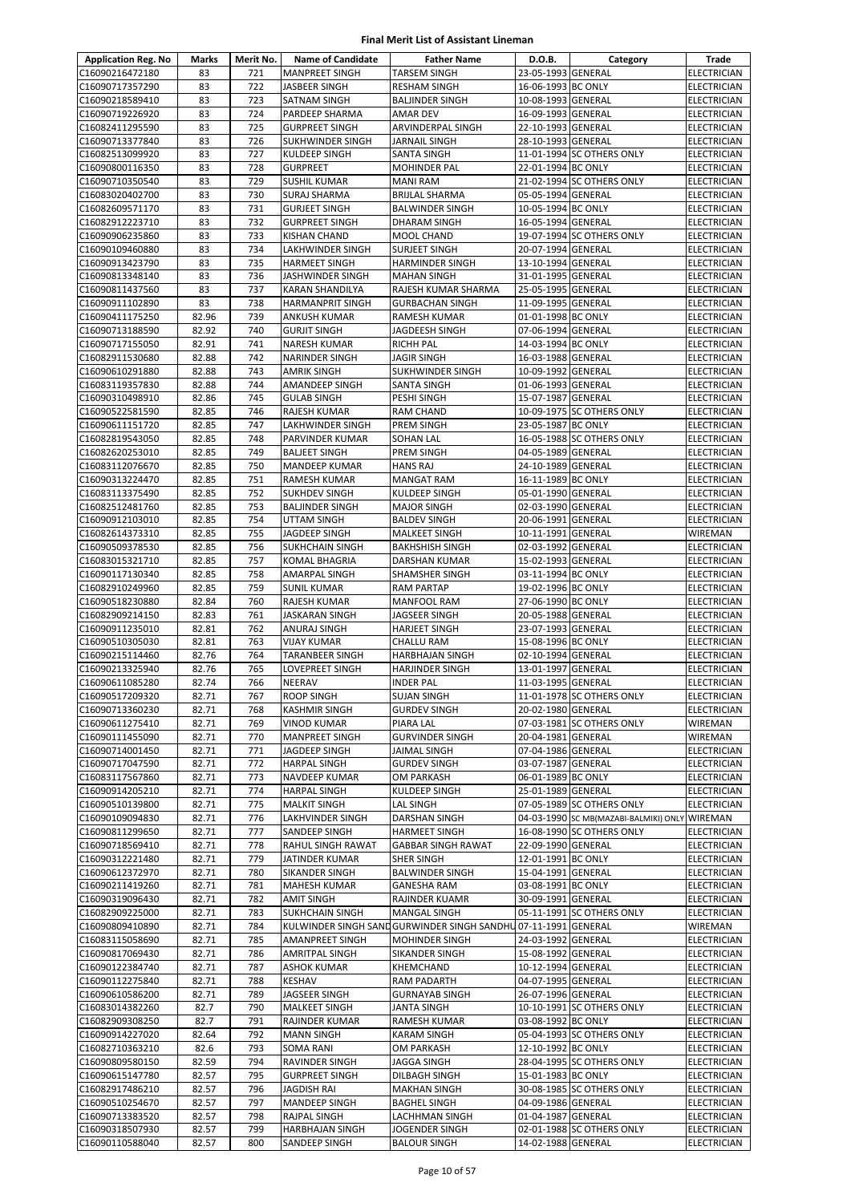**Final Merit List of Assistant Lineman**

| Application Reg. No | Marks | Merit No. | Name of Candidate | Father Name | D.O.B. | Category | Trade |
|---|---|---|---|---|---|---|---|
| C16090216472180 | 83 | 721 | MANPREET SINGH | TARSEM SINGH | 23-05-1993 | GENERAL | ELECTRICIAN |
| C16090717357290 | 83 | 722 | JASBEER SINGH | RESHAM SINGH | 16-06-1993 | BC ONLY | ELECTRICIAN |
| C16090218589410 | 83 | 723 | SATNAM SINGH | BALJINDER SINGH | 10-08-1993 | GENERAL | ELECTRICIAN |
| C16090719226920 | 83 | 724 | PARDEEP SHARMA | AMAR DEV | 16-09-1993 | GENERAL | ELECTRICIAN |
| C16082411295590 | 83 | 725 | GURPREET SINGH | ARVINDERPAL SINGH | 22-10-1993 | GENERAL | ELECTRICIAN |
| C16090713377840 | 83 | 726 | SUKHWINDER SINGH | JARNAIL SINGH | 28-10-1993 | GENERAL | ELECTRICIAN |
| C16082513099920 | 83 | 727 | KULDEEP SINGH | SANTA SINGH | 11-01-1994 | SC OTHERS ONLY | ELECTRICIAN |
| C16090800116350 | 83 | 728 | GURPREET | MOHINDER PAL | 22-01-1994 | BC ONLY | ELECTRICIAN |
| C16090710350540 | 83 | 729 | SUSHIL KUMAR | MANI RAM | 21-02-1994 | SC OTHERS ONLY | ELECTRICIAN |
| C16083020402700 | 83 | 730 | SURAJ SHARMA | BRIJLAL SHARMA | 05-05-1994 | GENERAL | ELECTRICIAN |
| C16082609571170 | 83 | 731 | GURJEET SINGH | BALWINDER SINGH | 10-05-1994 | BC ONLY | ELECTRICIAN |
| C16082912223710 | 83 | 732 | GURPREET SINGH | DHARAM SINGH | 16-05-1994 | GENERAL | ELECTRICIAN |
| C16090906235860 | 83 | 733 | KISHAN CHAND | MOOL CHAND | 19-07-1994 | SC OTHERS ONLY | ELECTRICIAN |
| C16090109460880 | 83 | 734 | LAKHWINDER SINGH | SURJEET SINGH | 20-07-1994 | GENERAL | ELECTRICIAN |
| C16090913423790 | 83 | 735 | HARMEET SINGH | HARMINDER SINGH | 13-10-1994 | GENERAL | ELECTRICIAN |
| C16090813348140 | 83 | 736 | JASHWINDER SINGH | MAHAN SINGH | 31-01-1995 | GENERAL | ELECTRICIAN |
| C16090811437560 | 83 | 737 | KARAN SHANDILYA | RAJESH KUMAR SHARMA | 25-05-1995 | GENERAL | ELECTRICIAN |
| C16090911102890 | 83 | 738 | HARMANPRIT SINGH | GURBACHAN SINGH | 11-09-1995 | GENERAL | ELECTRICIAN |
| C16090411175250 | 82.96 | 739 | ANKUSH KUMAR | RAMESH KUMAR | 01-01-1998 | BC ONLY | ELECTRICIAN |
| C16090713188590 | 82.92 | 740 | GURJIT SINGH | JAGDEESH SINGH | 07-06-1994 | GENERAL | ELECTRICIAN |
| C16090717155050 | 82.91 | 741 | NARESH KUMAR | RICHH PAL | 14-03-1994 | BC ONLY | ELECTRICIAN |
| C16082911530680 | 82.88 | 742 | NARINDER SINGH | JAGIR SINGH | 16-03-1988 | GENERAL | ELECTRICIAN |
| C16090610291880 | 82.88 | 743 | AMRIK SINGH | SUKHWINDER SINGH | 10-09-1992 | GENERAL | ELECTRICIAN |
| C16083119357830 | 82.88 | 744 | AMANDEEP SINGH | SANTA SINGH | 01-06-1993 | GENERAL | ELECTRICIAN |
| C16090310498910 | 82.86 | 745 | GULAB SINGH | PESHI SINGH | 15-07-1987 | GENERAL | ELECTRICIAN |
| C16090522581590 | 82.85 | 746 | RAJESH KUMAR | RAM CHAND | 10-09-1975 | SC OTHERS ONLY | ELECTRICIAN |
| C16090611151720 | 82.85 | 747 | LAKHWINDER SINGH | PREM SINGH | 23-05-1987 | BC ONLY | ELECTRICIAN |
| C16082819543050 | 82.85 | 748 | PARVINDER KUMAR | SOHAN LAL | 16-05-1988 | SC OTHERS ONLY | ELECTRICIAN |
| C16082620253010 | 82.85 | 749 | BALJEET SINGH | PREM SINGH | 04-05-1989 | GENERAL | ELECTRICIAN |
| C16083112076670 | 82.85 | 750 | MANDEEP KUMAR | HANS RAJ | 24-10-1989 | GENERAL | ELECTRICIAN |
| C16090313224470 | 82.85 | 751 | RAMESH KUMAR | MANGAT RAM | 16-11-1989 | BC ONLY | ELECTRICIAN |
| C16083113375490 | 82.85 | 752 | SUKHDEV SINGH | KULDEEP SINGH | 05-01-1990 | GENERAL | ELECTRICIAN |
| C16082512481760 | 82.85 | 753 | BALJINDER SINGH | MAJOR SINGH | 02-03-1990 | GENERAL | ELECTRICIAN |
| C16090912103010 | 82.85 | 754 | UTTAM SINGH | BALDEV SINGH | 20-06-1991 | GENERAL | ELECTRICIAN |
| C16082614373310 | 82.85 | 755 | JAGDEEP SINGH | MALKEET SINGH | 10-11-1991 | GENERAL | WIREMAN |
| C16090509378530 | 82.85 | 756 | SUKHCHAIN SINGH | BAKHSHISH SINGH | 02-03-1992 | GENERAL | ELECTRICIAN |
| C16083015321710 | 82.85 | 757 | KOMAL BHAGRIA | DARSHAN KUMAR | 15-02-1993 | GENERAL | ELECTRICIAN |
| C16090117130340 | 82.85 | 758 | AMARPAL SINGH | SHAMSHER SINGH | 03-11-1994 | BC ONLY | ELECTRICIAN |
| C16082910249960 | 82.85 | 759 | SUNIL KUMAR | RAM PARTAP | 19-02-1996 | BC ONLY | ELECTRICIAN |
| C16090518230880 | 82.84 | 760 | RAJESH KUMAR | MANFOOL RAM | 27-06-1990 | BC ONLY | ELECTRICIAN |
| C16082909214150 | 82.83 | 761 | JASKARAN SINGH | JAGSEER SINGH | 20-05-1988 | GENERAL | ELECTRICIAN |
| C16090911235010 | 82.81 | 762 | ANURAJ SINGH | HARJEET SINGH | 23-07-1993 | GENERAL | ELECTRICIAN |
| C16090510305030 | 82.81 | 763 | VIJAY KUMAR | CHALLU RAM | 15-08-1996 | BC ONLY | ELECTRICIAN |
| C16090215114460 | 82.76 | 764 | TARANBEER SINGH | HARBHAJAN SINGH | 02-10-1994 | GENERAL | ELECTRICIAN |
| C16090213325940 | 82.76 | 765 | LOVEPREET SINGH | HARJINDER SINGH | 13-01-1997 | GENERAL | ELECTRICIAN |
| C16090611085280 | 82.74 | 766 | NEERAV | INDER PAL | 11-03-1995 | GENERAL | ELECTRICIAN |
| C16090517209320 | 82.71 | 767 | ROOP SINGH | SUJAN SINGH | 11-01-1978 | SC OTHERS ONLY | ELECTRICIAN |
| C16090713360230 | 82.71 | 768 | KASHMIR SINGH | GURDEV SINGH | 20-02-1980 | GENERAL | ELECTRICIAN |
| C16090611275410 | 82.71 | 769 | VINOD KUMAR | PIARA LAL | 07-03-1981 | SC OTHERS ONLY | WIREMAN |
| C16090111455090 | 82.71 | 770 | MANPREET SINGH | GURVINDER SINGH | 20-04-1981 | GENERAL | WIREMAN |
| C16090714001450 | 82.71 | 771 | JAGDEEP SINGH | JAIMAL SINGH | 07-04-1986 | GENERAL | ELECTRICIAN |
| C16090717047590 | 82.71 | 772 | HARPAL SINGH | GURDEV SINGH | 03-07-1987 | GENERAL | ELECTRICIAN |
| C16083117567860 | 82.71 | 773 | NAVDEEP KUMAR | OM PARKASH | 06-01-1989 | BC ONLY | ELECTRICIAN |
| C16090914205210 | 82.71 | 774 | HARPAL SINGH | KULDEEP SINGH | 25-01-1989 | GENERAL | ELECTRICIAN |
| C16090510139800 | 82.71 | 775 | MALKIT SINGH | LAL SINGH | 07-05-1989 | SC OTHERS ONLY | ELECTRICIAN |
| C16090109094830 | 82.71 | 776 | LAKHVINDER SINGH | DARSHAN SINGH | 04-03-1990 | SC MB(MAZABI-BALMIKI) ONLY | WIREMAN |
| C16090811299650 | 82.71 | 777 | SANDEEP SINGH | HARMEET SINGH | 16-08-1990 | SC OTHERS ONLY | ELECTRICIAN |
| C16090718569410 | 82.71 | 778 | RAHUL SINGH RAWAT | GABBAR SINGH RAWAT | 22-09-1990 | GENERAL | ELECTRICIAN |
| C16090312221480 | 82.71 | 779 | JATINDER KUMAR | SHER SINGH | 12-01-1991 | BC ONLY | ELECTRICIAN |
| C16090612372970 | 82.71 | 780 | SIKANDER SINGH | BALWINDER SINGH | 15-04-1991 | GENERAL | ELECTRICIAN |
| C16090211419260 | 82.71 | 781 | MAHESH KUMAR | GANESHA RAM | 03-08-1991 | BC ONLY | ELECTRICIAN |
| C16090319096430 | 82.71 | 782 | AMIT SINGH | RAJINDER KUAMR | 30-09-1991 | GENERAL | ELECTRICIAN |
| C16082909225000 | 82.71 | 783 | SUKHCHAIN SINGH | MANGAL SINGH | 05-11-1991 | SC OTHERS ONLY | ELECTRICIAN |
| C16090809410890 | 82.71 | 784 | KULWINDER SINGH SAND | GURWINDER SINGH SANDHU | 07-11-1991 | GENERAL | WIREMAN |
| C16083115058690 | 82.71 | 785 | AMANPREET SINGH | MOHINDER SINGH | 24-03-1992 | GENERAL | ELECTRICIAN |
| C16090817069430 | 82.71 | 786 | AMRITPAL SINGH | SIKANDER SINGH | 15-08-1992 | GENERAL | ELECTRICIAN |
| C16090122384740 | 82.71 | 787 | ASHOK KUMAR | KHEMCHAND | 10-12-1994 | GENERAL | ELECTRICIAN |
| C16090112275840 | 82.71 | 788 | KESHAV | RAM PADARTH | 04-07-1995 | GENERAL | ELECTRICIAN |
| C16090610586200 | 82.71 | 789 | JAGSEER SINGH | GURNAYAB SINGH | 26-07-1996 | GENERAL | ELECTRICIAN |
| C16083014382260 | 82.7 | 790 | MALKEET SINGH | JANTA SINGH | 10-10-1991 | SC OTHERS ONLY | ELECTRICIAN |
| C16082909308250 | 82.7 | 791 | RAJINDER KUMAR | RAMESH KUMAR | 03-08-1992 | BC ONLY | ELECTRICIAN |
| C16090914227020 | 82.64 | 792 | MANN SINGH | KARAM SINGH | 05-04-1993 | SC OTHERS ONLY | ELECTRICIAN |
| C16082710363210 | 82.6 | 793 | SOMA RANI | OM PARKASH | 12-10-1992 | BC ONLY | ELECTRICIAN |
| C16090809580150 | 82.59 | 794 | RAVINDER SINGH | JAGGA SINGH | 28-04-1995 | SC OTHERS ONLY | ELECTRICIAN |
| C16090615147780 | 82.57 | 795 | GURPREET SINGH | DILBAGH SINGH | 15-01-1983 | BC ONLY | ELECTRICIAN |
| C16082917486210 | 82.57 | 796 | JAGDISH RAI | MAKHAN SINGH | 30-08-1985 | SC OTHERS ONLY | ELECTRICIAN |
| C16090510254670 | 82.57 | 797 | MANDEEP SINGH | BAGHEL SINGH | 04-09-1986 | GENERAL | ELECTRICIAN |
| C16090713383520 | 82.57 | 798 | RAJPAL SINGH | LACHHMAN SINGH | 01-04-1987 | GENERAL | ELECTRICIAN |
| C16090318507930 | 82.57 | 799 | HARBHAJAN SINGH | JOGENDER SINGH | 02-01-1988 | SC OTHERS ONLY | ELECTRICIAN |
| C16090110588040 | 82.57 | 800 | SANDEEP SINGH | BALOUR SINGH | 14-02-1988 | GENERAL | ELECTRICIAN |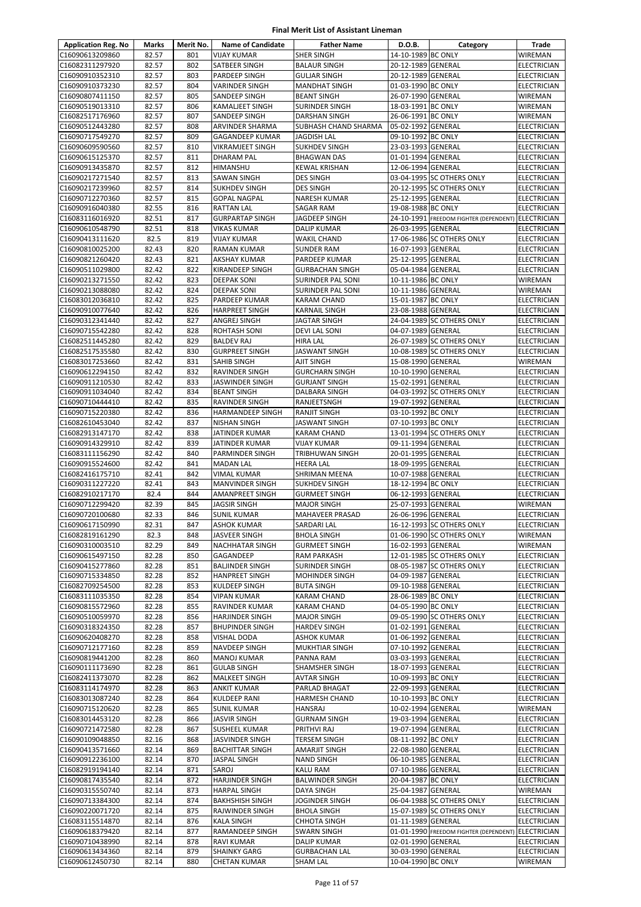# Final Merit List of Assistant Lineman

| Application Reg. No | Marks | Merit No. | Name of Candidate | Father Name | D.O.B. | Category | Trade |
|---|---|---|---|---|---|---|---|
| C16090613209860 | 82.57 | 801 | VIJAY KUMAR | SHER SINGH | 14-10-1989 | BC ONLY | WIREMAN |
| C16082311297920 | 82.57 | 802 | SATBEER SINGH | BALAUR SINGH | 20-12-1989 | GENERAL | ELECTRICIAN |
| C16090910352310 | 82.57 | 803 | PARDEEP SINGH | GULJAR SINGH | 20-12-1989 | GENERAL | ELECTRICIAN |
| C16090910373230 | 82.57 | 804 | VARINDER SINGH | MANDHAT SINGH | 01-03-1990 | BC ONLY | ELECTRICIAN |
| C16090807411150 | 82.57 | 805 | SANDEEP SINGH | BEANT SINGH | 26-07-1990 | GENERAL | WIREMAN |
| C16090519013310 | 82.57 | 806 | KAMALJEET SINGH | SURINDER SINGH | 18-03-1991 | BC ONLY | WIREMAN |
| C16082517176960 | 82.57 | 807 | SANDEEP SINGH | DARSHAN SINGH | 26-06-1991 | BC ONLY | WIREMAN |
| C16090512443280 | 82.57 | 808 | ARVINDER SHARMA | SUBHASH CHAND SHARMA | 05-02-1992 | GENERAL | ELECTRICIAN |
| C16090717549270 | 82.57 | 809 | GAGANDEEP KUMAR | JAGDISH LAL | 09-10-1992 | BC ONLY | ELECTRICIAN |
| C16090609590560 | 82.57 | 810 | VIKRAMJEET SINGH | SUKHDEV SINGH | 23-03-1993 | GENERAL | ELECTRICIAN |
| C16090615125370 | 82.57 | 811 | DHARAM PAL | BHAGWAN DAS | 01-01-1994 | GENERAL | ELECTRICIAN |
| C16090913435870 | 82.57 | 812 | HIMANSHU | KEWAL KRISHAN | 12-06-1994 | GENERAL | ELECTRICIAN |
| C16090217271540 | 82.57 | 813 | SAWAN SINGH | DES SINGH | 03-04-1995 | SC OTHERS ONLY | ELECTRICIAN |
| C16090217239960 | 82.57 | 814 | SUKHDEV SINGH | DES SINGH | 20-12-1995 | SC OTHERS ONLY | ELECTRICIAN |
| C16090712270360 | 82.57 | 815 | GOPAL NAGPAL | NARESH KUMAR | 25-12-1995 | GENERAL | ELECTRICIAN |
| C16090916040380 | 82.55 | 816 | RATTAN LAL | SAGAR RAM | 19-08-1988 | BC ONLY | ELECTRICIAN |
| C16083116016920 | 82.51 | 817 | GURPARTAP SINGH | JAGDEEP SINGH | 24-10-1991 | FREEDOM FIGHTER (DEPENDENT) | ELECTRICIAN |
| C16090610548790 | 82.51 | 818 | VIKAS KUMAR | DALIP KUMAR | 26-03-1995 | GENERAL | ELECTRICIAN |
| C16090413111620 | 82.5 | 819 | VIJAY KUMAR | WAKIL CHAND | 17-06-1986 | SC OTHERS ONLY | ELECTRICIAN |
| C16090810025200 | 82.43 | 820 | RAMAN KUMAR | SUNDER RAM | 16-07-1993 | GENERAL | ELECTRICIAN |
| C16090821260420 | 82.43 | 821 | AKSHAY KUMAR | PARDEEP KUMAR | 25-12-1995 | GENERAL | ELECTRICIAN |
| C16090511029800 | 82.42 | 822 | KIRANDEEP SINGH | GURBACHAN SINGH | 05-04-1984 | GENERAL | ELECTRICIAN |
| C16090213271550 | 82.42 | 823 | DEEPAK SONI | SURINDER PAL SONI | 10-11-1986 | BC ONLY | WIREMAN |
| C16090213088080 | 82.42 | 824 | DEEPAK SONI | SURINDER PAL SONI | 10-11-1986 | GENERAL | WIREMAN |
| C16083012036810 | 82.42 | 825 | PARDEEP KUMAR | KARAM CHAND | 15-01-1987 | BC ONLY | ELECTRICIAN |
| C16090910077640 | 82.42 | 826 | HARPREET SINGH | KARNAIL SINGH | 23-08-1988 | GENERAL | ELECTRICIAN |
| C16090312341440 | 82.42 | 827 | ANGREJ SINGH | JAGTAR SINGH | 24-04-1989 | SC OTHERS ONLY | ELECTRICIAN |
| C16090715542280 | 82.42 | 828 | ROHTASH SONI | DEVI LAL SONI | 04-07-1989 | GENERAL | ELECTRICIAN |
| C16082511445280 | 82.42 | 829 | BALDEV RAJ | HIRA LAL | 26-07-1989 | SC OTHERS ONLY | ELECTRICIAN |
| C16082517535580 | 82.42 | 830 | GURPREET SINGH | JASWANT SINGH | 10-08-1989 | SC OTHERS ONLY | ELECTRICIAN |
| C16083017253660 | 82.42 | 831 | SAHIB SINGH | AJIT SINGH | 15-08-1990 | GENERAL | WIREMAN |
| C16090612294150 | 82.42 | 832 | RAVINDER SINGH | GURCHARN SINGH | 10-10-1990 | GENERAL | ELECTRICIAN |
| C16090911210530 | 82.42 | 833 | JASWINDER SINGH | GURJANT SINGH | 15-02-1991 | GENERAL | ELECTRICIAN |
| C16090911034040 | 82.42 | 834 | BEANT SINGH | DALBARA SINGH | 04-03-1992 | SC OTHERS ONLY | ELECTRICIAN |
| C16090710444410 | 82.42 | 835 | RAVINDER SINGH | RANJEETSNGH | 19-07-1992 | GENERAL | ELECTRICIAN |
| C16090715220380 | 82.42 | 836 | HARMANDEEP SINGH | RANJIT SINGH | 03-10-1992 | BC ONLY | ELECTRICIAN |
| C16082610453040 | 82.42 | 837 | NISHAN SINGH | JASWANT SINGH | 07-10-1993 | BC ONLY | ELECTRICIAN |
| C16082913147170 | 82.42 | 838 | JATINDER KUMAR | KARAM CHAND | 13-01-1994 | SC OTHERS ONLY | ELECTRICIAN |
| C16090914329910 | 82.42 | 839 | JATINDER KUMAR | VIJAY KUMAR | 09-11-1994 | GENERAL | ELECTRICIAN |
| C16083111156290 | 82.42 | 840 | PARMINDER SINGH | TRIBHUWAN SINGH | 20-01-1995 | GENERAL | ELECTRICIAN |
| C16090915524600 | 82.42 | 841 | MADAN LAL | HEERA LAL | 18-09-1995 | GENERAL | ELECTRICIAN |
| C16082416175710 | 82.41 | 842 | VIMAL KUMAR | SHRIMAN MEENA | 10-07-1988 | GENERAL | ELECTRICIAN |
| C16090311227220 | 82.41 | 843 | MANVINDER SINGH | SUKHDEV SINGH | 18-12-1994 | BC ONLY | ELECTRICIAN |
| C16082910217170 | 82.4 | 844 | AMANPREET SINGH | GURMEET SINGH | 06-12-1993 | GENERAL | ELECTRICIAN |
| C16090712299420 | 82.39 | 845 | JAGSIR SINGH | MAJOR SINGH | 25-07-1993 | GENERAL | WIREMAN |
| C16090720100680 | 82.33 | 846 | SUNIL KUMAR | MAHAVEER PRASAD | 26-06-1996 | GENERAL | ELECTRICIAN |
| C16090617150990 | 82.31 | 847 | ASHOK KUMAR | SARDARI LAL | 16-12-1993 | SC OTHERS ONLY | ELECTRICIAN |
| C16082819161290 | 82.3 | 848 | JASVEER SINGH | BHOLA SINGH | 01-06-1990 | SC OTHERS ONLY | WIREMAN |
| C16090310003510 | 82.29 | 849 | NACHHATAR SINGH | GURMEET SINGH | 16-02-1993 | GENERAL | WIREMAN |
| C16090615497150 | 82.28 | 850 | GAGANDEEP | RAM PARKASH | 12-01-1985 | SC OTHERS ONLY | ELECTRICIAN |
| C16090415277860 | 82.28 | 851 | BALJINDER SINGH | SURINDER SINGH | 08-05-1987 | SC OTHERS ONLY | ELECTRICIAN |
| C16090715334850 | 82.28 | 852 | HANPREET SINGH | MOHINDER SINGH | 04-09-1987 | GENERAL | ELECTRICIAN |
| C16082709254500 | 82.28 | 853 | KULDEEP SINGH | BUTA SINGH | 09-10-1988 | GENERAL | ELECTRICIAN |
| C16083111035350 | 82.28 | 854 | VIPAN KUMAR | KARAM CHAND | 28-06-1989 | BC ONLY | ELECTRICIAN |
| C16090815572960 | 82.28 | 855 | RAVINDER KUMAR | KARAM CHAND | 04-05-1990 | BC ONLY | ELECTRICIAN |
| C16090510059970 | 82.28 | 856 | HARJINDER SINGH | MAJOR SINGH | 09-05-1990 | SC OTHERS ONLY | ELECTRICIAN |
| C16090318324350 | 82.28 | 857 | BHUPINDER SINGH | HARDEV SINGH | 01-02-1991 | GENERAL | ELECTRICIAN |
| C16090620408270 | 82.28 | 858 | VISHAL DODA | ASHOK KUMAR | 01-06-1992 | GENERAL | ELECTRICIAN |
| C16090712177160 | 82.28 | 859 | NAVDEEP SINGH | MUKHTIAR SINGH | 07-10-1992 | GENERAL | ELECTRICIAN |
| C16090819441200 | 82.28 | 860 | MANOJ KUMAR | PANNA RAM | 03-03-1993 | GENERAL | ELECTRICIAN |
| C16090111173690 | 82.28 | 861 | GULAB SINGH | SHAMSHER SINGH | 18-07-1993 | GENERAL | ELECTRICIAN |
| C16082411373070 | 82.28 | 862 | MALKEET SINGH | AVTAR SINGH | 10-09-1993 | BC ONLY | ELECTRICIAN |
| C16083114174970 | 82.28 | 863 | ANKIT KUMAR | PARLAD BHAGAT | 22-09-1993 | GENERAL | ELECTRICIAN |
| C16083013087240 | 82.28 | 864 | KULDEEP RANI | HARMESH CHAND | 10-10-1993 | BC ONLY | ELECTRICIAN |
| C16090715120620 | 82.28 | 865 | SUNIL KUMAR | HANSRAJ | 10-02-1994 | GENERAL | WIREMAN |
| C16083014453120 | 82.28 | 866 | JASVIR SINGH | GURNAM SINGH | 19-03-1994 | GENERAL | ELECTRICIAN |
| C16090721472580 | 82.28 | 867 | SUSHEEL KUMAR | PRITHVI RAJ | 19-07-1994 | GENERAL | ELECTRICIAN |
| C16090109048850 | 82.16 | 868 | JASVINDER SINGH | TERSEM SINGH | 08-11-1992 | BC ONLY | ELECTRICIAN |
| C16090413571660 | 82.14 | 869 | BACHITTAR SINGH | AMARJIT SINGH | 22-08-1980 | GENERAL | ELECTRICIAN |
| C16090912236100 | 82.14 | 870 | JASPAL SINGH | NAND SINGH | 06-10-1985 | GENERAL | ELECTRICIAN |
| C16082919194140 | 82.14 | 871 | SAROJ | KALU RAM | 07-10-1986 | GENERAL | ELECTRICIAN |
| C16090817435540 | 82.14 | 872 | HARJINDER SINGH | BALWINDER SINGH | 20-04-1987 | BC ONLY | ELECTRICIAN |
| C16090315550740 | 82.14 | 873 | HARPAL SINGH | DAYA SINGH | 25-04-1987 | GENERAL | WIREMAN |
| C16090713384300 | 82.14 | 874 | BAKHSHISH SINGH | JOGINDER SINGH | 06-04-1988 | SC OTHERS ONLY | ELECTRICIAN |
| C16090220071720 | 82.14 | 875 | RAJWINDER SINGH | BHOLA SINGH | 15-07-1989 | SC OTHERS ONLY | ELECTRICIAN |
| C16083115514870 | 82.14 | 876 | KALA SINGH | CHHOTA SINGH | 01-11-1989 | GENERAL | ELECTRICIAN |
| C16090618379420 | 82.14 | 877 | RAMANDEEP SINGH | SWARN SINGH | 01-01-1990 | FREEDOM FIGHTER (DEPENDENT) | ELECTRICIAN |
| C16090710438990 | 82.14 | 878 | RAVI KUMAR | DALIP KUMAR | 02-01-1990 | GENERAL | ELECTRICIAN |
| C16090613434360 | 82.14 | 879 | SHAINKY GARG | GURBACHAN LAL | 30-03-1990 | GENERAL | ELECTRICIAN |
| C16090612450730 | 82.14 | 880 | CHETAN KUMAR | SHAM LAL | 10-04-1990 | BC ONLY | WIREMAN |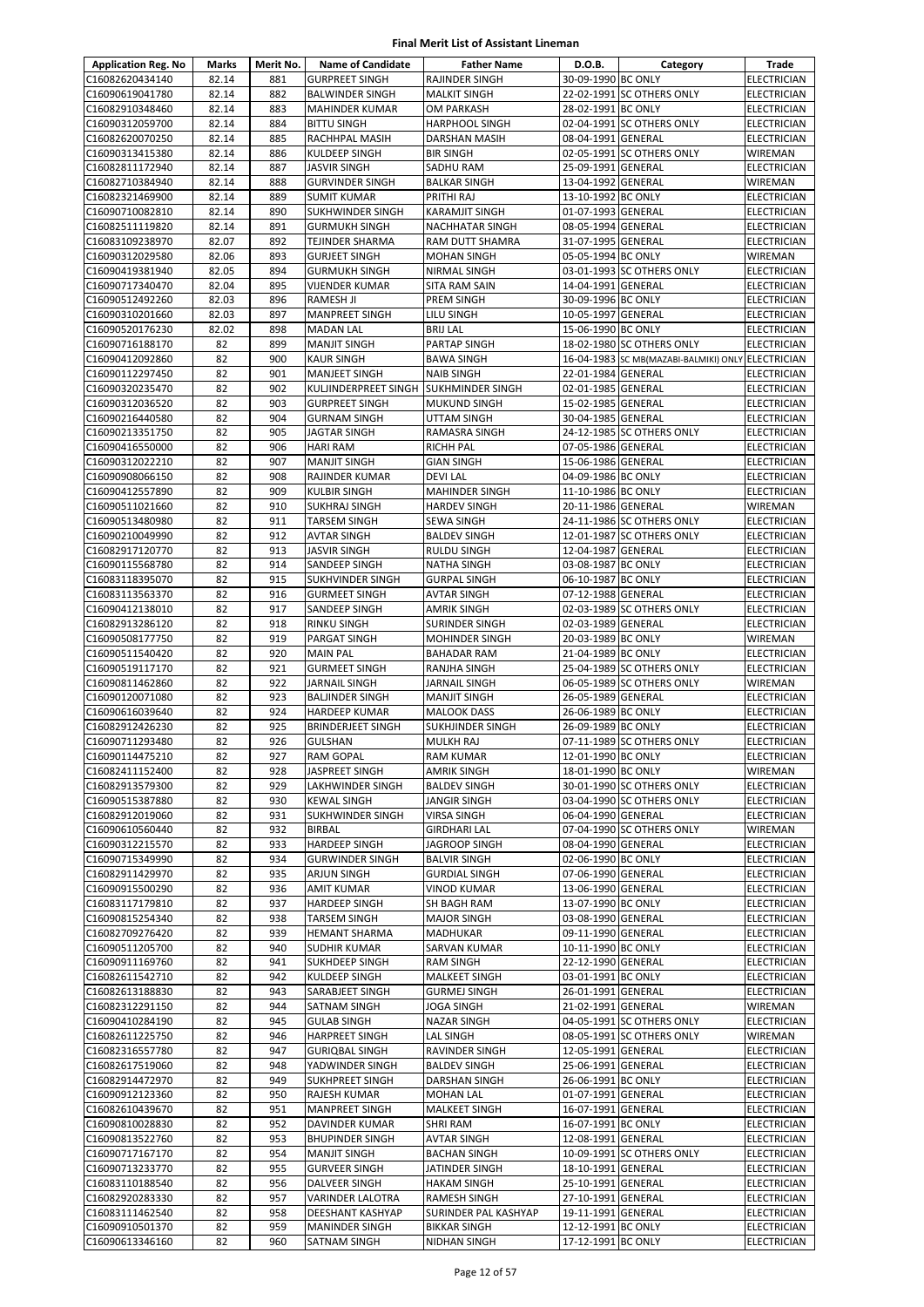# Final Merit List of Assistant Lineman

| Application Reg. No | Marks | Merit No. | Name of Candidate | Father Name | D.O.B. | Category | Trade |
|---|---|---|---|---|---|---|---|
| C16082620434140 | 82.14 | 881 | GURPREET SINGH | RAJINDER SINGH | 30-09-1990 | BC ONLY | ELECTRICIAN |
| C16090619041780 | 82.14 | 882 | BALWINDER SINGH | MALKIT SINGH | 22-02-1991 | SC OTHERS ONLY | ELECTRICIAN |
| C16082910348460 | 82.14 | 883 | MAHINDER KUMAR | OM PARKASH | 28-02-1991 | BC ONLY | ELECTRICIAN |
| C16090312059700 | 82.14 | 884 | BITTU SINGH | HARPHOOL SINGH | 02-04-1991 | SC OTHERS ONLY | ELECTRICIAN |
| C16082620070250 | 82.14 | 885 | RACHHPAL MASIH | DARSHAN MASIH | 08-04-1991 | GENERAL | ELECTRICIAN |
| C16090313415380 | 82.14 | 886 | KULDEEP SINGH | BIR SINGH | 02-05-1991 | SC OTHERS ONLY | WIREMAN |
| C16082811172940 | 82.14 | 887 | JASVIR SINGH | SADHU RAM | 25-09-1991 | GENERAL | ELECTRICIAN |
| C16082710384940 | 82.14 | 888 | GURVINDER SINGH | BALKAR SINGH | 13-04-1992 | GENERAL | WIREMAN |
| C16082321469900 | 82.14 | 889 | SUMIT KUMAR | PRITHI RAJ | 13-10-1992 | BC ONLY | ELECTRICIAN |
| C16090710082810 | 82.14 | 890 | SUKHWINDER SINGH | KARAMJIT SINGH | 01-07-1993 | GENERAL | ELECTRICIAN |
| C16082511119820 | 82.14 | 891 | GURMUKH SINGH | NACHHATAR SINGH | 08-05-1994 | GENERAL | ELECTRICIAN |
| C16083109238970 | 82.07 | 892 | TEJINDER SHARMA | RAM DUTT SHAMRA | 31-07-1995 | GENERAL | ELECTRICIAN |
| C16090312029580 | 82.06 | 893 | GURJEET SINGH | MOHAN SINGH | 05-05-1994 | BC ONLY | WIREMAN |
| C16090419381940 | 82.05 | 894 | GURMUKH SINGH | NIRMAL SINGH | 03-01-1993 | SC OTHERS ONLY | ELECTRICIAN |
| C16090717340470 | 82.04 | 895 | VIJENDER KUMAR | SITA RAM SAIN | 14-04-1991 | GENERAL | ELECTRICIAN |
| C16090512492260 | 82.03 | 896 | RAMESH JI | PREM SINGH | 30-09-1996 | BC ONLY | ELECTRICIAN |
| C16090310201660 | 82.03 | 897 | MANPREET SINGH | LILU SINGH | 10-05-1997 | GENERAL | ELECTRICIAN |
| C16090520176230 | 82.02 | 898 | MADAN LAL | BRIJ LAL | 15-06-1990 | BC ONLY | ELECTRICIAN |
| C16090716188170 | 82 | 899 | MANJIT SINGH | PARTAP SINGH | 18-02-1980 | SC OTHERS ONLY | ELECTRICIAN |
| C16090412092860 | 82 | 900 | KAUR SINGH | BAWA SINGH | 16-04-1983 | SC MB(MAZABI-BALMIKI) ONLY | ELECTRICIAN |
| C16090112297450 | 82 | 901 | MANJEET SINGH | NAIB SINGH | 22-01-1984 | GENERAL | ELECTRICIAN |
| C16090320235470 | 82 | 902 | KULJINDERPREET SINGH | SUKHMINDER SINGH | 02-01-1985 | GENERAL | ELECTRICIAN |
| C16090312036520 | 82 | 903 | GURPREET SINGH | MUKUND SINGH | 15-02-1985 | GENERAL | ELECTRICIAN |
| C16090216440580 | 82 | 904 | GURNAM SINGH | UTTAM SINGH | 30-04-1985 | GENERAL | ELECTRICIAN |
| C16090213351750 | 82 | 905 | JAGTAR SINGH | RAMASRA SINGH | 24-12-1985 | SC OTHERS ONLY | ELECTRICIAN |
| C16090416550000 | 82 | 906 | HARI RAM | RICHH PAL | 07-05-1986 | GENERAL | ELECTRICIAN |
| C16090312022210 | 82 | 907 | MANJIT SINGH | GIAN SINGH | 15-06-1986 | GENERAL | ELECTRICIAN |
| C16090908066150 | 82 | 908 | RAJINDER KUMAR | DEVI LAL | 04-09-1986 | BC ONLY | ELECTRICIAN |
| C16090412557890 | 82 | 909 | KULBIR SINGH | MAHINDER SINGH | 11-10-1986 | BC ONLY | ELECTRICIAN |
| C16090511021660 | 82 | 910 | SUKHRAJ SINGH | HARDEV SINGH | 20-11-1986 | GENERAL | WIREMAN |
| C16090513480980 | 82 | 911 | TARSEM SINGH | SEWA SINGH | 24-11-1986 | SC OTHERS ONLY | ELECTRICIAN |
| C16090210049990 | 82 | 912 | AVTAR SINGH | BALDEV SINGH | 12-01-1987 | SC OTHERS ONLY | ELECTRICIAN |
| C16082917120770 | 82 | 913 | JASVIR SINGH | RULDU SINGH | 12-04-1987 | GENERAL | ELECTRICIAN |
| C16090115568780 | 82 | 914 | SANDEEP SINGH | NATHA SINGH | 03-08-1987 | BC ONLY | ELECTRICIAN |
| C16083118395070 | 82 | 915 | SUKHVINDER SINGH | GURPAL SINGH | 06-10-1987 | BC ONLY | ELECTRICIAN |
| C16083113563370 | 82 | 916 | GURMEET SINGH | AVTAR SINGH | 07-12-1988 | GENERAL | ELECTRICIAN |
| C16090412138010 | 82 | 917 | SANDEEP SINGH | AMRIK SINGH | 02-03-1989 | SC OTHERS ONLY | ELECTRICIAN |
| C16082913286120 | 82 | 918 | RINKU SINGH | SURINDER SINGH | 02-03-1989 | GENERAL | ELECTRICIAN |
| C16090508177750 | 82 | 919 | PARGAT SINGH | MOHINDER SINGH | 20-03-1989 | BC ONLY | WIREMAN |
| C16090511540420 | 82 | 920 | MAIN PAL | BAHADAR RAM | 21-04-1989 | BC ONLY | ELECTRICIAN |
| C16090519117170 | 82 | 921 | GURMEET SINGH | RANJHA SINGH | 25-04-1989 | SC OTHERS ONLY | ELECTRICIAN |
| C16090811462860 | 82 | 922 | JARNAIL SINGH | JARNAIL SINGH | 06-05-1989 | SC OTHERS ONLY | WIREMAN |
| C16090120071080 | 82 | 923 | BALJINDER SINGH | MANJIT SINGH | 26-05-1989 | GENERAL | ELECTRICIAN |
| C16090616039640 | 82 | 924 | HARDEEP KUMAR | MALOOK DASS | 26-06-1989 | BC ONLY | ELECTRICIAN |
| C16082912426230 | 82 | 925 | BRINDERJEET SINGH | SUKHJINDER SINGH | 26-09-1989 | BC ONLY | ELECTRICIAN |
| C16090711293480 | 82 | 926 | GULSHAN | MULKH RAJ | 07-11-1989 | SC OTHERS ONLY | ELECTRICIAN |
| C16090114475210 | 82 | 927 | RAM GOPAL | RAM KUMAR | 12-01-1990 | BC ONLY | ELECTRICIAN |
| C16082411152400 | 82 | 928 | JASPREET SINGH | AMRIK SINGH | 18-01-1990 | BC ONLY | WIREMAN |
| C16082913579300 | 82 | 929 | LAKHWINDER SINGH | BALDEV SINGH | 30-01-1990 | SC OTHERS ONLY | ELECTRICIAN |
| C16090515387880 | 82 | 930 | KEWAL SINGH | JANGIR SINGH | 03-04-1990 | SC OTHERS ONLY | ELECTRICIAN |
| C16082912019060 | 82 | 931 | SUKHWINDER SINGH | VIRSA SINGH | 06-04-1990 | GENERAL | ELECTRICIAN |
| C16090610560440 | 82 | 932 | BIRBAL | GIRDHARI LAL | 07-04-1990 | SC OTHERS ONLY | WIREMAN |
| C16090312215570 | 82 | 933 | HARDEEP SINGH | JAGROOP SINGH | 08-04-1990 | GENERAL | ELECTRICIAN |
| C16090715349990 | 82 | 934 | GURWINDER SINGH | BALVIR SINGH | 02-06-1990 | BC ONLY | ELECTRICIAN |
| C16082911429970 | 82 | 935 | ARJUN SINGH | GURDIAL SINGH | 07-06-1990 | GENERAL | ELECTRICIAN |
| C16090915500290 | 82 | 936 | AMIT KUMAR | VINOD KUMAR | 13-06-1990 | GENERAL | ELECTRICIAN |
| C16083117179810 | 82 | 937 | HARDEEP SINGH | SH BAGH RAM | 13-07-1990 | BC ONLY | ELECTRICIAN |
| C16090815254340 | 82 | 938 | TARSEM SINGH | MAJOR SINGH | 03-08-1990 | GENERAL | ELECTRICIAN |
| C16082709276420 | 82 | 939 | HEMANT SHARMA | MADHUKAR | 09-11-1990 | GENERAL | ELECTRICIAN |
| C16090511205700 | 82 | 940 | SUDHIR KUMAR | SARVAN KUMAR | 10-11-1990 | BC ONLY | ELECTRICIAN |
| C16090911169760 | 82 | 941 | SUKHDEEP SINGH | RAM SINGH | 22-12-1990 | GENERAL | ELECTRICIAN |
| C16082611542710 | 82 | 942 | KULDEEP SINGH | MALKEET SINGH | 03-01-1991 | BC ONLY | ELECTRICIAN |
| C16082613188830 | 82 | 943 | SARABJEET SINGH | GURMEJ SINGH | 26-01-1991 | GENERAL | ELECTRICIAN |
| C16082312291150 | 82 | 944 | SATNAM SINGH | JOGA SINGH | 21-02-1991 | GENERAL | WIREMAN |
| C16090410284190 | 82 | 945 | GULAB SINGH | NAZAR SINGH | 04-05-1991 | SC OTHERS ONLY | ELECTRICIAN |
| C16082611225750 | 82 | 946 | HARPREET SINGH | LAL SINGH | 08-05-1991 | SC OTHERS ONLY | WIREMAN |
| C16082316557780 | 82 | 947 | GURIQBAL SINGH | RAVINDER SINGH | 12-05-1991 | GENERAL | ELECTRICIAN |
| C16082617519060 | 82 | 948 | YADWINDER SINGH | BALDEV SINGH | 25-06-1991 | GENERAL | ELECTRICIAN |
| C16082914472970 | 82 | 949 | SUKHPREET SINGH | DARSHAN SINGH | 26-06-1991 | BC ONLY | ELECTRICIAN |
| C16090912123360 | 82 | 950 | RAJESH KUMAR | MOHAN LAL | 01-07-1991 | GENERAL | ELECTRICIAN |
| C16082610439670 | 82 | 951 | MANPREET SINGH | MALKEET SINGH | 16-07-1991 | GENERAL | ELECTRICIAN |
| C16090810028830 | 82 | 952 | DAVINDER KUMAR | SHRI RAM | 16-07-1991 | BC ONLY | ELECTRICIAN |
| C16090813522760 | 82 | 953 | BHUPINDER SINGH | AVTAR SINGH | 12-08-1991 | GENERAL | ELECTRICIAN |
| C16090717167170 | 82 | 954 | MANJIT SINGH | BACHAN SINGH | 10-09-1991 | SC OTHERS ONLY | ELECTRICIAN |
| C16090713233770 | 82 | 955 | GURVEER SINGH | JATINDER SINGH | 18-10-1991 | GENERAL | ELECTRICIAN |
| C16083110188540 | 82 | 956 | DALVEER SINGH | HAKAM SINGH | 25-10-1991 | GENERAL | ELECTRICIAN |
| C16082920283330 | 82 | 957 | VARINDER LALOTRA | RAMESH SINGH | 27-10-1991 | GENERAL | ELECTRICIAN |
| C16083111462540 | 82 | 958 | DEESHANT KASHYAP | SURINDER PAL KASHYAP | 19-11-1991 | GENERAL | ELECTRICIAN |
| C16090910501370 | 82 | 959 | MANINDER SINGH | BIKKAR SINGH | 12-12-1991 | BC ONLY | ELECTRICIAN |
| C16090613346160 | 82 | 960 | SATNAM SINGH | NIDHAN SINGH | 17-12-1991 | BC ONLY | ELECTRICIAN |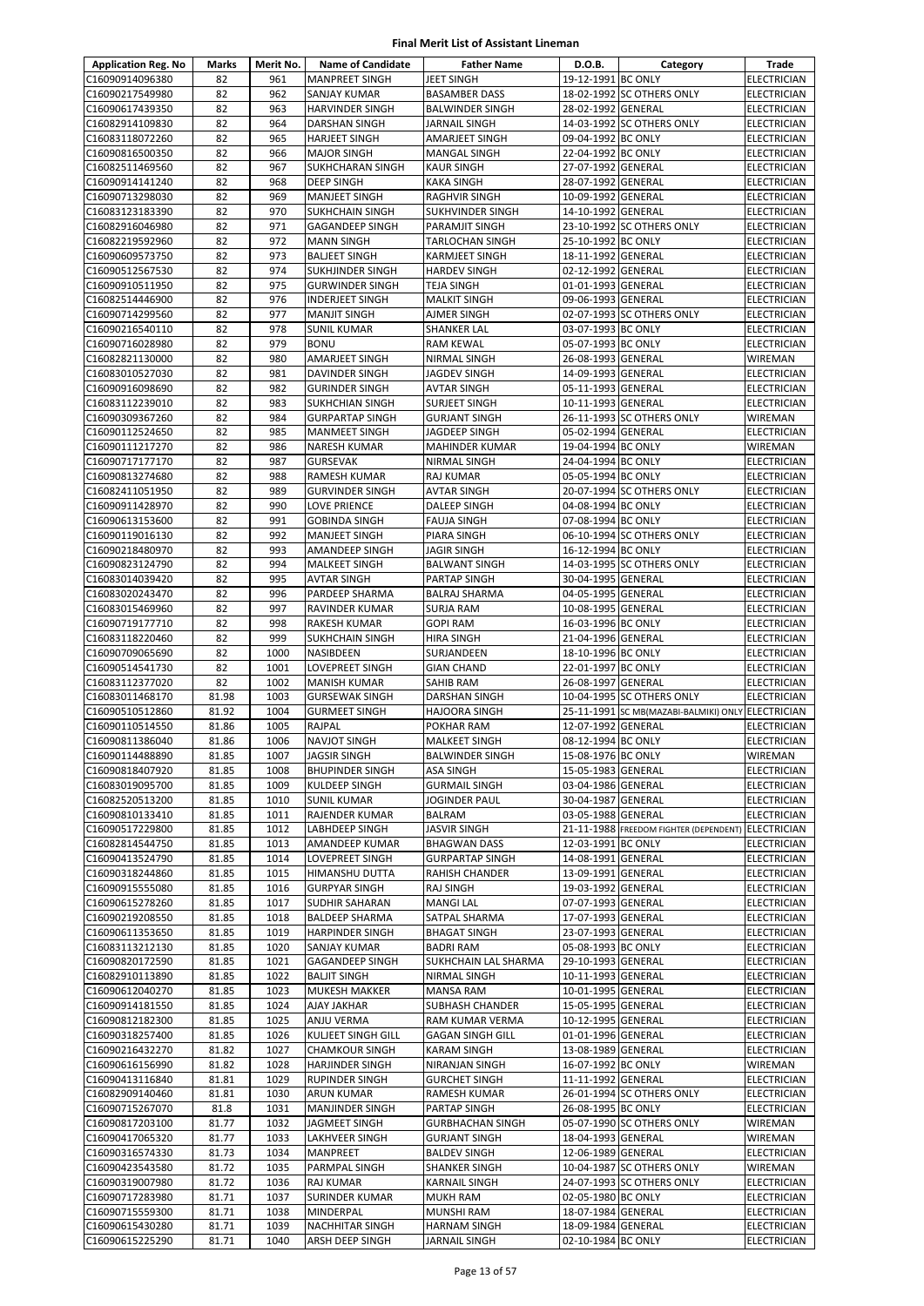# Final Merit List of Assistant Lineman

| Application Reg. No | Marks | Merit No. | Name of Candidate | Father Name | D.O.B. | Category | Trade |
|---|---|---|---|---|---|---|---|
| C16090914096380 | 82 | 961 | MANPREET SINGH | JEET SINGH | 19-12-1991 | BC ONLY | ELECTRICIAN |
| C16090217549980 | 82 | 962 | SANJAY KUMAR | BASAMBER DASS | 18-02-1992 | SC OTHERS ONLY | ELECTRICIAN |
| C16090617439350 | 82 | 963 | HARVINDER SINGH | BALWINDER SINGH | 28-02-1992 | GENERAL | ELECTRICIAN |
| C16082914109830 | 82 | 964 | DARSHAN SINGH | JARNAIL SINGH | 14-03-1992 | SC OTHERS ONLY | ELECTRICIAN |
| C16083118072260 | 82 | 965 | HARJEET SINGH | AMARJEET SINGH | 09-04-1992 | BC ONLY | ELECTRICIAN |
| C16090816500350 | 82 | 966 | MAJOR SINGH | MANGAL SINGH | 22-04-1992 | BC ONLY | ELECTRICIAN |
| C16082511469560 | 82 | 967 | SUKHCHARAN SINGH | KAUR SINGH | 27-07-1992 | GENERAL | ELECTRICIAN |
| C16090914141240 | 82 | 968 | DEEP SINGH | KAKA SINGH | 28-07-1992 | GENERAL | ELECTRICIAN |
| C16090713298030 | 82 | 969 | MANJEET SINGH | RAGHVIR SINGH | 10-09-1992 | GENERAL | ELECTRICIAN |
| C16083123183390 | 82 | 970 | SUKHCHAIN SINGH | SUKHVINDER SINGH | 14-10-1992 | GENERAL | ELECTRICIAN |
| C16082916046980 | 82 | 971 | GAGANDEEP SINGH | PARAMJIT SINGH | 23-10-1992 | SC OTHERS ONLY | ELECTRICIAN |
| C16082219592960 | 82 | 972 | MANN SINGH | TARLOCHAN SINGH | 25-10-1992 | BC ONLY | ELECTRICIAN |
| C16090609573750 | 82 | 973 | BALJEET SINGH | KARMJEET SINGH | 18-11-1992 | GENERAL | ELECTRICIAN |
| C16090512567530 | 82 | 974 | SUKHJINDER SINGH | HARDEV SINGH | 02-12-1992 | GENERAL | ELECTRICIAN |
| C16090910511950 | 82 | 975 | GURWINDER SINGH | TEJA SINGH | 01-01-1993 | GENERAL | ELECTRICIAN |
| C16082514446900 | 82 | 976 | INDERJEET SINGH | MALKIT SINGH | 09-06-1993 | GENERAL | ELECTRICIAN |
| C16090714299560 | 82 | 977 | MANJIT SINGH | AJMER SINGH | 02-07-1993 | SC OTHERS ONLY | ELECTRICIAN |
| C16090216540110 | 82 | 978 | SUNIL KUMAR | SHANKER LAL | 03-07-1993 | BC ONLY | ELECTRICIAN |
| C16090716028980 | 82 | 979 | BONU | RAM KEWAL | 05-07-1993 | BC ONLY | ELECTRICIAN |
| C16082821130000 | 82 | 980 | AMARJEET SINGH | NIRMAL SINGH | 26-08-1993 | GENERAL | WIREMAN |
| C16083010527030 | 82 | 981 | DAVINDER SINGH | JAGDEV SINGH | 14-09-1993 | GENERAL | ELECTRICIAN |
| C16090916098690 | 82 | 982 | GURINDER SINGH | AVTAR SINGH | 05-11-1993 | GENERAL | ELECTRICIAN |
| C16083112239010 | 82 | 983 | SUKHCHIAN SINGH | SURJEET SINGH | 10-11-1993 | GENERAL | ELECTRICIAN |
| C16090309367260 | 82 | 984 | GURPARTAP SINGH | GURJANT SINGH | 26-11-1993 | SC OTHERS ONLY | WIREMAN |
| C16090112524650 | 82 | 985 | MANMEET SINGH | JAGDEEP SINGH | 05-02-1994 | GENERAL | ELECTRICIAN |
| C16090111217270 | 82 | 986 | NARESH KUMAR | MAHINDER KUMAR | 19-04-1994 | BC ONLY | WIREMAN |
| C16090717177170 | 82 | 987 | GURSEVAK | NIRMAL SINGH | 24-04-1994 | BC ONLY | ELECTRICIAN |
| C16090813274680 | 82 | 988 | RAMESH KUMAR | RAJ KUMAR | 05-05-1994 | BC ONLY | ELECTRICIAN |
| C16082411051950 | 82 | 989 | GURVINDER SINGH | AVTAR SINGH | 20-07-1994 | SC OTHERS ONLY | ELECTRICIAN |
| C16090911428970 | 82 | 990 | LOVE PRIENCE | DALEEP SINGH | 04-08-1994 | BC ONLY | ELECTRICIAN |
| C16090613153600 | 82 | 991 | GOBINDA SINGH | FAUJA SINGH | 07-08-1994 | BC ONLY | ELECTRICIAN |
| C16090119016130 | 82 | 992 | MANJEET SINGH | PIARA SINGH | 06-10-1994 | SC OTHERS ONLY | ELECTRICIAN |
| C16090218480970 | 82 | 993 | AMANDEEP SINGH | JAGIR SINGH | 16-12-1994 | BC ONLY | ELECTRICIAN |
| C16090823124790 | 82 | 994 | MALKEET SINGH | BALWANT SINGH | 14-03-1995 | SC OTHERS ONLY | ELECTRICIAN |
| C16083014039420 | 82 | 995 | AVTAR SINGH | PARTAP SINGH | 30-04-1995 | GENERAL | ELECTRICIAN |
| C16083020243470 | 82 | 996 | PARDEEP SHARMA | BALRAJ SHARMA | 04-05-1995 | GENERAL | ELECTRICIAN |
| C16083015469960 | 82 | 997 | RAVINDER KUMAR | SURJA RAM | 10-08-1995 | GENERAL | ELECTRICIAN |
| C16090719177710 | 82 | 998 | RAKESH KUMAR | GOPI RAM | 16-03-1996 | BC ONLY | ELECTRICIAN |
| C16083118220460 | 82 | 999 | SUKHCHAIN SINGH | HIRA SINGH | 21-04-1996 | GENERAL | ELECTRICIAN |
| C16090709065690 | 82 | 1000 | NASIBDEEN | SURJANDEEN | 18-10-1996 | BC ONLY | ELECTRICIAN |
| C16090514541730 | 82 | 1001 | LOVEPREET SINGH | GIAN CHAND | 22-01-1997 | BC ONLY | ELECTRICIAN |
| C16083112377020 | 82 | 1002 | MANISH KUMAR | SAHIB RAM | 26-08-1997 | GENERAL | ELECTRICIAN |
| C16083011468170 | 81.98 | 1003 | GURSEWAK SINGH | DARSHAN SINGH | 10-04-1995 | SC OTHERS ONLY | ELECTRICIAN |
| C16090510512860 | 81.92 | 1004 | GURMEET SINGH | HAJOORA SINGH | 25-11-1991 | SC MB(MAZABI-BALMIKI) ONLY | ELECTRICIAN |
| C16090110514550 | 81.86 | 1005 | RAJPAL | POKHAR RAM | 12-07-1992 | GENERAL | ELECTRICIAN |
| C16090811386040 | 81.86 | 1006 | NAVJOT SINGH | MALKEET SINGH | 08-12-1994 | BC ONLY | ELECTRICIAN |
| C16090114488890 | 81.85 | 1007 | JAGSIR SINGH | BALWINDER SINGH | 15-08-1976 | BC ONLY | WIREMAN |
| C16090818407920 | 81.85 | 1008 | BHUPINDER SINGH | ASA SINGH | 15-05-1983 | GENERAL | ELECTRICIAN |
| C16083019095700 | 81.85 | 1009 | KULDEEP SINGH | GURMAIL SINGH | 03-04-1986 | GENERAL | ELECTRICIAN |
| C16082520513200 | 81.85 | 1010 | SUNIL KUMAR | JOGINDER PAUL | 30-04-1987 | GENERAL | ELECTRICIAN |
| C16090810133410 | 81.85 | 1011 | RAJENDER KUMAR | BALRAM | 03-05-1988 | GENERAL | ELECTRICIAN |
| C16090517229800 | 81.85 | 1012 | LABHDEEP SINGH | JASVIR SINGH | 21-11-1988 | FREEDOM FIGHTER (DEPENDENT) | ELECTRICIAN |
| C16082814544750 | 81.85 | 1013 | AMANDEEP KUMAR | BHAGWAN DASS | 12-03-1991 | BC ONLY | ELECTRICIAN |
| C16090413524790 | 81.85 | 1014 | LOVEPREET SINGH | GURPARTAP SINGH | 14-08-1991 | GENERAL | ELECTRICIAN |
| C16090318244860 | 81.85 | 1015 | HIMANSHU DUTTA | RAHISH CHANDER | 13-09-1991 | GENERAL | ELECTRICIAN |
| C16090915555080 | 81.85 | 1016 | GURPYAR SINGH | RAJ SINGH | 19-03-1992 | GENERAL | ELECTRICIAN |
| C16090615278260 | 81.85 | 1017 | SUDHIR SAHARAN | MANGI LAL | 07-07-1993 | GENERAL | ELECTRICIAN |
| C16090219208550 | 81.85 | 1018 | BALDEEP SHARMA | SATPAL SHARMA | 17-07-1993 | GENERAL | ELECTRICIAN |
| C16090611353650 | 81.85 | 1019 | HARPINDER SINGH | BHAGAT SINGH | 23-07-1993 | GENERAL | ELECTRICIAN |
| C16083113212130 | 81.85 | 1020 | SANJAY KUMAR | BADRI RAM | 05-08-1993 | BC ONLY | ELECTRICIAN |
| C16090820172590 | 81.85 | 1021 | GAGANDEEP SINGH | SUKHCHAIN LAL SHARMA | 29-10-1993 | GENERAL | ELECTRICIAN |
| C16082910113890 | 81.85 | 1022 | BALJIT SINGH | NIRMAL SINGH | 10-11-1993 | GENERAL | ELECTRICIAN |
| C16090612040270 | 81.85 | 1023 | MUKESH MAKKER | MANSA RAM | 10-01-1995 | GENERAL | ELECTRICIAN |
| C16090914181550 | 81.85 | 1024 | AJAY JAKHAR | SUBHASH CHANDER | 15-05-1995 | GENERAL | ELECTRICIAN |
| C16090812182300 | 81.85 | 1025 | ANJU VERMA | RAM KUMAR VERMA | 10-12-1995 | GENERAL | ELECTRICIAN |
| C16090318257400 | 81.85 | 1026 | KULJEET SINGH GILL | GAGAN SINGH GILL | 01-01-1996 | GENERAL | ELECTRICIAN |
| C16090216432270 | 81.82 | 1027 | CHAMKOUR SINGH | KARAM SINGH | 13-08-1989 | GENERAL | ELECTRICIAN |
| C16090616156990 | 81.82 | 1028 | HARJINDER SINGH | NIRANJAN SINGH | 16-07-1992 | BC ONLY | WIREMAN |
| C16090413116840 | 81.81 | 1029 | RUPINDER SINGH | GURCHET SINGH | 11-11-1992 | GENERAL | ELECTRICIAN |
| C16082909140460 | 81.81 | 1030 | ARUN KUMAR | RAMESH KUMAR | 26-01-1994 | SC OTHERS ONLY | ELECTRICIAN |
| C16090715267070 | 81.8 | 1031 | MANJINDER SINGH | PARTAP SINGH | 26-08-1995 | BC ONLY | ELECTRICIAN |
| C16090817203100 | 81.77 | 1032 | JAGMEET SINGH | GURBHACHAN SINGH | 05-07-1990 | SC OTHERS ONLY | WIREMAN |
| C16090417065320 | 81.77 | 1033 | LAKHVEER SINGH | GURJANT SINGH | 18-04-1993 | GENERAL | WIREMAN |
| C16090316574330 | 81.73 | 1034 | MANPREET | BALDEV SINGH | 12-06-1989 | GENERAL | ELECTRICIAN |
| C16090423543580 | 81.72 | 1035 | PARMPAL SINGH | SHANKER SINGH | 10-04-1987 | SC OTHERS ONLY | WIREMAN |
| C16090319007980 | 81.72 | 1036 | RAJ KUMAR | KARNAIL SINGH | 24-07-1993 | SC OTHERS ONLY | ELECTRICIAN |
| C16090717283980 | 81.71 | 1037 | SURINDER KUMAR | MUKH RAM | 02-05-1980 | BC ONLY | ELECTRICIAN |
| C16090715559300 | 81.71 | 1038 | MINDERPAL | MUNSHI RAM | 18-07-1984 | GENERAL | ELECTRICIAN |
| C16090615430280 | 81.71 | 1039 | NACHHITAR SINGH | HARNAM SINGH | 18-09-1984 | GENERAL | ELECTRICIAN |
| C16090615225290 | 81.71 | 1040 | ARSH DEEP SINGH | JARNAIL SINGH | 02-10-1984 | BC ONLY | ELECTRICIAN |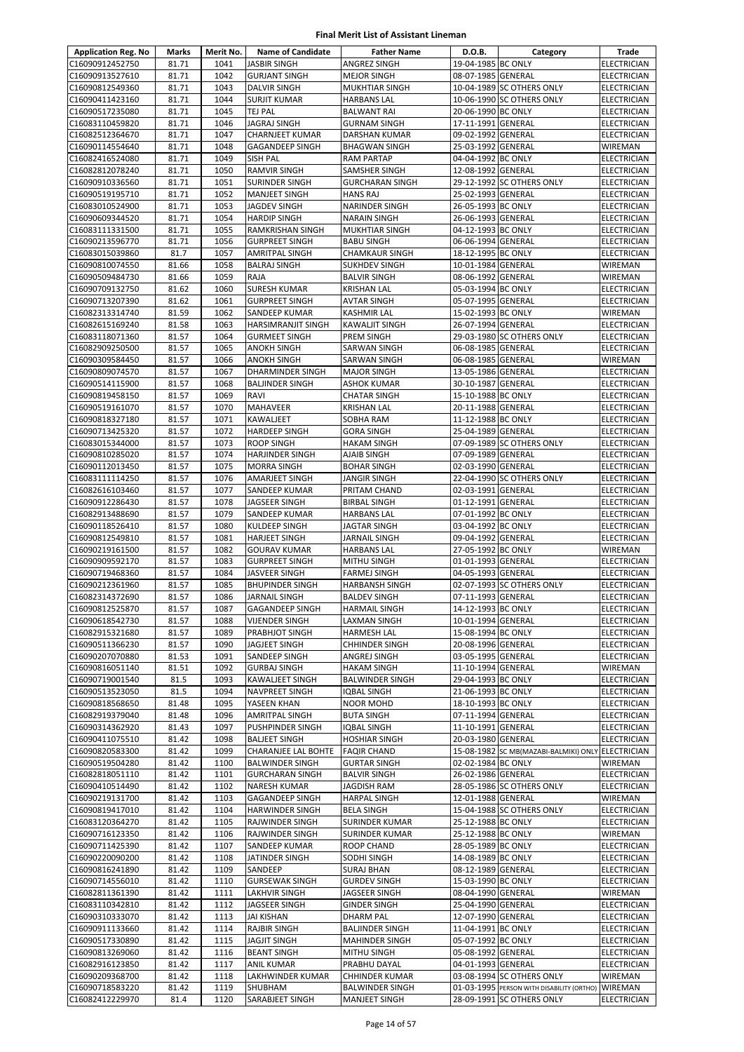# Final Merit List of Assistant Lineman

| Application Reg. No | Marks | Merit No. | Name of Candidate | Father Name | D.O.B. | Category | Trade |
|---|---|---|---|---|---|---|---|
| C16090912452750 | 81.71 | 1041 | JASBIR SINGH | ANGREZ SINGH | 19-04-1985 | BC ONLY | ELECTRICIAN |
| C16090913527610 | 81.71 | 1042 | GURJANT SINGH | MEJOR SINGH | 08-07-1985 | GENERAL | ELECTRICIAN |
| C16090812549360 | 81.71 | 1043 | DALVIR SINGH | MUKHTIAR SINGH | 10-04-1989 | SC OTHERS ONLY | ELECTRICIAN |
| C16090411423160 | 81.71 | 1044 | SURJIT KUMAR | HARBANS LAL | 10-06-1990 | SC OTHERS ONLY | ELECTRICIAN |
| C16090517235080 | 81.71 | 1045 | TEJ PAL | BALWANT RAI | 20-06-1990 | BC ONLY | ELECTRICIAN |
| C16083110459820 | 81.71 | 1046 | JAGRAJ SINGH | GURNAM SINGH | 17-11-1991 | GENERAL | ELECTRICIAN |
| C16082512364670 | 81.71 | 1047 | CHARNJEET KUMAR | DARSHAN KUMAR | 09-02-1992 | GENERAL | ELECTRICIAN |
| C16090114554640 | 81.71 | 1048 | GAGANDEEP SINGH | BHAGWAN SINGH | 25-03-1992 | GENERAL | WIREMAN |
| C16082416524080 | 81.71 | 1049 | SISH PAL | RAM PARTAP | 04-04-1992 | BC ONLY | ELECTRICIAN |
| C16082812078240 | 81.71 | 1050 | RAMVIR SINGH | SAMSHER SINGH | 12-08-1992 | GENERAL | ELECTRICIAN |
| C16090910336560 | 81.71 | 1051 | SURINDER SINGH | GURCHARAN SINGH | 29-12-1992 | SC OTHERS ONLY | ELECTRICIAN |
| C16090519195710 | 81.71 | 1052 | MANJEET SINGH | HANS RAJ | 25-02-1993 | GENERAL | ELECTRICIAN |
| C16083010524900 | 81.71 | 1053 | JAGDEV SINGH | NARINDER SINGH | 26-05-1993 | BC ONLY | ELECTRICIAN |
| C16090609344520 | 81.71 | 1054 | HARDIP SINGH | NARAIN SINGH | 26-06-1993 | GENERAL | ELECTRICIAN |
| C16083111331500 | 81.71 | 1055 | RAMKRISHAN SINGH | MUKHTIAR SINGH | 04-12-1993 | BC ONLY | ELECTRICIAN |
| C16090213596770 | 81.71 | 1056 | GURPREET SINGH | BABU SINGH | 06-06-1994 | GENERAL | ELECTRICIAN |
| C16083015039860 | 81.7 | 1057 | AMRITPAL SINGH | CHAMKAUR SINGH | 18-12-1995 | BC ONLY | ELECTRICIAN |
| C16090810074550 | 81.66 | 1058 | BALRAJ SINGH | SUKHDEV SINGH | 10-01-1984 | GENERAL | WIREMAN |
| C16090509484730 | 81.66 | 1059 | RAJA | BALVIR SINGH | 08-06-1992 | GENERAL | WIREMAN |
| C16090709132750 | 81.62 | 1060 | SURESH KUMAR | KRISHAN LAL | 05-03-1994 | BC ONLY | ELECTRICIAN |
| C16090713207390 | 81.62 | 1061 | GURPREET SINGH | AVTAR SINGH | 05-07-1995 | GENERAL | ELECTRICIAN |
| C16082313314740 | 81.59 | 1062 | SANDEEP KUMAR | KASHMIR LAL | 15-02-1993 | BC ONLY | WIREMAN |
| C16082615169240 | 81.58 | 1063 | HARSIMRANJIT SINGH | KAWALJIT SINGH | 26-07-1994 | GENERAL | ELECTRICIAN |
| C16083118071360 | 81.57 | 1064 | GURMEET SINGH | PREM SINGH | 29-03-1980 | SC OTHERS ONLY | ELECTRICIAN |
| C16082909250500 | 81.57 | 1065 | ANOKH SINGH | SARWAN SINGH | 06-08-1985 | GENERAL | ELECTRICIAN |
| C16090309584450 | 81.57 | 1066 | ANOKH SINGH | SARWAN SINGH | 06-08-1985 | GENERAL | WIREMAN |
| C16090809074570 | 81.57 | 1067 | DHARMINDER SINGH | MAJOR SINGH | 13-05-1986 | GENERAL | ELECTRICIAN |
| C16090514115900 | 81.57 | 1068 | BALJINDER SINGH | ASHOK KUMAR | 30-10-1987 | GENERAL | ELECTRICIAN |
| C16090819458150 | 81.57 | 1069 | RAVI | CHATAR SINGH | 15-10-1988 | BC ONLY | ELECTRICIAN |
| C16090519161070 | 81.57 | 1070 | MAHAVEER | KRISHAN LAL | 20-11-1988 | GENERAL | ELECTRICIAN |
| C16090818327180 | 81.57 | 1071 | KAWALJEET | SOBHA RAM | 11-12-1988 | BC ONLY | ELECTRICIAN |
| C16090713425320 | 81.57 | 1072 | HARDEEP SINGH | GORA SINGH | 25-04-1989 | GENERAL | ELECTRICIAN |
| C16083015344000 | 81.57 | 1073 | ROOP SINGH | HAKAM SINGH | 07-09-1989 | SC OTHERS ONLY | ELECTRICIAN |
| C16090810285020 | 81.57 | 1074 | HARJINDER SINGH | AJAIB SINGH | 07-09-1989 | GENERAL | ELECTRICIAN |
| C16090112013450 | 81.57 | 1075 | MORRA SINGH | BOHAR SINGH | 02-03-1990 | GENERAL | ELECTRICIAN |
| C16083111114250 | 81.57 | 1076 | AMARJEET SINGH | JANGIR SINGH | 22-04-1990 | SC OTHERS ONLY | ELECTRICIAN |
| C16082616103460 | 81.57 | 1077 | SANDEEP KUMAR | PRITAM CHAND | 02-03-1991 | GENERAL | ELECTRICIAN |
| C16090912286430 | 81.57 | 1078 | JAGSEER SINGH | BIRBAL SINGH | 01-12-1991 | GENERAL | ELECTRICIAN |
| C16082913488690 | 81.57 | 1079 | SANDEEP KUMAR | HARBANS LAL | 07-01-1992 | BC ONLY | ELECTRICIAN |
| C16090118526410 | 81.57 | 1080 | KULDEEP SINGH | JAGTAR SINGH | 03-04-1992 | BC ONLY | ELECTRICIAN |
| C16090812549810 | 81.57 | 1081 | HARJEET SINGH | JARNAIL SINGH | 09-04-1992 | GENERAL | ELECTRICIAN |
| C16090219161500 | 81.57 | 1082 | GOURAV KUMAR | HARBANS LAL | 27-05-1992 | BC ONLY | WIREMAN |
| C16090909592170 | 81.57 | 1083 | GURPREET SINGH | MITHU SINGH | 01-01-1993 | GENERAL | ELECTRICIAN |
| C16090719468360 | 81.57 | 1084 | JASVEER SINGH | FARMEJ SINGH | 04-05-1993 | GENERAL | ELECTRICIAN |
| C16090212361960 | 81.57 | 1085 | BHUPINDER SINGH | HARBANSH SINGH | 02-07-1993 | SC OTHERS ONLY | ELECTRICIAN |
| C16082314372690 | 81.57 | 1086 | JARNAIL SINGH | BALDEV SINGH | 07-11-1993 | GENERAL | ELECTRICIAN |
| C16090812525870 | 81.57 | 1087 | GAGANDEEP SINGH | HARMAIL SINGH | 14-12-1993 | BC ONLY | ELECTRICIAN |
| C16090618542730 | 81.57 | 1088 | VIJENDER SINGH | LAXMAN SINGH | 10-01-1994 | GENERAL | ELECTRICIAN |
| C16082915321680 | 81.57 | 1089 | PRABHJOT SINGH | HARMESH LAL | 15-08-1994 | BC ONLY | ELECTRICIAN |
| C16090511366230 | 81.57 | 1090 | JAGJEET SINGH | CHHINDER SINGH | 20-08-1996 | GENERAL | ELECTRICIAN |
| C16090207070880 | 81.53 | 1091 | SANDEEP SINGH | ANGREJ SINGH | 03-05-1995 | GENERAL | ELECTRICIAN |
| C16090816051140 | 81.51 | 1092 | GURBAJ SINGH | HAKAM SINGH | 11-10-1994 | GENERAL | WIREMAN |
| C16090719001540 | 81.5 | 1093 | KAWALJEET SINGH | BALWINDER SINGH | 29-04-1993 | BC ONLY | ELECTRICIAN |
| C16090513523050 | 81.5 | 1094 | NAVPREET SINGH | IQBAL SINGH | 21-06-1993 | BC ONLY | ELECTRICIAN |
| C16090818568650 | 81.48 | 1095 | YASEEN KHAN | NOOR MOHD | 18-10-1993 | BC ONLY | ELECTRICIAN |
| C16082919379040 | 81.48 | 1096 | AMRITPAL SINGH | BUTA SINGH | 07-11-1994 | GENERAL | ELECTRICIAN |
| C16090314362920 | 81.43 | 1097 | PUSHPINDER SINGH | IQBAL SINGH | 11-10-1991 | GENERAL | ELECTRICIAN |
| C16090411075510 | 81.42 | 1098 | BALJEET SINGH | HOSHIAR SINGH | 20-03-1980 | GENERAL | ELECTRICIAN |
| C16090820583300 | 81.42 | 1099 | CHARANJEE LAL BOHTE | FAQIR CHAND | 15-08-1982 | SC MB(MAZABI-BALMIKI) ONLY | ELECTRICIAN |
| C16090519504280 | 81.42 | 1100 | BALWINDER SINGH | GURTAR SINGH | 02-02-1984 | BC ONLY | WIREMAN |
| C16082818051110 | 81.42 | 1101 | GURCHARAN SINGH | BALVIR SINGH | 26-02-1986 | GENERAL | ELECTRICIAN |
| C16090410514490 | 81.42 | 1102 | NARESH KUMAR | JAGDISH RAM | 28-05-1986 | SC OTHERS ONLY | ELECTRICIAN |
| C16090219131700 | 81.42 | 1103 | GAGANDEEP SINGH | HARPAL SINGH | 12-01-1988 | GENERAL | WIREMAN |
| C16090819417010 | 81.42 | 1104 | HARWINDER SINGH | BELA SINGH | 15-04-1988 | SC OTHERS ONLY | ELECTRICIAN |
| C16083120364270 | 81.42 | 1105 | RAJWINDER SINGH | SURINDER KUMAR | 25-12-1988 | BC ONLY | ELECTRICIAN |
| C16090716123350 | 81.42 | 1106 | RAJWINDER SINGH | SURINDER KUMAR | 25-12-1988 | BC ONLY | WIREMAN |
| C16090711425390 | 81.42 | 1107 | SANDEEP KUMAR | ROOP CHAND | 28-05-1989 | BC ONLY | ELECTRICIAN |
| C16090220090200 | 81.42 | 1108 | JATINDER SINGH | SODHI SINGH | 14-08-1989 | BC ONLY | ELECTRICIAN |
| C16090816241890 | 81.42 | 1109 | SANDEEP | SURAJ BHAN | 08-12-1989 | GENERAL | ELECTRICIAN |
| C16090714556010 | 81.42 | 1110 | GURSEWAK SINGH | GURDEV SINGH | 15-03-1990 | BC ONLY | ELECTRICIAN |
| C16082811361390 | 81.42 | 1111 | LAKHVIR SINGH | JAGSEER SINGH | 08-04-1990 | GENERAL | WIREMAN |
| C16083110342810 | 81.42 | 1112 | JAGSEER SINGH | GINDER SINGH | 25-04-1990 | GENERAL | ELECTRICIAN |
| C16090310333070 | 81.42 | 1113 | JAI KISHAN | DHARM PAL | 12-07-1990 | GENERAL | ELECTRICIAN |
| C16090911133660 | 81.42 | 1114 | RAJBIR SINGH | BALJINDER SINGH | 11-04-1991 | BC ONLY | ELECTRICIAN |
| C16090517330890 | 81.42 | 1115 | JAGJIT SINGH | MAHINDER SINGH | 05-07-1992 | BC ONLY | ELECTRICIAN |
| C16090813269060 | 81.42 | 1116 | BEANT SINGH | MITHU SINGH | 05-08-1992 | GENERAL | ELECTRICIAN |
| C16082916123850 | 81.42 | 1117 | ANIL KUMAR | PRABHU DAYAL | 04-01-1993 | GENERAL | ELECTRICIAN |
| C16090209368700 | 81.42 | 1118 | LAKHWINDER KUMAR | CHHINDER KUMAR | 03-08-1994 | SC OTHERS ONLY | WIREMAN |
| C16090718583220 | 81.42 | 1119 | SHUBHAM | BALWINDER SINGH | 01-03-1995 | PERSON WITH DISABILITY (ORTHO) | WIREMAN |
| C16082412229970 | 81.4 | 1120 | SARABJEET SINGH | MANJEET SINGH | 28-09-1991 | SC OTHERS ONLY | ELECTRICIAN |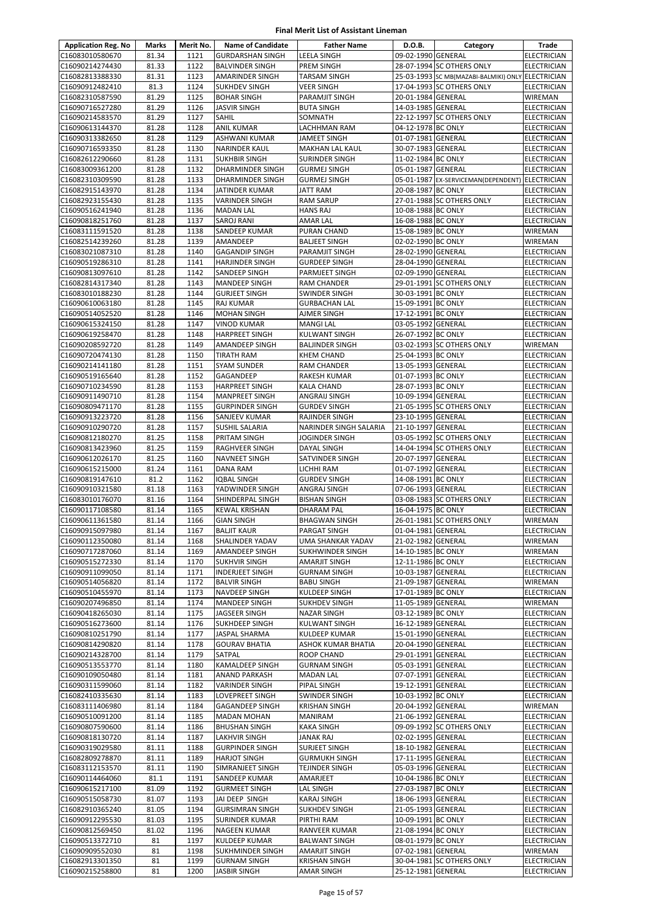# Final Merit List of Assistant Lineman

| Application Reg. No | Marks | Merit No. | Name of Candidate | Father Name | D.O.B. | Category | Trade |
|---|---|---|---|---|---|---|---|
| C16083010580670 | 81.34 | 1121 | GURDARSHAN SINGH | LEELA SINGH | 09-02-1990 | GENERAL | ELECTRICIAN |
| C16090214274430 | 81.33 | 1122 | BALVINDER SINGH | PREM SINGH | 28-07-1994 | SC OTHERS ONLY | ELECTRICIAN |
| C16082813388330 | 81.31 | 1123 | AMARINDER SINGH | TARSAM SINGH | 25-03-1993 | SC MB(MAZABI-BALMIKI) ONLY | ELECTRICIAN |
| C16090912482410 | 81.3 | 1124 | SUKHDEV SINGH | VEER SINGH | 17-04-1993 | SC OTHERS ONLY | ELECTRICIAN |
| C16082310587590 | 81.29 | 1125 | BOHAR SINGH | PARAMJIT SINGH | 20-01-1984 | GENERAL | WIREMAN |
| C16090716527280 | 81.29 | 1126 | JASVIR SINGH | BUTA SINGH | 14-03-1985 | GENERAL | ELECTRICIAN |
| C16090214583570 | 81.29 | 1127 | SAHIL | SOMNATH | 22-12-1997 | SC OTHERS ONLY | ELECTRICIAN |
| C16090613144370 | 81.28 | 1128 | ANIL KUMAR | LACHHMAN RAM | 04-12-1978 | BC ONLY | ELECTRICIAN |
| C16090313382650 | 81.28 | 1129 | ASHWANI KUMAR | JAMEET SINGH | 01-07-1981 | GENERAL | ELECTRICIAN |
| C16090716593350 | 81.28 | 1130 | NARINDER KAUL | MAKHAN LAL KAUL | 30-07-1983 | GENERAL | ELECTRICIAN |
| C16082612290660 | 81.28 | 1131 | SUKHBIR SINGH | SURINDER SINGH | 11-02-1984 | BC ONLY | ELECTRICIAN |
| C16083009361200 | 81.28 | 1132 | DHARMINDER SINGH | GURMEJ SINGH | 05-01-1987 | GENERAL | ELECTRICIAN |
| C16082310309590 | 81.28 | 1133 | DHARMINDER SINGH | GURMEJ SINGH | 05-01-1987 | EX-SERVICEMAN(DEPENDENT) | ELECTRICIAN |
| C16082915143970 | 81.28 | 1134 | JATINDER KUMAR | JATT RAM | 20-08-1987 | BC ONLY | ELECTRICIAN |
| C16082923155430 | 81.28 | 1135 | VARINDER SINGH | RAM SARUP | 27-01-1988 | SC OTHERS ONLY | ELECTRICIAN |
| C16090516241940 | 81.28 | 1136 | MADAN LAL | HANS RAJ | 10-08-1988 | BC ONLY | ELECTRICIAN |
| C16090818251760 | 81.28 | 1137 | SAROJ RANI | AMAR LAL | 16-08-1988 | BC ONLY | ELECTRICIAN |
| C16083111591520 | 81.28 | 1138 | SANDEEP KUMAR | PURAN CHAND | 15-08-1989 | BC ONLY | WIREMAN |
| C16082514239260 | 81.28 | 1139 | AMANDEEP | BALJEET SINGH | 02-02-1990 | BC ONLY | WIREMAN |
| C16083021087310 | 81.28 | 1140 | GAGANDIP SINGH | PARAMJIT SINGH | 28-02-1990 | GENERAL | ELECTRICIAN |
| C16090519286310 | 81.28 | 1141 | HARJINDER SINGH | GURDEEP SINGH | 28-04-1990 | GENERAL | ELECTRICIAN |
| C16090813097610 | 81.28 | 1142 | SANDEEP SINGH | PARMJEET SINGH | 02-09-1990 | GENERAL | ELECTRICIAN |
| C16082814317340 | 81.28 | 1143 | MANDEEP SINGH | RAM CHANDER | 29-01-1991 | SC OTHERS ONLY | ELECTRICIAN |
| C16083010188230 | 81.28 | 1144 | GURJEET SINGH | SWINDER SINGH | 30-03-1991 | BC ONLY | ELECTRICIAN |
| C16090610063180 | 81.28 | 1145 | RAJ KUMAR | GURBACHAN LAL | 15-09-1991 | BC ONLY | ELECTRICIAN |
| C16090514052520 | 81.28 | 1146 | MOHAN SINGH | AJMER SINGH | 17-12-1991 | BC ONLY | ELECTRICIAN |
| C16090615324150 | 81.28 | 1147 | VINOD KUMAR | MANGI LAL | 03-05-1992 | GENERAL | ELECTRICIAN |
| C16090619258470 | 81.28 | 1148 | HARPREET SINGH | KULWANT SINGH | 26-07-1992 | BC ONLY | ELECTRICIAN |
| C16090208592720 | 81.28 | 1149 | AMANDEEP SINGH | BALJINDER SINGH | 03-02-1993 | SC OTHERS ONLY | WIREMAN |
| C16090720474130 | 81.28 | 1150 | TIRATH RAM | KHEM CHAND | 25-04-1993 | BC ONLY | ELECTRICIAN |
| C16090214141180 | 81.28 | 1151 | SYAM SUNDER | RAM CHANDER | 13-05-1993 | GENERAL | ELECTRICIAN |
| C16090519165640 | 81.28 | 1152 | GAGANDEEP | RAKESH KUMAR | 01-07-1993 | BC ONLY | ELECTRICIAN |
| C16090710234590 | 81.28 | 1153 | HARPREET SINGH | KALA CHAND | 28-07-1993 | BC ONLY | ELECTRICIAN |
| C16090911490710 | 81.28 | 1154 | MANPREET SINGH | ANGRAIJ SINGH | 10-09-1994 | GENERAL | ELECTRICIAN |
| C16090809471170 | 81.28 | 1155 | GURPINDER SINGH | GURDEV SINGH | 21-05-1995 | SC OTHERS ONLY | ELECTRICIAN |
| C16090913223720 | 81.28 | 1156 | SANJEEV KUMAR | RAJINDER SINGH | 23-10-1995 | GENERAL | ELECTRICIAN |
| C16090910290720 | 81.28 | 1157 | SUSHIL SALARIA | NARINDER SINGH SALARIA | 21-10-1997 | GENERAL | ELECTRICIAN |
| C16090812180270 | 81.25 | 1158 | PRITAM SINGH | JOGINDER SINGH | 03-05-1992 | SC OTHERS ONLY | ELECTRICIAN |
| C16090813423960 | 81.25 | 1159 | RAGHVEER SINGH | DAYAL SINGH | 14-04-1994 | SC OTHERS ONLY | ELECTRICIAN |
| C16090612026170 | 81.25 | 1160 | NAVNEET SINGH | SATVINDER SINGH | 20-07-1997 | GENERAL | ELECTRICIAN |
| C16090615215000 | 81.24 | 1161 | DANA RAM | LICHHI RAM | 01-07-1992 | GENERAL | ELECTRICIAN |
| C16090819147610 | 81.2 | 1162 | IQBAL SINGH | GURDEV SINGH | 14-08-1991 | BC ONLY | ELECTRICIAN |
| C16090910321580 | 81.18 | 1163 | YADWINDER SINGH | ANGRAJ SINGH | 07-06-1993 | GENERAL | ELECTRICIAN |
| C16083010176070 | 81.16 | 1164 | SHINDERPAL SINGH | BISHAN SINGH | 03-08-1983 | SC OTHERS ONLY | ELECTRICIAN |
| C16090117108580 | 81.14 | 1165 | KEWAL KRISHAN | DHARAM PAL | 16-04-1975 | BC ONLY | ELECTRICIAN |
| C16090611361580 | 81.14 | 1166 | GIAN SINGH | BHAGWAN SINGH | 26-01-1981 | SC OTHERS ONLY | WIREMAN |
| C16090915097980 | 81.14 | 1167 | BALJIT KAUR | PARGAT SINGH | 01-04-1981 | GENERAL | ELECTRICIAN |
| C16090112350080 | 81.14 | 1168 | SHALINDER YADAV | UMA SHANKAR YADAV | 21-02-1982 | GENERAL | WIREMAN |
| C16090717287060 | 81.14 | 1169 | AMANDEEP SINGH | SUKHWINDER SINGH | 14-10-1985 | BC ONLY | WIREMAN |
| C16090515272330 | 81.14 | 1170 | SUKHVIR SINGH | AMARJIT SINGH | 12-11-1986 | BC ONLY | ELECTRICIAN |
| C16090911099050 | 81.14 | 1171 | INDERJEET SINGH | GURNAM SINGH | 10-03-1987 | GENERAL | ELECTRICIAN |
| C16090514056820 | 81.14 | 1172 | BALVIR SINGH | BABU SINGH | 21-09-1987 | GENERAL | WIREMAN |
| C16090510455970 | 81.14 | 1173 | NAVDEEP SINGH | KULDEEP SINGH | 17-01-1989 | BC ONLY | ELECTRICIAN |
| C16090207496850 | 81.14 | 1174 | MANDEEP SINGH | SUKHDEV SINGH | 11-05-1989 | GENERAL | WIREMAN |
| C16090418265030 | 81.14 | 1175 | JAGSEER SINGH | NAZAR SINGH | 03-12-1989 | BC ONLY | ELECTRICIAN |
| C16090516273600 | 81.14 | 1176 | SUKHDEEP SINGH | KULWANT SINGH | 16-12-1989 | GENERAL | ELECTRICIAN |
| C16090810251790 | 81.14 | 1177 | JASPAL SHARMA | KULDEEP KUMAR | 15-01-1990 | GENERAL | ELECTRICIAN |
| C16090814290820 | 81.14 | 1178 | GOURAV BHATIA | ASHOK KUMAR BHATIA | 20-04-1990 | GENERAL | ELECTRICIAN |
| C16090214328700 | 81.14 | 1179 | SATPAL | ROOP CHAND | 29-01-1991 | GENERAL | ELECTRICIAN |
| C16090513553770 | 81.14 | 1180 | KAMALDEEP SINGH | GURNAM SINGH | 05-03-1991 | GENERAL | ELECTRICIAN |
| C16090109050480 | 81.14 | 1181 | ANAND PARKASH | MADAN LAL | 07-07-1991 | GENERAL | ELECTRICIAN |
| C16090311599060 | 81.14 | 1182 | VARINDER SINGH | PIPAL SINGH | 19-12-1991 | GENERAL | ELECTRICIAN |
| C16082410335630 | 81.14 | 1183 | LOVEPREET SINGH | SWINDER SINGH | 10-03-1992 | BC ONLY | ELECTRICIAN |
| C16083111406980 | 81.14 | 1184 | GAGANDEEP SINGH | KRISHAN SINGH | 20-04-1992 | GENERAL | WIREMAN |
| C16090510091200 | 81.14 | 1185 | MADAN MOHAN | MANIRAM | 21-06-1992 | GENERAL | ELECTRICIAN |
| C16090807590600 | 81.14 | 1186 | BHUSHAN SINGH | KAKA SINGH | 09-09-1992 | SC OTHERS ONLY | ELECTRICIAN |
| C16090818130720 | 81.14 | 1187 | LAKHVIR SINGH | JANAK RAJ | 02-02-1995 | GENERAL | ELECTRICIAN |
| C16090319029580 | 81.11 | 1188 | GURPINDER SINGH | SURJEET SINGH | 18-10-1982 | GENERAL | ELECTRICIAN |
| C16082809278870 | 81.11 | 1189 | HARJOT SINGH | GURMUKH SINGH | 17-11-1995 | GENERAL | ELECTRICIAN |
| C16083112153570 | 81.11 | 1190 | SIMRANJEET SINGH | TEJINDER SINGH | 05-03-1996 | GENERAL | ELECTRICIAN |
| C16090114464060 | 81.1 | 1191 | SANDEEP KUMAR | AMARJEET | 10-04-1986 | BC ONLY | ELECTRICIAN |
| C16090615217100 | 81.09 | 1192 | GURMEET SINGH | LAL SINGH | 27-03-1987 | BC ONLY | ELECTRICIAN |
| C16090515058730 | 81.07 | 1193 | JAI DEEP SINGH | KARAJ SINGH | 18-06-1993 | GENERAL | ELECTRICIAN |
| C16082910365240 | 81.05 | 1194 | GURSIMRAN SINGH | SUKHDEV SINGH | 21-05-1993 | GENERAL | ELECTRICIAN |
| C16090912295530 | 81.03 | 1195 | SURINDER KUMAR | PIRTHI RAM | 10-09-1991 | BC ONLY | ELECTRICIAN |
| C16090812569450 | 81.02 | 1196 | NAGEEN KUMAR | RANVEER KUMAR | 21-08-1994 | BC ONLY | ELECTRICIAN |
| C16090513372710 | 81 | 1197 | KULDEEP KUMAR | BALWANT SINGH | 08-01-1979 | BC ONLY | ELECTRICIAN |
| C16090909552030 | 81 | 1198 | SUKHMINDER SINGH | AMARJIT SINGH | 07-02-1981 | GENERAL | WIREMAN |
| C16082913301350 | 81 | 1199 | GURNAM SINGH | KRISHAN SINGH | 30-04-1981 | SC OTHERS ONLY | ELECTRICIAN |
| C16090215258800 | 81 | 1200 | JASBIR SINGH | AMAR SINGH | 25-12-1981 | GENERAL | ELECTRICIAN |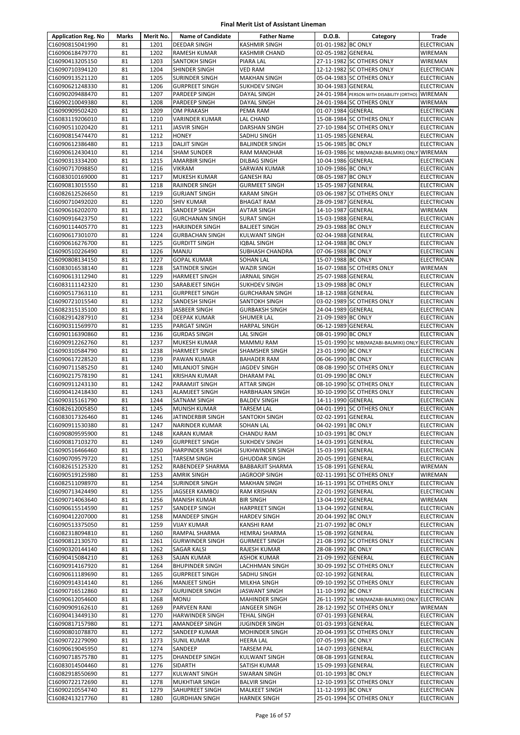# Final Merit List of Assistant Lineman

| Application Reg. No | Marks | Merit No. | Name of Candidate | Father Name | D.O.B. | Category | Trade |
|---|---|---|---|---|---|---|---|
| C16090815041990 | 81 | 1201 | DEEDAR SINGH | KASHMIR SINGH | 01-01-1982 | BC ONLY | ELECTRICIAN |
| C16090618479770 | 81 | 1202 | RAMESH KUMAR | KASHMIR CHAND | 02-05-1982 | GENERAL | WIREMAN |
| C16090413205150 | 81 | 1203 | SANTOKH SINGH | PIARA LAL | 27-11-1982 | SC OTHERS ONLY | WIREMAN |
| C16090710394120 | 81 | 1204 | SHINDER SINGH | VED RAM | 12-12-1982 | SC OTHERS ONLY | ELECTRICIAN |
| C16090913521120 | 81 | 1205 | SURINDER SINGH | MAKHAN SINGH | 05-04-1983 | SC OTHERS ONLY | ELECTRICIAN |
| C16090621248330 | 81 | 1206 | GURPREET SINGH | SUKHDEV SINGH | 30-04-1983 | GENERAL | ELECTRICIAN |
| C16090209488470 | 81 | 1207 | PARDEEP SINGH | DAYAL SINGH | 24-01-1984 | PERSON WITH DISABILITY (ORTHO) | WIREMAN |
| C16090210049380 | 81 | 1208 | PARDEEP SINGH | DAYAL SINGH | 24-01-1984 | SC OTHERS ONLY | WIREMAN |
| C16090909502420 | 81 | 1209 | OM PRAKASH | PEMA RAM | 01-07-1984 | GENERAL | ELECTRICIAN |
| C16083119206010 | 81 | 1210 | VARINDER KUMAR | LAL CHAND | 15-08-1984 | SC OTHERS ONLY | ELECTRICIAN |
| C16090511020420 | 81 | 1211 | JASVIR SINGH | DARSHAN SINGH | 27-10-1984 | SC OTHERS ONLY | ELECTRICIAN |
| C16090815474470 | 81 | 1212 | HONEY | SADHU SINGH | 11-05-1985 | GENERAL | ELECTRICIAN |
| C16090612386480 | 81 | 1213 | DALJIT SINGH | BALJINDER SINGH | 15-06-1985 | BC ONLY | ELECTRICIAN |
| C16090612430410 | 81 | 1214 | SHAM SUNDER | RAM MANOHAR | 16-03-1986 | SC MB(MAZABI-BALMIKI) ONLY | WIREMAN |
| C16090313334200 | 81 | 1215 | AMARBIR SINGH | DILBAG SINGH | 10-04-1986 | GENERAL | ELECTRICIAN |
| C16090717098850 | 81 | 1216 | VIKRAM | SARWAN KUMAR | 10-09-1986 | BC ONLY | ELECTRICIAN |
| C16083010169000 | 81 | 1217 | MUKESH KUMAR | GANESH RAJ | 08-05-1987 | BC ONLY | ELECTRICIAN |
| C16090813015550 | 81 | 1218 | RAJINDER SINGH | GURMEET SINGH | 15-05-1987 | GENERAL | ELECTRICIAN |
| C16082612526650 | 81 | 1219 | GURJANT SINGH | KARAM SINGH | 03-06-1987 | SC OTHERS ONLY | ELECTRICIAN |
| C16090710492020 | 81 | 1220 | SHIV KUMAR | BHAGAT RAM | 28-09-1987 | GENERAL | ELECTRICIAN |
| C16090616202070 | 81 | 1221 | SANDEEP SINGH | AVTAR SINGH | 14-10-1987 | GENERAL | WIREMAN |
| C16090916423750 | 81 | 1222 | GURCHANAN SINGH | SURAT SINGH | 15-03-1988 | GENERAL | ELECTRICIAN |
| C16090114405770 | 81 | 1223 | HARJINDER SINGH | BALJEET SINGH | 29-03-1988 | BC ONLY | ELECTRICIAN |
| C16090617301070 | 81 | 1224 | GURBACHAN SINGH | KULWANT SINGH | 02-04-1988 | GENERAL | ELECTRICIAN |
| C16090616276700 | 81 | 1225 | GURDITT SINGH | IQBAL SINGH | 12-04-1988 | BC ONLY | ELECTRICIAN |
| C16090510226490 | 81 | 1226 | MANJU | SUBHASH CHANDRA | 07-06-1988 | BC ONLY | ELECTRICIAN |
| C16090808134150 | 81 | 1227 | GOPAL KUMAR | SOHAN LAL | 15-07-1988 | BC ONLY | ELECTRICIAN |
| C16083016538140 | 81 | 1228 | SATINDER SINGH | WAZIR SINGH | 16-07-1988 | SC OTHERS ONLY | WIREMAN |
| C16090613112940 | 81 | 1229 | HARMEET SINGH | JARNAIL SINGH | 25-07-1988 | GENERAL | ELECTRICIAN |
| C16083111142320 | 81 | 1230 | SARABJEET SINGH | SUKHDEV SINGH | 13-09-1988 | BC ONLY | ELECTRICIAN |
| C16090517363110 | 81 | 1231 | GURPREET SINGH | GURCHARAN SINGH | 18-12-1988 | GENERAL | ELECTRICIAN |
| C16090721015540 | 81 | 1232 | SANDESH SINGH | SANTOKH SINGH | 03-02-1989 | SC OTHERS ONLY | ELECTRICIAN |
| C16082315135100 | 81 | 1233 | JASBEER SINGH | GURBAKSH SINGH | 24-04-1989 | GENERAL | ELECTRICIAN |
| C16082914287910 | 81 | 1234 | DEEPAK KUMAR | SHUMER LAL | 21-09-1989 | BC ONLY | ELECTRICIAN |
| C16090311569970 | 81 | 1235 | PARGAT SINGH | HARPAL SINGH | 06-12-1989 | GENERAL | ELECTRICIAN |
| C16090116390860 | 81 | 1236 | GURDAS SINGH | LAL SINGH | 08-01-1990 | BC ONLY | ELECTRICIAN |
| C16090912262760 | 81 | 1237 | MUKESH KUMAR | MAMMU RAM | 15-01-1990 | SC MB(MAZABI-BALMIKI) ONLY | ELECTRICIAN |
| C16090310584790 | 81 | 1238 | HARMEET SINGH | SHAMSHER SINGH | 23-01-1990 | BC ONLY | ELECTRICIAN |
| C16090617228520 | 81 | 1239 | PAWAN KUMAR | BAHADER RAM | 06-06-1990 | BC ONLY | ELECTRICIAN |
| C16090711585250 | 81 | 1240 | MILANJOT SINGH | JAGDEV SINGH | 08-08-1990 | SC OTHERS ONLY | ELECTRICIAN |
| C16090217578190 | 81 | 1241 | KRISHAN KUMAR | DHARAM PAL | 01-09-1990 | BC ONLY | ELECTRICIAN |
| C16090911243130 | 81 | 1242 | PARAMJIT SINGH | ATTAR SINGH | 08-10-1990 | SC OTHERS ONLY | ELECTRICIAN |
| C16090412418430 | 81 | 1243 | ALAMJEET SINGH | HARBHAJAN SINGH | 30-10-1990 | SC OTHERS ONLY | ELECTRICIAN |
| C16090315161790 | 81 | 1244 | SATNAM SINGH | BALDEV SINGH | 14-11-1990 | GENERAL | ELECTRICIAN |
| C16082612005850 | 81 | 1245 | MUNISH KUMAR | TARSEM LAL | 04-01-1991 | SC OTHERS ONLY | ELECTRICIAN |
| C16083017326460 | 81 | 1246 | JATINDERBIR SINGH | SANTOKH SINGH | 02-02-1991 | GENERAL | ELECTRICIAN |
| C16090911530380 | 81 | 1247 | NARINDER KUMAR | SOHAN LAL | 04-02-1991 | BC ONLY | ELECTRICIAN |
| C16090809595900 | 81 | 1248 | KARAN KUMAR | CHANDU RAM | 10-03-1991 | BC ONLY | ELECTRICIAN |
| C16090817103270 | 81 | 1249 | GURPREET SINGH | SUKHDEV SINGH | 14-03-1991 | GENERAL | ELECTRICIAN |
| C16090516466460 | 81 | 1250 | HARPINDER SINGH | SUKHWINDER SINGH | 15-03-1991 | GENERAL | ELECTRICIAN |
| C16090709579720 | 81 | 1251 | TARSEM SINGH | GHUDDAR SINGH | 20-05-1991 | GENERAL | ELECTRICIAN |
| C16082615125320 | 81 | 1252 | RABENDEEP SHARMA | BABBARJIT SHARMA | 15-08-1991 | GENERAL | WIREMAN |
| C16090519125980 | 81 | 1253 | AMRIK SINGH | JAGROOP SINGH | 02-11-1991 | SC OTHERS ONLY | WIREMAN |
| C16082511098970 | 81 | 1254 | SURINDER SINGH | MAKHAN SINGH | 16-11-1991 | SC OTHERS ONLY | ELECTRICIAN |
| C16090713424490 | 81 | 1255 | JAGSEER KAMBOJ | RAM KRISHAN | 22-01-1992 | GENERAL | ELECTRICIAN |
| C16090714063640 | 81 | 1256 | MANISH KUMAR | BIR SINGH | 13-04-1992 | GENERAL | WIREMAN |
| C16090615514590 | 81 | 1257 | SANDEEP SINGH | HARPREET SINGH | 13-04-1992 | GENERAL | ELECTRICIAN |
| C16090412207000 | 81 | 1258 | MANDEEP SINGH | HARDEV SINGH | 20-04-1992 | BC ONLY | ELECTRICIAN |
| C16090513375050 | 81 | 1259 | VIJAY KUMAR | KANSHI RAM | 21-07-1992 | BC ONLY | ELECTRICIAN |
| C16082318094810 | 81 | 1260 | RAMPAL SHARMA | HEMRAJ SHARMA | 15-08-1992 | GENERAL | ELECTRICIAN |
| C16090812130570 | 81 | 1261 | GURWINDER SINGH | GURMEET SINGH | 21-08-1992 | SC OTHERS ONLY | ELECTRICIAN |
| C16090320144140 | 81 | 1262 | SAGAR KALSI | RAJESH KUMAR | 28-08-1992 | BC ONLY | ELECTRICIAN |
| C16090415084210 | 81 | 1263 | SAJAN KUMAR | ASHOK KUMAR | 21-09-1992 | GENERAL | ELECTRICIAN |
| C16090914167920 | 81 | 1264 | BHUPINDER SINGH | LACHHMAN SINGH | 30-09-1992 | SC OTHERS ONLY | ELECTRICIAN |
| C16090611189690 | 81 | 1265 | GURPREET SINGH | SADHU SINGH | 02-10-1992 | GENERAL | ELECTRICIAN |
| C16090914314140 | 81 | 1266 | MANJEET SINGH | MILKHA SINGH | 09-10-1992 | SC OTHERS ONLY | ELECTRICIAN |
| C16090716512860 | 81 | 1267 | GURJINDER SINGH | JASWANT SINGH | 11-10-1992 | BC ONLY | ELECTRICIAN |
| C16090612054600 | 81 | 1268 | MONU | MAHINDER SINGH | 26-11-1992 | SC MB(MAZABI-BALMIKI) ONLY | ELECTRICIAN |
| C16090909162610 | 81 | 1269 | PARVEEN RANI | JANGEER SINGH | 28-12-1992 | SC OTHERS ONLY | WIREMAN |
| C16090413449130 | 81 | 1270 | HARWINDER SINGH | TEHAL SINGH | 07-01-1993 | GENERAL | ELECTRICIAN |
| C16090817157980 | 81 | 1271 | AMANDEEP SINGH | JUGINDER SINGH | 01-03-1993 | GENERAL | ELECTRICIAN |
| C16090801078870 | 81 | 1272 | SANDEEP KUMAR | MOHINDER SINGH | 20-04-1993 | SC OTHERS ONLY | ELECTRICIAN |
| C16090722279090 | 81 | 1273 | SUNIL KUMAR | HEERA LAL | 07-05-1993 | BC ONLY | ELECTRICIAN |
| C16090619045950 | 81 | 1274 | SANDEEP | TARSEM PAL | 14-07-1993 | GENERAL | ELECTRICIAN |
| C16090718575780 | 81 | 1275 | DHANDEEP SINGH | KULWANT SINGH | 08-08-1993 | GENERAL | ELECTRICIAN |
| C16083014504460 | 81 | 1276 | SIDARTH | SATISH KUMAR | 15-09-1993 | GENERAL | ELECTRICIAN |
| C16082918550690 | 81 | 1277 | KULWANT SINGH | SWARAN SINGH | 01-10-1993 | BC ONLY | ELECTRICIAN |
| C16090722172690 | 81 | 1278 | MUKHTIAR SINGH | BALVIR SINGH | 12-10-1993 | SC OTHERS ONLY | ELECTRICIAN |
| C16090210554740 | 81 | 1279 | SAHIJPREET SINGH | MALKEET SINGH | 11-12-1993 | BC ONLY | ELECTRICIAN |
| C16082413217760 | 81 | 1280 | GURDHIAN SINGH | HARNEK SINGH | 25-01-1994 | SC OTHERS ONLY | ELECTRICIAN |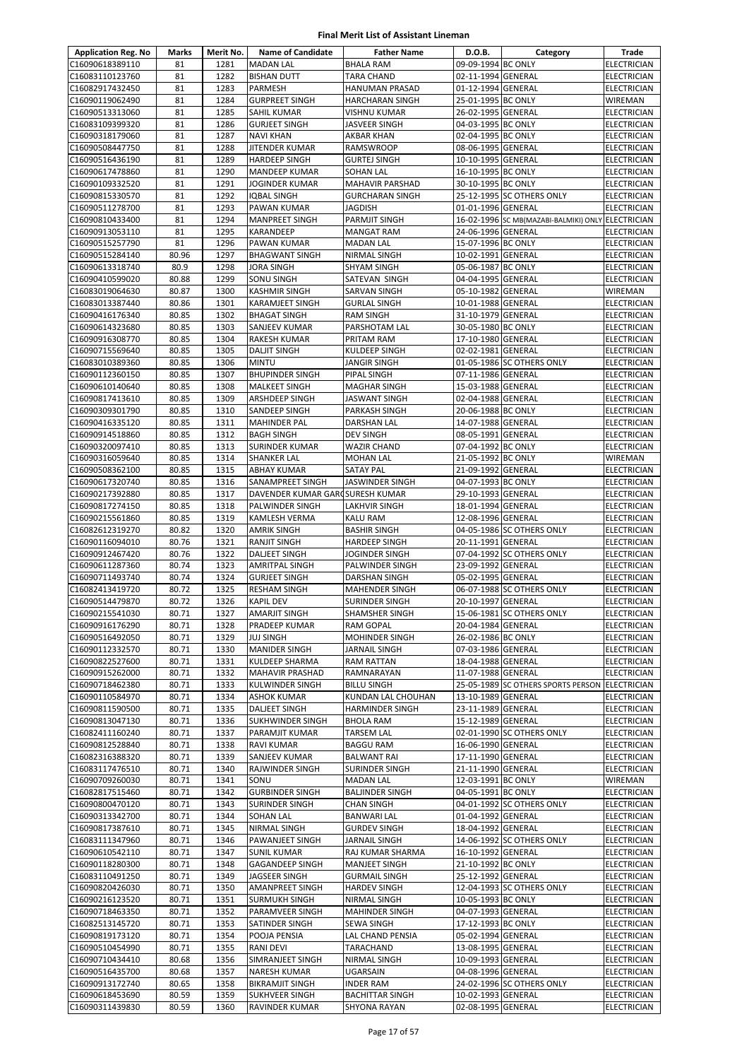**Final Merit List of Assistant Lineman**

| Application Reg. No | Marks | Merit No. | Name of Candidate | Father Name | D.O.B. | Category | Trade |
|---|---|---|---|---|---|---|---|
| C16090618389110 | 81 | 1281 | MADAN LAL | BHALA RAM | 09-09-1994 | BC ONLY | ELECTRICIAN |
| C16083110123760 | 81 | 1282 | BISHAN DUTT | TARA CHAND | 02-11-1994 | GENERAL | ELECTRICIAN |
| C16082917432450 | 81 | 1283 | PARMESH | HANUMAN PRASAD | 01-12-1994 | GENERAL | ELECTRICIAN |
| C16090119062490 | 81 | 1284 | GURPREET SINGH | HARCHARAN SINGH | 25-01-1995 | BC ONLY | WIREMAN |
| C16090513313060 | 81 | 1285 | SAHIL KUMAR | VISHNU KUMAR | 26-02-1995 | GENERAL | ELECTRICIAN |
| C16083109399320 | 81 | 1286 | GURJEET SINGH | JASVEER SINGH | 04-03-1995 | BC ONLY | ELECTRICIAN |
| C16090318179060 | 81 | 1287 | NAVI KHAN | AKBAR KHAN | 02-04-1995 | BC ONLY | ELECTRICIAN |
| C16090508447750 | 81 | 1288 | JITENDER KUMAR | RAMSWROOP | 08-06-1995 | GENERAL | ELECTRICIAN |
| C16090516436190 | 81 | 1289 | HARDEEP SINGH | GURTEJ SINGH | 10-10-1995 | GENERAL | ELECTRICIAN |
| C16090617478860 | 81 | 1290 | MANDEEP KUMAR | SOHAN LAL | 16-10-1995 | BC ONLY | ELECTRICIAN |
| C16090109332520 | 81 | 1291 | JOGINDER KUMAR | MAHAVIR PARSHAD | 30-10-1995 | BC ONLY | ELECTRICIAN |
| C16090815330570 | 81 | 1292 | IQBAL SINGH | GURCHARAN SINGH | 25-12-1995 | SC OTHERS ONLY | ELECTRICIAN |
| C16090511278700 | 81 | 1293 | PAWAN KUMAR | JAGDISH | 01-01-1996 | GENERAL | ELECTRICIAN |
| C16090810433400 | 81 | 1294 | MANPREET SINGH | PARMJIT SINGH | 16-02-1996 | SC MB(MAZABI-BALMIKI) ONLY | ELECTRICIAN |
| C16090913053110 | 81 | 1295 | KARANDEEP | MANGAT RAM | 24-06-1996 | GENERAL | ELECTRICIAN |
| C16090515257790 | 81 | 1296 | PAWAN KUMAR | MADAN LAL | 15-07-1996 | BC ONLY | ELECTRICIAN |
| C16090515284140 | 80.96 | 1297 | BHAGWANT SINGH | NIRMAL SINGH | 10-02-1991 | GENERAL | ELECTRICIAN |
| C16090613318740 | 80.9 | 1298 | JORA SINGH | SHYAM SINGH | 05-06-1987 | BC ONLY | ELECTRICIAN |
| C16090410599020 | 80.88 | 1299 | SONU SINGH | SATEVAN SINGH | 04-04-1995 | GENERAL | ELECTRICIAN |
| C16083019064630 | 80.87 | 1300 | KASHMIR SINGH | SARVAN SINGH | 05-10-1982 | GENERAL | WIREMAN |
| C16083013387440 | 80.86 | 1301 | KARAMJEET SINGH | GURLAL SINGH | 10-01-1988 | GENERAL | ELECTRICIAN |
| C16090416176340 | 80.85 | 1302 | BHAGAT SINGH | RAM SINGH | 31-10-1979 | GENERAL | ELECTRICIAN |
| C16090614323680 | 80.85 | 1303 | SANJEEV KUMAR | PARSHOTAM LAL | 30-05-1980 | BC ONLY | ELECTRICIAN |
| C16090916308770 | 80.85 | 1304 | RAKESH KUMAR | PRITAM RAM | 17-10-1980 | GENERAL | ELECTRICIAN |
| C16090715569640 | 80.85 | 1305 | DALJIT SINGH | KULDEEP SINGH | 02-02-1981 | GENERAL | ELECTRICIAN |
| C16083010389360 | 80.85 | 1306 | MINTU | JANGIR SINGH | 01-05-1986 | SC OTHERS ONLY | ELECTRICIAN |
| C16090112360150 | 80.85 | 1307 | BHUPINDER SINGH | PIPAL SINGH | 07-11-1986 | GENERAL | ELECTRICIAN |
| C16090610140640 | 80.85 | 1308 | MALKEET SINGH | MAGHAR SINGH | 15-03-1988 | GENERAL | ELECTRICIAN |
| C16090817413610 | 80.85 | 1309 | ARSHDEEP SINGH | JASWANT SINGH | 02-04-1988 | GENERAL | ELECTRICIAN |
| C16090309301790 | 80.85 | 1310 | SANDEEP SINGH | PARKASH SINGH | 20-06-1988 | BC ONLY | ELECTRICIAN |
| C16090416335120 | 80.85 | 1311 | MAHINDER PAL | DARSHAN LAL | 14-07-1988 | GENERAL | ELECTRICIAN |
| C16090914518860 | 80.85 | 1312 | BAGH SINGH | DEV SINGH | 08-05-1991 | GENERAL | ELECTRICIAN |
| C16090320097410 | 80.85 | 1313 | SURINDER KUMAR | WAZIR CHAND | 07-04-1992 | BC ONLY | ELECTRICIAN |
| C16090316059640 | 80.85 | 1314 | SHANKER LAL | MOHAN LAL | 21-05-1992 | BC ONLY | WIREMAN |
| C16090508362100 | 80.85 | 1315 | ABHAY KUMAR | SATAY PAL | 21-09-1992 | GENERAL | ELECTRICIAN |
| C16090617320740 | 80.85 | 1316 | SANAMPREET SINGH | JASWINDER SINGH | 04-07-1993 | BC ONLY | ELECTRICIAN |
| C16090217392880 | 80.85 | 1317 | DAVENDER KUMAR GARG | SURESH KUMAR | 29-10-1993 | GENERAL | ELECTRICIAN |
| C16090817274150 | 80.85 | 1318 | PALWINDER SINGH | LAKHVIR SINGH | 18-01-1994 | GENERAL | ELECTRICIAN |
| C16090215561860 | 80.85 | 1319 | KAMLESH VERMA | KALU RAM | 12-08-1996 | GENERAL | ELECTRICIAN |
| C16082612319270 | 80.82 | 1320 | AMRIK SINGH | BASHIR SINGH | 04-05-1986 | SC OTHERS ONLY | ELECTRICIAN |
| C16090116094010 | 80.76 | 1321 | RANJIT SINGH | HARDEEP SINGH | 20-11-1991 | GENERAL | ELECTRICIAN |
| C16090912467420 | 80.76 | 1322 | DALJEET SINGH | JOGINDER SINGH | 07-04-1992 | SC OTHERS ONLY | ELECTRICIAN |
| C16090611287360 | 80.74 | 1323 | AMRITPAL SINGH | PALWINDER SINGH | 23-09-1992 | GENERAL | ELECTRICIAN |
| C16090711493740 | 80.74 | 1324 | GURJEET SINGH | DARSHAN SINGH | 05-02-1995 | GENERAL | ELECTRICIAN |
| C16082413419720 | 80.72 | 1325 | RESHAM SINGH | MAHENDER SINGH | 06-07-1988 | SC OTHERS ONLY | ELECTRICIAN |
| C16090514479870 | 80.72 | 1326 | KAPIL DEV | SURINDER SINGH | 20-10-1997 | GENERAL | ELECTRICIAN |
| C16090215541030 | 80.71 | 1327 | AMARJIT SINGH | SHAMSHER SINGH | 15-06-1981 | SC OTHERS ONLY | ELECTRICIAN |
| C16090916176290 | 80.71 | 1328 | PRADEEP KUMAR | RAM GOPAL | 20-04-1984 | GENERAL | ELECTRICIAN |
| C16090516492050 | 80.71 | 1329 | JUJ SINGH | MOHINDER SINGH | 26-02-1986 | BC ONLY | ELECTRICIAN |
| C16090112332570 | 80.71 | 1330 | MANIDER SINGH | JARNAIL SINGH | 07-03-1986 | GENERAL | ELECTRICIAN |
| C16090822527600 | 80.71 | 1331 | KULDEEP SHARMA | RAM RATTAN | 18-04-1988 | GENERAL | ELECTRICIAN |
| C16090915262000 | 80.71 | 1332 | MAHAVIR PRASHAD | RAMNARAYAN | 11-07-1988 | GENERAL | ELECTRICIAN |
| C16090718462380 | 80.71 | 1333 | KULWINDER SINGH | BILLU SINGH | 25-05-1989 | SC OTHERS SPORTS PERSON | ELECTRICIAN |
| C16090110584970 | 80.71 | 1334 | ASHOK KUMAR | KUNDAN LAL CHOUHAN | 13-10-1989 | GENERAL | ELECTRICIAN |
| C16090811590500 | 80.71 | 1335 | DALJEET SINGH | HARMINDER SINGH | 23-11-1989 | GENERAL | ELECTRICIAN |
| C16090813047130 | 80.71 | 1336 | SUKHWINDER SINGH | BHOLA RAM | 15-12-1989 | GENERAL | ELECTRICIAN |
| C16082411160240 | 80.71 | 1337 | PARAMJIT KUMAR | TARSEM LAL | 02-01-1990 | SC OTHERS ONLY | ELECTRICIAN |
| C16090812528840 | 80.71 | 1338 | RAVI KUMAR | BAGGU RAM | 16-06-1990 | GENERAL | ELECTRICIAN |
| C16082316388320 | 80.71 | 1339 | SANJEEV KUMAR | BALWANT RAI | 17-11-1990 | GENERAL | ELECTRICIAN |
| C16083117476510 | 80.71 | 1340 | RAJWINDER SINGH | SURINDER SINGH | 21-11-1990 | GENERAL | ELECTRICIAN |
| C16090709260030 | 80.71 | 1341 | SONU | MADAN LAL | 12-03-1991 | BC ONLY | WIREMAN |
| C16082817515460 | 80.71 | 1342 | GURBINDER SINGH | BALJINDER SINGH | 04-05-1991 | BC ONLY | ELECTRICIAN |
| C16090800470120 | 80.71 | 1343 | SURINDER SINGH | CHAN SINGH | 04-01-1992 | SC OTHERS ONLY | ELECTRICIAN |
| C16090313342700 | 80.71 | 1344 | SOHAN LAL | BANWARI LAL | 01-04-1992 | GENERAL | ELECTRICIAN |
| C16090817387610 | 80.71 | 1345 | NIRMAL SINGH | GURDEV SINGH | 18-04-1992 | GENERAL | ELECTRICIAN |
| C16083111347960 | 80.71 | 1346 | PAWANJEET SINGH | JARNAIL SINGH | 14-06-1992 | SC OTHERS ONLY | ELECTRICIAN |
| C16090610542110 | 80.71 | 1347 | SUNIL KUMAR | RAJ KUMAR SHARMA | 16-10-1992 | GENERAL | ELECTRICIAN |
| C16090118280300 | 80.71 | 1348 | GAGANDEEP SINGH | MANJEET SINGH | 21-10-1992 | BC ONLY | ELECTRICIAN |
| C16083110491250 | 80.71 | 1349 | JAGSEER SINGH | GURMAIL SINGH | 25-12-1992 | GENERAL | ELECTRICIAN |
| C16090820426030 | 80.71 | 1350 | AMANPREET SINGH | HARDEV SINGH | 12-04-1993 | SC OTHERS ONLY | ELECTRICIAN |
| C16090216123520 | 80.71 | 1351 | SURMUKH SINGH | NIRMAL SINGH | 10-05-1993 | BC ONLY | ELECTRICIAN |
| C16090718463350 | 80.71 | 1352 | PARAMVEER SINGH | MAHINDER SINGH | 04-07-1993 | GENERAL | ELECTRICIAN |
| C16082513145720 | 80.71 | 1353 | SATINDER SINGH | SEWA SINGH | 17-12-1993 | BC ONLY | ELECTRICIAN |
| C16090819173120 | 80.71 | 1354 | POOJA PENSIA | LAL CHAND PENSIA | 05-02-1994 | GENERAL | ELECTRICIAN |
| C16090510454990 | 80.71 | 1355 | RANI DEVI | TARACHAND | 13-08-1995 | GENERAL | ELECTRICIAN |
| C16090710434410 | 80.68 | 1356 | SIMRANJEET SINGH | NIRMAL SINGH | 10-09-1993 | GENERAL | ELECTRICIAN |
| C16090516435700 | 80.68 | 1357 | NARESH KUMAR | UGARSAIN | 04-08-1996 | GENERAL | ELECTRICIAN |
| C16090913172740 | 80.65 | 1358 | BIKRAMJIT SINGH | INDER RAM | 24-02-1996 | SC OTHERS ONLY | ELECTRICIAN |
| C16090618453690 | 80.59 | 1359 | SUKHVEER SINGH | BACHITTAR SINGH | 10-02-1993 | GENERAL | ELECTRICIAN |
| C16090311439830 | 80.59 | 1360 | RAVINDER KUMAR | SHYONA RAYAN | 02-08-1995 | GENERAL | ELECTRICIAN |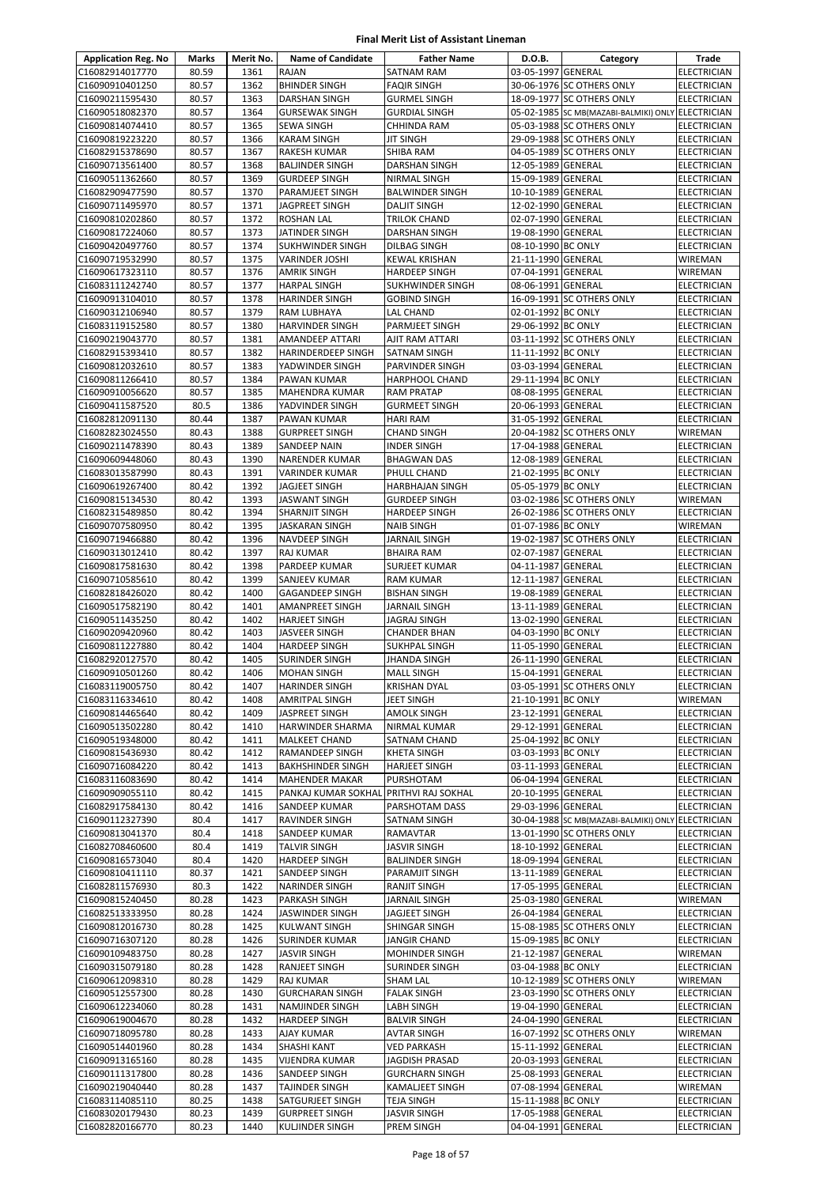# Final Merit List of Assistant Lineman

| Application Reg. No | Marks | Merit No. | Name of Candidate | Father Name | D.O.B. | Category | Trade |
|---|---|---|---|---|---|---|---|
| C16082914017770 | 80.59 | 1361 | RAJAN | SATNAM RAM | 03-05-1997 | GENERAL | ELECTRICIAN |
| C16090910401250 | 80.57 | 1362 | BHINDER SINGH | FAQIR SINGH | 30-06-1976 | SC OTHERS ONLY | ELECTRICIAN |
| C16090211595430 | 80.57 | 1363 | DARSHAN SINGH | GURMEL SINGH | 18-09-1977 | SC OTHERS ONLY | ELECTRICIAN |
| C16090518082370 | 80.57 | 1364 | GURSEWAK SINGH | GURDIAL SINGH | 05-02-1985 | SC MB(MAZABI-BALMIKI) ONLY | ELECTRICIAN |
| C16090814074410 | 80.57 | 1365 | SEWA SINGH | CHHINDA RAM | 05-03-1988 | SC OTHERS ONLY | ELECTRICIAN |
| C16090819223220 | 80.57 | 1366 | KARAM SINGH | JIT SINGH | 29-09-1988 | SC OTHERS ONLY | ELECTRICIAN |
| C16082915378690 | 80.57 | 1367 | RAKESH KUMAR | SHIBA RAM | 04-05-1989 | SC OTHERS ONLY | ELECTRICIAN |
| C16090713561400 | 80.57 | 1368 | BALJINDER SINGH | DARSHAN SINGH | 12-05-1989 | GENERAL | ELECTRICIAN |
| C16090511362660 | 80.57 | 1369 | GURDEEP SINGH | NIRMAL SINGH | 15-09-1989 | GENERAL | ELECTRICIAN |
| C16082909477590 | 80.57 | 1370 | PARAMJEET SINGH | BALWINDER SINGH | 10-10-1989 | GENERAL | ELECTRICIAN |
| C16090711495970 | 80.57 | 1371 | JAGPREET SINGH | DALJIT SINGH | 12-02-1990 | GENERAL | ELECTRICIAN |
| C16090810202860 | 80.57 | 1372 | ROSHAN LAL | TRILOK CHAND | 02-07-1990 | GENERAL | ELECTRICIAN |
| C16090817224060 | 80.57 | 1373 | JATINDER SINGH | DARSHAN SINGH | 19-08-1990 | GENERAL | ELECTRICIAN |
| C16090420497760 | 80.57 | 1374 | SUKHWINDER SINGH | DILBAG SINGH | 08-10-1990 | BC ONLY | ELECTRICIAN |
| C16090719532990 | 80.57 | 1375 | VARINDER JOSHI | KEWAL KRISHAN | 21-11-1990 | GENERAL | WIREMAN |
| C16090617323110 | 80.57 | 1376 | AMRIK SINGH | HARDEEP SINGH | 07-04-1991 | GENERAL | WIREMAN |
| C16083111242740 | 80.57 | 1377 | HARPAL SINGH | SUKHWINDER SINGH | 08-06-1991 | GENERAL | ELECTRICIAN |
| C16090913104010 | 80.57 | 1378 | HARINDER SINGH | GOBIND SINGH | 16-09-1991 | SC OTHERS ONLY | ELECTRICIAN |
| C16090312106940 | 80.57 | 1379 | RAM LUBHAYA | LAL CHAND | 02-01-1992 | BC ONLY | ELECTRICIAN |
| C16083119152580 | 80.57 | 1380 | HARVINDER SINGH | PARMJEET SINGH | 29-06-1992 | BC ONLY | ELECTRICIAN |
| C16090219043770 | 80.57 | 1381 | AMANDEEP ATTARI | AJIT RAM ATTARI | 03-11-1992 | SC OTHERS ONLY | ELECTRICIAN |
| C16082915393410 | 80.57 | 1382 | HARINDERDEEP SINGH | SATNAM SINGH | 11-11-1992 | BC ONLY | ELECTRICIAN |
| C16090812032610 | 80.57 | 1383 | YADWINDER SINGH | PARVINDER SINGH | 03-03-1994 | GENERAL | ELECTRICIAN |
| C16090811266410 | 80.57 | 1384 | PAWAN KUMAR | HARPHOOL CHAND | 29-11-1994 | BC ONLY | ELECTRICIAN |
| C16090910056620 | 80.57 | 1385 | MAHENDRA KUMAR | RAM PRATAP | 08-08-1995 | GENERAL | ELECTRICIAN |
| C16090411587520 | 80.5 | 1386 | YADVINDER SINGH | GURMEET SINGH | 20-06-1993 | GENERAL | ELECTRICIAN |
| C16082812091130 | 80.44 | 1387 | PAWAN KUMAR | HARI RAM | 31-05-1992 | GENERAL | ELECTRICIAN |
| C16082823024550 | 80.43 | 1388 | GURPREET SINGH | CHAND SINGH | 20-04-1982 | SC OTHERS ONLY | WIREMAN |
| C16090211478390 | 80.43 | 1389 | SANDEEP NAIN | INDER SINGH | 17-04-1988 | GENERAL | ELECTRICIAN |
| C16090609448060 | 80.43 | 1390 | NARENDER KUMAR | BHAGWAN DAS | 12-08-1989 | GENERAL | ELECTRICIAN |
| C16083013587990 | 80.43 | 1391 | VARINDER KUMAR | PHULL CHAND | 21-02-1995 | BC ONLY | ELECTRICIAN |
| C16090619267400 | 80.42 | 1392 | JAGJEET SINGH | HARBHAJAN SINGH | 05-05-1979 | BC ONLY | ELECTRICIAN |
| C16090815134530 | 80.42 | 1393 | JASWANT SINGH | GURDEEP SINGH | 03-02-1986 | SC OTHERS ONLY | WIREMAN |
| C16082315489850 | 80.42 | 1394 | SHARNJIT SINGH | HARDEEP SINGH | 26-02-1986 | SC OTHERS ONLY | ELECTRICIAN |
| C16090707580950 | 80.42 | 1395 | JASKARAN SINGH | NAIB SINGH | 01-07-1986 | BC ONLY | WIREMAN |
| C16090719466880 | 80.42 | 1396 | NAVDEEP SINGH | JARNAIL SINGH | 19-02-1987 | SC OTHERS ONLY | ELECTRICIAN |
| C16090313012410 | 80.42 | 1397 | RAJ KUMAR | BHAIRA RAM | 02-07-1987 | GENERAL | ELECTRICIAN |
| C16090817581630 | 80.42 | 1398 | PARDEEP KUMAR | SURJEET KUMAR | 04-11-1987 | GENERAL | ELECTRICIAN |
| C16090710585610 | 80.42 | 1399 | SANJEEV KUMAR | RAM KUMAR | 12-11-1987 | GENERAL | ELECTRICIAN |
| C16082818426020 | 80.42 | 1400 | GAGANDEEP SINGH | BISHAN SINGH | 19-08-1989 | GENERAL | ELECTRICIAN |
| C16090517582190 | 80.42 | 1401 | AMANPREET SINGH | JARNAIL SINGH | 13-11-1989 | GENERAL | ELECTRICIAN |
| C16090511435250 | 80.42 | 1402 | HARJEET SINGH | JAGRAJ SINGH | 13-02-1990 | GENERAL | ELECTRICIAN |
| C16090209420960 | 80.42 | 1403 | JASVEER SINGH | CHANDER BHAN | 04-03-1990 | BC ONLY | ELECTRICIAN |
| C16090811227880 | 80.42 | 1404 | HARDEEP SINGH | SUKHPAL SINGH | 11-05-1990 | GENERAL | ELECTRICIAN |
| C16082920127570 | 80.42 | 1405 | SURINDER SINGH | JHANDA SINGH | 26-11-1990 | GENERAL | ELECTRICIAN |
| C16090910501260 | 80.42 | 1406 | MOHAN SINGH | MALL SINGH | 15-04-1991 | GENERAL | ELECTRICIAN |
| C16083119005750 | 80.42 | 1407 | HARINDER SINGH | KRISHAN DYAL | 03-05-1991 | SC OTHERS ONLY | ELECTRICIAN |
| C16083116334610 | 80.42 | 1408 | AMRITPAL SINGH | JEET SINGH | 21-10-1991 | BC ONLY | WIREMAN |
| C16090814465640 | 80.42 | 1409 | JASPREET SINGH | AMOLK SINGH | 23-12-1991 | GENERAL | ELECTRICIAN |
| C16090513502280 | 80.42 | 1410 | HARWINDER SHARMA | NIRMAL KUMAR | 29-12-1991 | GENERAL | ELECTRICIAN |
| C16090519348000 | 80.42 | 1411 | MALKEET CHAND | SATNAM CHAND | 25-04-1992 | BC ONLY | ELECTRICIAN |
| C16090815436930 | 80.42 | 1412 | RAMANDEEP SINGH | KHETA SINGH | 03-03-1993 | BC ONLY | ELECTRICIAN |
| C16090716084220 | 80.42 | 1413 | BAKHSHINDER SINGH | HARJEET SINGH | 03-11-1993 | GENERAL | ELECTRICIAN |
| C16083116083690 | 80.42 | 1414 | MAHENDER MAKAR | PURSHOTAM | 06-04-1994 | GENERAL | ELECTRICIAN |
| C16090909055110 | 80.42 | 1415 | PANKAJ KUMAR SOKHAL | PRITHVI RAJ SOKHAL | 20-10-1995 | GENERAL | ELECTRICIAN |
| C16082917584130 | 80.42 | 1416 | SANDEEP KUMAR | PARSHOTAM DASS | 29-03-1996 | GENERAL | ELECTRICIAN |
| C16090112327390 | 80.4 | 1417 | RAVINDER SINGH | SATNAM SINGH | 30-04-1988 | SC MB(MAZABI-BALMIKI) ONLY | ELECTRICIAN |
| C16090813041370 | 80.4 | 1418 | SANDEEP KUMAR | RAMAVTAR | 13-01-1990 | SC OTHERS ONLY | ELECTRICIAN |
| C16082708460600 | 80.4 | 1419 | TALVIR SINGH | JASVIR SINGH | 18-10-1992 | GENERAL | ELECTRICIAN |
| C16090816573040 | 80.4 | 1420 | HARDEEP SINGH | BALJINDER SINGH | 18-09-1994 | GENERAL | ELECTRICIAN |
| C16090810411110 | 80.37 | 1421 | SANDEEP SINGH | PARAMJIT SINGH | 13-11-1989 | GENERAL | ELECTRICIAN |
| C16082811576930 | 80.3 | 1422 | NARINDER SINGH | RANJIT SINGH | 17-05-1995 | GENERAL | ELECTRICIAN |
| C16090815240450 | 80.28 | 1423 | PARKASH SINGH | JARNAIL SINGH | 25-03-1980 | GENERAL | WIREMAN |
| C16082513333950 | 80.28 | 1424 | JASWINDER SINGH | JAGJEET SINGH | 26-04-1984 | GENERAL | ELECTRICIAN |
| C16090812016730 | 80.28 | 1425 | KULWANT SINGH | SHINGAR SINGH | 15-08-1985 | SC OTHERS ONLY | ELECTRICIAN |
| C16090716307120 | 80.28 | 1426 | SURINDER KUMAR | JANGIR CHAND | 15-09-1985 | BC ONLY | ELECTRICIAN |
| C16090109483750 | 80.28 | 1427 | JASVIR SINGH | MOHINDER SINGH | 21-12-1987 | GENERAL | WIREMAN |
| C16090315079180 | 80.28 | 1428 | RANJEET SINGH | SURINDER SINGH | 03-04-1988 | BC ONLY | ELECTRICIAN |
| C16090612098310 | 80.28 | 1429 | RAJ KUMAR | SHAM LAL | 10-12-1989 | SC OTHERS ONLY | WIREMAN |
| C16090512557300 | 80.28 | 1430 | GURCHARAN SINGH | FALAK SINGH | 23-03-1990 | SC OTHERS ONLY | ELECTRICIAN |
| C16090612234060 | 80.28 | 1431 | NAMJINDER SINGH | LABH SINGH | 19-04-1990 | GENERAL | ELECTRICIAN |
| C16090619004670 | 80.28 | 1432 | HARDEEP SINGH | BALVIR SINGH | 24-04-1990 | GENERAL | ELECTRICIAN |
| C16090718095780 | 80.28 | 1433 | AJAY KUMAR | AVTAR SINGH | 16-07-1992 | SC OTHERS ONLY | WIREMAN |
| C16090514401960 | 80.28 | 1434 | SHASHI KANT | VED PARKASH | 15-11-1992 | GENERAL | ELECTRICIAN |
| C16090913165160 | 80.28 | 1435 | VIJENDRA KUMAR | JAGDISH PRASAD | 20-03-1993 | GENERAL | ELECTRICIAN |
| C16090111317800 | 80.28 | 1436 | SANDEEP SINGH | GURCHARN SINGH | 25-08-1993 | GENERAL | ELECTRICIAN |
| C16090219040440 | 80.28 | 1437 | TAJINDER SINGH | KAMALJEET SINGH | 07-08-1994 | GENERAL | WIREMAN |
| C16083114085110 | 80.25 | 1438 | SATGURJEET SINGH | TEJA SINGH | 15-11-1988 | BC ONLY | ELECTRICIAN |
| C16083020179430 | 80.23 | 1439 | GURPREET SINGH | JASVIR SINGH | 17-05-1988 | GENERAL | ELECTRICIAN |
| C16082820166770 | 80.23 | 1440 | KULJINDER SINGH | PREM SINGH | 04-04-1991 | GENERAL | ELECTRICIAN |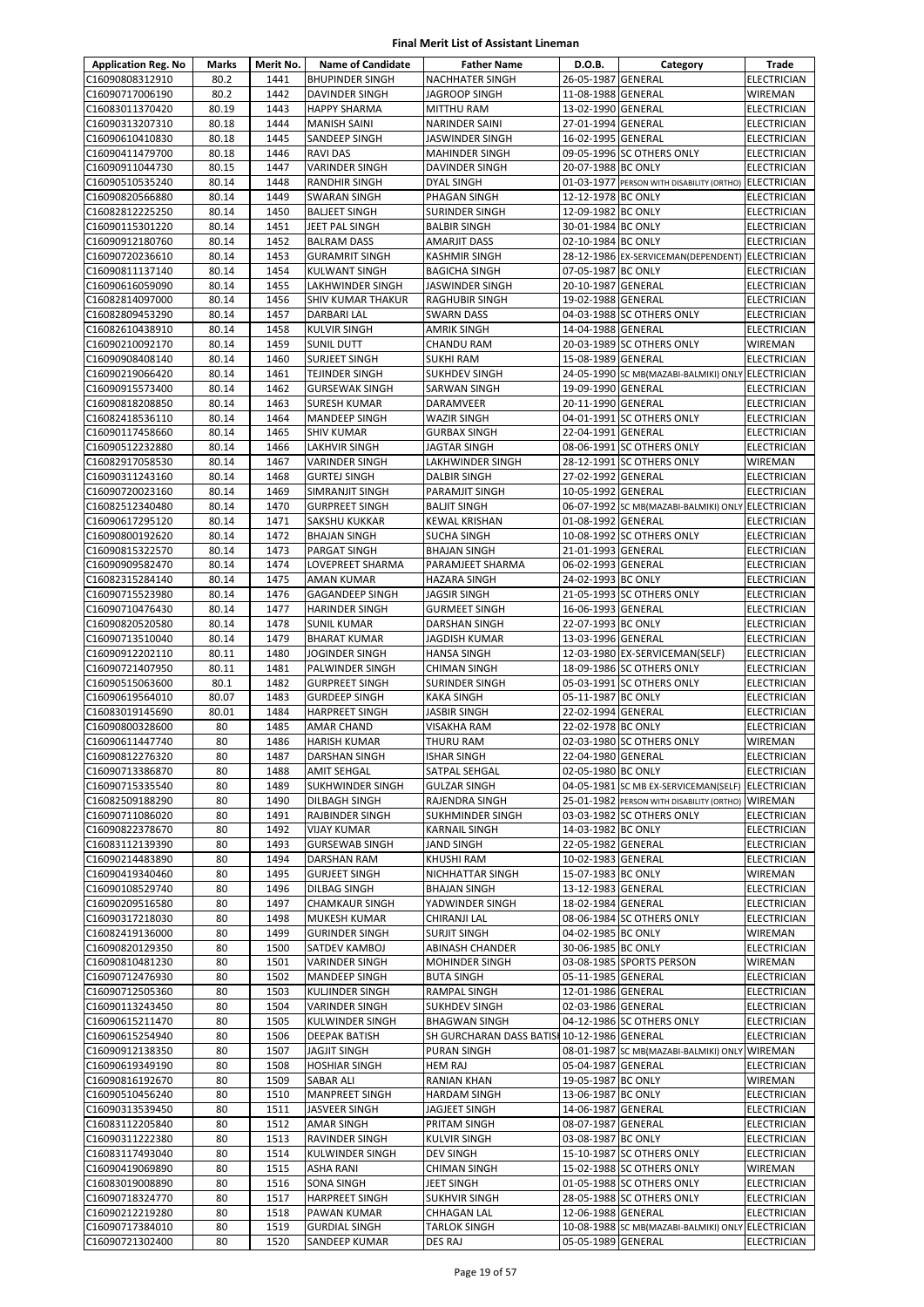# Final Merit List of Assistant Lineman

| Application Reg. No | Marks | Merit No. | Name of Candidate | Father Name | D.O.B. | Category | Trade |
|---|---|---|---|---|---|---|---|
| C16090808312910 | 80.2 | 1441 | BHUPINDER SINGH | NACHHATER SINGH | 26-05-1987 | GENERAL | ELECTRICIAN |
| C16090717006190 | 80.2 | 1442 | DAVINDER SINGH | JAGROOP SINGH | 11-08-1988 | GENERAL | WIREMAN |
| C16083011370420 | 80.19 | 1443 | HAPPY SHARMA | MITTHU RAM | 13-02-1990 | GENERAL | ELECTRICIAN |
| C16090313207310 | 80.18 | 1444 | MANISH SAINI | NARINDER SAINI | 27-01-1994 | GENERAL | ELECTRICIAN |
| C16090610410830 | 80.18 | 1445 | SANDEEP SINGH | JASWINDER SINGH | 16-02-1995 | GENERAL | ELECTRICIAN |
| C16090411479700 | 80.18 | 1446 | RAVI DAS | MAHINDER SINGH | 09-05-1996 | SC OTHERS ONLY | ELECTRICIAN |
| C16090911044730 | 80.15 | 1447 | VARINDER SINGH | DAVINDER SINGH | 20-07-1988 | BC ONLY | ELECTRICIAN |
| C16090510535240 | 80.14 | 1448 | RANDHIR SINGH | DYAL SINGH | 01-03-1977 | PERSON WITH DISABILITY (ORTHO) | ELECTRICIAN |
| C16090820566880 | 80.14 | 1449 | SWARAN SINGH | PHAGAN SINGH | 12-12-1978 | BC ONLY | ELECTRICIAN |
| C16082812225250 | 80.14 | 1450 | BALJEET SINGH | SURINDER SINGH | 12-09-1982 | BC ONLY | ELECTRICIAN |
| C16090115301220 | 80.14 | 1451 | JEET PAL SINGH | BALBIR SINGH | 30-01-1984 | BC ONLY | ELECTRICIAN |
| C16090912180760 | 80.14 | 1452 | BALRAM DASS | AMARJIT DASS | 02-10-1984 | BC ONLY | ELECTRICIAN |
| C16090720236610 | 80.14 | 1453 | GURAMRIT SINGH | KASHMIR SINGH | 28-12-1986 | EX-SERVICEMAN(DEPENDENT) | ELECTRICIAN |
| C16090811137140 | 80.14 | 1454 | KULWANT SINGH | BAGICHA SINGH | 07-05-1987 | BC ONLY | ELECTRICIAN |
| C16090616059090 | 80.14 | 1455 | LAKHWINDER SINGH | JASWINDER SINGH | 20-10-1987 | GENERAL | ELECTRICIAN |
| C16082814097000 | 80.14 | 1456 | SHIV KUMAR THAKUR | RAGHUBIR SINGH | 19-02-1988 | GENERAL | ELECTRICIAN |
| C16082809453290 | 80.14 | 1457 | DARBARI LAL | SWARN DASS | 04-03-1988 | SC OTHERS ONLY | ELECTRICIAN |
| C16082610438910 | 80.14 | 1458 | KULVIR SINGH | AMRIK SINGH | 14-04-1988 | GENERAL | ELECTRICIAN |
| C16090210092170 | 80.14 | 1459 | SUNIL DUTT | CHANDU RAM | 20-03-1989 | SC OTHERS ONLY | WIREMAN |
| C16090908408140 | 80.14 | 1460 | SURJEET SINGH | SUKHI RAM | 15-08-1989 | GENERAL | ELECTRICIAN |
| C16090219066420 | 80.14 | 1461 | TEJINDER SINGH | SUKHDEV SINGH | 24-05-1990 | SC MB(MAZABI-BALMIKI) ONLY | ELECTRICIAN |
| C16090915573400 | 80.14 | 1462 | GURSEWAK SINGH | SARWAN SINGH | 19-09-1990 | GENERAL | ELECTRICIAN |
| C16090818208850 | 80.14 | 1463 | SURESH KUMAR | DARAMVEER | 20-11-1990 | GENERAL | ELECTRICIAN |
| C16082418536110 | 80.14 | 1464 | MANDEEP SINGH | WAZIR SINGH | 04-01-1991 | SC OTHERS ONLY | ELECTRICIAN |
| C16090117458660 | 80.14 | 1465 | SHIV KUMAR | GURBAX SINGH | 22-04-1991 | GENERAL | ELECTRICIAN |
| C16090512232880 | 80.14 | 1466 | LAKHVIR SINGH | JAGTAR SINGH | 08-06-1991 | SC OTHERS ONLY | ELECTRICIAN |
| C16082917058530 | 80.14 | 1467 | VARINDER SINGH | LAKHWINDER SINGH | 28-12-1991 | SC OTHERS ONLY | WIREMAN |
| C16090311243160 | 80.14 | 1468 | GURTEJ SINGH | DALBIR SINGH | 27-02-1992 | GENERAL | ELECTRICIAN |
| C16090720023160 | 80.14 | 1469 | SIMRANJIT SINGH | PARAMJIT SINGH | 10-05-1992 | GENERAL | ELECTRICIAN |
| C16082512340480 | 80.14 | 1470 | GURPREET SINGH | BALJIT SINGH | 06-07-1992 | SC MB(MAZABI-BALMIKI) ONLY | ELECTRICIAN |
| C16090617295120 | 80.14 | 1471 | SAKSHU KUKKAR | KEWAL KRISHAN | 01-08-1992 | GENERAL | ELECTRICIAN |
| C16090800192620 | 80.14 | 1472 | BHAJAN SINGH | SUCHA SINGH | 10-08-1992 | SC OTHERS ONLY | ELECTRICIAN |
| C16090815322570 | 80.14 | 1473 | PARGAT SINGH | BHAJAN SINGH | 21-01-1993 | GENERAL | ELECTRICIAN |
| C16090909582470 | 80.14 | 1474 | LOVEPREET SHARMA | PARAMJEET SHARMA | 06-02-1993 | GENERAL | ELECTRICIAN |
| C16082315284140 | 80.14 | 1475 | AMAN KUMAR | HAZARA SINGH | 24-02-1993 | BC ONLY | ELECTRICIAN |
| C16090715523980 | 80.14 | 1476 | GAGANDEEP SINGH | JAGSIR SINGH | 21-05-1993 | SC OTHERS ONLY | ELECTRICIAN |
| C16090710476430 | 80.14 | 1477 | HARINDER SINGH | GURMEET SINGH | 16-06-1993 | GENERAL | ELECTRICIAN |
| C16090820520580 | 80.14 | 1478 | SUNIL KUMAR | DARSHAN SINGH | 22-07-1993 | BC ONLY | ELECTRICIAN |
| C16090713510040 | 80.14 | 1479 | BHARAT KUMAR | JAGDISH KUMAR | 13-03-1996 | GENERAL | ELECTRICIAN |
| C16090912202110 | 80.11 | 1480 | JOGINDER SINGH | HANSA SINGH | 12-03-1980 | EX-SERVICEMAN(SELF) | ELECTRICIAN |
| C16090721407950 | 80.11 | 1481 | PALWINDER SINGH | CHIMAN SINGH | 18-09-1986 | SC OTHERS ONLY | ELECTRICIAN |
| C16090515063600 | 80.1 | 1482 | GURPREET SINGH | SURINDER SINGH | 05-03-1991 | SC OTHERS ONLY | ELECTRICIAN |
| C16090619564010 | 80.07 | 1483 | GURDEEP SINGH | KAKA SINGH | 05-11-1987 | BC ONLY | ELECTRICIAN |
| C16083019145690 | 80.01 | 1484 | HARPREET SINGH | JASBIR SINGH | 22-02-1994 | GENERAL | ELECTRICIAN |
| C16090800328600 | 80 | 1485 | AMAR CHAND | VISAKHA RAM | 22-02-1978 | BC ONLY | ELECTRICIAN |
| C16090611447740 | 80 | 1486 | HARISH KUMAR | THURU RAM | 02-03-1980 | SC OTHERS ONLY | WIREMAN |
| C16090812276320 | 80 | 1487 | DARSHAN SINGH | ISHAR SINGH | 22-04-1980 | GENERAL | ELECTRICIAN |
| C16090713386870 | 80 | 1488 | AMIT SEHGAL | SATPAL SEHGAL | 02-05-1980 | BC ONLY | ELECTRICIAN |
| C16090715335540 | 80 | 1489 | SUKHWINDER SINGH | GULZAR SINGH | 04-05-1981 | SC MB EX-SERVICEMAN(SELF) | ELECTRICIAN |
| C16082509188290 | 80 | 1490 | DILBAGH SINGH | RAJENDRA SINGH | 25-01-1982 | PERSON WITH DISABILITY (ORTHO) | WIREMAN |
| C16090711086020 | 80 | 1491 | RAJBINDER SINGH | SUKHMINDER SINGH | 03-03-1982 | SC OTHERS ONLY | ELECTRICIAN |
| C16090822378670 | 80 | 1492 | VIJAY KUMAR | KARNAIL SINGH | 14-03-1982 | BC ONLY | ELECTRICIAN |
| C16083112139390 | 80 | 1493 | GURSEWAB SINGH | JAND SINGH | 22-05-1982 | GENERAL | ELECTRICIAN |
| C16090214483890 | 80 | 1494 | DARSHAN RAM | KHUSHI RAM | 10-02-1983 | GENERAL | ELECTRICIAN |
| C16090419340460 | 80 | 1495 | GURJEET SINGH | NICHHATTAR SINGH | 15-07-1983 | BC ONLY | WIREMAN |
| C16090108529740 | 80 | 1496 | DILBAG SINGH | BHAJAN SINGH | 13-12-1983 | GENERAL | ELECTRICIAN |
| C16090209516580 | 80 | 1497 | CHAMKAUR SINGH | YADWINDER SINGH | 18-02-1984 | GENERAL | ELECTRICIAN |
| C16090317218030 | 80 | 1498 | MUKESH KUMAR | CHIRANJI LAL | 08-06-1984 | SC OTHERS ONLY | ELECTRICIAN |
| C16082419136000 | 80 | 1499 | GURINDER SINGH | SURJIT SINGH | 04-02-1985 | BC ONLY | WIREMAN |
| C16090820129350 | 80 | 1500 | SATDEV KAMBOJ | ABINASH CHANDER | 30-06-1985 | BC ONLY | ELECTRICIAN |
| C16090810481230 | 80 | 1501 | VARINDER SINGH | MOHINDER SINGH | 03-08-1985 | SPORTS PERSON | WIREMAN |
| C16090712476930 | 80 | 1502 | MANDEEP SINGH | BUTA SINGH | 05-11-1985 | GENERAL | ELECTRICIAN |
| C16090712505360 | 80 | 1503 | KULJINDER SINGH | RAMPAL SINGH | 12-01-1986 | GENERAL | ELECTRICIAN |
| C16090113243450 | 80 | 1504 | VARINDER SINGH | SUKHDEV SINGH | 02-03-1986 | GENERAL | ELECTRICIAN |
| C16090615211470 | 80 | 1505 | KULWINDER SINGH | BHAGWAN SINGH | 04-12-1986 | SC OTHERS ONLY | ELECTRICIAN |
| C16090615254940 | 80 | 1506 | DEEPAK BATISH | SH GURCHARAN DASS BATISH | 10-12-1986 | GENERAL | ELECTRICIAN |
| C16090912138350 | 80 | 1507 | JAGJIT SINGH | PURAN SINGH | 08-01-1987 | SC MB(MAZABI-BALMIKI) ONLY | WIREMAN |
| C16090619349190 | 80 | 1508 | HOSHIAR SINGH | HEM RAJ | 05-04-1987 | GENERAL | ELECTRICIAN |
| C16090816192670 | 80 | 1509 | SABAR ALI | RANIAN KHAN | 19-05-1987 | BC ONLY | WIREMAN |
| C16090510456240 | 80 | 1510 | MANPREET SINGH | HARDAM SINGH | 13-06-1987 | BC ONLY | ELECTRICIAN |
| C16090313539450 | 80 | 1511 | JASVEER SINGH | JAGJEET SINGH | 14-06-1987 | GENERAL | ELECTRICIAN |
| C16083112205840 | 80 | 1512 | AMAR SINGH | PRITAM SINGH | 08-07-1987 | GENERAL | ELECTRICIAN |
| C16090311222380 | 80 | 1513 | RAVINDER SINGH | KULVIR SINGH | 03-08-1987 | BC ONLY | ELECTRICIAN |
| C16083117493040 | 80 | 1514 | KULWINDER SINGH | DEV SINGH | 15-10-1987 | SC OTHERS ONLY | ELECTRICIAN |
| C16090419069890 | 80 | 1515 | ASHA RANI | CHIMAN SINGH | 15-02-1988 | SC OTHERS ONLY | WIREMAN |
| C16083019008890 | 80 | 1516 | SONA SINGH | JEET SINGH | 01-05-1988 | SC OTHERS ONLY | ELECTRICIAN |
| C16090718324770 | 80 | 1517 | HARPREET SINGH | SUKHVIR SINGH | 28-05-1988 | SC OTHERS ONLY | ELECTRICIAN |
| C16090212219280 | 80 | 1518 | PAWAN KUMAR | CHHAGAN LAL | 12-06-1988 | GENERAL | ELECTRICIAN |
| C16090717384010 | 80 | 1519 | GURDIAL SINGH | TARLOK SINGH | 10-08-1988 | SC MB(MAZABI-BALMIKI) ONLY | ELECTRICIAN |
| C16090721302400 | 80 | 1520 | SANDEEP KUMAR | DES RAJ | 05-05-1989 | GENERAL | ELECTRICIAN |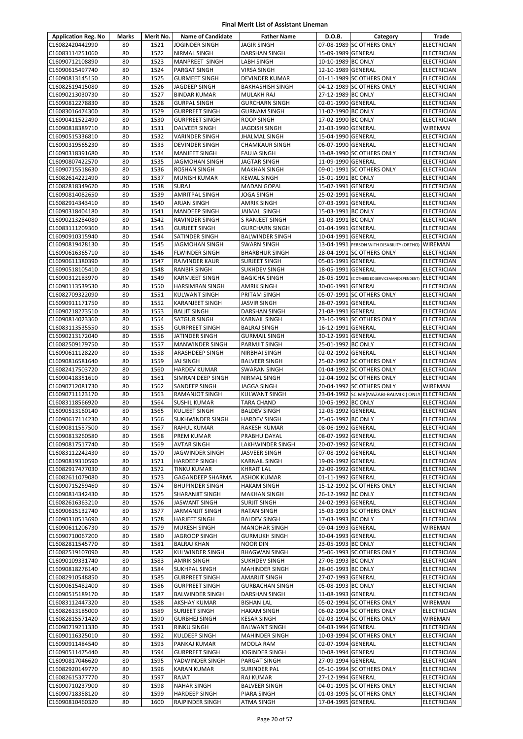# Final Merit List of Assistant Lineman

| Application Reg. No | Marks | Merit No. | Name of Candidate | Father Name | D.O.B. | Category | Trade |
|---|---|---|---|---|---|---|---|
| C16082420442990 | 80 | 1521 | JOGINDER SINGH | JAGIR SINGH | 07-08-1989 | SC OTHERS ONLY | ELECTRICIAN |
| C16083114251060 | 80 | 1522 | NIRMAL SINGH | DARSHAN SINGH | 15-09-1989 | GENERAL | ELECTRICIAN |
| C16090712108890 | 80 | 1523 | MANPREET SINGH | LABH SINGH | 10-10-1989 | BC ONLY | ELECTRICIAN |
| C16090615497740 | 80 | 1524 | PARGAT SINGH | VIRSA SINGH | 12-10-1989 | GENERAL | ELECTRICIAN |
| C16090813145150 | 80 | 1525 | GURMEET SINGH | DEVINDER KUMAR | 01-11-1989 | SC OTHERS ONLY | ELECTRICIAN |
| C16082519415080 | 80 | 1526 | JAGDEEP SINGH | BAKHASHISH SINGH | 04-12-1989 | SC OTHERS ONLY | ELECTRICIAN |
| C16090213030730 | 80 | 1527 | BINDAR KUMAR | MULAKH RAJ | 27-12-1989 | BC ONLY | ELECTRICIAN |
| C16090812278830 | 80 | 1528 | GURPAL SINGH | GURCHARN SINGH | 02-01-1990 | GENERAL | ELECTRICIAN |
| C16083016474300 | 80 | 1529 | GURPREET SINGH | GURNAM SINGH | 11-02-1990 | BC ONLY | ELECTRICIAN |
| C16090411522490 | 80 | 1530 | GURPREET SINGH | ROOP SINGH | 17-02-1990 | BC ONLY | ELECTRICIAN |
| C16090818389710 | 80 | 1531 | DALVEER SINGH | JAGDISH SINGH | 21-03-1990 | GENERAL | WIREMAN |
| C16090515336810 | 80 | 1532 | VARINDER SINGH | JHALMAL SINGH | 15-04-1990 | GENERAL | ELECTRICIAN |
| C16090319565230 | 80 | 1533 | DEVINDER SINGH | CHAMKAUR SINGH | 06-07-1990 | GENERAL | ELECTRICIAN |
| C16090318391680 | 80 | 1534 | MANJEET SINGH | FAUJA SINGH | 13-08-1990 | SC OTHERS ONLY | ELECTRICIAN |
| C16090807422570 | 80 | 1535 | JAGMOHAN SINGH | JAGTAR SINGH | 11-09-1990 | GENERAL | ELECTRICIAN |
| C16090715518630 | 80 | 1536 | ROSHAN SINGH | MAKHAN SINGH | 09-01-1991 | SC OTHERS ONLY | ELECTRICIAN |
| C16082614222490 | 80 | 1537 | MUNISH KUMAR | KEWAL SINGH | 15-01-1991 | BC ONLY | ELECTRICIAN |
| C16082818349620 | 80 | 1538 | SURAJ | MADAN GOPAL | 15-02-1991 | GENERAL | ELECTRICIAN |
| C16090814082650 | 80 | 1539 | AMRITPAL SINGH | JOGA SINGH | 25-02-1991 | GENERAL | ELECTRICIAN |
| C16082914343410 | 80 | 1540 | ARJAN SINGH | AMRIK SINGH | 07-03-1991 | GENERAL | ELECTRICIAN |
| C16090318404180 | 80 | 1541 | MANDEEP SINGH | JAIMAL SINGH | 15-03-1991 | BC ONLY | ELECTRICIAN |
| C16090213284080 | 80 | 1542 | RAVINDER SINGH | S RANJEET SINGH | 31-03-1991 | BC ONLY | ELECTRICIAN |
| C16083111209360 | 80 | 1543 | GURJEET SINGH | GURCHARN SINGH | 01-04-1991 | GENERAL | ELECTRICIAN |
| C16090910315940 | 80 | 1544 | SATINDER SINGH | BALWINDER SINGH | 10-04-1991 | GENERAL | ELECTRICIAN |
| C16090819428130 | 80 | 1545 | JAGMOHAN SINGH | SWARN SINGH | 13-04-1991 | PERSON WITH DISABILITY (ORTHO) | WIREMAN |
| C16090616365710 | 80 | 1546 | FLWINDER SINGH | BHARBHUR SINGH | 28-04-1991 | SC OTHERS ONLY | ELECTRICIAN |
| C16090611380390 | 80 | 1547 | RAJVINDER KAUR | SURJEET SINGH | 05-05-1991 | GENERAL | ELECTRICIAN |
| C16090518105410 | 80 | 1548 | RANBIR SINGH | SUKHDEV SINGH | 18-05-1991 | GENERAL | ELECTRICIAN |
| C16090312183970 | 80 | 1549 | KARMJEET SINGH | BAGICHA SINGH | 26-05-1991 | SC OTHERS EX-SERVICEMAN(DEPENDENT) | ELECTRICIAN |
| C16090113539530 | 80 | 1550 | HARSIMRAN SINGH | AMRIK SINGH | 30-06-1991 | GENERAL | ELECTRICIAN |
| C16082709322090 | 80 | 1551 | KULWANT SINGH | PRITAM SINGH | 05-07-1991 | SC OTHERS ONLY | ELECTRICIAN |
| C16090911171750 | 80 | 1552 | KARANJEET SINGH | JASVIR SINGH | 28-07-1991 | GENERAL | ELECTRICIAN |
| C16090218273510 | 80 | 1553 | BALJIT SINGH | DARSHAN SINGH | 21-08-1991 | GENERAL | ELECTRICIAN |
| C16090814023360 | 80 | 1554 | SATGUR SINGH | KARNAIL SINGH | 23-10-1991 | SC OTHERS ONLY | ELECTRICIAN |
| C16083113535550 | 80 | 1555 | GURPREET SINGH | BALRAJ SINGH | 16-12-1991 | GENERAL | ELECTRICIAN |
| C16090213172040 | 80 | 1556 | JATINDER SINGH | GURMAIL SINGH | 30-12-1991 | GENERAL | ELECTRICIAN |
| C16082509179750 | 80 | 1557 | MANWINDER SINGH | PARMJIT SINGH | 25-01-1992 | BC ONLY | ELECTRICIAN |
| C16090611128220 | 80 | 1558 | ARASHDEEP SINGH | NIRBHAI SINGH | 02-02-1992 | GENERAL | ELECTRICIAN |
| C16090816581640 | 80 | 1559 | JAJ SINGH | BALVEER SINGH | 25-02-1992 | SC OTHERS ONLY | ELECTRICIAN |
| C16082417503720 | 80 | 1560 | HARDEV KUMAR | SWARAN SINGH | 01-04-1992 | SC OTHERS ONLY | ELECTRICIAN |
| C16090418351610 | 80 | 1561 | SIMRAN DEEP SINGH | NIRMAL SINGH | 12-04-1992 | SC OTHERS ONLY | ELECTRICIAN |
| C16090712081730 | 80 | 1562 | SANDEEP SINGH | JAGGA SINGH | 20-04-1992 | SC OTHERS ONLY | WIREMAN |
| C16090711123170 | 80 | 1563 | RAMANJOT SINGH | KULWANT SINGH | 23-04-1992 | SC MB(MAZABI-BALMIKI) ONLY | ELECTRICIAN |
| C16083118566920 | 80 | 1564 | SUSHIL KUMAR | TARA CHAND | 10-05-1992 | BC ONLY | ELECTRICIAN |
| C16090513160140 | 80 | 1565 | KULJEET SINGH | BALDEV SINGH | 12-05-1992 | GENERAL | ELECTRICIAN |
| C16090617114230 | 80 | 1566 | SUKHWINDER SINGH | HARDEV SINGH | 25-05-1992 | BC ONLY | ELECTRICIAN |
| C16090811557500 | 80 | 1567 | RAHUL KUMAR | RAKESH KUMAR | 08-06-1992 | GENERAL | ELECTRICIAN |
| C16090813260580 | 80 | 1568 | PREM KUMAR | PRABHU DAYAL | 08-07-1992 | GENERAL | ELECTRICIAN |
| C16090817517740 | 80 | 1569 | AVTAR SINGH | LAKHWINDER SINGH | 20-07-1992 | GENERAL | ELECTRICIAN |
| C16083112242430 | 80 | 1570 | JAGWINDER SINGH | JASVEER SINGH | 07-08-1992 | GENERAL | ELECTRICIAN |
| C16090819310590 | 80 | 1571 | HARDEEP SINGH | KARNAIL SINGH | 19-09-1992 | GENERAL | ELECTRICIAN |
| C16082917477030 | 80 | 1572 | TINKU KUMAR | KHRAIT LAL | 22-09-1992 | GENERAL | ELECTRICIAN |
| C16082611079080 | 80 | 1573 | GAGANDEEP SHARMA | ASHOK KUMAR | 01-11-1992 | GENERAL | ELECTRICIAN |
| C16090715259460 | 80 | 1574 | BHUPINDER SINGH | HAKAM SINGH | 15-12-1992 | SC OTHERS ONLY | ELECTRICIAN |
| C16090814342430 | 80 | 1575 | SHARANJIT SINGH | MAKHAN SINGH | 26-12-1992 | BC ONLY | ELECTRICIAN |
| C16082616363210 | 80 | 1576 | JASWANT SINGH | SURJIT SINGH | 24-02-1993 | GENERAL | ELECTRICIAN |
| C16090615132740 | 80 | 1577 | JARMANJIT SINGH | RATAN SINGH | 15-03-1993 | SC OTHERS ONLY | ELECTRICIAN |
| C16090310513690 | 80 | 1578 | HARJEET SINGH | BALDEV SINGH | 17-03-1993 | BC ONLY | ELECTRICIAN |
| C16090611206730 | 80 | 1579 | MUKESH SINGH | MANOHAR SINGH | 09-04-1993 | GENERAL | WIREMAN |
| C16090710067200 | 80 | 1580 | JAGROOP SINGH | GURMUKH SINGH | 30-04-1993 | GENERAL | ELECTRICIAN |
| C16082811545770 | 80 | 1581 | BALRAJ KHAN | NOOR DIN | 23-05-1993 | BC ONLY | ELECTRICIAN |
| C16082519107090 | 80 | 1582 | KULWINDER SINGH | BHAGWAN SINGH | 25-06-1993 | SC OTHERS ONLY | ELECTRICIAN |
| C16090109331740 | 80 | 1583 | AMRIK SINGH | SUKHDEV SINGH | 27-06-1993 | BC ONLY | ELECTRICIAN |
| C16090818276140 | 80 | 1584 | SUKHPAL SINGH | MAHINDER SINGH | 28-06-1993 | BC ONLY | ELECTRICIAN |
| C16082910548850 | 80 | 1585 | GURPREET SINGH | AMARJIT SINGH | 27-07-1993 | GENERAL | ELECTRICIAN |
| C16090615482400 | 80 | 1586 | GURPREET SINGH | GURBACHAN SINGH | 05-08-1993 | BC ONLY | ELECTRICIAN |
| C16090515189170 | 80 | 1587 | BALWINDER SINGH | DARSHAN SINGH | 11-08-1993 | GENERAL | ELECTRICIAN |
| C16083112447320 | 80 | 1588 | AKSHAY KUMAR | BISHAN LAL | 05-02-1994 | SC OTHERS ONLY | WIREMAN |
| C16082613185000 | 80 | 1589 | SURJEET SINGH | HAKAM SINGH | 06-02-1994 | SC OTHERS ONLY | ELECTRICIAN |
| C16082815571420 | 80 | 1590 | GURBHEJ SINGH | KESAR SINGH | 02-03-1994 | SC OTHERS ONLY | WIREMAN |
| C16090719211330 | 80 | 1591 | RINKU SINGH | BALWANT SINGH | 04-03-1994 | GENERAL | ELECTRICIAN |
| C16090116325010 | 80 | 1592 | KULDEEP SINGH | MAHINDER SINGH | 10-03-1994 | SC OTHERS ONLY | ELECTRICIAN |
| C16090911484540 | 80 | 1593 | PANKAJ KUMAR | MOOLA RAM | 02-07-1994 | GENERAL | ELECTRICIAN |
| C16090511475440 | 80 | 1594 | GURPREET SINGH | JOGINDER SINGH | 10-08-1994 | GENERAL | ELECTRICIAN |
| C16090817046620 | 80 | 1595 | YADWINDER SINGH | PARGAT SINGH | 27-09-1994 | GENERAL | ELECTRICIAN |
| C16082920149770 | 80 | 1596 | KARAN KUMAR | SURINDER PAL | 05-10-1994 | SC OTHERS ONLY | ELECTRICIAN |
| C16082615377770 | 80 | 1597 | RAJAT | RAJ KUMAR | 27-12-1994 | GENERAL | ELECTRICIAN |
| C16090710237900 | 80 | 1598 | NAHAR SINGH | BALVEER SINGH | 04-01-1995 | SC OTHERS ONLY | ELECTRICIAN |
| C16090718358120 | 80 | 1599 | HARDEEP SINGH | PIARA SINGH | 01-03-1995 | SC OTHERS ONLY | ELECTRICIAN |
| C16090810460320 | 80 | 1600 | RAJPINDER SINGH | ATMA SINGH | 17-04-1995 | GENERAL | ELECTRICIAN |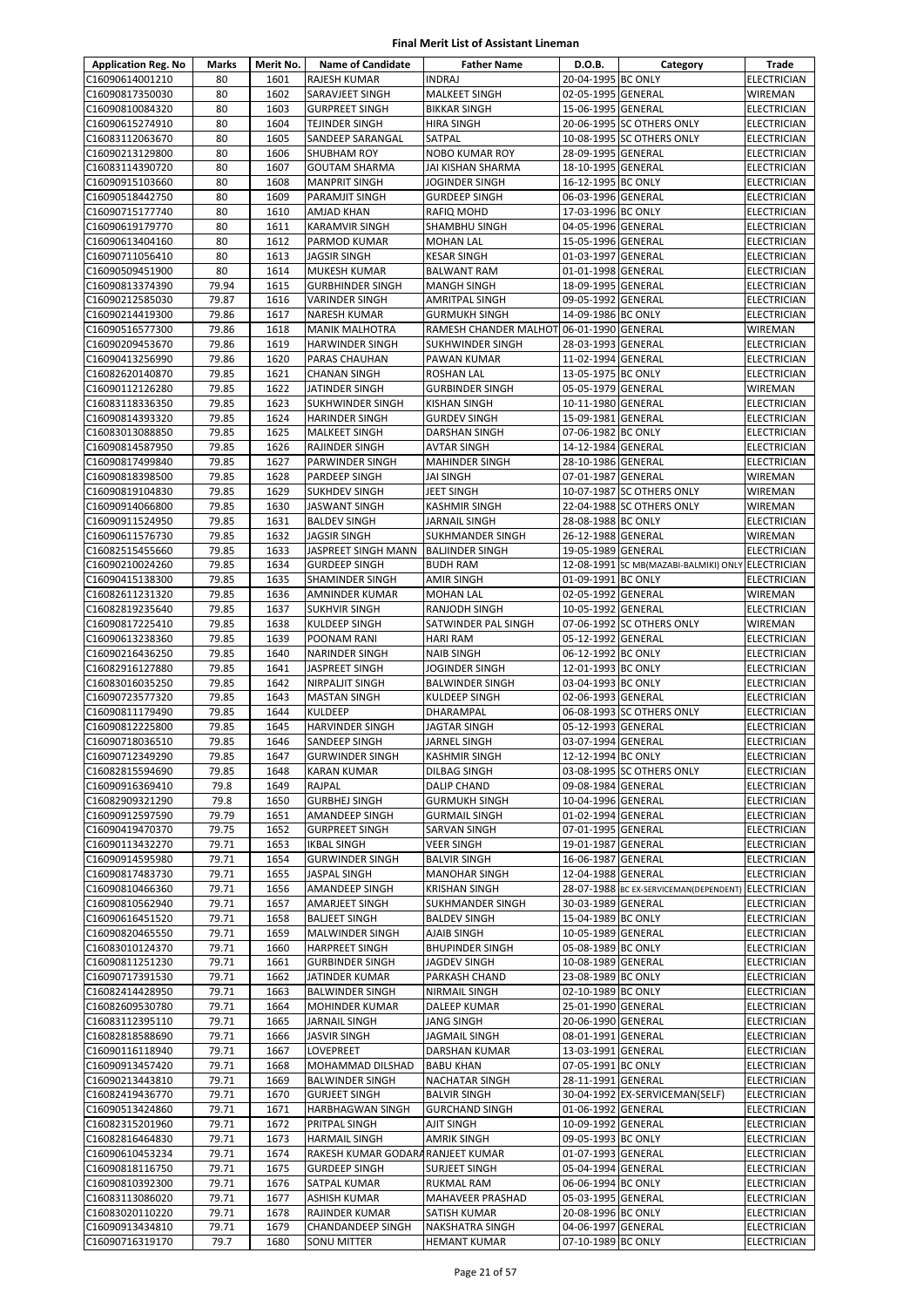# Final Merit List of Assistant Lineman

| Application Reg. No | Marks | Merit No. | Name of Candidate | Father Name | D.O.B. | Category | Trade |
|---|---|---|---|---|---|---|---|
| C16090614001210 | 80 | 1601 | RAJESH KUMAR | INDRAJ | 20-04-1995 | BC ONLY | ELECTRICIAN |
| C16090817350030 | 80 | 1602 | SARAVJEET SINGH | MALKEET SINGH | 02-05-1995 | GENERAL | WIREMAN |
| C16090810084320 | 80 | 1603 | GURPREET SINGH | BIKKAR SINGH | 15-06-1995 | GENERAL | ELECTRICIAN |
| C16090615274910 | 80 | 1604 | TEJINDER SINGH | HIRA SINGH | 20-06-1995 | SC OTHERS ONLY | ELECTRICIAN |
| C16083112063670 | 80 | 1605 | SANDEEP SARANGAL | SATPAL | 10-08-1995 | SC OTHERS ONLY | ELECTRICIAN |
| C16090213129800 | 80 | 1606 | SHUBHAM ROY | NOBO KUMAR ROY | 28-09-1995 | GENERAL | ELECTRICIAN |
| C16083114390720 | 80 | 1607 | GOUTAM SHARMA | JAI KISHAN SHARMA | 18-10-1995 | GENERAL | ELECTRICIAN |
| C16090915103660 | 80 | 1608 | MANPRIT SINGH | JOGINDER SINGH | 16-12-1995 | BC ONLY | ELECTRICIAN |
| C16090518442750 | 80 | 1609 | PARAMJIT SINGH | GURDEEP SINGH | 06-03-1996 | GENERAL | ELECTRICIAN |
| C16090715177740 | 80 | 1610 | AMJAD KHAN | RAFIQ MOHD | 17-03-1996 | BC ONLY | ELECTRICIAN |
| C16090619179770 | 80 | 1611 | KARAMVIR SINGH | SHAMBHU SINGH | 04-05-1996 | GENERAL | ELECTRICIAN |
| C16090613404160 | 80 | 1612 | PARMOD KUMAR | MOHAN LAL | 15-05-1996 | GENERAL | ELECTRICIAN |
| C16090711056410 | 80 | 1613 | JAGSIR SINGH | KESAR SINGH | 01-03-1997 | GENERAL | ELECTRICIAN |
| C16090509451900 | 80 | 1614 | MUKESH KUMAR | BALWANT RAM | 01-01-1998 | GENERAL | ELECTRICIAN |
| C16090813374390 | 79.94 | 1615 | GURBHINDER SINGH | MANGH SINGH | 18-09-1995 | GENERAL | ELECTRICIAN |
| C16090212585030 | 79.87 | 1616 | VARINDER SINGH | AMRITPAL SINGH | 09-05-1992 | GENERAL | ELECTRICIAN |
| C16090214419300 | 79.86 | 1617 | NARESH KUMAR | GURMUKH SINGH | 14-09-1986 | BC ONLY | ELECTRICIAN |
| C16090516577300 | 79.86 | 1618 | MANIK MALHOTRA | RAMESH CHANDER MALHOT | 06-01-1990 | GENERAL | WIREMAN |
| C16090209453670 | 79.86 | 1619 | HARWINDER SINGH | SUKHWINDER SINGH | 28-03-1993 | GENERAL | ELECTRICIAN |
| C16090413256990 | 79.86 | 1620 | PARAS CHAUHAN | PAWAN KUMAR | 11-02-1994 | GENERAL | ELECTRICIAN |
| C16082620140870 | 79.85 | 1621 | CHANAN SINGH | ROSHAN LAL | 13-05-1975 | BC ONLY | ELECTRICIAN |
| C16090112126280 | 79.85 | 1622 | JATINDER SINGH | GURBINDER SINGH | 05-05-1979 | GENERAL | WIREMAN |
| C16083118336350 | 79.85 | 1623 | SUKHWINDER SINGH | KISHAN SINGH | 10-11-1980 | GENERAL | ELECTRICIAN |
| C16090814393320 | 79.85 | 1624 | HARINDER SINGH | GURDEV SINGH | 15-09-1981 | GENERAL | ELECTRICIAN |
| C16083013088850 | 79.85 | 1625 | MALKEET SINGH | DARSHAN SINGH | 07-06-1982 | BC ONLY | ELECTRICIAN |
| C16090814587950 | 79.85 | 1626 | RAJINDER SINGH | AVTAR SINGH | 14-12-1984 | GENERAL | ELECTRICIAN |
| C16090817499840 | 79.85 | 1627 | PARWINDER SINGH | MAHINDER SINGH | 28-10-1986 | GENERAL | ELECTRICIAN |
| C16090818398500 | 79.85 | 1628 | PARDEEP SINGH | JAI SINGH | 07-01-1987 | GENERAL | WIREMAN |
| C16090819104830 | 79.85 | 1629 | SUKHDEV SINGH | JEET SINGH | 10-07-1987 | SC OTHERS ONLY | WIREMAN |
| C16090914066800 | 79.85 | 1630 | JASWANT SINGH | KASHMIR SINGH | 22-04-1988 | SC OTHERS ONLY | WIREMAN |
| C16090911524950 | 79.85 | 1631 | BALDEV SINGH | JARNAIL SINGH | 28-08-1988 | BC ONLY | ELECTRICIAN |
| C16090611576730 | 79.85 | 1632 | JAGSIR SINGH | SUKHMANDER SINGH | 26-12-1988 | GENERAL | WIREMAN |
| C16082515455660 | 79.85 | 1633 | JASPREET SINGH MANN | BALJINDER SINGH | 19-05-1989 | GENERAL | ELECTRICIAN |
| C16090210024260 | 79.85 | 1634 | GURDEEP SINGH | BUDH RAM | 12-08-1991 | SC MB(MAZABI-BALMIKI) ONLY | ELECTRICIAN |
| C16090415138300 | 79.85 | 1635 | SHAMINDER SINGH | AMIR SINGH | 01-09-1991 | BC ONLY | ELECTRICIAN |
| C16082611231320 | 79.85 | 1636 | AMNINDER KUMAR | MOHAN LAL | 02-05-1992 | GENERAL | WIREMAN |
| C16082819235640 | 79.85 | 1637 | SUKHVIR SINGH | RANJODH SINGH | 10-05-1992 | GENERAL | ELECTRICIAN |
| C16090817225410 | 79.85 | 1638 | KULDEEP SINGH | SATWINDER PAL SINGH | 07-06-1992 | SC OTHERS ONLY | WIREMAN |
| C16090613238360 | 79.85 | 1639 | POONAM RANI | HARI RAM | 05-12-1992 | GENERAL | ELECTRICIAN |
| C16090216436250 | 79.85 | 1640 | NARINDER SINGH | NAIB SINGH | 06-12-1992 | BC ONLY | ELECTRICIAN |
| C16082916127880 | 79.85 | 1641 | JASPREET SINGH | JOGINDER SINGH | 12-01-1993 | BC ONLY | ELECTRICIAN |
| C16083016035250 | 79.85 | 1642 | NIRPALJIT SINGH | BALWINDER SINGH | 03-04-1993 | BC ONLY | ELECTRICIAN |
| C16090723577320 | 79.85 | 1643 | MASTAN SINGH | KULDEEP SINGH | 02-06-1993 | GENERAL | ELECTRICIAN |
| C16090811179490 | 79.85 | 1644 | KULDEEP | DHARAMPAL | 06-08-1993 | SC OTHERS ONLY | ELECTRICIAN |
| C16090812225800 | 79.85 | 1645 | HARVINDER SINGH | JAGTAR SINGH | 05-12-1993 | GENERAL | ELECTRICIAN |
| C16090718036510 | 79.85 | 1646 | SANDEEP SINGH | JARNEL SINGH | 03-07-1994 | GENERAL | ELECTRICIAN |
| C16090712349290 | 79.85 | 1647 | GURWINDER SINGH | KASHMIR SINGH | 12-12-1994 | BC ONLY | ELECTRICIAN |
| C16082815594690 | 79.85 | 1648 | KARAN KUMAR | DILBAG SINGH | 03-08-1995 | SC OTHERS ONLY | ELECTRICIAN |
| C16090916369410 | 79.8 | 1649 | RAJPAL | DALIP CHAND | 09-08-1984 | GENERAL | ELECTRICIAN |
| C16082909321290 | 79.8 | 1650 | GURBHEJ SINGH | GURMUKH SINGH | 10-04-1996 | GENERAL | ELECTRICIAN |
| C16090912597590 | 79.79 | 1651 | AMANDEEP SINGH | GURMAIL SINGH | 01-02-1994 | GENERAL | ELECTRICIAN |
| C16090419470370 | 79.75 | 1652 | GURPREET SINGH | SARVAN SINGH | 07-01-1995 | GENERAL | ELECTRICIAN |
| C16090113432270 | 79.71 | 1653 | IKBAL SINGH | VEER SINGH | 19-01-1987 | GENERAL | ELECTRICIAN |
| C16090914595980 | 79.71 | 1654 | GURWINDER SINGH | BALVIR SINGH | 16-06-1987 | GENERAL | ELECTRICIAN |
| C16090817483730 | 79.71 | 1655 | JASPAL SINGH | MANOHAR SINGH | 12-04-1988 | GENERAL | ELECTRICIAN |
| C16090810466360 | 79.71 | 1656 | AMANDEEP SINGH | KRISHAN SINGH | 28-07-1988 | BC EX-SERVICEMAN(DEPENDENT) | ELECTRICIAN |
| C16090810562940 | 79.71 | 1657 | AMARJEET SINGH | SUKHMANDER SINGH | 30-03-1989 | GENERAL | ELECTRICIAN |
| C16090616451520 | 79.71 | 1658 | BALJEET SINGH | BALDEV SINGH | 15-04-1989 | BC ONLY | ELECTRICIAN |
| C16090820465550 | 79.71 | 1659 | MALWINDER SINGH | AJAIB SINGH | 10-05-1989 | GENERAL | ELECTRICIAN |
| C16083010124370 | 79.71 | 1660 | HARPREET SINGH | BHUPINDER SINGH | 05-08-1989 | BC ONLY | ELECTRICIAN |
| C16090811251230 | 79.71 | 1661 | GURBINDER SINGH | JAGDEV SINGH | 10-08-1989 | GENERAL | ELECTRICIAN |
| C16090717391530 | 79.71 | 1662 | JATINDER KUMAR | PARKASH CHAND | 23-08-1989 | BC ONLY | ELECTRICIAN |
| C16082414428950 | 79.71 | 1663 | BALWINDER SINGH | NIRMAIL SINGH | 02-10-1989 | BC ONLY | ELECTRICIAN |
| C16082609530780 | 79.71 | 1664 | MOHINDER KUMAR | DALEEP KUMAR | 25-01-1990 | GENERAL | ELECTRICIAN |
| C16083112395110 | 79.71 | 1665 | JARNAIL SINGH | JANG SINGH | 20-06-1990 | GENERAL | ELECTRICIAN |
| C16082818588690 | 79.71 | 1666 | JASVIR SINGH | JAGMAIL SINGH | 08-01-1991 | GENERAL | ELECTRICIAN |
| C16090116118940 | 79.71 | 1667 | LOVEPREET | DARSHAN KUMAR | 13-03-1991 | GENERAL | ELECTRICIAN |
| C16090913457420 | 79.71 | 1668 | MOHAMMAD DILSHAD | BABU KHAN | 07-05-1991 | BC ONLY | ELECTRICIAN |
| C16090213443810 | 79.71 | 1669 | BALWINDER SINGH | NACHATAR SINGH | 28-11-1991 | GENERAL | ELECTRICIAN |
| C16082419436770 | 79.71 | 1670 | GURJEET SINGH | BALVIR SINGH | 30-04-1992 | EX-SERVICEMAN(SELF) | ELECTRICIAN |
| C16090513424860 | 79.71 | 1671 | HARBHAGWAN SINGH | GURCHAND SINGH | 01-06-1992 | GENERAL | ELECTRICIAN |
| C16082315201960 | 79.71 | 1672 | PRITPAL SINGH | AJIT SINGH | 10-09-1992 | GENERAL | ELECTRICIAN |
| C16082816464830 | 79.71 | 1673 | HARMAIL SINGH | AMRIK SINGH | 09-05-1993 | BC ONLY | ELECTRICIAN |
| C16090610453234 | 79.71 | 1674 | RAKESH KUMAR GODARA | RANJEET KUMAR | 01-07-1993 | GENERAL | ELECTRICIAN |
| C16090818116750 | 79.71 | 1675 | GURDEEP SINGH | SURJEET SINGH | 05-04-1994 | GENERAL | ELECTRICIAN |
| C16090810392300 | 79.71 | 1676 | SATPAL KUMAR | RUKMAL RAM | 06-06-1994 | BC ONLY | ELECTRICIAN |
| C16083113086020 | 79.71 | 1677 | ASHISH KUMAR | MAHAVEER PRASHAD | 05-03-1995 | GENERAL | ELECTRICIAN |
| C16083020110220 | 79.71 | 1678 | RAJINDER KUMAR | SATISH KUMAR | 20-08-1996 | BC ONLY | ELECTRICIAN |
| C16090913434810 | 79.71 | 1679 | CHANDANDEEP SINGH | NAKSHATRA SINGH | 04-06-1997 | GENERAL | ELECTRICIAN |
| C16090716319170 | 79.7 | 1680 | SONU MITTER | HEMANT KUMAR | 07-10-1989 | BC ONLY | ELECTRICIAN |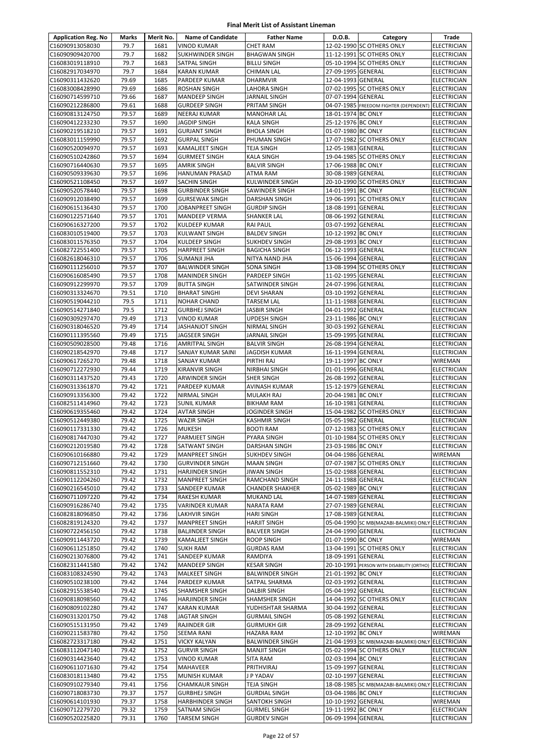# Final Merit List of Assistant Lineman

| Application Reg. No | Marks | Merit No. | Name of Candidate | Father Name | D.O.B. | Category | Trade |
|---|---|---|---|---|---|---|---|
| C16090913058030 | 79.7 | 1681 | VINOD KUMAR | CHET RAM | 12-02-1990 | SC OTHERS ONLY | ELECTRICIAN |
| C16090909420700 | 79.7 | 1682 | SUKHWINDER SINGH | BHAGWAN SINGH | 11-12-1991 | SC OTHERS ONLY | ELECTRICIAN |
| C16083019118910 | 79.7 | 1683 | SATPAL SINGH | BILLU SINGH | 05-10-1994 | SC OTHERS ONLY | ELECTRICIAN |
| C16082917034970 | 79.7 | 1684 | KARAN KUMAR | CHIMAN LAL | 27-09-1995 | GENERAL | ELECTRICIAN |
| C16090311432620 | 79.69 | 1685 | PARDEEP KUMAR | DHARMVIR | 12-04-1993 | GENERAL | ELECTRICIAN |
| C16083008428990 | 79.69 | 1686 | ROSHAN SINGH | LAHORA SINGH | 07-02-1995 | SC OTHERS ONLY | ELECTRICIAN |
| C16090714599710 | 79.66 | 1687 | MANDEEP SINGH | JARNAIL SINGH | 07-07-1994 | GENERAL | ELECTRICIAN |
| C16090212286800 | 79.61 | 1688 | GURDEEP SINGH | PRITAM SINGH | 04-07-1985 | FREEDOM FIGHTER (DEPENDENT) | ELECTRICIAN |
| C16090813124750 | 79.57 | 1689 | NEERAJ KUMAR | MANOHAR LAL | 18-01-1974 | BC ONLY | ELECTRICIAN |
| C16090412233230 | 79.57 | 1690 | JAGDIP SINGH | KALA SINGH | 25-12-1976 | BC ONLY | ELECTRICIAN |
| C16090219518210 | 79.57 | 1691 | GURJANT SINGH | BHOLA SINGH | 01-07-1980 | BC ONLY | ELECTRICIAN |
| C16083011159990 | 79.57 | 1692 | GURPAL SINGH | PHUMAN SINGH | 17-07-1982 | SC OTHERS ONLY | ELECTRICIAN |
| C16090520094970 | 79.57 | 1693 | KAMALJEET SINGH | TEJA SINGH | 12-05-1983 | GENERAL | ELECTRICIAN |
| C16090510242860 | 79.57 | 1694 | GURMEET SINGH | KALA SINGH | 19-04-1985 | SC OTHERS ONLY | ELECTRICIAN |
| C16090716440630 | 79.57 | 1695 | AMRIK SINGH | BALVIR SINGH | 17-06-1988 | BC ONLY | ELECTRICIAN |
| C16090509339630 | 79.57 | 1696 | HANUMAN PRASAD | ATMA RAM | 30-08-1989 | GENERAL | ELECTRICIAN |
| C16090521108450 | 79.57 | 1697 | SACHIN SINGH | KULWINDER SINGH | 20-10-1990 | SC OTHERS ONLY | ELECTRICIAN |
| C16090520578440 | 79.57 | 1698 | GURBINDER SINGH | SAWINDER SINGH | 14-01-1991 | BC ONLY | ELECTRICIAN |
| C16090912038490 | 79.57 | 1699 | GURSEWAK SINGH | DARSHAN SINGH | 19-06-1991 | SC OTHERS ONLY | ELECTRICIAN |
| C16090615136430 | 79.57 | 1700 | JOBANPREET SINGH | GURDIP SINGH | 18-08-1991 | GENERAL | ELECTRICIAN |
| C16090122571640 | 79.57 | 1701 | MANDEEP VERMA | SHANKER LAL | 08-06-1992 | GENERAL | ELECTRICIAN |
| C16090616327200 | 79.57 | 1702 | KULDEEP KUMAR | RAI PAUL | 03-07-1992 | GENERAL | ELECTRICIAN |
| C16083010519400 | 79.57 | 1703 | KULWANT SINGH | BALDEV SINGH | 10-12-1992 | BC ONLY | ELECTRICIAN |
| C16083011576350 | 79.57 | 1704 | KULDEEP SINGH | SUKHDEV SINGH | 29-08-1993 | BC ONLY | ELECTRICIAN |
| C16082722551400 | 79.57 | 1705 | HARPREET SINGH | BAGICHA SINGH | 06-12-1993 | GENERAL | ELECTRICIAN |
| C16082618046310 | 79.57 | 1706 | SUMANJI JHA | NITYA NAND JHA | 15-06-1994 | GENERAL | ELECTRICIAN |
| C16090111256010 | 79.57 | 1707 | BALWINDER SINGH | SONA SINGH | 13-08-1994 | SC OTHERS ONLY | ELECTRICIAN |
| C16090616085490 | 79.57 | 1708 | MANINDER SINGH | PARDEEP SINGH | 11-02-1995 | GENERAL | ELECTRICIAN |
| C16090912299970 | 79.57 | 1709 | BUTTA SINGH | SATWINDER SINGH | 24-07-1996 | GENERAL | ELECTRICIAN |
| C16090313324670 | 79.51 | 1710 | BHARAT SINGHI | DEVI SHARAN | 03-10-1992 | GENERAL | ELECTRICIAN |
| C16090519044210 | 79.5 | 1711 | NOHAR CHAND | TARSEM LAL | 11-11-1988 | GENERAL | ELECTRICIAN |
| C16090514271840 | 79.5 | 1712 | GURBHEJ SINGH | JASBIR SINGH | 04-01-1992 | GENERAL | ELECTRICIAN |
| C16090309297470 | 79.49 | 1713 | VINOD KUMAR | UPDESH SINGH | 23-11-1986 | BC ONLY | ELECTRICIAN |
| C16090318046520 | 79.49 | 1714 | JASHANJOT SINGH | NIRMAL SINGH | 30-03-1992 | GENERAL | ELECTRICIAN |
| C16090111395560 | 79.49 | 1715 | JAGSEER SINGH | JARNAIL SINGH | 15-09-1995 | GENERAL | ELECTRICIAN |
| C16090509028500 | 79.48 | 1716 | AMRITPAL SINGH | BALVIR SINGH | 26-08-1994 | GENERAL | ELECTRICIAN |
| C16090218542970 | 79.48 | 1717 | SANJAY KUMAR SAINI | JAGDISH KUMAR | 16-11-1994 | GENERAL | ELECTRICIAN |
| C16090617265270 | 79.48 | 1718 | SANJAY KUMAR | PIRTHI RAJ | 19-11-1997 | BC ONLY | WIREMAN |
| C16090712272930 | 79.44 | 1719 | KIRANVIR SINGH | NIRBHAI SINGH | 01-01-1996 | GENERAL | ELECTRICIAN |
| C16090311437520 | 79.43 | 1720 | ARWINDER SINGH | SHER SINGH | 26-08-1992 | GENERAL | ELECTRICIAN |
| C16090313361870 | 79.42 | 1721 | PARDEEP KUMAR | AVINASH KUMAR | 15-12-1979 | GENERAL | ELECTRICIAN |
| C16090913356300 | 79.42 | 1722 | NIRMAL SINGH | MULAKH RAJ | 20-04-1981 | BC ONLY | ELECTRICIAN |
| C16082511414960 | 79.42 | 1723 | SUNIL KUMAR | BIKHAM RAM | 16-10-1981 | GENERAL | ELECTRICIAN |
| C16090619355460 | 79.42 | 1724 | AVTAR SINGH | JOGINDER SINGH | 15-04-1982 | SC OTHERS ONLY | ELECTRICIAN |
| C16090512449380 | 79.42 | 1725 | WAZIR SINGH | KASHMIR SINGH | 05-05-1982 | GENERAL | ELECTRICIAN |
| C16090117331330 | 79.42 | 1726 | MUKESH | BOOTI RAM | 07-12-1983 | SC OTHERS ONLY | ELECTRICIAN |
| C16090817447030 | 79.42 | 1727 | PARMJEET SINGH | PYARA SINGH | 01-10-1984 | SC OTHERS ONLY | ELECTRICIAN |
| C16090212019580 | 79.42 | 1728 | SATWANT SINGH | DARSHAN SINGH | 23-03-1986 | BC ONLY | ELECTRICIAN |
| C16090610166880 | 79.42 | 1729 | MANPREET SINGH | SUKHDEV SINGH | 04-04-1986 | GENERAL | WIREMAN |
| C16090712151660 | 79.42 | 1730 | GURVINDER SINGH | MAAN SINGH | 07-07-1987 | SC OTHERS ONLY | ELECTRICIAN |
| C16090811552310 | 79.42 | 1731 | HARJINDER SINGH | JIWAN SINGH | 15-02-1988 | GENERAL | ELECTRICIAN |
| C16090112204260 | 79.42 | 1732 | MANPREET SINGH | RAMCHAND SINGH | 24-11-1988 | GENERAL | ELECTRICIAN |
| C16090216545010 | 79.42 | 1733 | SANDEEP KUMAR | CHANDER SHAKHER | 05-02-1989 | BC ONLY | ELECTRICIAN |
| C16090711097220 | 79.42 | 1734 | RAKESH KUMAR | MUKAND LAL | 14-07-1989 | GENERAL | ELECTRICIAN |
| C16090916286740 | 79.42 | 1735 | VARINDER KUMAR | NARATA RAM | 27-07-1989 | GENERAL | ELECTRICIAN |
| C16082818096850 | 79.42 | 1736 | LAKHVIR SINGH | HARI SINGH | 17-08-1989 | GENERAL | ELECTRICIAN |
| C16082819124320 | 79.42 | 1737 | MANPREET SINGH | HARJIT SINGH | 05-04-1990 | SC MB(MAZABI-BALMIKI) ONLY | ELECTRICIAN |
| C16090722456150 | 79.42 | 1738 | BALJINDER SINGH | BALVEER SINGH | 24-04-1990 | GENERAL | ELECTRICIAN |
| C16090911443720 | 79.42 | 1739 | KAMALJEET SINGH | ROOP SINGH | 01-07-1990 | BC ONLY | WIREMAN |
| C16090611251850 | 79.42 | 1740 | SUKH RAM | GURDAS RAM | 13-04-1991 | SC OTHERS ONLY | ELECTRICIAN |
| C16090213076800 | 79.42 | 1741 | SANDEEP KUMAR | RAMDIYA | 18-09-1991 | GENERAL | ELECTRICIAN |
| C16082311441580 | 79.42 | 1742 | MANDEEP SINGH | KESAR SINGH | 20-10-1991 | PERSON WITH DISABILITY (ORTHO) | ELECTRICIAN |
| C16083108324590 | 79.42 | 1743 | MALKEET SINGH | BALWINDER SINGH | 21-01-1992 | BC ONLY | ELECTRICIAN |
| C16090510238100 | 79.42 | 1744 | PARDEEP KUMAR | SATPAL SHARMA | 02-03-1992 | GENERAL | ELECTRICIAN |
| C16082915538540 | 79.42 | 1745 | SHAMSHER SINGH | DALBIR SINGH | 05-04-1992 | GENERAL | ELECTRICIAN |
| C16090818098560 | 79.42 | 1746 | HARJINDER SINGH | SHAMSHER SINGH | 14-04-1992 | SC OTHERS ONLY | ELECTRICIAN |
| C16090809102280 | 79.42 | 1747 | KARAN KUMAR | YUDHISHTAR SHARMA | 30-04-1992 | GENERAL | ELECTRICIAN |
| C16090313201750 | 79.42 | 1748 | JAGTAR SINGH | GURMAIL SINGH | 05-08-1992 | GENERAL | ELECTRICIAN |
| C16090515131950 | 79.42 | 1749 | RAJINDER GIR | GURMUKH GIR | 28-09-1992 | GENERAL | ELECTRICIAN |
| C16090211583780 | 79.42 | 1750 | SEEMA RANI | HAZARA RAM | 12-10-1992 | BC ONLY | WIREMAN |
| C16082723317180 | 79.42 | 1751 | VICKY KALYAN | BALWINDER SINGH | 21-04-1993 | SC MB(MAZABI-BALMIKI) ONLY | ELECTRICIAN |
| C16083112047140 | 79.42 | 1752 | GURVIR SINGH | MANJIT SINGH | 05-02-1994 | SC OTHERS ONLY | ELECTRICIAN |
| C16090314423640 | 79.42 | 1753 | VINOD KUMAR | SITA RAM | 02-03-1994 | BC ONLY | ELECTRICIAN |
| C16090611071630 | 79.42 | 1754 | MAHAVEER | PRITHVIRAJ | 15-09-1997 | GENERAL | ELECTRICIAN |
| C16083018113480 | 79.42 | 1755 | MUNISH KUMAR | J P YADAV | 02-10-1997 | GENERAL | ELECTRICIAN |
| C16090910279340 | 79.41 | 1756 | CHAMKAUR SINGH | TEJA SINGH | 18-08-1985 | SC MB(MAZABI-BALMIKI) ONLY | ELECTRICIAN |
| C16090718083730 | 79.37 | 1757 | GURBHEJ SINGH | GURDIAL SINGH | 03-04-1986 | BC ONLY | ELECTRICIAN |
| C16090614101930 | 79.37 | 1758 | HARBHINDER SINGH | SANTOKH SINGH | 10-10-1992 | GENERAL | WIREMAN |
| C16090712279720 | 79.32 | 1759 | SATNAM SINGH | GURMEL SINGH | 19-11-1992 | BC ONLY | ELECTRICIAN |
| C16090520225820 | 79.31 | 1760 | TARSEM SINGH | GURDEV SINGH | 06-09-1994 | GENERAL | ELECTRICIAN |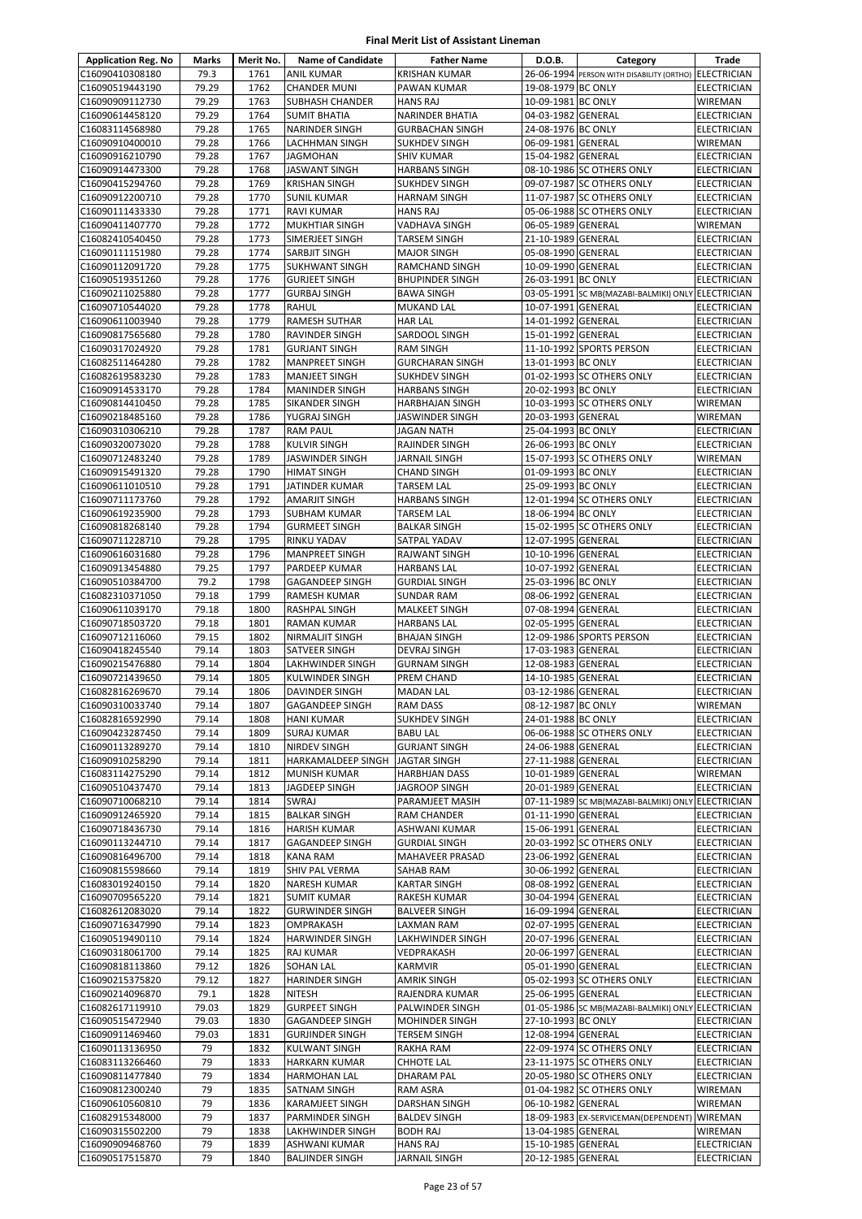# Final Merit List of Assistant Lineman

| Application Reg. No | Marks | Merit No. | Name of Candidate | Father Name | D.O.B. | Category | Trade |
|---|---|---|---|---|---|---|---|
| C16090410308180 | 79.3 | 1761 | ANIL KUMAR | KRISHAN KUMAR | 26-06-1994 | PERSON WITH DISABILITY (ORTHO) | ELECTRICIAN |
| C16090519443190 | 79.29 | 1762 | CHANDER MUNI | PAWAN KUMAR | 19-08-1979 | BC ONLY | ELECTRICIAN |
| C16090909112730 | 79.29 | 1763 | SUBHASH CHANDER | HANS RAJ | 10-09-1981 | BC ONLY | WIREMAN |
| C16090614458120 | 79.29 | 1764 | SUMIT BHATIA | NARINDER BHATIA | 04-03-1982 | GENERAL | ELECTRICIAN |
| C16083114568980 | 79.28 | 1765 | NARINDER SINGH | GURBACHAN SINGH | 24-08-1976 | BC ONLY | ELECTRICIAN |
| C16090910400010 | 79.28 | 1766 | LACHHMAN SINGH | SUKHDEV SINGH | 06-09-1981 | GENERAL | WIREMAN |
| C16090916210790 | 79.28 | 1767 | JAGMOHAN | SHIV KUMAR | 15-04-1982 | GENERAL | ELECTRICIAN |
| C16090914473300 | 79.28 | 1768 | JASWANT SINGH | HARBANS SINGH | 08-10-1986 | SC OTHERS ONLY | ELECTRICIAN |
| C16090415294760 | 79.28 | 1769 | KRISHAN SINGH | SUKHDEV SINGH | 09-07-1987 | SC OTHERS ONLY | ELECTRICIAN |
| C16090912200710 | 79.28 | 1770 | SUNIL KUMAR | HARNAM SINGH | 11-07-1987 | SC OTHERS ONLY | ELECTRICIAN |
| C16090111433330 | 79.28 | 1771 | RAVI KUMAR | HANS RAJ | 05-06-1988 | SC OTHERS ONLY | ELECTRICIAN |
| C16090411407770 | 79.28 | 1772 | MUKHTIAR SINGH | VADHAVA SINGH | 06-05-1989 | GENERAL | WIREMAN |
| C16082410540450 | 79.28 | 1773 | SIMERJEET SINGH | TARSEM SINGH | 21-10-1989 | GENERAL | ELECTRICIAN |
| C16090111151980 | 79.28 | 1774 | SARBJIT SINGH | MAJOR SINGH | 05-08-1990 | GENERAL | ELECTRICIAN |
| C16090112091720 | 79.28 | 1775 | SUKHWANT SINGH | RAMCHAND SINGH | 10-09-1990 | GENERAL | ELECTRICIAN |
| C16090519351260 | 79.28 | 1776 | GURJEET SINGH | BHUPINDER SINGH | 26-03-1991 | BC ONLY | ELECTRICIAN |
| C16090211025880 | 79.28 | 1777 | GURBAJ SINGH | BAWA SINGH | 03-05-1991 | SC MB(MAZABI-BALMIKI) ONLY | ELECTRICIAN |
| C16090710544020 | 79.28 | 1778 | RAHUL | MUKAND LAL | 10-07-1991 | GENERAL | ELECTRICIAN |
| C16090611003940 | 79.28 | 1779 | RAMESH SUTHAR | HAR LAL | 14-01-1992 | GENERAL | ELECTRICIAN |
| C16090817565680 | 79.28 | 1780 | RAVINDER SINGH | SARDOOL SINGH | 15-01-1992 | GENERAL | ELECTRICIAN |
| C16090317024920 | 79.28 | 1781 | GURJANT SINGH | RAM SINGH | 11-10-1992 | SPORTS PERSON | ELECTRICIAN |
| C16082511464280 | 79.28 | 1782 | MANPREET SINGH | GURCHARAN SINGH | 13-01-1993 | BC ONLY | ELECTRICIAN |
| C16082619583230 | 79.28 | 1783 | MANJEET SINGH | SUKHDEV SINGH | 01-02-1993 | SC OTHERS ONLY | ELECTRICIAN |
| C16090914533170 | 79.28 | 1784 | MANINDER SINGH | HARBANS SINGH | 20-02-1993 | BC ONLY | ELECTRICIAN |
| C16090814410450 | 79.28 | 1785 | SIKANDER SINGH | HARBHAJAN SINGH | 10-03-1993 | SC OTHERS ONLY | WIREMAN |
| C16090218485160 | 79.28 | 1786 | YUGRAJ SINGH | JASWINDER SINGH | 20-03-1993 | GENERAL | WIREMAN |
| C16090310306210 | 79.28 | 1787 | RAM PAUL | JAGAN NATH | 25-04-1993 | BC ONLY | ELECTRICIAN |
| C16090320073020 | 79.28 | 1788 | KULVIR SINGH | RAJINDER SINGH | 26-06-1993 | BC ONLY | ELECTRICIAN |
| C16090712483240 | 79.28 | 1789 | JASWINDER SINGH | JARNAIL SINGH | 15-07-1993 | SC OTHERS ONLY | WIREMAN |
| C16090915491320 | 79.28 | 1790 | HIMAT SINGH | CHAND SINGH | 01-09-1993 | BC ONLY | ELECTRICIAN |
| C16090611010510 | 79.28 | 1791 | JATINDER KUMAR | TARSEM LAL | 25-09-1993 | BC ONLY | ELECTRICIAN |
| C16090711173760 | 79.28 | 1792 | AMARJIT SINGH | HARBANS SINGH | 12-01-1994 | SC OTHERS ONLY | ELECTRICIAN |
| C16090619235900 | 79.28 | 1793 | SUBHAM KUMAR | TARSEM LAL | 18-06-1994 | BC ONLY | ELECTRICIAN |
| C16090818268140 | 79.28 | 1794 | GURMEET SINGH | BALKAR SINGH | 15-02-1995 | SC OTHERS ONLY | ELECTRICIAN |
| C16090711228710 | 79.28 | 1795 | RINKU YADAV | SATPAL YADAV | 12-07-1995 | GENERAL | ELECTRICIAN |
| C16090616031680 | 79.28 | 1796 | MANPREET SINGH | RAJWANT SINGH | 10-10-1996 | GENERAL | ELECTRICIAN |
| C16090913454880 | 79.25 | 1797 | PARDEEP KUMAR | HARBANS LAL | 10-07-1992 | GENERAL | ELECTRICIAN |
| C16090510384700 | 79.2 | 1798 | GAGANDEEP SINGH | GURDIAL SINGH | 25-03-1996 | BC ONLY | ELECTRICIAN |
| C16082310371050 | 79.18 | 1799 | RAMESH KUMAR | SUNDAR RAM | 08-06-1992 | GENERAL | ELECTRICIAN |
| C16090611039170 | 79.18 | 1800 | RASHPAL SINGH | MALKEET SINGH | 07-08-1994 | GENERAL | ELECTRICIAN |
| C16090718503720 | 79.18 | 1801 | RAMAN KUMAR | HARBANS LAL | 02-05-1995 | GENERAL | ELECTRICIAN |
| C16090712116060 | 79.15 | 1802 | NIRMALJIT SINGH | BHAJAN SINGH | 12-09-1986 | SPORTS PERSON | ELECTRICIAN |
| C16090418245540 | 79.14 | 1803 | SATVEER SINGH | DEVRAJ SINGH | 17-03-1983 | GENERAL | ELECTRICIAN |
| C16090215476880 | 79.14 | 1804 | LAKHWINDER SINGH | GURNAM SINGH | 12-08-1983 | GENERAL | ELECTRICIAN |
| C16090721439650 | 79.14 | 1805 | KULWINDER SINGH | PREM CHAND | 14-10-1985 | GENERAL | ELECTRICIAN |
| C16082816269670 | 79.14 | 1806 | DAVINDER SINGH | MADAN LAL | 03-12-1986 | GENERAL | ELECTRICIAN |
| C16090310033740 | 79.14 | 1807 | GAGANDEEP SINGH | RAM DASS | 08-12-1987 | BC ONLY | WIREMAN |
| C16082816592990 | 79.14 | 1808 | HANI KUMAR | SUKHDEV SINGH | 24-01-1988 | BC ONLY | ELECTRICIAN |
| C16090423287450 | 79.14 | 1809 | SURAJ KUMAR | BABU LAL | 06-06-1988 | SC OTHERS ONLY | ELECTRICIAN |
| C16090113289270 | 79.14 | 1810 | NIRDEV SINGH | GURJANT SINGH | 24-06-1988 | GENERAL | ELECTRICIAN |
| C16090910258290 | 79.14 | 1811 | HARKAMALDEEP SINGH | JAGTAR SINGH | 27-11-1988 | GENERAL | ELECTRICIAN |
| C16083114275290 | 79.14 | 1812 | MUNISH KUMAR | HARBHJAN DASS | 10-01-1989 | GENERAL | WIREMAN |
| C16090510437470 | 79.14 | 1813 | JAGDEEP SINGH | JAGROOP SINGH | 20-01-1989 | GENERAL | ELECTRICIAN |
| C16090710068210 | 79.14 | 1814 | SWRAJ | PARAMJEET MASIH | 07-11-1989 | SC MB(MAZABI-BALMIKI) ONLY | ELECTRICIAN |
| C16090912465920 | 79.14 | 1815 | BALKAR SINGH | RAM CHANDER | 01-11-1990 | GENERAL | ELECTRICIAN |
| C16090718436730 | 79.14 | 1816 | HARISH KUMAR | ASHWANI KUMAR | 15-06-1991 | GENERAL | ELECTRICIAN |
| C16090113244710 | 79.14 | 1817 | GAGANDEEP SINGH | GURDIAL SINGH | 20-03-1992 | SC OTHERS ONLY | ELECTRICIAN |
| C16090816496700 | 79.14 | 1818 | KANA RAM | MAHAVEER PRASAD | 23-06-1992 | GENERAL | ELECTRICIAN |
| C16090815598660 | 79.14 | 1819 | SHIV PAL VERMA | SAHAB RAM | 30-06-1992 | GENERAL | ELECTRICIAN |
| C16083019240150 | 79.14 | 1820 | NARESH KUMAR | KARTAR SINGH | 08-08-1992 | GENERAL | ELECTRICIAN |
| C16090709565220 | 79.14 | 1821 | SUMIT KUMAR | RAKESH KUMAR | 30-04-1994 | GENERAL | ELECTRICIAN |
| C16082612083020 | 79.14 | 1822 | GURWINDER SINGH | BALVEER SINGH | 16-09-1994 | GENERAL | ELECTRICIAN |
| C16090716347990 | 79.14 | 1823 | OMPRAKASH | LAXMAN RAM | 02-07-1995 | GENERAL | ELECTRICIAN |
| C16090519490110 | 79.14 | 1824 | HARWINDER SINGH | LAKHWINDER SINGH | 20-07-1996 | GENERAL | ELECTRICIAN |
| C16090318061700 | 79.14 | 1825 | RAJ KUMAR | VEDPRAKASH | 20-06-1997 | GENERAL | ELECTRICIAN |
| C16090818113860 | 79.12 | 1826 | SOHAN LAL | KARMVIR | 05-01-1990 | GENERAL | ELECTRICIAN |
| C16090215375820 | 79.12 | 1827 | HARINDER SINGH | AMRIK SINGH | 05-02-1993 | SC OTHERS ONLY | ELECTRICIAN |
| C16090214096870 | 79.1 | 1828 | NITESH | RAJENDRA KUMAR | 25-06-1995 | GENERAL | ELECTRICIAN |
| C16082617119910 | 79.03 | 1829 | GURPEET SINGH | PALWINDER SINGH | 01-05-1986 | SC MB(MAZABI-BALMIKI) ONLY | ELECTRICIAN |
| C16090515472940 | 79.03 | 1830 | GAGANDEEP SINGH | MOHINDER SINGH | 27-10-1993 | BC ONLY | ELECTRICIAN |
| C16090911469460 | 79.03 | 1831 | GURJINDER SINGH | TERSEM SINGH | 12-08-1994 | GENERAL | ELECTRICIAN |
| C16090113136950 | 79 | 1832 | KULWANT SINGH | RAKHA RAM | 22-09-1974 | SC OTHERS ONLY | ELECTRICIAN |
| C16083113266460 | 79 | 1833 | HARKARN KUMAR | CHHOTE LAL | 23-11-1975 | SC OTHERS ONLY | ELECTRICIAN |
| C16090811477840 | 79 | 1834 | HARMOHAN LAL | DHARAM PAL | 20-05-1980 | SC OTHERS ONLY | ELECTRICIAN |
| C16090812300240 | 79 | 1835 | SATNAM SINGH | RAM ASRA | 01-04-1982 | SC OTHERS ONLY | WIREMAN |
| C16090610560810 | 79 | 1836 | KARAMJEET SINGH | DARSHAN SINGH | 06-10-1982 | GENERAL | WIREMAN |
| C16082915348000 | 79 | 1837 | PARMINDER SINGH | BALDEV SINGH | 18-09-1983 | EX-SERVICEMAN(DEPENDENT) | WIREMAN |
| C16090315502200 | 79 | 1838 | LAKHWINDER SINGH | BODH RAJ | 13-04-1985 | GENERAL | WIREMAN |
| C16090909468760 | 79 | 1839 | ASHWANI KUMAR | HANS RAJ | 15-10-1985 | GENERAL | ELECTRICIAN |
| C16090517515870 | 79 | 1840 | BALJINDER SINGH | JARNAIL SINGH | 20-12-1985 | GENERAL | ELECTRICIAN |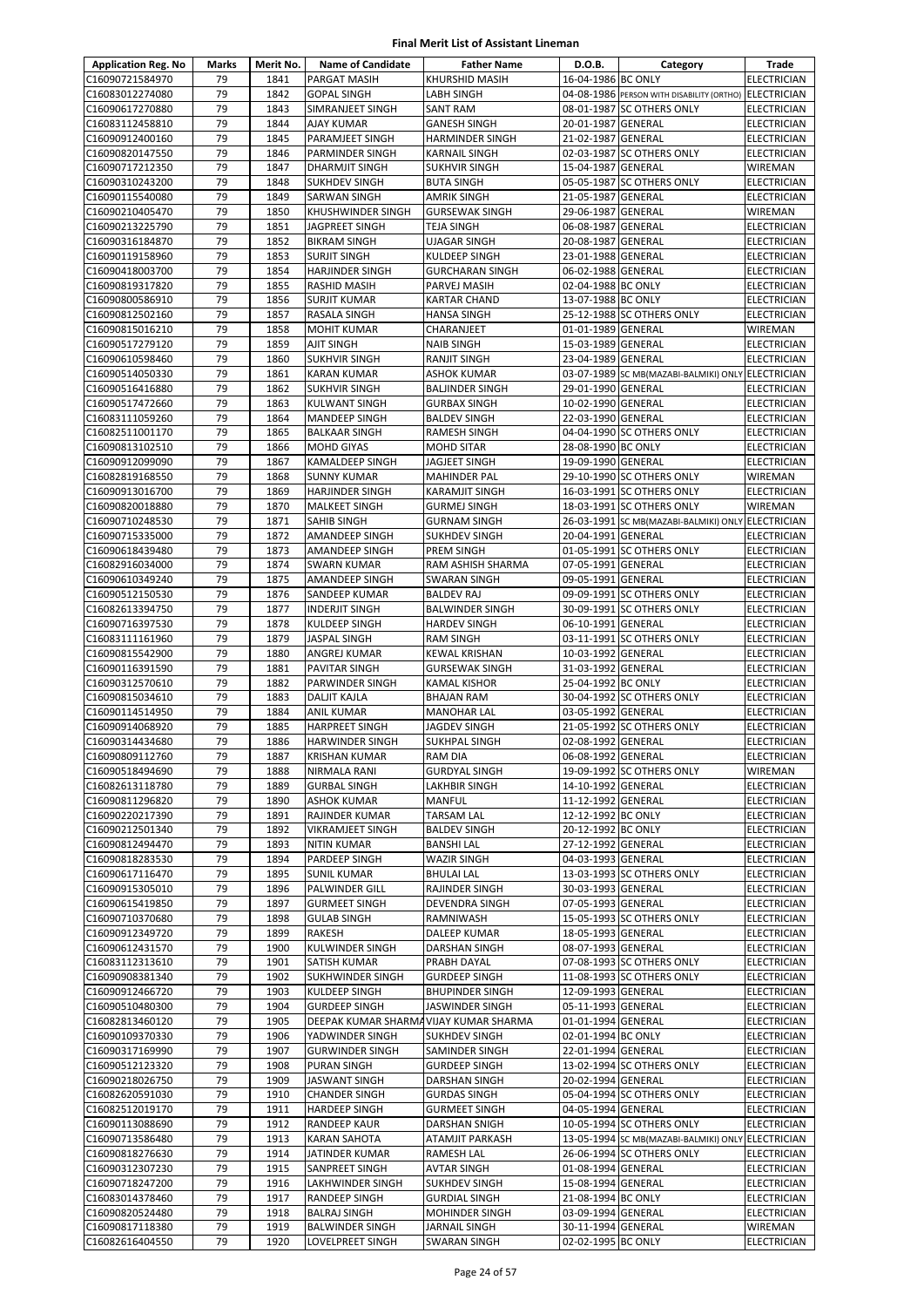# Final Merit List of Assistant Lineman

| Application Reg. No | Marks | Merit No. | Name of Candidate | Father Name | D.O.B. | Category | Trade |
|---|---|---|---|---|---|---|---|
| C16090721584970 | 79 | 1841 | PARGAT MASIH | KHURSHID MASIH | 16-04-1986 | BC ONLY | ELECTRICIAN |
| C16083012274080 | 79 | 1842 | GOPAL SINGH | LABH SINGH | 04-08-1986 | PERSON WITH DISABILITY (ORTHO) | ELECTRICIAN |
| C16090617270880 | 79 | 1843 | SIMRANJEET SINGH | SANT RAM | 08-01-1987 | SC OTHERS ONLY | ELECTRICIAN |
| C16083112458810 | 79 | 1844 | AJAY KUMAR | GANESH SINGH | 20-01-1987 | GENERAL | ELECTRICIAN |
| C16090912400160 | 79 | 1845 | PARAMJEET SINGH | HARMINDER SINGH | 21-02-1987 | GENERAL | ELECTRICIAN |
| C16090820147550 | 79 | 1846 | PARMINDER SINGH | KARNAIL SINGH | 02-03-1987 | SC OTHERS ONLY | ELECTRICIAN |
| C16090717212350 | 79 | 1847 | DHARMJIT SINGH | SUKHVIR SINGH | 15-04-1987 | GENERAL | WIREMAN |
| C16090310243200 | 79 | 1848 | SUKHDEV SINGH | BUTA SINGH | 05-05-1987 | SC OTHERS ONLY | ELECTRICIAN |
| C16090115540080 | 79 | 1849 | SARWAN SINGH | AMRIK SINGH | 21-05-1987 | GENERAL | ELECTRICIAN |
| C16090210405470 | 79 | 1850 | KHUSHWINDER SINGH | GURSEWAK SINGH | 29-06-1987 | GENERAL | WIREMAN |
| C16090213225790 | 79 | 1851 | JAGPREET SINGH | TEJA SINGH | 06-08-1987 | GENERAL | ELECTRICIAN |
| C16090316184870 | 79 | 1852 | BIKRAM SINGH | UJAGAR SINGH | 20-08-1987 | GENERAL | ELECTRICIAN |
| C16090119158960 | 79 | 1853 | SURJIT SINGH | KULDEEP SINGH | 23-01-1988 | GENERAL | ELECTRICIAN |
| C16090418003700 | 79 | 1854 | HARJINDER SINGH | GURCHARAN SINGH | 06-02-1988 | GENERAL | ELECTRICIAN |
| C16090819317820 | 79 | 1855 | RASHID MASIH | PARVEJ MASIH | 02-04-1988 | BC ONLY | ELECTRICIAN |
| C16090800586910 | 79 | 1856 | SURJIT KUMAR | KARTAR CHAND | 13-07-1988 | BC ONLY | ELECTRICIAN |
| C16090812502160 | 79 | 1857 | RASALA SINGH | HANSA SINGH | 25-12-1988 | SC OTHERS ONLY | ELECTRICIAN |
| C16090815016210 | 79 | 1858 | MOHIT KUMAR | CHARANJEET | 01-01-1989 | GENERAL | WIREMAN |
| C16090517279120 | 79 | 1859 | AJIT SINGH | NAIB SINGH | 15-03-1989 | GENERAL | ELECTRICIAN |
| C16090610598460 | 79 | 1860 | SUKHVIR SINGH | RANJIT SINGH | 23-04-1989 | GENERAL | ELECTRICIAN |
| C16090514050330 | 79 | 1861 | KARAN KUMAR | ASHOK KUMAR | 03-07-1989 | SC MB(MAZABI-BALMIKI) ONLY | ELECTRICIAN |
| C16090516416880 | 79 | 1862 | SUKHVIR SINGH | BALJINDER SINGH | 29-01-1990 | GENERAL | ELECTRICIAN |
| C16090517472660 | 79 | 1863 | KULWANT SINGH | GURBAX SINGH | 10-02-1990 | GENERAL | ELECTRICIAN |
| C16083111059260 | 79 | 1864 | MANDEEP SINGH | BALDEV SINGH | 22-03-1990 | GENERAL | ELECTRICIAN |
| C16082511001170 | 79 | 1865 | BALKAAR SINGH | RAMESH SINGH | 04-04-1990 | SC OTHERS ONLY | ELECTRICIAN |
| C16090813102510 | 79 | 1866 | MOHD GIYAS | MOHD SITAR | 28-08-1990 | BC ONLY | ELECTRICIAN |
| C16090912099090 | 79 | 1867 | KAMALDEEP SINGH | JAGJEET SINGH | 19-09-1990 | GENERAL | ELECTRICIAN |
| C16082819168550 | 79 | 1868 | SUNNY KUMAR | MAHINDER PAL | 29-10-1990 | SC OTHERS ONLY | WIREMAN |
| C16090913016700 | 79 | 1869 | HARJINDER SINGH | KARAMJIT SINGH | 16-03-1991 | SC OTHERS ONLY | ELECTRICIAN |
| C16090820018880 | 79 | 1870 | MALKEET SINGH | GURMEJ SINGH | 18-03-1991 | SC OTHERS ONLY | WIREMAN |
| C16090710248530 | 79 | 1871 | SAHIB SINGH | GURNAM SINGH | 26-03-1991 | SC MB(MAZABI-BALMIKI) ONLY | ELECTRICIAN |
| C16090715335000 | 79 | 1872 | AMANDEEP SINGH | SUKHDEV SINGH | 20-04-1991 | GENERAL | ELECTRICIAN |
| C16090618439480 | 79 | 1873 | AMANDEEP SINGH | PREM SINGH | 01-05-1991 | SC OTHERS ONLY | ELECTRICIAN |
| C16082916034000 | 79 | 1874 | SWARN KUMAR | RAM ASHISH SHARMA | 07-05-1991 | GENERAL | ELECTRICIAN |
| C16090610349240 | 79 | 1875 | AMANDEEP SINGH | SWARAN SINGH | 09-05-1991 | GENERAL | ELECTRICIAN |
| C16090512150530 | 79 | 1876 | SANDEEP KUMAR | BALDEV RAJ | 09-09-1991 | SC OTHERS ONLY | ELECTRICIAN |
| C16082613394750 | 79 | 1877 | INDERJIT SINGH | BALWINDER SINGH | 30-09-1991 | SC OTHERS ONLY | ELECTRICIAN |
| C16090716397530 | 79 | 1878 | KULDEEP SINGH | HARDEV SINGH | 06-10-1991 | GENERAL | ELECTRICIAN |
| C16083111161960 | 79 | 1879 | JASPAL SINGH | RAM SINGH | 03-11-1991 | SC OTHERS ONLY | ELECTRICIAN |
| C16090815542900 | 79 | 1880 | ANGREJ KUMAR | KEWAL KRISHAN | 10-03-1992 | GENERAL | ELECTRICIAN |
| C16090116391590 | 79 | 1881 | PAVITAR SINGH | GURSEWAK SINGH | 31-03-1992 | GENERAL | ELECTRICIAN |
| C16090312570610 | 79 | 1882 | PARWINDER SINGH | KAMAL KISHOR | 25-04-1992 | BC ONLY | ELECTRICIAN |
| C16090815034610 | 79 | 1883 | DALJIT KAJLA | BHAJAN RAM | 30-04-1992 | SC OTHERS ONLY | ELECTRICIAN |
| C16090114514950 | 79 | 1884 | ANIL KUMAR | MANOHAR LAL | 03-05-1992 | GENERAL | ELECTRICIAN |
| C16090914068920 | 79 | 1885 | HARPREET SINGH | JAGDEV SINGH | 21-05-1992 | SC OTHERS ONLY | ELECTRICIAN |
| C16090314434680 | 79 | 1886 | HARWINDER SINGH | SUKHPAL SINGH | 02-08-1992 | GENERAL | ELECTRICIAN |
| C16090809112760 | 79 | 1887 | KRISHAN KUMAR | RAM DIA | 06-08-1992 | GENERAL | ELECTRICIAN |
| C16090518494690 | 79 | 1888 | NIRMALA RANI | GURDYAL SINGH | 19-09-1992 | SC OTHERS ONLY | WIREMAN |
| C16082613118780 | 79 | 1889 | GURBAL SINGH | LAKHBIR SINGH | 14-10-1992 | GENERAL | ELECTRICIAN |
| C16090811296820 | 79 | 1890 | ASHOK KUMAR | MANFUL | 11-12-1992 | GENERAL | ELECTRICIAN |
| C16090220217390 | 79 | 1891 | RAJINDER KUMAR | TARSAM LAL | 12-12-1992 | BC ONLY | ELECTRICIAN |
| C16090212501340 | 79 | 1892 | VIKRAMJEET SINGH | BALDEV SINGH | 20-12-1992 | BC ONLY | ELECTRICIAN |
| C16090812494470 | 79 | 1893 | NITIN KUMAR | BANSHI LAL | 27-12-1992 | GENERAL | ELECTRICIAN |
| C16090818283530 | 79 | 1894 | PARDEEP SINGH | WAZIR SINGH | 04-03-1993 | GENERAL | ELECTRICIAN |
| C16090617116470 | 79 | 1895 | SUNIL KUMAR | BHULAI LAL | 13-03-1993 | SC OTHERS ONLY | ELECTRICIAN |
| C16090915305010 | 79 | 1896 | PALWINDER GILL | RAJINDER SINGH | 30-03-1993 | GENERAL | ELECTRICIAN |
| C16090615419850 | 79 | 1897 | GURMEET SINGH | DEVENDRA SINGH | 07-05-1993 | GENERAL | ELECTRICIAN |
| C16090710370680 | 79 | 1898 | GULAB SINGH | RAMNIWASH | 15-05-1993 | SC OTHERS ONLY | ELECTRICIAN |
| C16090912349720 | 79 | 1899 | RAKESH | DALEEP KUMAR | 18-05-1993 | GENERAL | ELECTRICIAN |
| C16090612431570 | 79 | 1900 | KULWINDER SINGH | DARSHAN SINGH | 08-07-1993 | GENERAL | ELECTRICIAN |
| C16083112313610 | 79 | 1901 | SATISH KUMAR | PRABH DAYAL | 07-08-1993 | SC OTHERS ONLY | ELECTRICIAN |
| C16090908381340 | 79 | 1902 | SUKHWINDER SINGH | GURDEEP SINGH | 11-08-1993 | SC OTHERS ONLY | ELECTRICIAN |
| C16090912466720 | 79 | 1903 | KULDEEP SINGH | BHUPINDER SINGH | 12-09-1993 | GENERAL | ELECTRICIAN |
| C16090510480300 | 79 | 1904 | GURDEEP SINGH | JASWINDER SINGH | 05-11-1993 | GENERAL | ELECTRICIAN |
| C16082813460120 | 79 | 1905 | DEEPAK KUMAR SHARMA | VIJAY KUMAR SHARMA | 01-01-1994 | GENERAL | ELECTRICIAN |
| C16090109370330 | 79 | 1906 | YADWINDER SINGH | SUKHDEV SINGH | 02-01-1994 | BC ONLY | ELECTRICIAN |
| C16090317169990 | 79 | 1907 | GURWINDER SINGH | SAMINDER SINGH | 22-01-1994 | GENERAL | ELECTRICIAN |
| C16090512123320 | 79 | 1908 | PURAN SINGH | GURDEEP SINGH | 13-02-1994 | SC OTHERS ONLY | ELECTRICIAN |
| C16090218026750 | 79 | 1909 | JASWANT SINGH | DARSHAN SINGH | 20-02-1994 | GENERAL | ELECTRICIAN |
| C16082620591030 | 79 | 1910 | CHANDER SINGH | GURDAS SINGH | 05-04-1994 | SC OTHERS ONLY | ELECTRICIAN |
| C16082512019170 | 79 | 1911 | HARDEEP SINGH | GURMEET SINGH | 04-05-1994 | GENERAL | ELECTRICIAN |
| C16090113088690 | 79 | 1912 | RANDEEP KAUR | DARSHAN SINGH | 10-05-1994 | SC OTHERS ONLY | ELECTRICIAN |
| C16090713586480 | 79 | 1913 | KARAN SAHOTA | ATAMJIT PARKASH | 13-05-1994 | SC MB(MAZABI-BALMIKI) ONLY | ELECTRICIAN |
| C16090818276630 | 79 | 1914 | JATINDER KUMAR | RAMESH LAL | 26-06-1994 | SC OTHERS ONLY | ELECTRICIAN |
| C16090312307230 | 79 | 1915 | SANPREET SINGH | AVTAR SINGH | 01-08-1994 | GENERAL | ELECTRICIAN |
| C16090718247200 | 79 | 1916 | LAKHWINDER SINGH | SUKHDEV SINGH | 15-08-1994 | GENERAL | ELECTRICIAN |
| C16083014378460 | 79 | 1917 | RANDEEP SINGH | GURDIAL SINGH | 21-08-1994 | BC ONLY | ELECTRICIAN |
| C16090820524480 | 79 | 1918 | BALRAJ SINGH | MOHINDER SINGH | 03-09-1994 | GENERAL | ELECTRICIAN |
| C16090817118380 | 79 | 1919 | BALWINDER SINGH | JARNAIL SINGH | 30-11-1994 | GENERAL | WIREMAN |
| C16082616404550 | 79 | 1920 | LOVELPREET SINGH | SWARAN SINGH | 02-02-1995 | BC ONLY | ELECTRICIAN |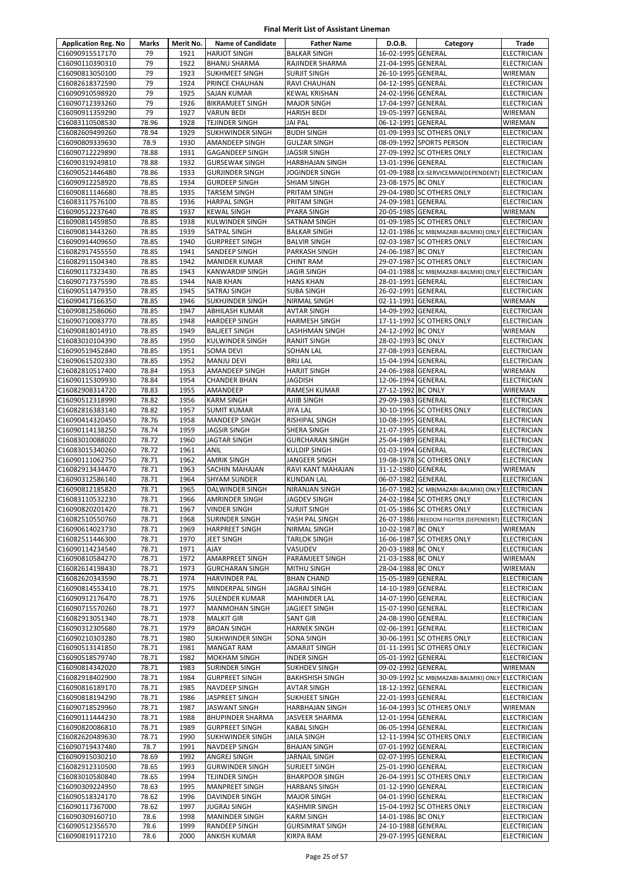# Final Merit List of Assistant Lineman

| Application Reg. No | Marks | Merit No. | Name of Candidate | Father Name | D.O.B. | Category | Trade |
|---|---|---|---|---|---|---|---|
| C16090915517170 | 79 | 1921 | HARJOT SINGH | BALKAR SINGH | 16-02-1995 | GENERAL | ELECTRICIAN |
| C16090110390310 | 79 | 1922 | BHANU SHARMA | RAJINDER SHARMA | 21-04-1995 | GENERAL | ELECTRICIAN |
| C16090813050100 | 79 | 1923 | SUKHMEET SINGH | SURJIT SINGH | 26-10-1995 | GENERAL | WIREMAN |
| C16082618372590 | 79 | 1924 | PRINCE CHAUHAN | RAVI CHAUHAN | 04-12-1995 | GENERAL | ELECTRICIAN |
| C16090910598920 | 79 | 1925 | SAJAN KUMAR | KEWAL KRISHAN | 24-02-1996 | GENERAL | ELECTRICIAN |
| C16090712393260 | 79 | 1926 | BIKRAMJEET SINGH | MAJOR SINGH | 17-04-1997 | GENERAL | ELECTRICIAN |
| C16090911359290 | 79 | 1927 | VARUN BEDI | HARISH BEDI | 19-05-1997 | GENERAL | WIREMAN |
| C16083110508530 | 78.96 | 1928 | TEJINDER SINGH | JAI PAL | 06-12-1991 | GENERAL | WIREMAN |
| C16082609499260 | 78.94 | 1929 | SUKHWINDER SINGH | BUDH SINGH | 01-09-1993 | SC OTHERS ONLY | ELECTRICIAN |
| C16090809339630 | 78.9 | 1930 | AMANDEEP SINGH | GULZAR SINGH | 08-09-1992 | SPORTS PERSON | ELECTRICIAN |
| C16090712229890 | 78.88 | 1931 | GAGANDEEP SINGH | JAGSIR SINGH | 27-09-1992 | SC OTHERS ONLY | ELECTRICIAN |
| C16090319249810 | 78.88 | 1932 | GURSEWAK SINGH | HARBHAJAN SINGH | 13-01-1996 | GENERAL | ELECTRICIAN |
| C16090521446480 | 78.86 | 1933 | GURJINDER SINGH | JOGINDER SINGH | 01-09-1988 | EX-SERVICEMAN(DEPENDENT) | ELECTRICIAN |
| C16090912258920 | 78.85 | 1934 | GURDEEP SINGH | SHIAM SINGH | 23-08-1975 | BC ONLY | ELECTRICIAN |
| C16090811146680 | 78.85 | 1935 | TARSEM SINGH | PRITAM SINGH | 29-04-1980 | SC OTHERS ONLY | ELECTRICIAN |
| C16083117576100 | 78.85 | 1936 | HARPAL SINGH | PRITAM SINGH | 24-09-1981 | GENERAL | ELECTRICIAN |
| C16090512237640 | 78.85 | 1937 | KEWAL SINGH | PYARA SINGH | 20-05-1985 | GENERAL | WIREMAN |
| C16090811459850 | 78.85 | 1938 | KULWINDER SINGH | SATNAM SINGH | 01-09-1985 | SC OTHERS ONLY | ELECTRICIAN |
| C16090813443260 | 78.85 | 1939 | SATPAL SINGH | BALKAR SINGH | 12-01-1986 | SC MB(MAZABI-BALMIKI) ONLY | ELECTRICIAN |
| C16090914409650 | 78.85 | 1940 | GURPREET SINGH | BALVIR SINGH | 02-03-1987 | SC OTHERS ONLY | ELECTRICIAN |
| C16082917455550 | 78.85 | 1941 | SANDEEP SINGH | PARKASH SINGH | 24-06-1987 | BC ONLY | ELECTRICIAN |
| C16082911504340 | 78.85 | 1942 | MANIDER KUMAR | CHINT RAM | 29-07-1987 | SC OTHERS ONLY | ELECTRICIAN |
| C16090117323430 | 78.85 | 1943 | KANWARDIP SINGH | JAGIR SINGH | 04-01-1988 | SC MB(MAZABI-BALMIKI) ONLY | ELECTRICIAN |
| C16090717375590 | 78.85 | 1944 | NAIB KHAN | HANS KHAN | 28-01-1991 | GENERAL | ELECTRICIAN |
| C16090511479350 | 78.85 | 1945 | SATRAJ SINGH | SUBA SINGH | 26-02-1991 | GENERAL | ELECTRICIAN |
| C16090417166350 | 78.85 | 1946 | SUKHJINDER SINGH | NIRMAL SINGH | 02-11-1991 | GENERAL | WIREMAN |
| C16090812586060 | 78.85 | 1947 | ABHILASH KUMAR | AVTAR SINGH | 14-09-1992 | GENERAL | ELECTRICIAN |
| C16090710083770 | 78.85 | 1948 | HARDEEP SINGH | HARMESH SINGH | 17-11-1992 | SC OTHERS ONLY | ELECTRICIAN |
| C16090818014910 | 78.85 | 1949 | BALJEET SINGH | LASHHMAN SINGH | 24-12-1992 | BC ONLY | WIREMAN |
| C16083010104390 | 78.85 | 1950 | KULWINDER SINGH | RANJIT SINGH | 28-02-1993 | BC ONLY | ELECTRICIAN |
| C16090519452840 | 78.85 | 1951 | SOMA DEVI | SOHAN LAL | 27-08-1993 | GENERAL | ELECTRICIAN |
| C16090615202330 | 78.85 | 1952 | MANJU DEVI | BRIJ LAL | 15-04-1994 | GENERAL | ELECTRICIAN |
| C16082810517400 | 78.84 | 1953 | AMANDEEP SINGH | HARJIT SINGH | 24-06-1988 | GENERAL | WIREMAN |
| C16090115309930 | 78.84 | 1954 | CHANDER BHAN | JAGDISH | 12-06-1994 | GENERAL | ELECTRICIAN |
| C16082908314720 | 78.83 | 1955 | AMANDEEP | RAMESH KUMAR | 27-12-1992 | BC ONLY | WIREMAN |
| C16090512318990 | 78.82 | 1956 | KARM SINGH | AJIIB SINGH | 29-09-1983 | GENERAL | ELECTRICIAN |
| C16082816383140 | 78.82 | 1957 | SUMIT KUMAR | JIYA LAL | 30-10-1996 | SC OTHERS ONLY | ELECTRICIAN |
| C16090414320450 | 78.76 | 1958 | MANDEEP SINGH | RISHIPAL SINGH | 10-08-1995 | GENERAL | ELECTRICIAN |
| C16090114138250 | 78.74 | 1959 | JAGSIR SINGH | SHERA SINGH | 21-07-1995 | GENERAL | ELECTRICIAN |
| C16083010088020 | 78.72 | 1960 | JAGTAR SINGH | GURCHARAN SINGH | 25-04-1989 | GENERAL | ELECTRICIAN |
| C16083015340260 | 78.72 | 1961 | ANIL | KULDIP SINGH | 01-03-1994 | GENERAL | ELECTRICIAN |
| C16090111062750 | 78.71 | 1962 | AMRIK SINGH | JANGEER SINGH | 19-08-1978 | SC OTHERS ONLY | ELECTRICIAN |
| C16082913434470 | 78.71 | 1963 | SACHIN MAHAJAN | RAVI KANT MAHAJAN | 31-12-1980 | GENERAL | WIREMAN |
| C16090312586140 | 78.71 | 1964 | SHYAM SUNDER | KUNDAN LAL | 06-07-1982 | GENERAL | ELECTRICIAN |
| C16090812185820 | 78.71 | 1965 | DALWINDER SINGH | NIRANJAN SINGH | 16-07-1982 | SC MB(MAZABI-BALMIKI) ONLY | ELECTRICIAN |
| C16083110532230 | 78.71 | 1966 | AMRINDER SINGH | JAGDEV SINGH | 24-02-1984 | SC OTHERS ONLY | ELECTRICIAN |
| C16090820201420 | 78.71 | 1967 | VINDER SINGH | SURJIT SINGH | 01-05-1986 | SC OTHERS ONLY | ELECTRICIAN |
| C16082510550760 | 78.71 | 1968 | SURINDER SINGH | YASH PAL SINGH | 26-07-1986 | FREEDOM FIGHTER (DEPENDENT) | ELECTRICIAN |
| C16090614023730 | 78.71 | 1969 | HARPREET SINGH | NIRMAL SINGH | 10-02-1987 | BC ONLY | WIREMAN |
| C16082511446300 | 78.71 | 1970 | JEET SINGH | TARLOK SINGH | 16-06-1987 | SC OTHERS ONLY | ELECTRICIAN |
| C16090114234540 | 78.71 | 1971 | AJAY | VASUDEV | 20-03-1988 | BC ONLY | ELECTRICIAN |
| C16090810584270 | 78.71 | 1972 | AMARPREET SINGH | PARAMJEET SINGH | 21-03-1988 | BC ONLY | WIREMAN |
| C16082614198430 | 78.71 | 1973 | GURCHARAN SINGH | MITHU SINGH | 28-04-1988 | BC ONLY | WIREMAN |
| C16082620343590 | 78.71 | 1974 | HARVINDER PAL | BHAN CHAND | 15-05-1989 | GENERAL | ELECTRICIAN |
| C16090814553410 | 78.71 | 1975 | MINDERPAL SINGH | JAGRAJ SINGH | 14-10-1989 | GENERAL | ELECTRICIAN |
| C16090912176470 | 78.71 | 1976 | SULENDER KUMAR | MAHINDER LAL | 14-07-1990 | GENERAL | ELECTRICIAN |
| C16090715570260 | 78.71 | 1977 | MANMOHAN SINGH | JAGJEET SINGH | 15-07-1990 | GENERAL | ELECTRICIAN |
| C16082913051340 | 78.71 | 1978 | MALKIT GIR | SANT GIR | 24-08-1990 | GENERAL | ELECTRICIAN |
| C16090312305680 | 78.71 | 1979 | BROAN SINGH | HARNEK SINGH | 02-06-1991 | GENERAL | ELECTRICIAN |
| C16090210303280 | 78.71 | 1980 | SUKHWINDER SINGH | SONA SINGH | 30-06-1991 | SC OTHERS ONLY | ELECTRICIAN |
| C16090513141850 | 78.71 | 1981 | MANGAT RAM | AMARJIT SINGH | 01-11-1991 | SC OTHERS ONLY | ELECTRICIAN |
| C16090518579740 | 78.71 | 1982 | MOKHAM SINGH | INDER SINGH | 05-01-1992 | GENERAL | ELECTRICIAN |
| C16090814342020 | 78.71 | 1983 | SURINDER SINGH | SUKHDEV SINGH | 09-02-1992 | GENERAL | WIREMAN |
| C16082918402900 | 78.71 | 1984 | GURPREET SINGH | BAKHSHISH SINGH | 30-09-1992 | SC MB(MAZABI-BALMIKI) ONLY | ELECTRICIAN |
| C16090816189170 | 78.71 | 1985 | NAVDEEP SINGH | AVTAR SINGH | 18-12-1992 | GENERAL | ELECTRICIAN |
| C16090818194290 | 78.71 | 1986 | JASPREET SINGH | SUKHJEET SINGH | 22-01-1993 | GENERAL | ELECTRICIAN |
| C16090718529960 | 78.71 | 1987 | JASWANT SINGH | HARBHAJAN SINGH | 16-04-1993 | SC OTHERS ONLY | WIREMAN |
| C16090111444230 | 78.71 | 1988 | BHUPINDER SHARMA | JASVEER SHARMA | 12-01-1994 | GENERAL | ELECTRICIAN |
| C16090820086810 | 78.71 | 1989 | GURPREET SINGH | KABAL SINGH | 06-05-1994 | GENERAL | ELECTRICIAN |
| C16082620489630 | 78.71 | 1990 | SUKHWINDER SINGH | JAILA SINGH | 12-11-1994 | SC OTHERS ONLY | ELECTRICIAN |
| C16090719437480 | 78.7 | 1991 | NAVDEEP SINGH | BHAJAN SINGH | 07-01-1992 | GENERAL | ELECTRICIAN |
| C16090915030210 | 78.69 | 1992 | ANGREJ SINGH | JARNAIL SINGH | 02-07-1995 | GENERAL | ELECTRICIAN |
| C16082912310500 | 78.65 | 1993 | GURWINDER SINGH | SURJEET SINGH | 25-01-1990 | GENERAL | ELECTRICIAN |
| C16083010580840 | 78.65 | 1994 | TEJINDER SINGH | BHARPOOR SINGH | 26-04-1991 | SC OTHERS ONLY | ELECTRICIAN |
| C16090309224950 | 78.63 | 1995 | MANPREET SINGH | HARBANS SINGH | 01-12-1990 | GENERAL | ELECTRICIAN |
| C16090518324170 | 78.62 | 1996 | DAVINDER SINGH | MAJOR SINGH | 04-01-1990 | GENERAL | ELECTRICIAN |
| C16090117367000 | 78.62 | 1997 | JUGRAJ SINGH | KASHMIR SINGH | 15-04-1992 | SC OTHERS ONLY | ELECTRICIAN |
| C16090309160710 | 78.6 | 1998 | MANINDER SINGH | KARM SINGH | 14-01-1986 | BC ONLY | ELECTRICIAN |
| C16090512356570 | 78.6 | 1999 | RANDEEP SINGH | GURSIMRAT SINGH | 24-10-1988 | GENERAL | ELECTRICIAN |
| C16090819117210 | 78.6 | 2000 | ANKISH KUMAR | KIRPA RAM | 29-07-1995 | GENERAL | ELECTRICIAN |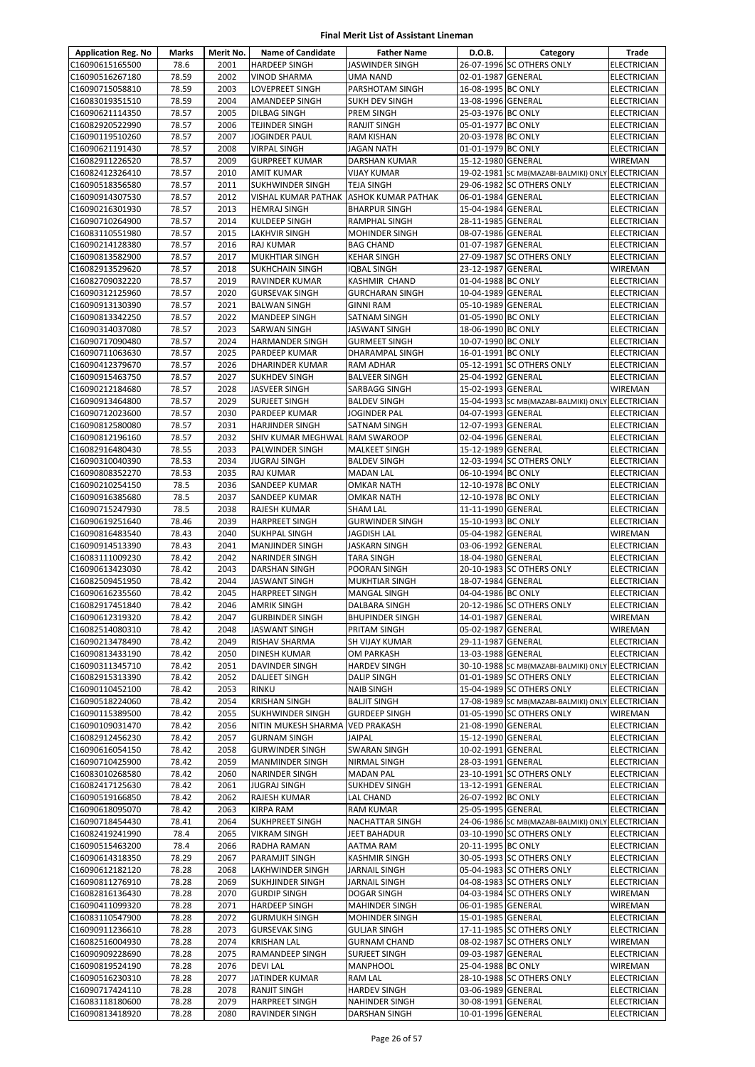# Final Merit List of Assistant Lineman

| Application Reg. No | Marks | Merit No. | Name of Candidate | Father Name | D.O.B. | Category | Trade |
|---|---|---|---|---|---|---|---|
| C16090615165500 | 78.6 | 2001 | HARDEEP SINGH | JASWINDER SINGH | 26-07-1996 | SC OTHERS ONLY | ELECTRICIAN |
| C16090516267180 | 78.59 | 2002 | VINOD SHARMA | UMA NAND | 02-01-1987 | GENERAL | ELECTRICIAN |
| C16090715058810 | 78.59 | 2003 | LOVEPREET SINGH | PARSHOTAM SINGH | 16-08-1995 | BC ONLY | ELECTRICIAN |
| C16083019351510 | 78.59 | 2004 | AMANDEEP SINGH | SUKH DEV SINGH | 13-08-1996 | GENERAL | ELECTRICIAN |
| C16090621114350 | 78.57 | 2005 | DILBAG SINGH | PREM SINGH | 25-03-1976 | BC ONLY | ELECTRICIAN |
| C16082920522990 | 78.57 | 2006 | TEJINDER SINGH | RANJIT SINGH | 05-01-1977 | BC ONLY | ELECTRICIAN |
| C16090119510260 | 78.57 | 2007 | JOGINDER PAUL | RAM KISHAN | 20-03-1978 | BC ONLY | ELECTRICIAN |
| C16090621191430 | 78.57 | 2008 | VIRPAL SINGH | JAGAN NATH | 01-01-1979 | BC ONLY | ELECTRICIAN |
| C16082911226520 | 78.57 | 2009 | GURPREET KUMAR | DARSHAN KUMAR | 15-12-1980 | GENERAL | WIREMAN |
| C16082412326410 | 78.57 | 2010 | AMIT KUMAR | VIJAY KUMAR | 19-02-1981 | SC MB(MAZABI-BALMIKI) ONLY | ELECTRICIAN |
| C16090518356580 | 78.57 | 2011 | SUKHWINDER SINGH | TEJA SINGH | 29-06-1982 | SC OTHERS ONLY | ELECTRICIAN |
| C16090914307530 | 78.57 | 2012 | VISHAL KUMAR PATHAK | ASHOK KUMAR PATHAK | 06-01-1984 | GENERAL | ELECTRICIAN |
| C16090216301930 | 78.57 | 2013 | HEMRAJ SINGH | BHARPUR SINGH | 15-04-1984 | GENERAL | ELECTRICIAN |
| C16090710264900 | 78.57 | 2014 | KULDEEP SINGH | RAMPHAL SINGH | 28-11-1985 | GENERAL | ELECTRICIAN |
| C16083110551980 | 78.57 | 2015 | LAKHVIR SINGH | MOHINDER SINGH | 08-07-1986 | GENERAL | ELECTRICIAN |
| C16090214128380 | 78.57 | 2016 | RAJ KUMAR | BAG CHAND | 01-07-1987 | GENERAL | ELECTRICIAN |
| C16090813582900 | 78.57 | 2017 | MUKHTIAR SINGH | KEHAR SINGH | 27-09-1987 | SC OTHERS ONLY | ELECTRICIAN |
| C16082913529620 | 78.57 | 2018 | SUKHCHAIN SINGH | IQBAL SINGH | 23-12-1987 | GENERAL | WIREMAN |
| C16082709032220 | 78.57 | 2019 | RAVINDER KUMAR | KASHMIR CHAND | 01-04-1988 | BC ONLY | ELECTRICIAN |
| C16090312125960 | 78.57 | 2020 | GURSEVAK SINGH | GURCHARAN SINGH | 10-04-1989 | GENERAL | ELECTRICIAN |
| C16090913130390 | 78.57 | 2021 | BALWAN SINGH | GINNI RAM | 05-10-1989 | GENERAL | ELECTRICIAN |
| C16090813342250 | 78.57 | 2022 | MANDEEP SINGH | SATNAM SINGH | 01-05-1990 | BC ONLY | ELECTRICIAN |
| C16090314037080 | 78.57 | 2023 | SARWAN SINGH | JASWANT SINGH | 18-06-1990 | BC ONLY | ELECTRICIAN |
| C16090717090480 | 78.57 | 2024 | HARMANDER SINGH | GURMEET SINGH | 10-07-1990 | BC ONLY | ELECTRICIAN |
| C16090711063630 | 78.57 | 2025 | PARDEEP KUMAR | DHARAMPAL SINGH | 16-01-1991 | BC ONLY | ELECTRICIAN |
| C16090412379670 | 78.57 | 2026 | DHARINDER KUMAR | RAM ADHAR | 05-12-1991 | SC OTHERS ONLY | ELECTRICIAN |
| C16090915463750 | 78.57 | 2027 | SUKHDEV SINGH | BALVEER SINGH | 25-04-1992 | GENERAL | ELECTRICIAN |
| C16090212184680 | 78.57 | 2028 | JASVEER SINGH | SARBAGG SINGH | 15-02-1993 | GENERAL | WIREMAN |
| C16090913464800 | 78.57 | 2029 | SURJEET SINGH | BALDEV SINGH | 15-04-1993 | SC MB(MAZABI-BALMIKI) ONLY | ELECTRICIAN |
| C16090712023600 | 78.57 | 2030 | PARDEEP KUMAR | JOGINDER PAL | 04-07-1993 | GENERAL | ELECTRICIAN |
| C16090812580080 | 78.57 | 2031 | HARJINDER SINGH | SATNAM SINGH | 12-07-1993 | GENERAL | ELECTRICIAN |
| C16090812196160 | 78.57 | 2032 | SHIV KUMAR MEGHWAL | RAM SWAROOP | 02-04-1996 | GENERAL | ELECTRICIAN |
| C16082916480430 | 78.55 | 2033 | PALWINDER SINGH | MALKEET SINGH | 15-12-1989 | GENERAL | ELECTRICIAN |
| C16090310040390 | 78.53 | 2034 | JUGRAJ SINGH | BALDEV SINGH | 12-03-1994 | SC OTHERS ONLY | ELECTRICIAN |
| C16090808352270 | 78.53 | 2035 | RAJ KUMAR | MADAN LAL | 06-10-1994 | BC ONLY | ELECTRICIAN |
| C16090210254150 | 78.5 | 2036 | SANDEEP KUMAR | OMKAR NATH | 12-10-1978 | BC ONLY | ELECTRICIAN |
| C16090916385680 | 78.5 | 2037 | SANDEEP KUMAR | OMKAR NATH | 12-10-1978 | BC ONLY | ELECTRICIAN |
| C16090715247930 | 78.5 | 2038 | RAJESH KUMAR | SHAM LAL | 11-11-1990 | GENERAL | ELECTRICIAN |
| C16090619251640 | 78.46 | 2039 | HARPREET SINGH | GURWINDER SINGH | 15-10-1993 | BC ONLY | ELECTRICIAN |
| C16090816483540 | 78.43 | 2040 | SUKHPAL SINGH | JAGDISH LAL | 05-04-1982 | GENERAL | WIREMAN |
| C16090914513390 | 78.43 | 2041 | MANJINDER SINGH | JASKARN SINGH | 03-06-1992 | GENERAL | ELECTRICIAN |
| C16083111009230 | 78.42 | 2042 | NARINDER SINGH | TARA SINGH | 18-04-1980 | GENERAL | ELECTRICIAN |
| C16090613423030 | 78.42 | 2043 | DARSHAN SINGH | POORAN SINGH | 20-10-1983 | SC OTHERS ONLY | ELECTRICIAN |
| C16082509451950 | 78.42 | 2044 | JASWANT SINGH | MUKHTIAR SINGH | 18-07-1984 | GENERAL | ELECTRICIAN |
| C16090616235560 | 78.42 | 2045 | HARPREET SINGH | MANGAL SINGH | 04-04-1986 | BC ONLY | ELECTRICIAN |
| C16082917451840 | 78.42 | 2046 | AMRIK SINGH | DALBARA SINGH | 20-12-1986 | SC OTHERS ONLY | ELECTRICIAN |
| C16090612319320 | 78.42 | 2047 | GURBINDER SINGH | BHUPINDER SINGH | 14-01-1987 | GENERAL | WIREMAN |
| C16082514080310 | 78.42 | 2048 | JASWANT SINGH | PRITAM SINGH | 05-02-1987 | GENERAL | WIREMAN |
| C16090213478490 | 78.42 | 2049 | RISHAV SHARMA | SH VIJAY KUMAR | 29-11-1987 | GENERAL | ELECTRICIAN |
| C16090813433190 | 78.42 | 2050 | DINESH KUMAR | OM PARKASH | 13-03-1988 | GENERAL | ELECTRICIAN |
| C16090311345710 | 78.42 | 2051 | DAVINDER SINGH | HARDEV SINGH | 30-10-1988 | SC MB(MAZABI-BALMIKI) ONLY | ELECTRICIAN |
| C16082915313390 | 78.42 | 2052 | DALJEET SINGH | DALIP SINGH | 01-01-1989 | SC OTHERS ONLY | ELECTRICIAN |
| C16090110452100 | 78.42 | 2053 | RINKU | NAIB SINGH | 15-04-1989 | SC OTHERS ONLY | ELECTRICIAN |
| C16090518224060 | 78.42 | 2054 | KRISHAN SINGH | BALJIT SINGH | 17-08-1989 | SC MB(MAZABI-BALMIKI) ONLY | ELECTRICIAN |
| C16090115389500 | 78.42 | 2055 | SUKHWINDER SINGH | GURDEEP SINGH | 01-05-1990 | SC OTHERS ONLY | WIREMAN |
| C16090109031470 | 78.42 | 2056 | NITIN MUKESH SHARMA | VED PRAKASH | 21-08-1990 | GENERAL | ELECTRICIAN |
| C16082912456230 | 78.42 | 2057 | GURNAM SINGH | JAIPAL | 15-12-1990 | GENERAL | ELECTRICIAN |
| C16090616054150 | 78.42 | 2058 | GURWINDER SINGH | SWARAN SINGH | 10-02-1991 | GENERAL | ELECTRICIAN |
| C16090710425900 | 78.42 | 2059 | MANMINDER SINGH | NIRMAL SINGH | 28-03-1991 | GENERAL | ELECTRICIAN |
| C16083010268580 | 78.42 | 2060 | NARINDER SINGH | MADAN PAL | 23-10-1991 | SC OTHERS ONLY | ELECTRICIAN |
| C16082417125630 | 78.42 | 2061 | JUGRAJ SINGH | SUKHDEV SINGH | 13-12-1991 | GENERAL | ELECTRICIAN |
| C16090519166850 | 78.42 | 2062 | RAJESH KUMAR | LAL CHAND | 26-07-1992 | BC ONLY | ELECTRICIAN |
| C16090618095070 | 78.42 | 2063 | KIRPA RAM | RAM KUMAR | 25-05-1995 | GENERAL | ELECTRICIAN |
| C16090718454430 | 78.41 | 2064 | SUKHPREET SINGH | NACHATTAR SINGH | 24-06-1986 | SC MB(MAZABI-BALMIKI) ONLY | ELECTRICIAN |
| C16082419241990 | 78.4 | 2065 | VIKRAM SINGH | JEET BAHADUR | 03-10-1990 | SC OTHERS ONLY | ELECTRICIAN |
| C16090515463200 | 78.4 | 2066 | RADHA RAMAN | AATMA RAM | 20-11-1995 | BC ONLY | ELECTRICIAN |
| C16090614318350 | 78.29 | 2067 | PARAMJIT SINGH | KASHMIR SINGH | 30-05-1993 | SC OTHERS ONLY | ELECTRICIAN |
| C16090612182120 | 78.28 | 2068 | LAKHWINDER SINGH | JARNAIL SINGH | 05-04-1983 | SC OTHERS ONLY | ELECTRICIAN |
| C16090811276910 | 78.28 | 2069 | SUKHJINDER SINGH | JARNAIL SINGH | 04-08-1983 | SC OTHERS ONLY | ELECTRICIAN |
| C16082816136430 | 78.28 | 2070 | GURDIP SINGH | DOGAR SINGH | 04-03-1984 | SC OTHERS ONLY | WIREMAN |
| C16090411099320 | 78.28 | 2071 | HARDEEP SINGH | MAHINDER SINGH | 06-01-1985 | GENERAL | WIREMAN |
| C16083110547900 | 78.28 | 2072 | GURMUKH SINGH | MOHINDER SINGH | 15-01-1985 | GENERAL | ELECTRICIAN |
| C16090911236610 | 78.28 | 2073 | GURSEVAK SING | GULJAR SINGH | 17-11-1985 | SC OTHERS ONLY | ELECTRICIAN |
| C16082516004930 | 78.28 | 2074 | KRISHAN LAL | GURNAM CHAND | 08-02-1987 | SC OTHERS ONLY | WIREMAN |
| C16090909228690 | 78.28 | 2075 | RAMANDEEP SINGH | SURJEET SINGH | 09-03-1987 | GENERAL | ELECTRICIAN |
| C16090819524190 | 78.28 | 2076 | DEVI LAL | MANPHOOL | 25-04-1988 | BC ONLY | WIREMAN |
| C16090516230310 | 78.28 | 2077 | JATINDER KUMAR | RAM LAL | 28-10-1988 | SC OTHERS ONLY | ELECTRICIAN |
| C16090717424110 | 78.28 | 2078 | RANJIT SINGH | HARDEV SINGH | 03-06-1989 | GENERAL | ELECTRICIAN |
| C16083118180600 | 78.28 | 2079 | HARPREET SINGH | NAHINDER SINGH | 30-08-1991 | GENERAL | ELECTRICIAN |
| C16090813418920 | 78.28 | 2080 | RAVINDER SINGH | DARSHAN SINGH | 10-01-1996 | GENERAL | ELECTRICIAN |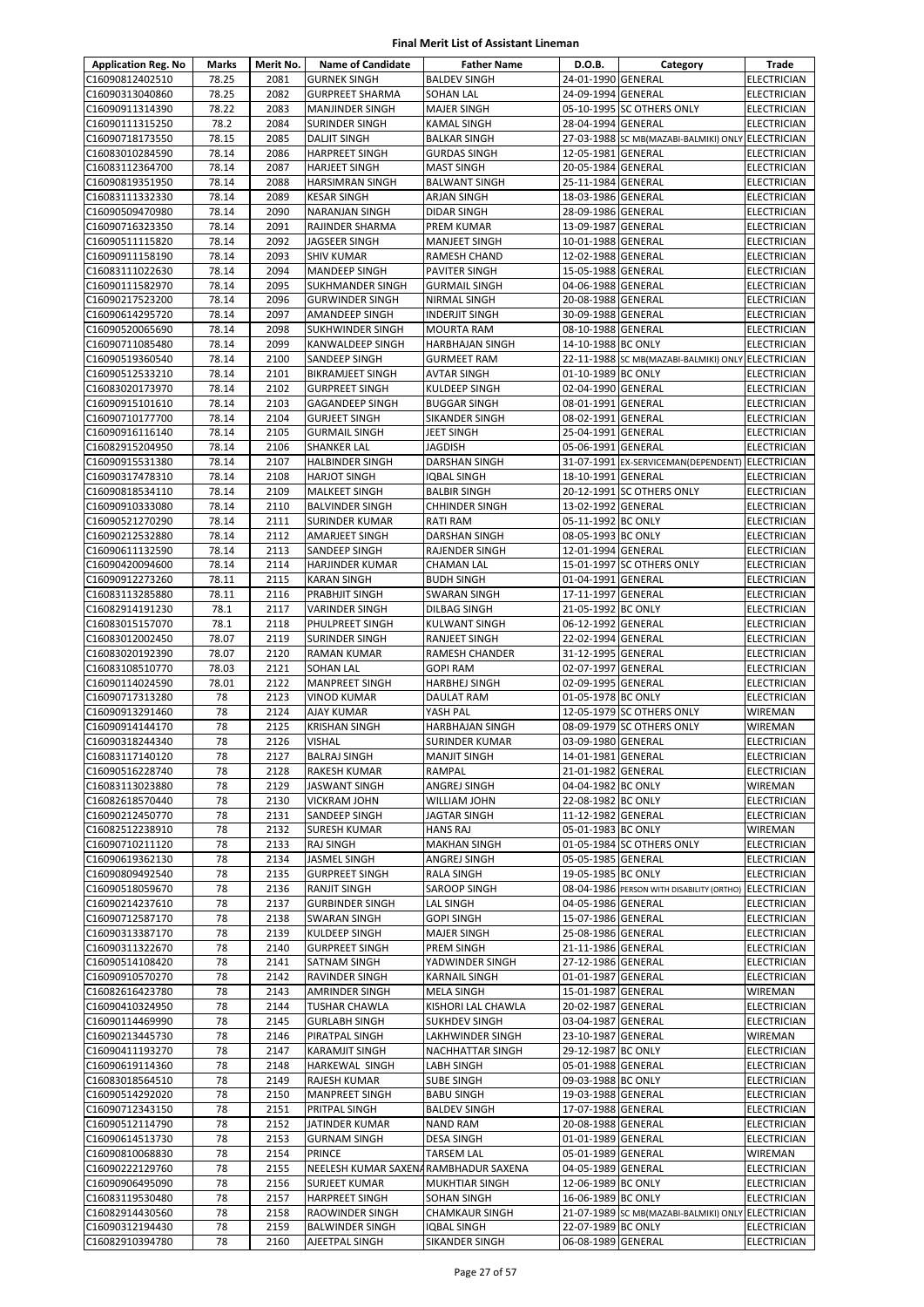# Final Merit List of Assistant Lineman

| Application Reg. No | Marks | Merit No. | Name of Candidate | Father Name | D.O.B. | Category | Trade |
|---|---|---|---|---|---|---|---|
| C16090812402510 | 78.25 | 2081 | GURNEK SINGH | BALDEV SINGH | 24-01-1990 | GENERAL | ELECTRICIAN |
| C16090313040860 | 78.25 | 2082 | GURPREET SHARMA | SOHAN LAL | 24-09-1994 | GENERAL | ELECTRICIAN |
| C16090911314390 | 78.22 | 2083 | MANJINDER SINGH | MAJER SINGH | 05-10-1995 | SC OTHERS ONLY | ELECTRICIAN |
| C16090111315250 | 78.2 | 2084 | SURINDER SINGH | KAMAL SINGH | 28-04-1994 | GENERAL | ELECTRICIAN |
| C16090718173550 | 78.15 | 2085 | DALJIT SINGH | BALKAR SINGH | 27-03-1988 | SC MB(MAZABI-BALMIKI) ONLY | ELECTRICIAN |
| C16083010284590 | 78.14 | 2086 | HARPREET SINGH | GURDAS SINGH | 12-05-1981 | GENERAL | ELECTRICIAN |
| C16083112364700 | 78.14 | 2087 | HARJEET SINGH | MAST SINGH | 20-05-1984 | GENERAL | ELECTRICIAN |
| C16090819351950 | 78.14 | 2088 | HARSIMRAN SINGH | BALWANT SINGH | 25-11-1984 | GENERAL | ELECTRICIAN |
| C16083111332330 | 78.14 | 2089 | KESAR SINGH | ARJAN SINGH | 18-03-1986 | GENERAL | ELECTRICIAN |
| C16090509470980 | 78.14 | 2090 | NARANJAN SINGH | DIDAR SINGH | 28-09-1986 | GENERAL | ELECTRICIAN |
| C16090716323350 | 78.14 | 2091 | RAJINDER SHARMA | PREM KUMAR | 13-09-1987 | GENERAL | ELECTRICIAN |
| C16090511115820 | 78.14 | 2092 | JAGSEER SINGH | MANJEET SINGH | 10-01-1988 | GENERAL | ELECTRICIAN |
| C16090911158190 | 78.14 | 2093 | SHIV KUMAR | RAMESH CHAND | 12-02-1988 | GENERAL | ELECTRICIAN |
| C16083111022630 | 78.14 | 2094 | MANDEEP SINGH | PAVITER SINGH | 15-05-1988 | GENERAL | ELECTRICIAN |
| C16090111582970 | 78.14 | 2095 | SUKHMANDER SINGH | GURMAIL SINGH | 04-06-1988 | GENERAL | ELECTRICIAN |
| C16090217523200 | 78.14 | 2096 | GURWINDER SINGH | NIRMAL SINGH | 20-08-1988 | GENERAL | ELECTRICIAN |
| C16090614295720 | 78.14 | 2097 | AMANDEEP SINGH | INDERJIT SINGH | 30-09-1988 | GENERAL | ELECTRICIAN |
| C16090520065690 | 78.14 | 2098 | SUKHWINDER SINGH | MOURTA RAM | 08-10-1988 | GENERAL | ELECTRICIAN |
| C16090711085480 | 78.14 | 2099 | KANWALDEEP SINGH | HARBHAJAN SINGH | 14-10-1988 | BC ONLY | ELECTRICIAN |
| C16090519360540 | 78.14 | 2100 | SANDEEP SINGH | GURMEET RAM | 22-11-1988 | SC MB(MAZABI-BALMIKI) ONLY | ELECTRICIAN |
| C16090512533210 | 78.14 | 2101 | BIKRAMJEET SINGH | AVTAR SINGH | 01-10-1989 | BC ONLY | ELECTRICIAN |
| C16083020173970 | 78.14 | 2102 | GURPREET SINGH | KULDEEP SINGH | 02-04-1990 | GENERAL | ELECTRICIAN |
| C16090915101610 | 78.14 | 2103 | GAGANDEEP SINGH | BUGGAR SINGH | 08-01-1991 | GENERAL | ELECTRICIAN |
| C16090710177700 | 78.14 | 2104 | GURJEET SINGH | SIKANDER SINGH | 08-02-1991 | GENERAL | ELECTRICIAN |
| C16090916116140 | 78.14 | 2105 | GURMAIL SINGH | JEET SINGH | 25-04-1991 | GENERAL | ELECTRICIAN |
| C16082915204950 | 78.14 | 2106 | SHANKER LAL | JAGDISH | 05-06-1991 | GENERAL | ELECTRICIAN |
| C16090915531380 | 78.14 | 2107 | HALBINDER SINGH | DARSHAN SINGH | 31-07-1991 | EX-SERVICEMAN(DEPENDENT) | ELECTRICIAN |
| C16090317478310 | 78.14 | 2108 | HARJOT SINGH | IQBAL SINGH | 18-10-1991 | GENERAL | ELECTRICIAN |
| C16090818534110 | 78.14 | 2109 | MALKEET SINGH | BALBIR SINGH | 20-12-1991 | SC OTHERS ONLY | ELECTRICIAN |
| C16090910333080 | 78.14 | 2110 | BALVINDER SINGH | CHHINDER SINGH | 13-02-1992 | GENERAL | ELECTRICIAN |
| C16090521270290 | 78.14 | 2111 | SURINDER KUMAR | RATI RAM | 05-11-1992 | BC ONLY | ELECTRICIAN |
| C16090212532880 | 78.14 | 2112 | AMARJEET SINGH | DARSHAN SINGH | 08-05-1993 | BC ONLY | ELECTRICIAN |
| C16090611132590 | 78.14 | 2113 | SANDEEP SINGH | RAJENDER SINGH | 12-01-1994 | GENERAL | ELECTRICIAN |
| C16090420094600 | 78.14 | 2114 | HARJINDER KUMAR | CHAMAN LAL | 15-01-1997 | SC OTHERS ONLY | ELECTRICIAN |
| C16090912273260 | 78.11 | 2115 | KARAN SINGH | BUDH SINGH | 01-04-1991 | GENERAL | ELECTRICIAN |
| C16083113285880 | 78.11 | 2116 | PRABHJIT SINGH | SWARAN SINGH | 17-11-1997 | GENERAL | ELECTRICIAN |
| C16082914191230 | 78.1 | 2117 | VARINDER SINGH | DILBAG SINGH | 21-05-1992 | BC ONLY | ELECTRICIAN |
| C16083015157070 | 78.1 | 2118 | PHULPREET SINGH | KULWANT SINGH | 06-12-1992 | GENERAL | ELECTRICIAN |
| C16083012002450 | 78.07 | 2119 | SURINDER SINGH | RANJEET SINGH | 22-02-1994 | GENERAL | ELECTRICIAN |
| C16083020192390 | 78.07 | 2120 | RAMAN KUMAR | RAMESH CHANDER | 31-12-1995 | GENERAL | ELECTRICIAN |
| C16083108510770 | 78.03 | 2121 | SOHAN LAL | GOPI RAM | 02-07-1997 | GENERAL | ELECTRICIAN |
| C16090114024590 | 78.01 | 2122 | MANPREET SINGH | HARBHEJ SINGH | 02-09-1995 | GENERAL | ELECTRICIAN |
| C16090717313280 | 78 | 2123 | VINOD KUMAR | DAULAT RAM | 01-05-1978 | BC ONLY | ELECTRICIAN |
| C16090913291460 | 78 | 2124 | AJAY KUMAR | YASH PAL | 12-05-1979 | SC OTHERS ONLY | WIREMAN |
| C16090914144170 | 78 | 2125 | KRISHAN SINGH | HARBHAJAN SINGH | 08-09-1979 | SC OTHERS ONLY | WIREMAN |
| C16090318244340 | 78 | 2126 | VISHAL | SURINDER KUMAR | 03-09-1980 | GENERAL | ELECTRICIAN |
| C16083117140120 | 78 | 2127 | BALRAJ SINGH | MANJIT SINGH | 14-01-1981 | GENERAL | ELECTRICIAN |
| C16090516228740 | 78 | 2128 | RAKESH KUMAR | RAMPAL | 21-01-1982 | GENERAL | ELECTRICIAN |
| C16083113023880 | 78 | 2129 | JASWANT SINGH | ANGREJ SINGH | 04-04-1982 | BC ONLY | WIREMAN |
| C16082618570440 | 78 | 2130 | VICKRAM JOHN | WILLIAM JOHN | 22-08-1982 | BC ONLY | ELECTRICIAN |
| C16090212450770 | 78 | 2131 | SANDEEP SINGH | JAGTAR SINGH | 11-12-1982 | GENERAL | ELECTRICIAN |
| C16082512238910 | 78 | 2132 | SURESH KUMAR | HANS RAJ | 05-01-1983 | BC ONLY | WIREMAN |
| C16090710211120 | 78 | 2133 | RAJ SINGH | MAKHAN SINGH | 01-05-1984 | SC OTHERS ONLY | ELECTRICIAN |
| C16090619362130 | 78 | 2134 | JASMEL SINGH | ANGREJ SINGH | 05-05-1985 | GENERAL | ELECTRICIAN |
| C16090809492540 | 78 | 2135 | GURPREET SINGH | RALA SINGH | 19-05-1985 | BC ONLY | ELECTRICIAN |
| C16090518059670 | 78 | 2136 | RANJIT SINGH | SAROOP SINGH | 08-04-1986 | PERSON WITH DISABILITY (ORTHO) | ELECTRICIAN |
| C16090214237610 | 78 | 2137 | GURBINDER SINGH | LAL SINGH | 04-05-1986 | GENERAL | ELECTRICIAN |
| C16090712587170 | 78 | 2138 | SWARAN SINGH | GOPI SINGH | 15-07-1986 | GENERAL | ELECTRICIAN |
| C16090313387170 | 78 | 2139 | KULDEEP SINGH | MAJER SINGH | 25-08-1986 | GENERAL | ELECTRICIAN |
| C16090311322670 | 78 | 2140 | GURPREET SINGH | PREM SINGH | 21-11-1986 | GENERAL | ELECTRICIAN |
| C16090514108420 | 78 | 2141 | SATNAM SINGH | YADWINDER SINGH | 27-12-1986 | GENERAL | ELECTRICIAN |
| C16090910570270 | 78 | 2142 | RAVINDER SINGH | KARNAIL SINGH | 01-01-1987 | GENERAL | ELECTRICIAN |
| C16082616423780 | 78 | 2143 | AMRINDER SINGH | MELA SINGH | 15-01-1987 | GENERAL | WIREMAN |
| C16090410324950 | 78 | 2144 | TUSHAR CHAWLA | KISHORI LAL CHAWLA | 20-02-1987 | GENERAL | ELECTRICIAN |
| C16090114469990 | 78 | 2145 | GURLABH SINGH | SUKHDEV SINGH | 03-04-1987 | GENERAL | ELECTRICIAN |
| C16090213445730 | 78 | 2146 | PIRATPAL SINGH | LAKHWINDER SINGH | 23-10-1987 | GENERAL | WIREMAN |
| C16090411193270 | 78 | 2147 | KARAMJIT SINGH | NACHHATTAR SINGH | 29-12-1987 | BC ONLY | ELECTRICIAN |
| C16090619114360 | 78 | 2148 | HARKEWAL SINGH | LABH SINGH | 05-01-1988 | GENERAL | ELECTRICIAN |
| C16083018564510 | 78 | 2149 | RAJESH KUMAR | SUBE SINGH | 09-03-1988 | BC ONLY | ELECTRICIAN |
| C16090514292020 | 78 | 2150 | MANPREET SINGH | BABU SINGH | 19-03-1988 | GENERAL | ELECTRICIAN |
| C16090712343150 | 78 | 2151 | PRITPAL SINGH | BALDEV SINGH | 17-07-1988 | GENERAL | ELECTRICIAN |
| C16090512114790 | 78 | 2152 | JATINDER KUMAR | NAND RAM | 20-08-1988 | GENERAL | ELECTRICIAN |
| C16090614513730 | 78 | 2153 | GURNAM SINGH | DESA SINGH | 01-01-1989 | GENERAL | ELECTRICIAN |
| C16090810068830 | 78 | 2154 | PRINCE | TARSEM LAL | 05-01-1989 | GENERAL | WIREMAN |
| C16090222129760 | 78 | 2155 | NEELESH KUMAR SAXENA | RAMBHADUR SAXENA | 04-05-1989 | GENERAL | ELECTRICIAN |
| C16090906495090 | 78 | 2156 | SURJEET KUMAR | MUKHTIAR SINGH | 12-06-1989 | BC ONLY | ELECTRICIAN |
| C16083119530480 | 78 | 2157 | HARPREET SINGH | SOHAN SINGH | 16-06-1989 | BC ONLY | ELECTRICIAN |
| C16082914430560 | 78 | 2158 | RAOWINDER SINGH | CHAMKAUR SINGH | 21-07-1989 | SC MB(MAZABI-BALMIKI) ONLY | ELECTRICIAN |
| C16090312194430 | 78 | 2159 | BALWINDER SINGH | IQBAL SINGH | 22-07-1989 | BC ONLY | ELECTRICIAN |
| C16082910394780 | 78 | 2160 | AJEETPAL SINGH | SIKANDER SINGH | 06-08-1989 | GENERAL | ELECTRICIAN |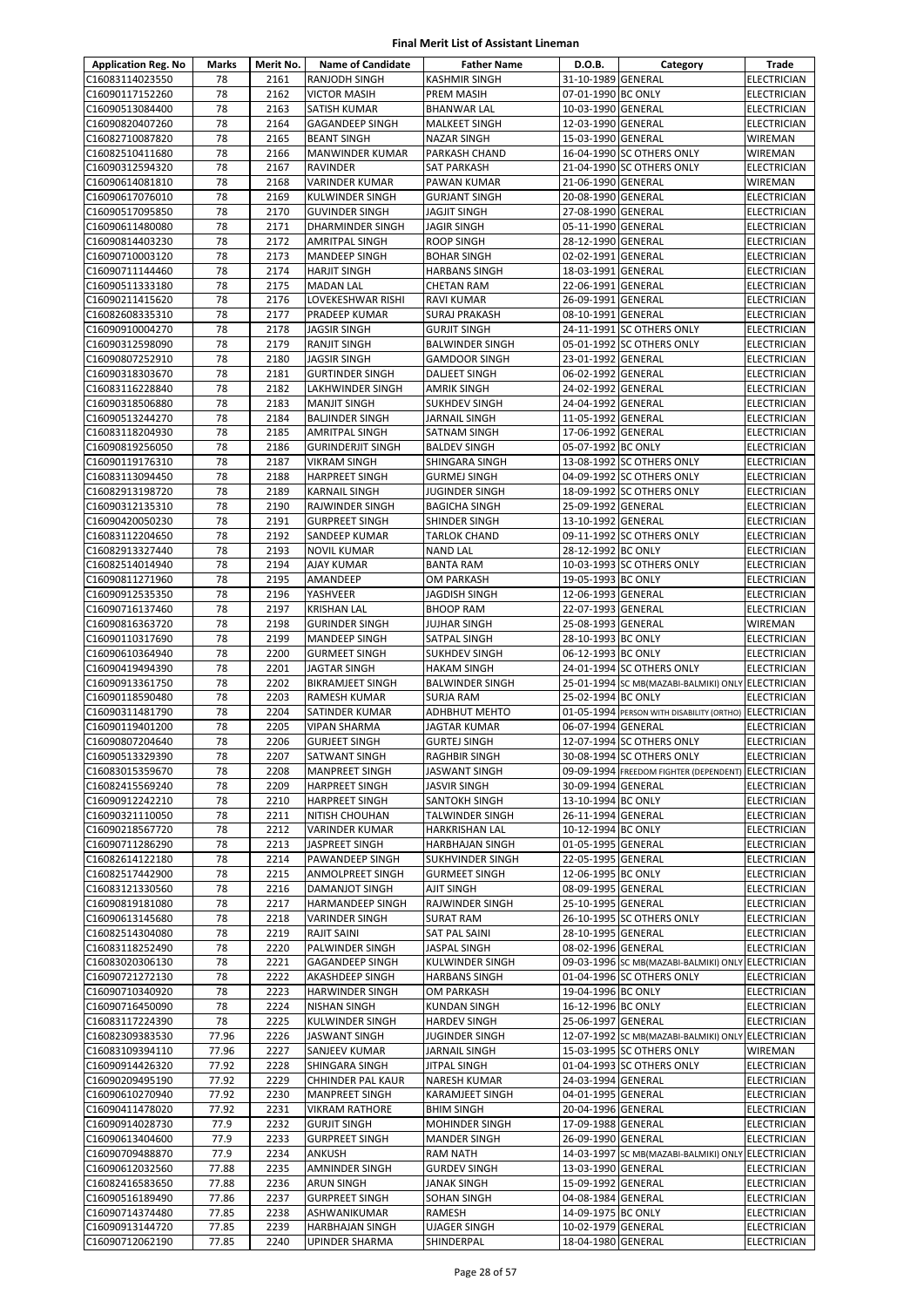# Final Merit List of Assistant Lineman

| Application Reg. No | Marks | Merit No. | Name of Candidate | Father Name | D.O.B. | Category | Trade |
|---|---|---|---|---|---|---|---|
| C16083114023550 | 78 | 2161 | RANJODH SINGH | KASHMIR SINGH | 31-10-1989 | GENERAL | ELECTRICIAN |
| C16090117152260 | 78 | 2162 | VICTOR MASIH | PREM MASIH | 07-01-1990 | BC ONLY | ELECTRICIAN |
| C16090513084400 | 78 | 2163 | SATISH KUMAR | BHANWAR LAL | 10-03-1990 | GENERAL | ELECTRICIAN |
| C16090820407260 | 78 | 2164 | GAGANDEEP SINGH | MALKEET SINGH | 12-03-1990 | GENERAL | ELECTRICIAN |
| C16082710087820 | 78 | 2165 | BEANT SINGH | NAZAR SINGH | 15-03-1990 | GENERAL | WIREMAN |
| C16082510411680 | 78 | 2166 | MANWINDER KUMAR | PARKASH CHAND | 16-04-1990 | SC OTHERS ONLY | WIREMAN |
| C16090312594320 | 78 | 2167 | RAVINDER | SAT PARKASH | 21-04-1990 | SC OTHERS ONLY | ELECTRICIAN |
| C16090614081810 | 78 | 2168 | VARINDER KUMAR | PAWAN KUMAR | 21-06-1990 | GENERAL | WIREMAN |
| C16090617076010 | 78 | 2169 | KULWINDER SINGH | GURJANT SINGH | 20-08-1990 | GENERAL | ELECTRICIAN |
| C16090517095850 | 78 | 2170 | GUVINDER SINGH | JAGJIT SINGH | 27-08-1990 | GENERAL | ELECTRICIAN |
| C16090611480080 | 78 | 2171 | DHARMINDER SINGH | JAGIR SINGH | 05-11-1990 | GENERAL | ELECTRICIAN |
| C16090814403230 | 78 | 2172 | AMRITPAL SINGH | ROOP SINGH | 28-12-1990 | GENERAL | ELECTRICIAN |
| C16090710003120 | 78 | 2173 | MANDEEP SINGH | BOHAR SINGH | 02-02-1991 | GENERAL | ELECTRICIAN |
| C16090711144460 | 78 | 2174 | HARJIT SINGH | HARBANS SINGH | 18-03-1991 | GENERAL | ELECTRICIAN |
| C16090511333180 | 78 | 2175 | MADAN LAL | CHETAN RAM | 22-06-1991 | GENERAL | ELECTRICIAN |
| C16090211415620 | 78 | 2176 | LOVEKESHWAR RISHI | RAVI KUMAR | 26-09-1991 | GENERAL | ELECTRICIAN |
| C16082608335310 | 78 | 2177 | PRADEEP KUMAR | SURAJ PRAKASH | 08-10-1991 | GENERAL | ELECTRICIAN |
| C16090910004270 | 78 | 2178 | JAGSIR SINGH | GURJIT SINGH | 24-11-1991 | SC OTHERS ONLY | ELECTRICIAN |
| C16090312598090 | 78 | 2179 | RANJIT SINGH | BALWINDER SINGH | 05-01-1992 | SC OTHERS ONLY | ELECTRICIAN |
| C16090807252910 | 78 | 2180 | JAGSIR SINGH | GAMDOOR SINGH | 23-01-1992 | GENERAL | ELECTRICIAN |
| C16090318303670 | 78 | 2181 | GURTINDER SINGH | DALJEET SINGH | 06-02-1992 | GENERAL | ELECTRICIAN |
| C16083116228840 | 78 | 2182 | LAKHWINDER SINGH | AMRIK SINGH | 24-02-1992 | GENERAL | ELECTRICIAN |
| C16090318506880 | 78 | 2183 | MANJIT SINGH | SUKHDEV SINGH | 24-04-1992 | GENERAL | ELECTRICIAN |
| C16090513244270 | 78 | 2184 | BALJINDER SINGH | JARNAIL SINGH | 11-05-1992 | GENERAL | ELECTRICIAN |
| C16083118204930 | 78 | 2185 | AMRITPAL SINGH | SATNAM SINGH | 17-06-1992 | GENERAL | ELECTRICIAN |
| C16090819256050 | 78 | 2186 | GURINDERJIT SINGH | BALDEV SINGH | 05-07-1992 | BC ONLY | ELECTRICIAN |
| C16090119176310 | 78 | 2187 | VIKRAM SINGH | SHINGARA SINGH | 13-08-1992 | SC OTHERS ONLY | ELECTRICIAN |
| C16083113094450 | 78 | 2188 | HARPREET SINGH | GURMEJ SINGH | 04-09-1992 | SC OTHERS ONLY | ELECTRICIAN |
| C16082913198720 | 78 | 2189 | KARNAIL SINGH | JUGINDER SINGH | 18-09-1992 | SC OTHERS ONLY | ELECTRICIAN |
| C16090312135310 | 78 | 2190 | RAJWINDER SINGH | BAGICHA SINGH | 25-09-1992 | GENERAL | ELECTRICIAN |
| C16090420050230 | 78 | 2191 | GURPREET SINGH | SHINDER SINGH | 13-10-1992 | GENERAL | ELECTRICIAN |
| C16083112204650 | 78 | 2192 | SANDEEP KUMAR | TARLOK CHAND | 09-11-1992 | SC OTHERS ONLY | ELECTRICIAN |
| C16082913327440 | 78 | 2193 | NOVIL KUMAR | NAND LAL | 28-12-1992 | BC ONLY | ELECTRICIAN |
| C16082514014940 | 78 | 2194 | AJAY KUMAR | BANTA RAM | 10-03-1993 | SC OTHERS ONLY | ELECTRICIAN |
| C16090811271960 | 78 | 2195 | AMANDEEP | OM PARKASH | 19-05-1993 | BC ONLY | ELECTRICIAN |
| C16090912535350 | 78 | 2196 | YASHVEER | JAGDISH SINGH | 12-06-1993 | GENERAL | ELECTRICIAN |
| C16090716137460 | 78 | 2197 | KRISHAN LAL | BHOOP RAM | 22-07-1993 | GENERAL | ELECTRICIAN |
| C16090816363720 | 78 | 2198 | GURINDER SINGH | JUJHAR SINGH | 25-08-1993 | GENERAL | WIREMAN |
| C16090110317690 | 78 | 2199 | MANDEEP SINGH | SATPAL SINGH | 28-10-1993 | BC ONLY | ELECTRICIAN |
| C16090610364940 | 78 | 2200 | GURMEET SINGH | SUKHDEV SINGH | 06-12-1993 | BC ONLY | ELECTRICIAN |
| C16090419494390 | 78 | 2201 | JAGTAR SINGH | HAKAM SINGH | 24-01-1994 | SC OTHERS ONLY | ELECTRICIAN |
| C16090913361750 | 78 | 2202 | BIKRAMJEET SINGH | BALWINDER SINGH | 25-01-1994 | SC MB(MAZABI-BALMIKI) ONLY | ELECTRICIAN |
| C16090118590480 | 78 | 2203 | RAMESH KUMAR | SURJA RAM | 25-02-1994 | BC ONLY | ELECTRICIAN |
| C16090311481790 | 78 | 2204 | SATINDER KUMAR | ADHBHUT MEHTO | 01-05-1994 | PERSON WITH DISABILITY (ORTHO) | ELECTRICIAN |
| C16090119401200 | 78 | 2205 | VIPAN SHARMA | JAGTAR KUMAR | 06-07-1994 | GENERAL | ELECTRICIAN |
| C16090807204640 | 78 | 2206 | GURJEET SINGH | GURTEJ SINGH | 12-07-1994 | SC OTHERS ONLY | ELECTRICIAN |
| C16090513329390 | 78 | 2207 | SATWANT SINGH | RAGHBIR SINGH | 30-08-1994 | SC OTHERS ONLY | ELECTRICIAN |
| C16083015359670 | 78 | 2208 | MANPREET SINGH | JASWANT SINGH | 09-09-1994 | FREEDOM FIGHTER (DEPENDENT) | ELECTRICIAN |
| C16082415569240 | 78 | 2209 | HARPREET SINGH | JASVIR SINGH | 30-09-1994 | GENERAL | ELECTRICIAN |
| C16090912242210 | 78 | 2210 | HARPREET SINGH | SANTOKH SINGH | 13-10-1994 | BC ONLY | ELECTRICIAN |
| C16090321110050 | 78 | 2211 | NITISH CHOUHAN | TALWINDER SINGH | 26-11-1994 | GENERAL | ELECTRICIAN |
| C16090218567720 | 78 | 2212 | VARINDER KUMAR | HARKRISHAN LAL | 10-12-1994 | BC ONLY | ELECTRICIAN |
| C16090711286290 | 78 | 2213 | JASPREET SINGH | HARBHAJAN SINGH | 01-05-1995 | GENERAL | ELECTRICIAN |
| C16082614122180 | 78 | 2214 | PAWANDEEP SINGH | SUKHVINDER SINGH | 22-05-1995 | GENERAL | ELECTRICIAN |
| C16082517442900 | 78 | 2215 | ANMOLPREET SINGH | GURMEET SINGH | 12-06-1995 | BC ONLY | ELECTRICIAN |
| C16083121330560 | 78 | 2216 | DAMANJOT SINGH | AJIT SINGH | 08-09-1995 | GENERAL | ELECTRICIAN |
| C16090819181080 | 78 | 2217 | HARMANDEEP SINGH | RAJWINDER SINGH | 25-10-1995 | GENERAL | ELECTRICIAN |
| C16090613145680 | 78 | 2218 | VARINDER SINGH | SURAT RAM | 26-10-1995 | SC OTHERS ONLY | ELECTRICIAN |
| C16082514304080 | 78 | 2219 | RAJIT SAINI | SAT PAL SAINI | 28-10-1995 | GENERAL | ELECTRICIAN |
| C16083118252490 | 78 | 2220 | PALWINDER SINGH | JASPAL SINGH | 08-02-1996 | GENERAL | ELECTRICIAN |
| C16083020306130 | 78 | 2221 | GAGANDEEP SINGH | KULWINDER SINGH | 09-03-1996 | SC MB(MAZABI-BALMIKI) ONLY | ELECTRICIAN |
| C16090721272130 | 78 | 2222 | AKASHDEEP SINGH | HARBANS SINGH | 01-04-1996 | SC OTHERS ONLY | ELECTRICIAN |
| C16090710340920 | 78 | 2223 | HARWINDER SINGH | OM PARKASH | 19-04-1996 | BC ONLY | ELECTRICIAN |
| C16090716450090 | 78 | 2224 | NISHAN SINGH | KUNDAN SINGH | 16-12-1996 | BC ONLY | ELECTRICIAN |
| C16083117224390 | 78 | 2225 | KULWINDER SINGH | HARDEV SINGH | 25-06-1997 | GENERAL | ELECTRICIAN |
| C16082309383530 | 77.96 | 2226 | JASWANT SINGH | JUGINDER SINGH | 12-07-1992 | SC MB(MAZABI-BALMIKI) ONLY | ELECTRICIAN |
| C16083109394110 | 77.96 | 2227 | SANJEEV KUMAR | JARNAIL SINGH | 15-03-1995 | SC OTHERS ONLY | WIREMAN |
| C16090914426320 | 77.92 | 2228 | SHINGARA SINGH | JITPAL SINGH | 01-04-1993 | SC OTHERS ONLY | ELECTRICIAN |
| C16090209495190 | 77.92 | 2229 | CHHINDER PAL KAUR | NARESH KUMAR | 24-03-1994 | GENERAL | ELECTRICIAN |
| C16090610270940 | 77.92 | 2230 | MANPREET SINGH | KARAMJEET SINGH | 04-01-1995 | GENERAL | ELECTRICIAN |
| C16090411478020 | 77.92 | 2231 | VIKRAM RATHORE | BHIM SINGH | 20-04-1996 | GENERAL | ELECTRICIAN |
| C16090914028730 | 77.9 | 2232 | GURJIT SINGH | MOHINDER SINGH | 17-09-1988 | GENERAL | ELECTRICIAN |
| C16090613404600 | 77.9 | 2233 | GURPREET SINGH | MANDER SINGH | 26-09-1990 | GENERAL | ELECTRICIAN |
| C16090709488870 | 77.9 | 2234 | ANKUSH | RAM NATH | 14-03-1997 | SC MB(MAZABI-BALMIKI) ONLY | ELECTRICIAN |
| C16090612032560 | 77.88 | 2235 | AMNINDER SINGH | GURDEV SINGH | 13-03-1990 | GENERAL | ELECTRICIAN |
| C16082416583650 | 77.88 | 2236 | ARUN SINGH | JANAK SINGH | 15-09-1992 | GENERAL | ELECTRICIAN |
| C16090516189490 | 77.86 | 2237 | GURPREET SINGH | SOHAN SINGH | 04-08-1984 | GENERAL | ELECTRICIAN |
| C16090714374480 | 77.85 | 2238 | ASHWANIKUMAR | RAMESH | 14-09-1975 | BC ONLY | ELECTRICIAN |
| C16090913144720 | 77.85 | 2239 | HARBHAJAN SINGH | UJAGER SINGH | 10-02-1979 | GENERAL | ELECTRICIAN |
| C16090712062190 | 77.85 | 2240 | UPINDER SHARMA | SHINDERPAL | 18-04-1980 | GENERAL | ELECTRICIAN |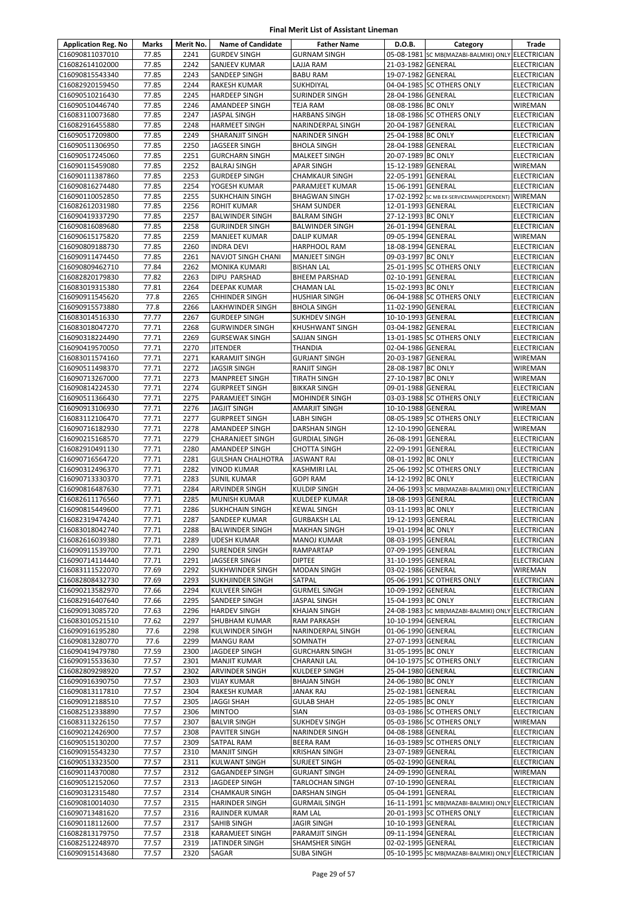# Final Merit List of Assistant Lineman

| Application Reg. No | Marks | Merit No. | Name of Candidate | Father Name | D.O.B. | Category | Trade |
|---|---|---|---|---|---|---|---|
| C16090811037010 | 77.85 | 2241 | GURDEV SINGH | GURNAM SINGH | 05-08-1981 | SC MB(MAZABI-BALMIKI) ONLY | ELECTRICIAN |
| C16082614102000 | 77.85 | 2242 | SANJEEV KUMAR | LAJJA RAM | 21-03-1982 | GENERAL | ELECTRICIAN |
| C16090815543340 | 77.85 | 2243 | SANDEEP SINGH | BABU RAM | 19-07-1982 | GENERAL | ELECTRICIAN |
| C16082920159450 | 77.85 | 2244 | RAKESH KUMAR | SUKHDIYAL | 04-04-1985 | SC OTHERS ONLY | ELECTRICIAN |
| C16090510216430 | 77.85 | 2245 | HARDEEP SINGH | SURINDER SINGH | 28-04-1986 | GENERAL | ELECTRICIAN |
| C16090510446740 | 77.85 | 2246 | AMANDEEP SINGH | TEJA RAM | 08-08-1986 | BC ONLY | WIREMAN |
| C16083110073680 | 77.85 | 2247 | JASPAL SINGH | HARBANS SINGH | 18-08-1986 | SC OTHERS ONLY | ELECTRICIAN |
| C16082916455880 | 77.85 | 2248 | HARMEET SINGH | NARINDERPAL SINGH | 20-04-1987 | GENERAL | ELECTRICIAN |
| C16090517209800 | 77.85 | 2249 | SHARANJIT SINGH | NARINDER SINGH | 25-04-1988 | BC ONLY | ELECTRICIAN |
| C16090511306950 | 77.85 | 2250 | JAGSEER SINGH | BHOLA SINGH | 28-04-1988 | GENERAL | ELECTRICIAN |
| C16090517245060 | 77.85 | 2251 | GURCHARN SINGH | MALKEET SINGH | 20-07-1989 | BC ONLY | ELECTRICIAN |
| C16090115459080 | 77.85 | 2252 | BALRAJ SINGH | APAR SINGH | 15-12-1989 | GENERAL | WIREMAN |
| C16090111387860 | 77.85 | 2253 | GURDEEP SINGH | CHAMKAUR SINGH | 22-05-1991 | GENERAL | ELECTRICIAN |
| C16090816274480 | 77.85 | 2254 | YOGESH KUMAR | PARAMJEET KUMAR | 15-06-1991 | GENERAL | ELECTRICIAN |
| C16090110052850 | 77.85 | 2255 | SUKHCHAIN SINGH | BHAGWAN SINGH | 17-02-1992 | SC MB EX-SERVICEMAN(DEPENDENT) | WIREMAN |
| C16082612031980 | 77.85 | 2256 | ROHIT KUMAR | SHAM SUNDER | 12-01-1993 | GENERAL | ELECTRICIAN |
| C16090419337290 | 77.85 | 2257 | BALWINDER SINGH | BALRAM SINGH | 27-12-1993 | BC ONLY | ELECTRICIAN |
| C16090816089680 | 77.85 | 2258 | GURJINDER SINGH | BALWINDER SINGH | 26-01-1994 | GENERAL | ELECTRICIAN |
| C16090615175820 | 77.85 | 2259 | MANJEET KUMAR | DALIP KUMAR | 09-05-1994 | GENERAL | WIREMAN |
| C16090809188730 | 77.85 | 2260 | INDRA DEVI | HARPHOOL RAM | 18-08-1994 | GENERAL | ELECTRICIAN |
| C16090911474450 | 77.85 | 2261 | NAVJOT SINGH CHANI | MANJEET SINGH | 09-03-1997 | BC ONLY | ELECTRICIAN |
| C16090809462710 | 77.84 | 2262 | MONIKA KUMARI | BISHAN LAL | 25-01-1995 | SC OTHERS ONLY | ELECTRICIAN |
| C16082820179830 | 77.82 | 2263 | DIPU PARSHAD | BHEEM PARSHAD | 02-10-1991 | GENERAL | ELECTRICIAN |
| C16083019315380 | 77.81 | 2264 | DEEPAK KUMAR | CHAMAN LAL | 15-02-1993 | BC ONLY | ELECTRICIAN |
| C16090911545620 | 77.8 | 2265 | CHHINDER SINGH | HUSHIAR SINGH | 06-04-1988 | SC OTHERS ONLY | ELECTRICIAN |
| C16090915573880 | 77.8 | 2266 | LAKHWINDER SINGH | BHOLA SINGH | 11-02-1990 | GENERAL | ELECTRICIAN |
| C16083014516330 | 77.77 | 2267 | GURDEEP SINGH | SUKHDEV SINGH | 10-10-1993 | GENERAL | ELECTRICIAN |
| C16083018047270 | 77.71 | 2268 | GURWINDER SINGH | KHUSHWANT SINGH | 03-04-1982 | GENERAL | ELECTRICIAN |
| C16090318224490 | 77.71 | 2269 | GURSEWAK SINGH | SAJJAN SINGH | 13-01-1985 | SC OTHERS ONLY | ELECTRICIAN |
| C16090419570050 | 77.71 | 2270 | JITENDER | THANDIA | 02-04-1986 | GENERAL | ELECTRICIAN |
| C16083011574160 | 77.71 | 2271 | KARAMJIT SINGH | GURJANT SINGH | 20-03-1987 | GENERAL | WIREMAN |
| C16090511498370 | 77.71 | 2272 | JAGSIR SINGH | RANJIT SINGH | 28-08-1987 | BC ONLY | WIREMAN |
| C16090713267000 | 77.71 | 2273 | MANPREET SINGH | TIRATH SINGH | 27-10-1987 | BC ONLY | WIREMAN |
| C16090814224530 | 77.71 | 2274 | GURPREET SINGH | BIKKAR SINGH | 09-01-1988 | GENERAL | ELECTRICIAN |
| C16090511366430 | 77.71 | 2275 | PARAMJEET SINGH | MOHINDER SINGH | 03-03-1988 | SC OTHERS ONLY | ELECTRICIAN |
| C16090913106930 | 77.71 | 2276 | JAGJIT SINGH | AMARJIT SINGH | 10-10-1988 | GENERAL | WIREMAN |
| C16083112106470 | 77.71 | 2277 | GURPREET SINGH | LABH SINGH | 08-05-1989 | SC OTHERS ONLY | ELECTRICIAN |
| C16090716182930 | 77.71 | 2278 | AMANDEEP SINGH | DARSHAN SINGH | 12-10-1990 | GENERAL | WIREMAN |
| C16090215168570 | 77.71 | 2279 | CHARANJEET SINGH | GURDIAL SINGH | 26-08-1991 | GENERAL | ELECTRICIAN |
| C16082910491130 | 77.71 | 2280 | AMANDEEP SINGH | CHOTTA SINGH | 22-09-1991 | GENERAL | ELECTRICIAN |
| C16090716564720 | 77.71 | 2281 | GULSHAN CHALHOTRA | JASWANT RAI | 08-01-1992 | BC ONLY | ELECTRICIAN |
| C16090312496370 | 77.71 | 2282 | VINOD KUMAR | KASHMIRI LAL | 25-06-1992 | SC OTHERS ONLY | ELECTRICIAN |
| C16090713330370 | 77.71 | 2283 | SUNIL KUMAR | GOPI RAM | 14-12-1992 | BC ONLY | ELECTRICIAN |
| C16090816487630 | 77.71 | 2284 | ARVINDER SINGH | KULDIP SINGH | 24-06-1993 | SC MB(MAZABI-BALMIKI) ONLY | ELECTRICIAN |
| C16082611176560 | 77.71 | 2285 | MUNISH KUMAR | KULDEEP KUMAR | 18-08-1993 | GENERAL | ELECTRICIAN |
| C16090815449600 | 77.71 | 2286 | SUKHCHAIN SINGH | KEWAL SINGH | 03-11-1993 | BC ONLY | ELECTRICIAN |
| C16082319474240 | 77.71 | 2287 | SANDEEP KUMAR | GURBAKSH LAL | 19-12-1993 | GENERAL | ELECTRICIAN |
| C16083018042740 | 77.71 | 2288 | BALWINDER SINGH | MAKHAN SINGH | 19-01-1994 | BC ONLY | ELECTRICIAN |
| C16082616039380 | 77.71 | 2289 | UDESH KUMAR | MANOJ KUMAR | 08-03-1995 | GENERAL | ELECTRICIAN |
| C16090911539700 | 77.71 | 2290 | SURENDER SINGH | RAMPARTAP | 07-09-1995 | GENERAL | ELECTRICIAN |
| C16090714114440 | 77.71 | 2291 | JAGSEER SINGH | DIPTEE | 31-10-1995 | GENERAL | ELECTRICIAN |
| C16083111522070 | 77.69 | 2292 | SUKHWINDER SINGH | MODAN SINGH | 03-02-1986 | GENERAL | WIREMAN |
| C16082808432730 | 77.69 | 2293 | SUKHJINDER SINGH | SATPAL | 05-06-1991 | SC OTHERS ONLY | ELECTRICIAN |
| C16090213582970 | 77.66 | 2294 | KULVEER SINGH | GURMEL SINGH | 10-09-1992 | GENERAL | ELECTRICIAN |
| C16082916407640 | 77.66 | 2295 | SANDEEP SINGH | JASPAL SINGH | 15-04-1993 | BC ONLY | ELECTRICIAN |
| C16090913085720 | 77.63 | 2296 | HARDEV SINGH | KHAJAN SINGH | 24-08-1983 | SC MB(MAZABI-BALMIKI) ONLY | ELECTRICIAN |
| C16083010521510 | 77.62 | 2297 | SHUBHAM KUMAR | RAM PARKASH | 10-10-1994 | GENERAL | ELECTRICIAN |
| C16090916195280 | 77.6 | 2298 | KULWINDER SINGH | NARINDERPAL SINGH | 01-06-1990 | GENERAL | ELECTRICIAN |
| C16090813280770 | 77.6 | 2299 | MANGU RAM | SOMNATH | 27-07-1993 | GENERAL | ELECTRICIAN |
| C16090419479780 | 77.59 | 2300 | JAGDEEP SINGH | GURCHARN SINGH | 31-05-1995 | BC ONLY | ELECTRICIAN |
| C16090915533630 | 77.57 | 2301 | MANJIT KUMAR | CHARANJI LAL | 04-10-1975 | SC OTHERS ONLY | ELECTRICIAN |
| C16082809298920 | 77.57 | 2302 | ARVINDER SINGH | KULDEEP SINGH | 25-04-1980 | GENERAL | ELECTRICIAN |
| C16090916390750 | 77.57 | 2303 | VIJAY KUMAR | BHAJAN SINGH | 24-06-1980 | BC ONLY | ELECTRICIAN |
| C16090813117810 | 77.57 | 2304 | RAKESH KUMAR | JANAK RAJ | 25-02-1981 | GENERAL | ELECTRICIAN |
| C16090912188510 | 77.57 | 2305 | JAGGI SHAH | GULAB SHAH | 22-05-1985 | BC ONLY | ELECTRICIAN |
| C16082512338890 | 77.57 | 2306 | MINTOO | SIAN | 03-03-1986 | SC OTHERS ONLY | ELECTRICIAN |
| C16083113226150 | 77.57 | 2307 | BALVIR SINGH | SUKHDEV SINGH | 05-03-1986 | SC OTHERS ONLY | WIREMAN |
| C16090212426900 | 77.57 | 2308 | PAVITER SINGH | NARINDER SINGH | 04-08-1988 | GENERAL | ELECTRICIAN |
| C16090515130200 | 77.57 | 2309 | SATPAL RAM | BEERA RAM | 16-03-1989 | SC OTHERS ONLY | ELECTRICIAN |
| C16090915543230 | 77.57 | 2310 | MANJIT SINGH | KRISHAN SINGH | 23-07-1989 | GENERAL | ELECTRICIAN |
| C16090513323500 | 77.57 | 2311 | KULWANT SINGH | SURJEET SINGH | 05-02-1990 | GENERAL | ELECTRICIAN |
| C16090114370080 | 77.57 | 2312 | GAGANDEEP SINGH | GURJANT SINGH | 24-09-1990 | GENERAL | WIREMAN |
| C16090512152060 | 77.57 | 2313 | JAGDEEP SINGH | TARLOCHAN SINGH | 07-10-1990 | GENERAL | ELECTRICIAN |
| C16090312315480 | 77.57 | 2314 | CHAMKAUR SINGH | DARSHAN SINGH | 05-04-1991 | GENERAL | ELECTRICIAN |
| C16090810014030 | 77.57 | 2315 | HARINDER SINGH | GURMAIL SINGH | 16-11-1991 | SC MB(MAZABI-BALMIKI) ONLY | ELECTRICIAN |
| C16090713481620 | 77.57 | 2316 | RAJINDER KUMAR | RAM LAL | 20-01-1993 | SC OTHERS ONLY | ELECTRICIAN |
| C16090118112600 | 77.57 | 2317 | SAHIB SINGH | JAGIR SINGH | 10-10-1993 | GENERAL | ELECTRICIAN |
| C16082813179750 | 77.57 | 2318 | KARAMJEET SINGH | PARAMJIT SINGH | 09-11-1994 | GENERAL | ELECTRICIAN |
| C16082512248970 | 77.57 | 2319 | JATINDER SINGH | SHAMSHER SINGH | 02-02-1995 | GENERAL | ELECTRICIAN |
| C16090915143680 | 77.57 | 2320 | SAGAR | SUBA SINGH | 05-10-1995 | SC MB(MAZABI-BALMIKI) ONLY | ELECTRICIAN |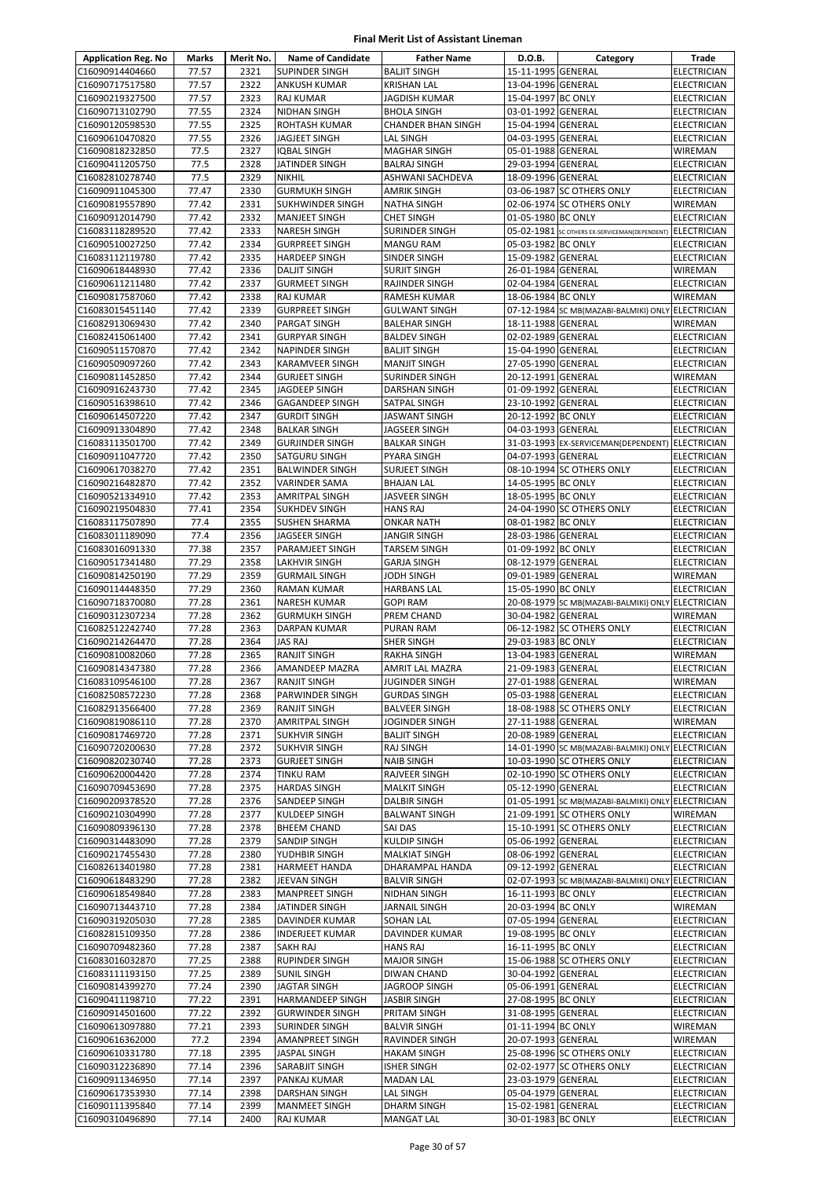# Final Merit List of Assistant Lineman

| Application Reg. No | Marks | Merit No. | Name of Candidate | Father Name | D.O.B. | Category | Trade |
|---|---|---|---|---|---|---|---|
| C16090914404660 | 77.57 | 2321 | SUPINDER SINGH | BALJIT SINGH | 15-11-1995 | GENERAL | ELECTRICIAN |
| C16090717517580 | 77.57 | 2322 | ANKUSH KUMAR | KRISHAN LAL | 13-04-1996 | GENERAL | ELECTRICIAN |
| C16090219327500 | 77.57 | 2323 | RAJ KUMAR | JAGDISH KUMAR | 15-04-1997 | BC ONLY | ELECTRICIAN |
| C16090713102790 | 77.55 | 2324 | NIDHAN SINGH | BHOLA SINGH | 03-01-1992 | GENERAL | ELECTRICIAN |
| C16090120598530 | 77.55 | 2325 | ROHTASH KUMAR | CHANDER BHAN SINGH | 15-04-1994 | GENERAL | ELECTRICIAN |
| C16090610470820 | 77.55 | 2326 | JAGJEET SINGH | LAL SINGH | 04-03-1995 | GENERAL | ELECTRICIAN |
| C16090818232850 | 77.5 | 2327 | IQBAL SINGH | MAGHAR SINGH | 05-01-1988 | GENERAL | WIREMAN |
| C16090411205750 | 77.5 | 2328 | JATINDER SINGH | BALRAJ SINGH | 29-03-1994 | GENERAL | ELECTRICIAN |
| C16082810278740 | 77.5 | 2329 | NIKHIL | ASHWANI SACHDEVA | 18-09-1996 | GENERAL | ELECTRICIAN |
| C16090911045300 | 77.47 | 2330 | GURMUKH SINGH | AMRIK SINGH | 03-06-1987 | SC OTHERS ONLY | ELECTRICIAN |
| C16090819557890 | 77.42 | 2331 | SUKHWINDER SINGH | NATHA SINGH | 02-06-1974 | SC OTHERS ONLY | WIREMAN |
| C16090912014790 | 77.42 | 2332 | MANJEET SINGH | CHET SINGH | 01-05-1980 | BC ONLY | ELECTRICIAN |
| C16083118289520 | 77.42 | 2333 | NARESH SINGH | SURINDER SINGH | 05-02-1981 | SC OTHERS EX-SERVICEMAN(DEPENDENT) | ELECTRICIAN |
| C16090510027250 | 77.42 | 2334 | GURPREET SINGH | MANGU RAM | 05-03-1982 | BC ONLY | ELECTRICIAN |
| C16083112119780 | 77.42 | 2335 | HARDEEP SINGH | SINDER SINGH | 15-09-1982 | GENERAL | ELECTRICIAN |
| C16090618448930 | 77.42 | 2336 | DALJIT SINGH | SURJIT SINGH | 26-01-1984 | GENERAL | WIREMAN |
| C16090611211480 | 77.42 | 2337 | GURMEET SINGH | RAJINDER SINGH | 02-04-1984 | GENERAL | ELECTRICIAN |
| C16090817587060 | 77.42 | 2338 | RAJ KUMAR | RAMESH KUMAR | 18-06-1984 | BC ONLY | WIREMAN |
| C16083015451140 | 77.42 | 2339 | GURPREET SINGH | GULWANT SINGH | 07-12-1984 | SC MB(MAZABI-BALMIKI) ONLY | ELECTRICIAN |
| C16082913069430 | 77.42 | 2340 | PARGAT SINGH | BALEHAR SINGH | 18-11-1988 | GENERAL | WIREMAN |
| C16082415061400 | 77.42 | 2341 | GURPYAR SINGH | BALDEV SINGH | 02-02-1989 | GENERAL | ELECTRICIAN |
| C16090511570870 | 77.42 | 2342 | NAPINDER SINGH | BALJIT SINGH | 15-04-1990 | GENERAL | ELECTRICIAN |
| C16090509097260 | 77.42 | 2343 | KARAMVEER SINGH | MANJIT SINGH | 27-05-1990 | GENERAL | ELECTRICIAN |
| C16090811452850 | 77.42 | 2344 | GURJEET SINGH | SURINDER SINGH | 20-12-1991 | GENERAL | WIREMAN |
| C16090916243730 | 77.42 | 2345 | JAGDEEP SINGH | DARSHAN SINGH | 01-09-1992 | GENERAL | ELECTRICIAN |
| C16090516398610 | 77.42 | 2346 | GAGANDEEP SINGH | SATPAL SINGH | 23-10-1992 | GENERAL | ELECTRICIAN |
| C16090614507220 | 77.42 | 2347 | GURDIT SINGH | JASWANT SINGH | 20-12-1992 | BC ONLY | ELECTRICIAN |
| C16090913304890 | 77.42 | 2348 | BALKAR SINGH | JAGSEER SINGH | 04-03-1993 | GENERAL | ELECTRICIAN |
| C16083113501700 | 77.42 | 2349 | GURJINDER SINGH | BALKAR SINGH | 31-03-1993 | EX-SERVICEMAN(DEPENDENT) | ELECTRICIAN |
| C16090911047720 | 77.42 | 2350 | SATGURU SINGH | PYARA SINGH | 04-07-1993 | GENERAL | ELECTRICIAN |
| C16090617038270 | 77.42 | 2351 | BALWINDER SINGH | SURJEET SINGH | 08-10-1994 | SC OTHERS ONLY | ELECTRICIAN |
| C16090216482870 | 77.42 | 2352 | VARINDER SAMA | BHAJAN LAL | 14-05-1995 | BC ONLY | ELECTRICIAN |
| C16090521334910 | 77.42 | 2353 | AMRITPAL SINGH | JASVEER SINGH | 18-05-1995 | BC ONLY | ELECTRICIAN |
| C16090219504830 | 77.41 | 2354 | SUKHDEV SINGH | HANS RAJ | 24-04-1990 | SC OTHERS ONLY | ELECTRICIAN |
| C16083117507890 | 77.4 | 2355 | SUSHEN SHARMA | ONKAR NATH | 08-01-1982 | BC ONLY | ELECTRICIAN |
| C16083011189090 | 77.4 | 2356 | JAGSEER SINGH | JANGIR SINGH | 28-03-1986 | GENERAL | ELECTRICIAN |
| C16083016091330 | 77.38 | 2357 | PARAMJEET SINGH | TARSEM SINGH | 01-09-1992 | BC ONLY | ELECTRICIAN |
| C16090517341480 | 77.29 | 2358 | LAKHVIR SINGH | GARJA SINGH | 08-12-1979 | GENERAL | ELECTRICIAN |
| C16090814250190 | 77.29 | 2359 | GURMAIL SINGH | JODH SINGH | 09-01-1989 | GENERAL | WIREMAN |
| C16090114448350 | 77.29 | 2360 | RAMAN KUMAR | HARBANS LAL | 15-05-1990 | BC ONLY | ELECTRICIAN |
| C16090718370080 | 77.28 | 2361 | NARESH KUMAR | GOPI RAM | 20-08-1979 | SC MB(MAZABI-BALMIKI) ONLY | ELECTRICIAN |
| C16090312307234 | 77.28 | 2362 | GURMUKH SINGH | PREM CHAND | 30-04-1982 | GENERAL | WIREMAN |
| C16082512242740 | 77.28 | 2363 | DARPAN KUMAR | PURAN RAM | 06-12-1982 | SC OTHERS ONLY | ELECTRICIAN |
| C16090214264470 | 77.28 | 2364 | JAS RAJ | SHER SINGH | 29-03-1983 | BC ONLY | ELECTRICIAN |
| C16090810082060 | 77.28 | 2365 | RANJIT SINGH | RAKHA SINGH | 13-04-1983 | GENERAL | WIREMAN |
| C16090814347380 | 77.28 | 2366 | AMANDEEP MAZRA | AMRIT LAL MAZRA | 21-09-1983 | GENERAL | ELECTRICIAN |
| C16083109546100 | 77.28 | 2367 | RANJIT SINGH | JUGINDER SINGH | 27-01-1988 | GENERAL | WIREMAN |
| C16082508572230 | 77.28 | 2368 | PARWINDER SINGH | GURDAS SINGH | 05-03-1988 | GENERAL | ELECTRICIAN |
| C16082913566400 | 77.28 | 2369 | RANJIT SINGH | BALVEER SINGH | 18-08-1988 | SC OTHERS ONLY | ELECTRICIAN |
| C16090819086110 | 77.28 | 2370 | AMRITPAL SINGH | JOGINDER SINGH | 27-11-1988 | GENERAL | WIREMAN |
| C16090817469720 | 77.28 | 2371 | SUKHVIR SINGH | BALJIT SINGH | 20-08-1989 | GENERAL | ELECTRICIAN |
| C16090720200630 | 77.28 | 2372 | SUKHVIR SINGH | RAJ SINGH | 14-01-1990 | SC MB(MAZABI-BALMIKI) ONLY | ELECTRICIAN |
| C16090820230740 | 77.28 | 2373 | GURJEET SINGH | NAIB SINGH | 10-03-1990 | SC OTHERS ONLY | ELECTRICIAN |
| C16090620004420 | 77.28 | 2374 | TINKU RAM | RAJVEER SINGH | 02-10-1990 | SC OTHERS ONLY | ELECTRICIAN |
| C16090709453690 | 77.28 | 2375 | HARDAS SINGH | MALKIT SINGH | 05-12-1990 | GENERAL | ELECTRICIAN |
| C16090209378520 | 77.28 | 2376 | SANDEEP SINGH | DALBIR SINGH | 01-05-1991 | SC MB(MAZABI-BALMIKI) ONLY | ELECTRICIAN |
| C16090210304990 | 77.28 | 2377 | KULDEEP SINGH | BALWANT SINGH | 21-09-1991 | SC OTHERS ONLY | WIREMAN |
| C16090809396130 | 77.28 | 2378 | BHEEM CHAND | SAI DAS | 15-10-1991 | SC OTHERS ONLY | ELECTRICIAN |
| C16090314483090 | 77.28 | 2379 | SANDIP SINGH | KULDIP SINGH | 05-06-1992 | GENERAL | ELECTRICIAN |
| C16090217455430 | 77.28 | 2380 | YUDHBIR SINGH | MALKIAT SINGH | 08-06-1992 | GENERAL | ELECTRICIAN |
| C16082613401980 | 77.28 | 2381 | HARMEET HANDA | DHARAMPAL HANDA | 09-12-1992 | GENERAL | ELECTRICIAN |
| C16090618483290 | 77.28 | 2382 | JEEVAN SINGH | BALVIR SINGH | 02-07-1993 | SC MB(MAZABI-BALMIKI) ONLY | ELECTRICIAN |
| C16090618549840 | 77.28 | 2383 | MANPREET SINGH | NIDHAN SINGH | 16-11-1993 | BC ONLY | ELECTRICIAN |
| C16090713443710 | 77.28 | 2384 | JATINDER SINGH | JARNAIL SINGH | 20-03-1994 | BC ONLY | WIREMAN |
| C16090319205030 | 77.28 | 2385 | DAVINDER KUMAR | SOHAN LAL | 07-05-1994 | GENERAL | ELECTRICIAN |
| C16082815109350 | 77.28 | 2386 | INDERJEET KUMAR | DAVINDER KUMAR | 19-08-1995 | BC ONLY | ELECTRICIAN |
| C16090709482360 | 77.28 | 2387 | SAKH RAJ | HANS RAJ | 16-11-1995 | BC ONLY | ELECTRICIAN |
| C16083016032870 | 77.25 | 2388 | RUPINDER SINGH | MAJOR SINGH | 15-06-1988 | SC OTHERS ONLY | ELECTRICIAN |
| C16083111193150 | 77.25 | 2389 | SUNIL SINGH | DIWAN CHAND | 30-04-1992 | GENERAL | ELECTRICIAN |
| C16090814399270 | 77.24 | 2390 | JAGTAR SINGH | JAGROOP SINGH | 05-06-1991 | GENERAL | ELECTRICIAN |
| C16090411198710 | 77.22 | 2391 | HARMANDEEP SINGH | JASBIR SINGH | 27-08-1995 | BC ONLY | ELECTRICIAN |
| C16090914501600 | 77.22 | 2392 | GURWINDER SINGH | PRITAM SINGH | 31-08-1995 | GENERAL | ELECTRICIAN |
| C16090613097880 | 77.21 | 2393 | SURINDER SINGH | BALVIR SINGH | 01-11-1994 | BC ONLY | WIREMAN |
| C16090616362000 | 77.2 | 2394 | AMANPREET SINGH | RAVINDER SINGH | 20-07-1993 | GENERAL | WIREMAN |
| C16090610331780 | 77.18 | 2395 | JASPAL SINGH | HAKAM SINGH | 25-08-1996 | SC OTHERS ONLY | ELECTRICIAN |
| C16090312236890 | 77.14 | 2396 | SARABJIT SINGH | ISHER SINGH | 02-02-1977 | SC OTHERS ONLY | ELECTRICIAN |
| C16090911346950 | 77.14 | 2397 | PANKAJ KUMAR | MADAN LAL | 23-03-1979 | GENERAL | ELECTRICIAN |
| C16090617353930 | 77.14 | 2398 | DARSHAN SINGH | LAL SINGH | 05-04-1979 | GENERAL | ELECTRICIAN |
| C16090111395840 | 77.14 | 2399 | MANMEET SINGH | DHARM SINGH | 15-02-1981 | GENERAL | ELECTRICIAN |
| C16090310496890 | 77.14 | 2400 | RAJ KUMAR | MANGAT LAL | 30-01-1983 | BC ONLY | ELECTRICIAN |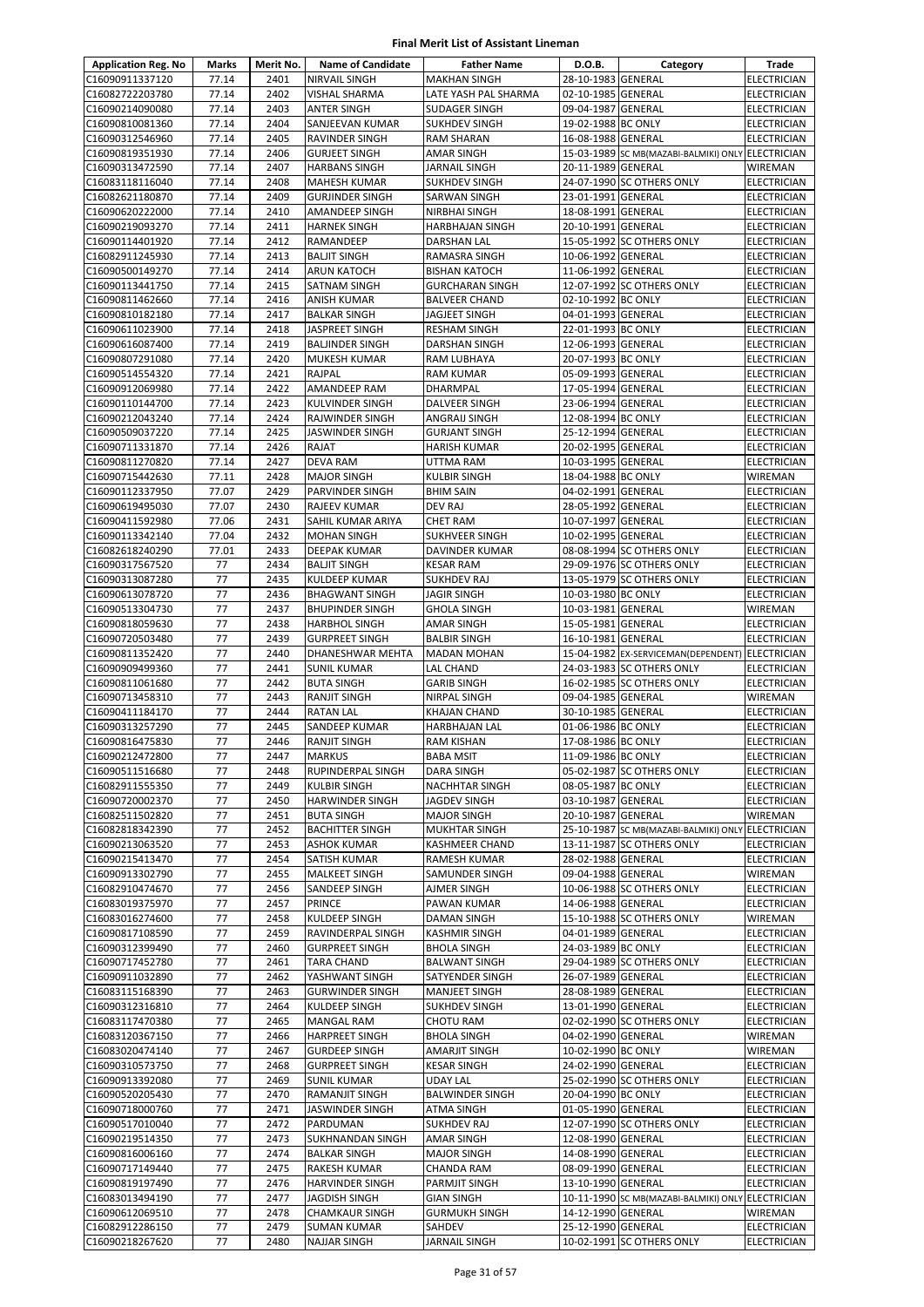# Final Merit List of Assistant Lineman

| Application Reg. No | Marks | Merit No. | Name of Candidate | Father Name | D.O.B. | Category | Trade |
|---|---|---|---|---|---|---|---|
| C16090911337120 | 77.14 | 2401 | NIRVAIL SINGH | MAKHAN SINGH | 28-10-1983 | GENERAL | ELECTRICIAN |
| C16082722203780 | 77.14 | 2402 | VISHAL SHARMA | LATE YASH PAL SHARMA | 02-10-1985 | GENERAL | ELECTRICIAN |
| C16090214090080 | 77.14 | 2403 | ANTER SINGH | SUDAGER SINGH | 09-04-1987 | GENERAL | ELECTRICIAN |
| C16090810081360 | 77.14 | 2404 | SANJEEVAN KUMAR | SUKHDEV SINGH | 19-02-1988 | BC ONLY | ELECTRICIAN |
| C16090312546960 | 77.14 | 2405 | RAVINDER SINGH | RAM SHARAN | 16-08-1988 | GENERAL | ELECTRICIAN |
| C16090819351930 | 77.14 | 2406 | GURJEET SINGH | AMAR SINGH | 15-03-1989 | SC MB(MAZABI-BALMIKI) ONLY | ELECTRICIAN |
| C16090313472590 | 77.14 | 2407 | HARBANS SINGH | JARNAIL SINGH | 20-11-1989 | GENERAL | WIREMAN |
| C16083118116040 | 77.14 | 2408 | MAHESH KUMAR | SUKHDEV SINGH | 24-07-1990 | SC OTHERS ONLY | ELECTRICIAN |
| C16082621180870 | 77.14 | 2409 | GURJINDER SINGH | SARWAN SINGH | 23-01-1991 | GENERAL | ELECTRICIAN |
| C16090620222000 | 77.14 | 2410 | AMANDEEP SINGH | NIRBHAI SINGH | 18-08-1991 | GENERAL | ELECTRICIAN |
| C16090219093270 | 77.14 | 2411 | HARNEK SINGH | HARBHAJAN SINGH | 20-10-1991 | GENERAL | ELECTRICIAN |
| C16090114401920 | 77.14 | 2412 | RAMANDEEP | DARSHAN LAL | 15-05-1992 | SC OTHERS ONLY | ELECTRICIAN |
| C16082911245930 | 77.14 | 2413 | BALJIT SINGH | RAMASRA SINGH | 10-06-1992 | GENERAL | ELECTRICIAN |
| C16090500149270 | 77.14 | 2414 | ARUN KATOCH | BISHAN KATOCH | 11-06-1992 | GENERAL | ELECTRICIAN |
| C16090113441750 | 77.14 | 2415 | SATNAM SINGH | GURCHARAN SINGH | 12-07-1992 | SC OTHERS ONLY | ELECTRICIAN |
| C16090811462660 | 77.14 | 2416 | ANISH KUMAR | BALVEER CHAND | 02-10-1992 | BC ONLY | ELECTRICIAN |
| C16090810182180 | 77.14 | 2417 | BALKAR SINGH | JAGJEET SINGH | 04-01-1993 | GENERAL | ELECTRICIAN |
| C16090611023900 | 77.14 | 2418 | JASPREET SINGH | RESHAM SINGH | 22-01-1993 | BC ONLY | ELECTRICIAN |
| C16090616087400 | 77.14 | 2419 | BALJINDER SINGH | DARSHAN SINGH | 12-06-1993 | GENERAL | ELECTRICIAN |
| C16090807291080 | 77.14 | 2420 | MUKESH KUMAR | RAM LUBHAYA | 20-07-1993 | BC ONLY | ELECTRICIAN |
| C16090514554320 | 77.14 | 2421 | RAJPAL | RAM KUMAR | 05-09-1993 | GENERAL | ELECTRICIAN |
| C16090912069980 | 77.14 | 2422 | AMANDEEP RAM | DHARMPAL | 17-05-1994 | GENERAL | ELECTRICIAN |
| C16090110144700 | 77.14 | 2423 | KULVINDER SINGH | DALVEER SINGH | 23-06-1994 | GENERAL | ELECTRICIAN |
| C16090212043240 | 77.14 | 2424 | RAJWINDER SINGH | ANGRAIJ SINGH | 12-08-1994 | BC ONLY | ELECTRICIAN |
| C16090509037220 | 77.14 | 2425 | JASWINDER SINGH | GURJANT SINGH | 25-12-1994 | GENERAL | ELECTRICIAN |
| C16090711331870 | 77.14 | 2426 | RAJAT | HARISH KUMAR | 20-02-1995 | GENERAL | ELECTRICIAN |
| C16090811270820 | 77.14 | 2427 | DEVA RAM | UTTMA RAM | 10-03-1995 | GENERAL | ELECTRICIAN |
| C16090715442630 | 77.11 | 2428 | MAJOR SINGH | KULBIR SINGH | 18-04-1988 | BC ONLY | WIREMAN |
| C16090112337950 | 77.07 | 2429 | PARVINDER SINGH | BHIM SAIN | 04-02-1991 | GENERAL | ELECTRICIAN |
| C16090619495030 | 77.07 | 2430 | RAJEEV KUMAR | DEV RAJ | 28-05-1992 | GENERAL | ELECTRICIAN |
| C16090411592980 | 77.06 | 2431 | SAHIL KUMAR ARIYA | CHET RAM | 10-07-1997 | GENERAL | ELECTRICIAN |
| C16090113342140 | 77.04 | 2432 | MOHAN SINGH | SUKHVEER SINGH | 10-02-1995 | GENERAL | ELECTRICIAN |
| C16082618240290 | 77.01 | 2433 | DEEPAK KUMAR | DAVINDER KUMAR | 08-08-1994 | SC OTHERS ONLY | ELECTRICIAN |
| C16090317567520 | 77 | 2434 | BALJIT SINGH | KESAR RAM | 29-09-1976 | SC OTHERS ONLY | ELECTRICIAN |
| C16090313087280 | 77 | 2435 | KULDEEP KUMAR | SUKHDEV RAJ | 13-05-1979 | SC OTHERS ONLY | ELECTRICIAN |
| C16090613078720 | 77 | 2436 | BHAGWANT SINGH | JAGIR SINGH | 10-03-1980 | BC ONLY | ELECTRICIAN |
| C16090513304730 | 77 | 2437 | BHUPINDER SINGH | GHOLA SINGH | 10-03-1981 | GENERAL | WIREMAN |
| C16090818059630 | 77 | 2438 | HARBHOL SINGH | AMAR SINGH | 15-05-1981 | GENERAL | ELECTRICIAN |
| C16090720503480 | 77 | 2439 | GURPREET SINGH | BALBIR SINGH | 16-10-1981 | GENERAL | ELECTRICIAN |
| C16090811352420 | 77 | 2440 | DHANESHWAR MEHTA | MADAN MOHAN | 15-04-1982 | EX-SERVICEMAN(DEPENDENT) | ELECTRICIAN |
| C16090909499360 | 77 | 2441 | SUNIL KUMAR | LAL CHAND | 24-03-1983 | SC OTHERS ONLY | ELECTRICIAN |
| C16090811061680 | 77 | 2442 | BUTA SINGH | GARIB SINGH | 16-02-1985 | SC OTHERS ONLY | ELECTRICIAN |
| C16090713458310 | 77 | 2443 | RANJIT SINGH | NIRPAL SINGH | 09-04-1985 | GENERAL | WIREMAN |
| C16090411184170 | 77 | 2444 | RATAN LAL | KHAJAN CHAND | 30-10-1985 | GENERAL | ELECTRICIAN |
| C16090313257290 | 77 | 2445 | SANDEEP KUMAR | HARBHAJAN LAL | 01-06-1986 | BC ONLY | ELECTRICIAN |
| C16090816475830 | 77 | 2446 | RANJIT SINGH | RAM KISHAN | 17-08-1986 | BC ONLY | ELECTRICIAN |
| C16090212472800 | 77 | 2447 | MARKUS | BABA MSIT | 11-09-1986 | BC ONLY | ELECTRICIAN |
| C16090511516680 | 77 | 2448 | RUPINDERPAL SINGH | DARA SINGH | 05-02-1987 | SC OTHERS ONLY | ELECTRICIAN |
| C16082911555350 | 77 | 2449 | KULBIR SINGH | NACHHTAR SINGH | 08-05-1987 | BC ONLY | ELECTRICIAN |
| C16090720002370 | 77 | 2450 | HARWINDER SINGH | JAGDEV SINGH | 03-10-1987 | GENERAL | ELECTRICIAN |
| C16082511502820 | 77 | 2451 | BUTA SINGH | MAJOR SINGH | 20-10-1987 | GENERAL | WIREMAN |
| C16082818342390 | 77 | 2452 | BACHITTER SINGH | MUKHTAR SINGH | 25-10-1987 | SC MB(MAZABI-BALMIKI) ONLY | ELECTRICIAN |
| C16090213063520 | 77 | 2453 | ASHOK KUMAR | KASHMEER CHAND | 13-11-1987 | SC OTHERS ONLY | ELECTRICIAN |
| C16090215413470 | 77 | 2454 | SATISH KUMAR | RAMESH KUMAR | 28-02-1988 | GENERAL | ELECTRICIAN |
| C16090913302790 | 77 | 2455 | MALKEET SINGH | SAMUNDER SINGH | 09-04-1988 | GENERAL | WIREMAN |
| C16082910474670 | 77 | 2456 | SANDEEP SINGH | AJMER SINGH | 10-06-1988 | SC OTHERS ONLY | ELECTRICIAN |
| C16083019375970 | 77 | 2457 | PRINCE | PAWAN KUMAR | 14-06-1988 | GENERAL | ELECTRICIAN |
| C16083016274600 | 77 | 2458 | KULDEEP SINGH | DAMAN SINGH | 15-10-1988 | SC OTHERS ONLY | WIREMAN |
| C16090817108590 | 77 | 2459 | RAVINDERPAL SINGH | KASHMIR SINGH | 04-01-1989 | GENERAL | ELECTRICIAN |
| C16090312399490 | 77 | 2460 | GURPREET SINGH | BHOLA SINGH | 24-03-1989 | BC ONLY | ELECTRICIAN |
| C16090717452780 | 77 | 2461 | TARA CHAND | BALWANT SINGH | 29-04-1989 | SC OTHERS ONLY | ELECTRICIAN |
| C16090911032890 | 77 | 2462 | YASHWANT SINGH | SATYENDER SINGH | 26-07-1989 | GENERAL | ELECTRICIAN |
| C16083115168390 | 77 | 2463 | GURWINDER SINGH | MANJEET SINGH | 28-08-1989 | GENERAL | ELECTRICIAN |
| C16090312316810 | 77 | 2464 | KULDEEP SINGH | SUKHDEV SINGH | 13-01-1990 | GENERAL | ELECTRICIAN |
| C16083117470380 | 77 | 2465 | MANGAL RAM | CHOTU RAM | 02-02-1990 | SC OTHERS ONLY | ELECTRICIAN |
| C16083120367150 | 77 | 2466 | HARPREET SINGH | BHOLA SINGH | 04-02-1990 | GENERAL | WIREMAN |
| C16083020474140 | 77 | 2467 | GURDEEP SINGH | AMARJIT SINGH | 10-02-1990 | BC ONLY | WIREMAN |
| C16090310573750 | 77 | 2468 | GURPREET SINGH | KESAR SINGH | 24-02-1990 | GENERAL | ELECTRICIAN |
| C16090913392080 | 77 | 2469 | SUNIL KUMAR | UDAY LAL | 25-02-1990 | SC OTHERS ONLY | ELECTRICIAN |
| C16090520205430 | 77 | 2470 | RAMANJIT SINGH | BALWINDER SINGH | 20-04-1990 | BC ONLY | ELECTRICIAN |
| C16090718000760 | 77 | 2471 | JASWINDER SINGH | ATMA SINGH | 01-05-1990 | GENERAL | ELECTRICIAN |
| C16090517010040 | 77 | 2472 | PARDUMAN | SUKHDEV RAJ | 12-07-1990 | SC OTHERS ONLY | ELECTRICIAN |
| C16090219514350 | 77 | 2473 | SUKHNANDAN SINGH | AMAR SINGH | 12-08-1990 | GENERAL | ELECTRICIAN |
| C16090816006160 | 77 | 2474 | BALKAR SINGH | MAJOR SINGH | 14-08-1990 | GENERAL | ELECTRICIAN |
| C16090717149440 | 77 | 2475 | RAKESH KUMAR | CHANDA RAM | 08-09-1990 | GENERAL | ELECTRICIAN |
| C16090819197490 | 77 | 2476 | HARVINDER SINGH | PARMJIT SINGH | 13-10-1990 | GENERAL | ELECTRICIAN |
| C16083013494190 | 77 | 2477 | JAGDISH SINGH | GIAN SINGH | 10-11-1990 | SC MB(MAZABI-BALMIKI) ONLY | ELECTRICIAN |
| C16090612069510 | 77 | 2478 | CHAMKAUR SINGH | GURMUKH SINGH | 14-12-1990 | GENERAL | WIREMAN |
| C16082912286150 | 77 | 2479 | SUMAN KUMAR | SAHDEV | 25-12-1990 | GENERAL | ELECTRICIAN |
| C16090218267620 | 77 | 2480 | NAJJAR SINGH | JARNAIL SINGH | 10-02-1991 | SC OTHERS ONLY | ELECTRICIAN |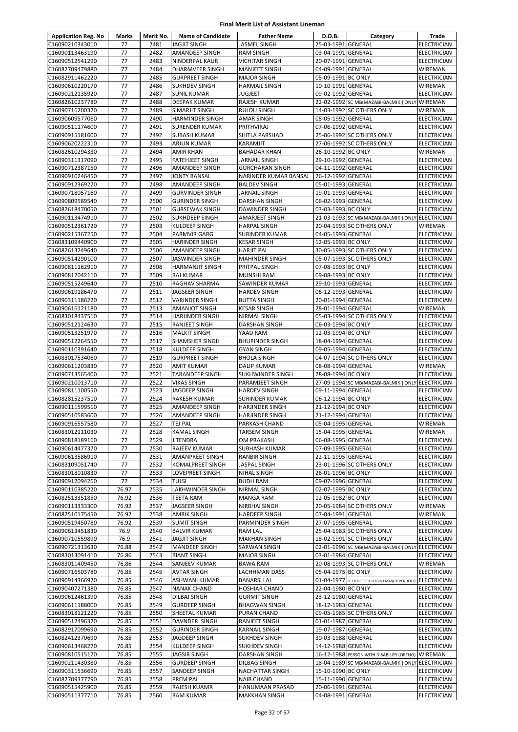# Final Merit List of Assistant Lineman

| Application Reg. No | Marks | Merit No. | Name of Candidate | Father Name | D.O.B. | Category | Trade |
|---|---|---|---|---|---|---|---|
| C16090210343010 | 77 | 2481 | JAGJIT SINGH | JASMEL SINGH | 25-03-1991 | GENERAL | ELECTRICIAN |
| C16090113463190 | 77 | 2482 | AMANDEEP SINGH | RAM SINGH | 03-04-1991 | GENERAL | ELECTRICIAN |
| C16090512541290 | 77 | 2483 | NINDERPAL KAUR | VICHITAR SINGH | 20-07-1991 | GENERAL | ELECTRICIAN |
| C16082709479880 | 77 | 2484 | DHARMVEER SINGH | MANJEET SINGH | 04-09-1991 | GENERAL | WIREMAN |
| C16082911462220 | 77 | 2485 | GURPREET SINGH | MAJOR SINGH | 05-09-1991 | BC ONLY | ELECTRICIAN |
| C16090610220170 | 77 | 2486 | SUKHDEV SINGH | HARMAIL SINGH | 10-10-1991 | GENERAL | WIREMAN |
| C16090212135920 | 77 | 2487 | SUNIL KUMAR | JUGJEET | 09-02-1992 | GENERAL | ELECTRICIAN |
| C16082610237780 | 77 | 2488 | DEEPAK KUMAR | RAJESH KUMAR | 22-02-1992 | SC MB(MAZABI-BALMIKI) ONLY | WIREMAN |
| C16090716200320 | 77 | 2489 | SIMARJIT SINGH | RULDU SINGH | 14-03-1992 | SC OTHERS ONLY | WIREMAN |
| C16090609577060 | 77 | 2490 | HARMINDER SINGH | AMAR SINGH | 08-05-1992 | GENERAL | ELECTRICIAN |
| C16090511174600 | 77 | 2491 | SURENDER KUMAR | PRITHVIRAJ | 07-06-1992 | GENERAL | ELECTRICIAN |
| C16090915181600 | 77 | 2492 | SUBASH KUMAR | SHITLA PARSHAD | 25-06-1992 | SC OTHERS ONLY | ELECTRICIAN |
| C16090620222310 | 77 | 2493 | ARJUN KUMAR | KARAMJIT | 27-06-1992 | SC OTHERS ONLY | ELECTRICIAN |
| C16082610294330 | 77 | 2494 | AMIR KHAN | BAHADAR KHAN | 26-10-1992 | BC ONLY | WIREMAN |
| C16090311317090 | 77 | 2495 | FATEHJEET SINGH | JARNAIL SINGH | 29-10-1992 | GENERAL | ELECTRICIAN |
| C16090712387150 | 77 | 2496 | AMANDEEP SINGH | GURCHARAN SINGH | 04-11-1992 | GENERAL | ELECTRICIAN |
| C16090910246450 | 77 | 2497 | JONTY BANSAL | NARINDER KUMAR BANSAL | 26-12-1992 | GENERAL | ELECTRICIAN |
| C16090912369220 | 77 | 2498 | AMANDEEP SINGH | BALDEV SINGH | 05-01-1993 | GENERAL | ELECTRICIAN |
| C16090718057160 | 77 | 2499 | GURVINDER SINGH | JARNAIL SINGH | 19-01-1993 | GENERAL | ELECTRICIAN |
| C16090809589540 | 77 | 2500 | GURINDER SINGH | DARSHAN SINGH | 06-02-1993 | GENERAL | ELECTRICIAN |
| C16082618470050 | 77 | 2501 | GURSEWAK SINGH | DAWINDER SINGH | 03-03-1993 | BC ONLY | ELECTRICIAN |
| C16090113474910 | 77 | 2502 | SUKHDEEP SINGH | AMARJEET SINGH | 21-03-1993 | SC MB(MAZABI-BALMIKI) ONLY | ELECTRICIAN |
| C16090512361720 | 77 | 2503 | KULDEEP SINGH | HARPAL SINGH | 20-04-1993 | SC OTHERS ONLY | WIREMAN |
| C16090215367250 | 77 | 2504 | PARMVIR GARG | SURINDER KUMAR | 04-05-1993 | GENERAL | ELECTRICIAN |
| C16083109440900 | 77 | 2505 | HARINDER SINGH | KESAR SINGH | 12-05-1993 | BC ONLY | ELECTRICIAN |
| C16082613249640 | 77 | 2506 | AMANDEEP SINGH | HARJIT PAL | 30-05-1993 | SC OTHERS ONLY | ELECTRICIAN |
| C16090514290100 | 77 | 2507 | JASWINDER SINGH | MAHINDER SINGH | 05-07-1993 | SC OTHERS ONLY | ELECTRICIAN |
| C16090811162910 | 77 | 2508 | HARMANJIT SINGH | PRITPAL SINGH | 07-08-1993 | BC ONLY | ELECTRICIAN |
| C16090812042110 | 77 | 2509 | RAJ KUMAR | MUNSHI RAM | 09-08-1993 | BC ONLY | ELECTRICIAN |
| C16090515249640 | 77 | 2510 | RAGHAV SHARMA | SAWINDER KUMAR | 29-10-1993 | GENERAL | ELECTRICIAN |
| C16090619186470 | 77 | 2511 | JAGSEER SINGH | HARDEV SINGH | 06-12-1993 | GENERAL | ELECTRICIAN |
| C16090311186220 | 77 | 2512 | VARINDER SINGH | BUTTA SINGH | 20-01-1994 | GENERAL | ELECTRICIAN |
| C16090616121180 | 77 | 2513 | AMANJOT SINGH | KESAR SINGH | 28-01-1994 | GENERAL | WIREMAN |
| C16083018437510 | 77 | 2514 | HARJINDER SINGH | NIRMAL SINGH | 05-03-1994 | SC OTHERS ONLY | ELECTRICIAN |
| C16090512124630 | 77 | 2515 | RANJEET SINGH | DARSHAN SINGH | 06-03-1994 | BC ONLY | ELECTRICIAN |
| C16090513251970 | 77 | 2516 | MALKIT SINGH | YAAD RAM | 12-03-1994 | BC ONLY | ELECTRICIAN |
| C16090512264550 | 77 | 2517 | SHAMSHER SINGH | BHUPINDER SINGH | 18-04-1994 | GENERAL | ELECTRICIAN |
| C16090110391640 | 77 | 2518 | KULDEEP SINGH | GYAN SINGH | 09-05-1994 | GENERAL | ELECTRICIAN |
| C16083017534060 | 77 | 2519 | GURPREET SINGH | BHOLA SINGH | 04-07-1994 | SC OTHERS ONLY | ELECTRICIAN |
| C16090611203830 | 77 | 2520 | AMIT KUMAR | DALIP KUMAR | 08-08-1994 | GENERAL | WIREMAN |
| C16090713565400 | 77 | 2521 | TARANDEEP SINGH | SUKHWINDER SINGH | 28-08-1994 | BC ONLY | ELECTRICIAN |
| C16090210013710 | 77 | 2522 | VIKAS SINGH | PARAMJEET SINGH | 27-09-1994 | SC MB(MAZABI-BALMIKI) ONLY | ELECTRICIAN |
| C16090811100550 | 77 | 2523 | JAGDEEP SINGH | HARDEV SINGH | 09-11-1994 | GENERAL | ELECTRICIAN |
| C16082815237510 | 77 | 2524 | RAKESH KUMAR | SURINDER KUMAR | 06-12-1994 | BC ONLY | ELECTRICIAN |
| C16090111599510 | 77 | 2525 | AMANDEEP SINGH | HARJINDER SINGH | 21-12-1994 | BC ONLY | ELECTRICIAN |
| C16090510583600 | 77 | 2526 | AMANDEEP SINGH | HARJINDER SINGH | 21-12-1994 | GENERAL | ELECTRICIAN |
| C16090916557580 | 77 | 2527 | TEJ PAL | PARKASH CHAND | 05-04-1995 | GENERAL | WIREMAN |
| C16083012111030 | 77 | 2528 | KAMAL SINGH | TARSEM SINGH | 15-04-1995 | GENERAL | WIREMAN |
| C16090818189160 | 77 | 2529 | JITENDRA | OM PRAKASH | 06-08-1995 | GENERAL | ELECTRICIAN |
| C16090614477370 | 77 | 2530 | RAJEEV KUMAR | SUBHASH KUMAR | 07-09-1995 | GENERAL | ELECTRICIAN |
| C16090613586910 | 77 | 2531 | AMANPREET SINGH | RANBIR SINGH | 22-11-1995 | GENERAL | ELECTRICIAN |
| C16083109051740 | 77 | 2532 | KOMALPREET SINGH | JASPAL SINGH | 23-01-1996 | SC OTHERS ONLY | ELECTRICIAN |
| C16083018010830 | 77 | 2533 | LOVEPREET SINGH | NIHAL SINGH | 26-01-1996 | BC ONLY | ELECTRICIAN |
| C16090912094260 | 77 | 2534 | TULSI | BUDH RAM | 09-07-1996 | GENERAL | ELECTRICIAN |
| C16090110385220 | 76.97 | 2535 | LAKHWINDER SINGH | NIRMAL SINGH | 02-07-1995 | BC ONLY | ELECTRICIAN |
| C16082513351850 | 76.92 | 2536 | TEETA RAM | MANGA RAM | 12-05-1982 | BC ONLY | ELECTRICIAN |
| C16090113333300 | 76.92 | 2537 | JAGSEER SINGH | NIRBHAI SINGH | 20-05-1984 | SC OTHERS ONLY | WIREMAN |
| C16082510175450 | 76.92 | 2538 | AMRIK SINGH | HARDEEP SINGH | 07-04-1991 | GENERAL | WIREMAN |
| C16090519450780 | 76.92 | 2539 | SUMIT SINGH | PARMINDER SINGH | 27-07-1995 | GENERAL | ELECTRICIAN |
| C16090613451830 | 76.9 | 2540 | BALVIR KUMAR | RAM LAL | 25-04-1983 | SC OTHERS ONLY | ELECTRICIAN |
| C16090710559890 | 76.9 | 2541 | JAGJIT SINGH | MAKHAN SINGH | 18-02-1991 | SC OTHERS ONLY | ELECTRICIAN |
| C16090721313630 | 76.88 | 2542 | MANDEEP SINGH | SARWAN SINGH | 02-01-1996 | SC MB(MAZABI-BALMIKI) ONLY | ELECTRICIAN |
| C16083013091410 | 76.86 | 2543 | BIANT SINGH | MAJOR SINGH | 03-01-1984 | GENERAL | ELECTRICIAN |
| C16083011409450 | 76.86 | 2544 | SANJEEV KUMAR | BAWA RAM | 20-08-1993 | SC OTHERS ONLY | WIREMAN |
| C16090716503780 | 76.85 | 2545 | AVTAR SINGH | LACHHMAN DASS | 05-04-1975 | BC ONLY | ELECTRICIAN |
| C16090914366920 | 76.85 | 2546 | ASHWANI KUMAR | BANARSI LAL | 01-04-1977 | SC OTHERS EX-SERVICEMAN(DEPENDENT) | ELECTRICIAN |
| C16090407271380 | 76.85 | 2547 | NANAK CHAND | HOSHIAR CHAND | 22-04-1980 | BC ONLY | ELECTRICIAN |
| C16090612461390 | 76.85 | 2548 | DILBAJ SINGH | GURMIT SINGH | 23-12-1980 | GENERAL | ELECTRICIAN |
| C16090611188000 | 76.85 | 2549 | GURDEEP SINGH | BHAGWAN SINGH | 18-12-1983 | GENERAL | ELECTRICIAN |
| C16083018121220 | 76.85 | 2550 | SHEETAL KUMAR | PURAN CHAND | 09-05-1985 | SC OTHERS ONLY | ELECTRICIAN |
| C16090512496320 | 76.85 | 2551 | DAVNDER SINGH | RANJEET SINGH | 01-01-1987 | GENERAL | ELECTRICIAN |
| C16082917099690 | 76.85 | 2552 | GURINDER SINGH | KARNAIL SINGH | 19-07-1987 | GENERAL | ELECTRICIAN |
| C16082412370690 | 76.85 | 2553 | JAGDEEP SINGH | SUKHDEV SINGH | 30-03-1988 | GENERAL | ELECTRICIAN |
| C16090613468270 | 76.85 | 2554 | KULDEEP SINGH | SUKHDEV SINGH | 14-12-1988 | GENERAL | ELECTRICIAN |
| C16090810515170 | 76.85 | 2555 | JAGSIR SINGH | DARSHAN SINGH | 16-12-1988 | PERSON WITH DISABILITY (ORTHO) | WIREMAN |
| C16090211430380 | 76.85 | 2556 | GURDEEP SINGH | DILBAG SINGH | 18-04-1989 | SC MB(MAZABI-BALMIKI) ONLY | ELECTRICIAN |
| C16090311536690 | 76.85 | 2557 | SANDEEP SINGH | NACHATTAR SINGH | 15-10-1990 | BC ONLY | ELECTRICIAN |
| C16082709377790 | 76.85 | 2558 | PREM PAL | NAIB CHAND | 15-11-1990 | GENERAL | ELECTRICIAN |
| C16090515425900 | 76.85 | 2559 | RAJESH KUAMR | HANUMAAN PRASAD | 20-06-1991 | GENERAL | ELECTRICIAN |
| C16090511377710 | 76.85 | 2560 | RAM KUMAR | MAKKHAN SINGH | 04-08-1991 | GENERAL | ELECTRICIAN |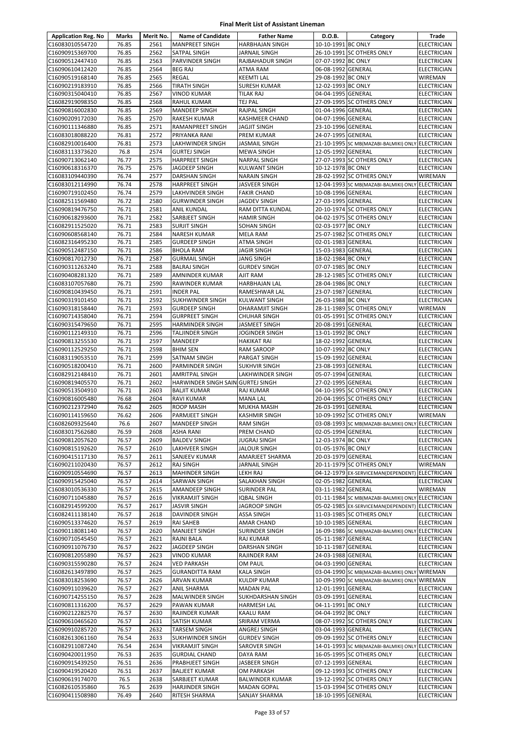# Final Merit List of Assistant Lineman

| Application Reg. No | Marks | Merit No. | Name of Candidate | Father Name | D.O.B. | Category | Trade |
|---|---|---|---|---|---|---|---|
| C16083010554720 | 76.85 | 2561 | MANPREET SINGH | HARBHAJAN SINGH | 10-10-1991 | BC ONLY | ELECTRICIAN |
| C16090915369700 | 76.85 | 2562 | SATPAL SINGH | JARNAIL SINGH | 26-10-1991 | SC OTHERS ONLY | ELECTRICIAN |
| C16090512447410 | 76.85 | 2563 | PARVINDER SINGH | RAJBAHADUR SINGH | 07-07-1992 | BC ONLY | ELECTRICIAN |
| C16090610412420 | 76.85 | 2564 | BEG RAJ | ATMA RAM | 06-08-1992 | GENERAL | ELECTRICIAN |
| C16090519168140 | 76.85 | 2565 | REGAL | KEEMTI LAL | 29-08-1992 | BC ONLY | WIREMAN |
| C16090219183910 | 76.85 | 2566 | TIRATH SINGH | SURESH KUMAR | 12-02-1993 | BC ONLY | ELECTRICIAN |
| C16090315040410 | 76.85 | 2567 | VINOD KUMAR | TILAK RAJ | 04-04-1995 | GENERAL | ELECTRICIAN |
| C16082919098350 | 76.85 | 2568 | RAHUL KUMAR | TEJ PAL | 27-09-1995 | SC OTHERS ONLY | ELECTRICIAN |
| C16090816002830 | 76.85 | 2569 | MANDEEP SINGH | RAJPAL SINGH | 01-04-1996 | GENERAL | ELECTRICIAN |
| C16090209172030 | 76.85 | 2570 | RAKESH KUMAR | KASHMEER CHAND | 04-07-1996 | GENERAL | ELECTRICIAN |
| C16090111346880 | 76.85 | 2571 | RAMANPREET SINGH | JAGJIT SINGH | 23-10-1996 | GENERAL | ELECTRICIAN |
| C16083018088220 | 76.81 | 2572 | PRIYANKA RANI | PREM KUMAR | 24-07-1995 | GENERAL | ELECTRICIAN |
| C16082910016400 | 76.81 | 2573 | LAKHWINDER SINGH | JASMAIL SINGH | 21-10-1995 | SC MB(MAZABI-BALMIKI) ONLY | ELECTRICIAN |
| C16083113373620 | 76.8 | 2574 | GURTEJ SINGH | MEWA SINGH | 12-05-1992 | GENERAL | ELECTRICIAN |
| C16090713062140 | 76.77 | 2575 | HARPREET SINGH | NARPAL SINGH | 27-07-1993 | SC OTHERS ONLY | ELECTRICIAN |
| C16090618316370 | 76.75 | 2576 | JAGDEEP SINGH | KULWANT SINGH | 10-12-1978 | BC ONLY | ELECTRICIAN |
| C16083109440390 | 76.74 | 2577 | DARSHAN SINGH | NARAIN SINGH | 28-02-1992 | SC OTHERS ONLY | WIREMAN |
| C16083012114990 | 76.74 | 2578 | HARPREET SINGH | JASVEER SINGH | 12-04-1993 | SC MB(MAZABI-BALMIKI) ONLY | ELECTRICIAN |
| C16090719102450 | 76.74 | 2579 | LAKHVINDER SINGH | FAKIR CHAND | 10-08-1996 | GENERAL | ELECTRICIAN |
| C16082511569480 | 76.72 | 2580 | GURWINDER SINGH | JAGDEV SINGH | 27-03-1995 | GENERAL | ELECTRICIAN |
| C16090819476750 | 76.71 | 2581 | ANIL KUNDAL | RAM DITTA KUNDAL | 20-10-1974 | SC OTHERS ONLY | ELECTRICIAN |
| C16090618293600 | 76.71 | 2582 | SARBJEET SINGH | HAMIR SINGH | 04-02-1975 | SC OTHERS ONLY | ELECTRICIAN |
| C16082911525020 | 76.71 | 2583 | SURJIT SINGH | SOHAN SINGH | 02-03-1977 | BC ONLY | ELECTRICIAN |
| C16090608568140 | 76.71 | 2584 | NARESH KUMAR | MELA RAM | 25-07-1982 | SC OTHERS ONLY | ELECTRICIAN |
| C16082316495230 | 76.71 | 2585 | GURDEEP SINGH | ATMA SINGH | 02-01-1983 | GENERAL | ELECTRICIAN |
| C16090512487150 | 76.71 | 2586 | BHOLA RAM | JAGIR SINGH | 15-03-1983 | GENERAL | ELECTRICIAN |
| C16090817012730 | 76.71 | 2587 | GURMAIL SINGH | JANG SINGH | 18-02-1984 | BC ONLY | ELECTRICIAN |
| C16090311263240 | 76.71 | 2588 | BALRAJ SINGH | GURDEV SINGH | 07-07-1985 | BC ONLY | ELECTRICIAN |
| C16090408281320 | 76.71 | 2589 | AMNINDER KUMAR | AJIT RAM | 28-12-1985 | SC OTHERS ONLY | ELECTRICIAN |
| C16083107057680 | 76.71 | 2590 | RAWINDER KUMAR | HARBHAJAN LAL | 28-04-1986 | BC ONLY | ELECTRICIAN |
| C16090810439450 | 76.71 | 2591 | INDER PAL | RAMESHWAR LAL | 23-07-1987 | GENERAL | ELECTRICIAN |
| C16090319101450 | 76.71 | 2592 | SUKHWINDER SINGH | KULWANT SINGH | 26-03-1988 | BC ONLY | ELECTRICIAN |
| C16090318158440 | 76.71 | 2593 | GURDEEP SINGH | DHARAMJIT SINGH | 28-11-1989 | SC OTHERS ONLY | WIREMAN |
| C16090714358040 | 76.71 | 2594 | GURPREET SINGH | CHUHAR SINGH | 01-05-1991 | SC OTHERS ONLY | ELECTRICIAN |
| C16090315479650 | 76.71 | 2595 | HARMINDER SINGH | JASMEET SINGH | 20-08-1991 | GENERAL | ELECTRICIAN |
| C16090112149310 | 76.71 | 2596 | TALJINDER SINGH | JOGINDER SINGH | 13-01-1992 | BC ONLY | ELECTRICIAN |
| C16090813255530 | 76.71 | 2597 | MANDEEP | HAKIKAT RAI | 18-02-1992 | GENERAL | ELECTRICIAN |
| C16090112529250 | 76.71 | 2598 | BHIM SEN | RAM SAROOP | 10-07-1992 | BC ONLY | ELECTRICIAN |
| C16083119053510 | 76.71 | 2599 | SATNAM SINGH | PARGAT SINGH | 15-09-1992 | GENERAL | ELECTRICIAN |
| C16090518200410 | 76.71 | 2600 | PARMINDER SINGH | SUKHVIR SINGH | 23-08-1993 | GENERAL | ELECTRICIAN |
| C16082912148410 | 76.71 | 2601 | AMRITPAL SINGH | LAKHWINDER SINGH | 05-07-1994 | GENERAL | ELECTRICIAN |
| C16090819405570 | 76.71 | 2602 | HARWINDER SINGH SAIN | GURTEJ SINGH | 27-02-1995 | GENERAL | ELECTRICIAN |
| C16090513504910 | 76.71 | 2603 | BALJIT KUMAR | RAJ KUMAR | 04-10-1995 | SC OTHERS ONLY | ELECTRICIAN |
| C16090816005480 | 76.68 | 2604 | RAVI KUMAR | MANA LAL | 20-04-1995 | SC OTHERS ONLY | ELECTRICIAN |
| C16090212372940 | 76.62 | 2605 | ROOP MASIH | MUKHA MASIH | 26-03-1991 | GENERAL | ELECTRICIAN |
| C16090114159650 | 76.62 | 2606 | PARMJEET SINGH | KASHMIR SINGH | 10-09-1992 | SC OTHERS ONLY | WIREMAN |
| C16082609325640 | 76.6 | 2607 | MANDEEP SINGH | RAM SINGH | 03-08-1993 | SC MB(MAZABI-BALMIKI) ONLY | ELECTRICIAN |
| C16083017562680 | 76.59 | 2608 | ASHA RANI | PREM CHAND | 02-05-1994 | GENERAL | ELECTRICIAN |
| C16090812057620 | 76.57 | 2609 | BALDEV SINGH | JUGRAJ SINGH | 12-03-1974 | BC ONLY | ELECTRICIAN |
| C16090815192620 | 76.57 | 2610 | LAKHVEER SINGH | JALOUR SINGH | 01-05-1976 | BC ONLY | ELECTRICIAN |
| C16090415117130 | 76.57 | 2611 | SANJEEV KUMAR | AMARJEET SHARMA | 20-03-1979 | GENERAL | ELECTRICIAN |
| C16090211020430 | 76.57 | 2612 | RAJ SINGH | JARNAIL SINGH | 20-11-1979 | SC OTHERS ONLY | WIREMAN |
| C16090910554690 | 76.57 | 2613 | MAHINDER SINGH | LEKH RAJ | 04-12-1979 | EX-SERVICEMAN(DEPENDENT) | ELECTRICIAN |
| C16090915425040 | 76.57 | 2614 | SARWAN SINGH | SALAKHAN SINGH | 02-05-1982 | GENERAL | ELECTRICIAN |
| C16083010536330 | 76.57 | 2615 | AMANDEEP SINGH | SURINDER PAL | 03-11-1982 | GENERAL | WIREMAN |
| C16090710045880 | 76.57 | 2616 | VIKRAMJIT SINGH | IQBAL SINGH | 01-11-1984 | SC MB(MAZABI-BALMIKI) ONLY | ELECTRICIAN |
| C16082914599200 | 76.57 | 2617 | JASVIR SINGH | JAGROOP SINGH | 05-02-1985 | EX-SERVICEMAN(DEPENDENT) | ELECTRICIAN |
| C16082411138140 | 76.57 | 2618 | DAVINDER SINGH | ASSA SINGH | 11-03-1985 | SC OTHERS ONLY | ELECTRICIAN |
| C16090513374620 | 76.57 | 2619 | RAI SAHEB | AMAR CHAND | 10-10-1985 | GENERAL | ELECTRICIAN |
| C16090118081140 | 76.57 | 2620 | MANJEET SINGH | SURINDER SINGH | 16-09-1986 | SC MB(MAZABI-BALMIKI) ONLY | ELECTRICIAN |
| C16090710545450 | 76.57 | 2621 | RAJNI BALA | RAJ KUMAR | 05-11-1987 | GENERAL | ELECTRICIAN |
| C16090911076730 | 76.57 | 2622 | JAGDEEP SINGH | DARSHAN SINGH | 10-11-1987 | GENERAL | ELECTRICIAN |
| C16090812055890 | 76.57 | 2623 | VINOD KUMAR | RAJINDER RAM | 24-03-1988 | GENERAL | ELECTRICIAN |
| C16090315590280 | 76.57 | 2624 | VED PARKASH | OM PAUL | 04-03-1990 | GENERAL | ELECTRICIAN |
| C16082613497890 | 76.57 | 2625 | GURANDITTA RAM | KALA SINGH | 03-04-1990 | SC MB(MAZABI-BALMIKI) ONLY | WIREMAN |
| C16083018253690 | 76.57 | 2626 | ARVAN KUMAR | KULDIP KUMAR | 10-09-1990 | SC MB(MAZABI-BALMIKI) ONLY | WIREMAN |
| C16090911039620 | 76.57 | 2627 | ANIL SHARMA | MADAN PAL | 12-01-1991 | GENERAL | ELECTRICIAN |
| C16090714255150 | 76.57 | 2628 | MALWINDER SINGH | SUKHDARSHAN SINGH | 03-09-1991 | GENERAL | ELECTRICIAN |
| C16090811316200 | 76.57 | 2629 | PAWAN KUMAR | HARMESH LAL | 04-11-1991 | BC ONLY | ELECTRICIAN |
| C16090212282570 | 76.57 | 2630 | RAJINDER KUMAR | KAALU RAM | 04-04-1992 | BC ONLY | ELECTRICIAN |
| C16090610465620 | 76.57 | 2631 | SATISH KUMAR | SRIRAM VERMA | 08-07-1992 | SC OTHERS ONLY | ELECTRICIAN |
| C16090910285720 | 76.57 | 2632 | TARSEM SINGH | ANGREJ SINGH | 03-04-1993 | GENERAL | ELECTRICIAN |
| C16082613061160 | 76.54 | 2633 | SUKHWINDER SINGH | GURDEV SINGH | 09-09-1992 | SC OTHERS ONLY | ELECTRICIAN |
| C16082911087240 | 76.54 | 2634 | VIKRAMJIT SINGH | SAROVER SINGH | 14-01-1993 | SC MB(MAZABI-BALMIKI) ONLY | ELECTRICIAN |
| C16090420011950 | 76.53 | 2635 | GURDIAL CHAND | DAYA RAM | 16-05-1995 | SC OTHERS ONLY | ELECTRICIAN |
| C16090915439250 | 76.51 | 2636 | PRABHJEET SINGH | JASBEER SINGH | 07-12-1993 | GENERAL | ELECTRICIAN |
| C16090419520420 | 76.51 | 2637 | BALJEET KUMAR | OM PARKASH | 09-12-1993 | SC OTHERS ONLY | ELECTRICIAN |
| C16090619174070 | 76.5 | 2638 | SARBJEET KUMAR | BALWINDER KUMAR | 19-12-1992 | SC OTHERS ONLY | ELECTRICIAN |
| C16082610535860 | 76.5 | 2639 | HARJINDER SINGH | MADAN GOPAL | 15-03-1994 | SC OTHERS ONLY | ELECTRICIAN |
| C16090411508980 | 76.49 | 2640 | RITESH SHARMA | SANJAY SHARMA | 18-10-1995 | GENERAL | ELECTRICIAN |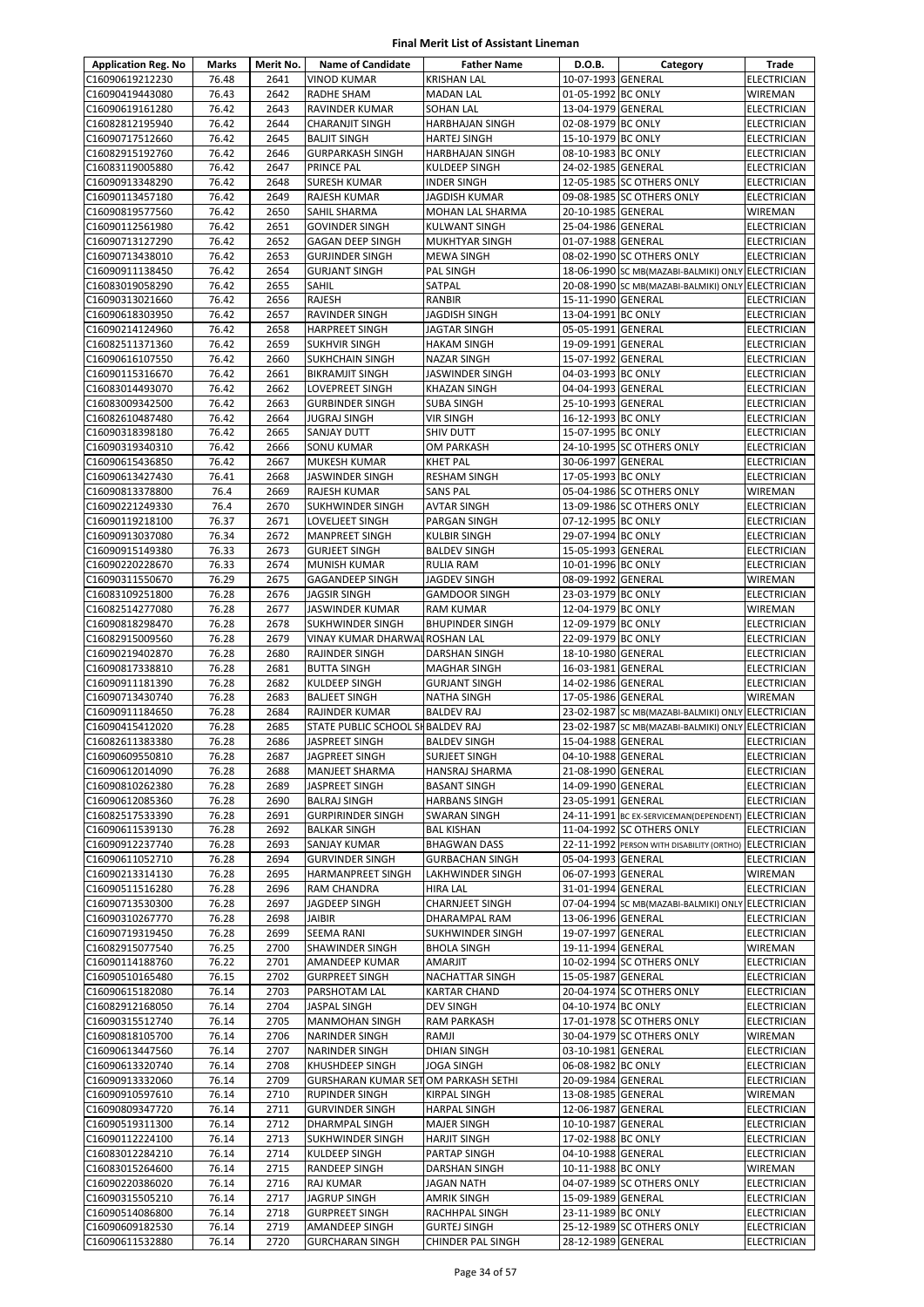# Final Merit List of Assistant Lineman

| Application Reg. No | Marks | Merit No. | Name of Candidate | Father Name | D.O.B. | Category | Trade |
|---|---|---|---|---|---|---|---|
| C16090619212230 | 76.48 | 2641 | VINOD KUMAR | KRISHAN LAL | 10-07-1993 | GENERAL | ELECTRICIAN |
| C16090419443080 | 76.43 | 2642 | RADHE SHAM | MADAN LAL | 01-05-1992 | BC ONLY | WIREMAN |
| C16090619161280 | 76.42 | 2643 | RAVINDER KUMAR | SOHAN LAL | 13-04-1979 | GENERAL | ELECTRICIAN |
| C16082812195940 | 76.42 | 2644 | CHARANJIT SINGH | HARBHAJAN SINGH | 02-08-1979 | BC ONLY | ELECTRICIAN |
| C16090717512660 | 76.42 | 2645 | BALJIT SINGH | HARTEJ SINGH | 15-10-1979 | BC ONLY | ELECTRICIAN |
| C16082915192760 | 76.42 | 2646 | GURPARKASH SINGH | HARBHAJAN SINGH | 08-10-1983 | BC ONLY | ELECTRICIAN |
| C16083119005880 | 76.42 | 2647 | PRINCE PAL | KULDEEP SINGH | 24-02-1985 | GENERAL | ELECTRICIAN |
| C16090913348290 | 76.42 | 2648 | SURESH KUMAR | INDER SINGH | 12-05-1985 | SC OTHERS ONLY | ELECTRICIAN |
| C16090113457180 | 76.42 | 2649 | RAJESH KUMAR | JAGDISH KUMAR | 09-08-1985 | SC OTHERS ONLY | ELECTRICIAN |
| C16090819577560 | 76.42 | 2650 | SAHIL SHARMA | MOHAN LAL SHARMA | 20-10-1985 | GENERAL | WIREMAN |
| C16090112561980 | 76.42 | 2651 | GOVINDER SINGH | KULWANT SINGH | 25-04-1986 | GENERAL | ELECTRICIAN |
| C16090713127290 | 76.42 | 2652 | GAGAN DEEP SINGH | MUKHTYAR SINGH | 01-07-1988 | GENERAL | ELECTRICIAN |
| C16090713438010 | 76.42 | 2653 | GURJINDER SINGH | MEWA SINGH | 08-02-1990 | SC OTHERS ONLY | ELECTRICIAN |
| C16090911138450 | 76.42 | 2654 | GURJANT SINGH | PAL SINGH | 18-06-1990 | SC MB(MAZABI-BALMIKI) ONLY | ELECTRICIAN |
| C16083019058290 | 76.42 | 2655 | SAHIL | SATPAL | 20-08-1990 | SC MB(MAZABI-BALMIKI) ONLY | ELECTRICIAN |
| C16090313021660 | 76.42 | 2656 | RAJESH | RANBIR | 15-11-1990 | GENERAL | ELECTRICIAN |
| C16090618303950 | 76.42 | 2657 | RAVINDER SINGH | JAGDISH SINGH | 13-04-1991 | BC ONLY | ELECTRICIAN |
| C16090214124960 | 76.42 | 2658 | HARPREET SINGH | JAGTAR SINGH | 05-05-1991 | GENERAL | ELECTRICIAN |
| C16082511371360 | 76.42 | 2659 | SUKHVIR SINGH | HAKAM SINGH | 19-09-1991 | GENERAL | ELECTRICIAN |
| C16090616107550 | 76.42 | 2660 | SUKHCHAIN SINGH | NAZAR SINGH | 15-07-1992 | GENERAL | ELECTRICIAN |
| C16090115316670 | 76.42 | 2661 | BIKRAMJIT SINGH | JASWINDER SINGH | 04-03-1993 | BC ONLY | ELECTRICIAN |
| C16083014493070 | 76.42 | 2662 | LOVEPREET SINGH | KHAZAN SINGH | 04-04-1993 | GENERAL | ELECTRICIAN |
| C16083009342500 | 76.42 | 2663 | GURBINDER SINGH | SUBA SINGH | 25-10-1993 | GENERAL | ELECTRICIAN |
| C16082610487480 | 76.42 | 2664 | JUGRAJ SINGH | VIR SINGH | 16-12-1993 | BC ONLY | ELECTRICIAN |
| C16090318398180 | 76.42 | 2665 | SANJAY DUTT | SHIV DUTT | 15-07-1995 | BC ONLY | ELECTRICIAN |
| C16090319340310 | 76.42 | 2666 | SONU KUMAR | OM PARKASH | 24-10-1995 | SC OTHERS ONLY | ELECTRICIAN |
| C16090615436850 | 76.42 | 2667 | MUKESH KUMAR | KHET PAL | 30-06-1997 | GENERAL | ELECTRICIAN |
| C16090613427430 | 76.41 | 2668 | JASWINDER SINGH | RESHAM SINGH | 17-05-1993 | BC ONLY | ELECTRICIAN |
| C16090813378800 | 76.4 | 2669 | RAJESH KUMAR | SANS PAL | 05-04-1986 | SC OTHERS ONLY | WIREMAN |
| C16090221249330 | 76.4 | 2670 | SUKHWINDER SINGH | AVTAR SINGH | 13-09-1986 | SC OTHERS ONLY | ELECTRICIAN |
| C16090119218100 | 76.37 | 2671 | LOVELJEET SINGH | PARGAN SINGH | 07-12-1995 | BC ONLY | ELECTRICIAN |
| C16090913037080 | 76.34 | 2672 | MANPREET SINGH | KULBIR SINGH | 29-07-1994 | BC ONLY | ELECTRICIAN |
| C16090915149380 | 76.33 | 2673 | GURJEET SINGH | BALDEV SINGH | 15-05-1993 | GENERAL | ELECTRICIAN |
| C16090220228670 | 76.33 | 2674 | MUNISH KUMAR | RULIA RAM | 10-01-1996 | BC ONLY | ELECTRICIAN |
| C16090311550670 | 76.29 | 2675 | GAGANDEEP SINGH | JAGDEV SINGH | 08-09-1992 | GENERAL | WIREMAN |
| C16083109251800 | 76.28 | 2676 | JAGSIR SINGH | GAMDOOR SINGH | 23-03-1979 | BC ONLY | ELECTRICIAN |
| C16082514277080 | 76.28 | 2677 | JASWINDER KUMAR | RAM KUMAR | 12-04-1979 | BC ONLY | WIREMAN |
| C16090818298470 | 76.28 | 2678 | SUKHWINDER SINGH | BHUPINDER SINGH | 12-09-1979 | BC ONLY | ELECTRICIAN |
| C16082915009560 | 76.28 | 2679 | VINAY KUMAR DHARWAL | ROSHAN LAL | 22-09-1979 | BC ONLY | ELECTRICIAN |
| C16090219402870 | 76.28 | 2680 | RAJINDER SINGH | DARSHAN SINGH | 18-10-1980 | GENERAL | ELECTRICIAN |
| C16090817338810 | 76.28 | 2681 | BUTTA SINGH | MAGHAR SINGH | 16-03-1981 | GENERAL | ELECTRICIAN |
| C16090911181390 | 76.28 | 2682 | KULDEEP SINGH | GURJANT SINGH | 14-02-1986 | GENERAL | ELECTRICIAN |
| C16090713430740 | 76.28 | 2683 | BALJEET SINGH | NATHA SINGH | 17-05-1986 | GENERAL | WIREMAN |
| C16090911184650 | 76.28 | 2684 | RAJINDER KUMAR | BALDEV RAJ | 23-02-1987 | SC MB(MAZABI-BALMIKI) ONLY | ELECTRICIAN |
| C16090415412020 | 76.28 | 2685 | STATE PUBLIC SCHOOL SH | BALDEV RAJ | 23-02-1987 | SC MB(MAZABI-BALMIKI) ONLY | ELECTRICIAN |
| C16082611383380 | 76.28 | 2686 | JASPREET SINGH | BALDEV SINGH | 15-04-1988 | GENERAL | ELECTRICIAN |
| C16090609550810 | 76.28 | 2687 | JAGPREET SINGH | SURJEET SINGH | 04-10-1988 | GENERAL | ELECTRICIAN |
| C16090612014090 | 76.28 | 2688 | MANJEET SHARMA | HANSRAJ SHARMA | 21-08-1990 | GENERAL | ELECTRICIAN |
| C16090810262380 | 76.28 | 2689 | JASPREET SINGH | BASANT SINGH | 14-09-1990 | GENERAL | ELECTRICIAN |
| C16090612085360 | 76.28 | 2690 | BALRAJ SINGH | HARBANS SINGH | 23-05-1991 | GENERAL | ELECTRICIAN |
| C16082517533390 | 76.28 | 2691 | GURPIRINDER SINGH | SWARAN SINGH | 24-11-1991 | BC EX-SERVICEMAN(DEPENDENT) | ELECTRICIAN |
| C16090611539130 | 76.28 | 2692 | BALKAR SINGH | BAL KISHAN | 11-04-1992 | SC OTHERS ONLY | ELECTRICIAN |
| C16090912237740 | 76.28 | 2693 | SANJAY KUMAR | BHAGWAN DASS | 22-11-1992 | PERSON WITH DISABILITY (ORTHO) | ELECTRICIAN |
| C16090611052710 | 76.28 | 2694 | GURVINDER SINGH | GURBACHAN SINGH | 05-04-1993 | GENERAL | ELECTRICIAN |
| C16090213314130 | 76.28 | 2695 | HARMANPREET SINGH | LAKHWINDER SINGH | 06-07-1993 | GENERAL | WIREMAN |
| C16090511516280 | 76.28 | 2696 | RAM CHANDRA | HIRA LAL | 31-01-1994 | GENERAL | ELECTRICIAN |
| C16090713530300 | 76.28 | 2697 | JAGDEEP SINGH | CHARNJEET SINGH | 07-04-1994 | SC MB(MAZABI-BALMIKI) ONLY | ELECTRICIAN |
| C16090310267770 | 76.28 | 2698 | JAIBIR | DHARAMPAL RAM | 13-06-1996 | GENERAL | ELECTRICIAN |
| C16090719319450 | 76.28 | 2699 | SEEMA RANI | SUKHWINDER SINGH | 19-07-1997 | GENERAL | ELECTRICIAN |
| C16082915077540 | 76.25 | 2700 | SHAWINDER SINGH | BHOLA SINGH | 19-11-1994 | GENERAL | WIREMAN |
| C16090114188760 | 76.22 | 2701 | AMANDEEP KUMAR | AMARJIT | 10-02-1994 | SC OTHERS ONLY | ELECTRICIAN |
| C16090510165480 | 76.15 | 2702 | GURPREET SINGH | NACHATTAR SINGH | 15-05-1987 | GENERAL | ELECTRICIAN |
| C16090615182080 | 76.14 | 2703 | PARSHOTAM LAL | KARTAR CHAND | 20-04-1974 | SC OTHERS ONLY | ELECTRICIAN |
| C16082912168050 | 76.14 | 2704 | JASPAL SINGH | DEV SINGH | 04-10-1974 | BC ONLY | ELECTRICIAN |
| C16090315512740 | 76.14 | 2705 | MANMOHAN SINGH | RAM PARKASH | 17-01-1978 | SC OTHERS ONLY | ELECTRICIAN |
| C16090818105700 | 76.14 | 2706 | NARINDER SINGH | RAMJI | 30-04-1979 | SC OTHERS ONLY | WIREMAN |
| C16090613447560 | 76.14 | 2707 | NARINDER SINGH | DHIAN SINGH | 03-10-1981 | GENERAL | ELECTRICIAN |
| C16090613320740 | 76.14 | 2708 | KHUSHDEEP SINGH | JOGA SINGH | 06-08-1982 | BC ONLY | ELECTRICIAN |
| C16090913332060 | 76.14 | 2709 | GURSHARAN KUMAR SET | OM PARKASH SETHI | 20-09-1984 | GENERAL | ELECTRICIAN |
| C16090910597610 | 76.14 | 2710 | RUPINDER SINGH | KIRPAL SINGH | 13-08-1985 | GENERAL | WIREMAN |
| C16090809347720 | 76.14 | 2711 | GURVINDER SINGH | HARPAL SINGH | 12-06-1987 | GENERAL | ELECTRICIAN |
| C16090519311300 | 76.14 | 2712 | DHARMPAL SINGH | MAJER SINGH | 10-10-1987 | GENERAL | ELECTRICIAN |
| C16090112224100 | 76.14 | 2713 | SUKHWINDER SINGH | HARJIT SINGH | 17-02-1988 | BC ONLY | ELECTRICIAN |
| C16083012284210 | 76.14 | 2714 | KULDEEP SINGH | PARTAP SINGH | 04-10-1988 | GENERAL | ELECTRICIAN |
| C16083015264600 | 76.14 | 2715 | RANDEEP SINGH | DARSHAN SINGH | 10-11-1988 | BC ONLY | WIREMAN |
| C16090220386020 | 76.14 | 2716 | RAJ KUMAR | JAGAN NATH | 04-07-1989 | SC OTHERS ONLY | ELECTRICIAN |
| C16090315505210 | 76.14 | 2717 | JAGRUP SINGH | AMRIK SINGH | 15-09-1989 | GENERAL | ELECTRICIAN |
| C16090514086800 | 76.14 | 2718 | GURPREET SINGH | RACHHPAL SINGH | 23-11-1989 | BC ONLY | ELECTRICIAN |
| C16090609182530 | 76.14 | 2719 | AMANDEEP SINGH | GURTEJ SINGH | 25-12-1989 | SC OTHERS ONLY | ELECTRICIAN |
| C16090611532880 | 76.14 | 2720 | GURCHARAN SINGH | CHINDER PAL SINGH | 28-12-1989 | GENERAL | ELECTRICIAN |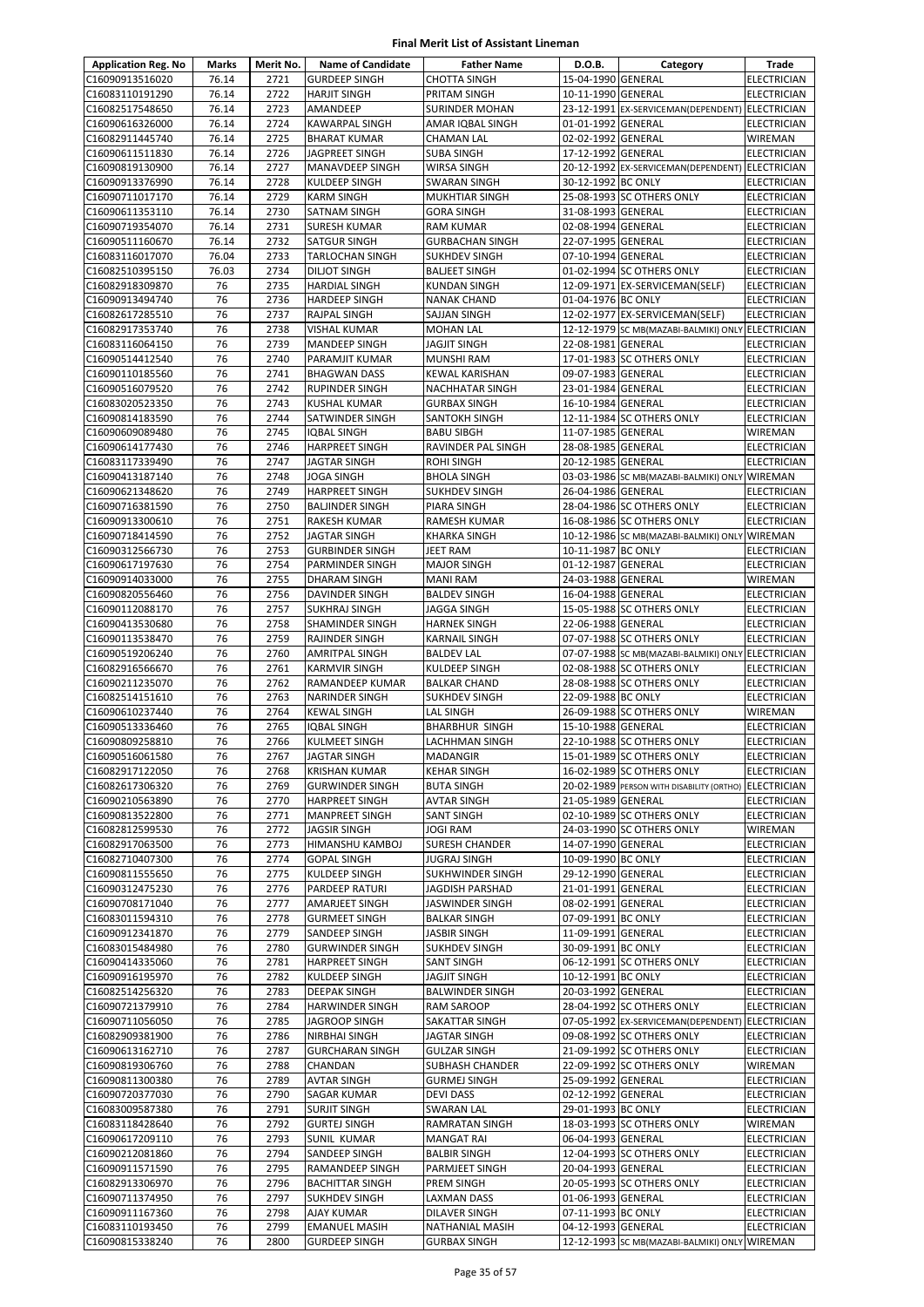# Final Merit List of Assistant Lineman

| Application Reg. No | Marks | Merit No. | Name of Candidate | Father Name | D.O.B. | Category | Trade |
|---|---|---|---|---|---|---|---|
| C16090913516020 | 76.14 | 2721 | GURDEEP SINGH | CHOTTA SINGH | 15-04-1990 | GENERAL | ELECTRICIAN |
| C16083110191290 | 76.14 | 2722 | HARJIT SINGH | PRITAM SINGH | 10-11-1990 | GENERAL | ELECTRICIAN |
| C16082517548650 | 76.14 | 2723 | AMANDEEP | SURINDER MOHAN | 23-12-1991 | EX-SERVICEMAN(DEPENDENT) | ELECTRICIAN |
| C16090616326000 | 76.14 | 2724 | KAWARPAL SINGH | AMAR IQBAL SINGH | 01-01-1992 | GENERAL | ELECTRICIAN |
| C16082911445740 | 76.14 | 2725 | BHARAT KUMAR | CHAMAN LAL | 02-02-1992 | GENERAL | WIREMAN |
| C16090611511830 | 76.14 | 2726 | JAGPREET SINGH | SUBA SINGH | 17-12-1992 | GENERAL | ELECTRICIAN |
| C16090819130900 | 76.14 | 2727 | MANAVDEEP SINGH | WIRSA SINGH | 20-12-1992 | EX-SERVICEMAN(DEPENDENT) | ELECTRICIAN |
| C16090913376990 | 76.14 | 2728 | KULDEEP SINGH | SWARAN SINGH | 30-12-1992 | BC ONLY | ELECTRICIAN |
| C16090711017170 | 76.14 | 2729 | KARM SINGH | MUKHTIAR SINGH | 25-08-1993 | SC OTHERS ONLY | ELECTRICIAN |
| C16090611353110 | 76.14 | 2730 | SATNAM SINGH | GORA SINGH | 31-08-1993 | GENERAL | ELECTRICIAN |
| C16090719354070 | 76.14 | 2731 | SURESH KUMAR | RAM KUMAR | 02-08-1994 | GENERAL | ELECTRICIAN |
| C16090511160670 | 76.14 | 2732 | SATGUR SINGH | GURBACHAN SINGH | 22-07-1995 | GENERAL | ELECTRICIAN |
| C16083116017070 | 76.04 | 2733 | TARLOCHAN SINGH | SUKHDEV SINGH | 07-10-1994 | GENERAL | ELECTRICIAN |
| C16082510395150 | 76.03 | 2734 | DILJOT SINGH | BALJEET SINGH | 01-02-1994 | SC OTHERS ONLY | ELECTRICIAN |
| C16082918309870 | 76 | 2735 | HARDIAL SINGH | KUNDAN SINGH | 12-09-1971 | EX-SERVICEMAN(SELF) | ELECTRICIAN |
| C16090913494740 | 76 | 2736 | HARDEEP SINGH | NANAK CHAND | 01-04-1976 | BC ONLY | ELECTRICIAN |
| C16082617285510 | 76 | 2737 | RAJPAL SINGH | SAJJAN SINGH | 12-02-1977 | EX-SERVICEMAN(SELF) | ELECTRICIAN |
| C16082917353740 | 76 | 2738 | VISHAL KUMAR | MOHAN LAL | 12-12-1979 | SC MB(MAZABI-BALMIKI) ONLY | ELECTRICIAN |
| C16083116064150 | 76 | 2739 | MANDEEP SINGH | JAGJIT SINGH | 22-08-1981 | GENERAL | ELECTRICIAN |
| C16090514412540 | 76 | 2740 | PARAMJIT KUMAR | MUNSHI RAM | 17-01-1983 | SC OTHERS ONLY | ELECTRICIAN |
| C16090110185560 | 76 | 2741 | BHAGWAN DASS | KEWAL KARISHAN | 09-07-1983 | GENERAL | ELECTRICIAN |
| C16090516079520 | 76 | 2742 | RUPINDER SINGH | NACHHATAR SINGH | 23-01-1984 | GENERAL | ELECTRICIAN |
| C16083020523350 | 76 | 2743 | KUSHAL KUMAR | GURBAX SINGH | 16-10-1984 | GENERAL | ELECTRICIAN |
| C16090814183590 | 76 | 2744 | SATWINDER SINGH | SANTOKH SINGH | 12-11-1984 | SC OTHERS ONLY | ELECTRICIAN |
| C16090609089480 | 76 | 2745 | IQBAL SINGH | BABU SIBGH | 11-07-1985 | GENERAL | WIREMAN |
| C16090614177430 | 76 | 2746 | HARPREET SINGH | RAVINDER PAL SINGH | 28-08-1985 | GENERAL | ELECTRICIAN |
| C16083117339490 | 76 | 2747 | JAGTAR SINGH | ROHI SINGH | 20-12-1985 | GENERAL | ELECTRICIAN |
| C16090413187140 | 76 | 2748 | JOGA SINGH | BHOLA SINGH | 03-03-1986 | SC MB(MAZABI-BALMIKI) ONLY | WIREMAN |
| C16090621348620 | 76 | 2749 | HARPREET SINGH | SUKHDEV SINGH | 26-04-1986 | GENERAL | ELECTRICIAN |
| C16090716381590 | 76 | 2750 | BALJINDER SINGH | PIARA SINGH | 28-04-1986 | SC OTHERS ONLY | ELECTRICIAN |
| C16090913300610 | 76 | 2751 | RAKESH KUMAR | RAMESH KUMAR | 16-08-1986 | SC OTHERS ONLY | ELECTRICIAN |
| C16090718414590 | 76 | 2752 | JAGTAR SINGH | KHARKA SINGH | 10-12-1986 | SC MB(MAZABI-BALMIKI) ONLY | WIREMAN |
| C16090312566730 | 76 | 2753 | GURBINDER SINGH | JEET RAM | 10-11-1987 | BC ONLY | ELECTRICIAN |
| C16090617197630 | 76 | 2754 | PARMINDER SINGH | MAJOR SINGH | 01-12-1987 | GENERAL | ELECTRICIAN |
| C16090914033000 | 76 | 2755 | DHARAM SINGH | MANI RAM | 24-03-1988 | GENERAL | WIREMAN |
| C16090820556460 | 76 | 2756 | DAVINDER SINGH | BALDEV SINGH | 16-04-1988 | GENERAL | ELECTRICIAN |
| C16090112088170 | 76 | 2757 | SUKHRAJ SINGH | JAGGA SINGH | 15-05-1988 | SC OTHERS ONLY | ELECTRICIAN |
| C16090413530680 | 76 | 2758 | SHAMINDER SINGH | HARNEK SINGH | 22-06-1988 | GENERAL | ELECTRICIAN |
| C16090113538470 | 76 | 2759 | RAJINDER SINGH | KARNAIL SINGH | 07-07-1988 | SC OTHERS ONLY | ELECTRICIAN |
| C16090519206240 | 76 | 2760 | AMRITPAL SINGH | BALDEV LAL | 07-07-1988 | SC MB(MAZABI-BALMIKI) ONLY | ELECTRICIAN |
| C16082916566670 | 76 | 2761 | KARMVIR SINGH | KULDEEP SINGH | 02-08-1988 | SC OTHERS ONLY | ELECTRICIAN |
| C16090211235070 | 76 | 2762 | RAMANDEEP KUMAR | BALKAR CHAND | 28-08-1988 | SC OTHERS ONLY | ELECTRICIAN |
| C16082514151610 | 76 | 2763 | NARINDER SINGH | SUKHDEV SINGH | 22-09-1988 | BC ONLY | ELECTRICIAN |
| C16090610237440 | 76 | 2764 | KEWAL SINGH | LAL SINGH | 26-09-1988 | SC OTHERS ONLY | WIREMAN |
| C16090513336460 | 76 | 2765 | IQBAL SINGH | BHARBHUR SINGH | 15-10-1988 | GENERAL | ELECTRICIAN |
| C16090809258810 | 76 | 2766 | KULMEET SINGH | LACHHMAN SINGH | 22-10-1988 | SC OTHERS ONLY | ELECTRICIAN |
| C16090516061580 | 76 | 2767 | JAGTAR SINGH | MADANGIR | 15-01-1989 | SC OTHERS ONLY | ELECTRICIAN |
| C16082917122050 | 76 | 2768 | KRISHAN KUMAR | KEHAR SINGH | 16-02-1989 | SC OTHERS ONLY | ELECTRICIAN |
| C16082617306320 | 76 | 2769 | GURWINDER SINGH | BUTA SINGH | 20-02-1989 | PERSON WITH DISABILITY (ORTHO) | ELECTRICIAN |
| C16090210563890 | 76 | 2770 | HARPREET SINGH | AVTAR SINGH | 21-05-1989 | GENERAL | ELECTRICIAN |
| C16090813522800 | 76 | 2771 | MANPREET SINGH | SANT SINGH | 02-10-1989 | SC OTHERS ONLY | ELECTRICIAN |
| C16082812599530 | 76 | 2772 | JAGSIR SINGH | JOGI RAM | 24-03-1990 | SC OTHERS ONLY | WIREMAN |
| C16082917063500 | 76 | 2773 | HIMANSHU KAMBOJ | SURESH CHANDER | 14-07-1990 | GENERAL | ELECTRICIAN |
| C16082710407300 | 76 | 2774 | GOPAL SINGH | JUGRAJ SINGH | 10-09-1990 | BC ONLY | ELECTRICIAN |
| C16090811555650 | 76 | 2775 | KULDEEP SINGH | SUKHWINDER SINGH | 29-12-1990 | GENERAL | ELECTRICIAN |
| C16090312475230 | 76 | 2776 | PARDEEP RATURI | JAGDISH PARSHAD | 21-01-1991 | GENERAL | ELECTRICIAN |
| C16090708171040 | 76 | 2777 | AMARJEET SINGH | JASWINDER SINGH | 08-02-1991 | GENERAL | ELECTRICIAN |
| C16083011594310 | 76 | 2778 | GURMEET SINGH | BALKAR SINGH | 07-09-1991 | BC ONLY | ELECTRICIAN |
| C16090912341870 | 76 | 2779 | SANDEEP SINGH | JASBIR SINGH | 11-09-1991 | GENERAL | ELECTRICIAN |
| C16083015484980 | 76 | 2780 | GURWINDER SINGH | SUKHDEV SINGH | 30-09-1991 | BC ONLY | ELECTRICIAN |
| C16090414335060 | 76 | 2781 | HARPREET SINGH | SANT SINGH | 06-12-1991 | SC OTHERS ONLY | ELECTRICIAN |
| C16090916195970 | 76 | 2782 | KULDEEP SINGH | JAGJIT SINGH | 10-12-1991 | BC ONLY | ELECTRICIAN |
| C16082514256320 | 76 | 2783 | DEEPAK SINGH | BALWINDER SINGH | 20-03-1992 | GENERAL | ELECTRICIAN |
| C16090721379910 | 76 | 2784 | HARWINDER SINGH | RAM SAROOP | 28-04-1992 | SC OTHERS ONLY | ELECTRICIAN |
| C16090711056050 | 76 | 2785 | JAGROOP SINGH | SAKATTAR SINGH | 07-05-1992 | EX-SERVICEMAN(DEPENDENT) | ELECTRICIAN |
| C16082909381900 | 76 | 2786 | NIRBHAI SINGH | JAGTAR SINGH | 09-08-1992 | SC OTHERS ONLY | ELECTRICIAN |
| C16090613162710 | 76 | 2787 | GURCHARAN SINGH | GULZAR SINGH | 21-09-1992 | SC OTHERS ONLY | ELECTRICIAN |
| C16090819306760 | 76 | 2788 | CHANDAN | SUBHASH CHANDER | 22-09-1992 | SC OTHERS ONLY | WIREMAN |
| C16090811300380 | 76 | 2789 | AVTAR SINGH | GURMEJ SINGH | 25-09-1992 | GENERAL | ELECTRICIAN |
| C16090720377030 | 76 | 2790 | SAGAR KUMAR | DEVI DASS | 02-12-1992 | GENERAL | ELECTRICIAN |
| C16083009587380 | 76 | 2791 | SURJIT SINGH | SWARAN LAL | 29-01-1993 | BC ONLY | ELECTRICIAN |
| C16083118428640 | 76 | 2792 | GURTEJ SINGH | RAMRATAN SINGH | 18-03-1993 | SC OTHERS ONLY | WIREMAN |
| C16090617209110 | 76 | 2793 | SUNIL KUMAR | MANGAT RAI | 06-04-1993 | GENERAL | ELECTRICIAN |
| C16090212081860 | 76 | 2794 | SANDEEP SINGH | BALBIR SINGH | 12-04-1993 | SC OTHERS ONLY | ELECTRICIAN |
| C16090911571590 | 76 | 2795 | RAMANDEEP SINGH | PARMJEET SINGH | 20-04-1993 | GENERAL | ELECTRICIAN |
| C16082913306970 | 76 | 2796 | BACHITTAR SINGH | PREM SINGH | 20-05-1993 | SC OTHERS ONLY | ELECTRICIAN |
| C16090711374950 | 76 | 2797 | SUKHDEV SINGH | LAXMAN DASS | 01-06-1993 | GENERAL | ELECTRICIAN |
| C16090911167360 | 76 | 2798 | AJAY KUMAR | DILAVER SINGH | 07-11-1993 | BC ONLY | ELECTRICIAN |
| C16083110193450 | 76 | 2799 | EMANUEL MASIH | NATHANIAL MASIH | 04-12-1993 | GENERAL | ELECTRICIAN |
| C16090815338240 | 76 | 2800 | GURDEEP SINGH | GURBAX SINGH | 12-12-1993 | SC MB(MAZABI-BALMIKI) ONLY | WIREMAN |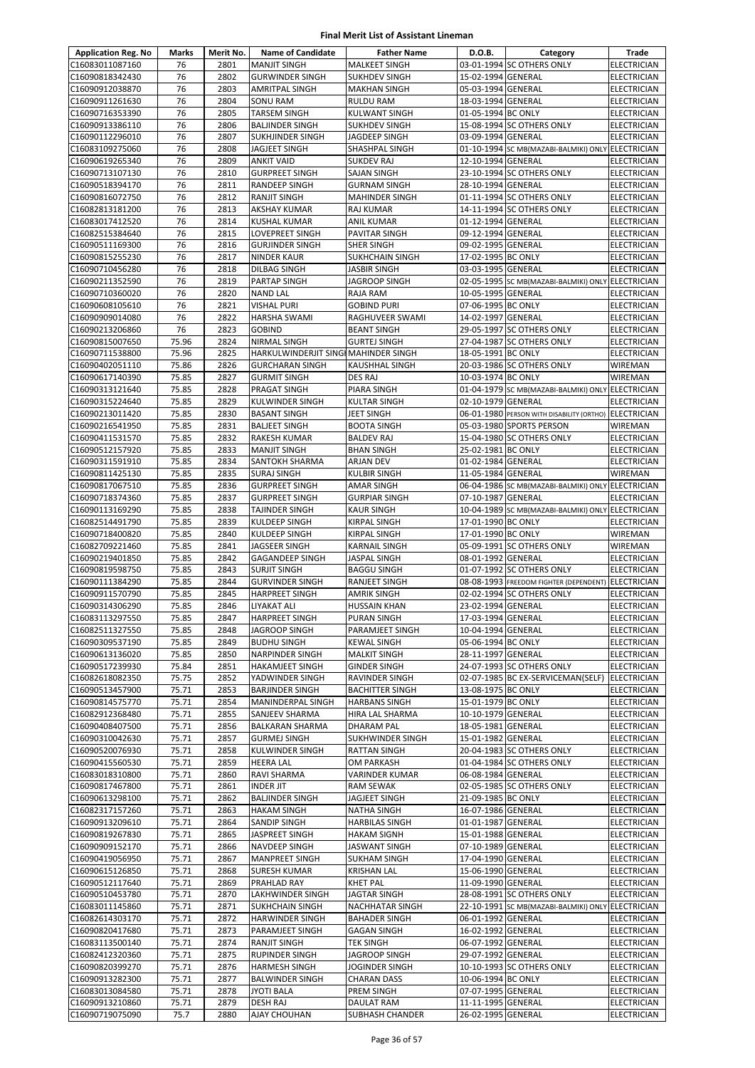# Final Merit List of Assistant Lineman

| Application Reg. No | Marks | Merit No. | Name of Candidate | Father Name | D.O.B. | Category | Trade |
|---|---|---|---|---|---|---|---|
| C16083011087160 | 76 | 2801 | MANJIT SINGH | MALKEET SINGH | 03-01-1994 | SC OTHERS ONLY | ELECTRICIAN |
| C16090818342430 | 76 | 2802 | GURWINDER SINGH | SUKHDEV SINGH | 15-02-1994 | GENERAL | ELECTRICIAN |
| C16090912038870 | 76 | 2803 | AMRITPAL SINGH | MAKHAN SINGH | 05-03-1994 | GENERAL | ELECTRICIAN |
| C16090911261630 | 76 | 2804 | SONU RAM | RULDU RAM | 18-03-1994 | GENERAL | ELECTRICIAN |
| C16090716353390 | 76 | 2805 | TARSEM SINGH | KULWANT SINGH | 01-05-1994 | BC ONLY | ELECTRICIAN |
| C16090913386110 | 76 | 2806 | BALJINDER SINGH | SUKHDEV SINGH | 15-08-1994 | SC OTHERS ONLY | ELECTRICIAN |
| C16090112296010 | 76 | 2807 | SUKHJINDER SINGH | JAGDEEP SINGH | 03-09-1994 | GENERAL | ELECTRICIAN |
| C16083109275060 | 76 | 2808 | JAGJEET SINGH | SHASHPAL SINGH | 01-10-1994 | SC MB(MAZABI-BALMIKI) ONLY | ELECTRICIAN |
| C16090619265340 | 76 | 2809 | ANKIT VAID | SUKDEV RAJ | 12-10-1994 | GENERAL | ELECTRICIAN |
| C16090713107130 | 76 | 2810 | GURPREET SINGH | SAJAN SINGH | 23-10-1994 | SC OTHERS ONLY | ELECTRICIAN |
| C16090518394170 | 76 | 2811 | RANDEEP SINGH | GURNAM SINGH | 28-10-1994 | GENERAL | ELECTRICIAN |
| C16090816072750 | 76 | 2812 | RANJIT SINGH | MAHINDER SINGH | 01-11-1994 | SC OTHERS ONLY | ELECTRICIAN |
| C16082813181200 | 76 | 2813 | AKSHAY KUMAR | RAJ KUMAR | 14-11-1994 | SC OTHERS ONLY | ELECTRICIAN |
| C16083017412520 | 76 | 2814 | KUSHAL KUMAR | ANIL KUMAR | 01-12-1994 | GENERAL | ELECTRICIAN |
| C16082515384640 | 76 | 2815 | LOVEPREET SINGH | PAVITAR SINGH | 09-12-1994 | GENERAL | ELECTRICIAN |
| C16090511169300 | 76 | 2816 | GURJINDER SINGH | SHER SINGH | 09-02-1995 | GENERAL | ELECTRICIAN |
| C16090815255230 | 76 | 2817 | NINDER KAUR | SUKHCHAIN SINGH | 17-02-1995 | BC ONLY | ELECTRICIAN |
| C16090710456280 | 76 | 2818 | DILBAG SINGH | JASBIR SINGH | 03-03-1995 | GENERAL | ELECTRICIAN |
| C16090211352590 | 76 | 2819 | PARTAP SINGH | JAGROOP SINGH | 02-05-1995 | SC MB(MAZABI-BALMIKI) ONLY | ELECTRICIAN |
| C16090710360020 | 76 | 2820 | NAND LAL | RAJA RAM | 10-05-1995 | GENERAL | ELECTRICIAN |
| C16090608105610 | 76 | 2821 | VISHAL PURI | GOBIND PURI | 07-06-1995 | BC ONLY | ELECTRICIAN |
| C16090909014080 | 76 | 2822 | HARSHA SWAMI | RAGHUVEER SWAMI | 14-02-1997 | GENERAL | ELECTRICIAN |
| C16090213206860 | 76 | 2823 | GOBIND | BEANT SINGH | 29-05-1997 | SC OTHERS ONLY | ELECTRICIAN |
| C16090815007650 | 75.96 | 2824 | NIRMAL SINGH | GURTEJ SINGH | 27-04-1987 | SC OTHERS ONLY | ELECTRICIAN |
| C16090711538800 | 75.96 | 2825 | HARKULWINDERJIT SINGH | MAHINDER SINGH | 18-05-1991 | BC ONLY | ELECTRICIAN |
| C16090402051110 | 75.86 | 2826 | GURCHARAN SINGH | KAUSHHAL SINGH | 20-03-1986 | SC OTHERS ONLY | WIREMAN |
| C16090617140390 | 75.85 | 2827 | GURMIT SINGH | DES RAJ | 10-03-1974 | BC ONLY | WIREMAN |
| C16090313121640 | 75.85 | 2828 | PRAGAT SINGH | PIARA SINGH | 01-04-1979 | SC MB(MAZABI-BALMIKI) ONLY | ELECTRICIAN |
| C16090315224640 | 75.85 | 2829 | KULWINDER SINGH | KULTAR SINGH | 02-10-1979 | GENERAL | ELECTRICIAN |
| C16090213011420 | 75.85 | 2830 | BASANT SINGH | JEET SINGH | 06-01-1980 | PERSON WITH DISABILITY (ORTHO) | ELECTRICIAN |
| C16090216541950 | 75.85 | 2831 | BALJEET SINGH | BOOTA SINGH | 05-03-1980 | SPORTS PERSON | WIREMAN |
| C16090411531570 | 75.85 | 2832 | RAKESH KUMAR | BALDEV RAJ | 15-04-1980 | SC OTHERS ONLY | ELECTRICIAN |
| C16090512157920 | 75.85 | 2833 | MANJIT SINGH | BHAN SINGH | 25-02-1981 | BC ONLY | ELECTRICIAN |
| C16090311591910 | 75.85 | 2834 | SANTOKH SHARMA | ARJAN DEV | 01-02-1984 | GENERAL | ELECTRICIAN |
| C16090811425130 | 75.85 | 2835 | SURAJ SINGH | KULBIR SINGH | 11-05-1984 | GENERAL | WIREMAN |
| C16090817067510 | 75.85 | 2836 | GURPREET SINGH | AMAR SINGH | 06-04-1986 | SC MB(MAZABI-BALMIKI) ONLY | ELECTRICIAN |
| C16090718374360 | 75.85 | 2837 | GURPREET SINGH | GURPIAR SINGH | 07-10-1987 | GENERAL | ELECTRICIAN |
| C16090113169290 | 75.85 | 2838 | TAJINDER SINGH | KAUR SINGH | 10-04-1989 | SC MB(MAZABI-BALMIKI) ONLY | ELECTRICIAN |
| C16082514491790 | 75.85 | 2839 | KULDEEP SINGH | KIRPAL SINGH | 17-01-1990 | BC ONLY | ELECTRICIAN |
| C16090718400820 | 75.85 | 2840 | KULDEEP SINGH | KIRPAL SINGH | 17-01-1990 | BC ONLY | WIREMAN |
| C16082709221460 | 75.85 | 2841 | JAGSEER SINGH | KARNAIL SINGH | 05-09-1991 | SC OTHERS ONLY | WIREMAN |
| C16090219401850 | 75.85 | 2842 | GAGANDEEP SINGH | JASPAL SINGH | 08-01-1992 | GENERAL | ELECTRICIAN |
| C16090819598750 | 75.85 | 2843 | SURJIT SINGH | BAGGU SINGH | 01-07-1992 | SC OTHERS ONLY | ELECTRICIAN |
| C16090111384290 | 75.85 | 2844 | GURVINDER SINGH | RANJEET SINGH | 08-08-1993 | FREEDOM FIGHTER (DEPENDENT) | ELECTRICIAN |
| C16090911570790 | 75.85 | 2845 | HARPREET SINGH | AMRIK SINGH | 02-02-1994 | SC OTHERS ONLY | ELECTRICIAN |
| C16090314306290 | 75.85 | 2846 | LIYAKAT ALI | HUSSAIN KHAN | 23-02-1994 | GENERAL | ELECTRICIAN |
| C16083113297550 | 75.85 | 2847 | HARPREET SINGH | PURAN SINGH | 17-03-1994 | GENERAL | ELECTRICIAN |
| C16082511327550 | 75.85 | 2848 | JAGROOP SINGH | PARAMJEET SINGH | 10-04-1994 | GENERAL | ELECTRICIAN |
| C16090309537190 | 75.85 | 2849 | BUDHU SINGH | KEWAL SINGH | 05-06-1994 | BC ONLY | ELECTRICIAN |
| C16090613136020 | 75.85 | 2850 | NARPINDER SINGH | MALKIT SINGH | 28-11-1997 | GENERAL | ELECTRICIAN |
| C16090517239930 | 75.84 | 2851 | HAKAMJEET SINGH | GINDER SINGH | 24-07-1993 | SC OTHERS ONLY | ELECTRICIAN |
| C16082618082350 | 75.75 | 2852 | YADWINDER SINGH | RAVINDER SINGH | 02-07-1985 | BC EX-SERVICEMAN(SELF) | ELECTRICIAN |
| C16090513457900 | 75.71 | 2853 | BARJINDER SINGH | BACHITTER SINGH | 13-08-1975 | BC ONLY | ELECTRICIAN |
| C16090814575770 | 75.71 | 2854 | MANINDERPAL SINGH | HARBANS SINGH | 15-01-1979 | BC ONLY | ELECTRICIAN |
| C16082912368480 | 75.71 | 2855 | SANJEEV SHARMA | HIRA LAL SHARMA | 10-10-1979 | GENERAL | ELECTRICIAN |
| C16090408407500 | 75.71 | 2856 | BALKARAN SHARMA | DHARAM PAL | 18-05-1981 | GENERAL | ELECTRICIAN |
| C16090310042630 | 75.71 | 2857 | GURMEJ SINGH | SUKHWINDER SINGH | 15-01-1982 | GENERAL | ELECTRICIAN |
| C16090520076930 | 75.71 | 2858 | KULWINDER SINGH | RATTAN SINGH | 20-04-1983 | SC OTHERS ONLY | ELECTRICIAN |
| C16090415560530 | 75.71 | 2859 | HEERA LAL | OM PARKASH | 01-04-1984 | SC OTHERS ONLY | ELECTRICIAN |
| C16083018310800 | 75.71 | 2860 | RAVI SHARMA | VARINDER KUMAR | 06-08-1984 | GENERAL | ELECTRICIAN |
| C16090817467800 | 75.71 | 2861 | INDER JIT | RAM SEWAK | 02-05-1985 | SC OTHERS ONLY | ELECTRICIAN |
| C16090613298100 | 75.71 | 2862 | BALJINDER SINGH | JAGJEET SINGH | 21-09-1985 | BC ONLY | ELECTRICIAN |
| C16082317157260 | 75.71 | 2863 | HAKAM SINGH | NATHA SINGH | 16-07-1986 | GENERAL | ELECTRICIAN |
| C16090913209610 | 75.71 | 2864 | SANDIP SINGH | HARBILAS SINGH | 01-01-1987 | GENERAL | ELECTRICIAN |
| C16090819267830 | 75.71 | 2865 | JASPREET SINGH | HAKAM SIGNH | 15-01-1988 | GENERAL | ELECTRICIAN |
| C16090909152170 | 75.71 | 2866 | NAVDEEP SINGH | JASWANT SINGH | 07-10-1989 | GENERAL | ELECTRICIAN |
| C16090419056950 | 75.71 | 2867 | MANPREET SINGH | SUKHAM SINGH | 17-04-1990 | GENERAL | ELECTRICIAN |
| C16090615126850 | 75.71 | 2868 | SURESH KUMAR | KRISHAN LAL | 15-06-1990 | GENERAL | ELECTRICIAN |
| C16090512117640 | 75.71 | 2869 | PRAHLAD RAY | KHET PAL | 11-09-1990 | GENERAL | ELECTRICIAN |
| C16090510453780 | 75.71 | 2870 | LAKHWINDER SINGH | JAGTAR SINGH | 28-08-1991 | SC OTHERS ONLY | ELECTRICIAN |
| C16083011145860 | 75.71 | 2871 | SUKHCHAIN SINGH | NACHHATAR SINGH | 22-10-1991 | SC MB(MAZABI-BALMIKI) ONLY | ELECTRICIAN |
| C16082614303170 | 75.71 | 2872 | HARWINDER SINGH | BAHADER SINGH | 06-01-1992 | GENERAL | ELECTRICIAN |
| C16090820417680 | 75.71 | 2873 | PARAMJEET SINGH | GAGAN SINGH | 16-02-1992 | GENERAL | ELECTRICIAN |
| C16083113500140 | 75.71 | 2874 | RANJIT SINGH | TEK SINGH | 06-07-1992 | GENERAL | ELECTRICIAN |
| C16082412320360 | 75.71 | 2875 | RUPINDER SINGH | JAGROOP SINGH | 29-07-1992 | GENERAL | ELECTRICIAN |
| C16090820399270 | 75.71 | 2876 | HARMESH SINGH | JOGINDER SINGH | 10-10-1993 | SC OTHERS ONLY | ELECTRICIAN |
| C16090913282300 | 75.71 | 2877 | BALWINDER SINGH | CHARAN DASS | 10-06-1994 | BC ONLY | ELECTRICIAN |
| C16083013084580 | 75.71 | 2878 | JYOTI BALA | PREM SINGH | 07-07-1995 | GENERAL | ELECTRICIAN |
| C16090913210860 | 75.71 | 2879 | DESH RAJ | DAULAT RAM | 11-11-1995 | GENERAL | ELECTRICIAN |
| C16090719075090 | 75.7 | 2880 | AJAY CHOUHAN | SUBHASH CHANDER | 26-02-1995 | GENERAL | ELECTRICIAN |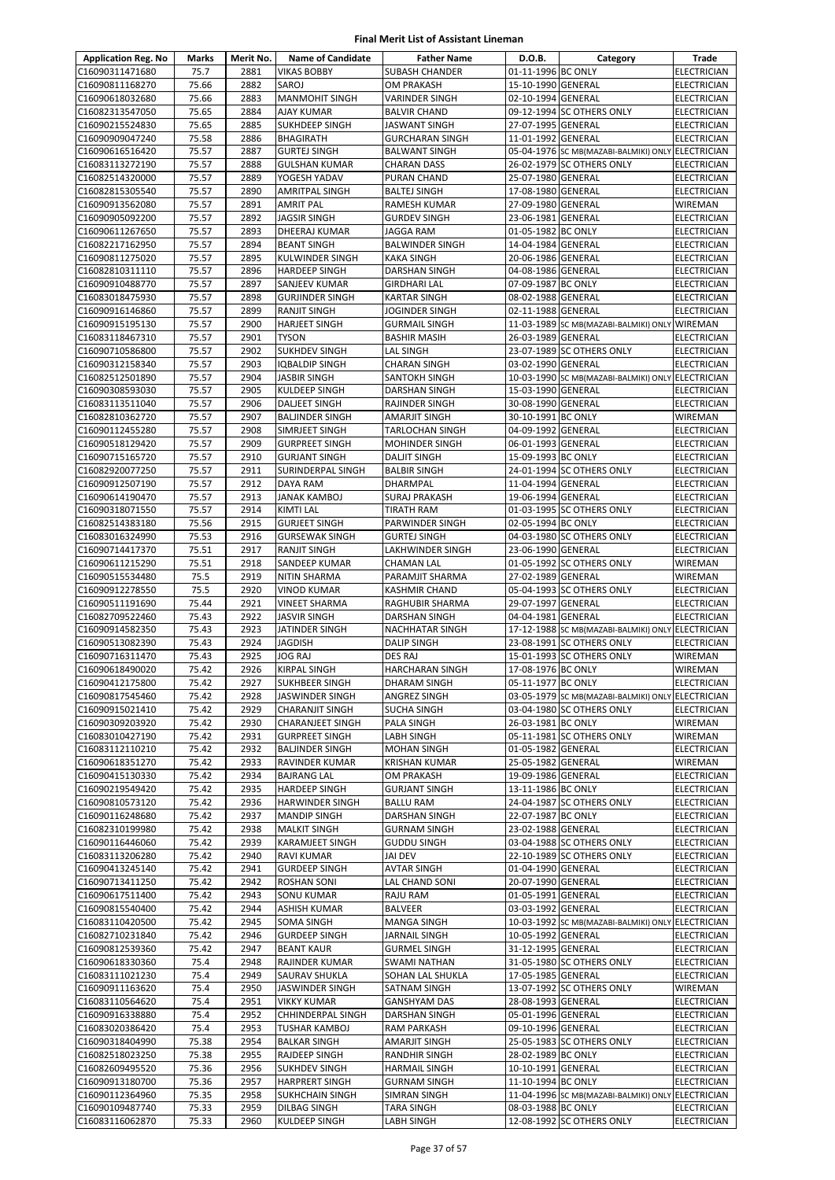# Final Merit List of Assistant Lineman

| Application Reg. No | Marks | Merit No. | Name of Candidate | Father Name | D.O.B. | Category | Trade |
|---|---|---|---|---|---|---|---|
| C16090311471680 | 75.7 | 2881 | VIKAS BOBBY | SUBASH CHANDER | 01-11-1996 | BC ONLY | ELECTRICIAN |
| C16090811168270 | 75.66 | 2882 | SAROJ | OM PRAKASH | 15-10-1990 | GENERAL | ELECTRICIAN |
| C16090618032680 | 75.66 | 2883 | MANMOHIT SINGH | VARINDER SINGH | 02-10-1994 | GENERAL | ELECTRICIAN |
| C16082313547050 | 75.65 | 2884 | AJAY KUMAR | BALVIR CHAND | 09-12-1994 | SC OTHERS ONLY | ELECTRICIAN |
| C16090215524830 | 75.65 | 2885 | SUKHDEEP SINGH | JASWANT SINGH | 27-07-1995 | GENERAL | ELECTRICIAN |
| C16090909047240 | 75.58 | 2886 | BHAGIRATH | GURCHARAN SINGH | 11-01-1992 | GENERAL | ELECTRICIAN |
| C16090616516420 | 75.57 | 2887 | GURTEJ SINGH | BALWANT SINGH | 05-04-1976 | SC MB(MAZABI-BALMIKI) ONLY | ELECTRICIAN |
| C16083113272190 | 75.57 | 2888 | GULSHAN KUMAR | CHARAN DASS | 26-02-1979 | SC OTHERS ONLY | ELECTRICIAN |
| C16082514320000 | 75.57 | 2889 | YOGESH YADAV | PURAN CHAND | 25-07-1980 | GENERAL | ELECTRICIAN |
| C16082815305540 | 75.57 | 2890 | AMRITPAL SINGH | BALTEJ SINGH | 17-08-1980 | GENERAL | ELECTRICIAN |
| C16090913562080 | 75.57 | 2891 | AMRIT PAL | RAMESH KUMAR | 27-09-1980 | GENERAL | WIREMAN |
| C16090905092200 | 75.57 | 2892 | JAGSIR SINGH | GURDEV SINGH | 23-06-1981 | GENERAL | ELECTRICIAN |
| C16090611267650 | 75.57 | 2893 | DHEERAJ KUMAR | JAGGA RAM | 01-05-1982 | BC ONLY | ELECTRICIAN |
| C16082217162950 | 75.57 | 2894 | BEANT SINGH | BALWINDER SINGH | 14-04-1984 | GENERAL | ELECTRICIAN |
| C16090811275020 | 75.57 | 2895 | KULWINDER SINGH | KAKA SINGH | 20-06-1986 | GENERAL | ELECTRICIAN |
| C16082810311110 | 75.57 | 2896 | HARDEEP SINGH | DARSHAN SINGH | 04-08-1986 | GENERAL | ELECTRICIAN |
| C16090910488770 | 75.57 | 2897 | SANJEEV KUMAR | GIRDHARI LAL | 07-09-1987 | BC ONLY | ELECTRICIAN |
| C16083018475930 | 75.57 | 2898 | GURJINDER SINGH | KARTAR SINGH | 08-02-1988 | GENERAL | ELECTRICIAN |
| C16090916146860 | 75.57 | 2899 | RANJIT SINGH | JOGINDER SINGH | 02-11-1988 | GENERAL | ELECTRICIAN |
| C16090915195130 | 75.57 | 2900 | HARJEET SINGH | GURMAIL SINGH | 11-03-1989 | SC MB(MAZABI-BALMIKI) ONLY | WIREMAN |
| C16083118467310 | 75.57 | 2901 | TYSON | BASHIR MASIH | 26-03-1989 | GENERAL | ELECTRICIAN |
| C16090710586800 | 75.57 | 2902 | SUKHDEV SINGH | LAL SINGH | 23-07-1989 | SC OTHERS ONLY | ELECTRICIAN |
| C16090312158340 | 75.57 | 2903 | IQBALDIP SINGH | CHARAN SINGH | 03-02-1990 | GENERAL | ELECTRICIAN |
| C16082512501890 | 75.57 | 2904 | JASBIR SINGH | SANTOKH SINGH | 10-03-1990 | SC MB(MAZABI-BALMIKI) ONLY | ELECTRICIAN |
| C16090308593030 | 75.57 | 2905 | KULDEEP SINGH | DARSHAN SINGH | 15-03-1990 | GENERAL | ELECTRICIAN |
| C16083113511040 | 75.57 | 2906 | DALJEET SINGH | RAJINDER SINGH | 30-08-1990 | GENERAL | ELECTRICIAN |
| C16082810362720 | 75.57 | 2907 | BALJINDER SINGH | AMARJIT SINGH | 30-10-1991 | BC ONLY | WIREMAN |
| C16090112455280 | 75.57 | 2908 | SIMRJEET SINGH | TARLOCHAN SINGH | 04-09-1992 | GENERAL | ELECTRICIAN |
| C16090518129420 | 75.57 | 2909 | GURPREET SINGH | MOHINDER SINGH | 06-01-1993 | GENERAL | ELECTRICIAN |
| C16090715165720 | 75.57 | 2910 | GURJANT SINGH | DALJIT SINGH | 15-09-1993 | BC ONLY | ELECTRICIAN |
| C16082920077250 | 75.57 | 2911 | SURINDERPAL SINGH | BALBIR SINGH | 24-01-1994 | SC OTHERS ONLY | ELECTRICIAN |
| C16090912507190 | 75.57 | 2912 | DAYA RAM | DHARMPAL | 11-04-1994 | GENERAL | ELECTRICIAN |
| C16090614190470 | 75.57 | 2913 | JANAK KAMBOJ | SURAJ PRAKASH | 19-06-1994 | GENERAL | ELECTRICIAN |
| C16090318071550 | 75.57 | 2914 | KIMTI LAL | TIRATH RAM | 01-03-1995 | SC OTHERS ONLY | ELECTRICIAN |
| C16082514383180 | 75.56 | 2915 | GURJEET SINGH | PARWINDER SINGH | 02-05-1994 | BC ONLY | ELECTRICIAN |
| C16083016324990 | 75.53 | 2916 | GURSEWAK SINGH | GURTEJ SINGH | 04-03-1980 | SC OTHERS ONLY | ELECTRICIAN |
| C16090714417370 | 75.51 | 2917 | RANJIT SINGH | LAKHWINDER SINGH | 23-06-1990 | GENERAL | ELECTRICIAN |
| C16090611215290 | 75.51 | 2918 | SANDEEP KUMAR | CHAMAN LAL | 01-05-1992 | SC OTHERS ONLY | WIREMAN |
| C16090515534480 | 75.5 | 2919 | NITIN SHARMA | PARAMJIT SHARMA | 27-02-1989 | GENERAL | WIREMAN |
| C16090912278550 | 75.5 | 2920 | VINOD KUMAR | KASHMIR CHAND | 05-04-1993 | SC OTHERS ONLY | ELECTRICIAN |
| C16090511191690 | 75.44 | 2921 | VINEET SHARMA | RAGHUBIR SHARMA | 29-07-1997 | GENERAL | ELECTRICIAN |
| C16082709522460 | 75.43 | 2922 | JASVIR SINGH | DARSHAN SINGH | 04-04-1981 | GENERAL | ELECTRICIAN |
| C16090914582350 | 75.43 | 2923 | JATINDER SINGH | NACHHATAR SINGH | 17-12-1988 | SC MB(MAZABI-BALMIKI) ONLY | ELECTRICIAN |
| C16090513082390 | 75.43 | 2924 | JAGDISH | DALIP SINGH | 23-08-1991 | SC OTHERS ONLY | ELECTRICIAN |
| C16090716311470 | 75.43 | 2925 | JOG RAJ | DES RAJ | 15-01-1993 | SC OTHERS ONLY | WIREMAN |
| C16090618490020 | 75.42 | 2926 | KIRPAL SINGH | HARCHARAN SINGH | 17-08-1976 | BC ONLY | WIREMAN |
| C16090412175800 | 75.42 | 2927 | SUKHBEER SINGH | DHARAM SINGH | 05-11-1977 | BC ONLY | ELECTRICIAN |
| C16090817545460 | 75.42 | 2928 | JASWINDER SINGH | ANGREZ SINGH | 03-05-1979 | SC MB(MAZABI-BALMIKI) ONLY | ELECTRICIAN |
| C16090915021410 | 75.42 | 2929 | CHARANJIT SINGH | SUCHA SINGH | 03-04-1980 | SC OTHERS ONLY | ELECTRICIAN |
| C16090309203920 | 75.42 | 2930 | CHARANJEET SINGH | PALA SINGH | 26-03-1981 | BC ONLY | WIREMAN |
| C16083010427190 | 75.42 | 2931 | GURPREET SINGH | LABH SINGH | 05-11-1981 | SC OTHERS ONLY | WIREMAN |
| C16083112110210 | 75.42 | 2932 | BALJINDER SINGH | MOHAN SINGH | 01-05-1982 | GENERAL | ELECTRICIAN |
| C16090618351270 | 75.42 | 2933 | RAVINDER KUMAR | KRISHAN KUMAR | 25-05-1982 | GENERAL | WIREMAN |
| C16090415130330 | 75.42 | 2934 | BAJRANG LAL | OM PRAKASH | 19-09-1986 | GENERAL | ELECTRICIAN |
| C16090219549420 | 75.42 | 2935 | HARDEEP SINGH | GURJANT SINGH | 13-11-1986 | BC ONLY | ELECTRICIAN |
| C16090810573120 | 75.42 | 2936 | HARWINDER SINGH | BALLU RAM | 24-04-1987 | SC OTHERS ONLY | ELECTRICIAN |
| C16090116248680 | 75.42 | 2937 | MANDIP SINGH | DARSHAN SINGH | 22-07-1987 | BC ONLY | ELECTRICIAN |
| C16082310199980 | 75.42 | 2938 | MALKIT SINGH | GURNAM SINGH | 23-02-1988 | GENERAL | ELECTRICIAN |
| C16090116446060 | 75.42 | 2939 | KARAMJEET SINGH | GUDDU SINGH | 03-04-1988 | SC OTHERS ONLY | ELECTRICIAN |
| C16083113206280 | 75.42 | 2940 | RAVI KUMAR | JAI DEV | 22-10-1989 | SC OTHERS ONLY | ELECTRICIAN |
| C16090413245140 | 75.42 | 2941 | GURDEEP SINGH | AVTAR SINGH | 01-04-1990 | GENERAL | ELECTRICIAN |
| C16090713411250 | 75.42 | 2942 | ROSHAN SONI | LAL CHAND SONI | 20-07-1990 | GENERAL | ELECTRICIAN |
| C16090617511400 | 75.42 | 2943 | SONU KUMAR | RAJU RAM | 01-05-1991 | GENERAL | ELECTRICIAN |
| C16090815540400 | 75.42 | 2944 | ASHISH KUMAR | BALVEER | 03-03-1992 | GENERAL | ELECTRICIAN |
| C16083110420500 | 75.42 | 2945 | SOMA SINGH | MANGA SINGH | 10-03-1992 | SC MB(MAZABI-BALMIKI) ONLY | ELECTRICIAN |
| C16082710231840 | 75.42 | 2946 | GURDEEP SINGH | JARNAIL SINGH | 10-05-1992 | GENERAL | ELECTRICIAN |
| C16090812539360 | 75.42 | 2947 | BEANT KAUR | GURMEL SINGH | 31-12-1995 | GENERAL | ELECTRICIAN |
| C16090618330360 | 75.4 | 2948 | RAJINDER KUMAR | SWAMI NATHAN | 31-05-1980 | SC OTHERS ONLY | ELECTRICIAN |
| C16083111021230 | 75.4 | 2949 | SAURAV SHUKLA | SOHAN LAL SHUKLA | 17-05-1985 | GENERAL | ELECTRICIAN |
| C16090911163620 | 75.4 | 2950 | JASWINDER SINGH | SATNAM SINGH | 13-07-1992 | SC OTHERS ONLY | WIREMAN |
| C16083110564620 | 75.4 | 2951 | VIKKY KUMAR | GANSHYAM DAS | 28-08-1993 | GENERAL | ELECTRICIAN |
| C16090916338880 | 75.4 | 2952 | CHHINDERPAL SINGH | DARSHAN SINGH | 05-01-1996 | GENERAL | ELECTRICIAN |
| C16083020386420 | 75.4 | 2953 | TUSHAR KAMBOJ | RAM PARKASH | 09-10-1996 | GENERAL | ELECTRICIAN |
| C16090318404990 | 75.38 | 2954 | BALKAR SINGH | AMARJIT SINGH | 25-05-1983 | SC OTHERS ONLY | ELECTRICIAN |
| C16082518023250 | 75.38 | 2955 | RAJDEEP SINGH | RANDHIR SINGH | 28-02-1989 | BC ONLY | ELECTRICIAN |
| C16082609495520 | 75.36 | 2956 | SUKHDEV SINGH | HARMAIL SINGH | 10-10-1991 | GENERAL | ELECTRICIAN |
| C16090913180700 | 75.36 | 2957 | HARPREET SINGH | GURNAM SINGH | 11-10-1994 | BC ONLY | ELECTRICIAN |
| C16090112364960 | 75.35 | 2958 | SUKHCHAIN SINGH | SIMRAN SINGH | 11-04-1996 | SC MB(MAZABI-BALMIKI) ONLY | ELECTRICIAN |
| C16090109487740 | 75.33 | 2959 | DILBAG SINGH | TARA SINGH | 08-03-1988 | BC ONLY | ELECTRICIAN |
| C16083116062870 | 75.33 | 2960 | KULDEEP SINGH | LABH SINGH | 12-08-1992 | SC OTHERS ONLY | ELECTRICIAN |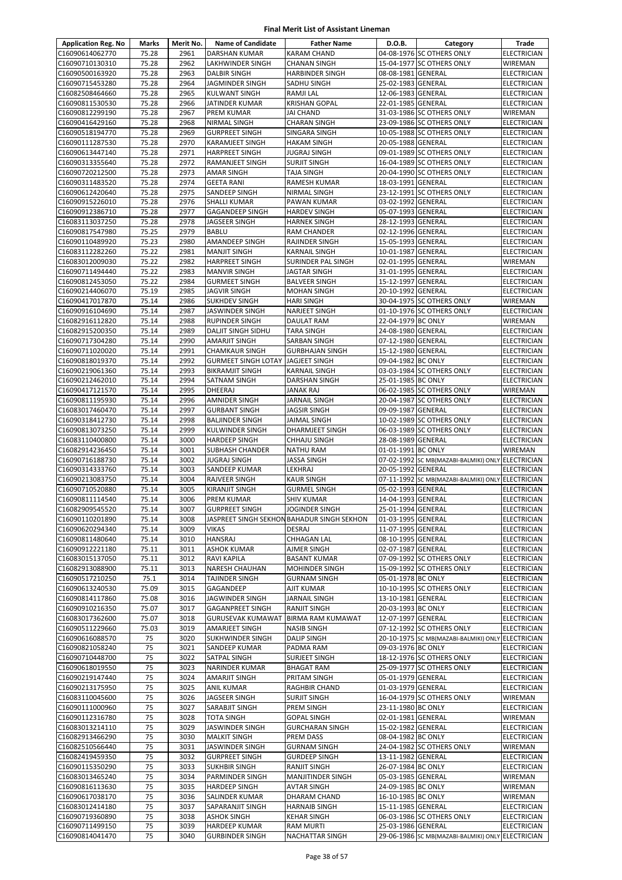# Final Merit List of Assistant Lineman

| Application Reg. No | Marks | Merit No. | Name of Candidate | Father Name | D.O.B. | Category | Trade |
|---|---|---|---|---|---|---|---|
| C16090614062770 | 75.28 | 2961 | DARSHAN KUMAR | KARAM CHAND | 04-08-1976 | SC OTHERS ONLY | ELECTRICIAN |
| C16090710130310 | 75.28 | 2962 | LAKHWINDER SINGH | CHANAN SINGH | 15-04-1977 | SC OTHERS ONLY | WIREMAN |
| C16090500163920 | 75.28 | 2963 | DALBIR SINGH | HARBINDER SINGH | 08-08-1981 | GENERAL | ELECTRICIAN |
| C16090715453280 | 75.28 | 2964 | JAGMINDER SINGH | SADHU SINGH | 25-02-1983 | GENERAL | ELECTRICIAN |
| C16082508464660 | 75.28 | 2965 | KULWANT SINGH | RAMJI LAL | 12-06-1983 | GENERAL | ELECTRICIAN |
| C16090811530530 | 75.28 | 2966 | JATINDER KUMAR | KRISHAN GOPAL | 22-01-1985 | GENERAL | ELECTRICIAN |
| C16090812299190 | 75.28 | 2967 | PREM KUMAR | JAI CHAND | 31-03-1986 | SC OTHERS ONLY | WIREMAN |
| C16090416429160 | 75.28 | 2968 | NIRMAL SINGH | CHARAN SINGH | 23-09-1986 | SC OTHERS ONLY | ELECTRICIAN |
| C16090518194770 | 75.28 | 2969 | GURPREET SINGH | SINGARA SINGH | 10-05-1988 | SC OTHERS ONLY | ELECTRICIAN |
| C16090111287530 | 75.28 | 2970 | KARAMJEET SINGH | HAKAM SINGH | 20-05-1988 | GENERAL | ELECTRICIAN |
| C16090613447140 | 75.28 | 2971 | HARPREET SINGH | JUGRAJ SINGH | 09-01-1989 | SC OTHERS ONLY | ELECTRICIAN |
| C16090313355640 | 75.28 | 2972 | RAMANJEET SINGH | SURJIT SINGH | 16-04-1989 | SC OTHERS ONLY | ELECTRICIAN |
| C16090720212500 | 75.28 | 2973 | AMAR SINGH | TAJA SINGH | 20-04-1990 | SC OTHERS ONLY | ELECTRICIAN |
| C16090311483520 | 75.28 | 2974 | GEETA RANI | RAMESH KUMAR | 18-03-1991 | GENERAL | ELECTRICIAN |
| C16090612420640 | 75.28 | 2975 | SANDEEP SINGH | NIRMAL SINGH | 23-12-1991 | SC OTHERS ONLY | ELECTRICIAN |
| C16090915226010 | 75.28 | 2976 | SHALLI KUMAR | PAWAN KUMAR | 03-02-1992 | GENERAL | ELECTRICIAN |
| C16090912386710 | 75.28 | 2977 | GAGANDEEP SINGH | HARDEV SINGH | 05-07-1993 | GENERAL | ELECTRICIAN |
| C16083113037250 | 75.28 | 2978 | JAGSEER SINGH | HARNEK SINGH | 28-12-1993 | GENERAL | ELECTRICIAN |
| C16090817547980 | 75.25 | 2979 | BABLU | RAM CHANDER | 02-12-1996 | GENERAL | ELECTRICIAN |
| C16090110489920 | 75.23 | 2980 | AMANDEEP SINGH | RAJINDER SINGH | 15-05-1993 | GENERAL | ELECTRICIAN |
| C16083112282260 | 75.22 | 2981 | MANJIT SINGH | KARNAIL SINGH | 10-01-1987 | GENERAL | ELECTRICIAN |
| C16083012009030 | 75.22 | 2982 | HARPREET SINGH | SURINDER PAL SINGH | 02-01-1995 | GENERAL | WIREMAN |
| C16090711494440 | 75.22 | 2983 | MANVIR SINGH | JAGTAR SINGH | 31-01-1995 | GENERAL | ELECTRICIAN |
| C16090812453050 | 75.22 | 2984 | GURMEET SINGH | BALVEER SINGH | 15-12-1997 | GENERAL | ELECTRICIAN |
| C16090214406070 | 75.19 | 2985 | JAGVIR SINGH | MOHAN SINGH | 20-10-1992 | GENERAL | ELECTRICIAN |
| C16090417017870 | 75.14 | 2986 | SUKHDEV SINGH | HARI SINGH | 30-04-1975 | SC OTHERS ONLY | WIREMAN |
| C16090916104690 | 75.14 | 2987 | JASWINDER SINGH | NARJEET SINGH | 01-10-1976 | SC OTHERS ONLY | ELECTRICIAN |
| C16082916112820 | 75.14 | 2988 | RUPINDER SINGH | DAULAT RAM | 22-04-1979 | BC ONLY | WIREMAN |
| C16082915200350 | 75.14 | 2989 | DALJIT SINGH SIDHU | TARA SINGH | 24-08-1980 | GENERAL | ELECTRICIAN |
| C16090717304280 | 75.14 | 2990 | AMARJIT SINGH | SARBAN SINGH | 07-12-1980 | GENERAL | ELECTRICIAN |
| C16090711020020 | 75.14 | 2991 | CHAMKAUR SINGH | GURBHAJAN SINGH | 15-12-1980 | GENERAL | ELECTRICIAN |
| C16090818019370 | 75.14 | 2992 | GURMEET SINGH LOTAY | JAGJEET SINGH | 09-04-1982 | BC ONLY | ELECTRICIAN |
| C16090219061360 | 75.14 | 2993 | BIKRAMJIT SINGH | KARNAIL SINGH | 03-03-1984 | SC OTHERS ONLY | ELECTRICIAN |
| C16090212462010 | 75.14 | 2994 | SATNAM SINGH | DARSHAN SINGH | 25-01-1985 | BC ONLY | ELECTRICIAN |
| C16090417121570 | 75.14 | 2995 | DHEERAJ | JANAK RAJ | 06-02-1985 | SC OTHERS ONLY | WIREMAN |
| C16090811195930 | 75.14 | 2996 | AMNIDER SINGH | JARNAIL SINGH | 20-04-1987 | SC OTHERS ONLY | ELECTRICIAN |
| C16083017460470 | 75.14 | 2997 | GURBANT SINGH | JAGSIR SINGH | 09-09-1987 | GENERAL | ELECTRICIAN |
| C16090318412730 | 75.14 | 2998 | BALJINDER SINGH | JAIMAL SINGH | 10-02-1989 | SC OTHERS ONLY | ELECTRICIAN |
| C16090813073250 | 75.14 | 2999 | KULWINDER SINGH | DHARMJEET SINGH | 06-03-1989 | SC OTHERS ONLY | ELECTRICIAN |
| C16083110400800 | 75.14 | 3000 | HARDEEP SINGH | CHHAJU SINGH | 28-08-1989 | GENERAL | ELECTRICIAN |
| C16082914236450 | 75.14 | 3001 | SUBHASH CHANDER | NATHU RAM | 01-01-1991 | BC ONLY | WIREMAN |
| C16090716188730 | 75.14 | 3002 | JUGRAJ SINGH | JASSA SINGH | 07-02-1992 | SC MB(MAZABI-BALMIKI) ONLY | ELECTRICIAN |
| C16090314333760 | 75.14 | 3003 | SANDEEP KUMAR | LEKHRAJ | 20-05-1992 | GENERAL | ELECTRICIAN |
| C16090213083750 | 75.14 | 3004 | RAJVEER SINGH | KAUR SINGH | 07-11-1992 | SC MB(MAZABI-BALMIKI) ONLY | ELECTRICIAN |
| C16090710520880 | 75.14 | 3005 | KIRANJIT SINGH | GURMEL SINGH | 05-02-1993 | GENERAL | ELECTRICIAN |
| C16090811114540 | 75.14 | 3006 | PREM KUMAR | SHIV KUMAR | 14-04-1993 | GENERAL | ELECTRICIAN |
| C16082909545520 | 75.14 | 3007 | GURPREET SINGH | JOGINDER SINGH | 25-01-1994 | GENERAL | ELECTRICIAN |
| C16090110201890 | 75.14 | 3008 | JASPREET SINGH SEKHON | BAHADUR SINGH SEKHON | 01-03-1995 | GENERAL | ELECTRICIAN |
| C16090620294340 | 75.14 | 3009 | VIKAS | DESRAJ | 11-07-1995 | GENERAL | ELECTRICIAN |
| C16090811480640 | 75.14 | 3010 | HANSRAJ | CHHAGAN LAL | 08-10-1995 | GENERAL | ELECTRICIAN |
| C16090912221180 | 75.11 | 3011 | ASHOK KUMAR | AJMER SINGH | 02-07-1987 | GENERAL | ELECTRICIAN |
| C16083015137050 | 75.11 | 3012 | RAVI KAPILA | BASANT KUMAR | 07-09-1992 | SC OTHERS ONLY | ELECTRICIAN |
| C16082913088900 | 75.11 | 3013 | NARESH CHAUHAN | MOHINDER SINGH | 15-09-1992 | SC OTHERS ONLY | ELECTRICIAN |
| C16090517210250 | 75.1 | 3014 | TAJINDER SINGH | GURNAM SINGH | 05-01-1978 | BC ONLY | ELECTRICIAN |
| C16090613240530 | 75.09 | 3015 | GAGANDEEP | AJIT KUMAR | 10-10-1995 | SC OTHERS ONLY | ELECTRICIAN |
| C16090814117860 | 75.08 | 3016 | JAGWINDER SINGH | JARNAIL SINGH | 13-10-1981 | GENERAL | ELECTRICIAN |
| C16090910216350 | 75.07 | 3017 | GAGANPREET SINGH | RANJIT SINGH | 20-03-1993 | BC ONLY | ELECTRICIAN |
| C16083017362600 | 75.07 | 3018 | GURUSEVAK KUMAWAT | BIRMA RAM KUMAWAT | 12-07-1997 | GENERAL | ELECTRICIAN |
| C16090511229660 | 75.03 | 3019 | AMARJEET SINGH | NASIB SINGH | 07-12-1992 | SC OTHERS ONLY | ELECTRICIAN |
| C16090616088570 | 75 | 3020 | SUKHWINDER SINGH | DALIP SINGH | 20-10-1975 | SC MB(MAZABI-BALMIKI) ONLY | ELECTRICIAN |
| C16090821058240 | 75 | 3021 | SANDEEP KUMAR | PADMA RAM | 09-03-1976 | BC ONLY | ELECTRICIAN |
| C16090710448700 | 75 | 3022 | SATPAL SINGH | SURJEET SINGH | 18-12-1976 | SC OTHERS ONLY | ELECTRICIAN |
| C16090618019550 | 75 | 3023 | NARINDER KUMAR | BHAGAT RAM | 25-09-1977 | SC OTHERS ONLY | ELECTRICIAN |
| C16090219147440 | 75 | 3024 | AMARJIT SINGH | PRITAM SINGH | 05-01-1979 | GENERAL | ELECTRICIAN |
| C16090213175950 | 75 | 3025 | ANIL KUMAR | RAGHBIR CHAND | 01-03-1979 | GENERAL | ELECTRICIAN |
| C16083110045600 | 75 | 3026 | JAGSEER SINGH | SURJIT SINGH | 16-04-1979 | SC OTHERS ONLY | WIREMAN |
| C16090111000960 | 75 | 3027 | SARABJIT SINGH | PREM SINGH | 23-11-1980 | BC ONLY | ELECTRICIAN |
| C16090112316780 | 75 | 3028 | TOTA SINGH | GOPAL SINGH | 02-01-1981 | GENERAL | WIREMAN |
| C16083013214110 | 75 | 3029 | JASWINDER SINGH | GURCHARAN SINGH | 15-02-1982 | GENERAL | ELECTRICIAN |
| C16082913466290 | 75 | 3030 | MALKIT SINGH | PREM DASS | 08-04-1982 | BC ONLY | ELECTRICIAN |
| C16082510566440 | 75 | 3031 | JASWINDER SINGH | GURNAM SINGH | 24-04-1982 | SC OTHERS ONLY | WIREMAN |
| C16082419459350 | 75 | 3032 | GURPREET SINGH | GURDEEP SINGH | 13-11-1982 | GENERAL | ELECTRICIAN |
| C16090115350290 | 75 | 3033 | SUKHBIR SINGH | RANJIT SINGH | 26-07-1984 | BC ONLY | ELECTRICIAN |
| C16083013465240 | 75 | 3034 | PARMINDER SINGH | MANJITINDER SINGH | 05-03-1985 | GENERAL | WIREMAN |
| C16090816113630 | 75 | 3035 | HARDEEP SINGH | AVTAR SINGH | 24-09-1985 | BC ONLY | WIREMAN |
| C16090617038170 | 75 | 3036 | SALINDER KUMAR | DHARAM CHAND | 16-10-1985 | BC ONLY | WIREMAN |
| C16083012414180 | 75 | 3037 | SAPARANJIT SINGH | HARNAIB SINGH | 15-11-1985 | GENERAL | ELECTRICIAN |
| C16090719360890 | 75 | 3038 | ASHOK SINGH | KEHAR SINGH | 06-03-1986 | SC OTHERS ONLY | ELECTRICIAN |
| C16090711499150 | 75 | 3039 | HARDEEP KUMAR | RAM MURTI | 25-03-1986 | GENERAL | ELECTRICIAN |
| C16090814041470 | 75 | 3040 | GURBINDER SINGH | NACHATTAR SINGH | 29-06-1986 | SC MB(MAZABI-BALMIKI) ONLY | ELECTRICIAN |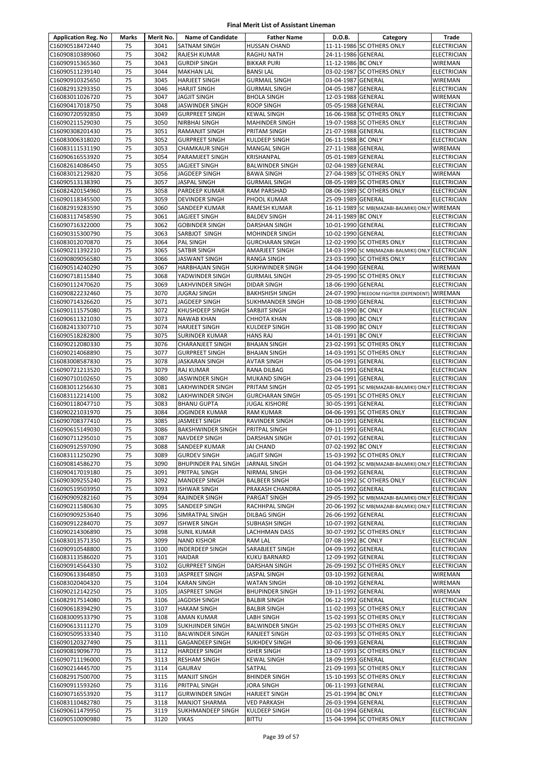# Final Merit List of Assistant Lineman

| Application Reg. No | Marks | Merit No. | Name of Candidate | Father Name | D.O.B. | Category | Trade |
|---|---|---|---|---|---|---|---|
| C16090518472440 | 75 | 3041 | SATNAM SINGH | HUSSAN CHAND | 11-11-1986 | SC OTHERS ONLY | ELECTRICIAN |
| C16090810389060 | 75 | 3042 | RAJESH KUMAR | RAGHU NATH | 24-11-1986 | GENERAL | ELECTRICIAN |
| C16090915365360 | 75 | 3043 | GURDIP SINGH | BIKKAR PURI | 11-12-1986 | BC ONLY | WIREMAN |
| C16090511239140 | 75 | 3044 | MAKHAN LAL | BANSI LAL | 03-02-1987 | SC OTHERS ONLY | ELECTRICIAN |
| C16090910325650 | 75 | 3045 | HARJEET SINGH | GURMAIL SINGH | 03-04-1987 | GENERAL | WIREMAN |
| C16082913293350 | 75 | 3046 | HARJIT SINGH | GURMAIL SINGH | 04-05-1987 | GENERAL | ELECTRICIAN |
| C16083011026720 | 75 | 3047 | JAGJIT SINGH | BHOLA SINGH | 12-03-1988 | GENERAL | WIREMAN |
| C16090417018750 | 75 | 3048 | JASWINDER SINGH | ROOP SINGH | 05-05-1988 | GENERAL | ELECTRICIAN |
| C16090720592850 | 75 | 3049 | GURPREET SINGH | KEWAL SINGH | 16-06-1988 | SC OTHERS ONLY | ELECTRICIAN |
| C16090211529030 | 75 | 3050 | NIRBHAI SINGH | MAHINDER SINGH | 19-07-1988 | SC OTHERS ONLY | ELECTRICIAN |
| C16090308201430 | 75 | 3051 | RAMANJIT SINGH | PRITAM SINGH | 21-07-1988 | GENERAL | ELECTRICIAN |
| C16083006318020 | 75 | 3052 | GURPREET SINGH | KULDEEP SINGH | 06-11-1988 | BC ONLY | ELECTRICIAN |
| C16083111531190 | 75 | 3053 | CHAMKAUR SINGH | MANGAL SINGH | 27-11-1988 | GENERAL | WIREMAN |
| C16090616553920 | 75 | 3054 | PARAMJEET SINGH | KRISHANPAL | 05-01-1989 | GENERAL | ELECTRICIAN |
| C16082614086450 | 75 | 3055 | JAGJEET SINGH | BALWINDER SINGH | 02-04-1989 | GENERAL | ELECTRICIAN |
| C16083012129820 | 75 | 3056 | JAGDEEP SINGH | BAWA SINGH | 27-04-1989 | SC OTHERS ONLY | WIREMAN |
| C16090513138390 | 75 | 3057 | JASPAL SINGH | GURMAIL SINGH | 08-05-1989 | SC OTHERS ONLY | ELECTRICIAN |
| C16082420154960 | 75 | 3058 | PARDEEP KUMAR | RAM PARSHAD | 08-06-1989 | SC OTHERS ONLY | ELECTRICIAN |
| C16090118345500 | 75 | 3059 | DEVINDER SINGH | PHOOL KUMAR | 25-09-1989 | GENERAL | ELECTRICIAN |
| C16082919283590 | 75 | 3060 | SANDEEP KUMAR | RAMESH KUMAR | 16-11-1989 | SC MB(MAZABI-BALMIKI) ONLY | WIREMAN |
| C16083117458590 | 75 | 3061 | JAGJEET SINGH | BALDEV SINGH | 24-11-1989 | BC ONLY | ELECTRICIAN |
| C16090716322000 | 75 | 3062 | GOBINDER SINGH | DARSHAN SINGH | 10-01-1990 | GENERAL | ELECTRICIAN |
| C16090315300790 | 75 | 3063 | SARBJOT SINGH | MOHINDER SINGH | 10-02-1990 | GENERAL | ELECTRICIAN |
| C16083012070870 | 75 | 3064 | PAL SINGH | GURCHARAN SINGH | 12-02-1990 | SC OTHERS ONLY | ELECTRICIAN |
| C16090211392210 | 75 | 3065 | SATBIR SINGH | AMARJEET SINGH | 14-03-1990 | SC MB(MAZABI-BALMIKI) ONLY | ELECTRICIAN |
| C16090809056580 | 75 | 3066 | JASWANT SINGH | RANGA SINGH | 23-03-1990 | SC OTHERS ONLY | ELECTRICIAN |
| C16090514240290 | 75 | 3067 | HARBHAJAN SINGH | SUKHWINDER SINGH | 14-04-1990 | GENERAL | WIREMAN |
| C16090718115840 | 75 | 3068 | YADWINDER SINGH | GURMAIL SINGH | 29-05-1990 | SC OTHERS ONLY | ELECTRICIAN |
| C16090112470620 | 75 | 3069 | LAKHVINDER SINGH | DIDAR SINGH | 18-06-1990 | GENERAL | ELECTRICIAN |
| C16090822232460 | 75 | 3070 | JUGRAJ SINGH | BAKHSHISH SINGH | 24-07-1990 | FREEDOM FIGHTER (DEPENDENT) | WIREMAN |
| C16090714326620 | 75 | 3071 | JAGDEEP SINGH | SUKHMANDER SINGH | 10-08-1990 | GENERAL | ELECTRICIAN |
| C16090111575080 | 75 | 3072 | KHUSHDEEP SINGH | SARBJIT SINGH | 12-08-1990 | BC ONLY | ELECTRICIAN |
| C16090611321030 | 75 | 3073 | NAWAB KHAN | CHHOTA KHAN | 15-08-1990 | BC ONLY | ELECTRICIAN |
| C16082413307710 | 75 | 3074 | HARJEET SINGH | KULDEEP SINGH | 31-08-1990 | BC ONLY | ELECTRICIAN |
| C16090518282800 | 75 | 3075 | SURINDER KUMAR | HANS RAJ | 14-01-1991 | BC ONLY | ELECTRICIAN |
| C16090212080330 | 75 | 3076 | CHARANJEET SINGH | BHAJAN SINGH | 23-02-1991 | SC OTHERS ONLY | ELECTRICIAN |
| C16090214068890 | 75 | 3077 | GURPREET SINGH | BHAJAN SINGH | 14-03-1991 | SC OTHERS ONLY | ELECTRICIAN |
| C16083008587830 | 75 | 3078 | JASKARAN SINGH | AVTAR SINGH | 05-04-1991 | GENERAL | ELECTRICIAN |
| C16090721213520 | 75 | 3079 | RAJ KUMAR | RANA DILBAG | 05-04-1991 | GENERAL | ELECTRICIAN |
| C16090710102650 | 75 | 3080 | JASWINDER SINGH | MUKAND SINGH | 23-04-1991 | GENERAL | ELECTRICIAN |
| C16083011256630 | 75 | 3081 | LAKHWINDER SINGH | PRITAM SINGH | 02-05-1991 | SC MB(MAZABI-BALMIKI) ONLY | ELECTRICIAN |
| C16083112214100 | 75 | 3082 | LAKHWINDER SINGH | GURCHARAN SINGH | 05-05-1991 | SC OTHERS ONLY | ELECTRICIAN |
| C16090118047710 | 75 | 3083 | BHANU GUPTA | JUGAL KISHORE | 30-05-1991 | GENERAL | ELECTRICIAN |
| C16090221031970 | 75 | 3084 | JOGINDER KUMAR | RAM KUMAR | 04-06-1991 | SC OTHERS ONLY | ELECTRICIAN |
| C16090708377410 | 75 | 3085 | JASMEET SINGH | RAVINDER SINGH | 04-10-1991 | GENERAL | ELECTRICIAN |
| C16090615149030 | 75 | 3086 | BAKSHWINDER SINGH | PRITPAL SINGH | 09-11-1991 | GENERAL | ELECTRICIAN |
| C16090711295010 | 75 | 3087 | NAVDEEP SINGH | DARSHAN SINGH | 07-01-1992 | GENERAL | ELECTRICIAN |
| C16090912597090 | 75 | 3088 | SANDEEP KUMAR | JAI CHAND | 07-02-1992 | BC ONLY | ELECTRICIAN |
| C16083111250290 | 75 | 3089 | GURDEV SINGH | JAGJIT SINGH | 15-03-1992 | SC OTHERS ONLY | ELECTRICIAN |
| C16090814586270 | 75 | 3090 | BHUPINDER PAL SINGH | JARNAIL SINGH | 01-04-1992 | SC MB(MAZABI-BALMIKI) ONLY | ELECTRICIAN |
| C16090417019180 | 75 | 3091 | PRITPAL SINGH | NIRMAL SINGH | 03-04-1992 | GENERAL | ELECTRICIAN |
| C16090309255240 | 75 | 3092 | MANDEEP SINGH | BALBEER SINGH | 10-04-1992 | SC OTHERS ONLY | ELECTRICIAN |
| C16090519503950 | 75 | 3093 | ISHWAR SINGH | PRAKASH CHANDRA | 10-05-1992 | GENERAL | ELECTRICIAN |
| C16090909282160 | 75 | 3094 | RAJINDER SINGH | PARGAT SINGH | 29-05-1992 | SC MB(MAZABI-BALMIKI) ONLY | ELECTRICIAN |
| C16090211580630 | 75 | 3095 | SANDEEP SINGH | RACHHPAL SINGH | 20-06-1992 | SC MB(MAZABI-BALMIKI) ONLY | ELECTRICIAN |
| C16090909253640 | 75 | 3096 | SIMRATPAL SINGH | DILBAG SINGH | 26-06-1992 | GENERAL | ELECTRICIAN |
| C16090912284070 | 75 | 3097 | ISHWER SINGH | SUBHASH SINGH | 10-07-1992 | GENERAL | ELECTRICIAN |
| C16090214306890 | 75 | 3098 | SUNIL KUMAR | LACHHMAN DASS | 30-07-1992 | SC OTHERS ONLY | ELECTRICIAN |
| C16083013571350 | 75 | 3099 | NAND KISHOR | RAM LAL | 07-08-1992 | BC ONLY | ELECTRICIAN |
| C16090910548800 | 75 | 3100 | INDERDEEP SINGH | SARABJEET SINGH | 04-09-1992 | GENERAL | ELECTRICIAN |
| C16083113586020 | 75 | 3101 | HAIDAR | KUKU BARNARD | 12-09-1992 | GENERAL | ELECTRICIAN |
| C16090914564330 | 75 | 3102 | GURPREET SINGH | DARSHAN SINGH | 26-09-1992 | SC OTHERS ONLY | ELECTRICIAN |
| C16090613364850 | 75 | 3103 | JASPREET SINGH | JASPAL SINGH | 03-10-1992 | GENERAL | WIREMAN |
| C16083020404320 | 75 | 3104 | KARAN SINGH | WATAN SINGH | 08-10-1992 | GENERAL | WIREMAN |
| C16090212142250 | 75 | 3105 | JASPREET SINGH | BHUPINDER SINGH | 19-11-1992 | GENERAL | WIREMAN |
| C16082917514080 | 75 | 3106 | JAGDISH SINGH | BALBIR SINGH | 06-12-1992 | GENERAL | ELECTRICIAN |
| C16090618394290 | 75 | 3107 | HAKAM SINGH | BALBIR SINGH | 11-02-1993 | SC OTHERS ONLY | ELECTRICIAN |
| C16083009533790 | 75 | 3108 | AMAN KUMAR | LABH SINGH | 15-02-1993 | SC OTHERS ONLY | ELECTRICIAN |
| C16090613111270 | 75 | 3109 | SUKHJINDER SINGH | BALWINDER SINGH | 25-02-1993 | SC OTHERS ONLY | ELECTRICIAN |
| C16090509533340 | 75 | 3110 | BALWINDER SINGH | RANJEET SINGH | 02-03-1993 | SC OTHERS ONLY | ELECTRICIAN |
| C16090120327490 | 75 | 3111 | GAGANDEEP SINGH | SUKHDEV SINGH | 30-06-1993 | GENERAL | ELECTRICIAN |
| C16090819096770 | 75 | 3112 | HARDEEP SINGH | ISHER SINGH | 13-07-1993 | SC OTHERS ONLY | ELECTRICIAN |
| C16090711196000 | 75 | 3113 | RESHAM SINGH | KEWAL SINGH | 18-09-1993 | GENERAL | ELECTRICIAN |
| C16090214445700 | 75 | 3114 | GAURAV | SATPAL | 21-09-1993 | SC OTHERS ONLY | ELECTRICIAN |
| C16082917500700 | 75 | 3115 | MANJIT SINGH | BHINDER SINGH | 15-10-1993 | SC OTHERS ONLY | ELECTRICIAN |
| C16090911593260 | 75 | 3116 | PRITPAL SINGH | JORA SINGH | 06-11-1993 | GENERAL | ELECTRICIAN |
| C16090716553920 | 75 | 3117 | GURWINDER SINGH | HARJEET SINGH | 25-01-1994 | BC ONLY | ELECTRICIAN |
| C16083110482780 | 75 | 3118 | MANJOT SHARMA | VED PARKASH | 26-03-1994 | GENERAL | ELECTRICIAN |
| C16090611479950 | 75 | 3119 | SUKHMANDEEP SINGH | KULDEEP SINGH | 01-04-1994 | GENERAL | ELECTRICIAN |
| C16090510090980 | 75 | 3120 | VIKAS | BITTU | 15-04-1994 | SC OTHERS ONLY | ELECTRICIAN |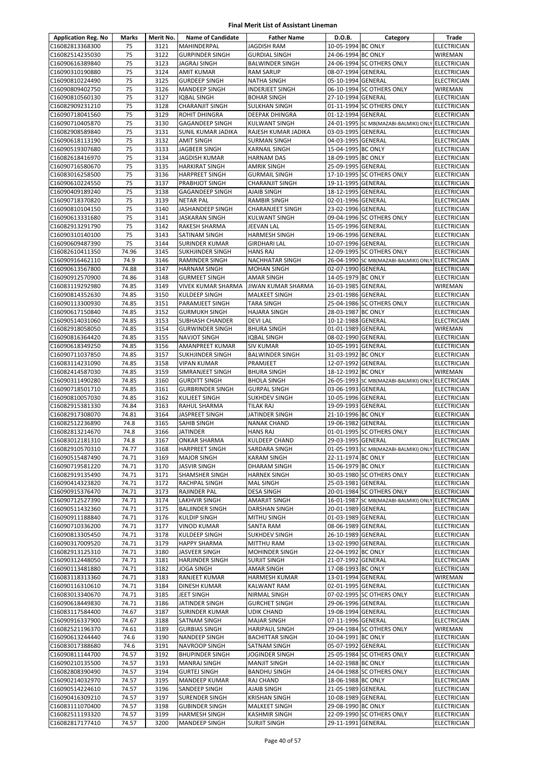# Final Merit List of Assistant Lineman

| Application Reg. No | Marks | Merit No. | Name of Candidate | Father Name | D.O.B. | Category | Trade |
|---|---|---|---|---|---|---|---|
| C16082813368300 | 75 | 3121 | MAHINDERPAL | JAGDISH RAM | 10-05-1994 | BC ONLY | ELECTRICIAN |
| C16082514235030 | 75 | 3122 | GURPINDER SINGH | GURDIAL SINGH | 24-06-1994 | BC ONLY | WIREMAN |
| C16090616389840 | 75 | 3123 | JAGRAJ SINGH | BALWINDER SINGH | 24-06-1994 | SC OTHERS ONLY | ELECTRICIAN |
| C16090310190880 | 75 | 3124 | AMIT KUMAR | RAM SARUP | 08-07-1994 | GENERAL | ELECTRICIAN |
| C16090810224490 | 75 | 3125 | GURDEEP SINGH | NATHA SINGH | 05-10-1994 | GENERAL | ELECTRICIAN |
| C16090809402750 | 75 | 3126 | MANDEEP SINGH | INDERJEET SINGH | 06-10-1994 | SC OTHERS ONLY | WIREMAN |
| C16090810560130 | 75 | 3127 | IQBAL SINGH | BOHAR SINGH | 27-10-1994 | GENERAL | ELECTRICIAN |
| C16082909231210 | 75 | 3128 | CHARANJIT SINGH | SULKHAN SINGH | 01-11-1994 | SC OTHERS ONLY | ELECTRICIAN |
| C16090718041560 | 75 | 3129 | ROHIT DHINGRA | DEEPAK DHINGRA | 01-12-1994 | GENERAL | ELECTRICIAN |
| C16090710405870 | 75 | 3130 | GAGANDEEP SINGH | KULWANT SINGH | 24-01-1995 | SC MB(MAZABI-BALMIKI) ONLY | ELECTRICIAN |
| C16082908589840 | 75 | 3131 | SUNIL KUMAR JADIKA | RAJESH KUMAR JADIKA | 03-03-1995 | GENERAL | ELECTRICIAN |
| C16090618113190 | 75 | 3132 | AMIT SINGH | SURMAN SINGH | 04-03-1995 | GENERAL | ELECTRICIAN |
| C16090519307680 | 75 | 3133 | JAGBEER SINGH | KARNAIL SINGH | 15-04-1995 | BC ONLY | ELECTRICIAN |
| C16082618416970 | 75 | 3134 | JAGDISH KUMAR | HARNAM DAS | 18-09-1995 | BC ONLY | ELECTRICIAN |
| C16090716580670 | 75 | 3135 | HARKIRAT SINGH | AMRIK SINGH | 25-09-1995 | GENERAL | ELECTRICIAN |
| C16083016258500 | 75 | 3136 | HARPREET SINGH | GURMAIL SINGH | 17-10-1995 | SC OTHERS ONLY | ELECTRICIAN |
| C16090610224550 | 75 | 3137 | PRABHJOT SINGH | CHARANJIT SINGH | 19-11-1995 | GENERAL | ELECTRICIAN |
| C16090409189240 | 75 | 3138 | GAGANDEEP SINGH | AJAIB SINGH | 18-12-1995 | GENERAL | ELECTRICIAN |
| C16090718370820 | 75 | 3139 | NETAR PAL | RAMBIR SINGH | 02-01-1996 | GENERAL | ELECTRICIAN |
| C16090810104150 | 75 | 3140 | JASHANDEEP SINGH | CHARANJEET SINGH | 23-02-1996 | GENERAL | ELECTRICIAN |
| C16090613331680 | 75 | 3141 | JASKARAN SINGH | KULWANT SINGH | 09-04-1996 | SC OTHERS ONLY | ELECTRICIAN |
| C16082913291790 | 75 | 3142 | RAKESH SHARMA | JEEVAN LAL | 15-05-1996 | GENERAL | ELECTRICIAN |
| C16090310140100 | 75 | 3143 | SATINAM SINGH | HARMESH SINGH | 19-06-1996 | GENERAL | ELECTRICIAN |
| C16090609487390 | 75 | 3144 | SURINDER KUMAR | GIRDHARI LAL | 10-07-1996 | GENERAL | ELECTRICIAN |
| C16082610411350 | 74.96 | 3145 | SUKHJINDER SINGH | HANS RAJ | 12-09-1995 | SC OTHERS ONLY | ELECTRICIAN |
| C16090916462110 | 74.9 | 3146 | RAMINDER SINGH | NACHHATAR SINGH | 26-04-1990 | SC MB(MAZABI-BALMIKI) ONLY | ELECTRICIAN |
| C16090613567800 | 74.88 | 3147 | HARNAM SINGH | MOHAN SINGH | 02-07-1990 | GENERAL | ELECTRICIAN |
| C16090912570900 | 74.86 | 3148 | GURMEET SINGH | AMAR SINGH | 14-05-1979 | BC ONLY | ELECTRICIAN |
| C16083119292980 | 74.85 | 3149 | VIVEK KUMAR SHARMA | JIWAN KUMAR SHARMA | 16-03-1985 | GENERAL | WIREMAN |
| C16090814352630 | 74.85 | 3150 | KULDEEP SINGH | MALKEET SINGH | 23-01-1986 | GENERAL | ELECTRICIAN |
| C16090113300930 | 74.85 | 3151 | PARAMJEET SINGH | TARA SINGH | 25-04-1986 | SC OTHERS ONLY | ELECTRICIAN |
| C16090617150840 | 74.85 | 3152 | GURMUKH SINGH | HAJARA SINGH | 28-03-1987 | BC ONLY | ELECTRICIAN |
| C16090514031060 | 74.85 | 3153 | SUBHASH CHANDER | DEVI LAL | 10-12-1988 | GENERAL | ELECTRICIAN |
| C16082918058050 | 74.85 | 3154 | GURWINDER SINGH | BHURA SINGH | 01-01-1989 | GENERAL | WIREMAN |
| C16090816364420 | 74.85 | 3155 | NAVJOT SINGH | IQBAL SINGH | 08-02-1990 | GENERAL | ELECTRICIAN |
| C16090618349250 | 74.85 | 3156 | AMANPREET KUMAR | SIV KUMAR | 10-05-1991 | GENERAL | ELECTRICIAN |
| C16090711037850 | 74.85 | 3157 | SUKHJINDER SINGH | BALWINDER SINGH | 31-03-1992 | BC ONLY | ELECTRICIAN |
| C16083114231090 | 74.85 | 3158 | VIPAN KUMAR | PRAMJEET | 12-07-1992 | GENERAL | ELECTRICIAN |
| C16082414587030 | 74.85 | 3159 | SIMRANJEET SINGH | BHURA SINGH | 18-12-1992 | BC ONLY | WIREMAN |
| C16090311490280 | 74.85 | 3160 | GURDITT SINGH | BHOLA SINGH | 26-05-1993 | SC MB(MAZABI-BALMIKI) ONLY | ELECTRICIAN |
| C16090718501710 | 74.85 | 3161 | GURBRINDER SINGH | GURPAL SINGH | 03-06-1993 | GENERAL | ELECTRICIAN |
| C16090810057030 | 74.85 | 3162 | KULJEET SINGH | SUKHDEV SINGH | 10-05-1996 | GENERAL | ELECTRICIAN |
| C16082915381330 | 74.84 | 3163 | RAHUL SHARMA | TILAK RAJ | 19-09-1993 | GENERAL | ELECTRICIAN |
| C16082917308070 | 74.81 | 3164 | JASPREET SINGH | JATINDER SINGH | 21-10-1996 | BC ONLY | ELECTRICIAN |
| C16082512236890 | 74.8 | 3165 | SAHIB SINGH | NANAK CHAND | 19-06-1982 | GENERAL | ELECTRICIAN |
| C16082813214670 | 74.8 | 3166 | JATINDER | HANS RAJ | 01-01-1995 | SC OTHERS ONLY | ELECTRICIAN |
| C16083012181310 | 74.8 | 3167 | ONKAR SHARMA | KULDEEP CHAND | 29-03-1995 | GENERAL | ELECTRICIAN |
| C16082910570310 | 74.77 | 3168 | HARPREET SINGH | SARDARA SINGH | 01-05-1993 | SC MB(MAZABI-BALMIKI) ONLY | ELECTRICIAN |
| C16090515487490 | 74.71 | 3169 | MAJOR SINGH | KARAM SINGH | 22-11-1974 | BC ONLY | ELECTRICIAN |
| C16090719581220 | 74.71 | 3170 | JASVIR SINGH | DHARAM SINGH | 15-06-1979 | BC ONLY | ELECTRICIAN |
| C16082919135490 | 74.71 | 3171 | SHAMSHER SINGH | HARNEK SINGH | 30-03-1980 | SC OTHERS ONLY | ELECTRICIAN |
| C16090414323820 | 74.71 | 3172 | RACHPAL SINGH | MAL SINGH | 25-03-1981 | GENERAL | ELECTRICIAN |
| C16090915376470 | 74.71 | 3173 | RAJINDER PAL | DESA SINGH | 20-01-1984 | SC OTHERS ONLY | ELECTRICIAN |
| C16090712527390 | 74.71 | 3174 | LAKHVIR SINGH | AMARJIT SINGH | 16-01-1987 | SC MB(MAZABI-BALMIKI) ONLY | ELECTRICIAN |
| C16090511432360 | 74.71 | 3175 | BALJINDER SINGH | DARSHAN SINGH | 20-01-1989 | GENERAL | ELECTRICIAN |
| C16090911188840 | 74.71 | 3176 | KULDIP SINGH | MITHU SINGH | 01-03-1989 | GENERAL | ELECTRICIAN |
| C16090710336200 | 74.71 | 3177 | VINOD KUMAR | SANTA RAM | 08-06-1989 | GENERAL | ELECTRICIAN |
| C16090813305450 | 74.71 | 3178 | KULDEEP SINGH | SUKHDEV SINGH | 26-10-1989 | GENERAL | ELECTRICIAN |
| C16090317009520 | 74.71 | 3179 | HAPPY SHARMA | MITTHU RAM | 13-02-1990 | GENERAL | ELECTRICIAN |
| C16082913125310 | 74.71 | 3180 | JASVEER SINGH | MOHINDER SINGH | 22-04-1992 | BC ONLY | ELECTRICIAN |
| C16090312448050 | 74.71 | 3181 | HARJINDER SINGH | SURJIT SINGH | 21-07-1992 | GENERAL | ELECTRICIAN |
| C16090113481880 | 74.71 | 3182 | JOGA SINGH | AMAR SINGH | 17-08-1993 | BC ONLY | ELECTRICIAN |
| C16083118313360 | 74.71 | 3183 | RANJEET KUMAR | HARMESH KUMAR | 13-01-1994 | GENERAL | WIREMAN |
| C16090116310610 | 74.71 | 3184 | DINESH KUMAR | KALWANT RAM | 02-01-1995 | GENERAL | ELECTRICIAN |
| C16083013340670 | 74.71 | 3185 | JEET SINGH | NIRMAL SINGH | 07-02-1995 | SC OTHERS ONLY | ELECTRICIAN |
| C16090618449830 | 74.71 | 3186 | JATINDER SINGH | GURCHET SINGH | 29-06-1996 | GENERAL | ELECTRICIAN |
| C16083117584400 | 74.67 | 3187 | SURINDER KUMAR | UDIK CHAND | 19-08-1994 | GENERAL | ELECTRICIAN |
| C16090916337900 | 74.67 | 3188 | SATNAM SINGH | MAJAR SINGH | 07-11-1996 | GENERAL | ELECTRICIAN |
| C16082521196370 | 74.61 | 3189 | GURBIAS SINGH | HARIPAUL SINGH | 29-04-1984 | SC OTHERS ONLY | WIREMAN |
| C16090613244440 | 74.6 | 3190 | NANDEEP SINGH | BACHITTAR SINGH | 10-04-1991 | BC ONLY | ELECTRICIAN |
| C16083017388680 | 74.6 | 3191 | NAVROOP SINGH | SATNAM SINGH | 05-07-1992 | GENERAL | ELECTRICIAN |
| C16090811144700 | 74.57 | 3192 | BHUPINDER SINGH | JOGINDER SINGH | 25-05-1984 | SC OTHERS ONLY | ELECTRICIAN |
| C16090210135500 | 74.57 | 3193 | MANRAJ SINGH | MANJIT SINGH | 14-02-1988 | BC ONLY | ELECTRICIAN |
| C16082808390490 | 74.57 | 3194 | GURTEJ SINGH | BANDHU SINGH | 24-04-1988 | SC OTHERS ONLY | ELECTRICIAN |
| C16090214032970 | 74.57 | 3195 | MANDEEP KUMAR | RAJ CHAND | 18-06-1988 | BC ONLY | ELECTRICIAN |
| C16090514224610 | 74.57 | 3196 | SANDEEP SINGH | AJAIB SINGH | 21-05-1989 | GENERAL | ELECTRICIAN |
| C16090416309210 | 74.57 | 3197 | SURENDER SINGH | KRISHAN SINGH | 10-08-1989 | GENERAL | ELECTRICIAN |
| C16083111070400 | 74.57 | 3198 | GUBINDER SINGH | MALKEET SINGH | 29-08-1990 | BC ONLY | ELECTRICIAN |
| C16082511193320 | 74.57 | 3199 | HARMESH SINGH | KASHMIR SINGH | 22-09-1990 | SC OTHERS ONLY | ELECTRICIAN |
| C16082817177410 | 74.57 | 3200 | MANDEEP SINGH | SURJIT SINGH | 29-11-1991 | GENERAL | ELECTRICIAN |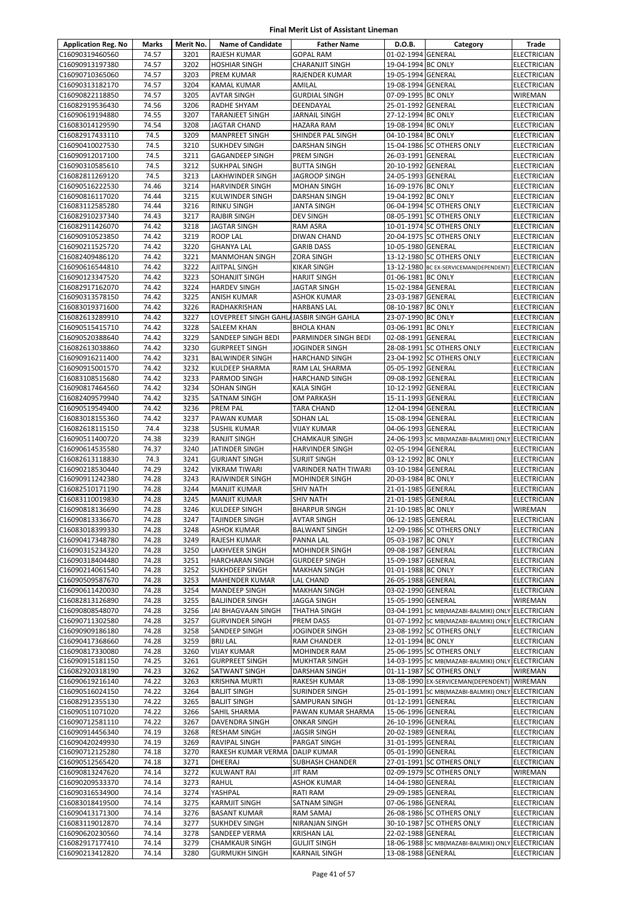# Final Merit List of Assistant Lineman

| Application Reg. No | Marks | Merit No. | Name of Candidate | Father Name | D.O.B. | Category | Trade |
|---|---|---|---|---|---|---|---|
| C16090319460560 | 74.57 | 3201 | RAJESH KUMAR | GOPAL RAM | 01-02-1994 | GENERAL | ELECTRICIAN |
| C16090913197380 | 74.57 | 3202 | HOSHIAR SINGH | CHARANJIT SINGH | 19-04-1994 | BC ONLY | ELECTRICIAN |
| C16090710365060 | 74.57 | 3203 | PREM KUMAR | RAJENDER KUMAR | 19-05-1994 | GENERAL | ELECTRICIAN |
| C16090313182170 | 74.57 | 3204 | KAMAL KUMAR | AMILAL | 19-08-1994 | GENERAL | ELECTRICIAN |
| C16090822118850 | 74.57 | 3205 | AVTAR SINGH | GURDIAL SINGH | 07-09-1995 | BC ONLY | WIREMAN |
| C16082919536430 | 74.56 | 3206 | RADHE SHYAM | DEENDAYAL | 25-01-1992 | GENERAL | ELECTRICIAN |
| C16090619194880 | 74.55 | 3207 | TARANJEET SINGH | JARNAIL SINGH | 27-12-1994 | BC ONLY | ELECTRICIAN |
| C16083014129590 | 74.54 | 3208 | JAGTAR CHAND | HAZARA RAM | 19-08-1994 | BC ONLY | ELECTRICIAN |
| C16082917433110 | 74.5 | 3209 | MANPREET SINGH | SHINDER PAL SINGH | 04-10-1984 | BC ONLY | ELECTRICIAN |
| C16090410027530 | 74.5 | 3210 | SUKHDEV SINGH | DARSHAN SINGH | 15-04-1986 | SC OTHERS ONLY | ELECTRICIAN |
| C16090912017100 | 74.5 | 3211 | GAGANDEEP SINGH | PREM SINGH | 26-03-1991 | GENERAL | ELECTRICIAN |
| C16090310585610 | 74.5 | 3212 | SUKHPAL SINGH | BUTTA SINGH | 20-10-1992 | GENERAL | ELECTRICIAN |
| C16082811269120 | 74.5 | 3213 | LAKHWINDER SINGH | JAGROOP SINGH | 24-05-1993 | GENERAL | ELECTRICIAN |
| C16090516222530 | 74.46 | 3214 | HARVINDER SINGH | MOHAN SINGH | 16-09-1976 | BC ONLY | ELECTRICIAN |
| C16090816117020 | 74.44 | 3215 | KULWINDER SINGH | DARSHAN SINGH | 19-04-1992 | BC ONLY | ELECTRICIAN |
| C16083112585280 | 74.44 | 3216 | RINKU SINGH | JANTA SINGH | 06-04-1994 | SC OTHERS ONLY | ELECTRICIAN |
| C16082910237340 | 74.43 | 3217 | RAJBIR SINGH | DEV SINGH | 08-05-1991 | SC OTHERS ONLY | ELECTRICIAN |
| C16082911426070 | 74.42 | 3218 | JAGTAR SINGH | RAM ASRA | 10-01-1974 | SC OTHERS ONLY | ELECTRICIAN |
| C16090910523850 | 74.42 | 3219 | ROOP LAL | DIWAN CHAND | 20-04-1975 | SC OTHERS ONLY | ELECTRICIAN |
| C16090211525720 | 74.42 | 3220 | GHANYA LAL | GARIB DASS | 10-05-1980 | GENERAL | ELECTRICIAN |
| C16082409486120 | 74.42 | 3221 | MANMOHAN SINGH | ZORA SINGH | 13-12-1980 | SC OTHERS ONLY | ELECTRICIAN |
| C16090616544810 | 74.42 | 3222 | AJITPAL SINGH | KIKAR SINGH | 13-12-1980 | BC EX-SERVICEMAN(DEPENDENT) | ELECTRICIAN |
| C16090123347520 | 74.42 | 3223 | SOHANJIT SINGH | HARJIT SINGH | 01-06-1981 | BC ONLY | ELECTRICIAN |
| C16082917162070 | 74.42 | 3224 | HARDEV SINGH | JAGTAR SINGH | 15-02-1984 | GENERAL | ELECTRICIAN |
| C16090313578150 | 74.42 | 3225 | ANISH KUMAR | ASHOK KUMAR | 23-03-1987 | GENERAL | ELECTRICIAN |
| C16083019371600 | 74.42 | 3226 | RADHAKRISHAN | HARBANS LAL | 08-10-1987 | BC ONLY | ELECTRICIAN |
| C16082613289910 | 74.42 | 3227 | LOVEPREET SINGH GAHLA | JASBIR SINGH GAHLA | 23-07-1990 | BC ONLY | ELECTRICIAN |
| C16090515415710 | 74.42 | 3228 | SALEEM KHAN | BHOLA KHAN | 03-06-1991 | BC ONLY | ELECTRICIAN |
| C16090520388640 | 74.42 | 3229 | SANDEEP SINGH BEDI | PARMINDER SINGH BEDI | 02-08-1991 | GENERAL | ELECTRICIAN |
| C16082613038860 | 74.42 | 3230 | GURPREET SINGH | JOGINDER SINGH | 28-08-1991 | SC OTHERS ONLY | ELECTRICIAN |
| C16090916211400 | 74.42 | 3231 | BALWINDER SINGH | HARCHAND SINGH | 23-04-1992 | SC OTHERS ONLY | ELECTRICIAN |
| C16090915001570 | 74.42 | 3232 | KULDEEP SHARMA | RAM LAL SHARMA | 05-05-1992 | GENERAL | ELECTRICIAN |
| C16083108515680 | 74.42 | 3233 | PARMOD SINGH | HARCHAND SINGH | 09-08-1992 | GENERAL | ELECTRICIAN |
| C16090817464560 | 74.42 | 3234 | SOHAN SINGH | KALA SINGH | 10-12-1992 | GENERAL | ELECTRICIAN |
| C16082409579940 | 74.42 | 3235 | SATNAM SINGH | OM PARKASH | 15-11-1993 | GENERAL | ELECTRICIAN |
| C16090519549400 | 74.42 | 3236 | PREM PAL | TARA CHAND | 12-04-1994 | GENERAL | ELECTRICIAN |
| C16083018155360 | 74.42 | 3237 | PAWAN KUMAR | SOHAN LAL | 15-08-1994 | GENERAL | ELECTRICIAN |
| C16082618115150 | 74.4 | 3238 | SUSHIL KUMAR | VIJAY KUMAR | 04-06-1993 | GENERAL | ELECTRICIAN |
| C16090511400720 | 74.38 | 3239 | RANJIT SINGH | CHAMKAUR SINGH | 24-06-1993 | SC MB(MAZABI-BALMIKI) ONLY | ELECTRICIAN |
| C16090614535580 | 74.37 | 3240 | JATINDER SINGH | HARVINDER SINGH | 02-05-1994 | GENERAL | ELECTRICIAN |
| C16082613118830 | 74.3 | 3241 | GURJANT SINGH | SURJIT SINGH | 03-12-1992 | BC ONLY | ELECTRICIAN |
| C16090218530440 | 74.29 | 3242 | VIKRAM TIWARI | VARINDER NATH TIWARI | 03-10-1984 | GENERAL | ELECTRICIAN |
| C16090911242380 | 74.28 | 3243 | RAJWINDER SINGH | MOHINDER SINGH | 20-03-1984 | BC ONLY | ELECTRICIAN |
| C16082510171190 | 74.28 | 3244 | MANJIT KUMAR | SHIV NATH | 21-01-1985 | GENERAL | ELECTRICIAN |
| C16083110019830 | 74.28 | 3245 | MANJIT KUMAR | SHIV NATH | 21-01-1985 | GENERAL | ELECTRICIAN |
| C16090818136690 | 74.28 | 3246 | KULDEEP SINGH | BHARPUR SINGH | 21-10-1985 | BC ONLY | WIREMAN |
| C16090813336670 | 74.28 | 3247 | TAJINDER SINGH | AVTAR SINGH | 06-12-1985 | GENERAL | ELECTRICIAN |
| C16083018399330 | 74.28 | 3248 | ASHOK KUMAR | BALWANT SINGH | 12-09-1986 | SC OTHERS ONLY | ELECTRICIAN |
| C16090417348780 | 74.28 | 3249 | RAJESH KUMAR | PANNA LAL | 05-03-1987 | BC ONLY | ELECTRICIAN |
| C16090315234320 | 74.28 | 3250 | LAKHVEER SINGH | MOHINDER SINGH | 09-08-1987 | GENERAL | ELECTRICIAN |
| C16090318404480 | 74.28 | 3251 | HARCHARAN SINGH | GURDEEP SINGH | 15-09-1987 | GENERAL | ELECTRICIAN |
| C16090214061540 | 74.28 | 3252 | SUKHDEEP SINGH | MAKHAN SINGH | 01-01-1988 | BC ONLY | ELECTRICIAN |
| C16090509587670 | 74.28 | 3253 | MAHENDER KUMAR | LAL CHAND | 26-05-1988 | GENERAL | ELECTRICIAN |
| C16090611420030 | 74.28 | 3254 | MANDEEP SINGH | MAKHAN SINGH | 03-02-1990 | GENERAL | ELECTRICIAN |
| C16082813126890 | 74.28 | 3255 | BALJINDER SINGH | JAGGA SINGH | 15-05-1990 | GENERAL | WIREMAN |
| C16090808548070 | 74.28 | 3256 | JAI BHAGVAAN SINGH | THATHA SINGH | 03-04-1991 | SC MB(MAZABI-BALMIKI) ONLY | ELECTRICIAN |
| C16090711302580 | 74.28 | 3257 | GURVINDER SINGH | PREM DASS | 01-07-1992 | SC MB(MAZABI-BALMIKI) ONLY | ELECTRICIAN |
| C16090909186180 | 74.28 | 3258 | SANDEEP SINGH | JOGINDER SINGH | 23-08-1992 | SC OTHERS ONLY | ELECTRICIAN |
| C16090417368660 | 74.28 | 3259 | BRIJ LAL | RAM CHANDER | 12-01-1994 | BC ONLY | ELECTRICIAN |
| C16090817330080 | 74.28 | 3260 | VIJAY KUMAR | MOHINDER RAM | 25-06-1995 | SC OTHERS ONLY | ELECTRICIAN |
| C16090915181150 | 74.25 | 3261 | GURPREET SINGH | MUKHTAR SINGH | 14-03-1995 | SC MB(MAZABI-BALMIKI) ONLY | ELECTRICIAN |
| C16082920318190 | 74.23 | 3262 | SATWANT SINGH | DARSHAN SINGH | 01-11-1987 | SC OTHERS ONLY | WIREMAN |
| C16090619216140 | 74.22 | 3263 | KRISHNA MURTI | RAKESH KUMAR | 13-08-1990 | EX-SERVICEMAN(DEPENDENT) | WIREMAN |
| C16090516024150 | 74.22 | 3264 | BALJIT SINGH | SURINDER SINGH | 25-01-1991 | SC MB(MAZABI-BALMIKI) ONLY | ELECTRICIAN |
| C16082912355130 | 74.22 | 3265 | BALJIT SINGH | SAMPURAN SINGH | 01-12-1991 | GENERAL | ELECTRICIAN |
| C16090511071020 | 74.22 | 3266 | SAHIL SHARMA | PAWAN KUMAR SHARMA | 15-06-1996 | GENERAL | ELECTRICIAN |
| C16090712581110 | 74.22 | 3267 | DAVENDRA SINGH | ONKAR SINGH | 26-10-1996 | GENERAL | ELECTRICIAN |
| C16090914456340 | 74.19 | 3268 | RESHAM SINGH | JAGSIR SINGH | 20-02-1989 | GENERAL | ELECTRICIAN |
| C16090420249930 | 74.19 | 3269 | RAVIPAL SINGH | PARGAT SINGH | 31-01-1995 | GENERAL | ELECTRICIAN |
| C16090712125280 | 74.18 | 3270 | RAKESH KUMAR VERMA | DALIP KUMAR | 05-01-1990 | GENERAL | ELECTRICIAN |
| C16090512565420 | 74.18 | 3271 | DHEERAJ | SUBHASH CHANDER | 27-01-1991 | SC OTHERS ONLY | ELECTRICIAN |
| C16090813247620 | 74.14 | 3272 | KULWANT RAI | JIT RAM | 02-09-1979 | SC OTHERS ONLY | WIREMAN |
| C16090209533370 | 74.14 | 3273 | RAHUL | ASHOK KUMAR | 14-04-1980 | GENERAL | ELECTRICIAN |
| C16090316534900 | 74.14 | 3274 | YASHPAL | RATI RAM | 29-09-1985 | GENERAL | ELECTRICIAN |
| C16083018419500 | 74.14 | 3275 | KARMJIT SINGH | SATNAM SINGH | 07-06-1986 | GENERAL | ELECTRICIAN |
| C16090413171300 | 74.14 | 3276 | BASANT KUMAR | RAM SAMAJ | 26-08-1986 | SC OTHERS ONLY | ELECTRICIAN |
| C16083119012870 | 74.14 | 3277 | SUKHDEV SINGH | NIRANJAN SINGH | 30-10-1987 | SC OTHERS ONLY | ELECTRICIAN |
| C16090620230560 | 74.14 | 3278 | SANDEEP VERMA | KRISHAN LAL | 22-02-1988 | GENERAL | ELECTRICIAN |
| C16082917177410 | 74.14 | 3279 | CHAMKAUR SINGH | GULJIT SINGH | 18-06-1988 | SC MB(MAZABI-BALMIKI) ONLY | ELECTRICIAN |
| C16090213412820 | 74.14 | 3280 | GURMUKH SINGH | KARNAIL SINGH | 13-08-1988 | GENERAL | ELECTRICIAN |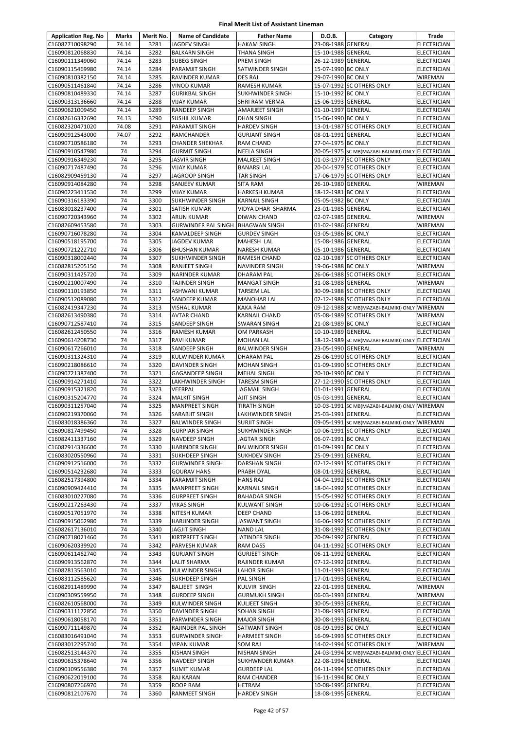**Final Merit List of Assistant Lineman**

| Application Reg. No | Marks | Merit No. | Name of Candidate | Father Name | D.O.B. | Category | Trade |
|---|---|---|---|---|---|---|---|
| C16082710098290 | 74.14 | 3281 | JAGDEV SINGH | HAKAM SINGH | 23-08-1988 | GENERAL | ELECTRICIAN |
| C16090812068830 | 74.14 | 3282 | BALKARN SINGH | THANA SINGH | 15-10-1988 | GENERAL | ELECTRICIAN |
| C16090111349060 | 74.14 | 3283 | SUBEG SINGH | PREM SINGH | 26-12-1989 | GENERAL | ELECTRICIAN |
| C16090115469980 | 74.14 | 3284 | PARAMJIT SINGH | SATWINDER SINGH | 15-07-1990 | BC ONLY | ELECTRICIAN |
| C16090810382150 | 74.14 | 3285 | RAVINDER KUMAR | DES RAJ | 29-07-1990 | BC ONLY | WIREMAN |
| C16090511461840 | 74.14 | 3286 | VINOD KUMAR | RAMESH KUMAR | 15-07-1992 | SC OTHERS ONLY | ELECTRICIAN |
| C16090810489330 | 74.14 | 3287 | GURIKBAL SINGH | SUKHWINDER SINGH | 15-10-1992 | BC ONLY | ELECTRICIAN |
| C16090313136660 | 74.14 | 3288 | VIJAY KUMAR | SHRI RAM VERMA | 15-06-1993 | GENERAL | ELECTRICIAN |
| C16090621009450 | 74.14 | 3289 | RANDEEP SINGH | AMARJEET SINGH | 01-10-1997 | GENERAL | ELECTRICIAN |
| C16082616332690 | 74.13 | 3290 | SUSHIL KUMAR | DHAN SINGH | 15-06-1990 | BC ONLY | ELECTRICIAN |
| C16082320471020 | 74.08 | 3291 | PARAMJIT SINGH | HARDEV SINGH | 13-01-1987 | SC OTHERS ONLY | ELECTRICIAN |
| C16090912543000 | 74.07 | 3292 | RAMCHANDER | GURJANT SINGH | 08-01-1991 | GENERAL | ELECTRICIAN |
| C16090710586180 | 74 | 3293 | CHANDER SHEKHAR | RAM CHAND | 27-04-1975 | BC ONLY | ELECTRICIAN |
| C16090910547980 | 74 | 3294 | GURMIT SINGH | NEELA SINGH | 20-05-1975 | SC MB(MAZABI-BALMIKI) ONLY | ELECTRICIAN |
| C16090916349230 | 74 | 3295 | JASVIR SINGH | MALKEET SINGH | 01-03-1977 | SC OTHERS ONLY | ELECTRICIAN |
| C16090717487490 | 74 | 3296 | VIJAY KUMAR | BANARSI LAL | 20-04-1979 | SC OTHERS ONLY | ELECTRICIAN |
| C16082909459130 | 74 | 3297 | JAGROOP SINGH | TAR SINGH | 17-06-1979 | SC OTHERS ONLY | ELECTRICIAN |
| C16090914084280 | 74 | 3298 | SANJEEV KUMAR | SITA RAM | 26-10-1980 | GENERAL | WIREMAN |
| C16090223411530 | 74 | 3299 | VIJAY KUMAR | HARKESH KUMAR | 18-12-1981 | BC ONLY | ELECTRICIAN |
| C16090316183390 | 74 | 3300 | SUKHWINDER SINGH | KARNAIL SINGH | 05-05-1982 | BC ONLY | ELECTRICIAN |
| C16083018237400 | 74 | 3301 | SATISH KUMAR | VIDYA DHAR SHARMA | 23-01-1985 | GENERAL | ELECTRICIAN |
| C16090720343960 | 74 | 3302 | ARUN KUMAR | DIWAN CHAND | 02-07-1985 | GENERAL | WIREMAN |
| C16082609453580 | 74 | 3303 | GURWINDER PAL SINGH | BHAGWAN SINGH | 01-02-1986 | GENERAL | WIREMAN |
| C16090716078280 | 74 | 3304 | KAMALDEEP SINGH | GURDEV SINGH | 03-05-1986 | BC ONLY | ELECTRICIAN |
| C16090518195700 | 74 | 3305 | JAGDEV KUMAR | MAHESH LAL | 15-08-1986 | GENERAL | ELECTRICIAN |
| C16090721222710 | 74 | 3306 | BHUSHAN KUMAR | NARESH KUMAR | 05-10-1986 | GENERAL | ELECTRICIAN |
| C16090318002440 | 74 | 3307 | SUKHWINDER SINGH | RAMESH CHAND | 02-10-1987 | SC OTHERS ONLY | ELECTRICIAN |
| C16082815205150 | 74 | 3308 | RANJEET SINGH | NAVINDER SINGH | 19-06-1988 | BC ONLY | WIREMAN |
| C16090311425720 | 74 | 3309 | NARINDER KUMAR | DHARAM PAL | 26-06-1988 | SC OTHERS ONLY | ELECTRICIAN |
| C16090210007490 | 74 | 3310 | TAJINDER SINGH | MANGAT SINGH | 31-08-1988 | GENERAL | WIREMAN |
| C16090110193850 | 74 | 3311 | ASHWANI KUMAR | TARSEM LAL | 30-09-1988 | SC OTHERS ONLY | ELECTRICIAN |
| C16090512089080 | 74 | 3312 | SANDEEP KUMAR | MANOHAR LAL | 02-12-1988 | SC OTHERS ONLY | ELECTRICIAN |
| C16082419347230 | 74 | 3313 | VISHAL KUMAR | KAKA RAM | 09-12-1988 | SC MB(MAZABI-BALMIKI) ONLY | WIREMAN |
| C16082613490380 | 74 | 3314 | AVTAR CHAND | KARNAIL CHAND | 05-08-1989 | SC OTHERS ONLY | WIREMAN |
| C16090712587410 | 74 | 3315 | SANDEEP SINGH | SWARAN SINGH | 21-08-1989 | BC ONLY | ELECTRICIAN |
| C16082612450550 | 74 | 3316 | RAMESH KUMAR | OM PARKASH | 10-10-1989 | GENERAL | ELECTRICIAN |
| C16090614208730 | 74 | 3317 | RAVI KUMAR | MOHAN LAL | 18-12-1989 | SC MB(MAZABI-BALMIKI) ONLY | ELECTRICIAN |
| C16090617266010 | 74 | 3318 | SANDEEP SINGH | BALWINDER SINGH | 23-05-1990 | GENERAL | WIREMAN |
| C16090311324310 | 74 | 3319 | KULWINDER KUMAR | DHARAM PAL | 25-06-1990 | SC OTHERS ONLY | ELECTRICIAN |
| C16090218086610 | 74 | 3320 | DAVINDER SINGH | MOHAN SINGH | 01-09-1990 | SC OTHERS ONLY | ELECTRICIAN |
| C16090721387400 | 74 | 3321 | GAGANDEEP SINGH | MEHAL SINGH | 20-10-1990 | BC ONLY | ELECTRICIAN |
| C16090914271410 | 74 | 3322 | LAKHWINDER SINGH | TARESM SINGH | 27-12-1990 | SC OTHERS ONLY | ELECTRICIAN |
| C16090915321820 | 74 | 3323 | VEERPAL | JAGMAIL SINGH | 01-01-1991 | GENERAL | ELECTRICIAN |
| C16090315204770 | 74 | 3324 | MALKIT SINGH | AJIT SINGH | 05-03-1991 | GENERAL | ELECTRICIAN |
| C16090311257040 | 74 | 3325 | MANPREET SINGH | TIRATH SINGH | 10-03-1991 | SC MB(MAZABI-BALMIKI) ONLY | WIREMAN |
| C16090219370060 | 74 | 3326 | SARABJIT SINGH | LAKHWINDER SINGH | 25-03-1991 | GENERAL | ELECTRICIAN |
| C16083018386360 | 74 | 3327 | BALWINDER SINGH | SURJIT SINGH | 09-05-1991 | SC MB(MAZABI-BALMIKI) ONLY | WIREMAN |
| C16090817499450 | 74 | 3328 | GURPIAR SINGH | SUKHWINDER SINGH | 10-06-1991 | SC OTHERS ONLY | ELECTRICIAN |
| C16082411337160 | 74 | 3329 | NAVDEEP SINGH | JAGTAR SINGH | 06-07-1991 | BC ONLY | ELECTRICIAN |
| C16082914336600 | 74 | 3330 | HARINDER SINGH | BALWINDER SINGH | 01-09-1991 | BC ONLY | ELECTRICIAN |
| C16083020550960 | 74 | 3331 | SUKHDEEP SINGH | SUKHDEV SINGH | 25-09-1991 | GENERAL | ELECTRICIAN |
| C16090912516000 | 74 | 3332 | GURWINDER SINGH | DARSHAN SINGH | 02-12-1991 | SC OTHERS ONLY | ELECTRICIAN |
| C16090514232680 | 74 | 3333 | GOURAV HANS | PRABH DYAL | 08-01-1992 | GENERAL | ELECTRICIAN |
| C16082517394800 | 74 | 3334 | KARAMJIT SINGH | HANS RAJ | 04-04-1992 | SC OTHERS ONLY | ELECTRICIAN |
| C16090909424410 | 74 | 3335 | MANPREET SINGH | KARNAIL SINGH | 18-04-1992 | SC OTHERS ONLY | ELECTRICIAN |
| C16083010227080 | 74 | 3336 | GURPREET SINGH | BAHADAR SINGH | 15-05-1992 | SC OTHERS ONLY | ELECTRICIAN |
| C16090217263430 | 74 | 3337 | VIKAS SINGH | KULWANT SINGH | 10-06-1992 | SC OTHERS ONLY | ELECTRICIAN |
| C16090517051970 | 74 | 3338 | NITESH KUMAR | DEEP CHAND | 13-06-1992 | GENERAL | ELECTRICIAN |
| C16090915062980 | 74 | 3339 | HARJINDER SINGH | JASWANT SINGH | 16-06-1992 | SC OTHERS ONLY | ELECTRICIAN |
| C16082617136010 | 74 | 3340 | JAGJIT SINGH | NAND LAL | 31-08-1992 | SC OTHERS ONLY | ELECTRICIAN |
| C16090718021460 | 74 | 3341 | KIRTPREET SINGH | JATINDER SINGH | 20-09-1992 | GENERAL | ELECTRICIAN |
| C16090620339920 | 74 | 3342 | PARVESH KUMAR | RAM DASS | 04-11-1992 | SC OTHERS ONLY | ELECTRICIAN |
| C16090611462740 | 74 | 3343 | GURJANT SINGH | GURJEET SINGH | 06-11-1992 | GENERAL | ELECTRICIAN |
| C16090913562870 | 74 | 3344 | LALIT SHARMA | RAJINDER KUMAR | 07-12-1992 | GENERAL | ELECTRICIAN |
| C16082813563010 | 74 | 3345 | KULWINDER SINGH | LAHOR SINGH | 11-01-1993 | GENERAL | ELECTRICIAN |
| C16083112585620 | 74 | 3346 | SUKHDEEP SINGH | PAL SINGH | 17-01-1993 | GENERAL | ELECTRICIAN |
| C16082911489990 | 74 | 3347 | BALJEET SINGH | KULVIR SINGH | 22-01-1993 | GENERAL | WIREMAN |
| C16090309559950 | 74 | 3348 | GURDEEP SINGH | GURMUKH SINGH | 06-03-1993 | GENERAL | WIREMAN |
| C16082610568000 | 74 | 3349 | KULWINDER SINGH | KULJEET SINGH | 30-05-1993 | GENERAL | ELECTRICIAN |
| C16090311172850 | 74 | 3350 | DAVINDER SINGH | SOHAN SINGH | 21-08-1993 | GENERAL | ELECTRICIAN |
| C16090618058170 | 74 | 3351 | PARWINDER SINGH | MAJOR SINGH | 30-08-1993 | GENERAL | ELECTRICIAN |
| C16090711149870 | 74 | 3352 | RAJINDER PAL SINGH | SATWANT SINGH | 08-09-1993 | BC ONLY | ELECTRICIAN |
| C16083016491040 | 74 | 3353 | GURWINDER SINGH | HARMEET SINGH | 16-09-1993 | SC OTHERS ONLY | ELECTRICIAN |
| C16083012295740 | 74 | 3354 | VIPAN KUMAR | SOM RAJ | 14-02-1994 | SC OTHERS ONLY | WIREMAN |
| C16082513144370 | 74 | 3355 | KISHAN SINGH | NISHAN SINGH | 24-03-1994 | SC MB(MAZABI-BALMIKI) ONLY | ELECTRICIAN |
| C16090615378640 | 74 | 3356 | NAVDEEP SINGH | SUKHWNDER KUMAR | 22-08-1994 | GENERAL | ELECTRICIAN |
| C16090109556380 | 74 | 3357 | SUMIT KUMAR | GURDEEP LAL | 04-11-1994 | SC OTHERS ONLY | ELECTRICIAN |
| C16090622019100 | 74 | 3358 | RAJ KARAN | RAM CHANDER | 16-11-1994 | BC ONLY | ELECTRICIAN |
| C16090807266970 | 74 | 3359 | ROOP RAM | HETRAM | 10-08-1995 | GENERAL | ELECTRICIAN |
| C16090812107670 | 74 | 3360 | RANMEET SINGH | HARDEV SINGH | 18-08-1995 | GENERAL | ELECTRICIAN |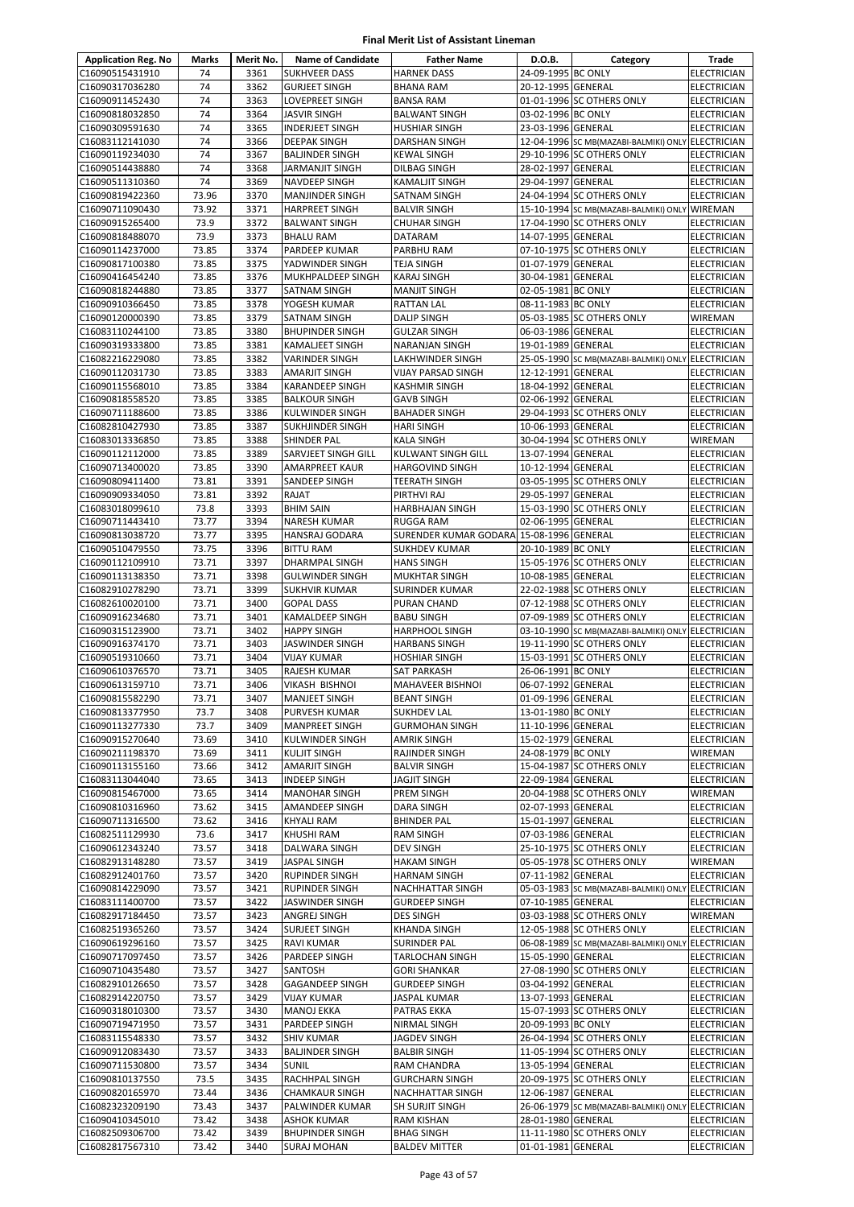# Final Merit List of Assistant Lineman

| Application Reg. No | Marks | Merit No. | Name of Candidate | Father Name | D.O.B. | Category | Trade |
|---|---|---|---|---|---|---|---|
| C16090515431910 | 74 | 3361 | SUKHVEER DASS | HARNEK DASS | 24-09-1995 | BC ONLY | ELECTRICIAN |
| C16090317036280 | 74 | 3362 | GURJEET SINGH | BHANA RAM | 20-12-1995 | GENERAL | ELECTRICIAN |
| C16090911452430 | 74 | 3363 | LOVEPREET SINGH | BANSA RAM | 01-01-1996 | SC OTHERS ONLY | ELECTRICIAN |
| C16090818032850 | 74 | 3364 | JASVIR SINGH | BALWANT SINGH | 03-02-1996 | BC ONLY | ELECTRICIAN |
| C16090309591630 | 74 | 3365 | INDERJEET SINGH | HUSHIAR SINGH | 23-03-1996 | GENERAL | ELECTRICIAN |
| C16083112141030 | 74 | 3366 | DEEPAK SINGH | DARSHAN SINGH | 12-04-1996 | SC MB(MAZABI-BALMIKI) ONLY | ELECTRICIAN |
| C16090119234030 | 74 | 3367 | BALJINDER SINGH | KEWAL SINGH | 29-10-1996 | SC OTHERS ONLY | ELECTRICIAN |
| C16090514438880 | 74 | 3368 | JARMANJIT SINGH | DILBAG SINGH | 28-02-1997 | GENERAL | ELECTRICIAN |
| C16090511310360 | 74 | 3369 | NAVDEEP SINGH | KAMALJIT SINGH | 29-04-1997 | GENERAL | ELECTRICIAN |
| C16090819422360 | 73.96 | 3370 | MANJINDER SINGH | SATNAM SINGH | 24-04-1994 | SC OTHERS ONLY | ELECTRICIAN |
| C16090711090430 | 73.92 | 3371 | HARPREET SINGH | BALVIR SINGH | 15-10-1994 | SC MB(MAZABI-BALMIKI) ONLY | WIREMAN |
| C16090915265400 | 73.9 | 3372 | BALWANT SINGH | CHUHAR SINGH | 17-04-1990 | SC OTHERS ONLY | ELECTRICIAN |
| C16090818488070 | 73.9 | 3373 | BHALU RAM | DATARAM | 14-07-1995 | GENERAL | ELECTRICIAN |
| C16090114237000 | 73.85 | 3374 | PARDEEP KUMAR | PARBHU RAM | 07-10-1975 | SC OTHERS ONLY | ELECTRICIAN |
| C16090817100380 | 73.85 | 3375 | YADWINDER SINGH | TEJA SINGH | 01-07-1979 | GENERAL | ELECTRICIAN |
| C16090416454240 | 73.85 | 3376 | MUKHPALDEEP SINGH | KARAJ SINGH | 30-04-1981 | GENERAL | ELECTRICIAN |
| C16090818244880 | 73.85 | 3377 | SATNAM SINGH | MANJIT SINGH | 02-05-1981 | BC ONLY | ELECTRICIAN |
| C16090910366450 | 73.85 | 3378 | YOGESH KUMAR | RATTAN LAL | 08-11-1983 | BC ONLY | ELECTRICIAN |
| C16090120000390 | 73.85 | 3379 | SATNAM SINGH | DALIP SINGH | 05-03-1985 | SC OTHERS ONLY | WIREMAN |
| C16083110244100 | 73.85 | 3380 | BHUPINDER SINGH | GULZAR SINGH | 06-03-1986 | GENERAL | ELECTRICIAN |
| C16090319333800 | 73.85 | 3381 | KAMALJEET SINGH | NARANJAN SINGH | 19-01-1989 | GENERAL | ELECTRICIAN |
| C16082216229080 | 73.85 | 3382 | VARINDER SINGH | LAKHWINDER SINGH | 25-05-1990 | SC MB(MAZABI-BALMIKI) ONLY | ELECTRICIAN |
| C16090112031730 | 73.85 | 3383 | AMARJIT SINGH | VIJAY PARSAD SINGH | 12-12-1991 | GENERAL | ELECTRICIAN |
| C16090115568010 | 73.85 | 3384 | KARANDEEP SINGH | KASHMIR SINGH | 18-04-1992 | GENERAL | ELECTRICIAN |
| C16090818558520 | 73.85 | 3385 | BALKOUR SINGH | GAVB SINGH | 02-06-1992 | GENERAL | ELECTRICIAN |
| C16090711188600 | 73.85 | 3386 | KULWINDER SINGH | BAHADER SINGH | 29-04-1993 | SC OTHERS ONLY | ELECTRICIAN |
| C16082810427930 | 73.85 | 3387 | SUKHJINDER SINGH | HARI SINGH | 10-06-1993 | GENERAL | ELECTRICIAN |
| C16083013336850 | 73.85 | 3388 | SHINDER PAL | KALA SINGH | 30-04-1994 | SC OTHERS ONLY | WIREMAN |
| C16090112112000 | 73.85 | 3389 | SARVJEET SINGH GILL | KULWANT SINGH GILL | 13-07-1994 | GENERAL | ELECTRICIAN |
| C16090713400020 | 73.85 | 3390 | AMARPREET KAUR | HARGOVIND SINGH | 10-12-1994 | GENERAL | ELECTRICIAN |
| C16090809411400 | 73.81 | 3391 | SANDEEP SINGH | TEERATH SINGH | 03-05-1995 | SC OTHERS ONLY | ELECTRICIAN |
| C16090909334050 | 73.81 | 3392 | RAJAT | PIRTHVI RAJ | 29-05-1997 | GENERAL | ELECTRICIAN |
| C16083018099610 | 73.8 | 3393 | BHIM SAIN | HARBHAJAN SINGH | 15-03-1990 | SC OTHERS ONLY | ELECTRICIAN |
| C16090711443410 | 73.77 | 3394 | NARESH KUMAR | RUGGA RAM | 02-06-1995 | GENERAL | ELECTRICIAN |
| C16090813038720 | 73.77 | 3395 | HANSRAJ GODARA | SURENDER KUMAR GODARA | 15-08-1996 | GENERAL | ELECTRICIAN |
| C16090510479550 | 73.75 | 3396 | BITTU RAM | SUKHDEV KUMAR | 20-10-1989 | BC ONLY | ELECTRICIAN |
| C16090112109910 | 73.71 | 3397 | DHARMPAL SINGH | HANS SINGH | 15-05-1976 | SC OTHERS ONLY | ELECTRICIAN |
| C16090113138350 | 73.71 | 3398 | GULWINDER SINGH | MUKHTAR SINGH | 10-08-1985 | GENERAL | ELECTRICIAN |
| C16082910278290 | 73.71 | 3399 | SUKHVIR KUMAR | SURINDER KUMAR | 22-02-1988 | SC OTHERS ONLY | ELECTRICIAN |
| C16082610020100 | 73.71 | 3400 | GOPAL DASS | PURAN CHAND | 07-12-1988 | SC OTHERS ONLY | ELECTRICIAN |
| C16090916234680 | 73.71 | 3401 | KAMALDEEP SINGH | BABU SINGH | 07-09-1989 | SC OTHERS ONLY | ELECTRICIAN |
| C16090315123900 | 73.71 | 3402 | HAPPY SINGH | HARPHOOL SINGH | 03-10-1990 | SC MB(MAZABI-BALMIKI) ONLY | ELECTRICIAN |
| C16090916374170 | 73.71 | 3403 | JASWINDER SINGH | HARBANS SINGH | 19-11-1990 | SC OTHERS ONLY | ELECTRICIAN |
| C16090519310660 | 73.71 | 3404 | VIJAY KUMAR | HOSHIAR SINGH | 15-03-1991 | SC OTHERS ONLY | ELECTRICIAN |
| C16090610376570 | 73.71 | 3405 | RAJESH KUMAR | SAT PARKASH | 26-06-1991 | BC ONLY | ELECTRICIAN |
| C16090613159710 | 73.71 | 3406 | VIKASH BISHNOI | MAHAVEER BISHNOI | 06-07-1992 | GENERAL | ELECTRICIAN |
| C16090815582290 | 73.71 | 3407 | MANJEET SINGH | BEANT SINGH | 01-09-1996 | GENERAL | ELECTRICIAN |
| C16090813377950 | 73.7 | 3408 | PURVESH KUMAR | SUKHDEV LAL | 13-01-1980 | BC ONLY | ELECTRICIAN |
| C16090113277330 | 73.7 | 3409 | MANPREET SINGH | GURMOHAN SINGH | 11-10-1996 | GENERAL | ELECTRICIAN |
| C16090915270640 | 73.69 | 3410 | KULWINDER SINGH | AMRIK SINGH | 15-02-1979 | GENERAL | ELECTRICIAN |
| C16090211198370 | 73.69 | 3411 | KULJIT SINGH | RAJINDER SINGH | 24-08-1979 | BC ONLY | WIREMAN |
| C16090113155160 | 73.66 | 3412 | AMARJIT SINGH | BALVIR SINGH | 15-04-1987 | SC OTHERS ONLY | ELECTRICIAN |
| C16083113044040 | 73.65 | 3413 | INDEEP SINGH | JAGJIT SINGH | 22-09-1984 | GENERAL | ELECTRICIAN |
| C16090815467000 | 73.65 | 3414 | MANOHAR SINGH | PREM SINGH | 20-04-1988 | SC OTHERS ONLY | WIREMAN |
| C16090810316960 | 73.62 | 3415 | AMANDEEP SINGH | DARA SINGH | 02-07-1993 | GENERAL | ELECTRICIAN |
| C16090713116500 | 73.62 | 3416 | KHYALI RAM | BHINDER PAL | 15-01-1997 | GENERAL | ELECTRICIAN |
| C16082511129930 | 73.6 | 3417 | KHUSHI RAM | RAM SINGH | 07-03-1986 | GENERAL | ELECTRICIAN |
| C16090612343240 | 73.57 | 3418 | DALWARA SINGH | DEV SINGH | 25-10-1975 | SC OTHERS ONLY | ELECTRICIAN |
| C16082913148280 | 73.57 | 3419 | JASPAL SINGH | HAKAM SINGH | 05-05-1978 | SC OTHERS ONLY | WIREMAN |
| C16082912401760 | 73.57 | 3420 | RUPINDER SINGH | HARNAM SINGH | 07-11-1982 | GENERAL | ELECTRICIAN |
| C16090814229090 | 73.57 | 3421 | RUPINDER SINGH | NACHHATTAR SINGH | 05-03-1983 | SC MB(MAZABI-BALMIKI) ONLY | ELECTRICIAN |
| C16083111400700 | 73.57 | 3422 | JASWINDER SINGH | GURDEEP SINGH | 07-10-1985 | GENERAL | ELECTRICIAN |
| C16082917184450 | 73.57 | 3423 | ANGREJ SINGH | DES SINGH | 03-03-1988 | SC OTHERS ONLY | WIREMAN |
| C16082519365260 | 73.57 | 3424 | SURJEET SINGH | KHANDA SINGH | 12-05-1988 | SC OTHERS ONLY | ELECTRICIAN |
| C16090619296160 | 73.57 | 3425 | RAVI KUMAR | SURINDER PAL | 06-08-1989 | SC MB(MAZABI-BALMIKI) ONLY | ELECTRICIAN |
| C16090717097450 | 73.57 | 3426 | PARDEEP SINGH | TARLOCHAN SINGH | 15-05-1990 | GENERAL | ELECTRICIAN |
| C16090710435480 | 73.57 | 3427 | SANTOSH | GORI SHANKAR | 27-08-1990 | SC OTHERS ONLY | ELECTRICIAN |
| C16082910126650 | 73.57 | 3428 | GAGANDEEP SINGH | GURDEEP SINGH | 03-04-1992 | GENERAL | ELECTRICIAN |
| C16082914220750 | 73.57 | 3429 | VIJAY KUMAR | JASPAL KUMAR | 13-07-1993 | GENERAL | ELECTRICIAN |
| C16090318010300 | 73.57 | 3430 | MANOJ EKKA | PATRAS EKKA | 15-07-1993 | SC OTHERS ONLY | ELECTRICIAN |
| C16090719471950 | 73.57 | 3431 | PARDEEP SINGH | NIRMAL SINGH | 20-09-1993 | BC ONLY | ELECTRICIAN |
| C16083115548330 | 73.57 | 3432 | SHIV KUMAR | JAGDEV SINGH | 26-04-1994 | SC OTHERS ONLY | ELECTRICIAN |
| C16090912083430 | 73.57 | 3433 | BALJINDER SINGH | BALBIR SINGH | 11-05-1994 | SC OTHERS ONLY | ELECTRICIAN |
| C16090711530800 | 73.57 | 3434 | SUNIL | RAM CHANDRA | 13-05-1994 | GENERAL | ELECTRICIAN |
| C16090810137550 | 73.5 | 3435 | RACHHPAL SINGH | GURCHARN SINGH | 20-09-1975 | SC OTHERS ONLY | ELECTRICIAN |
| C16090820165970 | 73.44 | 3436 | CHAMKAUR SINGH | NACHHATTAR SINGH | 12-06-1987 | GENERAL | ELECTRICIAN |
| C16082323209190 | 73.43 | 3437 | PALWINDER KUMAR | SH SURJIT SINGH | 26-06-1979 | SC MB(MAZABI-BALMIKI) ONLY | ELECTRICIAN |
| C16090410345010 | 73.42 | 3438 | ASHOK KUMAR | RAM KISHAN | 28-01-1980 | GENERAL | ELECTRICIAN |
| C16082509306700 | 73.42 | 3439 | BHUPINDER SINGH | BHAG SINGH | 11-11-1980 | SC OTHERS ONLY | ELECTRICIAN |
| C16082817567310 | 73.42 | 3440 | SURAJ MOHAN | BALDEV MITTER | 01-01-1981 | GENERAL | ELECTRICIAN |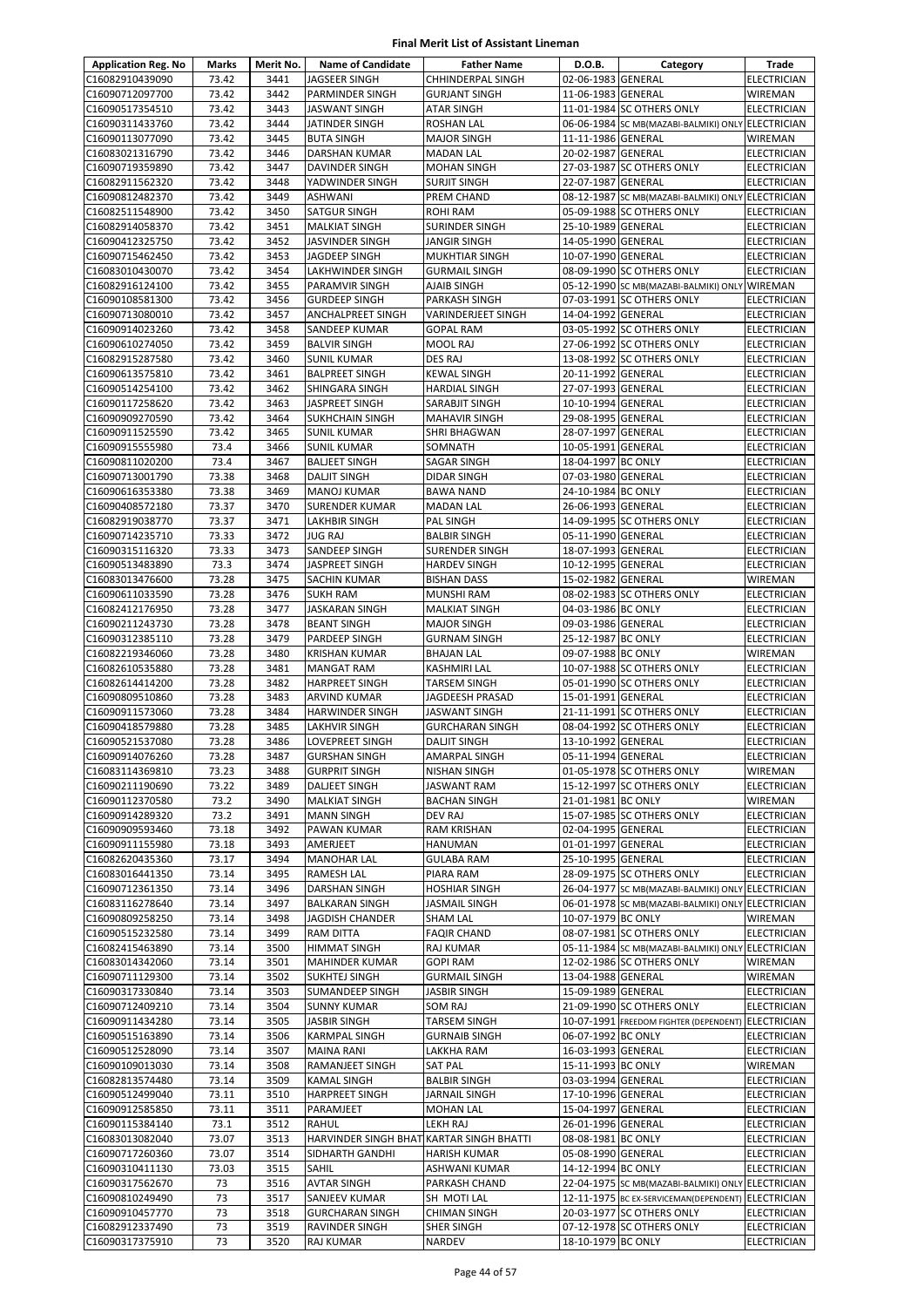# Final Merit List of Assistant Lineman

| Application Reg. No | Marks | Merit No. | Name of Candidate | Father Name | D.O.B. | Category | Trade |
|---|---|---|---|---|---|---|---|
| C16082910439090 | 73.42 | 3441 | JAGSEER SINGH | CHHINDERPAL SINGH | 02-06-1983 | GENERAL | ELECTRICIAN |
| C16090712097700 | 73.42 | 3442 | PARMINDER SINGH | GURJANT SINGH | 11-06-1983 | GENERAL | WIREMAN |
| C16090517354510 | 73.42 | 3443 | JASWANT SINGH | ATAR SINGH | 11-01-1984 | SC OTHERS ONLY | ELECTRICIAN |
| C16090311433760 | 73.42 | 3444 | JATINDER SINGH | ROSHAN LAL | 06-06-1984 | SC MB(MAZABI-BALMIKI) ONLY | ELECTRICIAN |
| C16090113077090 | 73.42 | 3445 | BUTA SINGH | MAJOR SINGH | 11-11-1986 | GENERAL | WIREMAN |
| C16083021316790 | 73.42 | 3446 | DARSHAN KUMAR | MADAN LAL | 20-02-1987 | GENERAL | ELECTRICIAN |
| C16090719359890 | 73.42 | 3447 | DAVINDER SINGH | MOHAN SINGH | 27-03-1987 | SC OTHERS ONLY | ELECTRICIAN |
| C16082911562320 | 73.42 | 3448 | YADWINDER SINGH | SURJIT SINGH | 22-07-1987 | GENERAL | ELECTRICIAN |
| C16090812482370 | 73.42 | 3449 | ASHWANI | PREM CHAND | 08-12-1987 | SC MB(MAZABI-BALMIKI) ONLY | ELECTRICIAN |
| C16082511548900 | 73.42 | 3450 | SATGUR SINGH | ROHI RAM | 05-09-1988 | SC OTHERS ONLY | ELECTRICIAN |
| C16082914058370 | 73.42 | 3451 | MALKIAT SINGH | SURINDER SINGH | 25-10-1989 | GENERAL | ELECTRICIAN |
| C16090412325750 | 73.42 | 3452 | JASVINDER SINGH | JANGIR SINGH | 14-05-1990 | GENERAL | ELECTRICIAN |
| C16090715462450 | 73.42 | 3453 | JAGDEEP SINGH | MUKHTIAR SINGH | 10-07-1990 | GENERAL | ELECTRICIAN |
| C16083010430070 | 73.42 | 3454 | LAKHWINDER SINGH | GURMAIL SINGH | 08-09-1990 | SC OTHERS ONLY | ELECTRICIAN |
| C16082916124100 | 73.42 | 3455 | PARAMVIR SINGH | AJAIB SINGH | 05-12-1990 | SC MB(MAZABI-BALMIKI) ONLY | WIREMAN |
| C16090108581300 | 73.42 | 3456 | GURDEEP SINGH | PARKASH SINGH | 07-03-1991 | SC OTHERS ONLY | ELECTRICIAN |
| C16090713080010 | 73.42 | 3457 | ANCHALPREET SINGH | VARINDERJEET SINGH | 14-04-1992 | GENERAL | ELECTRICIAN |
| C16090914023260 | 73.42 | 3458 | SANDEEP KUMAR | GOPAL RAM | 03-05-1992 | SC OTHERS ONLY | ELECTRICIAN |
| C16090610274050 | 73.42 | 3459 | BALVIR SINGH | MOOL RAJ | 27-06-1992 | SC OTHERS ONLY | ELECTRICIAN |
| C16082915287580 | 73.42 | 3460 | SUNIL KUMAR | DES RAJ | 13-08-1992 | SC OTHERS ONLY | ELECTRICIAN |
| C16090613575810 | 73.42 | 3461 | BALPREET SINGH | KEWAL SINGH | 20-11-1992 | GENERAL | ELECTRICIAN |
| C16090514254100 | 73.42 | 3462 | SHINGARA SINGH | HARDIAL SINGH | 27-07-1993 | GENERAL | ELECTRICIAN |
| C16090117258620 | 73.42 | 3463 | JASPREET SINGH | SARABJIT SINGH | 10-10-1994 | GENERAL | ELECTRICIAN |
| C16090909270590 | 73.42 | 3464 | SUKHCHAIN SINGH | MAHAVIR SINGH | 29-08-1995 | GENERAL | ELECTRICIAN |
| C16090911525590 | 73.42 | 3465 | SUNIL KUMAR | SHRI BHAGWAN | 28-07-1997 | GENERAL | ELECTRICIAN |
| C16090915555980 | 73.4 | 3466 | SUNIL KUMAR | SOMNATH | 10-05-1991 | GENERAL | ELECTRICIAN |
| C16090811020200 | 73.4 | 3467 | BALJEET SINGH | SAGAR SINGH | 18-04-1997 | BC ONLY | ELECTRICIAN |
| C16090713001790 | 73.38 | 3468 | DALJIT SINGH | DIDAR SINGH | 07-03-1980 | GENERAL | ELECTRICIAN |
| C16090616353380 | 73.38 | 3469 | MANOJ KUMAR | BAWA NAND | 24-10-1984 | BC ONLY | ELECTRICIAN |
| C16090408572180 | 73.37 | 3470 | SURENDER KUMAR | MADAN LAL | 26-06-1993 | GENERAL | ELECTRICIAN |
| C16082919038770 | 73.37 | 3471 | LAKHBIR SINGH | PAL SINGH | 14-09-1995 | SC OTHERS ONLY | ELECTRICIAN |
| C16090714235710 | 73.33 | 3472 | JUG RAJ | BALBIR SINGH | 05-11-1990 | GENERAL | ELECTRICIAN |
| C16090315116320 | 73.33 | 3473 | SANDEEP SINGH | SURENDER SINGH | 18-07-1993 | GENERAL | ELECTRICIAN |
| C16090513483890 | 73.3 | 3474 | JASPREET SINGH | HARDEV SINGH | 10-12-1995 | GENERAL | ELECTRICIAN |
| C16083013476600 | 73.28 | 3475 | SACHIN KUMAR | BISHAN DASS | 15-02-1982 | GENERAL | WIREMAN |
| C16090611033590 | 73.28 | 3476 | SUKH RAM | MUNSHI RAM | 08-02-1983 | SC OTHERS ONLY | ELECTRICIAN |
| C16082412176950 | 73.28 | 3477 | JASKARAN SINGH | MALKIAT SINGH | 04-03-1986 | BC ONLY | ELECTRICIAN |
| C16090211243730 | 73.28 | 3478 | BEANT SINGH | MAJOR SINGH | 09-03-1986 | GENERAL | ELECTRICIAN |
| C16090312385110 | 73.28 | 3479 | PARDEEP SINGH | GURNAM SINGH | 25-12-1987 | BC ONLY | ELECTRICIAN |
| C16082219346060 | 73.28 | 3480 | KRISHAN KUMAR | BHAJAN LAL | 09-07-1988 | BC ONLY | WIREMAN |
| C16082610535880 | 73.28 | 3481 | MANGAT RAM | KASHMIRI LAL | 10-07-1988 | SC OTHERS ONLY | ELECTRICIAN |
| C16082614414200 | 73.28 | 3482 | HARPREET SINGH | TARSEM SINGH | 05-01-1990 | SC OTHERS ONLY | ELECTRICIAN |
| C16090809510860 | 73.28 | 3483 | ARVIND KUMAR | JAGDEESH PRASAD | 15-01-1991 | GENERAL | ELECTRICIAN |
| C16090911573060 | 73.28 | 3484 | HARWINDER SINGH | JASWANT SINGH | 21-11-1991 | SC OTHERS ONLY | ELECTRICIAN |
| C16090418579880 | 73.28 | 3485 | LAKHVIR SINGH | GURCHARAN SINGH | 08-04-1992 | SC OTHERS ONLY | ELECTRICIAN |
| C16090521537080 | 73.28 | 3486 | LOVEPREET SINGH | DALJIT SINGH | 13-10-1992 | GENERAL | ELECTRICIAN |
| C16090914076260 | 73.28 | 3487 | GURSHAN SINGH | AMARPAL SINGH | 05-11-1994 | GENERAL | ELECTRICIAN |
| C16083114369810 | 73.23 | 3488 | GURPRIT SINGH | NISHAN SINGH | 01-05-1978 | SC OTHERS ONLY | WIREMAN |
| C16090211190690 | 73.22 | 3489 | DALJEET SINGH | JASWANT RAM | 15-12-1997 | SC OTHERS ONLY | ELECTRICIAN |
| C16090112370580 | 73.2 | 3490 | MALKIAT SINGH | BACHAN SINGH | 21-01-1981 | BC ONLY | WIREMAN |
| C16090914289320 | 73.2 | 3491 | MANN SINGH | DEV RAJ | 15-07-1985 | SC OTHERS ONLY | ELECTRICIAN |
| C16090909593460 | 73.18 | 3492 | PAWAN KUMAR | RAM KRISHAN | 02-04-1995 | GENERAL | ELECTRICIAN |
| C16090911155980 | 73.18 | 3493 | AMERJEET | HANUMAN | 01-01-1997 | GENERAL | ELECTRICIAN |
| C16082620435360 | 73.17 | 3494 | MANOHAR LAL | GULABA RAM | 25-10-1995 | GENERAL | ELECTRICIAN |
| C16083016441350 | 73.14 | 3495 | RAMESH LAL | PIARA RAM | 28-09-1975 | SC OTHERS ONLY | ELECTRICIAN |
| C16090712361350 | 73.14 | 3496 | DARSHAN SINGH | HOSHIAR SINGH | 26-04-1977 | SC MB(MAZABI-BALMIKI) ONLY | ELECTRICIAN |
| C16083116278640 | 73.14 | 3497 | BALKARAN SINGH | JASMAIL SINGH | 06-01-1978 | SC MB(MAZABI-BALMIKI) ONLY | ELECTRICIAN |
| C16090809258250 | 73.14 | 3498 | JAGDISH CHANDER | SHAM LAL | 10-07-1979 | BC ONLY | WIREMAN |
| C16090515232580 | 73.14 | 3499 | RAM DITTA | FAQIR CHAND | 08-07-1981 | SC OTHERS ONLY | ELECTRICIAN |
| C16082415463890 | 73.14 | 3500 | HIMMAT SINGH | RAJ KUMAR | 05-11-1984 | SC MB(MAZABI-BALMIKI) ONLY | ELECTRICIAN |
| C16083014342060 | 73.14 | 3501 | MAHINDER KUMAR | GOPI RAM | 12-02-1986 | SC OTHERS ONLY | WIREMAN |
| C16090711129300 | 73.14 | 3502 | SUKHTEJ SINGH | GURMAIL SINGH | 13-04-1988 | GENERAL | WIREMAN |
| C16090317330840 | 73.14 | 3503 | SUMANDEEP SINGH | JASBIR SINGH | 15-09-1989 | GENERAL | ELECTRICIAN |
| C16090712409210 | 73.14 | 3504 | SUNNY KUMAR | SOM RAJ | 21-09-1990 | SC OTHERS ONLY | ELECTRICIAN |
| C16090911434280 | 73.14 | 3505 | JASBIR SINGH | TARSEM SINGH | 10-07-1991 | FREEDOM FIGHTER (DEPENDENT) | ELECTRICIAN |
| C16090515163890 | 73.14 | 3506 | KARMPAL SINGH | GURNAIB SINGH | 06-07-1992 | BC ONLY | ELECTRICIAN |
| C16090512528090 | 73.14 | 3507 | MAINA RANI | LAKKHA RAM | 16-03-1993 | GENERAL | ELECTRICIAN |
| C16090109013030 | 73.14 | 3508 | RAMANJEET SINGH | SAT PAL | 15-11-1993 | BC ONLY | WIREMAN |
| C16082813574480 | 73.14 | 3509 | KAMAL SINGH | BALBIR SINGH | 03-03-1994 | GENERAL | ELECTRICIAN |
| C16090512499040 | 73.11 | 3510 | HARPREET SINGH | JARNAIL SINGH | 17-10-1996 | GENERAL | ELECTRICIAN |
| C16090912585850 | 73.11 | 3511 | PARAMJEET | MOHAN LAL | 15-04-1997 | GENERAL | ELECTRICIAN |
| C16090115384140 | 73.1 | 3512 | RAHUL | LEKH RAJ | 26-01-1996 | GENERAL | ELECTRICIAN |
| C16083013082040 | 73.07 | 3513 | HARVINDER SINGH BHATTI | KARTAR SINGH BHATTI | 08-08-1981 | BC ONLY | ELECTRICIAN |
| C16090717260360 | 73.07 | 3514 | SIDHARTH GANDHI | HARISH KUMAR | 05-08-1990 | GENERAL | ELECTRICIAN |
| C16090310411130 | 73.03 | 3515 | SAHIL | ASHWANI KUMAR | 14-12-1994 | BC ONLY | ELECTRICIAN |
| C16090317562670 | 73 | 3516 | AVTAR SINGH | PARKASH CHAND | 22-04-1975 | SC MB(MAZABI-BALMIKI) ONLY | ELECTRICIAN |
| C16090810249490 | 73 | 3517 | SANJEEV KUMAR | SH MOTI LAL | 12-11-1975 | BC EX-SERVICEMAN(DEPENDENT) | ELECTRICIAN |
| C16090910457770 | 73 | 3518 | GURCHARAN SINGH | CHIMAN SINGH | 20-03-1977 | SC OTHERS ONLY | ELECTRICIAN |
| C16082912337490 | 73 | 3519 | RAVINDER SINGH | SHER SINGH | 07-12-1978 | SC OTHERS ONLY | ELECTRICIAN |
| C16090317375910 | 73 | 3520 | RAJ KUMAR | NARDEV | 18-10-1979 | BC ONLY | ELECTRICIAN |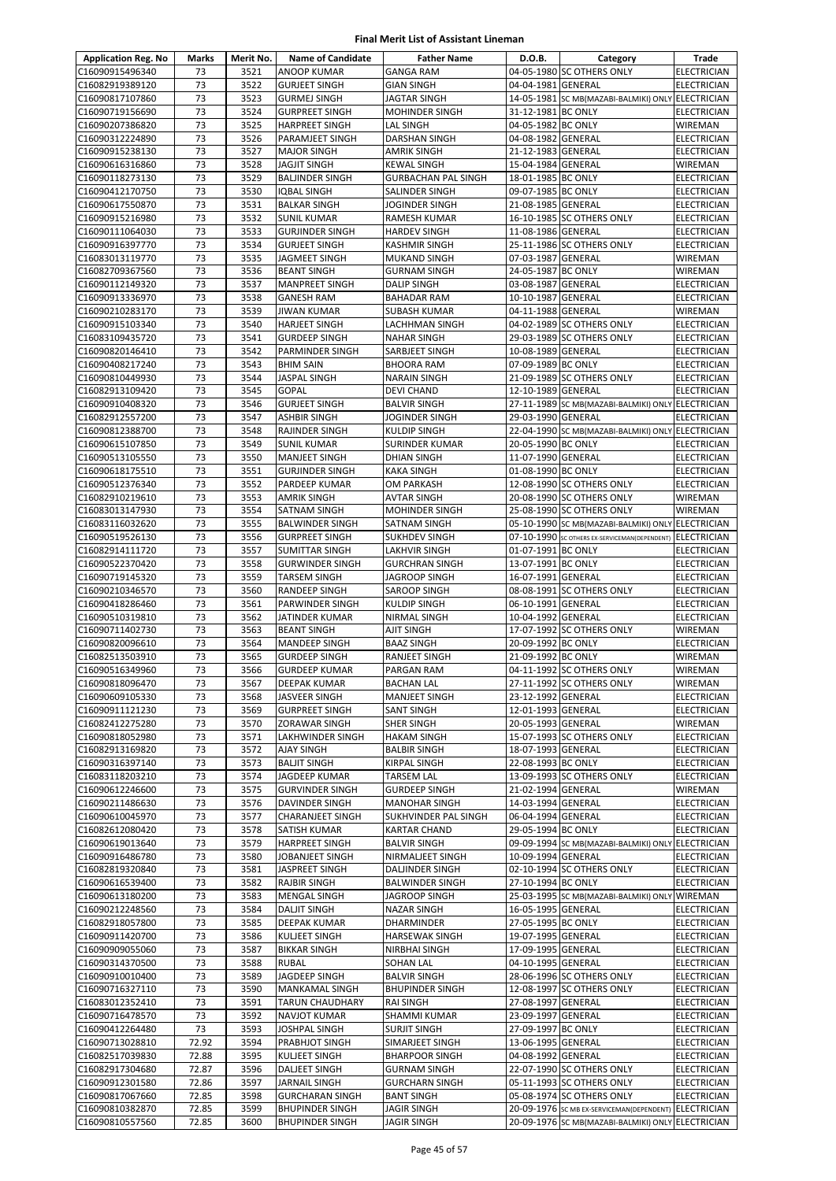# Final Merit List of Assistant Lineman

| Application Reg. No | Marks | Merit No. | Name of Candidate | Father Name | D.O.B. | Category | Trade |
|---|---|---|---|---|---|---|---|
| C16090915496340 | 73 | 3521 | ANOOP KUMAR | GANGA RAM | 04-05-1980 | SC OTHERS ONLY | ELECTRICIAN |
| C16082919389120 | 73 | 3522 | GURJEET SINGH | GIAN SINGH | 04-04-1981 | GENERAL | ELECTRICIAN |
| C16090817107860 | 73 | 3523 | GURMEJ SINGH | JAGTAR SINGH | 14-05-1981 | SC MB(MAZABI-BALMIKI) ONLY | ELECTRICIAN |
| C16090719156690 | 73 | 3524 | GURPREET SINGH | MOHINDER SINGH | 31-12-1981 | BC ONLY | ELECTRICIAN |
| C16090207386820 | 73 | 3525 | HARPREET SINGH | LAL SINGH | 04-05-1982 | BC ONLY | WIREMAN |
| C16090312224890 | 73 | 3526 | PARAMJEET SINGH | DARSHAN SINGH | 04-08-1982 | GENERAL | ELECTRICIAN |
| C16090915238130 | 73 | 3527 | MAJOR SINGH | AMRIK SINGH | 21-12-1983 | GENERAL | ELECTRICIAN |
| C16090616316860 | 73 | 3528 | JAGJIT SINGH | KEWAL SINGH | 15-04-1984 | GENERAL | WIREMAN |
| C16090118273130 | 73 | 3529 | BALJINDER SINGH | GURBACHAN PAL SINGH | 18-01-1985 | BC ONLY | ELECTRICIAN |
| C16090412170750 | 73 | 3530 | IQBAL SINGH | SALINDER SINGH | 09-07-1985 | BC ONLY | ELECTRICIAN |
| C16090617550870 | 73 | 3531 | BALKAR SINGH | JOGINDER SINGH | 21-08-1985 | GENERAL | ELECTRICIAN |
| C16090915216980 | 73 | 3532 | SUNIL KUMAR | RAMESH KUMAR | 16-10-1985 | SC OTHERS ONLY | ELECTRICIAN |
| C16090111064030 | 73 | 3533 | GURJINDER SINGH | HARDEV SINGH | 11-08-1986 | GENERAL | ELECTRICIAN |
| C16090916397770 | 73 | 3534 | GURJEET SINGH | KASHMIR SINGH | 25-11-1986 | SC OTHERS ONLY | ELECTRICIAN |
| C16083013119770 | 73 | 3535 | JAGMEET SINGH | MUKAND SINGH | 07-03-1987 | GENERAL | WIREMAN |
| C16082709367560 | 73 | 3536 | BEANT SINGH | GURNAM SINGH | 24-05-1987 | BC ONLY | WIREMAN |
| C16090112149320 | 73 | 3537 | MANPREET SINGH | DALIP SINGH | 03-08-1987 | GENERAL | ELECTRICIAN |
| C16090913336970 | 73 | 3538 | GANESH RAM | BAHADAR RAM | 10-10-1987 | GENERAL | ELECTRICIAN |
| C16090210283170 | 73 | 3539 | JIWAN KUMAR | SUBASH KUMAR | 04-11-1988 | GENERAL | WIREMAN |
| C16090915103340 | 73 | 3540 | HARJEET SINGH | LACHHMAN SINGH | 04-02-1989 | SC OTHERS ONLY | ELECTRICIAN |
| C16083109435720 | 73 | 3541 | GURDEEP SINGH | NAHAR SINGH | 29-03-1989 | SC OTHERS ONLY | ELECTRICIAN |
| C16090820146410 | 73 | 3542 | PARMINDER SINGH | SARBJEET SINGH | 10-08-1989 | GENERAL | ELECTRICIAN |
| C16090408217240 | 73 | 3543 | BHIM SAIN | BHOORA RAM | 07-09-1989 | BC ONLY | ELECTRICIAN |
| C16090810449930 | 73 | 3544 | JASPAL SINGH | NARAIN SINGH | 21-09-1989 | SC OTHERS ONLY | ELECTRICIAN |
| C16082913109420 | 73 | 3545 | GOPAL | DEVI CHAND | 12-10-1989 | GENERAL | ELECTRICIAN |
| C16090910408320 | 73 | 3546 | GURJEET SINGH | BALVIR SINGH | 27-11-1989 | SC MB(MAZABI-BALMIKI) ONLY | ELECTRICIAN |
| C16082912557200 | 73 | 3547 | ASHBIR SINGH | JOGINDER SINGH | 29-03-1990 | GENERAL | ELECTRICIAN |
| C16090812388700 | 73 | 3548 | RAJINDER SINGH | KULDIP SINGH | 22-04-1990 | SC MB(MAZABI-BALMIKI) ONLY | ELECTRICIAN |
| C16090615107850 | 73 | 3549 | SUNIL KUMAR | SURINDER KUMAR | 20-05-1990 | BC ONLY | ELECTRICIAN |
| C16090513105550 | 73 | 3550 | MANJEET SINGH | DHIAN SINGH | 11-07-1990 | GENERAL | ELECTRICIAN |
| C16090618175510 | 73 | 3551 | GURJINDER SINGH | KAKA SINGH | 01-08-1990 | BC ONLY | ELECTRICIAN |
| C16090512376340 | 73 | 3552 | PARDEEP KUMAR | OM PARKASH | 12-08-1990 | SC OTHERS ONLY | ELECTRICIAN |
| C16082910219610 | 73 | 3553 | AMRIK SINGH | AVTAR SINGH | 20-08-1990 | SC OTHERS ONLY | WIREMAN |
| C16083013147930 | 73 | 3554 | SATNAM SINGH | MOHINDER SINGH | 25-08-1990 | SC OTHERS ONLY | WIREMAN |
| C16083116032620 | 73 | 3555 | BALWINDER SINGH | SATNAM SINGH | 05-10-1990 | SC MB(MAZABI-BALMIKI) ONLY | ELECTRICIAN |
| C16090519526130 | 73 | 3556 | GURPREET SINGH | SUKHDEV SINGH | 07-10-1990 | SC OTHERS EX-SERVICEMAN(DEPENDENT) | ELECTRICIAN |
| C16082914111720 | 73 | 3557 | SUMITTAR SINGH | LAKHVIR SINGH | 01-07-1991 | BC ONLY | ELECTRICIAN |
| C16090522370420 | 73 | 3558 | GURWINDER SINGH | GURCHRAN SINGH | 13-07-1991 | BC ONLY | ELECTRICIAN |
| C16090719145320 | 73 | 3559 | TARSEM SINGH | JAGROOP SINGH | 16-07-1991 | GENERAL | ELECTRICIAN |
| C16090210346570 | 73 | 3560 | RANDEEP SINGH | SAROOP SINGH | 08-08-1991 | SC OTHERS ONLY | ELECTRICIAN |
| C16090418286460 | 73 | 3561 | PARWINDER SINGH | KULDIP SINGH | 06-10-1991 | GENERAL | ELECTRICIAN |
| C16090510319810 | 73 | 3562 | JATINDER KUMAR | NIRMAL SINGH | 10-04-1992 | GENERAL | ELECTRICIAN |
| C16090711402730 | 73 | 3563 | BEANT SINGH | AJIT SINGH | 17-07-1992 | SC OTHERS ONLY | WIREMAN |
| C16090820096610 | 73 | 3564 | MANDEEP SINGH | BAAZ SINGH | 20-09-1992 | BC ONLY | ELECTRICIAN |
| C16082513503910 | 73 | 3565 | GURDEEP SINGH | RANJEET SINGH | 21-09-1992 | BC ONLY | WIREMAN |
| C16090516349960 | 73 | 3566 | GURDEEP KUMAR | PARGAN RAM | 04-11-1992 | SC OTHERS ONLY | WIREMAN |
| C16090818096470 | 73 | 3567 | DEEPAK KUMAR | BACHAN LAL | 27-11-1992 | SC OTHERS ONLY | WIREMAN |
| C16090609105330 | 73 | 3568 | JASVEER SINGH | MANJEET SINGH | 23-12-1992 | GENERAL | ELECTRICIAN |
| C16090911121230 | 73 | 3569 | GURPREET SINGH | SANT SINGH | 12-01-1993 | GENERAL | ELECTRICIAN |
| C16082412275280 | 73 | 3570 | ZORAWAR SINGH | SHER SINGH | 20-05-1993 | GENERAL | WIREMAN |
| C16090818052980 | 73 | 3571 | LAKHWINDER SINGH | HAKAM SINGH | 15-07-1993 | SC OTHERS ONLY | ELECTRICIAN |
| C16082913169820 | 73 | 3572 | AJAY SINGH | BALBIR SINGH | 18-07-1993 | GENERAL | ELECTRICIAN |
| C16090316397140 | 73 | 3573 | BALJIT SINGH | KIRPAL SINGH | 22-08-1993 | BC ONLY | ELECTRICIAN |
| C16083118203210 | 73 | 3574 | JAGDEEP KUMAR | TARSEM LAL | 13-09-1993 | SC OTHERS ONLY | ELECTRICIAN |
| C16090612246600 | 73 | 3575 | GURVINDER SINGH | GURDEEP SINGH | 21-02-1994 | GENERAL | WIREMAN |
| C16090211486630 | 73 | 3576 | DAVINDER SINGH | MANOHAR SINGH | 14-03-1994 | GENERAL | ELECTRICIAN |
| C16090610045970 | 73 | 3577 | CHARANJEET SINGH | SUKHVINDER PAL SINGH | 06-04-1994 | GENERAL | ELECTRICIAN |
| C16082612080420 | 73 | 3578 | SATISH KUMAR | KARTAR CHAND | 29-05-1994 | BC ONLY | ELECTRICIAN |
| C16090619013640 | 73 | 3579 | HARPREET SINGH | BALVIR SINGH | 09-09-1994 | SC MB(MAZABI-BALMIKI) ONLY | ELECTRICIAN |
| C16090916486780 | 73 | 3580 | JOBANJEET SINGH | NIRMALJEET SINGH | 10-09-1994 | GENERAL | ELECTRICIAN |
| C16082819320840 | 73 | 3581 | JASPREET SINGH | DALJINDER SINGH | 02-10-1994 | SC OTHERS ONLY | ELECTRICIAN |
| C16090616539400 | 73 | 3582 | RAJBIR SINGH | BALWINDER SINGH | 27-10-1994 | BC ONLY | ELECTRICIAN |
| C16090613180200 | 73 | 3583 | MENGAL SINGH | JAGROOP SINGH | 25-03-1995 | SC MB(MAZABI-BALMIKI) ONLY | WIREMAN |
| C16090212248560 | 73 | 3584 | DALJIT SINGH | NAZAR SINGH | 16-05-1995 | GENERAL | ELECTRICIAN |
| C16082918057800 | 73 | 3585 | DEEPAK KUMAR | DHARMINDER | 27-05-1995 | BC ONLY | ELECTRICIAN |
| C16090911420700 | 73 | 3586 | KULJEET SINGH | HARSEWAK SINGH | 19-07-1995 | GENERAL | ELECTRICIAN |
| C16090909055060 | 73 | 3587 | BIKKAR SINGH | NIRBHAI SINGH | 17-09-1995 | GENERAL | ELECTRICIAN |
| C16090314370500 | 73 | 3588 | RUBAL | SOHAN LAL | 04-10-1995 | GENERAL | ELECTRICIAN |
| C16090910010400 | 73 | 3589 | JAGDEEP SINGH | BALVIR SINGH | 28-06-1996 | SC OTHERS ONLY | ELECTRICIAN |
| C16090716327110 | 73 | 3590 | MANKAMAL SINGH | BHUPINDER SINGH | 12-08-1997 | SC OTHERS ONLY | ELECTRICIAN |
| C16083012352410 | 73 | 3591 | TARUN CHAUDHARY | RAI SINGH | 27-08-1997 | GENERAL | ELECTRICIAN |
| C16090716478570 | 73 | 3592 | NAVJOT KUMAR | SHAMMI KUMAR | 23-09-1997 | GENERAL | ELECTRICIAN |
| C16090412264480 | 73 | 3593 | JOSHPAL SINGH | SURJIT SINGH | 27-09-1997 | BC ONLY | ELECTRICIAN |
| C16090713028810 | 72.92 | 3594 | PRABHJOT SINGH | SIMARJEET SINGH | 13-06-1995 | GENERAL | ELECTRICIAN |
| C16082517039830 | 72.88 | 3595 | KULJEET SINGH | BHARPOOR SINGH | 04-08-1992 | GENERAL | ELECTRICIAN |
| C16082917304680 | 72.87 | 3596 | DALJEET SINGH | GURNAM SINGH | 22-07-1990 | SC OTHERS ONLY | ELECTRICIAN |
| C16090912301580 | 72.86 | 3597 | JARNAIL SINGH | GURCHARN SINGH | 05-11-1993 | SC OTHERS ONLY | ELECTRICIAN |
| C16090817067660 | 72.85 | 3598 | GURCHARAN SINGH | BANT SINGH | 05-08-1974 | SC OTHERS ONLY | ELECTRICIAN |
| C16090810382870 | 72.85 | 3599 | BHUPINDER SINGH | JAGIR SINGH | 20-09-1976 | SC MB EX-SERVICEMAN(DEPENDENT) | ELECTRICIAN |
| C16090810557560 | 72.85 | 3600 | BHUPINDER SINGH | JAGIR SINGH | 20-09-1976 | SC MB(MAZABI-BALMIKI) ONLY | ELECTRICIAN |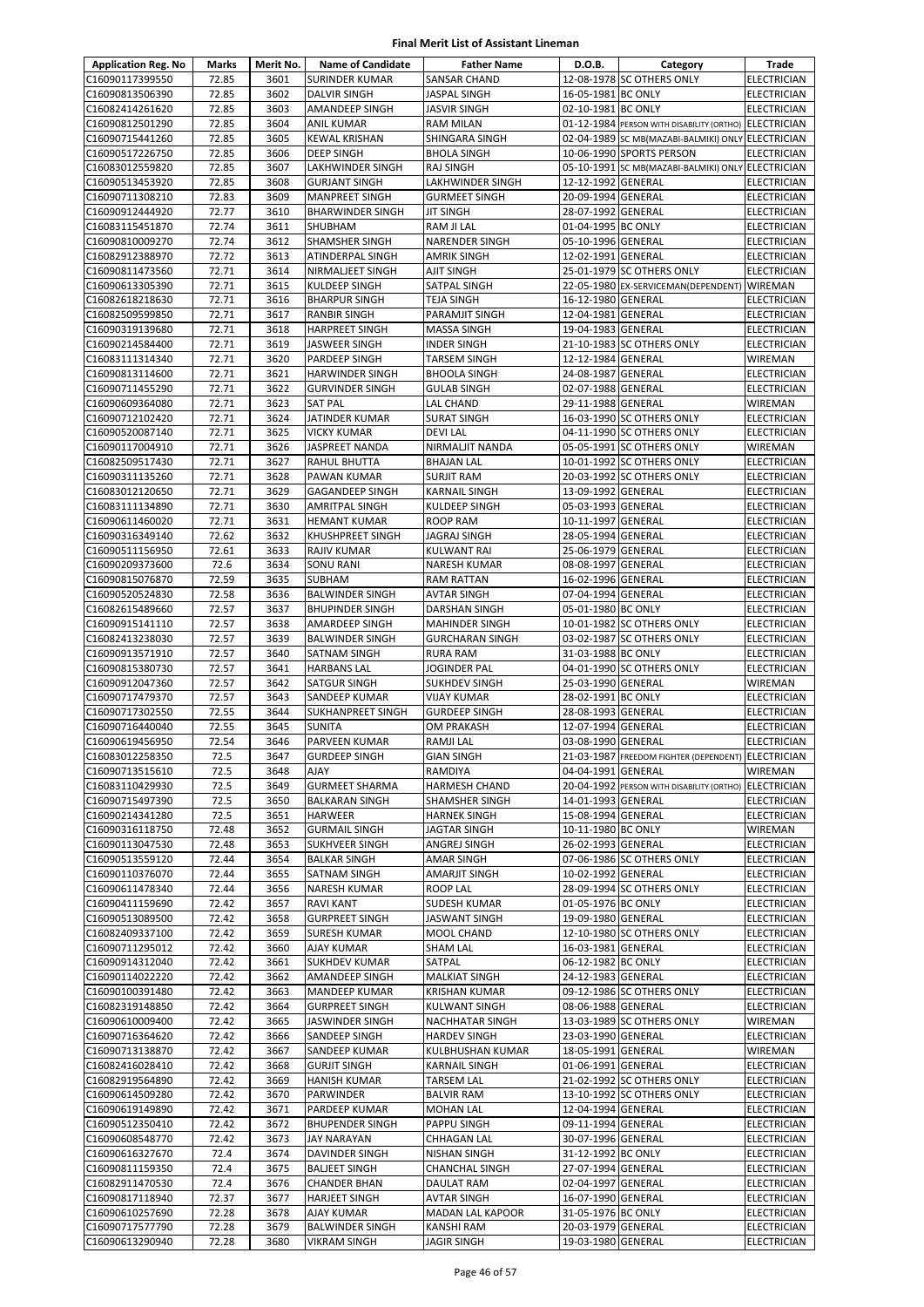# Final Merit List of Assistant Lineman

| Application Reg. No | Marks | Merit No. | Name of Candidate | Father Name | D.O.B. | Category | Trade |
|---|---|---|---|---|---|---|---|
| C16090117399550 | 72.85 | 3601 | SURINDER KUMAR | SANSAR CHAND | 12-08-1978 | SC OTHERS ONLY | ELECTRICIAN |
| C16090813506390 | 72.85 | 3602 | DALVIR SINGH | JASPAL SINGH | 16-05-1981 | BC ONLY | ELECTRICIAN |
| C16082414261620 | 72.85 | 3603 | AMANDEEP SINGH | JASVIR SINGH | 02-10-1981 | BC ONLY | ELECTRICIAN |
| C16090812501290 | 72.85 | 3604 | ANIL KUMAR | RAM MILAN | 01-12-1984 | PERSON WITH DISABILITY (ORTHO) | ELECTRICIAN |
| C16090715441260 | 72.85 | 3605 | KEWAL KRISHAN | SHINGARA SINGH | 02-04-1989 | SC MB(MAZABI-BALMIKI) ONLY | ELECTRICIAN |
| C16090517226750 | 72.85 | 3606 | DEEP SINGH | BHOLA SINGH | 10-06-1990 | SPORTS PERSON | ELECTRICIAN |
| C16083012559820 | 72.85 | 3607 | LAKHWINDER SINGH | RAJ SINGH | 05-10-1991 | SC MB(MAZABI-BALMIKI) ONLY | ELECTRICIAN |
| C16090513453920 | 72.85 | 3608 | GURJANT SINGH | LAKHWINDER SINGH | 12-12-1992 | GENERAL | ELECTRICIAN |
| C16090711308210 | 72.83 | 3609 | MANPREET SINGH | GURMEET SINGH | 20-09-1994 | GENERAL | ELECTRICIAN |
| C16090912444920 | 72.77 | 3610 | BHARWINDER SINGH | JIT SINGH | 28-07-1992 | GENERAL | ELECTRICIAN |
| C16083115451870 | 72.74 | 3611 | SHUBHAM | RAM JI LAL | 01-04-1995 | BC ONLY | ELECTRICIAN |
| C16090810009270 | 72.74 | 3612 | SHAMSHER SINGH | NARENDER SINGH | 05-10-1996 | GENERAL | ELECTRICIAN |
| C16082912388970 | 72.72 | 3613 | ATINDERPAL SINGH | AMRIK SINGH | 12-02-1991 | GENERAL | ELECTRICIAN |
| C16090811473560 | 72.71 | 3614 | NIRMALJEET SINGH | AJIT SINGH | 25-01-1979 | SC OTHERS ONLY | ELECTRICIAN |
| C16090613305390 | 72.71 | 3615 | KULDEEP SINGH | SATPAL SINGH | 22-05-1980 | EX-SERVICEMAN(DEPENDENT) | WIREMAN |
| C16082618218630 | 72.71 | 3616 | BHARPUR SINGH | TEJA SINGH | 16-12-1980 | GENERAL | ELECTRICIAN |
| C16082509599850 | 72.71 | 3617 | RANBIR SINGH | PARAMJIT SINGH | 12-04-1981 | GENERAL | ELECTRICIAN |
| C16090319139680 | 72.71 | 3618 | HARPREET SINGH | MASSA SINGH | 19-04-1983 | GENERAL | ELECTRICIAN |
| C16090214584400 | 72.71 | 3619 | JASWEER SINGH | INDER SINGH | 21-10-1983 | SC OTHERS ONLY | ELECTRICIAN |
| C16083111314340 | 72.71 | 3620 | PARDEEP SINGH | TARSEM SINGH | 12-12-1984 | GENERAL | WIREMAN |
| C16090813114600 | 72.71 | 3621 | HARWINDER SINGH | BHOOLA SINGH | 24-08-1987 | GENERAL | ELECTRICIAN |
| C16090711455290 | 72.71 | 3622 | GURVINDER SINGH | GULAB SINGH | 02-07-1988 | GENERAL | ELECTRICIAN |
| C16090609364080 | 72.71 | 3623 | SAT PAL | LAL CHAND | 29-11-1988 | GENERAL | WIREMAN |
| C16090712102420 | 72.71 | 3624 | JATINDER KUMAR | SURAT SINGH | 16-03-1990 | SC OTHERS ONLY | ELECTRICIAN |
| C16090520087140 | 72.71 | 3625 | VICKY KUMAR | DEVI LAL | 04-11-1990 | SC OTHERS ONLY | ELECTRICIAN |
| C16090117004910 | 72.71 | 3626 | JASPREET NANDA | NIRMALJIT NANDA | 05-05-1991 | SC OTHERS ONLY | WIREMAN |
| C16082509517430 | 72.71 | 3627 | RAHUL BHUTTA | BHAJAN LAL | 10-01-1992 | SC OTHERS ONLY | ELECTRICIAN |
| C16090311135260 | 72.71 | 3628 | PAWAN KUMAR | SURJIT RAM | 20-03-1992 | SC OTHERS ONLY | ELECTRICIAN |
| C16083012120650 | 72.71 | 3629 | GAGANDEEP SINGH | KARNAIL SINGH | 13-09-1992 | GENERAL | ELECTRICIAN |
| C16083111134890 | 72.71 | 3630 | AMRITPAL SINGH | KULDEEP SINGH | 05-03-1993 | GENERAL | ELECTRICIAN |
| C16090611460020 | 72.71 | 3631 | HEMANT KUMAR | ROOP RAM | 10-11-1997 | GENERAL | ELECTRICIAN |
| C16090316349140 | 72.62 | 3632 | KHUSHPREET SINGH | JAGRAJ SINGH | 28-05-1994 | GENERAL | ELECTRICIAN |
| C16090511156950 | 72.61 | 3633 | RAJIV KUMAR | KULWANT RAI | 25-06-1979 | GENERAL | ELECTRICIAN |
| C16090209373600 | 72.6 | 3634 | SONU RANI | NARESH KUMAR | 08-08-1997 | GENERAL | ELECTRICIAN |
| C16090815076870 | 72.59 | 3635 | SUBHAM | RAM RATTAN | 16-02-1996 | GENERAL | ELECTRICIAN |
| C16090520524830 | 72.58 | 3636 | BALWINDER SINGH | AVTAR SINGH | 07-04-1994 | GENERAL | ELECTRICIAN |
| C16082615489660 | 72.57 | 3637 | BHUPINDER SINGH | DARSHAN SINGH | 05-01-1980 | BC ONLY | ELECTRICIAN |
| C16090915141110 | 72.57 | 3638 | AMARDEEP SINGH | MAHINDER SINGH | 10-01-1982 | SC OTHERS ONLY | ELECTRICIAN |
| C16082413238030 | 72.57 | 3639 | BALWINDER SINGH | GURCHARAN SINGH | 03-02-1987 | SC OTHERS ONLY | ELECTRICIAN |
| C16090913571910 | 72.57 | 3640 | SATNAM SINGH | RURA RAM | 31-03-1988 | BC ONLY | ELECTRICIAN |
| C16090815380730 | 72.57 | 3641 | HARBANS LAL | JOGINDER PAL | 04-01-1990 | SC OTHERS ONLY | ELECTRICIAN |
| C16090912047360 | 72.57 | 3642 | SATGUR SINGH | SUKHDEV SINGH | 25-03-1990 | GENERAL | WIREMAN |
| C16090717479370 | 72.57 | 3643 | SANDEEP KUMAR | VIJAY KUMAR | 28-02-1991 | BC ONLY | ELECTRICIAN |
| C16090717302550 | 72.55 | 3644 | SUKHANPREET SINGH | GURDEEP SINGH | 28-08-1993 | GENERAL | ELECTRICIAN |
| C16090716440040 | 72.55 | 3645 | SUNITA | OM PRAKASH | 12-07-1994 | GENERAL | ELECTRICIAN |
| C16090619456950 | 72.54 | 3646 | PARVEEN KUMAR | RAMJI LAL | 03-08-1990 | GENERAL | ELECTRICIAN |
| C16083012258350 | 72.5 | 3647 | GURDEEP SINGH | GIAN SINGH | 21-03-1987 | FREEDOM FIGHTER (DEPENDENT) | ELECTRICIAN |
| C16090713515610 | 72.5 | 3648 | AJAY | RAMDIYA | 04-04-1991 | GENERAL | WIREMAN |
| C16083110429930 | 72.5 | 3649 | GURMEET SHARMA | HARMESH CHAND | 20-04-1992 | PERSON WITH DISABILITY (ORTHO) | ELECTRICIAN |
| C16090715497390 | 72.5 | 3650 | BALKARAN SINGH | SHAMSHER SINGH | 14-01-1993 | GENERAL | ELECTRICIAN |
| C16090214341280 | 72.5 | 3651 | HARWEER | HARNEK SINGH | 15-08-1994 | GENERAL | ELECTRICIAN |
| C16090316118750 | 72.48 | 3652 | GURMAIL SINGH | JAGTAR SINGH | 10-11-1980 | BC ONLY | WIREMAN |
| C16090113047530 | 72.48 | 3653 | SUKHVEER SINGH | ANGREJ SINGH | 26-02-1993 | GENERAL | ELECTRICIAN |
| C16090513559120 | 72.44 | 3654 | BALKAR SINGH | AMAR SINGH | 07-06-1986 | SC OTHERS ONLY | ELECTRICIAN |
| C16090110376070 | 72.44 | 3655 | SATNAM SINGH | AMARJIT SINGH | 10-02-1992 | GENERAL | ELECTRICIAN |
| C16090611478340 | 72.44 | 3656 | NARESH KUMAR | ROOP LAL | 28-09-1994 | SC OTHERS ONLY | ELECTRICIAN |
| C16090411159690 | 72.42 | 3657 | RAVI KANT | SUDESH KUMAR | 01-05-1976 | BC ONLY | ELECTRICIAN |
| C16090513089500 | 72.42 | 3658 | GURPREET SINGH | JASWANT SINGH | 19-09-1980 | GENERAL | ELECTRICIAN |
| C16082409337100 | 72.42 | 3659 | SURESH KUMAR | MOOL CHAND | 12-10-1980 | SC OTHERS ONLY | ELECTRICIAN |
| C16090711295012 | 72.42 | 3660 | AJAY KUMAR | SHAM LAL | 16-03-1981 | GENERAL | ELECTRICIAN |
| C16090914312040 | 72.42 | 3661 | SUKHDEV KUMAR | SATPAL | 06-12-1982 | BC ONLY | ELECTRICIAN |
| C16090114022220 | 72.42 | 3662 | AMANDEEP SINGH | MALKIAT SINGH | 24-12-1983 | GENERAL | ELECTRICIAN |
| C16090100391480 | 72.42 | 3663 | MANDEEP KUMAR | KRISHAN KUMAR | 09-12-1986 | SC OTHERS ONLY | ELECTRICIAN |
| C16082319148850 | 72.42 | 3664 | GURPREET SINGH | KULWANT SINGH | 08-06-1988 | GENERAL | ELECTRICIAN |
| C16090610009400 | 72.42 | 3665 | JASWINDER SINGH | NACHHATAR SINGH | 13-03-1989 | SC OTHERS ONLY | WIREMAN |
| C16090716364620 | 72.42 | 3666 | SANDEEP SINGH | HARDEV SINGH | 23-03-1990 | GENERAL | ELECTRICIAN |
| C16090713138870 | 72.42 | 3667 | SANDEEP KUMAR | KULBHUSHAN KUMAR | 18-05-1991 | GENERAL | WIREMAN |
| C16082416028410 | 72.42 | 3668 | GURJIT SINGH | KARNAIL SINGH | 01-06-1991 | GENERAL | ELECTRICIAN |
| C16082919564890 | 72.42 | 3669 | HANISH KUMAR | TARSEM LAL | 21-02-1992 | SC OTHERS ONLY | ELECTRICIAN |
| C16090614509280 | 72.42 | 3670 | PARWINDER | BALVIR RAM | 13-10-1992 | SC OTHERS ONLY | ELECTRICIAN |
| C16090619149890 | 72.42 | 3671 | PARDEEP KUMAR | MOHAN LAL | 12-04-1994 | GENERAL | ELECTRICIAN |
| C16090512350410 | 72.42 | 3672 | BHUPENDER SINGH | PAPPU SINGH | 09-11-1994 | GENERAL | ELECTRICIAN |
| C16090608548770 | 72.42 | 3673 | JAY NARAYAN | CHHAGAN LAL | 30-07-1996 | GENERAL | ELECTRICIAN |
| C16090616327670 | 72.4 | 3674 | DAVINDER SINGH | NISHAN SINGH | 31-12-1992 | BC ONLY | ELECTRICIAN |
| C16090811159350 | 72.4 | 3675 | BALJEET SINGH | CHANCHAL SINGH | 27-07-1994 | GENERAL | ELECTRICIAN |
| C16082911470530 | 72.4 | 3676 | CHANDER BHAN | DAULAT RAM | 02-04-1997 | GENERAL | ELECTRICIAN |
| C16090817118940 | 72.37 | 3677 | HARJEET SINGH | AVTAR SINGH | 16-07-1990 | GENERAL | ELECTRICIAN |
| C16090610257690 | 72.28 | 3678 | AJAY KUMAR | MADAN LAL KAPOOR | 31-05-1976 | BC ONLY | ELECTRICIAN |
| C16090717577790 | 72.28 | 3679 | BALWINDER SINGH | KANSHI RAM | 20-03-1979 | GENERAL | ELECTRICIAN |
| C16090613290940 | 72.28 | 3680 | VIKRAM SINGH | JAGIR SINGH | 19-03-1980 | GENERAL | ELECTRICIAN |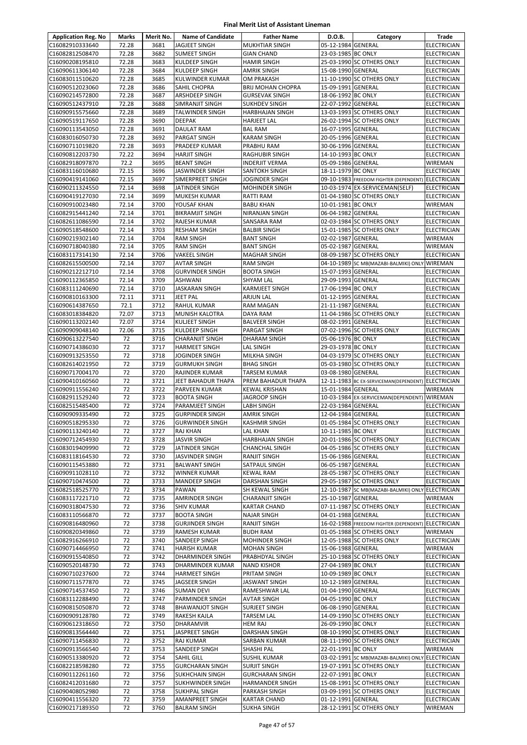# Final Merit List of Assistant Lineman

| Application Reg. No | Marks | Merit No. | Name of Candidate | Father Name | D.O.B. | Category | Trade |
|---|---|---|---|---|---|---|---|
| C16082910333640 | 72.28 | 3681 | JAGJEET SINGH | MUKHTIAR SINGH | 05-12-1984 | GENERAL | ELECTRICIAN |
| C16082812508470 | 72.28 | 3682 | SUMEET SINGH | GIAN CHAND | 23-03-1985 | BC ONLY | ELECTRICIAN |
| C16090208195810 | 72.28 | 3683 | KULDEEP SINGH | HAMIR SINGH | 25-03-1990 | SC OTHERS ONLY | ELECTRICIAN |
| C16090611306140 | 72.28 | 3684 | KULDEEP SINGH | AMRIK SINGH | 15-08-1990 | GENERAL | ELECTRICIAN |
| C16083011510620 | 72.28 | 3685 | KULWINDER KUMAR | OM PRAKASH | 11-10-1990 | SC OTHERS ONLY | ELECTRICIAN |
| C16090512023060 | 72.28 | 3686 | SAHIL CHOPRA | BRIJ MOHAN CHOPRA | 15-09-1991 | GENERAL | ELECTRICIAN |
| C16090214572800 | 72.28 | 3687 | ARSHDEEP SINGH | GURSEVAK SINGH | 18-06-1992 | BC ONLY | ELECTRICIAN |
| C16090512437910 | 72.28 | 3688 | SIMRANJIT SINGH | SUKHDEV SINGH | 22-07-1992 | GENERAL | ELECTRICIAN |
| C16090915575660 | 72.28 | 3689 | TALWINDER SINGH | HARBHAJAN SINGH | 13-03-1993 | SC OTHERS ONLY | ELECTRICIAN |
| C16090519117650 | 72.28 | 3690 | DEEPAK | HARJEET LAL | 26-02-1994 | SC OTHERS ONLY | ELECTRICIAN |
| C16090113543050 | 72.28 | 3691 | DAULAT RAM | BAL RAM | 16-07-1995 | GENERAL | ELECTRICIAN |
| C16083016050730 | 72.28 | 3692 | PARGAT SINGH | KARAM SINGH | 20-05-1996 | GENERAL | ELECTRICIAN |
| C16090711019820 | 72.28 | 3693 | PRADEEP KUMAR | PRABHU RAM | 30-06-1996 | GENERAL | ELECTRICIAN |
| C16090812203730 | 72.22 | 3694 | HARJIT SINGH | RAGHUBIR SINGH | 14-10-1993 | BC ONLY | ELECTRICIAN |
| C16082918097870 | 72.2 | 3695 | BEANT SINGH | INDERJIT VERMA | 05-09-1986 | GENERAL | WIREMAN |
| C16083116010680 | 72.15 | 3696 | JASWINDER SINGH | SANTOKH SINGH | 18-11-1979 | BC ONLY | ELECTRICIAN |
| C16090419141060 | 72.15 | 3697 | SIMERPREET SINGH | JOGINDER SINGH | 09-10-1983 | FREEDOM FIGHTER (DEPENDENT) | ELECTRICIAN |
| C16090211324550 | 72.14 | 3698 | JATINDER SINGH | MOHINDER SINGH | 10-03-1974 | EX-SERVICEMAN(SELF) | ELECTRICIAN |
| C16090419127030 | 72.14 | 3699 | MUKESH KUMAR | RATTI RAM | 01-04-1980 | SC OTHERS ONLY | ELECTRICIAN |
| C16090910023480 | 72.14 | 3700 | YOUSAF KHAN | BABU KHAN | 10-01-1981 | BC ONLY | WIREMAN |
| C16082915441240 | 72.14 | 3701 | BIKRAMJIT SINGH | NIRANJAN SINGH | 06-04-1982 | GENERAL | ELECTRICIAN |
| C16082611086590 | 72.14 | 3702 | RAJESH KUMAR | SANSARA RAM | 02-03-1984 | SC OTHERS ONLY | ELECTRICIAN |
| C16090518548600 | 72.14 | 3703 | RESHAM SINGH | BALBIR SINGH | 15-01-1985 | SC OTHERS ONLY | ELECTRICIAN |
| C16090219302140 | 72.14 | 3704 | RAM SINGH | BANT SINGH | 02-02-1987 | GENERAL | WIREMAN |
| C16090718040380 | 72.14 | 3705 | RAM SINGH | BANT SINGH | 05-02-1987 | GENERAL | WIREMAN |
| C16083117314130 | 72.14 | 3706 | VAKEEL SINGH | MAGHAR SINGH | 08-09-1987 | SC OTHERS ONLY | ELECTRICIAN |
| C16082615500500 | 72.14 | 3707 | AVTAR SINGH | RAM SINGH | 04-10-1989 | SC MB(MAZABI-BALMIKI) ONLY | WIREMAN |
| C16090212212710 | 72.14 | 3708 | GURVINDER SINGH | BOOTA SINGH | 15-07-1993 | GENERAL | ELECTRICIAN |
| C16090112365850 | 72.14 | 3709 | ASHWANI | SHYAM LAL | 29-09-1993 | GENERAL | ELECTRICIAN |
| C16083111240690 | 72.14 | 3710 | JASKARAN SINGH | KARMJEET SINGH | 17-06-1994 | BC ONLY | ELECTRICIAN |
| C16090810163300 | 72.11 | 3711 | JEET PAL | ARJUN LAL | 01-12-1995 | GENERAL | ELECTRICIAN |
| C16090614387650 | 72.1 | 3712 | RAHUL KUMAR | RAM MAGAN | 21-11-1987 | GENERAL | ELECTRICIAN |
| C16083018384820 | 72.07 | 3713 | MUNISH KALOTRA | DAYA RAM | 11-04-1986 | SC OTHERS ONLY | ELECTRICIAN |
| C16090113202140 | 72.07 | 3714 | KULJEET SINGH | BALVEER SINGH | 08-02-1991 | GENERAL | ELECTRICIAN |
| C16090909048140 | 72.06 | 3715 | KULDEEP SINGH | PARGAT SINGH | 07-02-1996 | SC OTHERS ONLY | ELECTRICIAN |
| C16090613227540 | 72 | 3716 | CHARANJIT SINGH | DHARAM SINGH | 05-06-1976 | BC ONLY | ELECTRICIAN |
| C16090714386030 | 72 | 3717 | HARMEET SINGH | LAL SINGH | 29-03-1978 | BC ONLY | ELECTRICIAN |
| C16090913253550 | 72 | 3718 | JOGINDER SINGH | MILKHA SINGH | 04-03-1979 | SC OTHERS ONLY | ELECTRICIAN |
| C16082614021950 | 72 | 3719 | GURMUKH SINGH | BHAG SINGH | 05-03-1980 | SC OTHERS ONLY | ELECTRICIAN |
| C16090717004170 | 72 | 3720 | RAJINDER KUMAR | TARSEM KUMAR | 03-08-1980 | GENERAL | ELECTRICIAN |
| C16090410160560 | 72 | 3721 | JEET BAHADUR THAPA | PREM BAHADUR THAPA | 12-11-1983 | BC EX-SERVICEMAN(DEPENDENT) | ELECTRICIAN |
| C16090911556240 | 72 | 3722 | PARVEEN KUMAR | KEWAL KRISHAN | 15-01-1984 | GENERAL | WIREMAN |
| C16082911529240 | 72 | 3723 | BOOTA SINGH | JAGROOP SINGH | 10-03-1984 | EX-SERVICEMAN(DEPENDENT) | WIREMAN |
| C16082515485400 | 72 | 3724 | PARAMJEET SINGH | LABH SINGH | 22-03-1984 | GENERAL | ELECTRICIAN |
| C16090909335490 | 72 | 3725 | GURPINDER SINGH | AMRIK SINGH | 12-04-1984 | GENERAL | ELECTRICIAN |
| C16090518295330 | 72 | 3726 | GURWINDER SINGH | KASHMIR SINGH | 01-05-1984 | SC OTHERS ONLY | ELECTRICIAN |
| C16090113240140 | 72 | 3727 | RAJ KHAN | LAL KHAN | 10-11-1985 | BC ONLY | ELECTRICIAN |
| C16090712454930 | 72 | 3728 | JASVIR SINGH | HARBHAJAN SINGH | 20-01-1986 | SC OTHERS ONLY | ELECTRICIAN |
| C16083019409990 | 72 | 3729 | JATINDER SINGH | CHANCHAL SINGH | 04-05-1986 | SC OTHERS ONLY | ELECTRICIAN |
| C16083118164530 | 72 | 3730 | JASVINDER SINGH | RANJIT SINGH | 15-06-1986 | GENERAL | ELECTRICIAN |
| C16090115453880 | 72 | 3731 | BALWANT SINGH | SATPAUL SINGH | 06-05-1987 | GENERAL | ELECTRICIAN |
| C16090911028110 | 72 | 3732 | WINNER KUMAR | KEWAL RAM | 28-05-1987 | SC OTHERS ONLY | ELECTRICIAN |
| C16090710474500 | 72 | 3733 | MANDEEP SINGH | DARSHAN SINGH | 29-05-1987 | SC OTHERS ONLY | ELECTRICIAN |
| C16082518525770 | 72 | 3734 | PAWAN | SH KEWAL SINGH | 12-10-1987 | SC MB(MAZABI-BALMIKI) ONLY | ELECTRICIAN |
| C16083117221710 | 72 | 3735 | AMRINDER SINGH | CHARANJIT SINGH | 25-10-1987 | GENERAL | WIREMAN |
| C16090318047530 | 72 | 3736 | SHIV KUMAR | KARTAR CHAND | 07-11-1987 | SC OTHERS ONLY | ELECTRICIAN |
| C16083110566870 | 72 | 3737 | BOOTA SINGH | NAJAR SINGH | 04-01-1988 | GENERAL | ELECTRICIAN |
| C16090816480960 | 72 | 3738 | GURJINDER SINGH | RANJIT SINGH | 16-02-1988 | FREEDOM FIGHTER (DEPENDENT) | ELECTRICIAN |
| C16090820349860 | 72 | 3739 | RAMESH KUMAR | BUDH RAM | 01-05-1988 | SC OTHERS ONLY | WIREMAN |
| C16082916266910 | 72 | 3740 | SANDEEP SINGH | MOHINDER SINGH | 12-05-1988 | SC OTHERS ONLY | ELECTRICIAN |
| C16090714466950 | 72 | 3741 | HARISH KUMAR | MOHAN SINGH | 15-06-1988 | GENERAL | WIREMAN |
| C16090915540850 | 72 | 3742 | DHARMINDER SINGH | PRABHDYAL SINGH | 25-10-1988 | SC OTHERS ONLY | ELECTRICIAN |
| C16090520148730 | 72 | 3743 | DHARMINDER KUMAR | NAND KISHOR | 27-04-1989 | BC ONLY | ELECTRICIAN |
| C16090710237600 | 72 | 3744 | HARMEET SINGH | PRITAM SINGH | 10-09-1989 | BC ONLY | ELECTRICIAN |
| C16090711577870 | 72 | 3745 | JAGSEER SINGH | JASWANT SINGH | 10-12-1989 | GENERAL | ELECTRICIAN |
| C16090714537450 | 72 | 3746 | SUMAN DEVI | RAMESHWAR LAL | 01-04-1990 | GENERAL | ELECTRICIAN |
| C16083112288490 | 72 | 3747 | PARMINDER SINGH | AVTAR SINGH | 04-05-1990 | BC ONLY | ELECTRICIAN |
| C16090815050870 | 72 | 3748 | BHAWANJOT SINGH | SURJEET SINGH | 06-08-1990 | GENERAL | ELECTRICIAN |
| C16090909128780 | 72 | 3749 | RAKESH KAJLA | TARSEM LAL | 14-09-1990 | SC OTHERS ONLY | ELECTRICIAN |
| C16090612318650 | 72 | 3750 | DHARAMVIR | HEM RAJ | 26-09-1990 | BC ONLY | ELECTRICIAN |
| C16090813564440 | 72 | 3751 | JASPREET SINGH | DARSHAN SINGH | 08-10-1990 | SC OTHERS ONLY | ELECTRICIAN |
| C16090711456830 | 72 | 3752 | RAJ KUMAR | SARBAN KUMAR | 08-11-1990 | SC OTHERS ONLY | ELECTRICIAN |
| C16090913566540 | 72 | 3753 | SANDEEP SINGH | SHASHI PAL | 22-01-1991 | BC ONLY | WIREMAN |
| C16090513380920 | 72 | 3754 | SAHIL GILL | SUSHIL KUMAR | 03-02-1991 | SC MB(MAZABI-BALMIKI) ONLY | ELECTRICIAN |
| C16082218598280 | 72 | 3755 | GURCHARAN SINGH | SURJIT SINGH | 19-07-1991 | SC OTHERS ONLY | ELECTRICIAN |
| C16090112261160 | 72 | 3756 | SUKHCHAIN SINGH | GURCHARAN SINGH | 22-07-1991 | BC ONLY | ELECTRICIAN |
| C16082412031680 | 72 | 3757 | SUKHWINDER SINGH | HARMANDER SINGH | 15-08-1991 | SC OTHERS ONLY | ELECTRICIAN |
| C16090408052980 | 72 | 3758 | SUKHPAL SINGH | PARKASH SINGH | 03-09-1991 | SC OTHERS ONLY | ELECTRICIAN |
| C16090411556320 | 72 | 3759 | AMANPREET SINGH | KARTAR CHAND | 01-12-1991 | GENERAL | ELECTRICIAN |
| C16090217189350 | 72 | 3760 | BALRAM SINGH | SUKHA SINGH | 28-12-1991 | SC OTHERS ONLY | WIREMAN |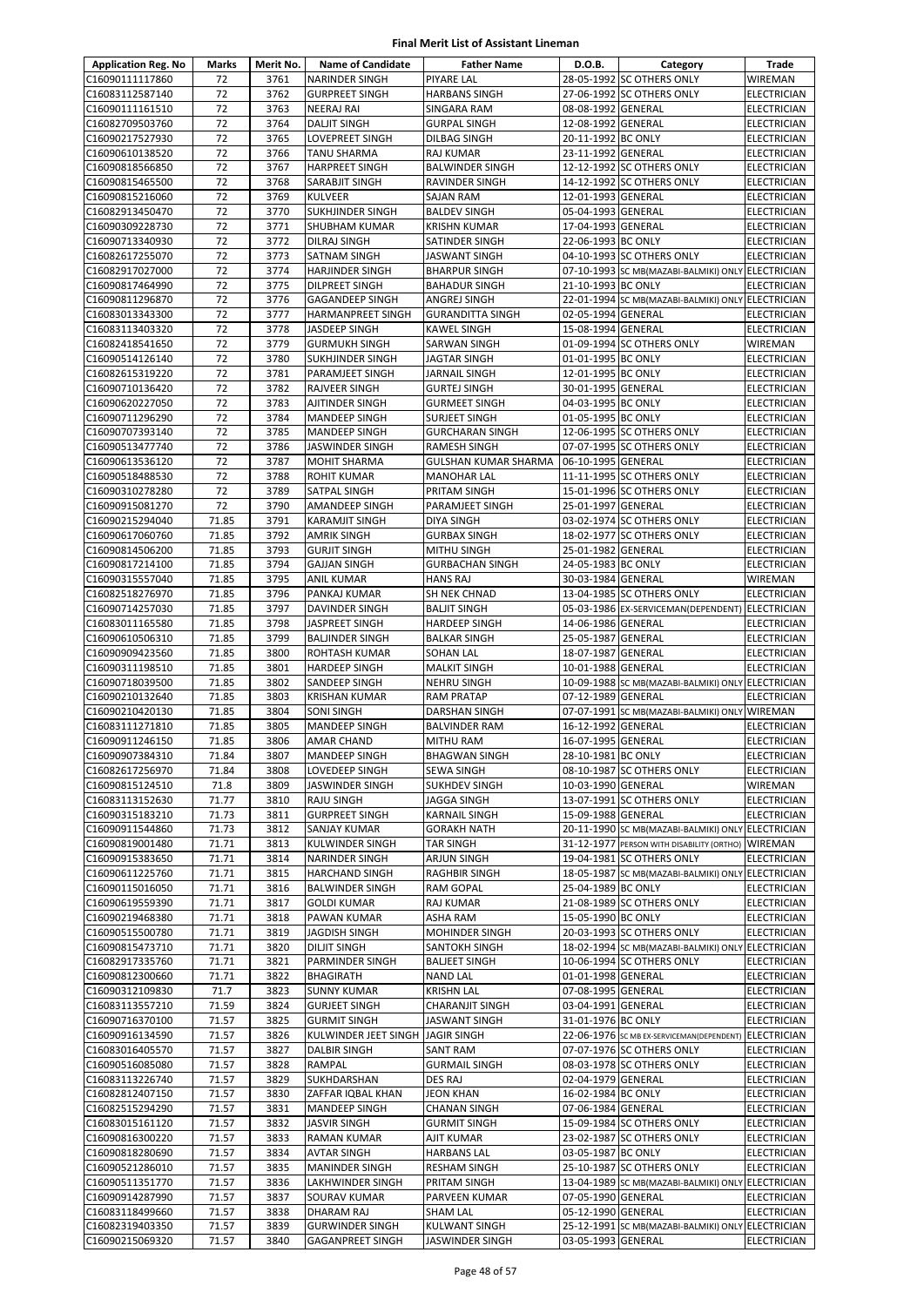# Final Merit List of Assistant Lineman

| Application Reg. No | Marks | Merit No. | Name of Candidate | Father Name | D.O.B. | Category | Trade |
|---|---|---|---|---|---|---|---|
| C16090111117860 | 72 | 3761 | NARINDER SINGH | PIYARE LAL | 28-05-1992 | SC OTHERS ONLY | WIREMAN |
| C16083112587140 | 72 | 3762 | GURPREET SINGH | HARBANS SINGH | 27-06-1992 | SC OTHERS ONLY | ELECTRICIAN |
| C16090111161510 | 72 | 3763 | NEERAJ RAI | SINGARA RAM | 08-08-1992 | GENERAL | ELECTRICIAN |
| C16082709503760 | 72 | 3764 | DALJIT SINGH | GURPAL SINGH | 12-08-1992 | GENERAL | ELECTRICIAN |
| C16090217527930 | 72 | 3765 | LOVEPREET SINGH | DILBAG SINGH | 20-11-1992 | BC ONLY | ELECTRICIAN |
| C16090610138520 | 72 | 3766 | TANU SHARMA | RAJ KUMAR | 23-11-1992 | GENERAL | ELECTRICIAN |
| C16090818566850 | 72 | 3767 | HARPREET SINGH | BALWINDER SINGH | 12-12-1992 | SC OTHERS ONLY | ELECTRICIAN |
| C16090815465500 | 72 | 3768 | SARABJIT SINGH | RAVINDER SINGH | 14-12-1992 | SC OTHERS ONLY | ELECTRICIAN |
| C16090815216060 | 72 | 3769 | KULVEER | SAJAN RAM | 12-01-1993 | GENERAL | ELECTRICIAN |
| C16082913450470 | 72 | 3770 | SUKHJINDER SINGH | BALDEV SINGH | 05-04-1993 | GENERAL | ELECTRICIAN |
| C16090309228730 | 72 | 3771 | SHUBHAM KUMAR | KRISHN KUMAR | 17-04-1993 | GENERAL | ELECTRICIAN |
| C16090713340930 | 72 | 3772 | DILRAJ SINGH | SATINDER SINGH | 22-06-1993 | BC ONLY | ELECTRICIAN |
| C16082617255070 | 72 | 3773 | SATNAM SINGH | JASWANT SINGH | 04-10-1993 | SC OTHERS ONLY | ELECTRICIAN |
| C16082917027000 | 72 | 3774 | HARJINDER SINGH | BHARPUR SINGH | 07-10-1993 | SC MB(MAZABI-BALMIKI) ONLY | ELECTRICIAN |
| C16090817464990 | 72 | 3775 | DILPREET SINGH | BAHADUR SINGH | 21-10-1993 | BC ONLY | ELECTRICIAN |
| C16090811296870 | 72 | 3776 | GAGANDEEP SINGH | ANGREJ SINGH | 22-01-1994 | SC MB(MAZABI-BALMIKI) ONLY | ELECTRICIAN |
| C16083013343300 | 72 | 3777 | HARMANPREET SINGH | GURANDITTA SINGH | 02-05-1994 | GENERAL | ELECTRICIAN |
| C16083113403320 | 72 | 3778 | JASDEEP SINGH | KAWEL SINGH | 15-08-1994 | GENERAL | ELECTRICIAN |
| C16082418541650 | 72 | 3779 | GURMUKH SINGH | SARWAN SINGH | 01-09-1994 | SC OTHERS ONLY | WIREMAN |
| C16090514126140 | 72 | 3780 | SUKHJINDER SINGH | JAGTAR SINGH | 01-01-1995 | BC ONLY | ELECTRICIAN |
| C16082615319220 | 72 | 3781 | PARAMJEET SINGH | JARNAIL SINGH | 12-01-1995 | BC ONLY | ELECTRICIAN |
| C16090710136420 | 72 | 3782 | RAJVEER SINGH | GURTEJ SINGH | 30-01-1995 | GENERAL | ELECTRICIAN |
| C16090620227050 | 72 | 3783 | AJITINDER SINGH | GURMEET SINGH | 04-03-1995 | BC ONLY | ELECTRICIAN |
| C16090711296290 | 72 | 3784 | MANDEEP SINGH | SURJEET SINGH | 01-05-1995 | BC ONLY | ELECTRICIAN |
| C16090707393140 | 72 | 3785 | MANDEEP SINGH | GURCHARAN SINGH | 12-06-1995 | SC OTHERS ONLY | ELECTRICIAN |
| C16090513477740 | 72 | 3786 | JASWINDER SINGH | RAMESH SINGH | 07-07-1995 | SC OTHERS ONLY | ELECTRICIAN |
| C16090613536120 | 72 | 3787 | MOHIT SHARMA | GULSHAN KUMAR SHARMA | 06-10-1995 | GENERAL | ELECTRICIAN |
| C16090518488530 | 72 | 3788 | ROHIT KUMAR | MANOHAR LAL | 11-11-1995 | SC OTHERS ONLY | ELECTRICIAN |
| C16090310278280 | 72 | 3789 | SATPAL SINGH | PRITAM SINGH | 15-01-1996 | SC OTHERS ONLY | ELECTRICIAN |
| C16090915081270 | 72 | 3790 | AMANDEEP SINGH | PARAMJEET SINGH | 25-01-1997 | GENERAL | ELECTRICIAN |
| C16090215294040 | 71.85 | 3791 | KARAMJIT SINGH | DIYA SINGH | 03-02-1974 | SC OTHERS ONLY | ELECTRICIAN |
| C16090617060760 | 71.85 | 3792 | AMRIK SINGH | GURBAX SINGH | 18-02-1977 | SC OTHERS ONLY | ELECTRICIAN |
| C16090814506200 | 71.85 | 3793 | GURJIT SINGH | MITHU SINGH | 25-01-1982 | GENERAL | ELECTRICIAN |
| C16090817214100 | 71.85 | 3794 | GAJJAN SINGH | GURBACHAN SINGH | 24-05-1983 | BC ONLY | ELECTRICIAN |
| C16090315557040 | 71.85 | 3795 | ANIL KUMAR | HANS RAJ | 30-03-1984 | GENERAL | WIREMAN |
| C16082518276970 | 71.85 | 3796 | PANKAJ KUMAR | SH NEK CHNAD | 13-04-1985 | SC OTHERS ONLY | ELECTRICIAN |
| C16090714257030 | 71.85 | 3797 | DAVINDER SINGH | BALJIT SINGH | 05-03-1986 | EX-SERVICEMAN(DEPENDENT) | ELECTRICIAN |
| C16083011165580 | 71.85 | 3798 | JASPREET SINGH | HARDEEP SINGH | 14-06-1986 | GENERAL | ELECTRICIAN |
| C16090610506310 | 71.85 | 3799 | BALJINDER SINGH | BALKAR SINGH | 25-05-1987 | GENERAL | ELECTRICIAN |
| C16090909423560 | 71.85 | 3800 | ROHTASH KUMAR | SOHAN LAL | 18-07-1987 | GENERAL | ELECTRICIAN |
| C16090311198510 | 71.85 | 3801 | HARDEEP SINGH | MALKIT SINGH | 10-01-1988 | GENERAL | ELECTRICIAN |
| C16090718039500 | 71.85 | 3802 | SANDEEP SINGH | NEHRU SINGH | 10-09-1988 | SC MB(MAZABI-BALMIKI) ONLY | ELECTRICIAN |
| C16090210132640 | 71.85 | 3803 | KRISHAN KUMAR | RAM PRATAP | 07-12-1989 | GENERAL | ELECTRICIAN |
| C16090210420130 | 71.85 | 3804 | SONI SINGH | DARSHAN SINGH | 07-07-1991 | SC MB(MAZABI-BALMIKI) ONLY | WIREMAN |
| C16083111271810 | 71.85 | 3805 | MANDEEP SINGH | BALVINDER RAM | 16-12-1992 | GENERAL | ELECTRICIAN |
| C16090911246150 | 71.85 | 3806 | AMAR CHAND | MITHU RAM | 16-07-1995 | GENERAL | ELECTRICIAN |
| C16090907384310 | 71.84 | 3807 | MANDEEP SINGH | BHAGWAN SINGH | 28-10-1981 | BC ONLY | ELECTRICIAN |
| C16082617256970 | 71.84 | 3808 | LOVEDEEP SINGH | SEWA SINGH | 08-10-1987 | SC OTHERS ONLY | ELECTRICIAN |
| C16090815124510 | 71.8 | 3809 | JASWINDER SINGH | SUKHDEV SINGH | 10-03-1990 | GENERAL | WIREMAN |
| C16083113152630 | 71.77 | 3810 | RAJU SINGH | JAGGA SINGH | 13-07-1991 | SC OTHERS ONLY | ELECTRICIAN |
| C16090315183210 | 71.73 | 3811 | GURPREET SINGH | KARNAIL SINGH | 15-09-1988 | GENERAL | ELECTRICIAN |
| C16090911544860 | 71.73 | 3812 | SANJAY KUMAR | GORAKH NATH | 20-11-1990 | SC MB(MAZABI-BALMIKI) ONLY | ELECTRICIAN |
| C16090819001480 | 71.71 | 3813 | KULWINDER SINGH | TAR SINGH | 31-12-1977 | PERSON WITH DISABILITY (ORTHO) | WIREMAN |
| C16090915383650 | 71.71 | 3814 | NARINDER SINGH | ARJUN SINGH | 19-04-1981 | SC OTHERS ONLY | ELECTRICIAN |
| C16090611225760 | 71.71 | 3815 | HARCHAND SINGH | RAGHBIR SINGH | 18-05-1987 | SC MB(MAZABI-BALMIKI) ONLY | ELECTRICIAN |
| C16090115016050 | 71.71 | 3816 | BALWINDER SINGH | RAM GOPAL | 25-04-1989 | BC ONLY | ELECTRICIAN |
| C16090619559390 | 71.71 | 3817 | GOLDI KUMAR | RAJ KUMAR | 21-08-1989 | SC OTHERS ONLY | ELECTRICIAN |
| C16090219468380 | 71.71 | 3818 | PAWAN KUMAR | ASHA RAM | 15-05-1990 | BC ONLY | ELECTRICIAN |
| C16090515500780 | 71.71 | 3819 | JAGDISH SINGH | MOHINDER SINGH | 20-03-1993 | SC OTHERS ONLY | ELECTRICIAN |
| C16090815473710 | 71.71 | 3820 | DILJIT SINGH | SANTOKH SINGH | 18-02-1994 | SC MB(MAZABI-BALMIKI) ONLY | ELECTRICIAN |
| C16082917335760 | 71.71 | 3821 | PARMINDER SINGH | BALJEET SINGH | 10-06-1994 | SC OTHERS ONLY | ELECTRICIAN |
| C16090812300660 | 71.71 | 3822 | BHAGIRATH | NAND LAL | 01-01-1998 | GENERAL | ELECTRICIAN |
| C16090312109830 | 71.7 | 3823 | SUNNY KUMAR | KRISHN LAL | 07-08-1995 | GENERAL | ELECTRICIAN |
| C16083113557210 | 71.59 | 3824 | GURJEET SINGH | CHARANJIT SINGH | 03-04-1991 | GENERAL | ELECTRICIAN |
| C16090716370100 | 71.57 | 3825 | GURMIT SINGH | JASWANT SINGH | 31-01-1976 | BC ONLY | ELECTRICIAN |
| C16090916134590 | 71.57 | 3826 | KULWINDER JEET SINGH | JAGIR SINGH | 22-06-1976 | SC MB EX-SERVICEMAN(DEPENDENT) | ELECTRICIAN |
| C16083016405570 | 71.57 | 3827 | DALBIR SINGH | SANT RAM | 07-07-1976 | SC OTHERS ONLY | ELECTRICIAN |
| C16090516085080 | 71.57 | 3828 | RAMPAL | GURMAIL SINGH | 08-03-1978 | SC OTHERS ONLY | ELECTRICIAN |
| C16083113226740 | 71.57 | 3829 | SUKHDARSHAN | DES RAJ | 02-04-1979 | GENERAL | ELECTRICIAN |
| C16082812407150 | 71.57 | 3830 | ZAFFAR IQBAL KHAN | JEON KHAN | 16-02-1984 | BC ONLY | ELECTRICIAN |
| C16082515294290 | 71.57 | 3831 | MANDEEP SINGH | CHANAN SINGH | 07-06-1984 | GENERAL | ELECTRICIAN |
| C16083015161120 | 71.57 | 3832 | JASVIR SINGH | GURMIT SINGH | 15-09-1984 | SC OTHERS ONLY | ELECTRICIAN |
| C16090816300220 | 71.57 | 3833 | RAMAN KUMAR | AJIT KUMAR | 23-02-1987 | SC OTHERS ONLY | ELECTRICIAN |
| C16090818280690 | 71.57 | 3834 | AVTAR SINGH | HARBANS LAL | 03-05-1987 | BC ONLY | ELECTRICIAN |
| C16090521286010 | 71.57 | 3835 | MANINDER SINGH | RESHAM SINGH | 25-10-1987 | SC OTHERS ONLY | ELECTRICIAN |
| C16090511351770 | 71.57 | 3836 | LAKHWINDER SINGH | PRITAM SINGH | 13-04-1989 | SC MB(MAZABI-BALMIKI) ONLY | ELECTRICIAN |
| C16090914287990 | 71.57 | 3837 | SOURAV KUMAR | PARVEEN KUMAR | 07-05-1990 | GENERAL | ELECTRICIAN |
| C16083118499660 | 71.57 | 3838 | DHARAM RAJ | SHAM LAL | 05-12-1990 | GENERAL | ELECTRICIAN |
| C16082319403350 | 71.57 | 3839 | GURWINDER SINGH | KULWANT SINGH | 25-12-1991 | SC MB(MAZABI-BALMIKI) ONLY | ELECTRICIAN |
| C16090215069320 | 71.57 | 3840 | GAGANPREET SINGH | JASWINDER SINGH | 03-05-1993 | GENERAL | ELECTRICIAN |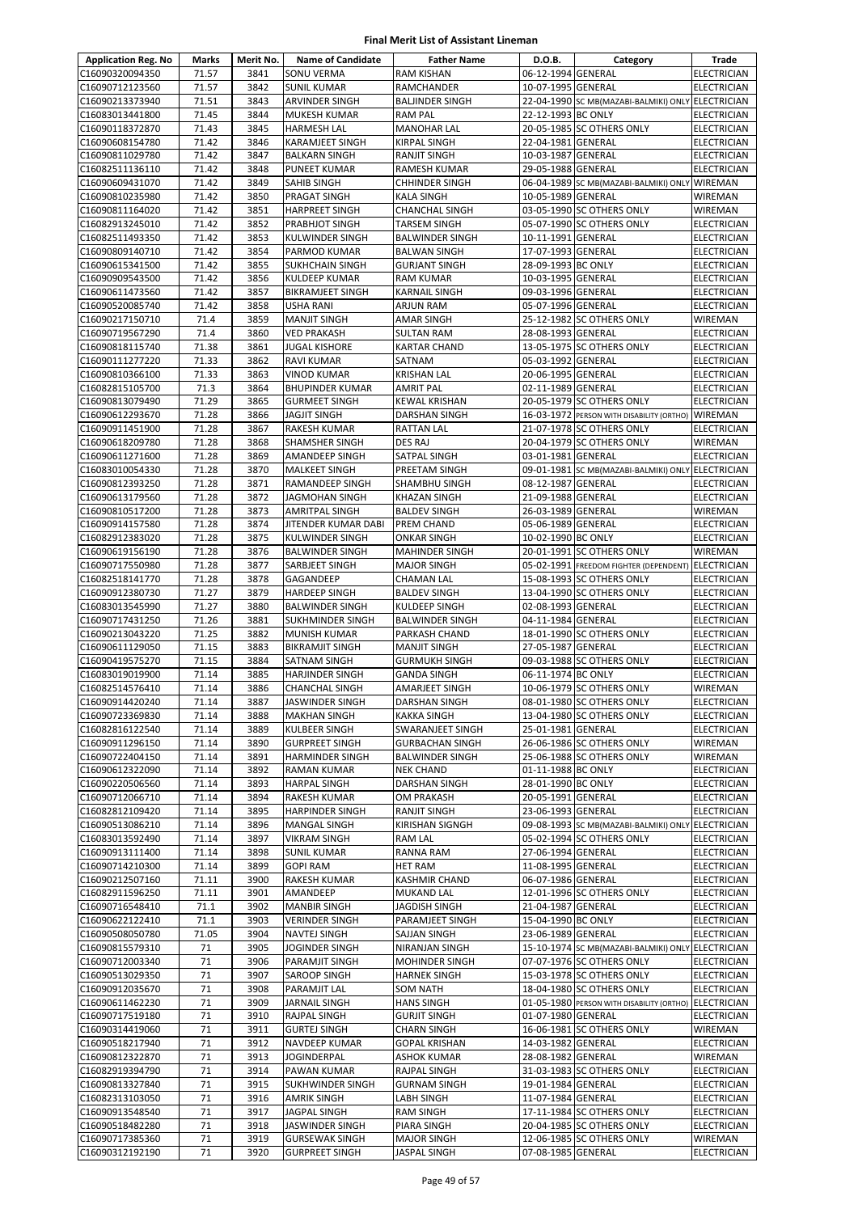# Final Merit List of Assistant Lineman

| Application Reg. No | Marks | Merit No. | Name of Candidate | Father Name | D.O.B. | Category | Trade |
|---|---|---|---|---|---|---|---|
| C16090320094350 | 71.57 | 3841 | SONU VERMA | RAM KISHAN | 06-12-1994 | GENERAL | ELECTRICIAN |
| C16090712123560 | 71.57 | 3842 | SUNIL KUMAR | RAMCHANDER | 10-07-1995 | GENERAL | ELECTRICIAN |
| C16090213373940 | 71.51 | 3843 | ARVINDER SINGH | BALJINDER SINGH | 22-04-1990 | SC MB(MAZABI-BALMIKI) ONLY | ELECTRICIAN |
| C16083013441800 | 71.45 | 3844 | MUKESH KUMAR | RAM PAL | 22-12-1993 | BC ONLY | ELECTRICIAN |
| C16090118372870 | 71.43 | 3845 | HARMESH LAL | MANOHAR LAL | 20-05-1985 | SC OTHERS ONLY | ELECTRICIAN |
| C16090608154780 | 71.42 | 3846 | KARAMJEET SINGH | KIRPAL SINGH | 22-04-1981 | GENERAL | ELECTRICIAN |
| C16090811029780 | 71.42 | 3847 | BALKARN SINGH | RANJIT SINGH | 10-03-1987 | GENERAL | ELECTRICIAN |
| C16082511136110 | 71.42 | 3848 | PUNEET KUMAR | RAMESH KUMAR | 29-05-1988 | GENERAL | ELECTRICIAN |
| C16090609431070 | 71.42 | 3849 | SAHIB SINGH | CHHINDER SINGH | 06-04-1989 | SC MB(MAZABI-BALMIKI) ONLY | WIREMAN |
| C16090810235980 | 71.42 | 3850 | PRAGAT SINGH | KALA SINGH | 10-05-1989 | GENERAL | WIREMAN |
| C16090811164020 | 71.42 | 3851 | HARPREET SINGH | CHANCHAL SINGH | 03-05-1990 | SC OTHERS ONLY | WIREMAN |
| C16082913245010 | 71.42 | 3852 | PRABHJOT SINGH | TARSEM SINGH | 05-07-1990 | SC OTHERS ONLY | ELECTRICIAN |
| C16082511493350 | 71.42 | 3853 | KULWINDER SINGH | BALWINDER SINGH | 10-11-1991 | GENERAL | ELECTRICIAN |
| C16090809140710 | 71.42 | 3854 | PARMOD KUMAR | BALWAN SINGH | 17-07-1993 | GENERAL | ELECTRICIAN |
| C16090615341500 | 71.42 | 3855 | SUKHCHAIN SINGH | GURJANT SINGH | 28-09-1993 | BC ONLY | ELECTRICIAN |
| C16090909543500 | 71.42 | 3856 | KULDEEP KUMAR | RAM KUMAR | 10-03-1995 | GENERAL | ELECTRICIAN |
| C16090611473560 | 71.42 | 3857 | BIKRAMJEET SINGH | KARNAIL SINGH | 09-03-1996 | GENERAL | ELECTRICIAN |
| C16090520085740 | 71.42 | 3858 | USHA RANI | ARJUN RAM | 05-07-1996 | GENERAL | ELECTRICIAN |
| C16090217150710 | 71.4 | 3859 | MANJIT SINGH | AMAR SINGH | 25-12-1982 | SC OTHERS ONLY | WIREMAN |
| C16090719567290 | 71.4 | 3860 | VED PRAKASH | SULTAN RAM | 28-08-1993 | GENERAL | ELECTRICIAN |
| C16090818115740 | 71.38 | 3861 | JUGAL KISHORE | KARTAR CHAND | 13-05-1975 | SC OTHERS ONLY | ELECTRICIAN |
| C16090111277220 | 71.33 | 3862 | RAVI KUMAR | SATNAM | 05-03-1992 | GENERAL | ELECTRICIAN |
| C16090810366100 | 71.33 | 3863 | VINOD KUMAR | KRISHAN LAL | 20-06-1995 | GENERAL | ELECTRICIAN |
| C16082815105700 | 71.3 | 3864 | BHUPINDER KUMAR | AMRIT PAL | 02-11-1989 | GENERAL | ELECTRICIAN |
| C16090813079490 | 71.29 | 3865 | GURMEET SINGH | KEWAL KRISHAN | 20-05-1979 | SC OTHERS ONLY | ELECTRICIAN |
| C16090612293670 | 71.28 | 3866 | JAGJIT SINGH | DARSHAN SINGH | 16-03-1972 | PERSON WITH DISABILITY (ORTHO) | WIREMAN |
| C16090911451900 | 71.28 | 3867 | RAKESH KUMAR | RATTAN LAL | 21-07-1978 | SC OTHERS ONLY | ELECTRICIAN |
| C16090618209780 | 71.28 | 3868 | SHAMSHER SINGH | DES RAJ | 20-04-1979 | SC OTHERS ONLY | WIREMAN |
| C16090611271600 | 71.28 | 3869 | AMANDEEP SINGH | SATPAL SINGH | 03-01-1981 | GENERAL | ELECTRICIAN |
| C16083010054330 | 71.28 | 3870 | MALKEET SINGH | PREETAM SINGH | 09-01-1981 | SC MB(MAZABI-BALMIKI) ONLY | ELECTRICIAN |
| C16090812393250 | 71.28 | 3871 | RAMANDEEP SINGH | SHAMBHU SINGH | 08-12-1987 | GENERAL | ELECTRICIAN |
| C16090613179560 | 71.28 | 3872 | JAGMOHAN SINGH | KHAZAN SINGH | 21-09-1988 | GENERAL | ELECTRICIAN |
| C16090810517200 | 71.28 | 3873 | AMRITPAL SINGH | BALDEV SINGH | 26-03-1989 | GENERAL | WIREMAN |
| C16090914157580 | 71.28 | 3874 | JITENDER KUMAR DABI | PREM CHAND | 05-06-1989 | GENERAL | ELECTRICIAN |
| C16082912383020 | 71.28 | 3875 | KULWINDER SINGH | ONKAR SINGH | 10-02-1990 | BC ONLY | ELECTRICIAN |
| C16090619156190 | 71.28 | 3876 | BALWINDER SINGH | MAHINDER SINGH | 20-01-1991 | SC OTHERS ONLY | WIREMAN |
| C16090717550980 | 71.28 | 3877 | SARBJEET SINGH | MAJOR SINGH | 05-02-1991 | FREEDOM FIGHTER (DEPENDENT) | ELECTRICIAN |
| C16082518141770 | 71.28 | 3878 | GAGANDEEP | CHAMAN LAL | 15-08-1993 | SC OTHERS ONLY | ELECTRICIAN |
| C16090912380730 | 71.27 | 3879 | HARDEEP SINGH | BALDEV SINGH | 13-04-1990 | SC OTHERS ONLY | ELECTRICIAN |
| C16083013545990 | 71.27 | 3880 | BALWINDER SINGH | KULDEEP SINGH | 02-08-1993 | GENERAL | ELECTRICIAN |
| C16090717431250 | 71.26 | 3881 | SUKHMINDER SINGH | BALWINDER SINGH | 04-11-1984 | GENERAL | ELECTRICIAN |
| C16090213043220 | 71.25 | 3882 | MUNISH KUMAR | PARKASH CHAND | 18-01-1990 | SC OTHERS ONLY | ELECTRICIAN |
| C16090611129050 | 71.15 | 3883 | BIKRAMJIT SINGH | MANJIT SINGH | 27-05-1987 | GENERAL | ELECTRICIAN |
| C16090419575270 | 71.15 | 3884 | SATNAM SINGH | GURMUKH SINGH | 09-03-1988 | SC OTHERS ONLY | ELECTRICIAN |
| C16083019019900 | 71.14 | 3885 | HARJINDER SINGH | GANDA SINGH | 06-11-1974 | BC ONLY | ELECTRICIAN |
| C16082514576410 | 71.14 | 3886 | CHANCHAL SINGH | AMARJEET SINGH | 10-06-1979 | SC OTHERS ONLY | WIREMAN |
| C16090914420240 | 71.14 | 3887 | JASWINDER SINGH | DARSHAN SINGH | 08-01-1980 | SC OTHERS ONLY | ELECTRICIAN |
| C16090723369830 | 71.14 | 3888 | MAKHAN SINGH | KAKKA SINGH | 13-04-1980 | SC OTHERS ONLY | ELECTRICIAN |
| C16082816122540 | 71.14 | 3889 | KULBEER SINGH | SWARANJEET SINGH | 25-01-1981 | GENERAL | ELECTRICIAN |
| C16090911296150 | 71.14 | 3890 | GURPREET SINGH | GURBACHAN SINGH | 26-06-1986 | SC OTHERS ONLY | WIREMAN |
| C16090722404150 | 71.14 | 3891 | HARMINDER SINGH | BALWINDER SINGH | 25-06-1988 | SC OTHERS ONLY | WIREMAN |
| C16090612322090 | 71.14 | 3892 | RAMAN KUMAR | NEK CHAND | 01-11-1988 | BC ONLY | ELECTRICIAN |
| C16090220506560 | 71.14 | 3893 | HARPAL SINGH | DARSHAN SINGH | 28-01-1990 | BC ONLY | ELECTRICIAN |
| C16090712066710 | 71.14 | 3894 | RAKESH KUMAR | OM PRAKASH | 20-05-1991 | GENERAL | ELECTRICIAN |
| C16082812109420 | 71.14 | 3895 | HARPINDER SINGH | RANJIT SINGH | 23-06-1993 | GENERAL | ELECTRICIAN |
| C16090513086210 | 71.14 | 3896 | MANGAL SINGH | KIRISHAN SIGNGH | 09-08-1993 | SC MB(MAZABI-BALMIKI) ONLY | ELECTRICIAN |
| C16083013592490 | 71.14 | 3897 | VIKRAM SINGH | RAM LAL | 05-02-1994 | SC OTHERS ONLY | ELECTRICIAN |
| C16090913111400 | 71.14 | 3898 | SUNIL KUMAR | RANNA RAM | 27-06-1994 | GENERAL | ELECTRICIAN |
| C16090714210300 | 71.14 | 3899 | GOPI RAM | HET RAM | 11-08-1995 | GENERAL | ELECTRICIAN |
| C16090212507160 | 71.11 | 3900 | RAKESH KUMAR | KASHMIR CHAND | 06-07-1986 | GENERAL | ELECTRICIAN |
| C16082911596250 | 71.11 | 3901 | AMANDEEP | MUKAND LAL | 12-01-1996 | SC OTHERS ONLY | ELECTRICIAN |
| C16090716548410 | 71.1 | 3902 | MANBIR SINGH | JAGDISH SINGH | 21-04-1987 | GENERAL | ELECTRICIAN |
| C16090622122410 | 71.1 | 3903 | VERINDER SINGH | PARAMJEET SINGH | 15-04-1990 | BC ONLY | ELECTRICIAN |
| C16090508050780 | 71.05 | 3904 | NAVTEJ SINGH | SAJJAN SINGH | 23-06-1989 | GENERAL | ELECTRICIAN |
| C16090815579310 | 71 | 3905 | JOGINDER SINGH | NIRANJAN SINGH | 15-10-1974 | SC MB(MAZABI-BALMIKI) ONLY | ELECTRICIAN |
| C16090712003340 | 71 | 3906 | PARAMJIT SINGH | MOHINDER SINGH | 07-07-1976 | SC OTHERS ONLY | ELECTRICIAN |
| C16090513029350 | 71 | 3907 | SAROOP SINGH | HARNEK SINGH | 15-03-1978 | SC OTHERS ONLY | ELECTRICIAN |
| C16090912035670 | 71 | 3908 | PARAMJIT LAL | SOM NATH | 18-04-1980 | SC OTHERS ONLY | ELECTRICIAN |
| C16090611462230 | 71 | 3909 | JARNAIL SINGH | HANS SINGH | 01-05-1980 | PERSON WITH DISABILITY (ORTHO) | ELECTRICIAN |
| C16090717519180 | 71 | 3910 | RAJPAL SINGH | GURJIT SINGH | 01-07-1980 | GENERAL | ELECTRICIAN |
| C16090314419060 | 71 | 3911 | GURTEJ SINGH | CHARN SINGH | 16-06-1981 | SC OTHERS ONLY | WIREMAN |
| C16090518217940 | 71 | 3912 | NAVDEEP KUMAR | GOPAL KRISHAN | 14-03-1982 | GENERAL | ELECTRICIAN |
| C16090812322870 | 71 | 3913 | JOGINDERPAL | ASHOK KUMAR | 28-08-1982 | GENERAL | WIREMAN |
| C16082919394790 | 71 | 3914 | PAWAN KUMAR | RAJPAL SINGH | 31-03-1983 | SC OTHERS ONLY | ELECTRICIAN |
| C16090813327840 | 71 | 3915 | SUKHWINDER SINGH | GURNAM SINGH | 19-01-1984 | GENERAL | ELECTRICIAN |
| C16082313103050 | 71 | 3916 | AMRIK SINGH | LABH SINGH | 11-07-1984 | GENERAL | ELECTRICIAN |
| C16090913548540 | 71 | 3917 | JAGPAL SINGH | RAM SINGH | 17-11-1984 | SC OTHERS ONLY | ELECTRICIAN |
| C16090518482280 | 71 | 3918 | JASWINDER SINGH | PIARA SINGH | 20-04-1985 | SC OTHERS ONLY | ELECTRICIAN |
| C16090717385360 | 71 | 3919 | GURSEWAK SINGH | MAJOR SINGH | 12-06-1985 | SC OTHERS ONLY | WIREMAN |
| C16090312192190 | 71 | 3920 | GURPREET SINGH | JASPAL SINGH | 07-08-1985 | GENERAL | ELECTRICIAN |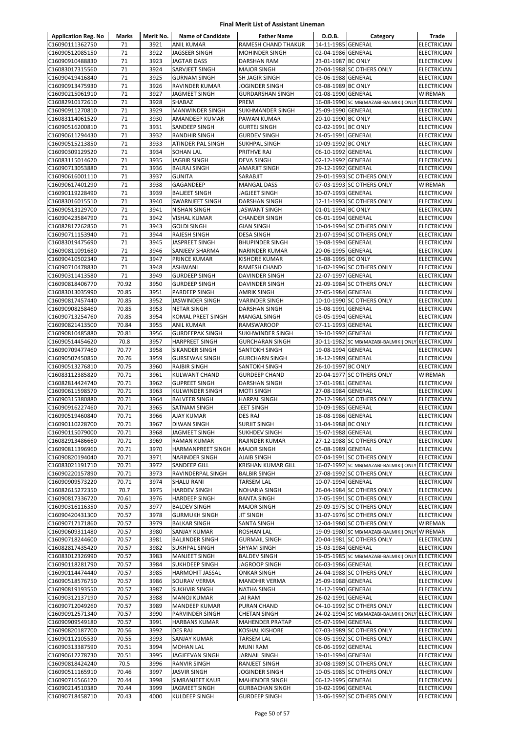# Final Merit List of Assistant Lineman

| Application Reg. No | Marks | Merit No. | Name of Candidate | Father Name | D.O.B. | Category | Trade |
|---|---|---|---|---|---|---|---|
| C16090111362750 | 71 | 3921 | ANIL KUMAR | RAMESH CHAND THAKUR | 14-11-1985 | GENERAL | ELECTRICIAN |
| C16090512085150 | 71 | 3922 | JAGSEER SINGH | MOHINDER SINGH | 02-04-1986 | GENERAL | ELECTRICIAN |
| C16090910488830 | 71 | 3923 | JAGTAR DASS | DARSHAN RAM | 23-01-1987 | BC ONLY | ELECTRICIAN |
| C16083017315560 | 71 | 3924 | SARVJEET SINGH | MAJOR SINGH | 20-04-1988 | SC OTHERS ONLY | ELECTRICIAN |
| C16090419416840 | 71 | 3925 | GURNAM SINGH | SH JAGIR SINGH | 03-06-1988 | GENERAL | ELECTRICIAN |
| C16090913475930 | 71 | 3926 | RAVINDER KUMAR | JOGINDER SINGH | 03-08-1989 | BC ONLY | ELECTRICIAN |
| C16090215061910 | 71 | 3927 | JAGMEET SINGH | GURDARSHAN SINGH | 01-08-1990 | GENERAL | WIREMAN |
| C16082910172610 | 71 | 3928 | SHABAZ | PREM | 16-08-1990 | SC MB(MAZABI-BALMIKI) ONLY | ELECTRICIAN |
| C16090911270810 | 71 | 3929 | MANWINDER SINGH | SUKHMANDER SINGH | 25-09-1990 | GENERAL | ELECTRICIAN |
| C16083114061520 | 71 | 3930 | AMANDEEP KUMAR | PAWAN KUMAR | 20-10-1990 | BC ONLY | ELECTRICIAN |
| C16090516200810 | 71 | 3931 | SANDEEP SINGH | GURTEJ SINGH | 02-02-1991 | BC ONLY | ELECTRICIAN |
| C16090611294430 | 71 | 3932 | RANDHIR SINGH | GURDEV SINGH | 24-05-1991 | GENERAL | ELECTRICIAN |
| C16090515213850 | 71 | 3933 | ATINDER PAL SINGH | SUKHPAL SINGH | 10-09-1992 | BC ONLY | ELECTRICIAN |
| C16090309129520 | 71 | 3934 | SOHAN LAL | PRITHVE RAJ | 06-10-1992 | GENERAL | ELECTRICIAN |
| C16083115014620 | 71 | 3935 | JAGBIR SINGH | DEVA SINGH | 02-12-1992 | GENERAL | ELECTRICIAN |
| C16090713053880 | 71 | 3936 | BALRAJ SINGH | AMARJIT SINGH | 29-12-1992 | GENERAL | ELECTRICIAN |
| C16090616001110 | 71 | 3937 | GUNITA | SARABJIT | 29-01-1993 | SC OTHERS ONLY | ELECTRICIAN |
| C16090617401290 | 71 | 3938 | GAGANDEEP | MANGAL DASS | 07-03-1993 | SC OTHERS ONLY | WIREMAN |
| C16090119228490 | 71 | 3939 | BALJEET SINGH | JAGJEET SINGH | 30-07-1993 | GENERAL | ELECTRICIAN |
| C16083016015510 | 71 | 3940 | SWARNJEET SINGH | DARSHAN SINGH | 12-11-1993 | SC OTHERS ONLY | ELECTRICIAN |
| C16090513129700 | 71 | 3941 | NISHAN SINGH | JASWANT SINGH | 01-01-1994 | BC ONLY | ELECTRICIAN |
| C16090423584790 | 71 | 3942 | VISHAL KUMAR | CHANDER SINGH | 06-01-1994 | GENERAL | ELECTRICIAN |
| C16082817262850 | 71 | 3943 | GOLDI SINGH | GIAN SINGH | 10-04-1994 | SC OTHERS ONLY | ELECTRICIAN |
| C16090711153940 | 71 | 3944 | RAJESH SINGH | DESA SINGH | 21-07-1994 | SC OTHERS ONLY | ELECTRICIAN |
| C16083019475690 | 71 | 3945 | JASPREET SINGH | BHUPINDER SINGH | 19-08-1994 | GENERAL | ELECTRICIAN |
| C16090811091680 | 71 | 3946 | SANJEEV SHARMA | NARINDER KUMAR | 20-06-1995 | GENERAL | ELECTRICIAN |
| C16090410502340 | 71 | 3947 | PRINCE KUMAR | KISHORE KUMAR | 15-08-1995 | BC ONLY | ELECTRICIAN |
| C16090710478830 | 71 | 3948 | ASHWANI | RAMESH CHAND | 16-02-1996 | SC OTHERS ONLY | ELECTRICIAN |
| C16090311413580 | 71 | 3949 | GURDEEP SINGH | DAVINDER SINGH | 22-07-1997 | GENERAL | ELECTRICIAN |
| C16090818406770 | 70.92 | 3950 | GURDEEP SINGH | DAVINDER SINGH | 22-09-1984 | SC OTHERS ONLY | ELECTRICIAN |
| C16083013035990 | 70.85 | 3951 | PARDEEP SINGH | AMRIK SINGH | 27-05-1984 | GENERAL | ELECTRICIAN |
| C16090817457440 | 70.85 | 3952 | JASWINDER SINGH | VARINDER SINGH | 10-10-1990 | SC OTHERS ONLY | ELECTRICIAN |
| C16090908258460 | 70.85 | 3953 | NETAR SINGH | DARSHAN SINGH | 15-08-1991 | GENERAL | ELECTRICIAN |
| C16090713254760 | 70.85 | 3954 | KOMAL PREET SINGH | MANGAL SINGH | 03-05-1994 | GENERAL | ELECTRICIAN |
| C16090821413500 | 70.84 | 3955 | ANIL KUMAR | RAMSWAROOP | 07-11-1993 | GENERAL | ELECTRICIAN |
| C16090810485880 | 70.81 | 3956 | GURDEEPAK SINGH | SUKHWINDER SINGH | 19-10-1992 | GENERAL | ELECTRICIAN |
| C16090514454620 | 70.8 | 3957 | HARPREET SINGH | GURCHARAN SINGH | 30-11-1982 | SC MB(MAZABI-BALMIKI) ONLY | ELECTRICIAN |
| C16090709477460 | 70.77 | 3958 | SIKANDER SINGH | SANTOKH SINGH | 19-08-1994 | GENERAL | ELECTRICIAN |
| C16090507450850 | 70.76 | 3959 | GURSEWAK SINGH | GURCHARN SINGH | 18-12-1989 | GENERAL | ELECTRICIAN |
| C16090513276810 | 70.75 | 3960 | RAJBIR SINGH | SANTOKH SINGH | 26-10-1997 | BC ONLY | ELECTRICIAN |
| C16083112385820 | 70.71 | 3961 | KULWANT CHAND | GURDEEP CHAND | 20-04-1977 | SC OTHERS ONLY | WIREMAN |
| C16082814424740 | 70.71 | 3962 | GUPREET SINGH | DARSHAN SINGH | 17-01-1981 | GENERAL | ELECTRICIAN |
| C16090611598570 | 70.71 | 3963 | KULWINDER SINGH | MOTI SINGH | 27-08-1984 | GENERAL | ELECTRICIAN |
| C16090315380880 | 70.71 | 3964 | BALVEER SINGH | HARPAL SINGH | 20-12-1984 | SC OTHERS ONLY | ELECTRICIAN |
| C16090916227460 | 70.71 | 3965 | SATNAM SINGH | JEET SINGH | 10-09-1985 | GENERAL | ELECTRICIAN |
| C16090519460840 | 70.71 | 3966 | AJAY KUMAR | DES RAJ | 18-08-1986 | GENERAL | ELECTRICIAN |
| C16090110228700 | 70.71 | 3967 | DIWAN SINGH | SURJIT SINGH | 11-04-1988 | BC ONLY | ELECTRICIAN |
| C16090115079000 | 70.71 | 3968 | JAGMEET SINGH | SUKHDEV SINGH | 15-07-1988 | GENERAL | ELECTRICIAN |
| C16082913486660 | 70.71 | 3969 | RAMAN KUMAR | RAJINDER KUMAR | 27-12-1988 | SC OTHERS ONLY | ELECTRICIAN |
| C16090811396960 | 70.71 | 3970 | HARMANPREET SINGH | MAJOR SINGH | 05-08-1989 | GENERAL | ELECTRICIAN |
| C16090820194040 | 70.71 | 3971 | NARINDER SINGH | AJAIB SINGH | 07-04-1991 | SC OTHERS ONLY | ELECTRICIAN |
| C16083021191710 | 70.71 | 3972 | SANDEEP GILL | KRISHAN KUMAR GILL | 16-07-1992 | SC MB(MAZABI-BALMIKI) ONLY | ELECTRICIAN |
| C16090220157890 | 70.71 | 3973 | RAVINDERPAL SINGH | BALBIR SINGH | 27-08-1992 | SC OTHERS ONLY | ELECTRICIAN |
| C16090909573220 | 70.71 | 3974 | SHALU RANI | TARSEM LAL | 10-07-1994 | GENERAL | ELECTRICIAN |
| C16082615272350 | 70.7 | 3975 | HARDEV SINGH | NOHARIA SINGH | 26-04-1984 | SC OTHERS ONLY | ELECTRICIAN |
| C16090817336720 | 70.61 | 3976 | HARDEEP SINGH | BANTA SINGH | 17-05-1991 | SC OTHERS ONLY | ELECTRICIAN |
| C16090316116350 | 70.57 | 3977 | BALDEV SINGH | MAJOR SINGH | 29-09-1975 | SC OTHERS ONLY | ELECTRICIAN |
| C16090420431300 | 70.57 | 3978 | GURMUKH SINGH | JIT SINGH | 31-07-1976 | SC OTHERS ONLY | ELECTRICIAN |
| C16090717171860 | 70.57 | 3979 | BALKAR SINGH | SANTA SINGH | 12-04-1980 | SC OTHERS ONLY | WIREMAN |
| C16090609311480 | 70.57 | 3980 | SANJAY KUMAR | ROSHAN LAL | 19-09-1980 | SC MB(MAZABI-BALMIKI) ONLY | WIREMAN |
| C16090718244600 | 70.57 | 3981 | BALJINDER SINGH | GURMAIL SINGH | 20-04-1981 | SC OTHERS ONLY | ELECTRICIAN |
| C16082817435420 | 70.57 | 3982 | SUKHPAL SINGH | SHYAM SINGH | 15-03-1984 | GENERAL | ELECTRICIAN |
| C16083012326990 | 70.57 | 3983 | MANJEET SINGH | BALDEV SINGH | 19-05-1985 | SC MB(MAZABI-BALMIKI) ONLY | ELECTRICIAN |
| C16090118281790 | 70.57 | 3984 | SUKHDEEP SINGH | JAGROOP SINGH | 06-03-1986 | GENERAL | ELECTRICIAN |
| C16090114474440 | 70.57 | 3985 | HARMOHIT JASSAL | ONKAR SINGH | 24-04-1988 | SC OTHERS ONLY | ELECTRICIAN |
| C16090518576750 | 70.57 | 3986 | SOURAV VERMA | MANDHIR VERMA | 25-09-1988 | GENERAL | ELECTRICIAN |
| C16090819193550 | 70.57 | 3987 | SUKHVIR SINGH | NATHA SINGH | 14-12-1990 | GENERAL | ELECTRICIAN |
| C16090312137190 | 70.57 | 3988 | MANOJ KUMAR | JAI RAM | 26-02-1991 | GENERAL | ELECTRICIAN |
| C16090712049260 | 70.57 | 3989 | MANDEEP KUMAR | PURAN CHAND | 04-10-1992 | SC OTHERS ONLY | ELECTRICIAN |
| C16090912571340 | 70.57 | 3990 | PARVINDER SINGH | CHETAN SINGH | 24-02-1994 | SC MB(MAZABI-BALMIKI) ONLY | ELECTRICIAN |
| C16090909549180 | 70.57 | 3991 | HARBANS KUMAR | MAHENDER PRATAP | 05-07-1994 | GENERAL | ELECTRICIAN |
| C16090820187700 | 70.56 | 3992 | DES RAJ | KOSHAL KISHORE | 07-03-1989 | SC OTHERS ONLY | ELECTRICIAN |
| C16090112105530 | 70.55 | 3993 | SANJAY KUMAR | TARSEM LAL | 08-05-1992 | SC OTHERS ONLY | ELECTRICIAN |
| C16090313387590 | 70.51 | 3994 | MOHAN LAL | MUNI RAM | 06-06-1992 | GENERAL | ELECTRICIAN |
| C16090612278730 | 70.51 | 3995 | JAGJEEVAN SINGH | JARNAIL SINGH | 19-01-1994 | GENERAL | ELECTRICIAN |
| C16090818424240 | 70.5 | 3996 | RANVIR SINGH | RANJEET SINGH | 30-08-1989 | SC OTHERS ONLY | ELECTRICIAN |
| C16090511165910 | 70.46 | 3997 | JASVIR SINGH | JOGINDER SINGH | 10-05-1985 | SC OTHERS ONLY | ELECTRICIAN |
| C16090716566170 | 70.44 | 3998 | SIMRANJEET KAUR | MAHENDER SINGH | 06-12-1995 | GENERAL | ELECTRICIAN |
| C16090214510380 | 70.44 | 3999 | JAGMEET SINGH | GURBACHAN SINGH | 19-02-1996 | GENERAL | ELECTRICIAN |
| C16090718458710 | 70.43 | 4000 | KULDEEP SINGH | GURDEEP SINGH | 13-06-1992 | SC OTHERS ONLY | ELECTRICIAN |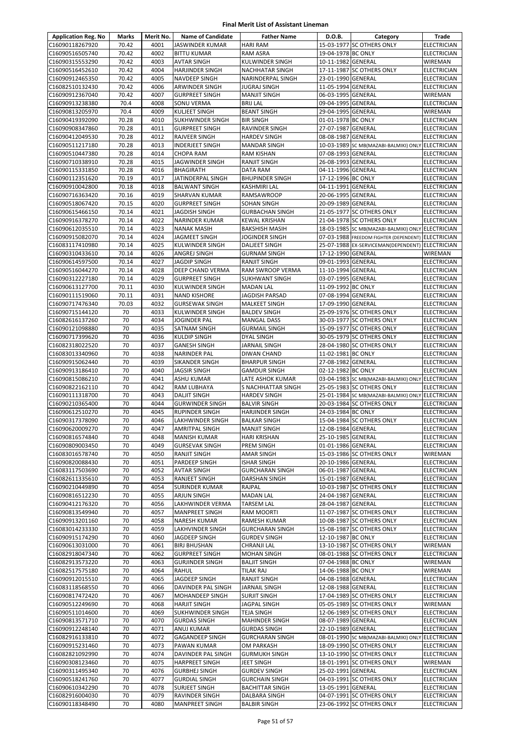# Final Merit List of Assistant Lineman

| Application Reg. No | Marks | Merit No. | Name of Candidate | Father Name | D.O.B. | Category | Trade |
|---|---|---|---|---|---|---|---|
| C16090118267920 | 70.42 | 4001 | JASWINDER KUMAR | HARI RAM | 15-03-1977 | SC OTHERS ONLY | ELECTRICIAN |
| C16090516505740 | 70.42 | 4002 | BITTU KUMAR | RAM ASRA | 19-04-1978 | BC ONLY | ELECTRICIAN |
| C16090315553290 | 70.42 | 4003 | AVTAR SINGH | KULWINDER SINGH | 10-11-1982 | GENERAL | WIREMAN |
| C16090516452610 | 70.42 | 4004 | HARJINDER SINGH | NACHHATAR SINGH | 17-11-1987 | SC OTHERS ONLY | ELECTRICIAN |
| C16090912465350 | 70.42 | 4005 | NAVDEEP SINGH | NARINDERPAL SINGH | 23-01-1990 | GENERAL | ELECTRICIAN |
| C16082510132430 | 70.42 | 4006 | ARWINDER SINGH | JUGRAJ SINGH | 11-05-1994 | GENERAL | ELECTRICIAN |
| C16090912367040 | 70.42 | 4007 | GURPREET SINGH | MANJIT SINGH | 06-03-1995 | GENERAL | WIREMAN |
| C16090913238380 | 70.4 | 4008 | SONU VERMA | BRIJ LAL | 09-04-1995 | GENERAL | ELECTRICIAN |
| C16090813205970 | 70.4 | 4009 | KULJEET SINGH | BEANT SINGH | 29-04-1995 | GENERAL | WIREMAN |
| C16090419392090 | 70.28 | 4010 | SUKHWINDER SINGH | BIR SINGH | 01-01-1978 | BC ONLY | ELECTRICIAN |
| C16090908347860 | 70.28 | 4011 | GURPREET SINGH | RAVINDER SINGH | 27-07-1987 | GENERAL | ELECTRICIAN |
| C16090412049530 | 70.28 | 4012 | RAJVEER SINGH | HARDEV SINGH | 08-08-1987 | GENERAL | ELECTRICIAN |
| C16090511217180 | 70.28 | 4013 | INDERJEET SINGH | MANDAR SINGH | 10-03-1989 | SC MB(MAZABI-BALMIKI) ONLY | ELECTRICIAN |
| C16090510447380 | 70.28 | 4014 | CHOPA RAM | RAM KISHAN | 07-08-1993 | GENERAL | ELECTRICIAN |
| C16090710338910 | 70.28 | 4015 | JAGWINDER SINGH | RANJIT SINGH | 26-08-1993 | GENERAL | ELECTRICIAN |
| C16090115331850 | 70.28 | 4016 | BHAGIRATH | DATA RAM | 04-11-1996 | GENERAL | ELECTRICIAN |
| C16090112351620 | 70.19 | 4017 | JATINDERPAL SINGH | BHUPINDER SINGH | 17-12-1996 | BC ONLY | ELECTRICIAN |
| C16090910042800 | 70.18 | 4018 | BALWANT SINGH | KASHMIRI LAL | 04-11-1991 | GENERAL | ELECTRICIAN |
| C16090716363420 | 70.16 | 4019 | SHARVAN KUMAR | RAMSAWROOP | 20-06-1995 | GENERAL | ELECTRICIAN |
| C16090518067420 | 70.15 | 4020 | GURPREET SINGH | SOHAN SINGH | 20-09-1989 | GENERAL | ELECTRICIAN |
| C16090615466150 | 70.14 | 4021 | JAGDISH SINGH | GURBACHAN SINGH | 21-05-1977 | SC OTHERS ONLY | ELECTRICIAN |
| C16090916378270 | 70.14 | 4022 | NARINDER KUMAR | KEWAL KRISHAN | 21-04-1978 | SC OTHERS ONLY | ELECTRICIAN |
| C16090612035510 | 70.14 | 4023 | NANAK MASIH | BAKSHISH MASIH | 18-03-1985 | SC MB(MAZABI-BALMIKI) ONLY | ELECTRICIAN |
| C16090915082070 | 70.14 | 4024 | JAGMEET SINGH | JOGINDER SINGH | 07-03-1988 | FREEDOM FIGHTER (DEPENDENT) | ELECTRICIAN |
| C16083117410980 | 70.14 | 4025 | KULWINDER SINGH | DALJEET SINGH | 25-07-1988 | EX-SERVICEMAN(DEPENDENT) | ELECTRICIAN |
| C16090310433610 | 70.14 | 4026 | ANGREJ SINGH | GURNAM SINGH | 17-12-1990 | GENERAL | WIREMAN |
| C16090614597500 | 70.14 | 4027 | JAGDIP SINGH | RANJIT SINGH | 09-01-1993 | GENERAL | ELECTRICIAN |
| C16090516044270 | 70.14 | 4028 | DEEP CHAND VERMA | RAM SWROOP VERMA | 11-10-1994 | GENERAL | ELECTRICIAN |
| C16090312227180 | 70.14 | 4029 | GURPREET SINGH | SUKHWANT SINGH | 03-07-1995 | GENERAL | ELECTRICIAN |
| C16090613127700 | 70.11 | 4030 | KULWINDER SINGH | MADAN LAL | 11-09-1992 | BC ONLY | ELECTRICIAN |
| C16090111519060 | 70.11 | 4031 | NAND KISHORE | JAGDISH PARSAD | 07-08-1994 | GENERAL | ELECTRICIAN |
| C16090717476340 | 70.03 | 4032 | GURSEWAK SINGH | MALKEET SINGH | 17-09-1990 | GENERAL | ELECTRICIAN |
| C16090715144120 | 70 | 4033 | KULWINDER SINGH | BALDEV SINGH | 25-09-1976 | SC OTHERS ONLY | ELECTRICIAN |
| C16082616137260 | 70 | 4034 | JOGINDER PAL | MANGAL DASS | 30-03-1977 | SC OTHERS ONLY | ELECTRICIAN |
| C16090121098880 | 70 | 4035 | SATNAM SINGH | GURMAIL SINGH | 15-09-1977 | SC OTHERS ONLY | ELECTRICIAN |
| C16090717399620 | 70 | 4036 | KULDIP SINGH | DYAL SINGH | 30-05-1979 | SC OTHERS ONLY | ELECTRICIAN |
| C16082318022520 | 70 | 4037 | GANESH SINGH | JARNAIL SINGH | 28-04-1980 | SC OTHERS ONLY | ELECTRICIAN |
| C16083013340960 | 70 | 4038 | NARINDER PAL | DIWAN CHAND | 11-02-1981 | BC ONLY | ELECTRICIAN |
| C16090915062440 | 70 | 4039 | SIKANDER SINGH | BHARPUR SINGH | 27-08-1982 | GENERAL | ELECTRICIAN |
| C16090913186410 | 70 | 4040 | JAGSIR SINGH | GAMDUR SINGH | 02-12-1982 | BC ONLY | ELECTRICIAN |
| C16090815086210 | 70 | 4041 | ASHU KUMAR | LATE ASHOK KUMAR | 03-04-1983 | SC MB(MAZABI-BALMIKI) ONLY | ELECTRICIAN |
| C16090822162110 | 70 | 4042 | RAM LUBHAYA | S NACHHATTAR SINGH | 25-05-1983 | SC OTHERS ONLY | ELECTRICIAN |
| C16090111318700 | 70 | 4043 | DALJIT SINGH | HARDEV SINGH | 25-01-1984 | SC MB(MAZABI-BALMIKI) ONLY | ELECTRICIAN |
| C16090210365400 | 70 | 4044 | GURWINDER SINGH | BALVIR SINGH | 20-03-1984 | SC OTHERS ONLY | ELECTRICIAN |
| C16090612510270 | 70 | 4045 | RUPINDER SINGH | HARJINDER SINGH | 24-03-1984 | BC ONLY | ELECTRICIAN |
| C16090317378090 | 70 | 4046 | LAKHWINDER SINGH | BALKAR SINGH | 15-04-1984 | SC OTHERS ONLY | ELECTRICIAN |
| C16090620009270 | 70 | 4047 | AMRITPAL SINGH | MANJIT SINGH | 12-08-1984 | GENERAL | ELECTRICIAN |
| C16090816574840 | 70 | 4048 | MANISH KUMAR | HARI KRISHAN | 25-10-1985 | GENERAL | ELECTRICIAN |
| C16090809003450 | 70 | 4049 | GURSEVAK SINGH | PREM SINGH | 01-01-1986 | GENERAL | ELECTRICIAN |
| C16083016578740 | 70 | 4050 | RANJIT SINGH | AMAR SINGH | 15-03-1986 | SC OTHERS ONLY | WIREMAN |
| C16090820088430 | 70 | 4051 | PARDEEP SINGH | ISHAR SINGH | 20-10-1986 | GENERAL | ELECTRICIAN |
| C16083117503690 | 70 | 4052 | AVTAR SINGH | GURCHARAN SINGH | 06-01-1987 | GENERAL | ELECTRICIAN |
| C16082611335610 | 70 | 4053 | RANJEET SINGH | DARSHAN SINGH | 15-01-1987 | GENERAL | ELECTRICIAN |
| C16090210449890 | 70 | 4054 | SURINDER KUMAR | RAJPAL | 10-03-1987 | SC OTHERS ONLY | ELECTRICIAN |
| C16090816512230 | 70 | 4055 | ARJUN SINGH | MADAN LAL | 24-04-1987 | GENERAL | ELECTRICIAN |
| C16090412176320 | 70 | 4056 | LAKHWINDER VERMA | TARSEM LAL | 28-04-1987 | GENERAL | ELECTRICIAN |
| C16090813549940 | 70 | 4057 | MANPREET SINGH | RAM MOORTI | 11-07-1987 | SC OTHERS ONLY | ELECTRICIAN |
| C16090913201160 | 70 | 4058 | NARESH KUMAR | RAMESH KUMAR | 10-08-1987 | SC OTHERS ONLY | ELECTRICIAN |
| C16083014233330 | 70 | 4059 | LAKHWINDER SINGH | GURCHARAN SINGH | 15-08-1987 | SC OTHERS ONLY | ELECTRICIAN |
| C16090915174290 | 70 | 4060 | JAGDEEP SINGH | GURDEV SINGH | 12-10-1987 | BC ONLY | ELECTRICIAN |
| C16090613031000 | 70 | 4061 | BIRJ BHUSHAN | CHRANJI LAL | 13-10-1987 | SC OTHERS ONLY | WIREMAN |
| C16082918047340 | 70 | 4062 | GURPREET SINGH | MOHAN SINGH | 08-01-1988 | SC OTHERS ONLY | ELECTRICIAN |
| C16082913573220 | 70 | 4063 | GURJINDER SINGH | BALJIT SINGH | 07-04-1988 | BC ONLY | WIREMAN |
| C16082517575180 | 70 | 4064 | RAHUL | TILAK RAJ | 14-06-1988 | BC ONLY | WIREMAN |
| C16090912015510 | 70 | 4065 | JAGDEEP SINGH | RANJIT SINGH | 04-08-1988 | GENERAL | ELECTRICIAN |
| C16083118568550 | 70 | 4066 | DAVINDER PAL SINGH | JARNAIL SINGH | 12-08-1988 | GENERAL | ELECTRICIAN |
| C16090817472420 | 70 | 4067 | MOHANDEEP SINGH | SURJIT SINGH | 17-04-1989 | SC OTHERS ONLY | ELECTRICIAN |
| C16090512249690 | 70 | 4068 | HARJIT SINGH | JAGPAL SINGH | 05-05-1989 | SC OTHERS ONLY | WIREMAN |
| C16090511014600 | 70 | 4069 | SUKHWINDER SINGH | TEJA SINGH | 12-06-1989 | SC OTHERS ONLY | ELECTRICIAN |
| C16090813571710 | 70 | 4070 | GURDAS SINGH | MAHINDER SINGH | 08-07-1989 | GENERAL | ELECTRICIAN |
| C16090912248140 | 70 | 4071 | ANUJ KUMAR | GURDAS SINGH | 22-10-1989 | GENERAL | ELECTRICIAN |
| C16082916133810 | 70 | 4072 | GAGANDEEP SINGH | GURCHARAN SINGH | 08-01-1990 | SC MB(MAZABI-BALMIKI) ONLY | ELECTRICIAN |
| C16090915231460 | 70 | 4073 | PAWAN KUMAR | OM PARKASH | 18-09-1990 | SC OTHERS ONLY | ELECTRICIAN |
| C16082821092990 | 70 | 4074 | DAVINDER PAL SINGH | GURMUKH SINGH | 13-10-1990 | SC OTHERS ONLY | ELECTRICIAN |
| C16090308123460 | 70 | 4075 | HARPREET SINGH | JEET SINGH | 18-01-1991 | SC OTHERS ONLY | WIREMAN |
| C16090311495340 | 70 | 4076 | GURBHEJ SINGH | GURDEV SINGH | 25-02-1991 | GENERAL | ELECTRICIAN |
| C16090518241760 | 70 | 4077 | GURDIAL SINGH | GURCHAIN SINGH | 04-03-1991 | SC OTHERS ONLY | ELECTRICIAN |
| C16090610342290 | 70 | 4078 | SURJEET SINGH | BACHITTAR SINGH | 13-05-1991 | GENERAL | ELECTRICIAN |
| C16082916004030 | 70 | 4079 | RAVINDER SINGH | DALBARA SINGH | 04-07-1991 | SC OTHERS ONLY | ELECTRICIAN |
| C16090118348490 | 70 | 4080 | MANPREET SINGH | BALBIR SINGH | 23-06-1992 | SC OTHERS ONLY | ELECTRICIAN |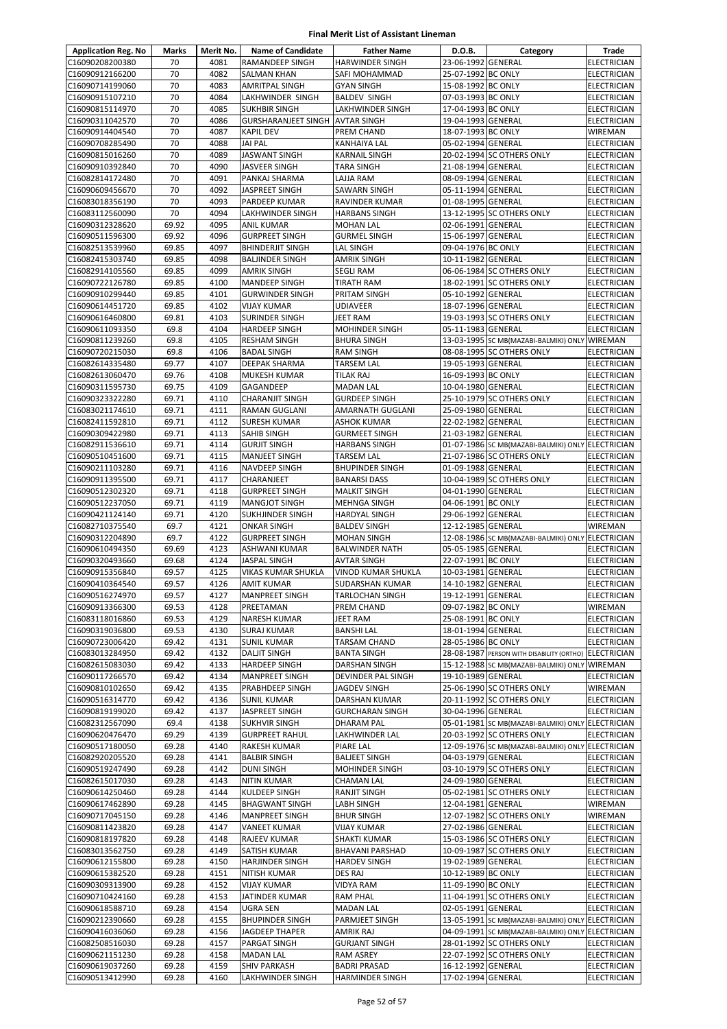# Final Merit List of Assistant Lineman

| Application Reg. No | Marks | Merit No. | Name of Candidate | Father Name | D.O.B. | Category | Trade |
|---|---|---|---|---|---|---|---|
| C16090208200380 | 70 | 4081 | RAMANDEEP SINGH | HARWINDER SINGH | 23-06-1992 | GENERAL | ELECTRICIAN |
| C16090912166200 | 70 | 4082 | SALMAN KHAN | SAFI MOHAMMAD | 25-07-1992 | BC ONLY | ELECTRICIAN |
| C16090714199060 | 70 | 4083 | AMRITPAL SINGH | GYAN SINGH | 15-08-1992 | BC ONLY | ELECTRICIAN |
| C16090915107210 | 70 | 4084 | LAKHWINDER SINGH | BALDEV SINGH | 07-03-1993 | BC ONLY | ELECTRICIAN |
| C16090815114970 | 70 | 4085 | SUKHBIR SINGH | LAKHWINDER SINGH | 17-04-1993 | BC ONLY | ELECTRICIAN |
| C16090311042570 | 70 | 4086 | GURSHARANJEET SINGH | AVTAR SINGH | 19-04-1993 | GENERAL | ELECTRICIAN |
| C16090914404540 | 70 | 4087 | KAPIL DEV | PREM CHAND | 18-07-1993 | BC ONLY | WIREMAN |
| C16090708285490 | 70 | 4088 | JAI PAL | KANHAIYA LAL | 05-02-1994 | GENERAL | ELECTRICIAN |
| C16090815016260 | 70 | 4089 | JASWANT SINGH | KARNAIL SINGH | 20-02-1994 | SC OTHERS ONLY | ELECTRICIAN |
| C16090910392840 | 70 | 4090 | JASVEER SINGH | TARA SINGH | 21-08-1994 | GENERAL | ELECTRICIAN |
| C16082814172480 | 70 | 4091 | PANKAJ SHARMA | LAJJA RAM | 08-09-1994 | GENERAL | ELECTRICIAN |
| C16090609456670 | 70 | 4092 | JASPREET SINGH | SAWARN SINGH | 05-11-1994 | GENERAL | ELECTRICIAN |
| C16083018356190 | 70 | 4093 | PARDEEP KUMAR | RAVINDER KUMAR | 01-08-1995 | GENERAL | ELECTRICIAN |
| C16083112560090 | 70 | 4094 | LAKHWINDER SINGH | HARBANS SINGH | 13-12-1995 | SC OTHERS ONLY | ELECTRICIAN |
| C16090312328620 | 69.92 | 4095 | ANIL KUMAR | MOHAN LAL | 02-06-1991 | GENERAL | ELECTRICIAN |
| C16090511596300 | 69.92 | 4096 | GURPREET SINGH | GURMEL SINGH | 15-06-1997 | GENERAL | ELECTRICIAN |
| C16082513539960 | 69.85 | 4097 | BHINDERJIT SINGH | LAL SINGH | 09-04-1976 | BC ONLY | ELECTRICIAN |
| C16082415303740 | 69.85 | 4098 | BALJINDER SINGH | AMRIK SINGH | 10-11-1982 | GENERAL | ELECTRICIAN |
| C16082914105560 | 69.85 | 4099 | AMRIK SINGH | SEGLI RAM | 06-06-1984 | SC OTHERS ONLY | ELECTRICIAN |
| C16090722126780 | 69.85 | 4100 | MANDEEP SINGH | TIRATH RAM | 18-02-1991 | SC OTHERS ONLY | ELECTRICIAN |
| C16090910299440 | 69.85 | 4101 | GURWINDER SINGH | PRITAM SINGH | 05-10-1992 | GENERAL | ELECTRICIAN |
| C16090614451720 | 69.85 | 4102 | VIJAY KUMAR | UDIAVEER | 18-07-1996 | GENERAL | ELECTRICIAN |
| C16090616460800 | 69.81 | 4103 | SURINDER SINGH | JEET RAM | 19-03-1993 | SC OTHERS ONLY | ELECTRICIAN |
| C16090611093350 | 69.8 | 4104 | HARDEEP SINGH | MOHINDER SINGH | 05-11-1983 | GENERAL | ELECTRICIAN |
| C16090811239260 | 69.8 | 4105 | RESHAM SINGH | BHURA SINGH | 13-03-1995 | SC MB(MAZABI-BALMIKI) ONLY | WIREMAN |
| C16090720215030 | 69.8 | 4106 | BADAL SINGH | RAM SINGH | 08-08-1995 | SC OTHERS ONLY | ELECTRICIAN |
| C16082614335480 | 69.77 | 4107 | DEEPAK SHARMA | TARSEM LAL | 19-05-1993 | GENERAL | ELECTRICIAN |
| C16082613060470 | 69.76 | 4108 | MUKESH KUMAR | TILAK RAJ | 16-09-1993 | BC ONLY | ELECTRICIAN |
| C16090311595730 | 69.75 | 4109 | GAGANDEEP | MADAN LAL | 10-04-1980 | GENERAL | ELECTRICIAN |
| C16090323322280 | 69.71 | 4110 | CHARANJIT SINGH | GURDEEP SINGH | 25-10-1979 | SC OTHERS ONLY | ELECTRICIAN |
| C16083021174610 | 69.71 | 4111 | RAMAN GUGLANI | AMARNATH GUGLANI | 25-09-1980 | GENERAL | ELECTRICIAN |
| C16082411592810 | 69.71 | 4112 | SURESH KUMAR | ASHOK KUMAR | 22-02-1982 | GENERAL | ELECTRICIAN |
| C16090309422980 | 69.71 | 4113 | SAHIB SINGH | GURMEET SINGH | 21-03-1982 | GENERAL | ELECTRICIAN |
| C16082911536610 | 69.71 | 4114 | GURJIT SINGH | HARBANS SINGH | 01-07-1986 | SC MB(MAZABI-BALMIKI) ONLY | ELECTRICIAN |
| C16090510451600 | 69.71 | 4115 | MANJEET SINGH | TARSEM LAL | 21-07-1986 | SC OTHERS ONLY | ELECTRICIAN |
| C16090211103280 | 69.71 | 4116 | NAVDEEP SINGH | BHUPINDER SINGH | 01-09-1988 | GENERAL | ELECTRICIAN |
| C16090911395500 | 69.71 | 4117 | CHARANJEET | BANARSI DASS | 10-04-1989 | SC OTHERS ONLY | ELECTRICIAN |
| C16090512302320 | 69.71 | 4118 | GURPREET SINGH | MALKIT SINGH | 04-01-1990 | GENERAL | ELECTRICIAN |
| C16090512237050 | 69.71 | 4119 | MANGJOT SINGH | MEHNGA SINGH | 04-06-1991 | BC ONLY | ELECTRICIAN |
| C16090421124140 | 69.71 | 4120 | SUKHJINDER SINGH | HARDYAL SINGH | 29-06-1992 | GENERAL | ELECTRICIAN |
| C16082710375540 | 69.7 | 4121 | ONKAR SINGH | BALDEV SINGH | 12-12-1985 | GENERAL | WIREMAN |
| C16090312204890 | 69.7 | 4122 | GURPREET SINGH | MOHAN SINGH | 12-08-1986 | SC MB(MAZABI-BALMIKI) ONLY | ELECTRICIAN |
| C16090610494350 | 69.69 | 4123 | ASHWANI KUMAR | BALWINDER NATH | 05-05-1985 | GENERAL | ELECTRICIAN |
| C16090320493660 | 69.68 | 4124 | JASPAL SINGH | AVTAR SINGH | 22-07-1991 | BC ONLY | ELECTRICIAN |
| C16090915356840 | 69.57 | 4125 | VIKAS KUMAR SHUKLA | VINOD KUMAR SHUKLA | 10-03-1981 | GENERAL | ELECTRICIAN |
| C16090410364540 | 69.57 | 4126 | AMIT KUMAR | SUDARSHAN KUMAR | 14-10-1982 | GENERAL | ELECTRICIAN |
| C16090516274970 | 69.57 | 4127 | MANPREET SINGH | TARLOCHAN SINGH | 19-12-1991 | GENERAL | ELECTRICIAN |
| C16090913366300 | 69.53 | 4128 | PREETAMAN | PREM CHAND | 09-07-1982 | BC ONLY | WIREMAN |
| C16083118016860 | 69.53 | 4129 | NARESH KUMAR | JEET RAM | 25-08-1991 | BC ONLY | ELECTRICIAN |
| C16090319036800 | 69.53 | 4130 | SURAJ KUMAR | BANSHI LAL | 18-01-1994 | GENERAL | ELECTRICIAN |
| C16090723006420 | 69.42 | 4131 | SUNIL KUMAR | TARSAM CHAND | 28-05-1986 | BC ONLY | ELECTRICIAN |
| C16083013284950 | 69.42 | 4132 | DALJIT SINGH | BANTA SINGH | 28-08-1987 | PERSON WITH DISABILITY (ORTHO) | ELECTRICIAN |
| C16082615083030 | 69.42 | 4133 | HARDEEP SINGH | DARSHAN SINGH | 15-12-1988 | SC MB(MAZABI-BALMIKI) ONLY | WIREMAN |
| C16090117266570 | 69.42 | 4134 | MANPREET SINGH | DEVINDER PAL SINGH | 19-10-1989 | GENERAL | ELECTRICIAN |
| C16090810102650 | 69.42 | 4135 | PRABHDEEP SINGH | JAGDEV SINGH | 25-06-1990 | SC OTHERS ONLY | WIREMAN |
| C16090516314770 | 69.42 | 4136 | SUNIL KUMAR | DARSHAN KUMAR | 20-11-1992 | SC OTHERS ONLY | ELECTRICIAN |
| C16090819199020 | 69.42 | 4137 | JASPREET SINGH | GURCHARAN SINGH | 30-04-1996 | GENERAL | ELECTRICIAN |
| C16082312567090 | 69.4 | 4138 | SUKHVIR SINGH | DHARAM PAL | 05-01-1981 | SC MB(MAZABI-BALMIKI) ONLY | ELECTRICIAN |
| C16090620476470 | 69.29 | 4139 | GURPREET RAHUL | LAKHWINDER LAL | 20-03-1992 | SC OTHERS ONLY | ELECTRICIAN |
| C16090517180050 | 69.28 | 4140 | RAKESH KUMAR | PIARE LAL | 12-09-1976 | SC MB(MAZABI-BALMIKI) ONLY | ELECTRICIAN |
| C16082920205520 | 69.28 | 4141 | BALBIR SINGH | BALJEET SINGH | 04-03-1979 | GENERAL | ELECTRICIAN |
| C16090519247490 | 69.28 | 4142 | DUNI SINGH | MOHINDER SINGH | 03-10-1979 | SC OTHERS ONLY | ELECTRICIAN |
| C16082615017030 | 69.28 | 4143 | NITIN KUMAR | CHAMAN LAL | 24-09-1980 | GENERAL | ELECTRICIAN |
| C16090614250460 | 69.28 | 4144 | KULDEEP SINGH | RANJIT SINGH | 05-02-1981 | SC OTHERS ONLY | ELECTRICIAN |
| C16090617462890 | 69.28 | 4145 | BHAGWANT SINGH | LABH SINGH | 12-04-1981 | GENERAL | WIREMAN |
| C16090717045150 | 69.28 | 4146 | MANPREET SINGH | BHUR SINGH | 12-07-1982 | SC OTHERS ONLY | WIREMAN |
| C16090811423820 | 69.28 | 4147 | VANEET KUMAR | VIJAY KUMAR | 27-02-1986 | GENERAL | ELECTRICIAN |
| C16090818197820 | 69.28 | 4148 | RAJEEV KUMAR | SHAKTI KUMAR | 15-03-1986 | SC OTHERS ONLY | ELECTRICIAN |
| C16083013562750 | 69.28 | 4149 | SATISH KUMAR | BHAVANI PARSHAD | 10-09-1987 | SC OTHERS ONLY | ELECTRICIAN |
| C16090612155800 | 69.28 | 4150 | HARJINDER SINGH | HARDEV SINGH | 19-02-1989 | GENERAL | ELECTRICIAN |
| C16090615382520 | 69.28 | 4151 | NITISH KUMAR | DES RAJ | 10-12-1989 | BC ONLY | ELECTRICIAN |
| C16090309313900 | 69.28 | 4152 | VIJAY KUMAR | VIDYA RAM | 11-09-1990 | BC ONLY | ELECTRICIAN |
| C16090710424160 | 69.28 | 4153 | JATINDER KUMAR | RAM PHAL | 11-04-1991 | SC OTHERS ONLY | ELECTRICIAN |
| C16090618588710 | 69.28 | 4154 | UGRA SEN | MADAN LAL | 02-05-1991 | GENERAL | ELECTRICIAN |
| C16090212390660 | 69.28 | 4155 | BHUPINDER SINGH | PARMJEET SINGH | 13-05-1991 | SC MB(MAZABI-BALMIKI) ONLY | ELECTRICIAN |
| C16090416036060 | 69.28 | 4156 | JAGDEEP THAPER | AMRIK RAJ | 04-09-1991 | SC MB(MAZABI-BALMIKI) ONLY | ELECTRICIAN |
| C16082508516030 | 69.28 | 4157 | PARGAT SINGH | GURJANT SINGH | 28-01-1992 | SC OTHERS ONLY | ELECTRICIAN |
| C16090621151230 | 69.28 | 4158 | MADAN LAL | RAM ASREY | 22-07-1992 | SC OTHERS ONLY | ELECTRICIAN |
| C16090619037260 | 69.28 | 4159 | SHIV PARKASH | BADRI PRASAD | 16-12-1992 | GENERAL | ELECTRICIAN |
| C16090513412990 | 69.28 | 4160 | LAKHWINDER SINGH | HARMINDER SINGH | 17-02-1994 | GENERAL | ELECTRICIAN |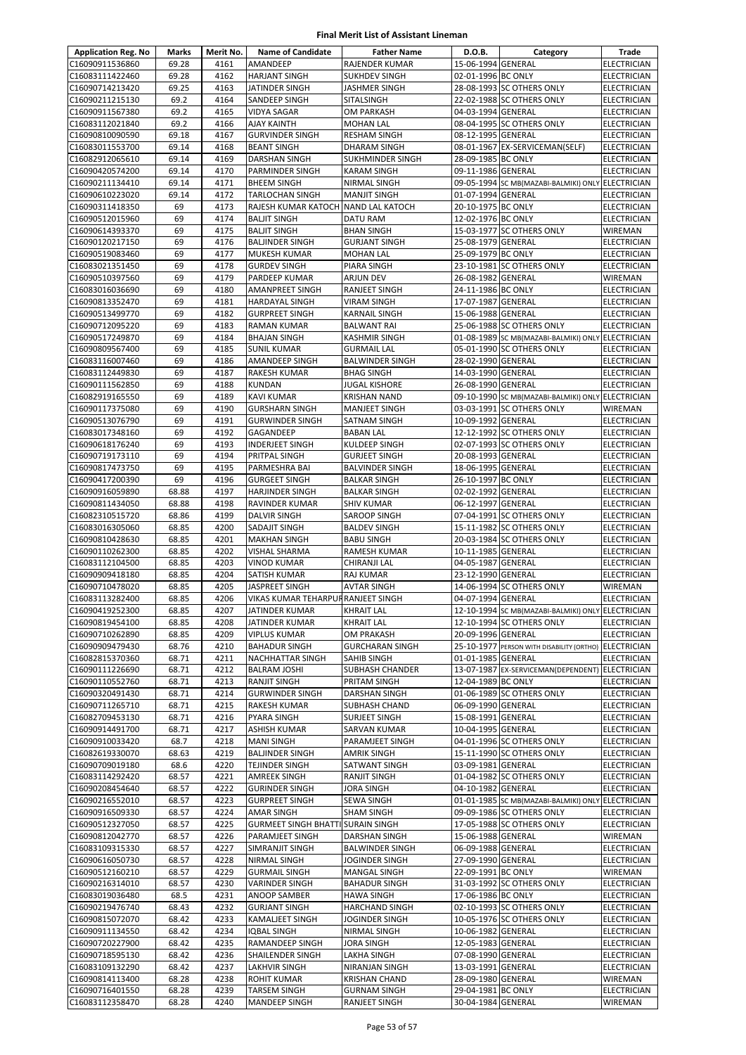# Final Merit List of Assistant Lineman

| Application Reg. No | Marks | Merit No. | Name of Candidate | Father Name | D.O.B. | Category | Trade |
|---|---|---|---|---|---|---|---|
| C16090911536860 | 69.28 | 4161 | AMANDEEP | RAJENDER KUMAR | 15-06-1994 | GENERAL | ELECTRICIAN |
| C16083111422460 | 69.28 | 4162 | HARJANT SINGH | SUKHDEV SINGH | 02-01-1996 | BC ONLY | ELECTRICIAN |
| C16090714213420 | 69.25 | 4163 | JATINDER SINGH | JASHMER SINGH | 28-08-1993 | SC OTHERS ONLY | ELECTRICIAN |
| C16090211215130 | 69.2 | 4164 | SANDEEP SINGH | SITALSINGH | 22-02-1988 | SC OTHERS ONLY | ELECTRICIAN |
| C16090911567380 | 69.2 | 4165 | VIDYA SAGAR | OM PARKASH | 04-03-1994 | GENERAL | ELECTRICIAN |
| C16083112021840 | 69.2 | 4166 | AJAY KAINTH | MOHAN LAL | 08-04-1995 | SC OTHERS ONLY | ELECTRICIAN |
| C16090810090590 | 69.18 | 4167 | GURVINDER SINGH | RESHAM SINGH | 08-12-1995 | GENERAL | ELECTRICIAN |
| C16083011553700 | 69.14 | 4168 | BEANT SINGH | DHARAM SINGH | 08-01-1967 | EX-SERVICEMAN(SELF) | ELECTRICIAN |
| C16082912065610 | 69.14 | 4169 | DARSHAN SINGH | SUKHMINDER SINGH | 28-09-1985 | BC ONLY | ELECTRICIAN |
| C16090420574200 | 69.14 | 4170 | PARMINDER SINGH | KARAM SINGH | 09-11-1986 | GENERAL | ELECTRICIAN |
| C16090211134410 | 69.14 | 4171 | BHEEM SINGH | NIRMAL SINGH | 09-05-1994 | SC MB(MAZABI-BALMIKI) ONLY | ELECTRICIAN |
| C16090610223020 | 69.14 | 4172 | TARLOCHAN SINGH | MANJIT SINGH | 01-07-1994 | GENERAL | ELECTRICIAN |
| C16090311418350 | 69 | 4173 | RAJESH KUMAR KATOCH | NAND LAL KATOCH | 20-10-1975 | BC ONLY | ELECTRICIAN |
| C16090512015960 | 69 | 4174 | BALJIT SINGH | DATU RAM | 12-02-1976 | BC ONLY | ELECTRICIAN |
| C16090614393370 | 69 | 4175 | BALJIT SINGH | BHAN SINGH | 15-03-1977 | SC OTHERS ONLY | WIREMAN |
| C16090120217150 | 69 | 4176 | BALJINDER SINGH | GURJANT SINGH | 25-08-1979 | GENERAL | ELECTRICIAN |
| C16090519083460 | 69 | 4177 | MUKESH KUMAR | MOHAN LAL | 25-09-1979 | BC ONLY | ELECTRICIAN |
| C16083021351450 | 69 | 4178 | GURDEV SINGH | PIARA SINGH | 23-10-1981 | SC OTHERS ONLY | ELECTRICIAN |
| C16090510397560 | 69 | 4179 | PARDEEP KUMAR | ARJUN DEV | 26-08-1982 | GENERAL | WIREMAN |
| C16083016036690 | 69 | 4180 | AMANPREET SINGH | RANJEET SINGH | 24-11-1986 | BC ONLY | ELECTRICIAN |
| C16090813352470 | 69 | 4181 | HARDAYAL SINGH | VIRAM SINGH | 17-07-1987 | GENERAL | ELECTRICIAN |
| C16090513499770 | 69 | 4182 | GURPREET SINGH | KARNAIL SINGH | 15-06-1988 | GENERAL | ELECTRICIAN |
| C16090712095220 | 69 | 4183 | RAMAN KUMAR | BALWANT RAI | 25-06-1988 | SC OTHERS ONLY | ELECTRICIAN |
| C16090517249870 | 69 | 4184 | BHAJAN SINGH | KASHMIR SINGH | 01-08-1989 | SC MB(MAZABI-BALMIKI) ONLY | ELECTRICIAN |
| C16090809567400 | 69 | 4185 | SUNIL KUMAR | GURMAIL LAL | 05-01-1990 | SC OTHERS ONLY | ELECTRICIAN |
| C16083116007460 | 69 | 4186 | AMANDEEP SINGH | BALWINDER SINGH | 28-02-1990 | GENERAL | ELECTRICIAN |
| C16083112449830 | 69 | 4187 | RAKESH KUMAR | BHAG SINGH | 14-03-1990 | GENERAL | ELECTRICIAN |
| C16090111562850 | 69 | 4188 | KUNDAN | JUGAL KISHORE | 26-08-1990 | GENERAL | ELECTRICIAN |
| C16082919165550 | 69 | 4189 | KAVI KUMAR | KRISHAN NAND | 09-10-1990 | SC MB(MAZABI-BALMIKI) ONLY | ELECTRICIAN |
| C16090117375080 | 69 | 4190 | GURSHARN SINGH | MANJEET SINGH | 03-03-1991 | SC OTHERS ONLY | WIREMAN |
| C16090513076790 | 69 | 4191 | GURWINDER SINGH | SATNAM SINGH | 10-09-1992 | GENERAL | ELECTRICIAN |
| C16083017348160 | 69 | 4192 | GAGANDEEP | BABAN LAL | 12-12-1992 | SC OTHERS ONLY | ELECTRICIAN |
| C16090618176240 | 69 | 4193 | INDERJEET SINGH | KULDEEP SINGH | 02-07-1993 | SC OTHERS ONLY | ELECTRICIAN |
| C16090719173110 | 69 | 4194 | PRITPAL SINGH | GURJEET SINGH | 20-08-1993 | GENERAL | ELECTRICIAN |
| C16090817473750 | 69 | 4195 | PARMESHRA BAI | BALVINDER SINGH | 18-06-1995 | GENERAL | ELECTRICIAN |
| C16090417200390 | 69 | 4196 | GURGEET SINGH | BALKAR SINGH | 26-10-1997 | BC ONLY | ELECTRICIAN |
| C16090916059890 | 68.88 | 4197 | HARJINDER SINGH | BALKAR SINGH | 02-02-1992 | GENERAL | ELECTRICIAN |
| C16090811434050 | 68.88 | 4198 | RAVINDER KUMAR | SHIV KUMAR | 06-12-1997 | GENERAL | ELECTRICIAN |
| C16082310515720 | 68.86 | 4199 | DALVIR SINGH | SAROOP SINGH | 07-04-1991 | SC OTHERS ONLY | ELECTRICIAN |
| C16083016305060 | 68.85 | 4200 | SADAJIT SINGH | BALDEV SINGH | 15-11-1982 | SC OTHERS ONLY | ELECTRICIAN |
| C16090810428630 | 68.85 | 4201 | MAKHAN SINGH | BABU SINGH | 20-03-1984 | SC OTHERS ONLY | ELECTRICIAN |
| C16090110262300 | 68.85 | 4202 | VISHAL SHARMA | RAMESH KUMAR | 10-11-1985 | GENERAL | ELECTRICIAN |
| C16083112104500 | 68.85 | 4203 | VINOD KUMAR | CHIRANJI LAL | 04-05-1987 | GENERAL | ELECTRICIAN |
| C16090909418180 | 68.85 | 4204 | SATISH KUMAR | RAJ KUMAR | 23-12-1990 | GENERAL | ELECTRICIAN |
| C16090710478020 | 68.85 | 4205 | JASPREET SINGH | AVTAR SINGH | 14-06-1994 | SC OTHERS ONLY | WIREMAN |
| C16083113282400 | 68.85 | 4206 | VIKAS KUMAR TEHARPUR | RANJEET SINGH | 04-07-1994 | GENERAL | ELECTRICIAN |
| C16090419252300 | 68.85 | 4207 | JATINDER KUMAR | KHRAIT LAL | 12-10-1994 | SC MB(MAZABI-BALMIKI) ONLY | ELECTRICIAN |
| C16090819454100 | 68.85 | 4208 | JATINDER KUMAR | KHRAIT LAL | 12-10-1994 | SC OTHERS ONLY | ELECTRICIAN |
| C16090710262890 | 68.85 | 4209 | VIPLUS KUMAR | OM PRAKASH | 20-09-1996 | GENERAL | ELECTRICIAN |
| C16090909479430 | 68.76 | 4210 | BAHADUR SINGH | GURCHARAN SINGH | 25-10-1977 | PERSON WITH DISABILITY (ORTHO) | ELECTRICIAN |
| C16082815370360 | 68.71 | 4211 | NACHHATTAR SINGH | SAHIB SINGH | 01-01-1985 | GENERAL | ELECTRICIAN |
| C16090111226690 | 68.71 | 4212 | BALRAM JOSHI | SUBHASH CHANDER | 13-07-1987 | EX-SERVICEMAN(DEPENDENT) | ELECTRICIAN |
| C16090110552760 | 68.71 | 4213 | RANJIT SINGH | PRITAM SINGH | 12-04-1989 | BC ONLY | ELECTRICIAN |
| C16090320491430 | 68.71 | 4214 | GURWINDER SINGH | DARSHAN SINGH | 01-06-1989 | SC OTHERS ONLY | ELECTRICIAN |
| C16090711265710 | 68.71 | 4215 | RAKESH KUMAR | SUBHASH CHAND | 06-09-1990 | GENERAL | ELECTRICIAN |
| C16082709453130 | 68.71 | 4216 | PYARA SINGH | SURJEET SINGH | 15-08-1991 | GENERAL | ELECTRICIAN |
| C16090914491700 | 68.71 | 4217 | ASHISH KUMAR | SARVAN KUMAR | 10-04-1995 | GENERAL | ELECTRICIAN |
| C16090910033420 | 68.7 | 4218 | MANI SINGH | PARAMJEET SINGH | 04-01-1996 | SC OTHERS ONLY | ELECTRICIAN |
| C16082619330070 | 68.63 | 4219 | BALJINDER SINGH | AMRIK SINGH | 15-11-1990 | SC OTHERS ONLY | ELECTRICIAN |
| C16090709019180 | 68.6 | 4220 | TEJINDER SINGH | SATWANT SINGH | 03-09-1981 | GENERAL | ELECTRICIAN |
| C16083114292420 | 68.57 | 4221 | AMREEK SINGH | RANJIT SINGH | 01-04-1982 | SC OTHERS ONLY | ELECTRICIAN |
| C16090208454640 | 68.57 | 4222 | GURINDER SINGH | JORA SINGH | 04-10-1982 | GENERAL | ELECTRICIAN |
| C16090216552010 | 68.57 | 4223 | GURPREET SINGH | SEWA SINGH | 01-01-1985 | SC MB(MAZABI-BALMIKI) ONLY | ELECTRICIAN |
| C16090916509330 | 68.57 | 4224 | AMAR SINGH | SHAM SINGH | 09-09-1986 | SC OTHERS ONLY | ELECTRICIAN |
| C16090512327050 | 68.57 | 4225 | GURMEET SINGH BHATTI | SURAIN SINGH | 17-05-1988 | SC OTHERS ONLY | ELECTRICIAN |
| C16090812042770 | 68.57 | 4226 | PARAMJEET SINGH | DARSHAN SINGH | 15-06-1988 | GENERAL | WIREMAN |
| C16083109315330 | 68.57 | 4227 | SIMRANJIT SINGH | BALWINDER SINGH | 06-09-1988 | GENERAL | ELECTRICIAN |
| C16090616050730 | 68.57 | 4228 | NIRMAL SINGH | JOGINDER SINGH | 27-09-1990 | GENERAL | ELECTRICIAN |
| C16090512160210 | 68.57 | 4229 | GURMAIL SINGH | MANGAL SINGH | 22-09-1991 | BC ONLY | WIREMAN |
| C16090216314010 | 68.57 | 4230 | VARINDER SINGH | BAHADUR SINGH | 31-03-1992 | SC OTHERS ONLY | ELECTRICIAN |
| C16083019036480 | 68.5 | 4231 | ANOOP SAMBER | HAWA SINGH | 17-06-1986 | BC ONLY | ELECTRICIAN |
| C16090219476740 | 68.43 | 4232 | GURJANT SINGH | HARCHAND SINGH | 02-10-1993 | SC OTHERS ONLY | ELECTRICIAN |
| C16090815072070 | 68.42 | 4233 | KAMALJEET SINGH | JOGINDER SINGH | 10-05-1976 | SC OTHERS ONLY | ELECTRICIAN |
| C16090911134550 | 68.42 | 4234 | IQBAL SINGH | NIRMAL SINGH | 10-06-1982 | GENERAL | ELECTRICIAN |
| C16090720227900 | 68.42 | 4235 | RAMANDEEP SINGH | JORA SINGH | 12-05-1983 | GENERAL | ELECTRICIAN |
| C16090718595130 | 68.42 | 4236 | SHAILENDER SINGH | LAKHA SINGH | 07-08-1990 | GENERAL | ELECTRICIAN |
| C16083109132290 | 68.42 | 4237 | LAKHVIR SINGH | NIRANJAN SINGH | 13-03-1991 | GENERAL | ELECTRICIAN |
| C16090814113400 | 68.28 | 4238 | ROHIT KUMAR | KRISHAN CHAND | 28-09-1980 | GENERAL | WIREMAN |
| C16090716401550 | 68.28 | 4239 | TARSEM SINGH | GURNAM SINGH | 29-04-1981 | BC ONLY | ELECTRICIAN |
| C16083112358470 | 68.28 | 4240 | MANDEEP SINGH | RANJEET SINGH | 30-04-1984 | GENERAL | WIREMAN |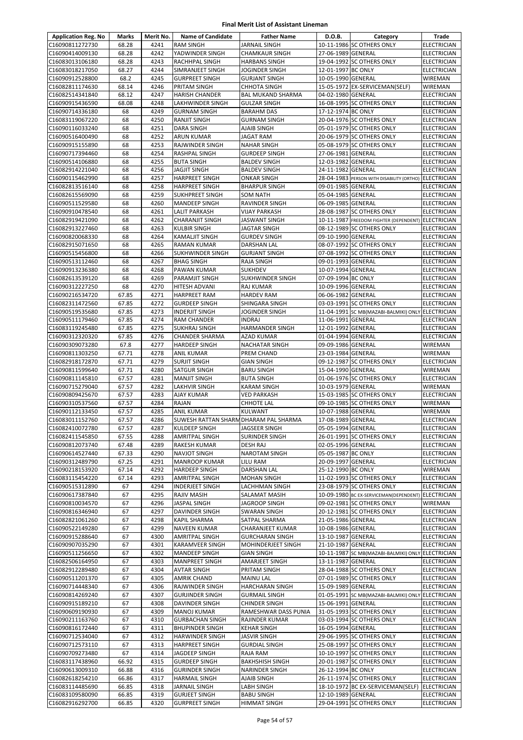# Final Merit List of Assistant Lineman

| Application Reg. No | Marks | Merit No. | Name of Candidate | Father Name | D.O.B. | Category | Trade |
|---|---|---|---|---|---|---|---|
| C16090811272730 | 68.28 | 4241 | RAM SINGH | JARNAIL SINGH | 10-11-1986 | SC OTHERS ONLY | ELECTRICIAN |
| C16090414009130 | 68.28 | 4242 | YADWINDER SINGH | CHAMKAUR SINGH | 27-06-1989 | GENERAL | ELECTRICIAN |
| C16083013106180 | 68.28 | 4243 | RACHHPAL SINGH | HARBANS SINGH | 19-04-1992 | SC OTHERS ONLY | ELECTRICIAN |
| C16083018217050 | 68.27 | 4244 | SIMRANJEET SINGH | JOGINDER SINGH | 12-01-1997 | BC ONLY | ELECTRICIAN |
| C16090912528800 | 68.2 | 4245 | GURPREET SINGH | GURJANT SINGH | 10-05-1990 | GENERAL | WIREMAN |
| C16082811174630 | 68.14 | 4246 | PRITAM SINGH | CHHOTA SINGH | 15-05-1972 | EX-SERVICEMAN(SELF) | WIREMAN |
| C16082514341840 | 68.12 | 4247 | HARISH CHANDER | BAL MUKAND SHARMA | 04-02-1980 | GENERAL | ELECTRICIAN |
| C16090915436590 | 68.08 | 4248 | LAKHWINDER SINGH | GULZAR SINGH | 16-08-1995 | SC OTHERS ONLY | ELECTRICIAN |
| C16090714336180 | 68 | 4249 | GURNAM SINGH | BARAHM DAS | 17-12-1974 | BC ONLY | ELECTRICIAN |
| C16083119067220 | 68 | 4250 | RANJIT SINGH | GURNAM SINGH | 20-04-1976 | SC OTHERS ONLY | ELECTRICIAN |
| C16090116033240 | 68 | 4251 | DARA SINGH | AJAIB SINGH | 05-01-1979 | SC OTHERS ONLY | ELECTRICIAN |
| C16090516400490 | 68 | 4252 | ARUN KUMAR | JAGAT RAM | 20-06-1979 | SC OTHERS ONLY | ELECTRICIAN |
| C16090915155890 | 68 | 4253 | RAJWINDER SINGH | NAHAR SINGH | 05-08-1979 | SC OTHERS ONLY | ELECTRICIAN |
| C16090717394460 | 68 | 4254 | RASHPAL SINGH | GURDEEP SINGH | 27-06-1981 | GENERAL | ELECTRICIAN |
| C16090514106880 | 68 | 4255 | BUTA SINGH | BALDEV SINGH | 12-03-1982 | GENERAL | ELECTRICIAN |
| C16082914221040 | 68 | 4256 | JAGJIT SINGH | BALDEV SINGH | 24-11-1982 | GENERAL | ELECTRICIAN |
| C16090115462990 | 68 | 4257 | HARPREET SINGH | ONKAR SINGH | 28-04-1983 | PERSON WITH DISABILITY (ORTHO) | ELECTRICIAN |
| C16082813516140 | 68 | 4258 | HARPREET SINGH | BHARPUR SINGH | 09-01-1985 | GENERAL | ELECTRICIAN |
| C16082615569090 | 68 | 4259 | SUKHPREET SINGH | SOM NATH | 05-04-1985 | GENERAL | ELECTRICIAN |
| C16090511529580 | 68 | 4260 | MANDEEP SINGH | RAVINDER SINGH | 06-09-1985 | GENERAL | ELECTRICIAN |
| C16090910478540 | 68 | 4261 | LALIT PARKASH | VIJAY PARKASH | 28-08-1987 | SC OTHERS ONLY | ELECTRICIAN |
| C16082919421090 | 68 | 4262 | CHARANJIT SINGH | JASWANT SINGH | 10-11-1987 | FREEDOM FIGHTER (DEPENDENT) | ELECTRICIAN |
| C16082913227460 | 68 | 4263 | KULBIR SINGH | JAGTAR SINGH | 08-12-1989 | SC OTHERS ONLY | ELECTRICIAN |
| C16090820068330 | 68 | 4264 | KAMALJIT SINGH | GURDEV SINGH | 09-10-1990 | GENERAL | ELECTRICIAN |
| C16082915071650 | 68 | 4265 | RAMAN KUMAR | DARSHAN LAL | 08-07-1992 | SC OTHERS ONLY | ELECTRICIAN |
| C16090515456800 | 68 | 4266 | SUKHWINDER SINGH | GURJANT SINGH | 07-08-1992 | SC OTHERS ONLY | ELECTRICIAN |
| C16090513112460 | 68 | 4267 | BHAG SINGH | RAJA SINGH | 09-01-1993 | GENERAL | ELECTRICIAN |
| C16090913236380 | 68 | 4268 | PAWAN KUMAR | SUKHDEV | 10-07-1994 | GENERAL | ELECTRICIAN |
| C16082613539120 | 68 | 4269 | PARAMJIT SINGH | SUKHWINDER SINGH | 07-09-1994 | BC ONLY | ELECTRICIAN |
| C16090312227250 | 68 | 4270 | HITESH ADVANI | RAJ KUMAR | 10-09-1996 | GENERAL | ELECTRICIAN |
| C16090216534720 | 67.85 | 4271 | HARPREET RAM | HARDEV RAM | 06-06-1982 | GENERAL | ELECTRICIAN |
| C16082311472560 | 67.85 | 4272 | GURDEEP SINGH | SHINGARA SINGH | 03-03-1991 | SC OTHERS ONLY | ELECTRICIAN |
| C16090519535680 | 67.85 | 4273 | INDERJIT SINGH | JOGINDER SINGH | 11-04-1991 | SC MB(MAZABI-BALMIKI) ONLY | ELECTRICIAN |
| C16090511179460 | 67.85 | 4274 | RAM CHANDER | INDRAJ | 11-06-1991 | GENERAL | ELECTRICIAN |
| C16083119245480 | 67.85 | 4275 | SUKHRAJ SINGH | HARMANDER SINGH | 12-01-1992 | GENERAL | ELECTRICIAN |
| C16090312320320 | 67.85 | 4276 | CHANDER SHARMA | AZAD KUMAR | 01-04-1994 | GENERAL | ELECTRICIAN |
| C16090309073280 | 67.8 | 4277 | HARDEEP SINGH | NACHATAR SINGH | 09-09-1986 | GENERAL | WIREMAN |
| C16090811303250 | 67.71 | 4278 | ANIL KUMAR | PREM CHAND | 23-03-1984 | GENERAL | WIREMAN |
| C16082918172870 | 67.71 | 4279 | SURJIT SINGH | GIAN SINGH | 09-12-1987 | SC OTHERS ONLY | ELECTRICIAN |
| C16090811599640 | 67.71 | 4280 | SATGUR SINGH | BARU SINGH | 15-04-1990 | GENERAL | WIREMAN |
| C16090811145810 | 67.57 | 4281 | MANJIT SINGH | BUTA SINGH | 01-06-1976 | SC OTHERS ONLY | ELECTRICIAN |
| C16090715279040 | 67.57 | 4282 | LAKHVIR SINGH | KARAM SINGH | 10-03-1979 | GENERAL | WIREMAN |
| C16090809425670 | 67.57 | 4283 | AJAY KUMAR | VED PARKASH | 15-03-1985 | SC OTHERS ONLY | ELECTRICIAN |
| C16090310537560 | 67.57 | 4284 | RAJAN | CHHOTE LAL | 09-10-1985 | SC OTHERS ONLY | WIREMAN |
| C16090112133450 | 67.57 | 4285 | ANIL KUMAR | KULWANT | 10-07-1988 | GENERAL | WIREMAN |
| C16083011152760 | 67.57 | 4286 | SUWESH RATTAN SHARM | DHARAM PAL SHARMA | 17-08-1989 | GENERAL | ELECTRICIAN |
| C16082410072780 | 67.57 | 4287 | KULDEEP SINGH | JAGSEER SINGH | 05-05-1994 | GENERAL | ELECTRICIAN |
| C16082411545850 | 67.55 | 4288 | AMRITPAL SINGH | SURINDER SINGH | 26-01-1991 | SC OTHERS ONLY | ELECTRICIAN |
| C16090812073740 | 67.48 | 4289 | RAKESH KUMAR | DESH RAJ | 02-05-1996 | GENERAL | ELECTRICIAN |
| C16090614527440 | 67.33 | 4290 | NAVJOT SINGH | NAROTAM SINGH | 05-05-1987 | BC ONLY | ELECTRICIAN |
| C16090312489790 | 67.25 | 4291 | MANROOP KUMAR | LILU RAM | 20-09-1997 | GENERAL | ELECTRICIAN |
| C16090218153920 | 67.14 | 4292 | HARDEEP SINGH | DARSHAN LAL | 25-12-1990 | BC ONLY | WIREMAN |
| C16083115454220 | 67.14 | 4293 | AMRITPAL SINGH | MOHAN SINGH | 11-02-1993 | SC OTHERS ONLY | ELECTRICIAN |
| C16090515312890 | 67 | 4294 | INDERJEET SINGH | LACHHMAN SINGH | 23-08-1979 | SC OTHERS ONLY | ELECTRICIAN |
| C16090617387840 | 67 | 4295 | RAJIV MASIH | SALAMAT MASIH | 10-09-1980 | BC EX-SERVICEMAN(DEPENDENT) | ELECTRICIAN |
| C16090810034570 | 67 | 4296 | JASPAL SINGH | JAGROOP SINGH | 09-02-1981 | SC OTHERS ONLY | WIREMAN |
| C16090816346940 | 67 | 4297 | DAVINDER SINGH | SWARAN SINGH | 20-12-1981 | SC OTHERS ONLY | ELECTRICIAN |
| C16082821061260 | 67 | 4298 | KAPIL SHARMA | SATPAL SHARMA | 21-05-1986 | GENERAL | ELECTRICIAN |
| C16090522149280 | 67 | 4299 | NAVEEN KUMAR | CHARANJEET KUMAR | 10-08-1986 | GENERAL | ELECTRICIAN |
| C16090915288640 | 67 | 4300 | AMRITPAL SINGH | GURCHARAN SINGH | 13-10-1987 | GENERAL | ELECTRICIAN |
| C16090907035290 | 67 | 4301 | KARAMVEER SINGH | MOHINDERJEET SINGH | 21-10-1987 | GENERAL | ELECTRICIAN |
| C16090511256650 | 67 | 4302 | MANDEEP SINGH | GIAN SINGH | 10-11-1987 | SC MB(MAZABI-BALMIKI) ONLY | ELECTRICIAN |
| C16082506164950 | 67 | 4303 | MANPREET SINGH | AMARJEET SINGH | 13-11-1987 | GENERAL | ELECTRICIAN |
| C16082912289480 | 67 | 4304 | AVTAR SINGH | PRITAM SINGH | 28-04-1988 | SC OTHERS ONLY | ELECTRICIAN |
| C16090511201370 | 67 | 4305 | AMRIK CHAND | MAINU LAL | 07-01-1989 | SC OTHERS ONLY | ELECTRICIAN |
| C16090714448340 | 67 | 4306 | RAJWINDER SINGH | HARCHARAN SINGH | 15-09-1989 | GENERAL | ELECTRICIAN |
| C16090814269240 | 67 | 4307 | GURJINDER SINGH | GURMAIL SINGH | 01-05-1991 | SC MB(MAZABI-BALMIKI) ONLY | ELECTRICIAN |
| C16090915189210 | 67 | 4308 | DAVINDER SINGH | CHINDER SINGH | 15-06-1991 | GENERAL | ELECTRICIAN |
| C16090609190930 | 67 | 4309 | MANOJ KUMAR | RAMESHWAR DASS PUNIA | 31-05-1993 | SC OTHERS ONLY | ELECTRICIAN |
| C16090211163760 | 67 | 4310 | GURBACHAN SINGH | RAJINDER KUMAR | 03-03-1994 | SC OTHERS ONLY | ELECTRICIAN |
| C16090816172440 | 67 | 4311 | BHUPINDER SINGH | KEHAR SINGH | 16-05-1994 | GENERAL | ELECTRICIAN |
| C16090712534040 | 67 | 4312 | HARWINDER SINGH | JASVIR SINGH | 29-06-1995 | SC OTHERS ONLY | ELECTRICIAN |
| C16090712573110 | 67 | 4313 | HARPREET SINGH | GURDIAL SINGH | 25-08-1997 | SC OTHERS ONLY | ELECTRICIAN |
| C16090709273480 | 67 | 4314 | JAGDEEP SINGH | RAJA RAM | 10-10-1997 | SC OTHERS ONLY | ELECTRICIAN |
| C16083117438960 | 66.92 | 4315 | GURDEEP SINGH | BAKHSHISH SINGH | 20-01-1987 | SC OTHERS ONLY | ELECTRICIAN |
| C16090613009310 | 66.88 | 4316 | GURINDER SINGH | NARINDER SINGH | 26-12-1994 | BC ONLY | ELECTRICIAN |
| C16082618254210 | 66.86 | 4317 | HARMAIL SINGH | AJAIB SINGH | 26-11-1974 | SC OTHERS ONLY | ELECTRICIAN |
| C16083114485690 | 66.85 | 4318 | JARNAIL SINGH | LABH SINGH | 18-10-1972 | BC EX-SERVICEMAN(SELF) | ELECTRICIAN |
| C16083109580090 | 66.85 | 4319 | GURJEET SINGH | BABU SINGH | 12-10-1989 | GENERAL | ELECTRICIAN |
| C16082916292700 | 66.85 | 4320 | GURPREET SINGH | HIMMAT SINGH | 29-04-1991 | SC OTHERS ONLY | ELECTRICIAN |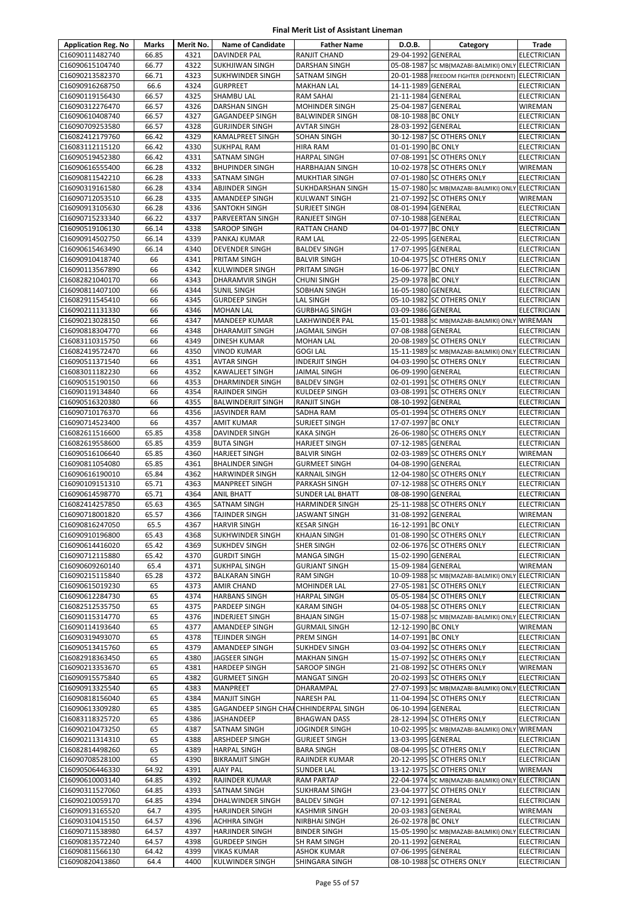# Final Merit List of Assistant Lineman

| Application Reg. No | Marks | Merit No. | Name of Candidate | Father Name | D.O.B. | Category | Trade |
|---|---|---|---|---|---|---|---|
| C16090111482740 | 66.85 | 4321 | DAVINDER PAL | RANJIT CHAND | 29-04-1992 | GENERAL | ELECTRICIAN |
| C16090615104740 | 66.77 | 4322 | SUKHJIWAN SINGH | DARSHAN SINGH | 05-08-1987 | SC MB(MAZABI-BALMIKI) ONLY | ELECTRICIAN |
| C16090213582370 | 66.71 | 4323 | SUKHWINDER SINGH | SATNAM SINGH | 20-01-1988 | FREEDOM FIGHTER (DEPENDENT) | ELECTRICIAN |
| C16090916268750 | 66.6 | 4324 | GURPREET | MAKHAN LAL | 14-11-1989 | GENERAL | ELECTRICIAN |
| C16090119156430 | 66.57 | 4325 | SHAMBU LAL | RAM SAHAI | 21-11-1984 | GENERAL | ELECTRICIAN |
| C16090312276470 | 66.57 | 4326 | DARSHAN SINGH | MOHINDER SINGH | 25-04-1987 | GENERAL | WIREMAN |
| C16090610408740 | 66.57 | 4327 | GAGANDEEP SINGH | BALWINDER SINGH | 08-10-1988 | BC ONLY | ELECTRICIAN |
| C16090709253580 | 66.57 | 4328 | GURJINDER SINGH | AVTAR SINGH | 28-03-1992 | GENERAL | ELECTRICIAN |
| C16082412179760 | 66.42 | 4329 | KAMALPREET SINGH | SOHAN SINGH | 30-12-1987 | SC OTHERS ONLY | ELECTRICIAN |
| C16083112115120 | 66.42 | 4330 | SUKHPAL RAM | HIRA RAM | 01-01-1990 | BC ONLY | ELECTRICIAN |
| C16090519452380 | 66.42 | 4331 | SATNAM SINGH | HARPAL SINGH | 07-08-1991 | SC OTHERS ONLY | ELECTRICIAN |
| C16090616555400 | 66.28 | 4332 | BHUPINDER SINGH | HARBHAJAN SINGH | 10-02-1978 | SC OTHERS ONLY | WIREMAN |
| C16090811542210 | 66.28 | 4333 | SATNAM SINGH | MUKHTIAR SINGH | 07-01-1980 | SC OTHERS ONLY | ELECTRICIAN |
| C16090319161580 | 66.28 | 4334 | ABJINDER SINGH | SUKHDARSHAN SINGH | 15-07-1980 | SC MB(MAZABI-BALMIKI) ONLY | ELECTRICIAN |
| C16090712053510 | 66.28 | 4335 | AMANDEEP SINGH | KULWANT SINGH | 21-07-1992 | SC OTHERS ONLY | WIREMAN |
| C16090913105630 | 66.28 | 4336 | SANTOKH SINGH | SURJEET SINGH | 08-01-1994 | GENERAL | ELECTRICIAN |
| C16090715233340 | 66.22 | 4337 | PARVEERTAN SINGH | RANJEET SINGH | 07-10-1988 | GENERAL | ELECTRICIAN |
| C16090519106130 | 66.14 | 4338 | SAROOP SINGH | RATTAN CHAND | 04-01-1977 | BC ONLY | ELECTRICIAN |
| C16090914502750 | 66.14 | 4339 | PANKAJ KUMAR | RAM LAL | 22-05-1995 | GENERAL | ELECTRICIAN |
| C16090615463490 | 66.14 | 4340 | DEVENDER SINGH | BALDEV SINGH | 17-07-1995 | GENERAL | ELECTRICIAN |
| C16090910418740 | 66 | 4341 | PRITAM SINGH | BALVIR SINGH | 10-04-1975 | SC OTHERS ONLY | ELECTRICIAN |
| C16090113567890 | 66 | 4342 | KULWINDER SINGH | PRITAM SINGH | 16-06-1977 | BC ONLY | ELECTRICIAN |
| C16082821040170 | 66 | 4343 | DHARAMVIR SINGH | CHUNI SINGH | 25-09-1978 | BC ONLY | ELECTRICIAN |
| C16090811407100 | 66 | 4344 | SUNIL SINGH | SOBHAN SINGH | 16-05-1980 | GENERAL | ELECTRICIAN |
| C16082911545410 | 66 | 4345 | GURDEEP SINGH | LAL SINGH | 05-10-1982 | SC OTHERS ONLY | ELECTRICIAN |
| C16090211131330 | 66 | 4346 | MOHAN LAL | GURBHAG SINGH | 03-09-1986 | GENERAL | ELECTRICIAN |
| C16090213028150 | 66 | 4347 | MANDEEP KUMAR | LAKHWINDER PAL | 15-01-1988 | SC MB(MAZABI-BALMIKI) ONLY | WIREMAN |
| C16090818304770 | 66 | 4348 | DHARAMJIT SINGH | JAGMAIL SINGH | 07-08-1988 | GENERAL | ELECTRICIAN |
| C16083110315750 | 66 | 4349 | DINESH KUMAR | MOHAN LAL | 20-08-1989 | SC OTHERS ONLY | ELECTRICIAN |
| C16082419572470 | 66 | 4350 | VINOD KUMAR | GOGI LAL | 15-11-1989 | SC MB(MAZABI-BALMIKI) ONLY | ELECTRICIAN |
| C16090511371540 | 66 | 4351 | AVTAR SINGH | INDERJIT SINGH | 04-03-1990 | SC OTHERS ONLY | ELECTRICIAN |
| C16083011182230 | 66 | 4352 | KAWALJEET SINGH | JAIMAL SINGH | 06-09-1990 | GENERAL | ELECTRICIAN |
| C16090515190150 | 66 | 4353 | DHARMINDER SINGH | BALDEV SINGH | 02-01-1991 | SC OTHERS ONLY | ELECTRICIAN |
| C16090119134840 | 66 | 4354 | RAJINDER SINGH | KULDEEP SINGH | 03-08-1991 | SC OTHERS ONLY | ELECTRICIAN |
| C16090516320380 | 66 | 4355 | BALWINDERJIT SINGH | RANJIT SINGH | 08-10-1992 | GENERAL | ELECTRICIAN |
| C16090710176370 | 66 | 4356 | JASVINDER RAM | SADHA RAM | 05-01-1994 | SC OTHERS ONLY | ELECTRICIAN |
| C16090714523400 | 66 | 4357 | AMIT KUMAR | SURJEET SINGH | 17-07-1997 | BC ONLY | ELECTRICIAN |
| C16082611516600 | 65.85 | 4358 | DAVINDER SINGH | KAKA SINGH | 26-06-1980 | SC OTHERS ONLY | ELECTRICIAN |
| C16082619558600 | 65.85 | 4359 | BUTA SINGH | HARJEET SINGH | 07-12-1985 | GENERAL | ELECTRICIAN |
| C16090516106640 | 65.85 | 4360 | HARJEET SINGH | BALVIR SINGH | 02-03-1989 | SC OTHERS ONLY | WIREMAN |
| C16090811054080 | 65.85 | 4361 | BHALINDER SINGH | GURMEET SINGH | 04-08-1990 | GENERAL | ELECTRICIAN |
| C16090616190010 | 65.84 | 4362 | HARWINDER SINGH | KARNAIL SINGH | 12-04-1980 | SC OTHERS ONLY | ELECTRICIAN |
| C16090109151310 | 65.71 | 4363 | MANPREET SINGH | PARKASH SINGH | 07-12-1988 | SC OTHERS ONLY | ELECTRICIAN |
| C16090614598770 | 65.71 | 4364 | ANIL BHATT | SUNDER LAL BHATT | 08-08-1990 | GENERAL | ELECTRICIAN |
| C16082414257850 | 65.63 | 4365 | SATNAM SINGH | HARMINDER SINGH | 25-11-1988 | SC OTHERS ONLY | ELECTRICIAN |
| C16090718001820 | 65.57 | 4366 | TAJINDER SINGH | JASWANT SINGH | 31-08-1992 | GENERAL | WIREMAN |
| C16090816247050 | 65.5 | 4367 | HARVIR SINGH | KESAR SINGH | 16-12-1991 | BC ONLY | ELECTRICIAN |
| C16090910196800 | 65.43 | 4368 | SUKHWINDER SINGH | KHAJAN SINGH | 01-08-1990 | SC OTHERS ONLY | ELECTRICIAN |
| C16090614416020 | 65.42 | 4369 | SUKHDEV SINGH | SHER SINGH | 02-06-1976 | SC OTHERS ONLY | ELECTRICIAN |
| C16090712115880 | 65.42 | 4370 | GURDIT SINGH | MANGA SINGH | 15-02-1990 | GENERAL | ELECTRICIAN |
| C16090609260140 | 65.4 | 4371 | SUKHPAL SINGH | GURJANT SINGH | 15-09-1984 | GENERAL | WIREMAN |
| C16090215115840 | 65.28 | 4372 | BALKARAN SINGH | RAM SINGH | 10-09-1988 | SC MB(MAZABI-BALMIKI) ONLY | ELECTRICIAN |
| C16090615019230 | 65 | 4373 | AMIR CHAND | MOHINDER LAL | 27-05-1981 | SC OTHERS ONLY | ELECTRICIAN |
| C16090612284730 | 65 | 4374 | HARBANS SINGH | HARPAL SINGH | 05-05-1984 | SC OTHERS ONLY | ELECTRICIAN |
| C16082512535750 | 65 | 4375 | PARDEEP SINGH | KARAM SINGH | 04-05-1988 | SC OTHERS ONLY | ELECTRICIAN |
| C16090115314770 | 65 | 4376 | INDERJEET SINGH | BHAJAN SINGH | 15-07-1988 | SC MB(MAZABI-BALMIKI) ONLY | ELECTRICIAN |
| C16090114193640 | 65 | 4377 | AMANDEEP SINGH | GURMAIL SINGH | 12-12-1990 | BC ONLY | WIREMAN |
| C16090319493070 | 65 | 4378 | TEJINDER SINGH | PREM SINGH | 14-07-1991 | BC ONLY | ELECTRICIAN |
| C16090513415760 | 65 | 4379 | AMANDEEP SINGH | SUKHDEV SINGH | 03-04-1992 | SC OTHERS ONLY | ELECTRICIAN |
| C16082918363450 | 65 | 4380 | JAGSEER SINGH | MAKHAN SINGH | 15-07-1992 | SC OTHERS ONLY | ELECTRICIAN |
| C16090213353670 | 65 | 4381 | HARDEEP SINGH | SAROOP SINGH | 21-08-1992 | SC OTHERS ONLY | WIREMAN |
| C16090915575840 | 65 | 4382 | GURMEET SINGH | MANGAT SINGH | 20-02-1993 | SC OTHERS ONLY | ELECTRICIAN |
| C16090913325540 | 65 | 4383 | MANPREET | DHARAMPAL | 27-07-1993 | SC MB(MAZABI-BALMIKI) ONLY | ELECTRICIAN |
| C16090818156040 | 65 | 4384 | MANJIT SINGH | NARESH PAL | 11-04-1994 | SC OTHERS ONLY | ELECTRICIAN |
| C16090613309280 | 65 | 4385 | GAGANDEEP SINGH CHAI | CHHINDERPAL SINGH | 06-10-1994 | GENERAL | ELECTRICIAN |
| C16083118325720 | 65 | 4386 | JASHANDEEP | BHAGWAN DASS | 28-12-1994 | SC OTHERS ONLY | ELECTRICIAN |
| C16090210473250 | 65 | 4387 | SATNAM SINGH | JOGINDER SINGH | 10-02-1995 | SC MB(MAZABI-BALMIKI) ONLY | WIREMAN |
| C16090211314310 | 65 | 4388 | ARSHDEEP SINGH | GURJEET SINGH | 13-03-1995 | GENERAL | ELECTRICIAN |
| C16082814498260 | 65 | 4389 | HARPAL SINGH | BARA SINGH | 08-04-1995 | SC OTHERS ONLY | ELECTRICIAN |
| C16090708528100 | 65 | 4390 | BIKRAMJIT SINGH | RAJINDER KUMAR | 20-12-1995 | SC OTHERS ONLY | ELECTRICIAN |
| C16090506446330 | 64.92 | 4391 | AJAY PAL | SUNDER LAL | 13-12-1975 | SC OTHERS ONLY | WIREMAN |
| C16090610003140 | 64.85 | 4392 | RAJINDER KUMAR | RAM PARTAP | 22-04-1974 | SC MB(MAZABI-BALMIKI) ONLY | ELECTRICIAN |
| C16090311527060 | 64.85 | 4393 | SATNAM SINGH | SUKHRAM SINGH | 23-04-1977 | SC OTHERS ONLY | ELECTRICIAN |
| C16090210059170 | 64.85 | 4394 | DHALWINDER SINGH | BALDEV SINGH | 07-12-1991 | GENERAL | ELECTRICIAN |
| C16090913165520 | 64.7 | 4395 | HARJINDER SINGH | KASHMIR SINGH | 20-03-1983 | GENERAL | WIREMAN |
| C16090310415150 | 64.57 | 4396 | ACHHRA SINGH | NIRBHAI SINGH | 26-02-1978 | BC ONLY | ELECTRICIAN |
| C16090711538980 | 64.57 | 4397 | HARJINDER SINGH | BINDER SINGH | 15-05-1990 | SC MB(MAZABI-BALMIKI) ONLY | ELECTRICIAN |
| C16090813572240 | 64.57 | 4398 | GURDEEP SINGH | SH RAM SINGH | 20-11-1992 | GENERAL | ELECTRICIAN |
| C16090811566130 | 64.42 | 4399 | VIKAS KUMAR | ASHOK KUMAR | 07-06-1995 | GENERAL | ELECTRICIAN |
| C16090820413860 | 64.4 | 4400 | KULWINDER SINGH | SHINGARA SINGH | 08-10-1988 | SC OTHERS ONLY | ELECTRICIAN |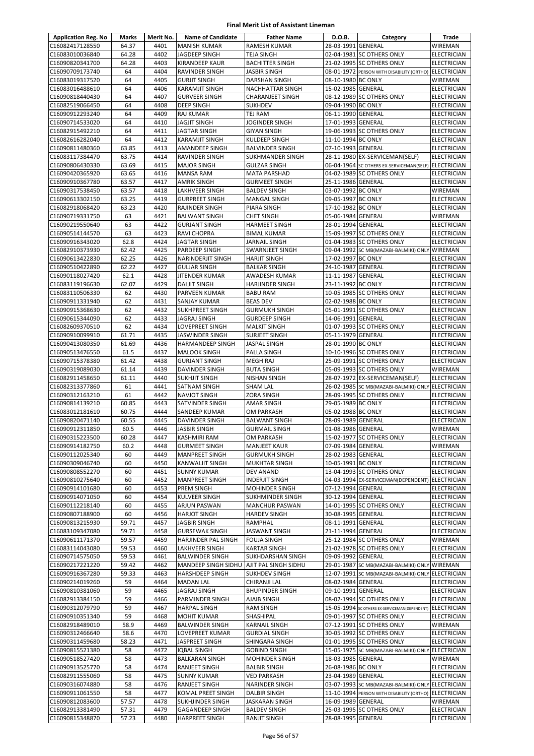# Final Merit List of Assistant Lineman

| Application Reg. No | Marks | Merit No. | Name of Candidate | Father Name | D.O.B. | Category | Trade |
|---|---|---|---|---|---|---|---|
| C16082417128550 | 64.37 | 4401 | MANISH KUMAR | RAMESH KUMAR | 28-03-1991 | GENERAL | WIREMAN |
| C16083010036840 | 64.28 | 4402 | JAGDEEP SINGH | TEJA SINGH | 02-04-1981 | SC OTHERS ONLY | ELECTRICIAN |
| C16090820341700 | 64.28 | 4403 | KIRANDEEP KAUR | BACHITTER SINGH | 21-02-1995 | SC OTHERS ONLY | ELECTRICIAN |
| C16090709173740 | 64 | 4404 | RAVINDER SINGH | JASBIR SINGH | 08-01-1972 | PERSON WITH DISABILITY (ORTHO) | ELECTRICIAN |
| C16083019317520 | 64 | 4405 | GURJIT SINGH | DARSHAN SINGH | 08-10-1980 | BC ONLY | WIREMAN |
| C16083016488610 | 64 | 4406 | KARAMJIT SINGH | NACHHATTAR SINGH | 15-02-1985 | GENERAL | ELECTRICIAN |
| C16090818440430 | 64 | 4407 | GURVEER SINGH | CHARANJEET SINGH | 08-12-1989 | SC OTHERS ONLY | ELECTRICIAN |
| C16082519066450 | 64 | 4408 | DEEP SINGH | SUKHDEV | 09-04-1990 | BC ONLY | ELECTRICIAN |
| C16090912293240 | 64 | 4409 | RAJ KUMAR | TEJ RAM | 06-11-1990 | GENERAL | ELECTRICIAN |
| C16090714533020 | 64 | 4410 | JAGJIT SINGH | JOGINDER SINGH | 17-01-1993 | GENERAL | ELECTRICIAN |
| C16082915492210 | 64 | 4411 | JAGTAR SINGH | GIYAN SINGH | 19-06-1993 | SC OTHERS ONLY | ELECTRICIAN |
| C16082616282040 | 64 | 4412 | KARAMJIT SINGH | KULDEEP SINGH | 11-10-1994 | BC ONLY | ELECTRICIAN |
| C16090811480360 | 63.85 | 4413 | AMANDEEP SINGH | BALVINDER SINGH | 07-10-1993 | GENERAL | ELECTRICIAN |
| C16083117384470 | 63.75 | 4414 | RAVINDER SINGH | SUKHMANDER SINGH | 28-11-1980 | EX-SERVICEMAN(SELF) | ELECTRICIAN |
| C16090806430330 | 63.69 | 4415 | MAJOR SINGH | GULZAR SINGH | 06-04-1964 | SC OTHERS EX-SERVICEMAN(SELF) | ELECTRICIAN |
| C16090420365920 | 63.65 | 4416 | MANSA RAM | MATA PARSHAD | 04-02-1989 | SC OTHERS ONLY | ELECTRICIAN |
| C16090910367780 | 63.57 | 4417 | AMRIK SINGH | GURMEET SINGH | 25-11-1986 | GENERAL | ELECTRICIAN |
| C16090317538450 | 63.57 | 4418 | LAKHVEER SINGH | BALDEV SINGH | 03-07-1992 | BC ONLY | WIREMAN |
| C16090613302150 | 63.25 | 4419 | GURPREET SINGH | MANGAL SINGH | 09-05-1997 | BC ONLY | ELECTRICIAN |
| C16082918068420 | 63.23 | 4420 | RAJINDER SINGH | PIARA SINGH | 17-10-1982 | BC ONLY | ELECTRICIAN |
| C16090719331750 | 63 | 4421 | BALWANT SINGH | CHET SINGH | 05-06-1984 | GENERAL | WIREMAN |
| C16090219550640 | 63 | 4422 | GURJANT SINGH | HARMEET SINGH | 28-01-1994 | GENERAL | ELECTRICIAN |
| C16090514144570 | 63 | 4423 | RAVI CHOPRA | BIMAL KUMAR | 15-09-1997 | SC OTHERS ONLY | ELECTRICIAN |
| C16090916343020 | 62.8 | 4424 | JAGTAR SINGH | JARNAIL SINGH | 01-04-1983 | SC OTHERS ONLY | ELECTRICIAN |
| C16082910373930 | 62.42 | 4425 | PARDEEP SINGH | SWARNJEET SINGH | 09-04-1992 | SC MB(MAZABI-BALMIKI) ONLY | WIREMAN |
| C16090613422830 | 62.25 | 4426 | NARINDERJIT SINGH | HARJIT SINGH | 17-02-1997 | BC ONLY | ELECTRICIAN |
| C16090510422890 | 62.22 | 4427 | GULJAR SINGH | BALKAR SINGH | 24-10-1987 | GENERAL | ELECTRICIAN |
| C16090118027420 | 62.1 | 4428 | JITENDER KUMAR | AWADESH KUMAR | 11-11-1987 | GENERAL | ELECTRICIAN |
| C16083119196630 | 62.07 | 4429 | DALJIT SINGH | HARJINDER SINGH | 23-11-1992 | BC ONLY | ELECTRICIAN |
| C16083110506330 | 62 | 4430 | PARVEEN KUMAR | BABU RAM | 10-05-1985 | SC OTHERS ONLY | ELECTRICIAN |
| C16090911331940 | 62 | 4431 | SANJAY KUMAR | BEAS DEV | 02-02-1988 | BC ONLY | ELECTRICIAN |
| C16090915368630 | 62 | 4432 | SUKHPREET SINGH | GURMUKH SINGH | 05-01-1991 | SC OTHERS ONLY | ELECTRICIAN |
| C16090615344090 | 62 | 4433 | JAGRAJ SINGH | GURDEEP SINGH | 14-06-1991 | GENERAL | ELECTRICIAN |
| C16082609370510 | 62 | 4434 | LOVEPREET SINGH | MALKIT SINGH | 01-07-1993 | SC OTHERS ONLY | ELECTRICIAN |
| C16090910099910 | 61.71 | 4435 | JASWINDER SINGH | SURJEET SINGH | 05-11-1979 | GENERAL | ELECTRICIAN |
| C16090413080350 | 61.69 | 4436 | HARMANDEEP SINGH | JASPAL SINGH | 28-01-1990 | BC ONLY | ELECTRICIAN |
| C16090513476550 | 61.5 | 4437 | MALOOK SINGH | PALLA SINGH | 10-10-1996 | SC OTHERS ONLY | ELECTRICIAN |
| C16090715378380 | 61.42 | 4438 | GURJANT SINGH | MEGH RAJ | 25-09-1991 | SC OTHERS ONLY | ELECTRICIAN |
| C16090319089030 | 61.14 | 4439 | DAVINDER SINGH | BUTA SINGH | 05-09-1993 | SC OTHERS ONLY | WIREMAN |
| C16082911458650 | 61.11 | 4440 | SUKHJIT SINGH | NISHAN SINGH | 28-07-1972 | EX-SERVICEMAN(SELF) | ELECTRICIAN |
| C16082313377860 | 61 | 4441 | SATNAM SINGH | SHAM LAL | 26-02-1985 | SC MB(MAZABI-BALMIKI) ONLY | ELECTRICIAN |
| C16090312163210 | 61 | 4442 | NAVJOT SINGH | ZORA SINGH | 28-09-1995 | SC OTHERS ONLY | ELECTRICIAN |
| C16090814139210 | 60.85 | 4443 | SATVINDER SINGH | AMAR SINGH | 29-05-1989 | BC ONLY | ELECTRICIAN |
| C16083012181610 | 60.75 | 4444 | SANDEEP KUMAR | OM PARKASH | 05-02-1988 | BC ONLY | ELECTRICIAN |
| C16090820471140 | 60.55 | 4445 | DAVINDER SINGH | BALWANT SINGH | 28-09-1989 | GENERAL | ELECTRICIAN |
| C16090912311850 | 60.5 | 4446 | JASBIR SINGH | GURMAIL SINGH | 01-08-1986 | GENERAL | WIREMAN |
| C16090315223500 | 60.28 | 4447 | KASHMIRI RAM | OM PARKASH | 15-02-1977 | SC OTHERS ONLY | ELECTRICIAN |
| C16090914182750 | 60.2 | 4448 | GURMEET SINGH | MANJEET KAUR | 07-09-1984 | GENERAL | WIREMAN |
| C16090112025340 | 60 | 4449 | MANPREET SINGH | GURMUKH SINGH | 28-02-1983 | GENERAL | ELECTRICIAN |
| C16090309046740 | 60 | 4450 | KANWALJIT SINGH | MUKHTAR SINGH | 10-05-1991 | BC ONLY | ELECTRICIAN |
| C16090808552270 | 60 | 4451 | SUNNY KUMAR | DEV ANAND | 13-04-1993 | SC OTHERS ONLY | ELECTRICIAN |
| C16090810275640 | 60 | 4452 | MANPREET SINGH | INDERJIT SINGH | 04-03-1994 | EX-SERVICEMAN(DEPENDENT) | ELECTRICIAN |
| C16090914101680 | 60 | 4453 | PREM SINGH | MOHINDER SINGH | 07-12-1994 | GENERAL | ELECTRICIAN |
| C16090914071050 | 60 | 4454 | KULVEER SINGH | SUKHMINDER SINGH | 30-12-1994 | GENERAL | ELECTRICIAN |
| C16090112218140 | 60 | 4455 | ARJUN PASWAN | MANCHUR PASWAN | 14-01-1995 | SC OTHERS ONLY | ELECTRICIAN |
| C16090807188900 | 60 | 4456 | HARJOT SINGH | HARDEV SINGH | 30-08-1995 | GENERAL | ELECTRICIAN |
| C16090813215930 | 59.71 | 4457 | JAGBIR SINGH | RAMPHAL | 08-11-1991 | GENERAL | ELECTRICIAN |
| C16083109347080 | 59.71 | 4458 | GURSEWAK SINGH | JASWANT SINGH | 21-11-1994 | GENERAL | ELECTRICIAN |
| C16090611171370 | 59.57 | 4459 | HARJINDER PAL SINGH | FOUJA SINGH | 25-12-1984 | SC OTHERS ONLY | WIREMAN |
| C16083114043080 | 59.53 | 4460 | LAKHVEER SINGH | KARTAR SINGH | 21-02-1978 | SC OTHERS ONLY | ELECTRICIAN |
| C16090714575050 | 59.53 | 4461 | BALWINDER SINGH | SUKHDARSHAN SINGH | 09-09-1992 | GENERAL | ELECTRICIAN |
| C16090217221220 | 59.42 | 4462 | MANDEEP SINGH SIDHU | AJIT PAL SINGH SIDHU | 29-01-1987 | SC MB(MAZABI-BALMIKI) ONLY | WIREMAN |
| C16090916367280 | 59.33 | 4463 | HARSHDEEP SINGH | SUKHDEV SINGH | 12-07-1991 | SC MB(MAZABI-BALMIKI) ONLY | ELECTRICIAN |
| C16090214019260 | 59 | 4464 | MADAN LAL | CHIRANJI LAL | 08-02-1984 | GENERAL | ELECTRICIAN |
| C16090810381060 | 59 | 4465 | JAGRAJ SINGH | BHUPINDER SINGH | 09-10-1991 | GENERAL | ELECTRICIAN |
| C16082913384150 | 59 | 4466 | PARMINDER SINGH | AJAIB SINGH | 08-02-1994 | SC OTHERS ONLY | ELECTRICIAN |
| C16090312079790 | 59 | 4467 | HARPAL SINGH | RAM SINGH | 15-05-1994 | SC OTHERS EX-SERVICEMAN(DEPENDENT) | ELECTRICIAN |
| C16090910351340 | 59 | 4468 | MOHIT KUMAR | SHASHIPAL | 09-01-1997 | SC OTHERS ONLY | ELECTRICIAN |
| C16082918489010 | 58.9 | 4469 | BALWINDER SINGH | KARNAIL SINGH | 07-12-1991 | SC OTHERS ONLY | WIREMAN |
| C16090312466640 | 58.6 | 4470 | LOVEPREET KUMAR | GURDIAL SINGH | 30-05-1992 | SC OTHERS ONLY | ELECTRICIAN |
| C16090311459680 | 58.23 | 4471 | JASPREET SINGH | SHINGARA SINGH | 01-01-1995 | SC OTHERS ONLY | ELECTRICIAN |
| C16090815521380 | 58 | 4472 | IQBAL SINGH | GOBIND SINGH | 15-05-1975 | SC MB(MAZABI-BALMIKI) ONLY | ELECTRICIAN |
| C16090518527420 | 58 | 4473 | BALKARAN SINGH | MOHINDER SINGH | 18-03-1985 | GENERAL | WIREMAN |
| C16090913525770 | 58 | 4474 | RANJEET SINGH | BALBIR SINGH | 26-08-1986 | BC ONLY | ELECTRICIAN |
| C16082911555060 | 58 | 4475 | SUNNY KUMAR | VED PARKASH | 23-04-1989 | GENERAL | ELECTRICIAN |
| C16090316074880 | 58 | 4476 | RANJEET SINGH | NARINDER SINGH | 03-07-1993 | SC MB(MAZABI-BALMIKI) ONLY | ELECTRICIAN |
| C16090911061550 | 58 | 4477 | KOMAL PREET SINGH | DALBIR SINGH | 11-10-1994 | PERSON WITH DISABILITY (ORTHO) | ELECTRICIAN |
| C16090812083600 | 57.57 | 4478 | SUKHJINDER SINGH | JASKARAN SINGH | 16-09-1989 | GENERAL | WIREMAN |
| C16082913381490 | 57.31 | 4479 | GAGANDEEP SINGH | BALDEV SINGH | 25-03-1995 | SC OTHERS ONLY | ELECTRICIAN |
| C16090815348870 | 57.23 | 4480 | HARPREET SINGH | RANJIT SINGH | 28-08-1995 | GENERAL | ELECTRICIAN |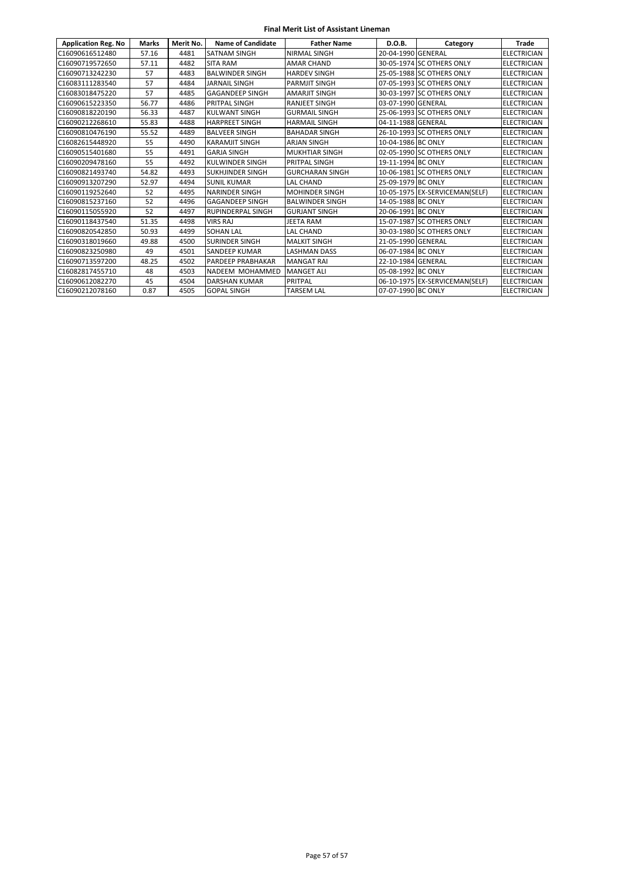# Final Merit List of Assistant Lineman

| Application Reg. No | Marks | Merit No. | Name of Candidate | Father Name | D.O.B. | Category | Trade |
|---|---|---|---|---|---|---|---|
| C16090616512480 | 57.16 | 4481 | SATNAM SINGH | NIRMAL SINGH | 20-04-1990 | GENERAL | ELECTRICIAN |
| C16090719572650 | 57.11 | 4482 | SITA RAM | AMAR CHAND | 30-05-1974 | SC OTHERS ONLY | ELECTRICIAN |
| C16090713242230 | 57 | 4483 | BALWINDER SINGH | HARDEV SINGH | 25-05-1988 | SC OTHERS ONLY | ELECTRICIAN |
| C16083111283540 | 57 | 4484 | JARNAIL SINGH | PARMJIT SINGH | 07-05-1993 | SC OTHERS ONLY | ELECTRICIAN |
| C16083018475220 | 57 | 4485 | GAGANDEEP SINGH | AMARJIT SINGH | 30-03-1997 | SC OTHERS ONLY | ELECTRICIAN |
| C16090615223350 | 56.77 | 4486 | PRITPAL SINGH | RANJEET SINGH | 03-07-1990 | GENERAL | ELECTRICIAN |
| C16090818220190 | 56.33 | 4487 | KULWANT SINGH | GURMAIL SINGH | 25-06-1993 | SC OTHERS ONLY | ELECTRICIAN |
| C16090212268610 | 55.83 | 4488 | HARPREET SINGH | HARMAIL SINGH | 04-11-1988 | GENERAL | ELECTRICIAN |
| C16090810476190 | 55.52 | 4489 | BALVEER SINGH | BAHADAR SINGH | 26-10-1993 | SC OTHERS ONLY | ELECTRICIAN |
| C16082615448920 | 55 | 4490 | KARAMJIT SINGH | ARJAN SINGH | 10-04-1986 | BC ONLY | ELECTRICIAN |
| C16090515401680 | 55 | 4491 | GARJA SINGH | MUKHTIAR SINGH | 02-05-1990 | SC OTHERS ONLY | ELECTRICIAN |
| C16090209478160 | 55 | 4492 | KULWINDER SINGH | PRITPAL SINGH | 19-11-1994 | BC ONLY | ELECTRICIAN |
| C16090821493740 | 54.82 | 4493 | SUKHJINDER SINGH | GURCHARAN SINGH | 10-06-1981 | SC OTHERS ONLY | ELECTRICIAN |
| C16090913207290 | 52.97 | 4494 | SUNIL KUMAR | LAL CHAND | 25-09-1979 | BC ONLY | ELECTRICIAN |
| C16090119252640 | 52 | 4495 | NARINDER SINGH | MOHINDER SINGH | 10-05-1975 | EX-SERVICEMAN(SELF) | ELECTRICIAN |
| C16090815237160 | 52 | 4496 | GAGANDEEP SINGH | BALWINDER SINGH | 14-05-1988 | BC ONLY | ELECTRICIAN |
| C16090115055920 | 52 | 4497 | RUPINDERPAL SINGH | GURJANT SINGH | 20-06-1991 | BC ONLY | ELECTRICIAN |
| C16090118437540 | 51.35 | 4498 | VIRS RAJ | JEETA RAM | 15-07-1987 | SC OTHERS ONLY | ELECTRICIAN |
| C16090820542850 | 50.93 | 4499 | SOHAN LAL | LAL CHAND | 30-03-1980 | SC OTHERS ONLY | ELECTRICIAN |
| C16090318019660 | 49.88 | 4500 | SURINDER SINGH | MALKIT SINGH | 21-05-1990 | GENERAL | ELECTRICIAN |
| C16090823250980 | 49 | 4501 | SANDEEP KUMAR | LASHMAN DASS | 06-07-1984 | BC ONLY | ELECTRICIAN |
| C16090713597200 | 48.25 | 4502 | PARDEEP PRABHAKAR | MANGAT RAI | 22-10-1984 | GENERAL | ELECTRICIAN |
| C16082817455710 | 48 | 4503 | NADEEM MOHAMMED | MANGET ALI | 05-08-1992 | BC ONLY | ELECTRICIAN |
| C16090612082270 | 45 | 4504 | DARSHAN KUMAR | PRITPAL | 06-10-1975 | EX-SERVICEMAN(SELF) | ELECTRICIAN |
| C16090212078160 | 0.87 | 4505 | GOPAL SINGH | TARSEM LAL | 07-07-1990 | BC ONLY | ELECTRICIAN |